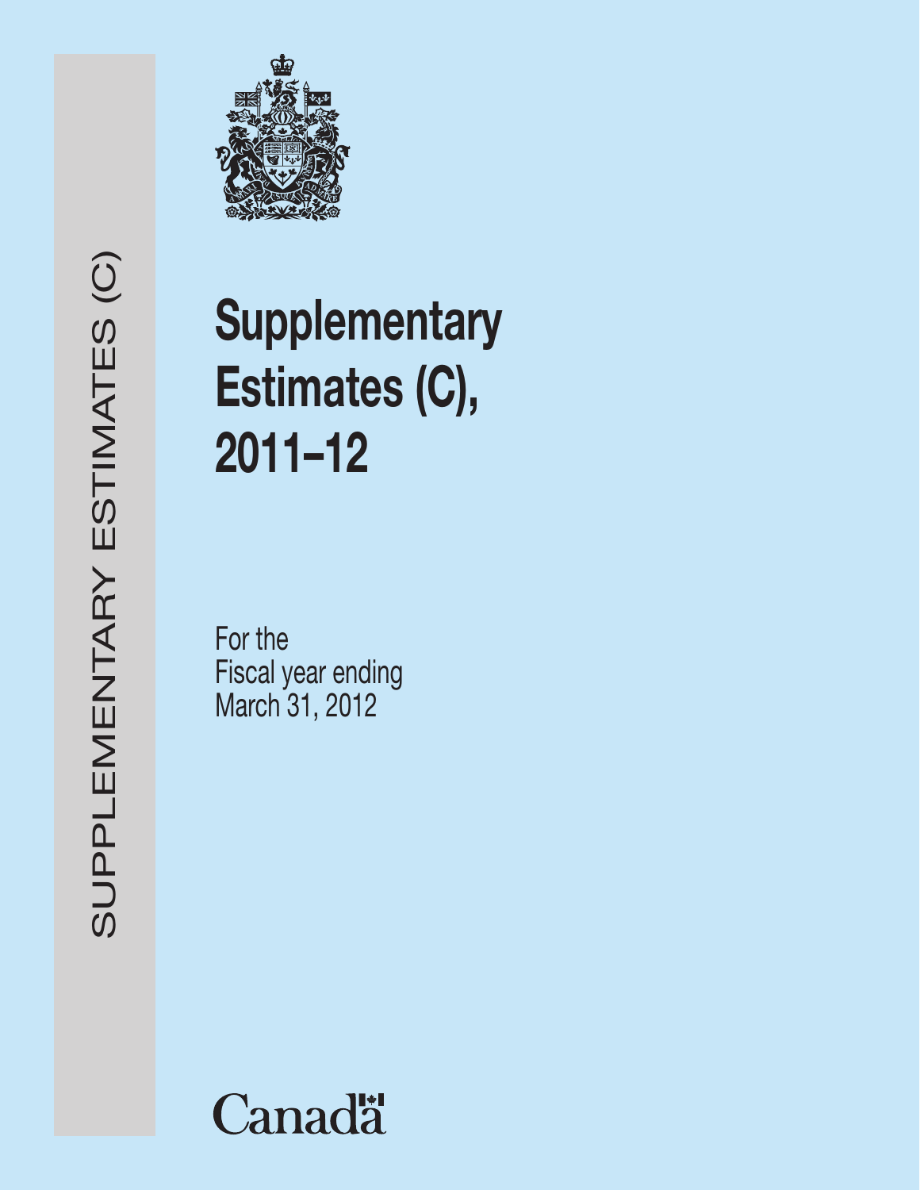# Supplementary Estimates (C), 2011–12

For the
Fiscal year ending
March 31, 2012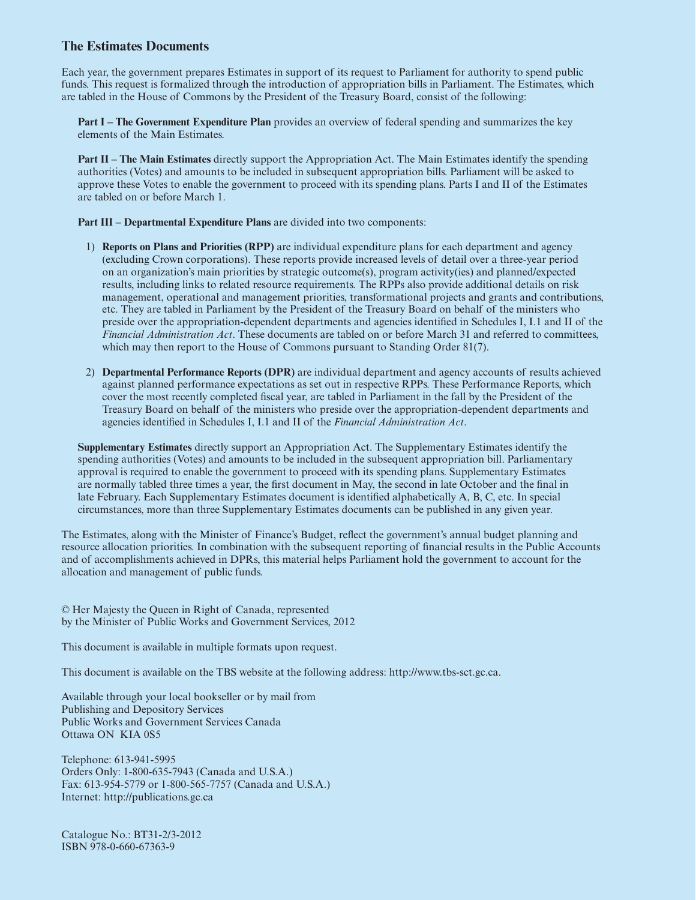## The Estimates Documents

Each year, the government prepares Estimates in support of its request to Parliament for authority to spend public funds. This request is formalized through the introduction of appropriation bills in Parliament. The Estimates, which are tabled in the House of Commons by the President of the Treasury Board, consist of the following:

**Part I – The Government Expenditure Plan** provides an overview of federal spending and summarizes the key elements of the Main Estimates.

**Part II – The Main Estimates** directly support the Appropriation Act. The Main Estimates identify the spending authorities (Votes) and amounts to be included in subsequent appropriation bills. Parliament will be asked to approve these Votes to enable the government to proceed with its spending plans. Parts I and II of the Estimates are tabled on or before March 1.

**Part III – Departmental Expenditure Plans** are divided into two components:

1) **Reports on Plans and Priorities (RPP)** are individual expenditure plans for each department and agency (excluding Crown corporations). These reports provide increased levels of detail over a three-year period on an organization's main priorities by strategic outcome(s), program activity(ies) and planned/expected results, including links to related resource requirements. The RPPs also provide additional details on risk management, operational and management priorities, transformational projects and grants and contributions, etc. They are tabled in Parliament by the President of the Treasury Board on behalf of the ministers who preside over the appropriation-dependent departments and agencies identified in Schedules I, I.1 and II of the *Financial Administration Act*. These documents are tabled on or before March 31 and referred to committees, which may then report to the House of Commons pursuant to Standing Order 81(7).

2) **Departmental Performance Reports (DPR)** are individual department and agency accounts of results achieved against planned performance expectations as set out in respective RPPs. These Performance Reports, which cover the most recently completed fiscal year, are tabled in Parliament in the fall by the President of the Treasury Board on behalf of the ministers who preside over the appropriation-dependent departments and agencies identified in Schedules I, I.1 and II of the *Financial Administration Act*.

**Supplementary Estimates** directly support an Appropriation Act. The Supplementary Estimates identify the spending authorities (Votes) and amounts to be included in the subsequent appropriation bill. Parliamentary approval is required to enable the government to proceed with its spending plans. Supplementary Estimates are normally tabled three times a year, the first document in May, the second in late October and the final in late February. Each Supplementary Estimates document is identified alphabetically A, B, C, etc. In special circumstances, more than three Supplementary Estimates documents can be published in any given year.

The Estimates, along with the Minister of Finance's Budget, reflect the government's annual budget planning and resource allocation priorities. In combination with the subsequent reporting of financial results in the Public Accounts and of accomplishments achieved in DPRs, this material helps Parliament hold the government to account for the allocation and management of public funds.

© Her Majesty the Queen in Right of Canada, represented
by the Minister of Public Works and Government Services, 2012

This document is available in multiple formats upon request.

This document is available on the TBS website at the following address: http://www.tbs-sct.gc.ca.

Available through your local bookseller or by mail from
Publishing and Depository Services
Public Works and Government Services Canada
Ottawa ON KIA 0S5

Telephone: 613-941-5995
Orders Only: 1-800-635-7943 (Canada and U.S.A.)
Fax: 613-954-5779 or 1-800-565-7757 (Canada and U.S.A.)
Internet: http://publications.gc.ca

Catalogue No.: BT31-2/3-2012
ISBN 978-0-660-67363-9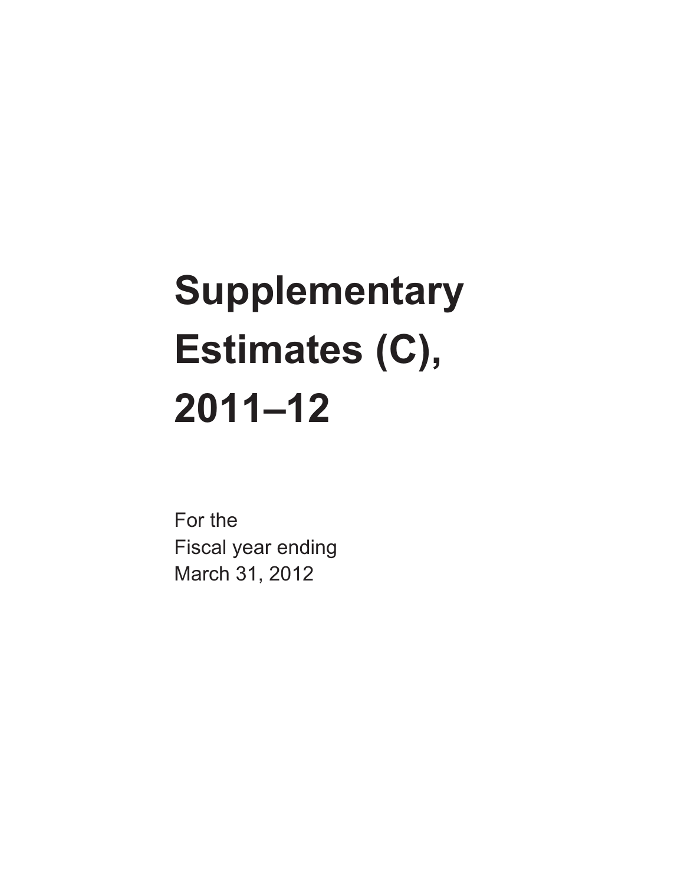# Supplementary Estimates (C), 2011–12

For the
Fiscal year ending
March 31, 2012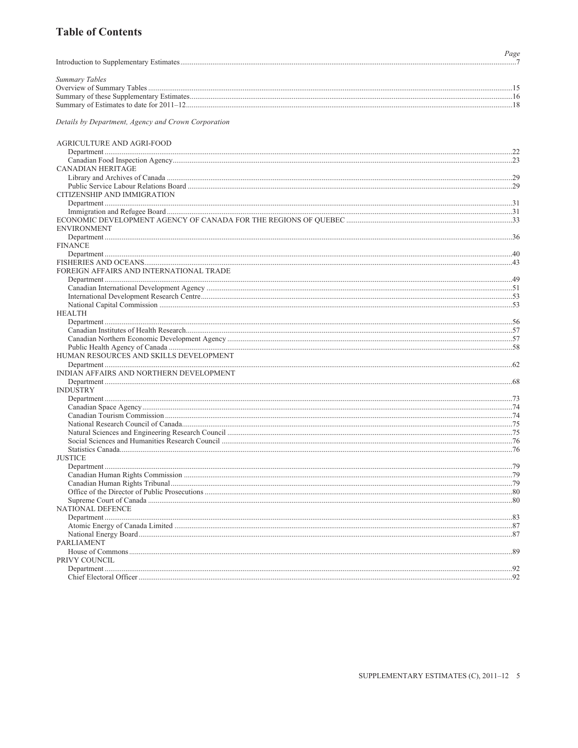# Table of Contents

| | Page |
|---|---|
| Introduction to Supplementary Estimates | 7 |
| *Summary Tables* | |
| Overview of Summary Tables | 15 |
| Summary of these Supplementary Estimates | 16 |
| Summary of Estimates to date for 2011–12 | 18 |
| *Details by Department, Agency and Crown Corporation* | |
| AGRICULTURE AND AGRI-FOOD | |
| Department | 22 |
| Canadian Food Inspection Agency | 23 |
| CANADIAN HERITAGE | |
| Library and Archives of Canada | 29 |
| Public Service Labour Relations Board | 29 |
| CITIZENSHIP AND IMMIGRATION | |
| Department | 31 |
| Immigration and Refugee Board | 31 |
| ECONOMIC DEVELOPMENT AGENCY OF CANADA FOR THE REGIONS OF QUEBEC | 33 |
| ENVIRONMENT | |
| Department | 36 |
| FINANCE | |
| Department | 40 |
| FISHERIES AND OCEANS | 43 |
| FOREIGN AFFAIRS AND INTERNATIONAL TRADE | |
| Department | 49 |
| Canadian International Development Agency | 51 |
| International Development Research Centre | 53 |
| National Capital Commission | 53 |
| HEALTH | |
| Department | 56 |
| Canadian Institutes of Health Research | 57 |
| Canadian Northern Economic Development Agency | 57 |
| Public Health Agency of Canada | 58 |
| HUMAN RESOURCES AND SKILLS DEVELOPMENT | |
| Department | 62 |
| INDIAN AFFAIRS AND NORTHERN DEVELOPMENT | |
| Department | 68 |
| INDUSTRY | |
| Department | 73 |
| Canadian Space Agency | 74 |
| Canadian Tourism Commission | 74 |
| National Research Council of Canada | 75 |
| Natural Sciences and Engineering Research Council | 75 |
| Social Sciences and Humanities Research Council | 76 |
| Statistics Canada | 76 |
| JUSTICE | |
| Department | 79 |
| Canadian Human Rights Commission | 79 |
| Canadian Human Rights Tribunal | 79 |
| Office of the Director of Public Prosecutions | 80 |
| Supreme Court of Canada | 80 |
| NATIONAL DEFENCE | |
| Department | 83 |
| Atomic Energy of Canada Limited | 87 |
| National Energy Board | 87 |
| PARLIAMENT | |
| House of Commons | 89 |
| PRIVY COUNCIL | |
| Department | 92 |
| Chief Electoral Officer | 92 |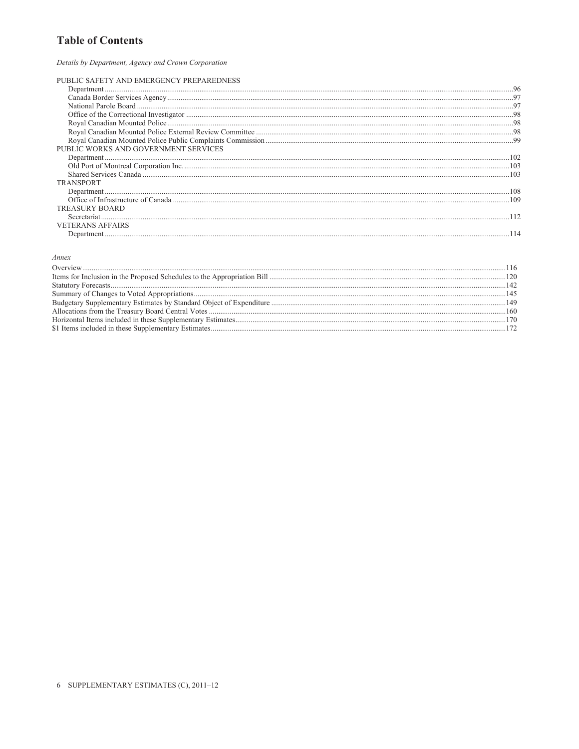# Table of Contents

*Details by Department, Agency and Crown Corporation*

PUBLIC SAFETY AND EMERGENCY PREPAREDNESS
- Department ....................................................................96
- Canada Border Services Agency ....................................................................97
- National Parole Board ....................................................................97
- Office of the Correctional Investigator ....................................................................98
- Royal Canadian Mounted Police ....................................................................98
- Royal Canadian Mounted Police External Review Committee ....................................................................98
- Royal Canadian Mounted Police Public Complaints Commission ....................................................................99

PUBLIC WORKS AND GOVERNMENT SERVICES
- Department ....................................................................102
- Old Port of Montreal Corporation Inc. ....................................................................103
- Shared Services Canada ....................................................................103

TRANSPORT
- Department ....................................................................108
- Office of Infrastructure of Canada ....................................................................109

TREASURY BOARD
- Secretariat ....................................................................112

VETERANS AFFAIRS
- Department ....................................................................114

*Annex*

- Overview ....................................................................116
- Items for Inclusion in the Proposed Schedules to the Appropriation Bill ....................................................................120
- Statutory Forecasts ....................................................................142
- Summary of Changes to Voted Appropriations ....................................................................145
- Budgetary Supplementary Estimates by Standard Object of Expenditure ....................................................................149
- Allocations from the Treasury Board Central Votes ....................................................................160
- Horizontal Items included in these Supplementary Estimates ....................................................................170
- $1 Items included in these Supplementary Estimates ....................................................................172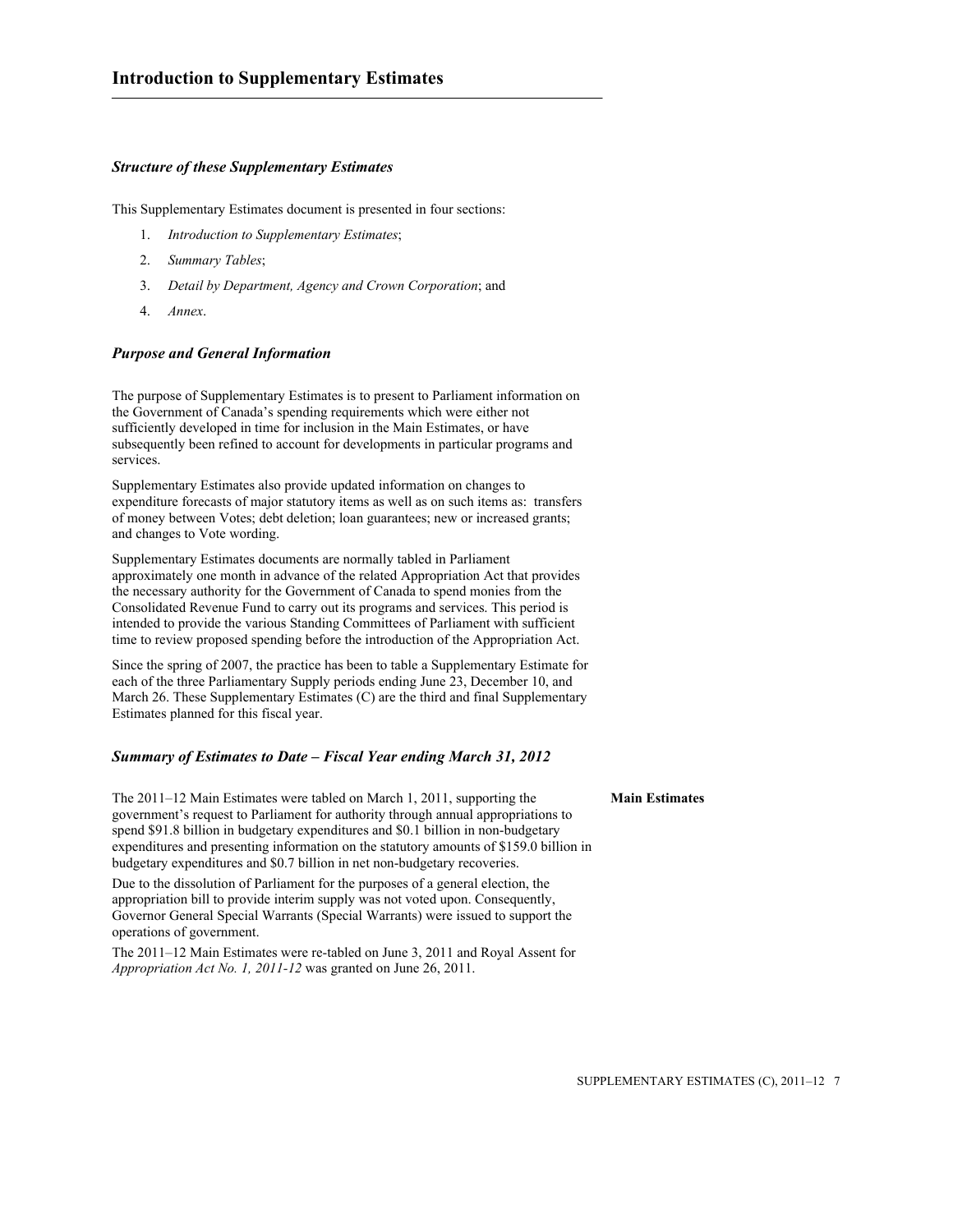# Introduction to Supplementary Estimates

### *Structure of these Supplementary Estimates*

This Supplementary Estimates document is presented in four sections:

1. *Introduction to Supplementary Estimates*;
2. *Summary Tables*;
3. *Detail by Department, Agency and Crown Corporation*; and
4. *Annex*.

### *Purpose and General Information*

The purpose of Supplementary Estimates is to present to Parliament information on the Government of Canada's spending requirements which were either not sufficiently developed in time for inclusion in the Main Estimates, or have subsequently been refined to account for developments in particular programs and services.

Supplementary Estimates also provide updated information on changes to expenditure forecasts of major statutory items as well as on such items as: transfers of money between Votes; debt deletion; loan guarantees; new or increased grants; and changes to Vote wording.

Supplementary Estimates documents are normally tabled in Parliament approximately one month in advance of the related Appropriation Act that provides the necessary authority for the Government of Canada to spend monies from the Consolidated Revenue Fund to carry out its programs and services. This period is intended to provide the various Standing Committees of Parliament with sufficient time to review proposed spending before the introduction of the Appropriation Act.

Since the spring of 2007, the practice has been to table a Supplementary Estimate for each of the three Parliamentary Supply periods ending June 23, December 10, and March 26. These Supplementary Estimates (C) are the third and final Supplementary Estimates planned for this fiscal year.

### *Summary of Estimates to Date – Fiscal Year ending March 31, 2012*

**Main Estimates**

The 2011–12 Main Estimates were tabled on March 1, 2011, supporting the government's request to Parliament for authority through annual appropriations to spend $91.8 billion in budgetary expenditures and $0.1 billion in non-budgetary expenditures and presenting information on the statutory amounts of $159.0 billion in budgetary expenditures and $0.7 billion in net non-budgetary recoveries.

Due to the dissolution of Parliament for the purposes of a general election, the appropriation bill to provide interim supply was not voted upon. Consequently, Governor General Special Warrants (Special Warrants) were issued to support the operations of government.

The 2011–12 Main Estimates were re-tabled on June 3, 2011 and Royal Assent for *Appropriation Act No. 1, 2011-12* was granted on June 26, 2011.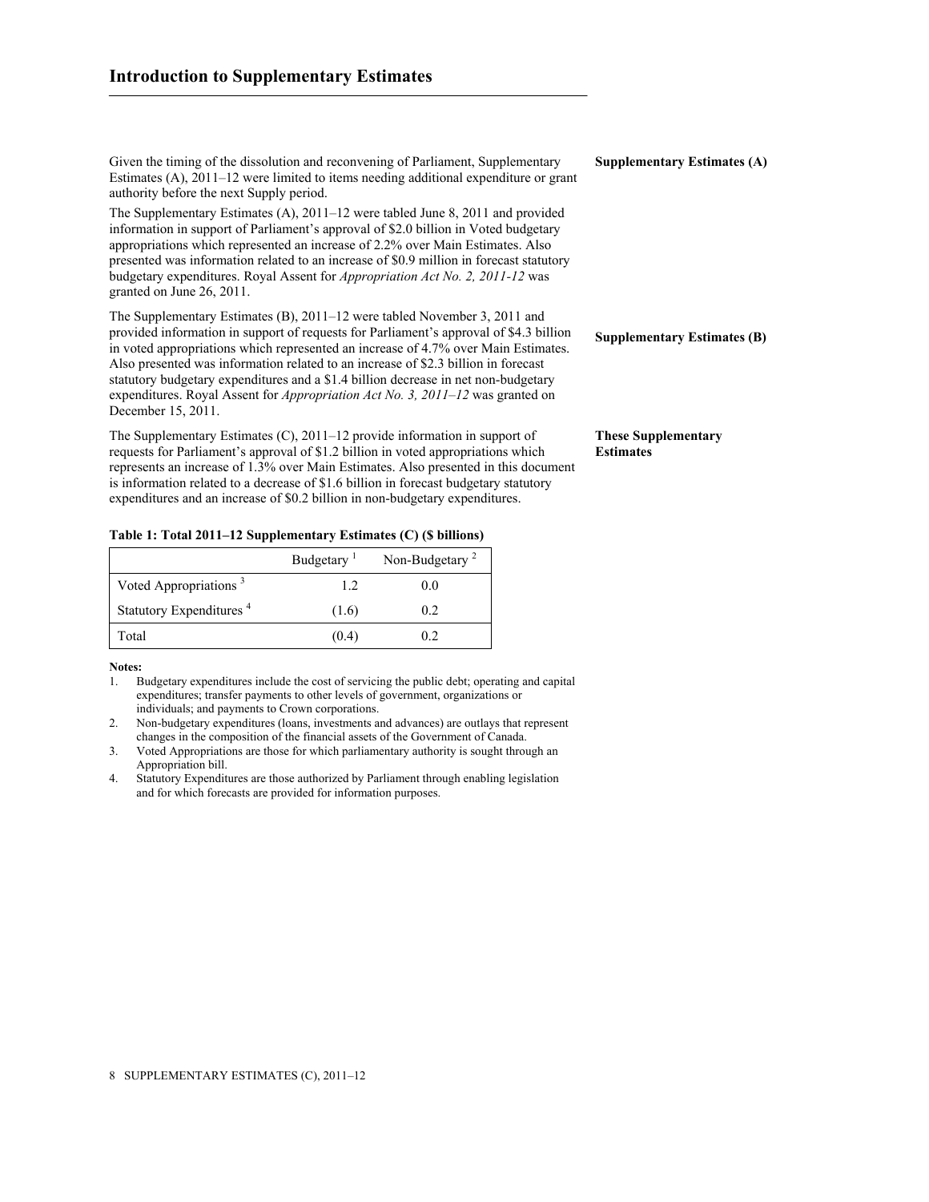# Introduction to Supplementary Estimates

**Supplementary Estimates (A)**

Given the timing of the dissolution and reconvening of Parliament, Supplementary Estimates (A), 2011–12 were limited to items needing additional expenditure or grant authority before the next Supply period.

The Supplementary Estimates (A), 2011–12 were tabled June 8, 2011 and provided information in support of Parliament's approval of $2.0 billion in Voted budgetary appropriations which represented an increase of 2.2% over Main Estimates. Also presented was information related to an increase of $0.9 million in forecast statutory budgetary expenditures. Royal Assent for *Appropriation Act No. 2, 2011-12* was granted on June 26, 2011.

**Supplementary Estimates (B)**

The Supplementary Estimates (B), 2011–12 were tabled November 3, 2011 and provided information in support of requests for Parliament's approval of $4.3 billion in voted appropriations which represented an increase of 4.7% over Main Estimates. Also presented was information related to an increase of $2.3 billion in forecast statutory budgetary expenditures and a $1.4 billion decrease in net non-budgetary expenditures. Royal Assent for *Appropriation Act No. 3, 2011–12* was granted on December 15, 2011.

**These Supplementary Estimates**

The Supplementary Estimates (C), 2011–12 provide information in support of requests for Parliament's approval of $1.2 billion in voted appropriations which represents an increase of 1.3% over Main Estimates. Also presented in this document is information related to a decrease of $1.6 billion in forecast budgetary statutory expenditures and an increase of $0.2 billion in non-budgetary expenditures.

**Table 1: Total 2011–12 Supplementary Estimates (C) ($ billions)**

| | Budgetary [1] | Non-Budgetary [2] |
|---|---|---|
| Voted Appropriations [3] | 1.2 | 0.0 |
| Statutory Expenditures [4] | (1.6) | 0.2 |
| Total | (0.4) | 0.2 |

**Notes:**

1. Budgetary expenditures include the cost of servicing the public debt; operating and capital expenditures; transfer payments to other levels of government, organizations or individuals; and payments to Crown corporations.
2. Non-budgetary expenditures (loans, investments and advances) are outlays that represent changes in the composition of the financial assets of the Government of Canada.
3. Voted Appropriations are those for which parliamentary authority is sought through an Appropriation bill.
4. Statutory Expenditures are those authorized by Parliament through enabling legislation and for which forecasts are provided for information purposes.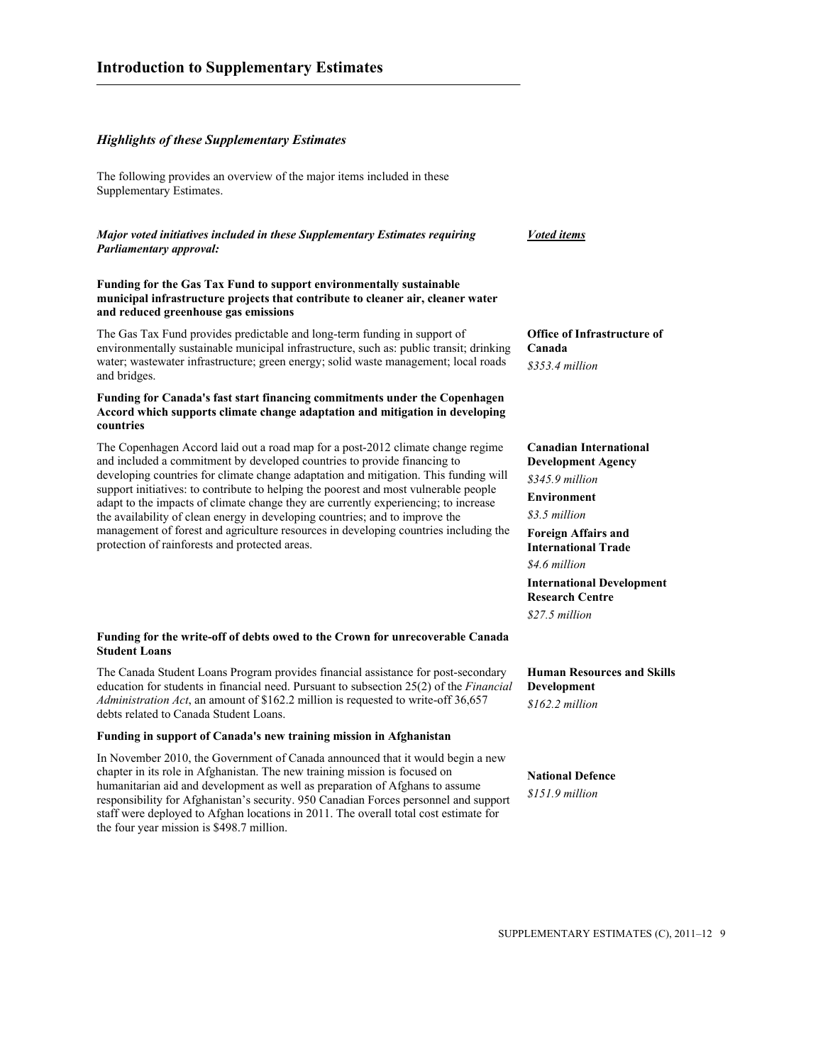## Introduction to Supplementary Estimates

### *Highlights of these Supplementary Estimates*

The following provides an overview of the major items included in these Supplementary Estimates.

***Major voted initiatives included in these Supplementary Estimates requiring Parliamentary approval:***

***Voted items***

**Funding for the Gas Tax Fund to support environmentally sustainable municipal infrastructure projects that contribute to cleaner air, cleaner water and reduced greenhouse gas emissions**

The Gas Tax Fund provides predictable and long-term funding in support of environmentally sustainable municipal infrastructure, such as: public transit; drinking water; wastewater infrastructure; green energy; solid waste management; local roads and bridges.

**Office of Infrastructure of Canada**
*$353.4 million*

**Funding for Canada's fast start financing commitments under the Copenhagen Accord which supports climate change adaptation and mitigation in developing countries**

The Copenhagen Accord laid out a road map for a post-2012 climate change regime and included a commitment by developed countries to provide financing to developing countries for climate change adaptation and mitigation. This funding will support initiatives: to contribute to helping the poorest and most vulnerable people adapt to the impacts of climate change they are currently experiencing; to increase the availability of clean energy in developing countries; and to improve the management of forest and agriculture resources in developing countries including the protection of rainforests and protected areas.

**Canadian International Development Agency**
*$345.9 million*

**Environment**
*$3.5 million*

**Foreign Affairs and International Trade**
*$4.6 million*

**International Development Research Centre**
*$27.5 million*

**Funding for the write-off of debts owed to the Crown for unrecoverable Canada Student Loans**

The Canada Student Loans Program provides financial assistance for post-secondary education for students in financial need. Pursuant to subsection 25(2) of the *Financial Administration Act*, an amount of $162.2 million is requested to write-off 36,657 debts related to Canada Student Loans.

**Human Resources and Skills Development**
*$162.2 million*

**Funding in support of Canada's new training mission in Afghanistan**

In November 2010, the Government of Canada announced that it would begin a new chapter in its role in Afghanistan. The new training mission is focused on humanitarian aid and development as well as preparation of Afghans to assume responsibility for Afghanistan's security. 950 Canadian Forces personnel and support staff were deployed to Afghan locations in 2011. The overall total cost estimate for the four year mission is $498.7 million.

**National Defence**
*$151.9 million*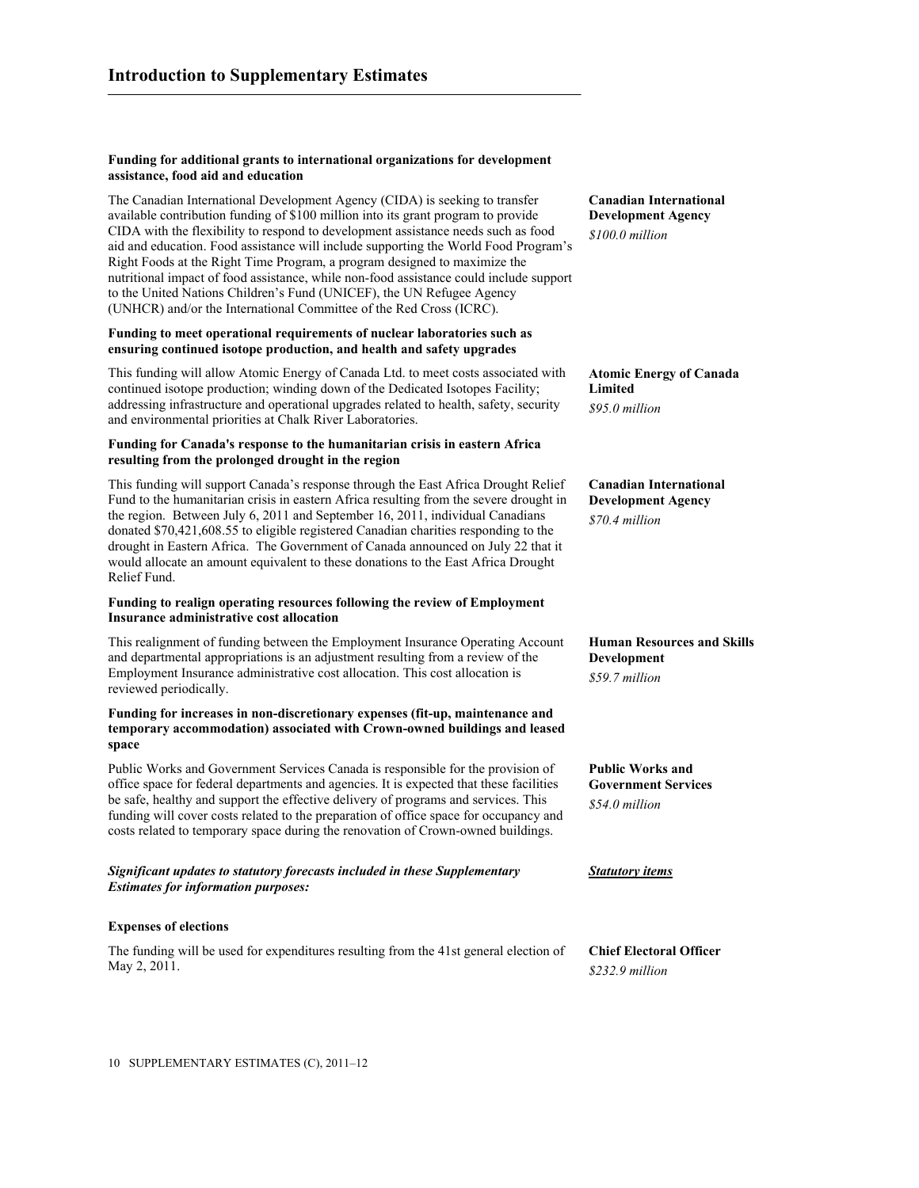**Funding for additional grants to international organizations for development assistance, food aid and education**

The Canadian International Development Agency (CIDA) is seeking to transfer available contribution funding of $100 million into its grant program to provide CIDA with the flexibility to respond to development assistance needs such as food aid and education. Food assistance will include supporting the World Food Program's Right Foods at the Right Time Program, a program designed to maximize the nutritional impact of food assistance, while non-food assistance could include support to the United Nations Children's Fund (UNICEF), the UN Refugee Agency (UNHCR) and/or the International Committee of the Red Cross (ICRC).

**Canadian International Development Agency**
*$100.0 million*

**Funding to meet operational requirements of nuclear laboratories such as ensuring continued isotope production, and health and safety upgrades**

This funding will allow Atomic Energy of Canada Ltd. to meet costs associated with continued isotope production; winding down of the Dedicated Isotopes Facility; addressing infrastructure and operational upgrades related to health, safety, security and environmental priorities at Chalk River Laboratories.

**Atomic Energy of Canada Limited**
*$95.0 million*

**Funding for Canada's response to the humanitarian crisis in eastern Africa resulting from the prolonged drought in the region**

This funding will support Canada's response through the East Africa Drought Relief Fund to the humanitarian crisis in eastern Africa resulting from the severe drought in the region. Between July 6, 2011 and September 16, 2011, individual Canadians donated $70,421,608.55 to eligible registered Canadian charities responding to the drought in Eastern Africa. The Government of Canada announced on July 22 that it would allocate an amount equivalent to these donations to the East Africa Drought Relief Fund.

**Canadian International Development Agency**
*$70.4 million*

**Funding to realign operating resources following the review of Employment Insurance administrative cost allocation**

This realignment of funding between the Employment Insurance Operating Account and departmental appropriations is an adjustment resulting from a review of the Employment Insurance administrative cost allocation. This cost allocation is reviewed periodically.

**Human Resources and Skills Development**
*$59.7 million*

**Funding for increases in non-discretionary expenses (fit-up, maintenance and temporary accommodation) associated with Crown-owned buildings and leased space**

Public Works and Government Services Canada is responsible for the provision of office space for federal departments and agencies. It is expected that these facilities be safe, healthy and support the effective delivery of programs and services. This funding will cover costs related to the preparation of office space for occupancy and costs related to temporary space during the renovation of Crown-owned buildings.

**Public Works and Government Services**
*$54.0 million*

***Significant updates to statutory forecasts included in these Supplementary Estimates for information purposes:***

***Statutory items***

**Expenses of elections**

The funding will be used for expenditures resulting from the 41st general election of May 2, 2011.

**Chief Electoral Officer**
*$232.9 million*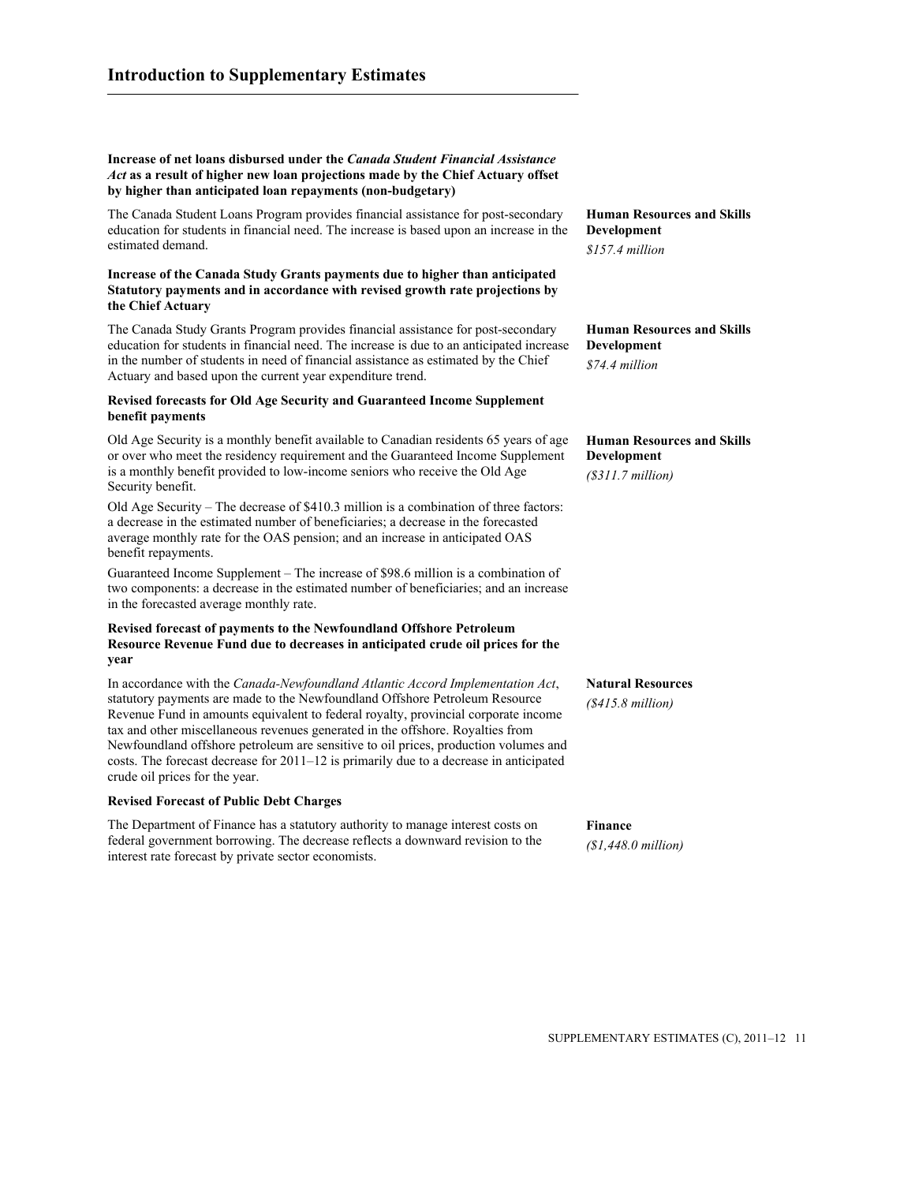## Introduction to Supplementary Estimates

**Increase of net loans disbursed under the *Canada Student Financial Assistance Act* as a result of higher new loan projections made by the Chief Actuary offset by higher than anticipated loan repayments (non-budgetary)**

The Canada Student Loans Program provides financial assistance for post-secondary education for students in financial need. The increase is based upon an increase in the estimated demand.

**Human Resources and Skills Development**
*$157.4 million*

**Increase of the Canada Study Grants payments due to higher than anticipated Statutory payments and in accordance with revised growth rate projections by the Chief Actuary**

The Canada Study Grants Program provides financial assistance for post-secondary education for students in financial need. The increase is due to an anticipated increase in the number of students in need of financial assistance as estimated by the Chief Actuary and based upon the current year expenditure trend.

**Human Resources and Skills Development**
*$74.4 million*

**Revised forecasts for Old Age Security and Guaranteed Income Supplement benefit payments**

Old Age Security is a monthly benefit available to Canadian residents 65 years of age or over who meet the residency requirement and the Guaranteed Income Supplement is a monthly benefit provided to low-income seniors who receive the Old Age Security benefit.

Old Age Security – The decrease of $410.3 million is a combination of three factors: a decrease in the estimated number of beneficiaries; a decrease in the forecasted average monthly rate for the OAS pension; and an increase in anticipated OAS benefit repayments.

Guaranteed Income Supplement – The increase of $98.6 million is a combination of two components: a decrease in the estimated number of beneficiaries; and an increase in the forecasted average monthly rate.

**Human Resources and Skills Development**
*($311.7 million)*

**Revised forecast of payments to the Newfoundland Offshore Petroleum Resource Revenue Fund due to decreases in anticipated crude oil prices for the year**

In accordance with the *Canada-Newfoundland Atlantic Accord Implementation Act*, statutory payments are made to the Newfoundland Offshore Petroleum Resource Revenue Fund in amounts equivalent to federal royalty, provincial corporate income tax and other miscellaneous revenues generated in the offshore. Royalties from Newfoundland offshore petroleum are sensitive to oil prices, production volumes and costs. The forecast decrease for 2011–12 is primarily due to a decrease in anticipated crude oil prices for the year.

**Natural Resources**
*($415.8 million)*

**Revised Forecast of Public Debt Charges**

The Department of Finance has a statutory authority to manage interest costs on federal government borrowing. The decrease reflects a downward revision to the interest rate forecast by private sector economists.

**Finance**
*($1,448.0 million)*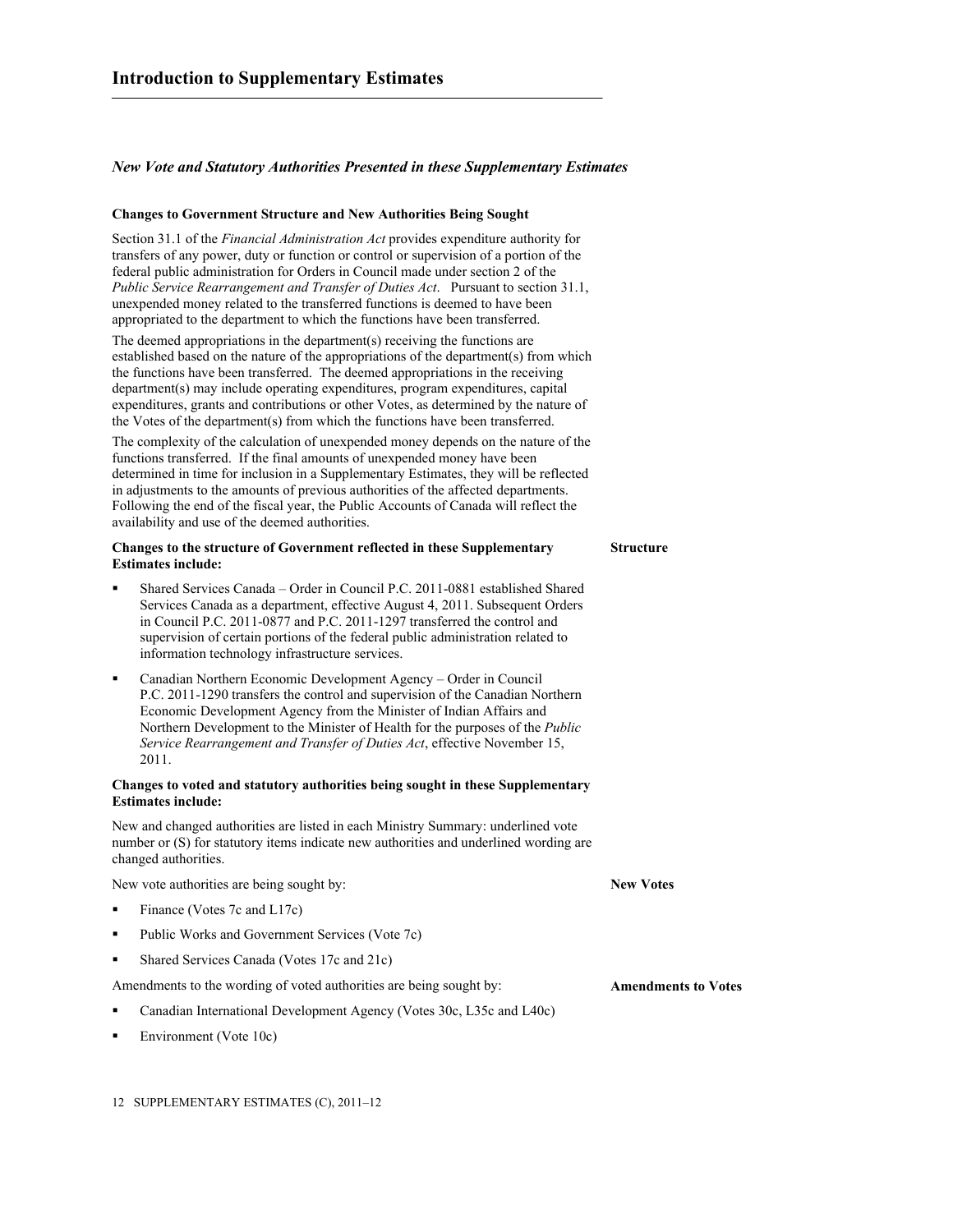# Introduction to Supplementary Estimates

### *New Vote and Statutory Authorities Presented in these Supplementary Estimates*

**Changes to Government Structure and New Authorities Being Sought**

Section 31.1 of the *Financial Administration Act* provides expenditure authority for transfers of any power, duty or function or control or supervision of a portion of the federal public administration for Orders in Council made under section 2 of the *Public Service Rearrangement and Transfer of Duties Act*. Pursuant to section 31.1, unexpended money related to the transferred functions is deemed to have been appropriated to the department to which the functions have been transferred.

The deemed appropriations in the department(s) receiving the functions are established based on the nature of the appropriations of the department(s) from which the functions have been transferred. The deemed appropriations in the receiving department(s) may include operating expenditures, program expenditures, capital expenditures, grants and contributions or other Votes, as determined by the nature of the Votes of the department(s) from which the functions have been transferred.

The complexity of the calculation of unexpended money depends on the nature of the functions transferred. If the final amounts of unexpended money have been determined in time for inclusion in a Supplementary Estimates, they will be reflected in adjustments to the amounts of previous authorities of the affected departments. Following the end of the fiscal year, the Public Accounts of Canada will reflect the availability and use of the deemed authorities.

**Structure**

**Changes to the structure of Government reflected in these Supplementary Estimates include:**

- Shared Services Canada – Order in Council P.C. 2011-0881 established Shared Services Canada as a department, effective August 4, 2011. Subsequent Orders in Council P.C. 2011-0877 and P.C. 2011-1297 transferred the control and supervision of certain portions of the federal public administration related to information technology infrastructure services.
- Canadian Northern Economic Development Agency – Order in Council P.C. 2011-1290 transfers the control and supervision of the Canadian Northern Economic Development Agency from the Minister of Indian Affairs and Northern Development to the Minister of Health for the purposes of the *Public Service Rearrangement and Transfer of Duties Act*, effective November 15, 2011.

**Changes to voted and statutory authorities being sought in these Supplementary Estimates include:**

New and changed authorities are listed in each Ministry Summary: underlined vote number or (S) for statutory items indicate new authorities and underlined wording are changed authorities.

**New Votes**

New vote authorities are being sought by:

- Finance (Votes 7c and L17c)
- Public Works and Government Services (Vote 7c)
- Shared Services Canada (Votes 17c and 21c)

**Amendments to Votes**

Amendments to the wording of voted authorities are being sought by:

- Canadian International Development Agency (Votes 30c, L35c and L40c)
- Environment (Vote 10c)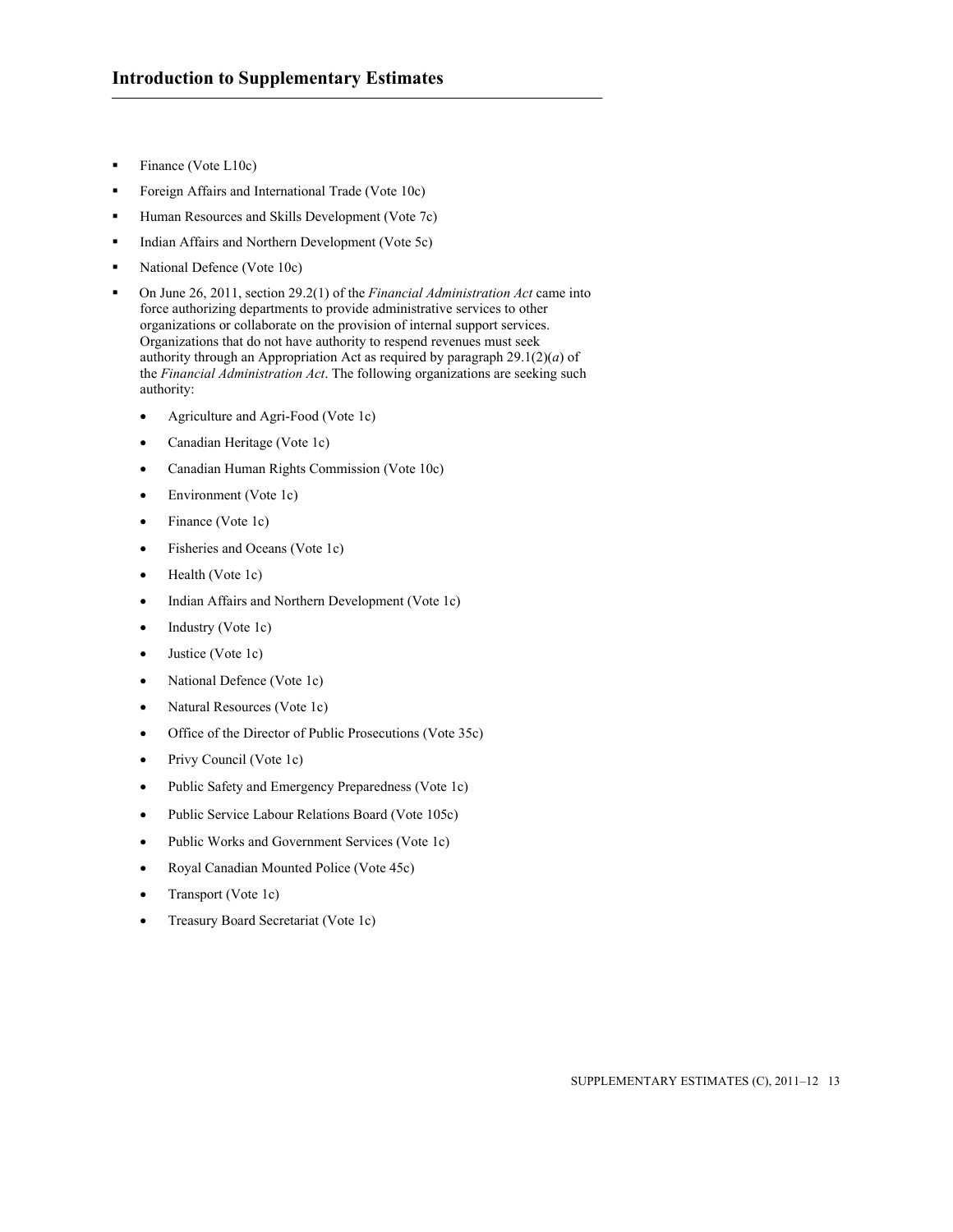- Finance (Vote L10c)
- Foreign Affairs and International Trade (Vote 10c)
- Human Resources and Skills Development (Vote 7c)
- Indian Affairs and Northern Development (Vote 5c)
- National Defence (Vote 10c)
- On June 26, 2011, section 29.2(1) of the *Financial Administration Act* came into force authorizing departments to provide administrative services to other organizations or collaborate on the provision of internal support services. Organizations that do not have authority to respend revenues must seek authority through an Appropriation Act as required by paragraph 29.1(2)(*a*) of the *Financial Administration Act*. The following organizations are seeking such authority:
    - Agriculture and Agri-Food (Vote 1c)
    - Canadian Heritage (Vote 1c)
    - Canadian Human Rights Commission (Vote 10c)
    - Environment (Vote 1c)
    - Finance (Vote 1c)
    - Fisheries and Oceans (Vote 1c)
    - Health (Vote 1c)
    - Indian Affairs and Northern Development (Vote 1c)
    - Industry (Vote 1c)
    - Justice (Vote 1c)
    - National Defence (Vote 1c)
    - Natural Resources (Vote 1c)
    - Office of the Director of Public Prosecutions (Vote 35c)
    - Privy Council (Vote 1c)
    - Public Safety and Emergency Preparedness (Vote 1c)
    - Public Service Labour Relations Board (Vote 105c)
    - Public Works and Government Services (Vote 1c)
    - Royal Canadian Mounted Police (Vote 45c)
    - Transport (Vote 1c)
    - Treasury Board Secretariat (Vote 1c)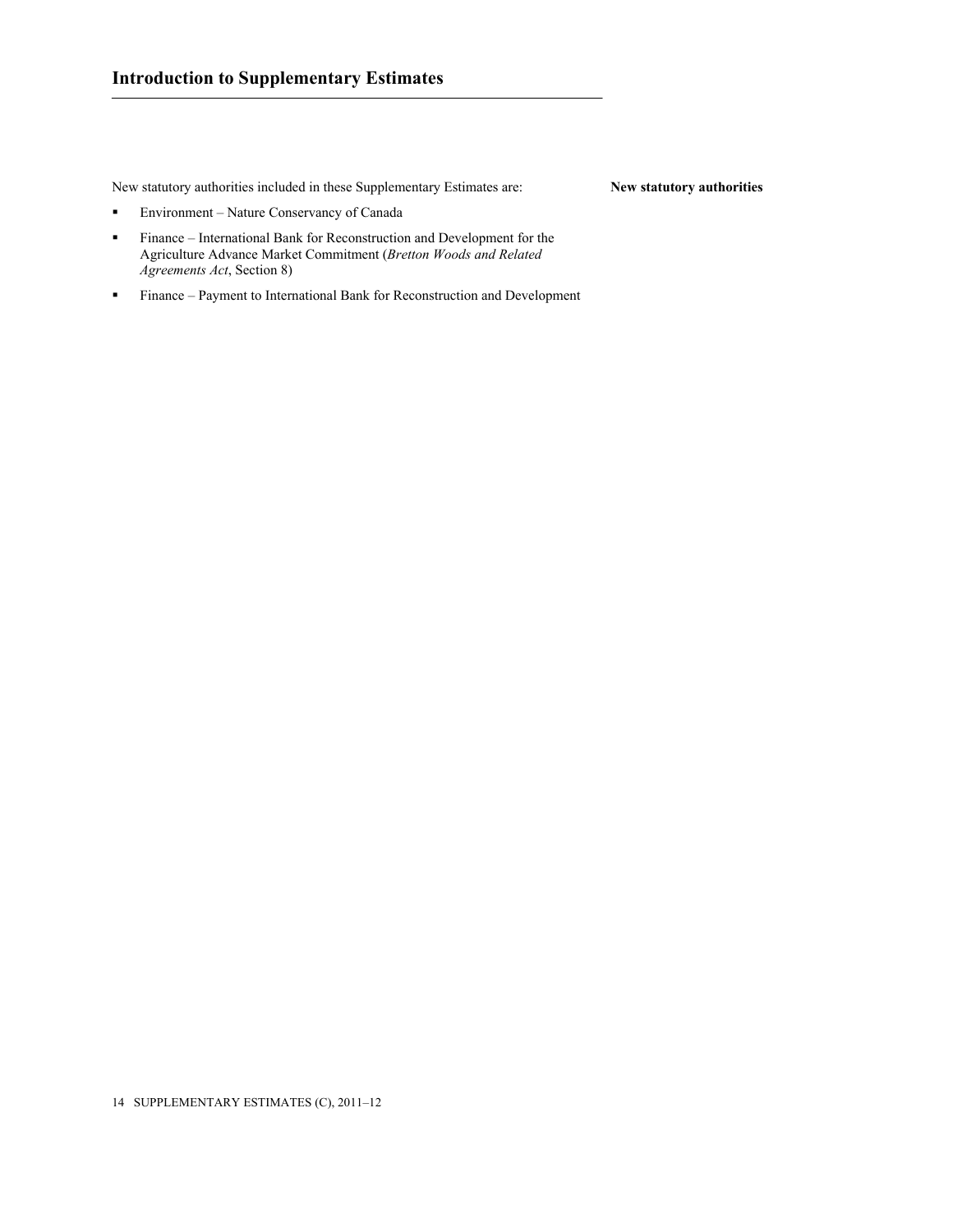## Introduction to Supplementary Estimates

**New statutory authorities**

New statutory authorities included in these Supplementary Estimates are:

- Environment – Nature Conservancy of Canada
- Finance – International Bank for Reconstruction and Development for the Agriculture Advance Market Commitment (*Bretton Woods and Related Agreements Act*, Section 8)
- Finance – Payment to International Bank for Reconstruction and Development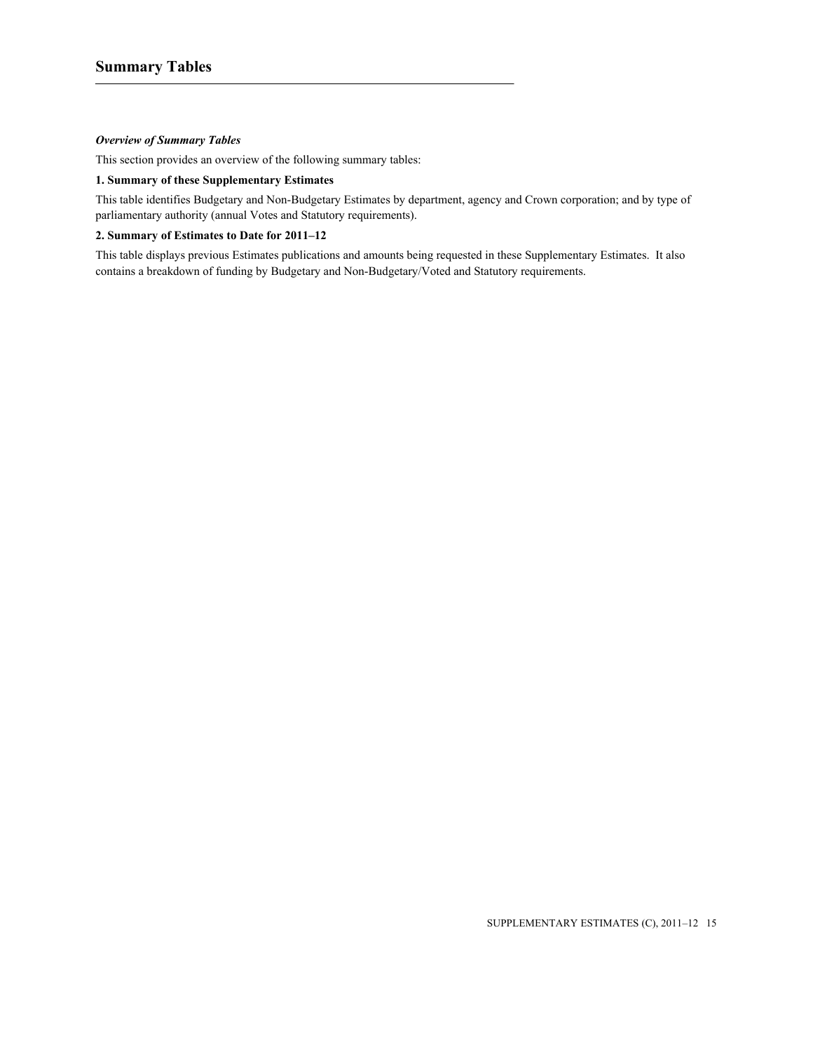# Summary Tables

***Overview of Summary Tables***

This section provides an overview of the following summary tables:

**1. Summary of these Supplementary Estimates**

This table identifies Budgetary and Non-Budgetary Estimates by department, agency and Crown corporation; and by type of parliamentary authority (annual Votes and Statutory requirements).

**2. Summary of Estimates to Date for 2011–12**

This table displays previous Estimates publications and amounts being requested in these Supplementary Estimates. It also contains a breakdown of funding by Budgetary and Non-Budgetary/Voted and Statutory requirements.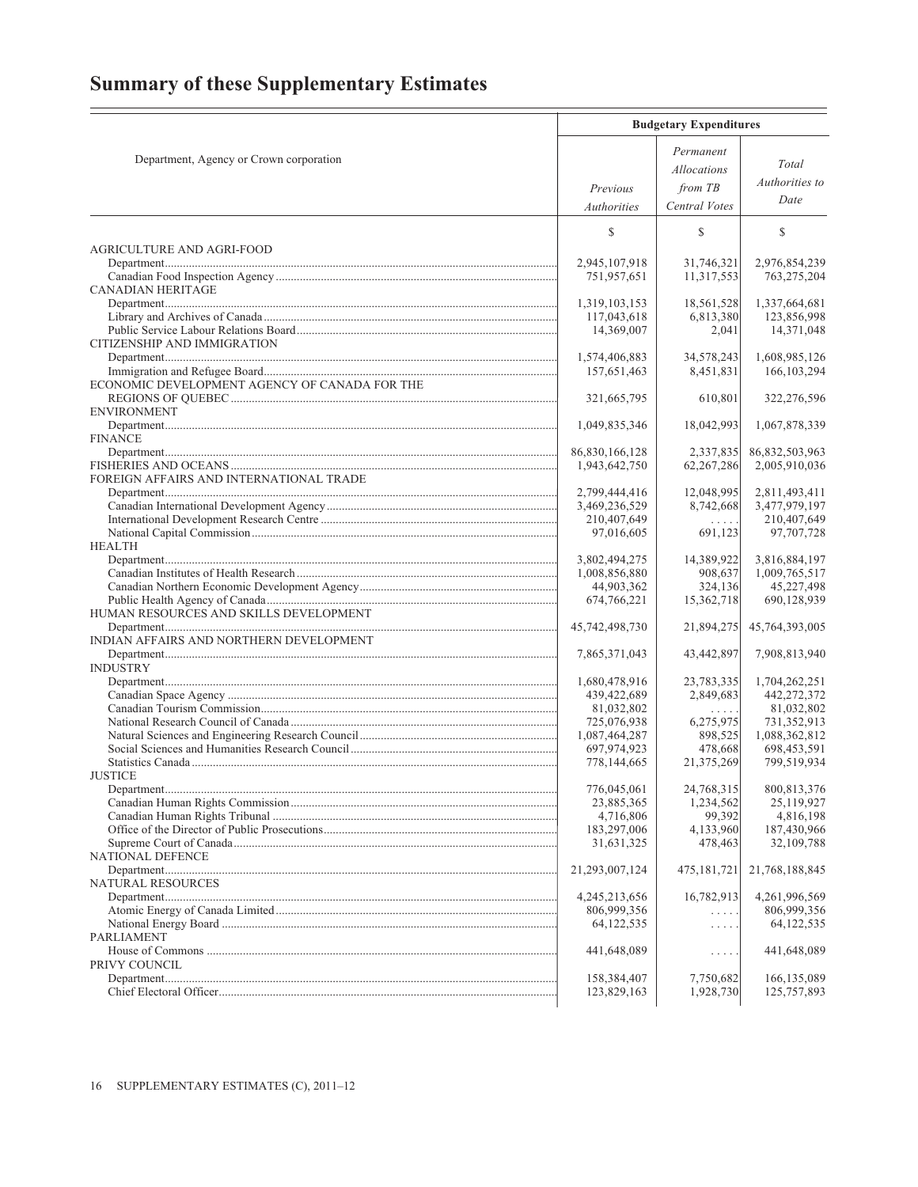# Summary of these Supplementary Estimates

| Department, Agency or Crown corporation | Budgetary Expenditures | | |
|---|---|---|---|
| | *Previous Authorities* | *Permanent Allocations from TB Central Votes* | *Total Authorities to Date* |
| | $ | $ | $ |
| AGRICULTURE AND AGRI-FOOD | | | |
| Department | 2,945,107,918 | 31,746,321 | 2,976,854,239 |
| Canadian Food Inspection Agency | 751,957,651 | 11,317,553 | 763,275,204 |
| CANADIAN HERITAGE | | | |
| Department | 1,319,103,153 | 18,561,528 | 1,337,664,681 |
| Library and Archives of Canada | 117,043,618 | 6,813,380 | 123,856,998 |
| Public Service Labour Relations Board | 14,369,007 | 2,041 | 14,371,048 |
| CITIZENSHIP AND IMMIGRATION | | | |
| Department | 1,574,406,883 | 34,578,243 | 1,608,985,126 |
| Immigration and Refugee Board | 157,651,463 | 8,451,831 | 166,103,294 |
| ECONOMIC DEVELOPMENT AGENCY OF CANADA FOR THE REGIONS OF QUEBEC | 321,665,795 | 610,801 | 322,276,596 |
| ENVIRONMENT | | | |
| Department | 1,049,835,346 | 18,042,993 | 1,067,878,339 |
| FINANCE | | | |
| Department | 86,830,166,128 | 2,337,835 | 86,832,503,963 |
| FISHERIES AND OCEANS | 1,943,642,750 | 62,267,286 | 2,005,910,036 |
| FOREIGN AFFAIRS AND INTERNATIONAL TRADE | | | |
| Department | 2,799,444,416 | 12,048,995 | 2,811,493,411 |
| Canadian International Development Agency | 3,469,236,529 | 8,742,668 | 3,477,979,197 |
| International Development Research Centre | 210,407,649 | ..... | 210,407,649 |
| National Capital Commission | 97,016,605 | 691,123 | 97,707,728 |
| HEALTH | | | |
| Department | 3,802,494,275 | 14,389,922 | 3,816,884,197 |
| Canadian Institutes of Health Research | 1,008,856,880 | 908,637 | 1,009,765,517 |
| Canadian Northern Economic Development Agency | 44,903,362 | 324,136 | 45,227,498 |
| Public Health Agency of Canada | 674,766,221 | 15,362,718 | 690,128,939 |
| HUMAN RESOURCES AND SKILLS DEVELOPMENT | | | |
| Department | 45,742,498,730 | 21,894,275 | 45,764,393,005 |
| INDIAN AFFAIRS AND NORTHERN DEVELOPMENT | | | |
| Department | 7,865,371,043 | 43,442,897 | 7,908,813,940 |
| INDUSTRY | | | |
| Department | 1,680,478,916 | 23,783,335 | 1,704,262,251 |
| Canadian Space Agency | 439,422,689 | 2,849,683 | 442,272,372 |
| Canadian Tourism Commission | 81,032,802 | ..... | 81,032,802 |
| National Research Council of Canada | 725,076,938 | 6,275,975 | 731,352,913 |
| Natural Sciences and Engineering Research Council | 1,087,464,287 | 898,525 | 1,088,362,812 |
| Social Sciences and Humanities Research Council | 697,974,923 | 478,668 | 698,453,591 |
| Statistics Canada | 778,144,665 | 21,375,269 | 799,519,934 |
| JUSTICE | | | |
| Department | 776,045,061 | 24,768,315 | 800,813,376 |
| Canadian Human Rights Commission | 23,885,365 | 1,234,562 | 25,119,927 |
| Canadian Human Rights Tribunal | 4,716,806 | 99,392 | 4,816,198 |
| Office of the Director of Public Prosecutions | 183,297,006 | 4,133,960 | 187,430,966 |
| Supreme Court of Canada | 31,631,325 | 478,463 | 32,109,788 |
| NATIONAL DEFENCE | | | |
| Department | 21,293,007,124 | 475,181,721 | 21,768,188,845 |
| NATURAL RESOURCES | | | |
| Department | 4,245,213,656 | 16,782,913 | 4,261,996,569 |
| Atomic Energy of Canada Limited | 806,999,356 | ..... | 806,999,356 |
| National Energy Board | 64,122,535 | ..... | 64,122,535 |
| PARLIAMENT | | | |
| House of Commons | 441,648,089 | ..... | 441,648,089 |
| PRIVY COUNCIL | | | |
| Department | 158,384,407 | 7,750,682 | 166,135,089 |
| Chief Electoral Officer | 123,829,163 | 1,928,730 | 125,757,893 |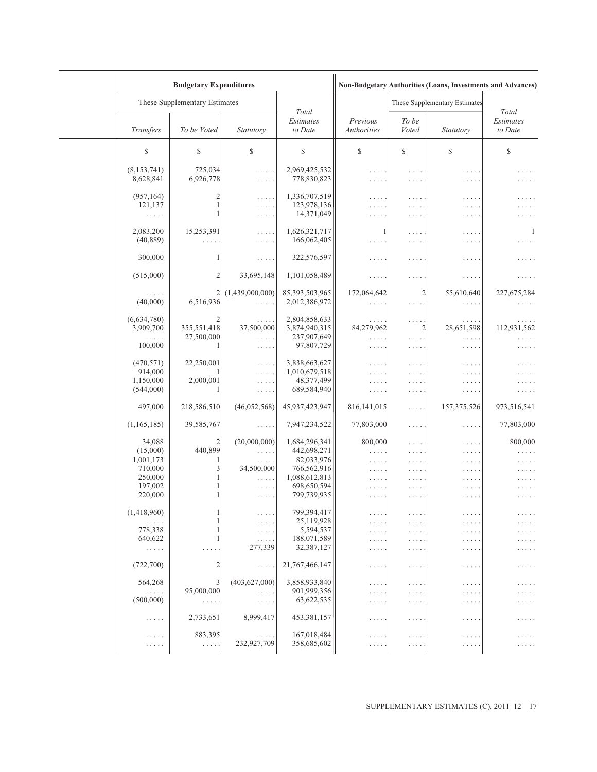| Budgetary Expenditures | | | | Non-Budgetary Authorities (Loans, Investments and Advances) | | | |
|---|---|---|---|---|---|---|---|
| These Supplementary Estimates | | | Total Estimates to Date | Previous Authorities | These Supplementary Estimates | | Total Estimates to Date |
| *Transfers* | *To be Voted* | *Statutory* | | | *To be Voted* | *Statutory* | |
| $ | $ | $ | $ | $ | $ | $ | $ |
| (8,153,741) | 725,034 | . . . . . | 2,969,425,532 | . . . . . | . . . . . | . . . . . | . . . . . |
| 8,628,841 | 6,926,778 | . . . . . | 778,830,823 | . . . . . | . . . . . | . . . . . | . . . . . |
| (957,164) | 2 | . . . . . | 1,336,707,519 | . . . . . | . . . . . | . . . . . | . . . . . |
| 121,137 | 1 | . . . . . | 123,978,136 | . . . . . | . . . . . | . . . . . | . . . . . |
| . . . . . | 1 | . . . . . | 14,371,049 | . . . . . | . . . . . | . . . . . | . . . . . |
| 2,083,200 | 15,253,391 | . . . . . | 1,626,321,717 | 1 | . . . . . | . . . . . | 1 |
| (40,889) | . . . . . | . . . . . | 166,062,405 | . . . . . | . . . . . | . . . . . | . . . . . |
| 300,000 | 1 | . . . . . | 322,576,597 | . . . . . | . . . . . | . . . . . | . . . . . |
| (515,000) | 2 | 33,695,148 | 1,101,058,489 | . . . . . | . . . . . | . . . . . | . . . . . |
| . . . . . | 2 | (1,439,000,000) | 85,393,503,965 | 172,064,642 | 2 | 55,610,640 | 227,675,284 |
| (40,000) | 6,516,936 | . . . . . | 2,012,386,972 | . . . . . | . . . . . | . . . . . | . . . . . |
| (6,634,780) | 2 | . . . . . | 2,804,858,633 | . . . . . | . . . . . | . . . . . | . . . . . |
| 3,909,700 | 355,551,418 | 37,500,000 | 3,874,940,315 | 84,279,962 | 2 | 28,651,598 | 112,931,562 |
| . . . . . | 27,500,000 | . . . . . | 237,907,649 | . . . . . | . . . . . | . . . . . | . . . . . |
| 100,000 | 1 | . . . . . | 97,807,729 | . . . . . | . . . . . | . . . . . | . . . . . |
| (470,571) | 22,250,001 | . . . . . | 3,838,663,627 | . . . . . | . . . . . | . . . . . | . . . . . |
| 914,000 | 1 | . . . . . | 1,010,679,518 | . . . . . | . . . . . | . . . . . | . . . . . |
| 1,150,000 | 2,000,001 | . . . . . | 48,377,499 | . . . . . | . . . . . | . . . . . | . . . . . |
| (544,000) | 1 | . . . . . | 689,584,940 | . . . . . | . . . . . | . . . . . | . . . . . |
| 497,000 | 218,586,510 | (46,052,568) | 45,937,423,947 | 816,141,015 | . . . . . | 157,375,526 | 973,516,541 |
| (1,165,185) | 39,585,767 | . . . . . | 7,947,234,522 | 77,803,000 | . . . . . | . . . . . | 77,803,000 |
| 34,088 | 2 | (20,000,000) | 1,684,296,341 | 800,000 | . . . . . | . . . . . | 800,000 |
| (15,000) | 440,899 | . . . . . | 442,698,271 | . . . . . | . . . . . | . . . . . | . . . . . |
| 1,001,173 | 1 | . . . . . | 82,033,976 | . . . . . | . . . . . | . . . . . | . . . . . |
| 710,000 | 3 | 34,500,000 | 766,562,916 | . . . . . | . . . . . | . . . . . | . . . . . |
| 250,000 | 1 | . . . . . | 1,088,612,813 | . . . . . | . . . . . | . . . . . | . . . . . |
| 197,002 | 1 | . . . . . | 698,650,594 | . . . . . | . . . . . | . . . . . | . . . . . |
| 220,000 | 1 | . . . . . | 799,739,935 | . . . . . | . . . . . | . . . . . | . . . . . |
| (1,418,960) | 1 | . . . . . | 799,394,417 | . . . . . | . . . . . | . . . . . | . . . . . |
| . . . . . | 1 | . . . . . | 25,119,928 | . . . . . | . . . . . | . . . . . | . . . . . |
| 778,338 | 1 | . . . . . | 5,594,537 | . . . . . | . . . . . | . . . . . | . . . . . |
| 640,622 | 1 | . . . . . | 188,071,589 | . . . . . | . . . . . | . . . . . | . . . . . |
| . . . . . | . . . . . | 277,339 | 32,387,127 | . . . . . | . . . . . | . . . . . | . . . . . |
| (722,700) | 2 | . . . . . | 21,767,466,147 | . . . . . | . . . . . | . . . . . | . . . . . |
| 564,268 | 3 | (403,627,000) | 3,858,933,840 | . . . . . | . . . . . | . . . . . | . . . . . |
| . . . . . | 95,000,000 | . . . . . | 901,999,356 | . . . . . | . . . . . | . . . . . | . . . . . |
| (500,000) | . . . . . | . . . . . | 63,622,535 | . . . . . | . . . . . | . . . . . | . . . . . |
| . . . . . | 2,733,651 | 8,999,417 | 453,381,157 | . . . . . | . . . . . | . . . . . | . . . . . |
| . . . . . | 883,395 | . . . . . | 167,018,484 | . . . . . | . . . . . | . . . . . | . . . . . |
| . . . . . | . . . . . | 232,927,709 | 358,685,602 | . . . . . | . . . . . | . . . . . | . . . . . |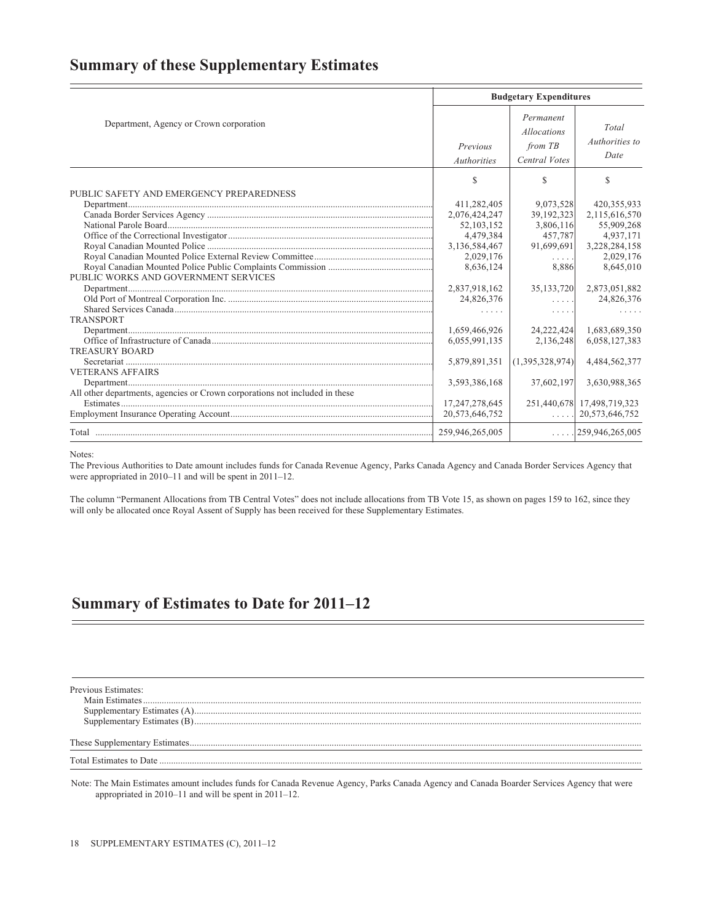## Summary of these Supplementary Estimates

| Department, Agency or Crown corporation | Budgetary Expenditures | | |
|---|---|---|---|
| | *Previous Authorities* | *Permanent Allocations from TB Central Votes* | *Total Authorities to Date* |
| | $ | $ | $ |
| PUBLIC SAFETY AND EMERGENCY PREPAREDNESS | | | |
| Department | 411,282,405 | 9,073,528 | 420,355,933 |
| Canada Border Services Agency | 2,076,424,247 | 39,192,323 | 2,115,616,570 |
| National Parole Board | 52,103,152 | 3,806,116 | 55,909,268 |
| Office of the Correctional Investigator | 4,479,384 | 457,787 | 4,937,171 |
| Royal Canadian Mounted Police | 3,136,584,467 | 91,699,691 | 3,228,284,158 |
| Royal Canadian Mounted Police External Review Committee | 2,029,176 | . . . . . | 2,029,176 |
| Royal Canadian Mounted Police Public Complaints Commission | 8,636,124 | 8,886 | 8,645,010 |
| PUBLIC WORKS AND GOVERNMENT SERVICES | | | |
| Department | 2,837,918,162 | 35,133,720 | 2,873,051,882 |
| Old Port of Montreal Corporation Inc. | 24,826,376 | . . . . . | 24,826,376 |
| Shared Services Canada | . . . . . | . . . . . | . . . . . |
| TRANSPORT | | | |
| Department | 1,659,466,926 | 24,222,424 | 1,683,689,350 |
| Office of Infrastructure of Canada | 6,055,991,135 | 2,136,248 | 6,058,127,383 |
| TREASURY BOARD | | | |
| Secretariat | 5,879,891,351 | (1,395,328,974) | 4,484,562,377 |
| VETERANS AFFAIRS | | | |
| Department | 3,593,386,168 | 37,602,197 | 3,630,988,365 |
| All other departments, agencies or Crown corporations not included in these Estimates | 17,247,278,645 | 251,440,678 | 17,498,719,323 |
| Employment Insurance Operating Account | 20,573,646,752 | . . . . . | 20,573,646,752 |
| Total | 259,946,265,005 | . . . . . | 259,946,265,005 |

Notes:

The Previous Authorities to Date amount includes funds for Canada Revenue Agency, Parks Canada Agency and Canada Border Services Agency that were appropriated in 2010–11 and will be spent in 2011–12.

The column "Permanent Allocations from TB Central Votes" does not include allocations from TB Vote 15, as shown on pages 159 to 162, since they will only be allocated once Royal Assent of Supply has been received for these Supplementary Estimates.

## Summary of Estimates to Date for 2011–12

| | |
|---|---|
| Previous Estimates: | |
| Main Estimates | |
| Supplementary Estimates (A) | |
| Supplementary Estimates (B) | |
| These Supplementary Estimates | |
| Total Estimates to Date | |

Note: The Main Estimates amount includes funds for Canada Revenue Agency, Parks Canada Agency and Canada Boarder Services Agency that were appropriated in 2010–11 and will be spent in 2011–12.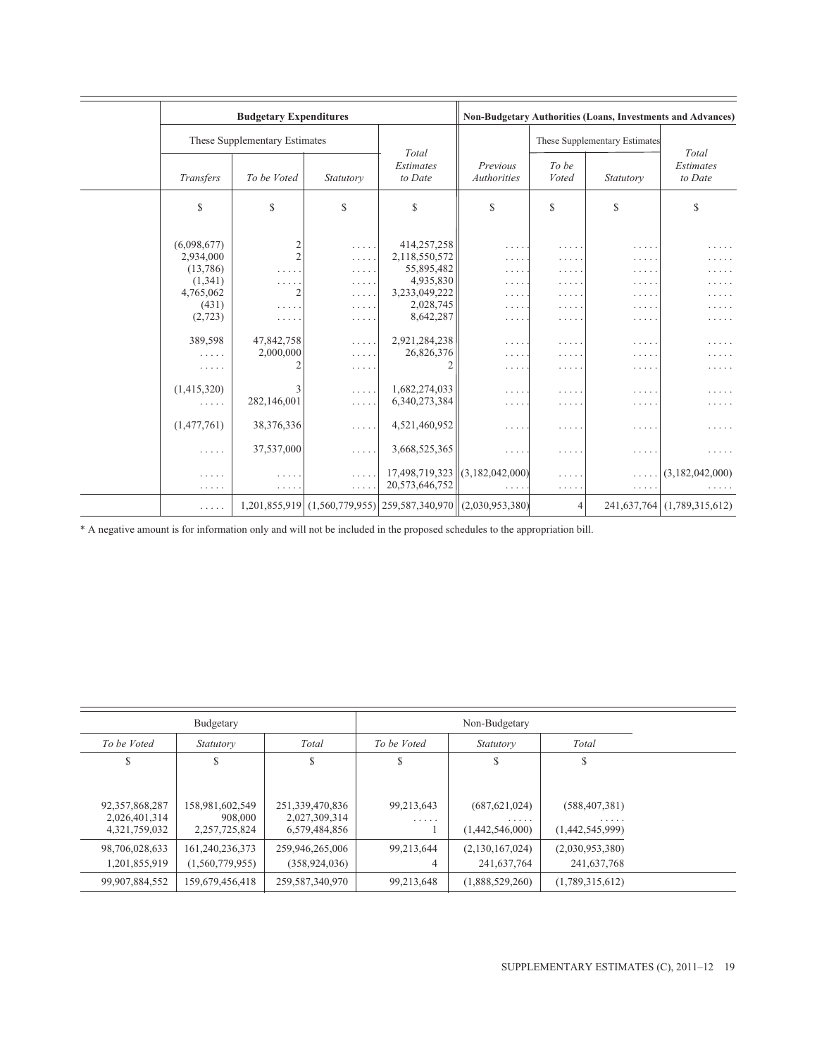| Budgetary Expenditures | | | | Non-Budgetary Authorities (Loans, Investments and Advances) | | | |
|---|---|---|---|---|---|---|---|
| These Supplementary Estimates | | | *Total Estimates to Date* | | These Supplementary Estimates | | *Total Estimates to Date* |
| *Transfers* | *To be Voted* | *Statutory* | | *Previous Authorities* | *To be Voted* | *Statutory* | |
| $ | $ | $ | $ | $ | $ | $ | $ |
| (6,098,677) | 2 | . . . . . | 414,257,258 | . . . . . | . . . . . | . . . . . | . . . . . |
| 2,934,000 | 2 | . . . . . | 2,118,550,572 | . . . . . | . . . . . | . . . . . | . . . . . |
| (13,786) | . . . . . | . . . . . | 55,895,482 | . . . . . | . . . . . | . . . . . | . . . . . |
| (1,341) | . . . . . | . . . . . | 4,935,830 | . . . . . | . . . . . | . . . . . | . . . . . |
| 4,765,062 | 2 | . . . . . | 3,233,049,222 | . . . . . | . . . . . | . . . . . | . . . . . |
| (431) | . . . . . | . . . . . | 2,028,745 | . . . . . | . . . . . | . . . . . | . . . . . |
| (2,723) | . . . . . | . . . . . | 8,642,287 | . . . . . | . . . . . | . . . . . | . . . . . |
| 389,598 | 47,842,758 | . . . . . | 2,921,284,238 | . . . . . | . . . . . | . . . . . | . . . . . |
| . . . . . | 2,000,000 | . . . . . | 26,826,376 | . . . . . | . . . . . | . . . . . | . . . . . |
| . . . . . | 2 | . . . . . | 2 | . . . . . | . . . . . | . . . . . | . . . . . |
| (1,415,320) | 3 | . . . . . | 1,682,274,033 | . . . . . | . . . . . | . . . . . | . . . . . |
| . . . . . | 282,146,001 | . . . . . | 6,340,273,384 | . . . . . | . . . . . | . . . . . | . . . . . |
| (1,477,761) | 38,376,336 | . . . . . | 4,521,460,952 | . . . . . | . . . . . | . . . . . | . . . . . |
| . . . . . | 37,537,000 | . . . . . | 3,668,525,365 | . . . . . | . . . . . | . . . . . | . . . . . |
| . . . . . | . . . . . | . . . . . | 17,498,719,323 | (3,182,042,000) | . . . . . | . . . . . | (3,182,042,000) |
| . . . . . | . . . . . | . . . . . | 20,573,646,752 | . . . . . | . . . . . | . . . . . | . . . . . |
| . . . . . | 1,201,855,919 | (1,560,779,955) | 259,587,340,970 | (2,030,953,380) | 4 | 241,637,764 | (1,789,315,612) |

\* A negative amount is for information only and will not be included in the proposed schedules to the appropriation bill.

| Budgetary | | | Non-Budgetary | | |
|---|---|---|---|---|---|
| *To be Voted* | *Statutory* | *Total* | *To be Voted* | *Statutory* | *Total* |
| $ | $ | $ | $ | $ | $ |
| 92,357,868,287 | 158,981,602,549 | 251,339,470,836 | 99,213,643 | (687,621,024) | (588,407,381) |
| 2,026,401,314 | 908,000 | 2,027,309,314 | . . . . . | . . . . . | . . . . . |
| 4,321,759,032 | 2,257,725,824 | 6,579,484,856 | 1 | (1,442,546,000) | (1,442,545,999) |
| 98,706,028,633 | 161,240,236,373 | 259,946,265,006 | 99,213,644 | (2,130,167,024) | (2,030,953,380) |
| 1,201,855,919 | (1,560,779,955) | (358,924,036) | 4 | 241,637,764 | 241,637,768 |
| 99,907,884,552 | 159,679,456,418 | 259,587,340,970 | 99,213,648 | (1,888,529,260) | (1,789,315,612) |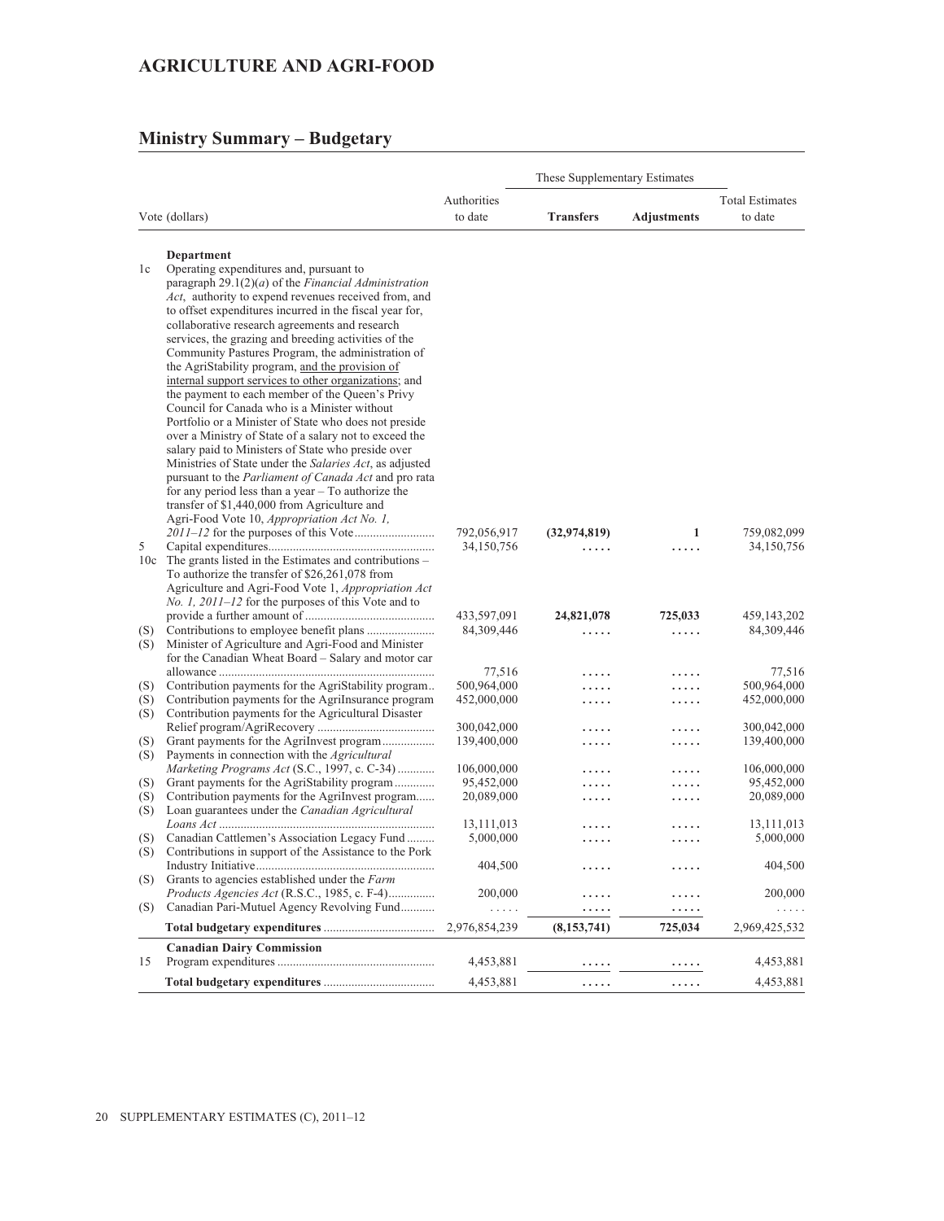# AGRICULTURE AND AGRI-FOOD

## Ministry Summary – Budgetary

| | Vote (dollars) | Authorities to date | These Supplementary Estimates Transfers | These Supplementary Estimates Adjustments | Total Estimates to date |
|---|---|---|---|---|---|
| | **Department** | | | | |
| 1c | Operating expenditures and, pursuant to paragraph 29.1(2)(*a*) of the *Financial Administration Act*, authority to expend revenues received from, and to offset expenditures incurred in the fiscal year for, collaborative research agreements and research services, the grazing and breeding activities of the Community Pastures Program, the administration of the AgriStability program, and the provision of internal support services to other organizations; and the payment to each member of the Queen's Privy Council for Canada who is a Minister without Portfolio or a Minister of State who does not preside over a Ministry of State of a salary not to exceed the salary paid to Ministers of State who preside over Ministries of State under the *Salaries Act*, as adjusted pursuant to the *Parliament of Canada Act* and pro rata for any period less than a year – To authorize the transfer of $1,440,000 from Agriculture and Agri-Food Vote 10, *Appropriation Act No. 1, 2011–12* for the purposes of this Vote | 792,056,917 | **(32,974,819)** | **1** | 759,082,099 |
| 5 | Capital expenditures | 34,150,756 | ..... | ..... | 34,150,756 |
| 10c | The grants listed in the Estimates and contributions – To authorize the transfer of $26,261,078 from Agriculture and Agri-Food Vote 1, *Appropriation Act No. 1, 2011–12* for the purposes of this Vote and to provide a further amount of | 433,597,091 | **24,821,078** | **725,033** | 459,143,202 |
| (S) | Contributions to employee benefit plans | 84,309,446 | ..... | ..... | 84,309,446 |
| (S) | Minister of Agriculture and Agri-Food and Minister for the Canadian Wheat Board – Salary and motor car allowance | 77,516 | ..... | ..... | 77,516 |
| (S) | Contribution payments for the AgriStability program | 500,964,000 | ..... | ..... | 500,964,000 |
| (S) | Contribution payments for the AgriInsurance program | 452,000,000 | ..... | ..... | 452,000,000 |
| (S) | Contribution payments for the Agricultural Disaster Relief program/AgriRecovery | 300,042,000 | ..... | ..... | 300,042,000 |
| (S) | Grant payments for the AgriInvest program | 139,400,000 | ..... | ..... | 139,400,000 |
| (S) | Payments in connection with the *Agricultural Marketing Programs Act* (S.C., 1997, c. C-34) | 106,000,000 | ..... | ..... | 106,000,000 |
| (S) | Grant payments for the AgriStability program | 95,452,000 | ..... | ..... | 95,452,000 |
| (S) | Contribution payments for the AgriInvest program | 20,089,000 | ..... | ..... | 20,089,000 |
| (S) | Loan guarantees under the *Canadian Agricultural Loans Act* | 13,111,013 | ..... | ..... | 13,111,013 |
| (S) | Canadian Cattlemen's Association Legacy Fund | 5,000,000 | ..... | ..... | 5,000,000 |
| (S) | Contributions in support of the Assistance to the Pork Industry Initiative | 404,500 | ..... | ..... | 404,500 |
| (S) | Grants to agencies established under the *Farm Products Agencies Act* (R.S.C., 1985, c. F-4) | 200,000 | ..... | ..... | 200,000 |
| (S) | Canadian Pari-Mutuel Agency Revolving Fund | ..... | ..... | ..... | ..... |
| | **Total budgetary expenditures** | 2,976,854,239 | **(8,153,741)** | **725,034** | 2,969,425,532 |
| | **Canadian Dairy Commission** | | | | |
| 15 | Program expenditures | 4,453,881 | ..... | ..... | 4,453,881 |
| | **Total budgetary expenditures** | 4,453,881 | ..... | ..... | 4,453,881 |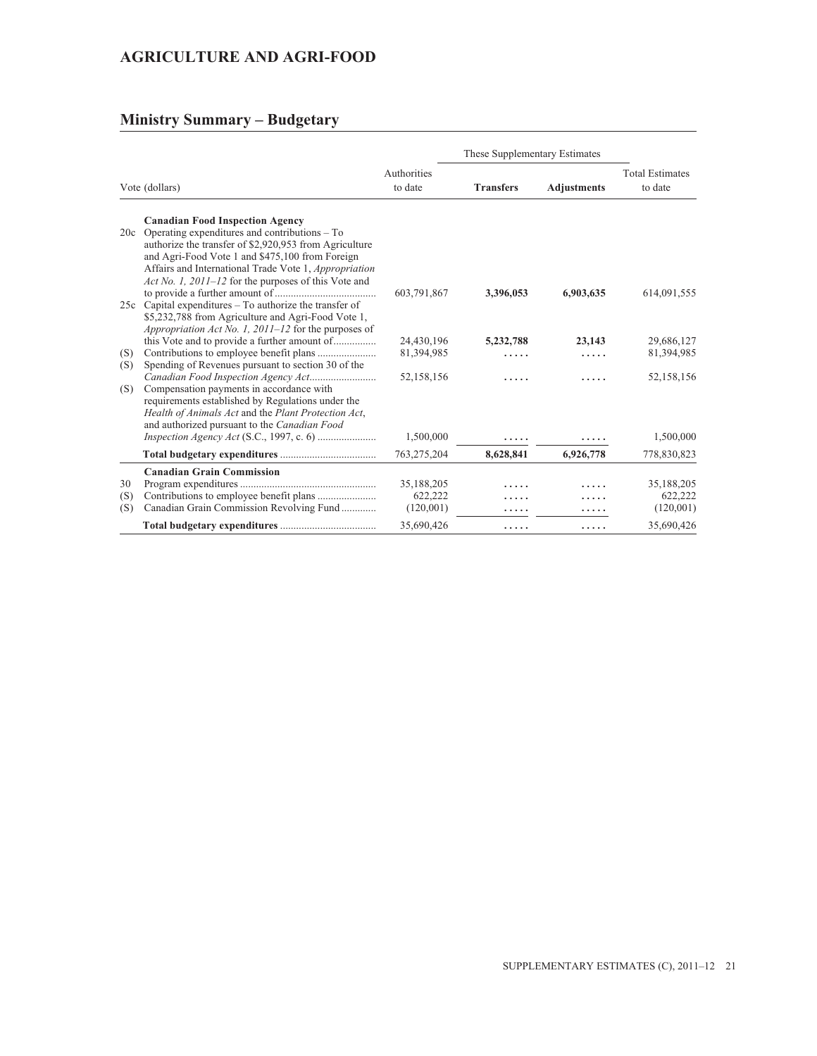# AGRICULTURE AND AGRI-FOOD

## Ministry Summary – Budgetary

| | Vote (dollars) | Authorities to date | These Supplementary Estimates | | Total Estimates to date |
|---|---|---|---|---|---|
| | | | **Transfers** | **Adjustments** | |
| | **Canadian Food Inspection Agency** | | | | |
| 20c | Operating expenditures and contributions – To authorize the transfer of $2,920,953 from Agriculture and Agri-Food Vote 1 and $475,100 from Foreign Affairs and International Trade Vote 1, *Appropriation Act No. 1, 2011–12* for the purposes of this Vote and to provide a further amount of | 603,791,867 | **3,396,053** | **6,903,635** | 614,091,555 |
| 25c | Capital expenditures – To authorize the transfer of $5,232,788 from Agriculture and Agri-Food Vote 1, *Appropriation Act No. 1, 2011–12* for the purposes of this Vote and to provide a further amount of | 24,430,196 | **5,232,788** | **23,143** | 29,686,127 |
| (S) | Contributions to employee benefit plans | 81,394,985 | ..... | ..... | 81,394,985 |
| (S) | Spending of Revenues pursuant to section 30 of the *Canadian Food Inspection Agency Act* | 52,158,156 | ..... | ..... | 52,158,156 |
| (S) | Compensation payments in accordance with requirements established by Regulations under the *Health of Animals Act* and the *Plant Protection Act*, and authorized pursuant to the *Canadian Food Inspection Agency Act* (S.C., 1997, c. 6) | 1,500,000 | ..... | ..... | 1,500,000 |
| | **Total budgetary expenditures** | 763,275,204 | **8,628,841** | **6,926,778** | 778,830,823 |
| | **Canadian Grain Commission** | | | | |
| 30 | Program expenditures | 35,188,205 | ..... | ..... | 35,188,205 |
| (S) | Contributions to employee benefit plans | 622,222 | ..... | ..... | 622,222 |
| (S) | Canadian Grain Commission Revolving Fund | (120,001) | ..... | ..... | (120,001) |
| | **Total budgetary expenditures** | 35,690,426 | ..... | ..... | 35,690,426 |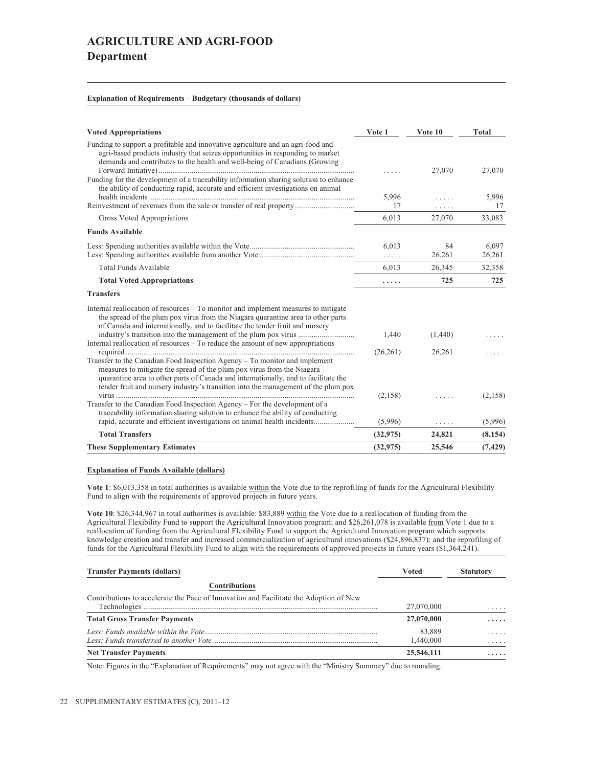# AGRICULTURE AND AGRI-FOOD

## Department

**Explanation of Requirements – Budgetary (thousands of dollars)**

| Voted Appropriations | Vote 1 | Vote 10 | Total |
|---|---|---|---|
| Funding to support a profitable and innovative agriculture and an agri-food and agri-based products industry that seizes opportunities in responding to market demands and contributes to the health and well-being of Canadians (Growing Forward Initiative) | ..... | 27,070 | 27,070 |
| Funding for the development of a traceability information sharing solution to enhance the ability of conducting rapid, accurate and efficient investigations on animal health incidents | 5,996 | ..... | 5,996 |
| Reinvestment of revenues from the sale or transfer of real property | 17 | ..... | 17 |
| Gross Voted Appropriations | 6,013 | 27,070 | 33,083 |
| **Funds Available** | | | |
| Less: Spending authorities available within the Vote | 6,013 | 84 | 6,097 |
| Less: Spending authorities available from another Vote | ..... | 26,261 | 26,261 |
| Total Funds Available | 6,013 | 26,345 | 32,358 |
| **Total Voted Appropriations** | **.....** | **725** | **725** |
| **Transfers** | | | |
| Internal reallocation of resources – To monitor and implement measures to mitigate the spread of the plum pox virus from the Niagara quarantine area to other parts of Canada and internationally, and to facilitate the tender fruit and nursery industry's transition into the management of the plum pox virus | 1,440 | (1,440) | ..... |
| Internal reallocation of resources – To reduce the amount of new appropriations required | (26,261) | 26,261 | ..... |
| Transfer to the Canadian Food Inspection Agency – To monitor and implement measures to mitigate the spread of the plum pox virus from the Niagara quarantine area to other parts of Canada and internationally, and to facilitate the tender fruit and nursery industry's transition into the management of the plum pox virus | (2,158) | ..... | (2,158) |
| Transfer to the Canadian Food Inspection Agency – For the development of a traceability information sharing solution to enhance the ability of conducting rapid, accurate and efficient investigations on animal health incidents | (5,996) | ..... | (5,996) |
| **Total Transfers** | **(32,975)** | **24,821** | **(8,154)** |
| **These Supplementary Estimates** | **(32,975)** | **25,546** | **(7,429)** |

**Explanation of Funds Available (dollars)**

**Vote 1**: $6,013,358 in total authorities is available within the Vote due to the reprofiling of funds for the Agricultural Flexibility Fund to align with the requirements of approved projects in future years.

**Vote 10**: $26,344,967 in total authorities is available: $83,889 within the Vote due to a reallocation of funding from the Agricultural Flexibility Fund to support the Agricultural Innovation program; and $26,261,078 is available from Vote 1 due to a reallocation of funding from the Agricultural Flexibility Fund to support the Agricultural Innovation program which supports knowledge creation and transfer and increased commercialization of agricultural innovations ($24,896,837); and the reprofiling of funds for the Agricultural Flexibility Fund to align with the requirements of approved projects in future years ($1,364,241).

| Transfer Payments (dollars) | Voted | Statutory |
|---|---|---|
| **Contributions** | | |
| Contributions to accelerate the Pace of Innovation and Facilitate the Adoption of New Technologies | 27,070,000 | ..... |
| **Total Gross Transfer Payments** | **27,070,000** | **.....** |
| *Less: Funds available within the Vote* | 83,889 | ..... |
| *Less: Funds transferred to another Vote* | 1,440,000 | ..... |
| **Net Transfer Payments** | **25,546,111** | **.....** |

Note: Figures in the "Explanation of Requirements" may not agree with the "Ministry Summary" due to rounding.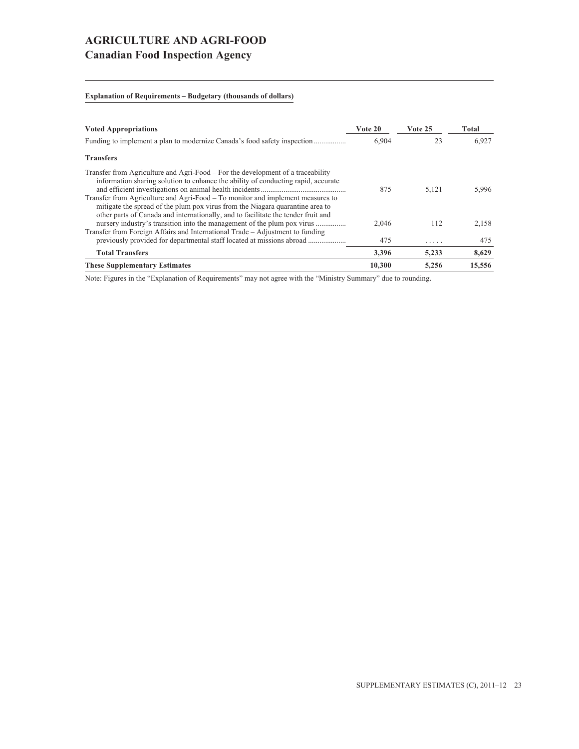# AGRICULTURE AND AGRI-FOOD
## Canadian Food Inspection Agency

**Explanation of Requirements – Budgetary (thousands of dollars)**

| Voted Appropriations | Vote 20 | Vote 25 | Total |
|---|---|---|---|
| Funding to implement a plan to modernize Canada's food safety inspection | 6,904 | 23 | 6,927 |
| **Transfers** | | | |
| Transfer from Agriculture and Agri-Food – For the development of a traceability information sharing solution to enhance the ability of conducting rapid, accurate and efficient investigations on animal health incidents | 875 | 5,121 | 5,996 |
| Transfer from Agriculture and Agri-Food – To monitor and implement measures to mitigate the spread of the plum pox virus from the Niagara quarantine area to other parts of Canada and internationally, and to facilitate the tender fruit and nursery industry's transition into the management of the plum pox virus | 2,046 | 112 | 2,158 |
| Transfer from Foreign Affairs and International Trade – Adjustment to funding previously provided for departmental staff located at missions abroad | 475 | ..... | 475 |
| **Total Transfers** | **3,396** | **5,233** | **8,629** |
| **These Supplementary Estimates** | **10,300** | **5,256** | **15,556** |

Note: Figures in the "Explanation of Requirements" may not agree with the "Ministry Summary" due to rounding.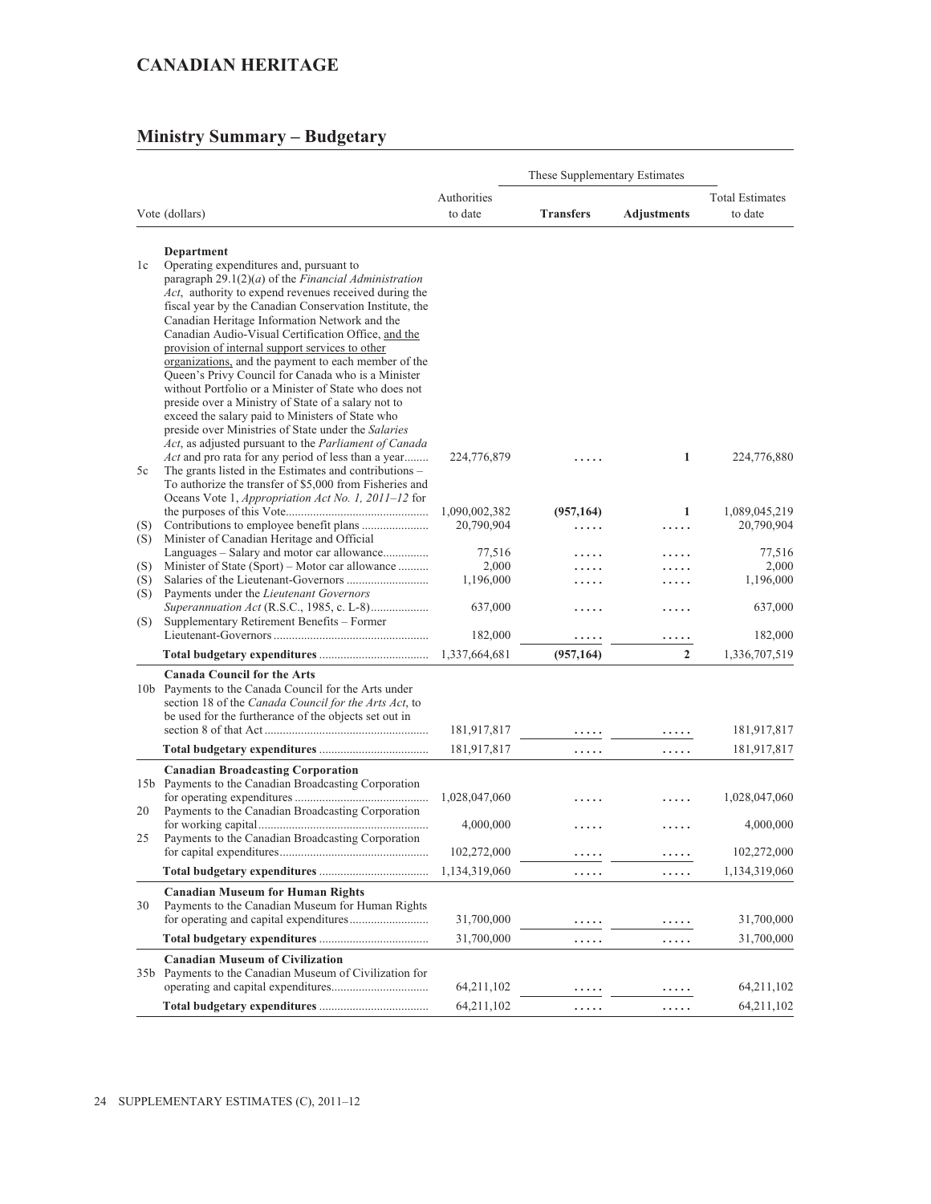## CANADIAN HERITAGE

## Ministry Summary – Budgetary

| | Vote (dollars) | Authorities to date | These Supplementary Estimates | | Total Estimates to date |
|---|---|---|---|---|---|
| | | | **Transfers** | **Adjustments** | |
| | **Department** | | | | |
| 1c | Operating expenditures and, pursuant to paragraph 29.1(2)(*a*) of the *Financial Administration Act*, authority to expend revenues received during the fiscal year by the Canadian Conservation Institute, the Canadian Heritage Information Network and the Canadian Audio-Visual Certification Office, and the provision of internal support services to other organizations, and the payment to each member of the Queen's Privy Council for Canada who is a Minister without Portfolio or a Minister of State who does not preside over a Ministry of State of a salary not to exceed the salary paid to Ministers of State who preside over Ministries of State under the *Salaries Act*, as adjusted pursuant to the *Parliament of Canada Act* and pro rata for any period of less than a year | 224,776,879 | ..... | 1 | 224,776,880 |
| 5c | The grants listed in the Estimates and contributions – To authorize the transfer of $5,000 from Fisheries and Oceans Vote 1, *Appropriation Act No. 1, 2011–12* for the purposes of this Vote | 1,090,002,382 | (957,164) | 1 | 1,089,045,219 |
| (S) | Contributions to employee benefit plans | 20,790,904 | ..... | ..... | 20,790,904 |
| (S) | Minister of Canadian Heritage and Official Languages – Salary and motor car allowance | 77,516 | ..... | ..... | 77,516 |
| (S) | Minister of State (Sport) – Motor car allowance | 2,000 | ..... | ..... | 2,000 |
| (S) | Salaries of the Lieutenant-Governors | 1,196,000 | ..... | ..... | 1,196,000 |
| (S) | Payments under the *Lieutenant Governors Superannuation Act* (R.S.C., 1985, c. L-8) | 637,000 | ..... | ..... | 637,000 |
| (S) | Supplementary Retirement Benefits – Former Lieutenant-Governors | 182,000 | ..... | ..... | 182,000 |
| | **Total budgetary expenditures** | 1,337,664,681 | **(957,164)** | **2** | 1,336,707,519 |
| | **Canada Council for the Arts** | | | | |
| 10b | Payments to the Canada Council for the Arts under section 18 of the *Canada Council for the Arts Act*, to be used for the furtherance of the objects set out in section 8 of that Act | 181,917,817 | ..... | ..... | 181,917,817 |
| | **Total budgetary expenditures** | 181,917,817 | ..... | ..... | 181,917,817 |
| | **Canadian Broadcasting Corporation** | | | | |
| 15b | Payments to the Canadian Broadcasting Corporation for operating expenditures | 1,028,047,060 | ..... | ..... | 1,028,047,060 |
| 20 | Payments to the Canadian Broadcasting Corporation for working capital | 4,000,000 | ..... | ..... | 4,000,000 |
| 25 | Payments to the Canadian Broadcasting Corporation for capital expenditures | 102,272,000 | ..... | ..... | 102,272,000 |
| | **Total budgetary expenditures** | 1,134,319,060 | ..... | ..... | 1,134,319,060 |
| | **Canadian Museum for Human Rights** | | | | |
| 30 | Payments to the Canadian Museum for Human Rights for operating and capital expenditures | 31,700,000 | ..... | ..... | 31,700,000 |
| | **Total budgetary expenditures** | 31,700,000 | ..... | ..... | 31,700,000 |
| | **Canadian Museum of Civilization** | | | | |
| 35b | Payments to the Canadian Museum of Civilization for operating and capital expenditures | 64,211,102 | ..... | ..... | 64,211,102 |
| | **Total budgetary expenditures** | 64,211,102 | ..... | ..... | 64,211,102 |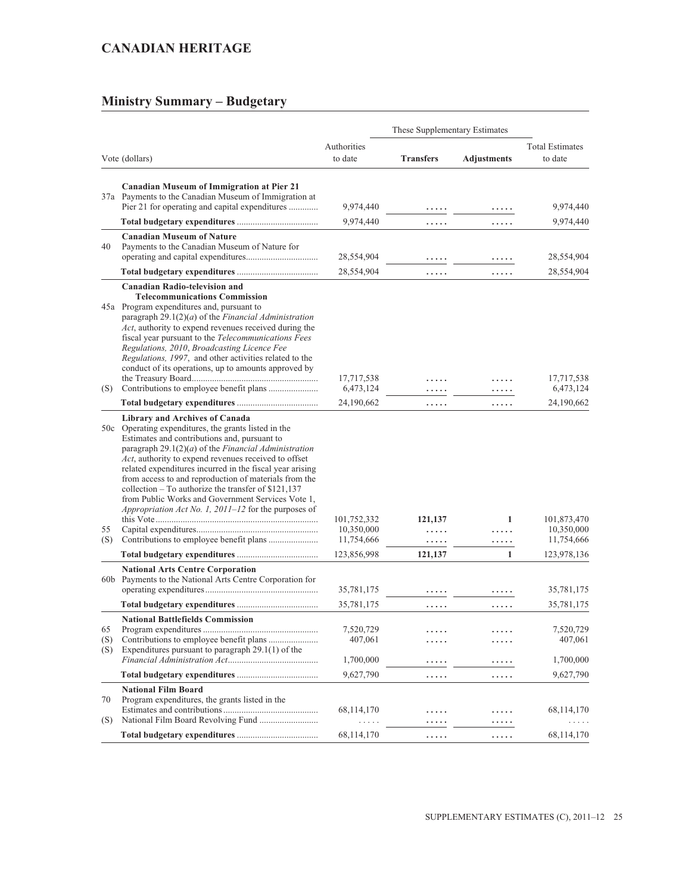## CANADIAN HERITAGE

## Ministry Summary – Budgetary

| | Vote (dollars) | Authorities to date | These Supplementary Estimates – Transfers | These Supplementary Estimates – Adjustments | Total Estimates to date |
|---|---|---|---|---|---|
| | **Canadian Museum of Immigration at Pier 21** | | | | |
| 37a | Payments to the Canadian Museum of Immigration at Pier 21 for operating and capital expenditures | 9,974,440 | ..... | ..... | 9,974,440 |
| | **Total budgetary expenditures** | 9,974,440 | ..... | ..... | 9,974,440 |
| | **Canadian Museum of Nature** | | | | |
| 40 | Payments to the Canadian Museum of Nature for operating and capital expenditures | 28,554,904 | ..... | ..... | 28,554,904 |
| | **Total budgetary expenditures** | 28,554,904 | ..... | ..... | 28,554,904 |
| | **Canadian Radio-television and Telecommunications Commission** | | | | |
| 45a | Program expenditures and, pursuant to paragraph 29.1(2)(*a*) of the *Financial Administration Act*, authority to expend revenues received during the fiscal year pursuant to the *Telecommunications Fees Regulations, 2010*, *Broadcasting Licence Fee Regulations, 1997*, and other activities related to the conduct of its operations, up to amounts approved by the Treasury Board | 17,717,538 | ..... | ..... | 17,717,538 |
| (S) | Contributions to employee benefit plans | 6,473,124 | ..... | ..... | 6,473,124 |
| | **Total budgetary expenditures** | 24,190,662 | ..... | ..... | 24,190,662 |
| | **Library and Archives of Canada** | | | | |
| 50c | Operating expenditures, the grants listed in the Estimates and contributions and, pursuant to paragraph 29.1(2)(*a*) of the *Financial Administration Act*, authority to expend revenues received to offset related expenditures incurred in the fiscal year arising from access to and reproduction of materials from the collection – To authorize the transfer of $121,137 from Public Works and Government Services Vote 1, *Appropriation Act No. 1, 2011–12* for the purposes of this Vote | 101,752,332 | **121,137** | **1** | 101,873,470 |
| 55 | Capital expenditures | 10,350,000 | ..... | ..... | 10,350,000 |
| (S) | Contributions to employee benefit plans | 11,754,666 | ..... | ..... | 11,754,666 |
| | **Total budgetary expenditures** | 123,856,998 | **121,137** | **1** | 123,978,136 |
| | **National Arts Centre Corporation** | | | | |
| 60b | Payments to the National Arts Centre Corporation for operating expenditures | 35,781,175 | ..... | ..... | 35,781,175 |
| | **Total budgetary expenditures** | 35,781,175 | ..... | ..... | 35,781,175 |
| | **National Battlefields Commission** | | | | |
| 65 | Program expenditures | 7,520,729 | ..... | ..... | 7,520,729 |
| (S) | Contributions to employee benefit plans | 407,061 | ..... | ..... | 407,061 |
| (S) | Expenditures pursuant to paragraph 29.1(1) of the *Financial Administration Act* | 1,700,000 | ..... | ..... | 1,700,000 |
| | **Total budgetary expenditures** | 9,627,790 | ..... | ..... | 9,627,790 |
| | **National Film Board** | | | | |
| 70 | Program expenditures, the grants listed in the Estimates and contributions | 68,114,170 | ..... | ..... | 68,114,170 |
| (S) | National Film Board Revolving Fund | ..... | ..... | ..... | ..... |
| | **Total budgetary expenditures** | 68,114,170 | ..... | ..... | 68,114,170 |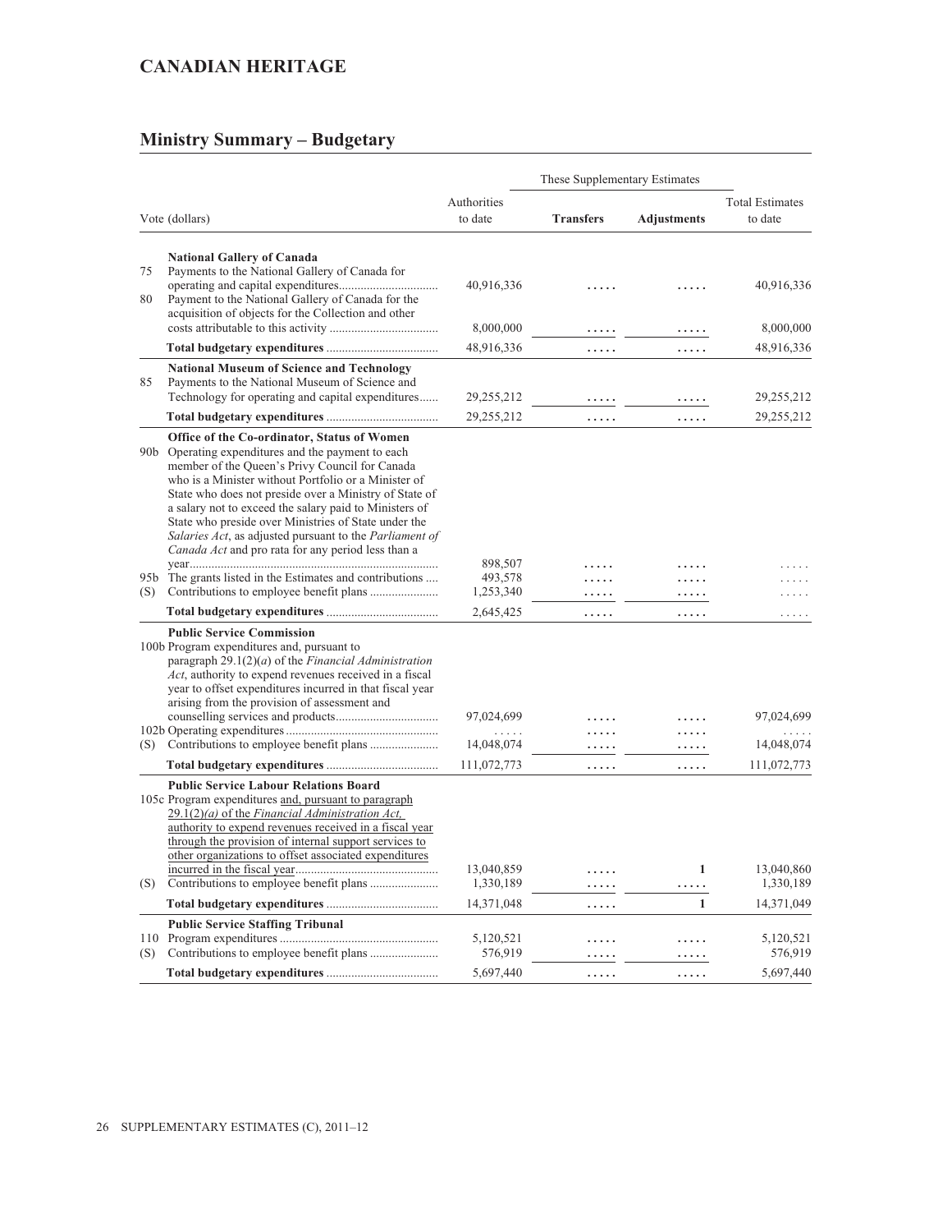## CANADIAN HERITAGE

## Ministry Summary – Budgetary

| Vote (dollars) | | Authorities to date | These Supplementary Estimates | | Total Estimates to date |
|---|---|---|---|---|---|
| | | | **Transfers** | **Adjustments** | |
| | **National Gallery of Canada** | | | | |
| 75 | Payments to the National Gallery of Canada for operating and capital expenditures | 40,916,336 | ..... | ..... | 40,916,336 |
| 80 | Payment to the National Gallery of Canada for the acquisition of objects for the Collection and other costs attributable to this activity | 8,000,000 | ..... | ..... | 8,000,000 |
| | **Total budgetary expenditures** | 48,916,336 | ..... | ..... | 48,916,336 |
| | **National Museum of Science and Technology** | | | | |
| 85 | Payments to the National Museum of Science and Technology for operating and capital expenditures | 29,255,212 | ..... | ..... | 29,255,212 |
| | **Total budgetary expenditures** | 29,255,212 | ..... | ..... | 29,255,212 |
| | **Office of the Co-ordinator, Status of Women** | | | | |
| 90b | Operating expenditures and the payment to each member of the Queen's Privy Council for Canada who is a Minister without Portfolio or a Minister of State who does not preside over a Ministry of State of a salary not to exceed the salary paid to Ministers of State who preside over Ministries of State under the *Salaries Act*, as adjusted pursuant to the *Parliament of Canada Act* and pro rata for any period less than a year | 898,507 | ..... | ..... | ..... |
| 95b | The grants listed in the Estimates and contributions | 493,578 | ..... | ..... | ..... |
| (S) | Contributions to employee benefit plans | 1,253,340 | ..... | ..... | ..... |
| | **Total budgetary expenditures** | 2,645,425 | ..... | ..... | ..... |
| | **Public Service Commission** | | | | |
| 100b | Program expenditures and, pursuant to paragraph 29.1(2)(*a*) of the *Financial Administration Act*, authority to expend revenues received in a fiscal year to offset expenditures incurred in that fiscal year arising from the provision of assessment and counselling services and products | 97,024,699 | ..... | ..... | 97,024,699 |
| 102b | Operating expenditures | ..... | ..... | ..... | ..... |
| (S) | Contributions to employee benefit plans | 14,048,074 | ..... | ..... | 14,048,074 |
| | **Total budgetary expenditures** | 111,072,773 | ..... | ..... | 111,072,773 |
| | **Public Service Labour Relations Board** | | | | |
| 105c | Program expenditures and, pursuant to paragraph 29.1(2)*(a)* of the *Financial Administration Act*, authority to expend revenues received in a fiscal year through the provision of internal support services to other organizations to offset associated expenditures incurred in the fiscal year | 13,040,859 | ..... | 1 | 13,040,860 |
| (S) | Contributions to employee benefit plans | 1,330,189 | ..... | ..... | 1,330,189 |
| | **Total budgetary expenditures** | 14,371,048 | ..... | 1 | 14,371,049 |
| | **Public Service Staffing Tribunal** | | | | |
| 110 | Program expenditures | 5,120,521 | ..... | ..... | 5,120,521 |
| (S) | Contributions to employee benefit plans | 576,919 | ..... | ..... | 576,919 |
| | **Total budgetary expenditures** | 5,697,440 | ..... | ..... | 5,697,440 |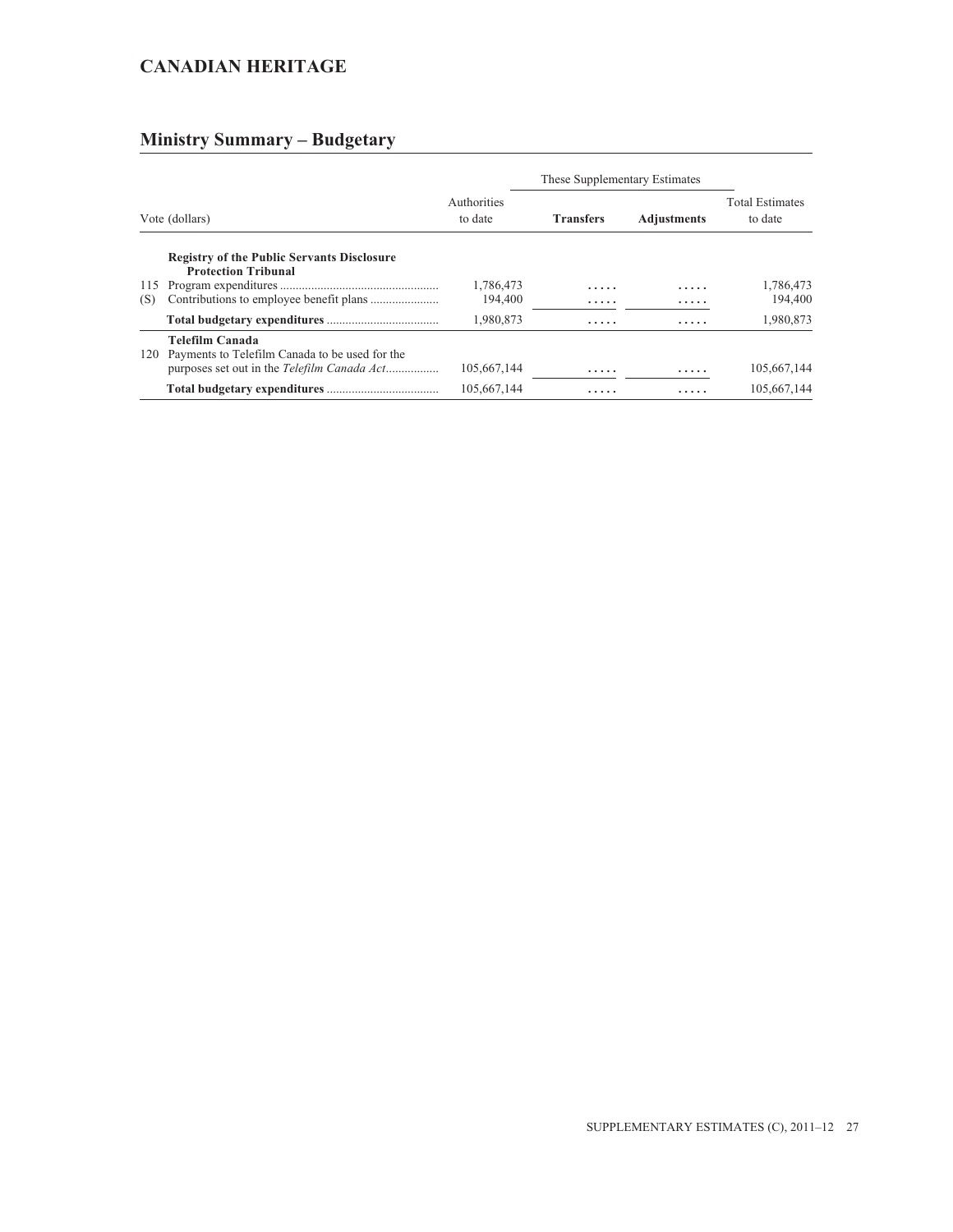## CANADIAN HERITAGE

## Ministry Summary – Budgetary

| Vote (dollars) | | Authorities to date | These Supplementary Estimates | | Total Estimates to date |
|---|---|---|---|---|---|
| | | | **Transfers** | **Adjustments** | |
| | **Registry of the Public Servants Disclosure Protection Tribunal** | | | | |
| 115 | Program expenditures | 1,786,473 | ..... | ..... | 1,786,473 |
| (S) | Contributions to employee benefit plans | 194,400 | ..... | ..... | 194,400 |
| | **Total budgetary expenditures** | 1,980,873 | ..... | ..... | 1,980,873 |
| | **Telefilm Canada** | | | | |
| 120 | Payments to Telefilm Canada to be used for the purposes set out in the *Telefilm Canada Act* | 105,667,144 | ..... | ..... | 105,667,144 |
| | **Total budgetary expenditures** | 105,667,144 | ..... | ..... | 105,667,144 |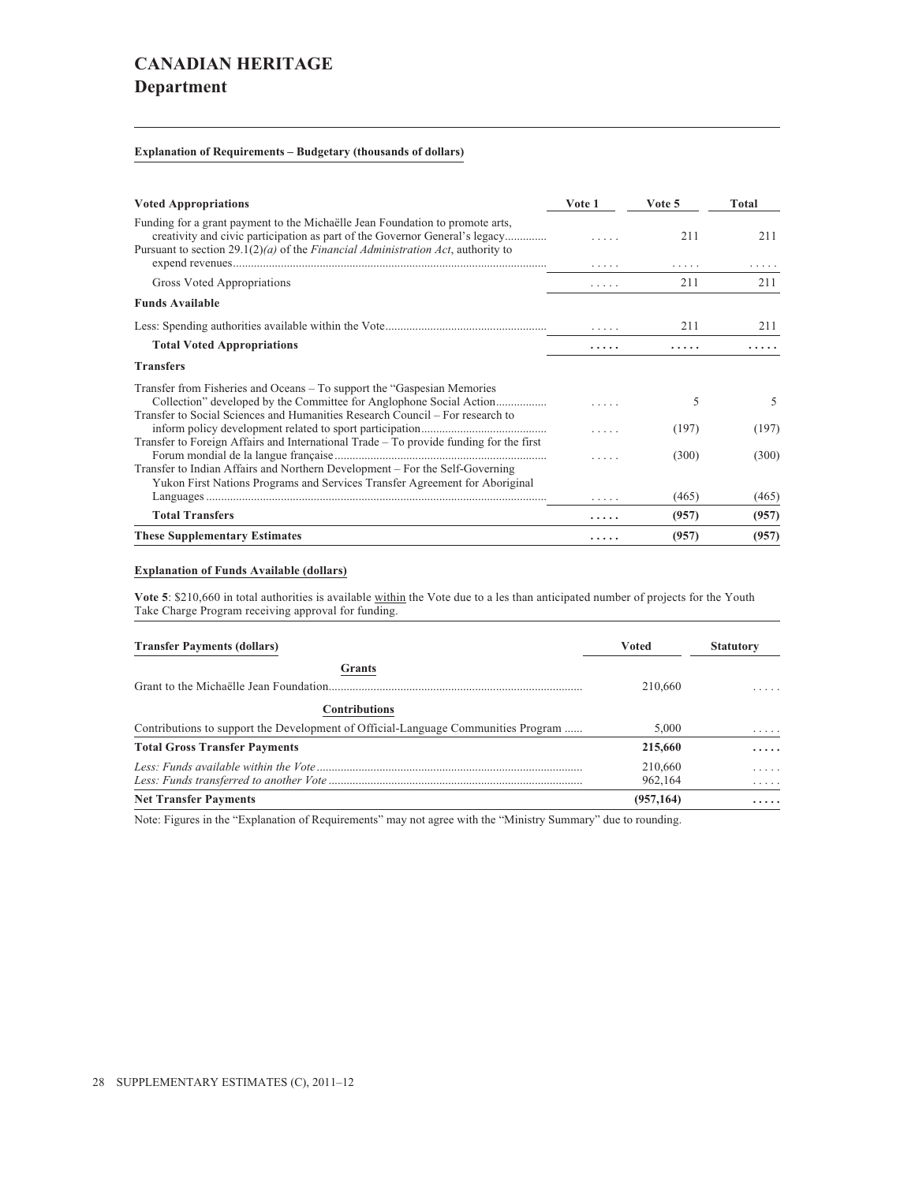# CANADIAN HERITAGE

## Department

**Explanation of Requirements – Budgetary (thousands of dollars)**

| Voted Appropriations | Vote 1 | Vote 5 | Total |
|---|---|---|---|
| Funding for a grant payment to the Michaëlle Jean Foundation to promote arts, creativity and civic participation as part of the Governor General's legacy | ..... | 211 | 211 |
| Pursuant to section 29.1(2)*(a)* of the *Financial Administration Act*, authority to expend revenues | ..... | ..... | ..... |
| Gross Voted Appropriations | ..... | 211 | 211 |
| **Funds Available** | | | |
| Less: Spending authorities available within the Vote | ..... | 211 | 211 |
| **Total Voted Appropriations** | **.....** | **.....** | **.....** |
| **Transfers** | | | |
| Transfer from Fisheries and Oceans – To support the "Gaspesian Memories Collection" developed by the Committee for Anglophone Social Action | ..... | 5 | 5 |
| Transfer to Social Sciences and Humanities Research Council – For research to inform policy development related to sport participation | ..... | (197) | (197) |
| Transfer to Foreign Affairs and International Trade – To provide funding for the first Forum mondial de la langue française | ..... | (300) | (300) |
| Transfer to Indian Affairs and Northern Development – For the Self-Governing Yukon First Nations Programs and Services Transfer Agreement for Aboriginal Languages | ..... | (465) | (465) |
| **Total Transfers** | **.....** | **(957)** | **(957)** |
| **These Supplementary Estimates** | **.....** | **(957)** | **(957)** |

**Explanation of Funds Available (dollars)**

**Vote 5**: $210,660 in total authorities is available within the Vote due to a les than anticipated number of projects for the Youth Take Charge Program receiving approval for funding.

| Transfer Payments (dollars) | Voted | Statutory |
|---|---|---|
| **Grants** | | |
| Grant to the Michaëlle Jean Foundation | 210,660 | ..... |
| **Contributions** | | |
| Contributions to support the Development of Official-Language Communities Program | 5,000 | ..... |
| **Total Gross Transfer Payments** | **215,660** | **.....** |
| *Less: Funds available within the Vote* | 210,660 | ..... |
| *Less: Funds transferred to another Vote* | 962,164 | ..... |
| **Net Transfer Payments** | **(957,164)** | **.....** |

Note: Figures in the "Explanation of Requirements" may not agree with the "Ministry Summary" due to rounding.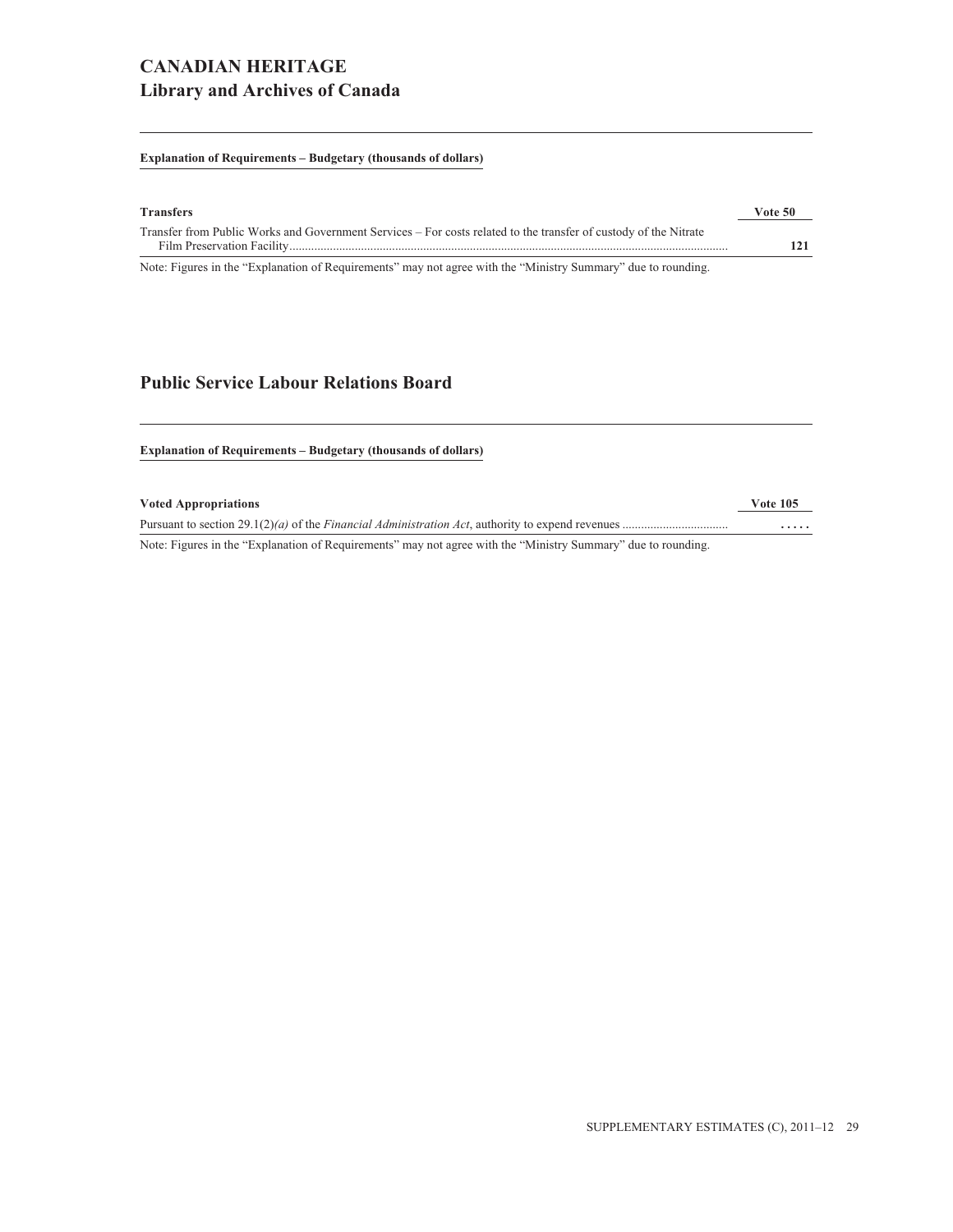# CANADIAN HERITAGE
## Library and Archives of Canada

**Explanation of Requirements – Budgetary (thousands of dollars)**

| Transfers | Vote 50 |
|---|---|
| Transfer from Public Works and Government Services – For costs related to the transfer of custody of the Nitrate Film Preservation Facility | 121 |

Note: Figures in the "Explanation of Requirements" may not agree with the "Ministry Summary" due to rounding.

## Public Service Labour Relations Board

**Explanation of Requirements – Budgetary (thousands of dollars)**

| Voted Appropriations | Vote 105 |
|---|---|
| Pursuant to section 29.1(2)*(a)* of the *Financial Administration Act*, authority to expend revenues | ..... |

Note: Figures in the "Explanation of Requirements" may not agree with the "Ministry Summary" due to rounding.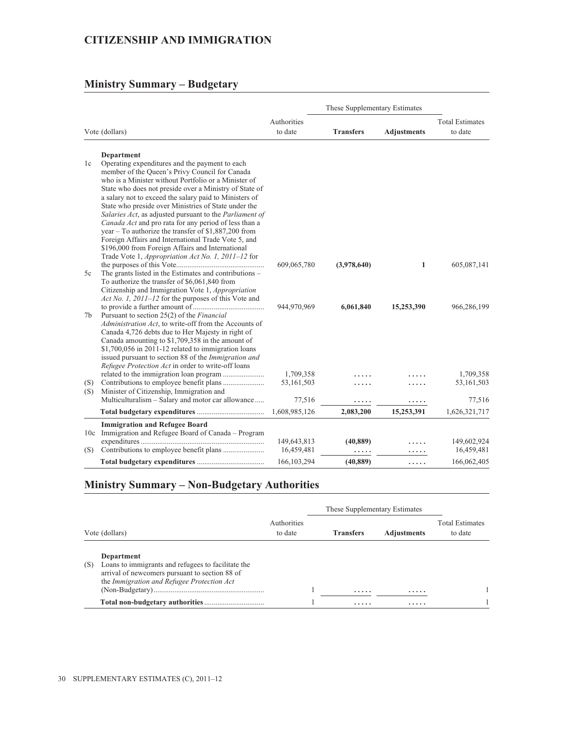## CITIZENSHIP AND IMMIGRATION

## Ministry Summary – Budgetary

| Vote (dollars) | | Authorities to date | These Supplementary Estimates Transfers | These Supplementary Estimates Adjustments | Total Estimates to date |
|---|---|---|---|---|---|
| | **Department** | | | | |
| 1c | Operating expenditures and the payment to each member of the Queen's Privy Council for Canada who is a Minister without Portfolio or a Minister of State who does not preside over a Ministry of State of a salary not to exceed the salary paid to Ministers of State who preside over Ministries of State under the *Salaries Act*, as adjusted pursuant to the *Parliament of Canada Act* and pro rata for any period of less than a year – To authorize the transfer of $1,887,200 from Foreign Affairs and International Trade Vote 5, and $196,000 from Foreign Affairs and International Trade Vote 1, *Appropriation Act No. 1, 2011–12* for the purposes of this Vote | 609,065,780 | **(3,978,640)** | **1** | 605,087,141 |
| 5c | The grants listed in the Estimates and contributions – To authorize the transfer of $6,061,840 from Citizenship and Immigration Vote 1, *Appropriation Act No. 1, 2011–12* for the purposes of this Vote and to provide a further amount of | 944,970,969 | **6,061,840** | **15,253,390** | 966,286,199 |
| 7b | Pursuant to section 25(2) of the *Financial Administration Act*, to write-off from the Accounts of Canada 4,726 debts due to Her Majesty in right of Canada amounting to $1,709,358 in the amount of $1,700,056 in 2011-12 related to immigration loans issued pursuant to section 88 of the *Immigration and Refugee Protection Act* in order to write-off loans related to the immigration loan program | 1,709,358 | ..... | ..... | 1,709,358 |
| (S) | Contributions to employee benefit plans | 53,161,503 | ..... | ..... | 53,161,503 |
| (S) | Minister of Citizenship, Immigration and Multiculturalism – Salary and motor car allowance | 77,516 | ..... | ..... | 77,516 |
| | **Total budgetary expenditures** | 1,608,985,126 | **2,083,200** | **15,253,391** | 1,626,321,717 |
| | **Immigration and Refugee Board** | | | | |
| 10c | Immigration and Refugee Board of Canada – Program expenditures | 149,643,813 | **(40,889)** | ..... | 149,602,924 |
| (S) | Contributions to employee benefit plans | 16,459,481 | ..... | ..... | 16,459,481 |
| | **Total budgetary expenditures** | 166,103,294 | **(40,889)** | ..... | 166,062,405 |

## Ministry Summary – Non-Budgetary Authorities

| Vote (dollars) | | Authorities to date | These Supplementary Estimates Transfers | These Supplementary Estimates Adjustments | Total Estimates to date |
|---|---|---|---|---|---|
| | **Department** | | | | |
| (S) | Loans to immigrants and refugees to facilitate the arrival of newcomers pursuant to section 88 of the *Immigration and Refugee Protection Act* (Non-Budgetary) | 1 | ..... | ..... | 1 |
| | **Total non-budgetary authorities** | 1 | ..... | ..... | 1 |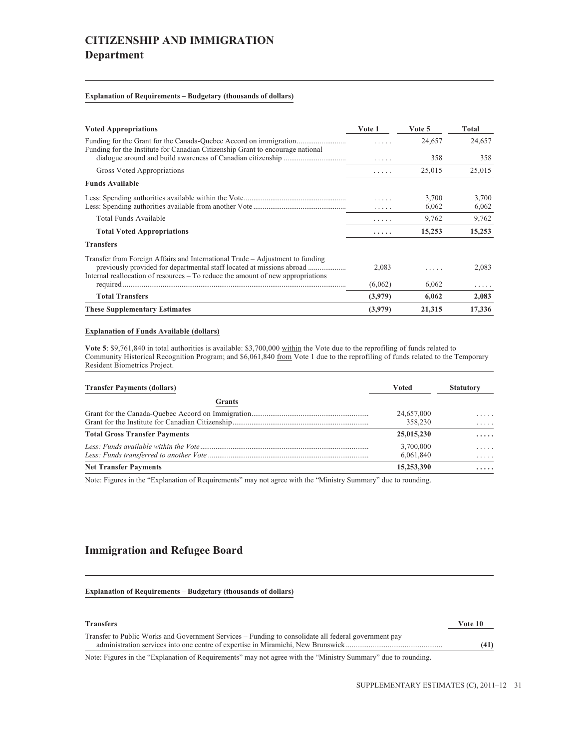# CITIZENSHIP AND IMMIGRATION

## Department

### Explanation of Requirements – Budgetary (thousands of dollars)

| Voted Appropriations | Vote 1 | Vote 5 | Total |
|---|---|---|---|
| Funding for the Grant for the Canada-Quebec Accord on immigration | ..... | 24,657 | 24,657 |
| Funding for the Institute for Canadian Citizenship Grant to encourage national dialogue around and build awareness of Canadian citizenship | ..... | 358 | 358 |
| Gross Voted Appropriations | ..... | 25,015 | 25,015 |
| **Funds Available** | | | |
| Less: Spending authorities available within the Vote | ..... | 3,700 | 3,700 |
| Less: Spending authorities available from another Vote | ..... | 6,062 | 6,062 |
| Total Funds Available | ..... | 9,762 | 9,762 |
| **Total Voted Appropriations** | **.....** | **15,253** | **15,253** |
| **Transfers** | | | |
| Transfer from Foreign Affairs and International Trade – Adjustment to funding previously provided for departmental staff located at missions abroad | 2,083 | ..... | 2,083 |
| Internal reallocation of resources – To reduce the amount of new appropriations required | (6,062) | 6,062 | ..... |
| **Total Transfers** | **(3,979)** | **6,062** | **2,083** |
| **These Supplementary Estimates** | **(3,979)** | **21,315** | **17,336** |

### Explanation of Funds Available (dollars)

**Vote 5**: $9,761,840 in total authorities is available: $3,700,000 within the Vote due to the reprofiling of funds related to Community Historical Recognition Program; and $6,061,840 from Vote 1 due to the reprofiling of funds related to the Temporary Resident Biometrics Project.

| Transfer Payments (dollars) | Voted | Statutory |
|---|---|---|
| **Grants** | | |
| Grant for the Canada-Quebec Accord on Immigration | 24,657,000 | ..... |
| Grant for the Institute for Canadian Citizenship | 358,230 | ..... |
| **Total Gross Transfer Payments** | **25,015,230** | **.....** |
| *Less: Funds available within the Vote* | 3,700,000 | ..... |
| *Less: Funds transferred to another Vote* | 6,061,840 | ..... |
| **Net Transfer Payments** | **15,253,390** | **.....** |

Note: Figures in the "Explanation of Requirements" may not agree with the "Ministry Summary" due to rounding.

## Immigration and Refugee Board

### Explanation of Requirements – Budgetary (thousands of dollars)

| Transfers | Vote 10 |
|---|---|
| Transfer to Public Works and Government Services – Funding to consolidate all federal government pay administration services into one centre of expertise in Miramichi, New Brunswick | **(41)** |

Note: Figures in the "Explanation of Requirements" may not agree with the "Ministry Summary" due to rounding.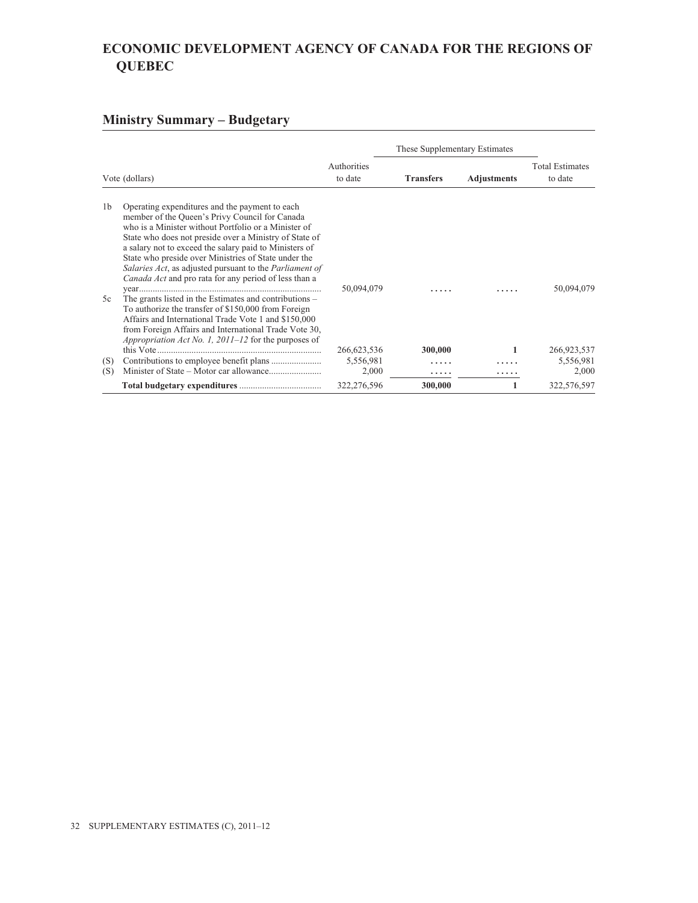# ECONOMIC DEVELOPMENT AGENCY OF CANADA FOR THE REGIONS OF QUEBEC

## Ministry Summary – Budgetary

| Vote (dollars) | | Authorities to date | These Supplementary Estimates | | Total Estimates to date |
|---|---|---|---|---|---|
| | | | **Transfers** | **Adjustments** | |
| 1b | Operating expenditures and the payment to each member of the Queen's Privy Council for Canada who is a Minister without Portfolio or a Minister of State who does not preside over a Ministry of State of a salary not to exceed the salary paid to Ministers of State who preside over Ministries of State under the *Salaries Act*, as adjusted pursuant to the *Parliament of Canada Act* and pro rata for any period of less than a year | 50,094,079 | ..... | ..... | 50,094,079 |
| 5c | The grants listed in the Estimates and contributions – To authorize the transfer of $150,000 from Foreign Affairs and International Trade Vote 1 and $150,000 from Foreign Affairs and International Trade Vote 30, *Appropriation Act No. 1, 2011–12* for the purposes of this Vote | 266,623,536 | **300,000** | **1** | 266,923,537 |
| (S) | Contributions to employee benefit plans | 5,556,981 | ..... | ..... | 5,556,981 |
| (S) | Minister of State – Motor car allowance | 2,000 | ..... | ..... | 2,000 |
| | **Total budgetary expenditures** | 322,276,596 | **300,000** | **1** | 322,576,597 |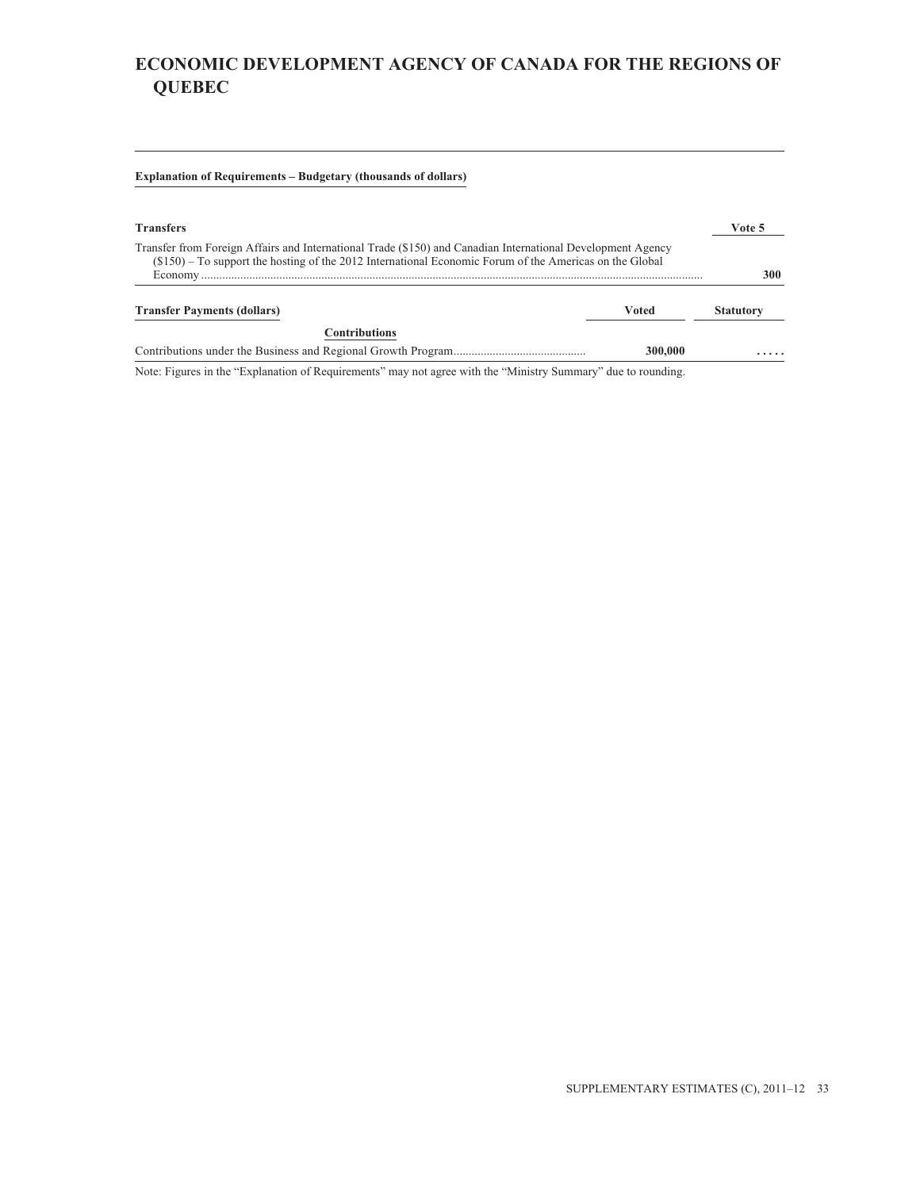# ECONOMIC DEVELOPMENT AGENCY OF CANADA FOR THE REGIONS OF QUEBEC

**Explanation of Requirements – Budgetary (thousands of dollars)**

| **Transfers** | **Vote 5** |
|---|---|
| Transfer from Foreign Affairs and International Trade ($150) and Canadian International Development Agency ($150) – To support the hosting of the 2012 International Economic Forum of the Americas on the Global Economy | **300** |

| **Transfer Payments (dollars)** | **Voted** | **Statutory** |
|---|---|---|
| **Contributions** | | |
| Contributions under the Business and Regional Growth Program | **300,000** | **. . . . .** |

Note: Figures in the "Explanation of Requirements" may not agree with the "Ministry Summary" due to rounding.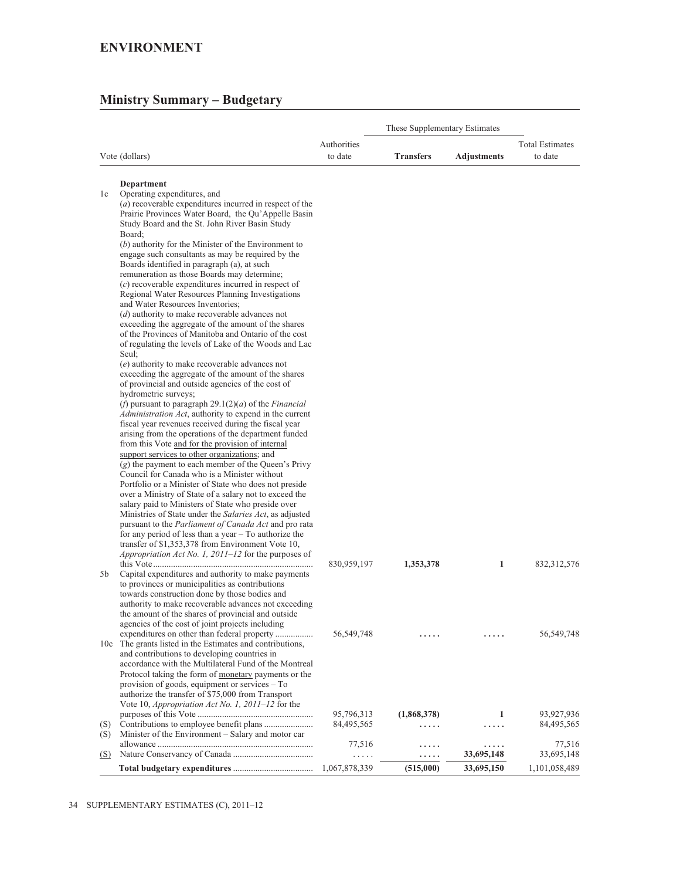## ENVIRONMENT

## Ministry Summary – Budgetary

| | Vote (dollars) | Authorities to date | These Supplementary Estimates | | Total Estimates to date |
|---|---|---|---|---|---|
| | | | **Transfers** | **Adjustments** | |
| | **Department** | | | | |
| 1c | Operating expenditures, and (*a*) recoverable expenditures incurred in respect of the Prairie Provinces Water Board, the Qu'Appelle Basin Study Board and the St. John River Basin Study Board; (*b*) authority for the Minister of the Environment to engage such consultants as may be required by the Boards identified in paragraph (a), at such remuneration as those Boards may determine; (*c*) recoverable expenditures incurred in respect of Regional Water Resources Planning Investigations and Water Resources Inventories; (*d*) authority to make recoverable advances not exceeding the aggregate of the amount of the shares of the Provinces of Manitoba and Ontario of the cost of regulating the levels of Lake of the Woods and Lac Seul; (*e*) authority to make recoverable advances not exceeding the aggregate of the amount of the shares of provincial and outside agencies of the cost of hydrometric surveys; (*f*) pursuant to paragraph 29.1(2)(*a*) of the *Financial Administration Act*, authority to expend in the current fiscal year revenues received during the fiscal year arising from the operations of the department funded from this Vote <u>and for the provision of internal support services to other organizations</u>; and (*g*) the payment to each member of the Queen's Privy Council for Canada who is a Minister without Portfolio or a Minister of State who does not preside over a Ministry of State of a salary not to exceed the salary paid to Ministers of State who preside over Ministries of State under the *Salaries Act*, as adjusted pursuant to the *Parliament of Canada Act* and pro rata for any period of less than a year – To authorize the transfer of $1,353,378 from Environment Vote 10, *Appropriation Act No. 1, 2011–12* for the purposes of this Vote | 830,959,197 | **1,353,378** | **1** | 832,312,576 |
| 5b | Capital expenditures and authority to make payments to provinces or municipalities as contributions towards construction done by those bodies and authority to make recoverable advances not exceeding the amount of the shares of provincial and outside agencies of the cost of joint projects including expenditures on other than federal property | 56,549,748 | ..... | ..... | 56,549,748 |
| 10c | The grants listed in the Estimates and contributions, and contributions to developing countries in accordance with the Multilateral Fund of the Montreal Protocol taking the form of <u>monetary</u> payments or the provision of goods, equipment or services – To authorize the transfer of $75,000 from Transport Vote 10, *Appropriation Act No. 1, 2011–12* for the purposes of this Vote | 95,796,313 | **(1,868,378)** | **1** | 93,927,936 |
| (S) | Contributions to employee benefit plans | 84,495,565 | ..... | ..... | 84,495,565 |
| (S) | Minister of the Environment – Salary and motor car allowance | 77,516 | ..... | ..... | 77,516 |
| <u>(S)</u> | Nature Conservancy of Canada | ..... | ..... | **33,695,148** | 33,695,148 |
| | **Total budgetary expenditures** | 1,067,878,339 | **(515,000)** | **33,695,150** | 1,101,058,489 |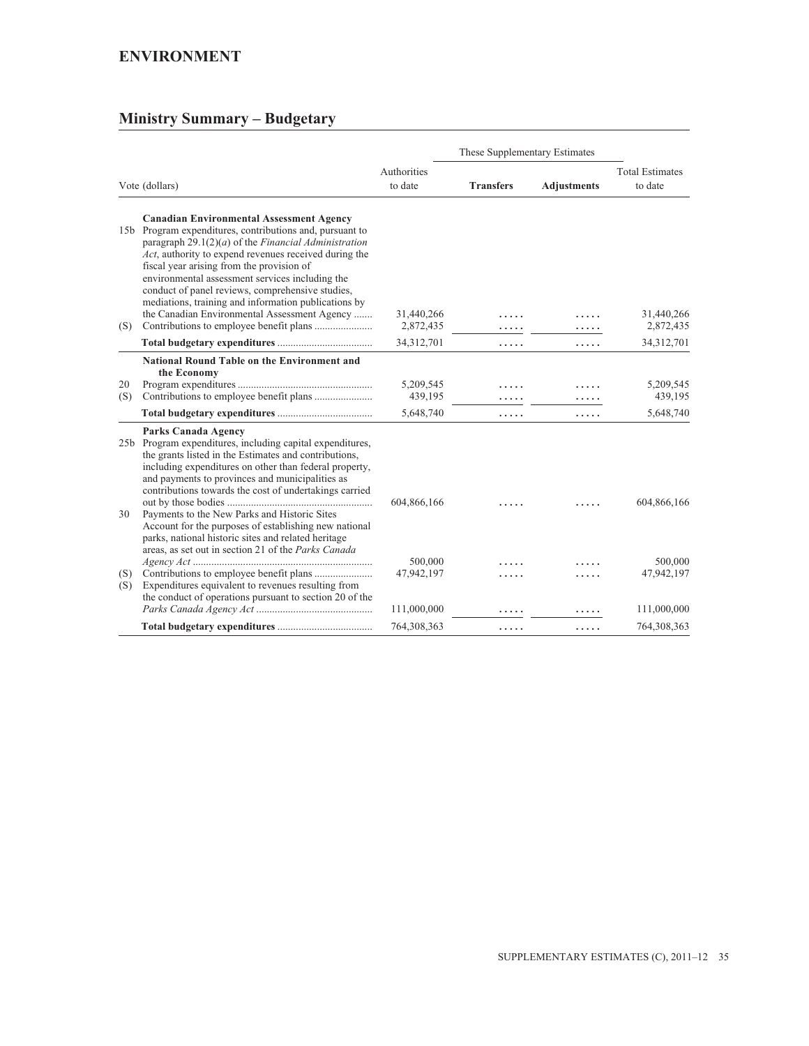# ENVIRONMENT

## Ministry Summary – Budgetary

| Vote (dollars) | | Authorities to date | These Supplementary Estimates | | Total Estimates to date |
|---|---|---|---|---|---|
| | | | **Transfers** | **Adjustments** | |
| | **Canadian Environmental Assessment Agency** | | | | |
| 15b | Program expenditures, contributions and, pursuant to paragraph 29.1(2)(*a*) of the *Financial Administration Act*, authority to expend revenues received during the fiscal year arising from the provision of environmental assessment services including the conduct of panel reviews, comprehensive studies, mediations, training and information publications by the Canadian Environmental Assessment Agency | 31,440,266 | ..... | ..... | 31,440,266 |
| (S) | Contributions to employee benefit plans | 2,872,435 | ..... | ..... | 2,872,435 |
| | **Total budgetary expenditures** | 34,312,701 | ..... | ..... | 34,312,701 |
| | **National Round Table on the Environment and the Economy** | | | | |
| 20 | Program expenditures | 5,209,545 | ..... | ..... | 5,209,545 |
| (S) | Contributions to employee benefit plans | 439,195 | ..... | ..... | 439,195 |
| | **Total budgetary expenditures** | 5,648,740 | ..... | ..... | 5,648,740 |
| | **Parks Canada Agency** | | | | |
| 25b | Program expenditures, including capital expenditures, the grants listed in the Estimates and contributions, including expenditures on other than federal property, and payments to provinces and municipalities as contributions towards the cost of undertakings carried out by those bodies | 604,866,166 | ..... | ..... | 604,866,166 |
| 30 | Payments to the New Parks and Historic Sites Account for the purposes of establishing new national parks, national historic sites and related heritage areas, as set out in section 21 of the *Parks Canada Agency Act* | 500,000 | ..... | ..... | 500,000 |
| (S) | Contributions to employee benefit plans | 47,942,197 | ..... | ..... | 47,942,197 |
| (S) | Expenditures equivalent to revenues resulting from the conduct of operations pursuant to section 20 of the *Parks Canada Agency Act* | 111,000,000 | ..... | ..... | 111,000,000 |
| | **Total budgetary expenditures** | 764,308,363 | ..... | ..... | 764,308,363 |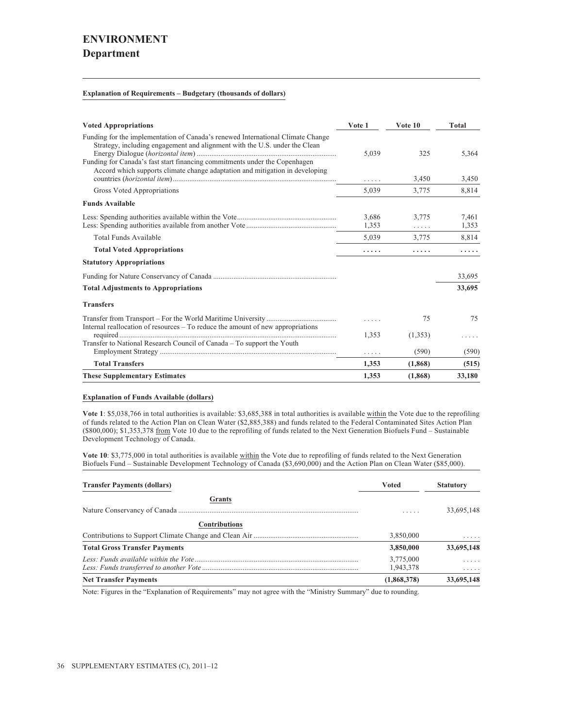# ENVIRONMENT

## Department

**Explanation of Requirements – Budgetary (thousands of dollars)**

| Voted Appropriations | Vote 1 | Vote 10 | Total |
|---|---|---|---|
| Funding for the implementation of Canada's renewed International Climate Change Strategy, including engagement and alignment with the U.S. under the Clean Energy Dialogue (*horizontal item*) | 5,039 | 325 | 5,364 |
| Funding for Canada's fast start financing commitments under the Copenhagen Accord which supports climate change adaptation and mitigation in developing countries (*horizontal item*) | ..... | 3,450 | 3,450 |
| Gross Voted Appropriations | 5,039 | 3,775 | 8,814 |
| **Funds Available** | | | |
| Less: Spending authorities available within the Vote | 3,686 | 3,775 | 7,461 |
| Less: Spending authorities available from another Vote | 1,353 | ..... | 1,353 |
| Total Funds Available | 5,039 | 3,775 | 8,814 |
| **Total Voted Appropriations** | **.....** | **.....** | **.....** |
| **Statutory Appropriations** | | | |
| Funding for Nature Conservancy of Canada | | | 33,695 |
| **Total Adjustments to Appropriations** | | | **33,695** |
| **Transfers** | | | |
| Transfer from Transport – For the World Maritime University | ..... | 75 | 75 |
| Internal reallocation of resources – To reduce the amount of new appropriations required | 1,353 | (1,353) | ..... |
| Transfer to National Research Council of Canada – To support the Youth Employment Strategy | ..... | (590) | (590) |
| **Total Transfers** | **1,353** | **(1,868)** | **(515)** |
| **These Supplementary Estimates** | **1,353** | **(1,868)** | **33,180** |

**Explanation of Funds Available (dollars)**

**Vote 1**: $5,038,766 in total authorities is available: $3,685,388 in total authorities is available within the Vote due to the reprofiling of funds related to the Action Plan on Clean Water ($2,885,388) and funds related to the Federal Contaminated Sites Action Plan ($800,000); $1,353,378 from Vote 10 due to the reprofiling of funds related to the Next Generation Biofuels Fund – Sustainable Development Technology of Canada.

**Vote 10**: $3,775,000 in total authorities is available within the Vote due to reprofiling of funds related to the Next Generation Biofuels Fund – Sustainable Development Technology of Canada ($3,690,000) and the Action Plan on Clean Water ($85,000).

| Transfer Payments (dollars) | Voted | Statutory |
|---|---|---|
| **Grants** | | |
| Nature Conservancy of Canada | ..... | 33,695,148 |
| **Contributions** | | |
| Contributions to Support Climate Change and Clean Air | 3,850,000 | ..... |
| **Total Gross Transfer Payments** | **3,850,000** | **33,695,148** |
| *Less: Funds available within the Vote* | 3,775,000 | ..... |
| *Less: Funds transferred to another Vote* | 1,943,378 | ..... |
| **Net Transfer Payments** | **(1,868,378)** | **33,695,148** |

Note: Figures in the "Explanation of Requirements" may not agree with the "Ministry Summary" due to rounding.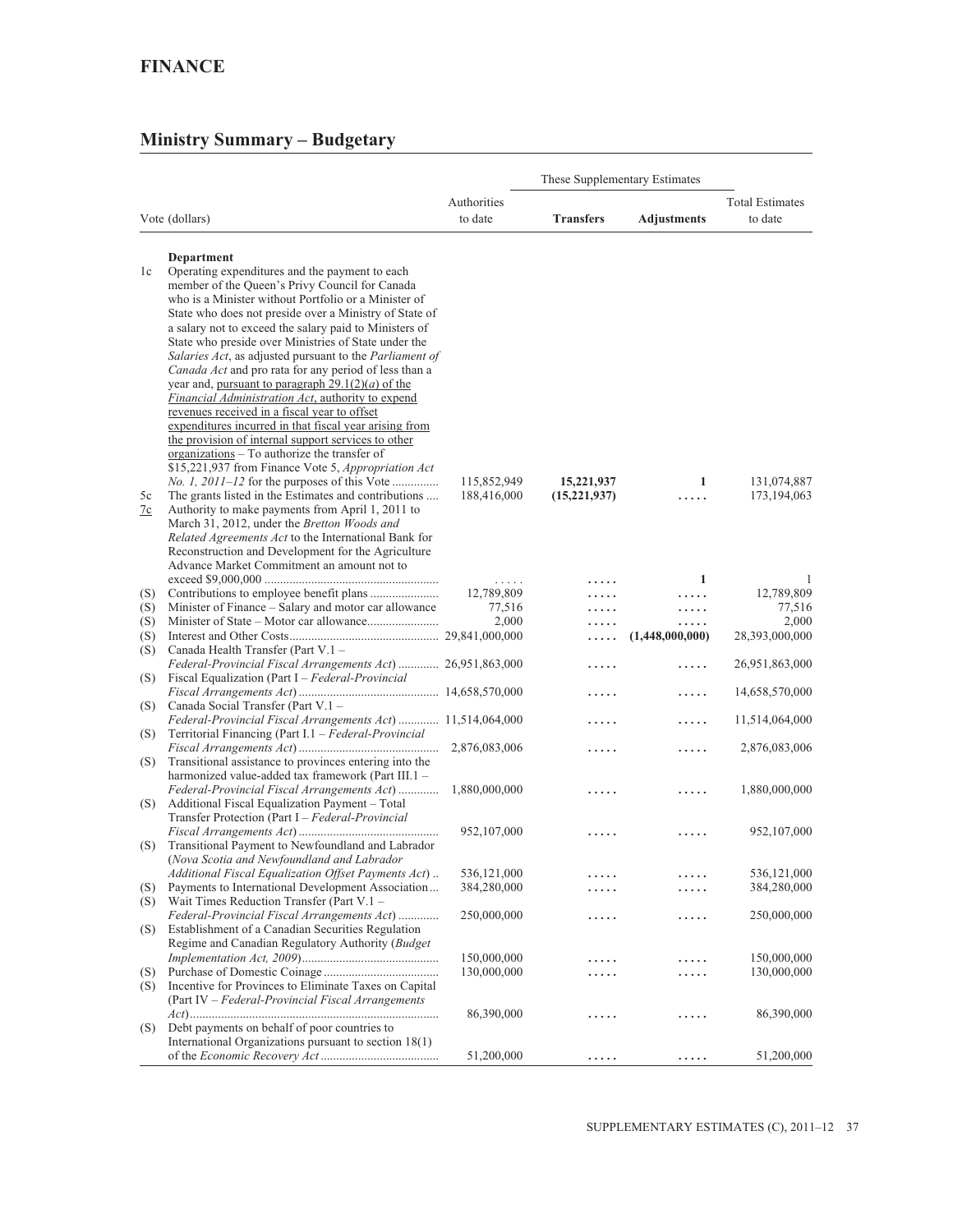# FINANCE

## Ministry Summary – Budgetary

| Vote (dollars) | | Authorities to date | These Supplementary Estimates | | Total Estimates to date |
|---|---|---|---|---|---|
| | | | **Transfers** | **Adjustments** | |
| | **Department** | | | | |
| 1c | Operating expenditures and the payment to each member of the Queen's Privy Council for Canada who is a Minister without Portfolio or a Minister of State who does not preside over a Ministry of State of a salary not to exceed the salary paid to Ministers of State who preside over Ministries of State under the *Salaries Act*, as adjusted pursuant to the *Parliament of Canada Act* and pro rata for any period of less than a year and, pursuant to paragraph 29.1(2)(*a*) of the *Financial Administration Act*, authority to expend revenues received in a fiscal year to offset expenditures incurred in that fiscal year arising from the provision of internal support services to other organizations – To authorize the transfer of $15,221,937 from Finance Vote 5, *Appropriation Act No. 1, 2011–12* for the purposes of this Vote | 115,852,949 | **15,221,937** | **1** | 131,074,887 |
| 5c | The grants listed in the Estimates and contributions | 188,416,000 | **(15,221,937)** | ..... | 173,194,063 |
| 7c | Authority to make payments from April 1, 2011 to March 31, 2012, under the *Bretton Woods and Related Agreements Act* to the International Bank for Reconstruction and Development for the Agriculture Advance Market Commitment an amount not to exceed $9,000,000 | ..... | ..... | **1** | 1 |
| (S) | Contributions to employee benefit plans | 12,789,809 | ..... | ..... | 12,789,809 |
| (S) | Minister of Finance – Salary and motor car allowance | 77,516 | ..... | ..... | 77,516 |
| (S) | Minister of State – Motor car allowance | 2,000 | ..... | ..... | 2,000 |
| (S) | Interest and Other Costs | 29,841,000,000 | ..... | **(1,448,000,000)** | 28,393,000,000 |
| (S) | Canada Health Transfer (Part V.1 – *Federal-Provincial Fiscal Arrangements Act*) | 26,951,863,000 | ..... | ..... | 26,951,863,000 |
| (S) | Fiscal Equalization (Part I – *Federal-Provincial Fiscal Arrangements Act*) | 14,658,570,000 | ..... | ..... | 14,658,570,000 |
| (S) | Canada Social Transfer (Part V.1 – *Federal-Provincial Fiscal Arrangements Act*) | 11,514,064,000 | ..... | ..... | 11,514,064,000 |
| (S) | Territorial Financing (Part I.1 – *Federal-Provincial Fiscal Arrangements Act*) | 2,876,083,006 | ..... | ..... | 2,876,083,006 |
| (S) | Transitional assistance to provinces entering into the harmonized value-added tax framework (Part III.1 – *Federal-Provincial Fiscal Arrangements Act*) | 1,880,000,000 | ..... | ..... | 1,880,000,000 |
| (S) | Additional Fiscal Equalization Payment – Total Transfer Protection (Part I – *Federal-Provincial Fiscal Arrangements Act*) | 952,107,000 | ..... | ..... | 952,107,000 |
| (S) | Transitional Payment to Newfoundland and Labrador (*Nova Scotia and Newfoundland and Labrador Additional Fiscal Equalization Offset Payments Act*) | 536,121,000 | ..... | ..... | 536,121,000 |
| (S) | Payments to International Development Association | 384,280,000 | ..... | ..... | 384,280,000 |
| (S) | Wait Times Reduction Transfer (Part V.1 – *Federal-Provincial Fiscal Arrangements Act*) | 250,000,000 | ..... | ..... | 250,000,000 |
| (S) | Establishment of a Canadian Securities Regulation Regime and Canadian Regulatory Authority (*Budget Implementation Act, 2009*) | 150,000,000 | ..... | ..... | 150,000,000 |
| (S) | Purchase of Domestic Coinage | 130,000,000 | ..... | ..... | 130,000,000 |
| (S) | Incentive for Provinces to Eliminate Taxes on Capital (Part IV – *Federal-Provincial Fiscal Arrangements Act*) | 86,390,000 | ..... | ..... | 86,390,000 |
| (S) | Debt payments on behalf of poor countries to International Organizations pursuant to section 18(1) of the *Economic Recovery Act* | 51,200,000 | ..... | ..... | 51,200,000 |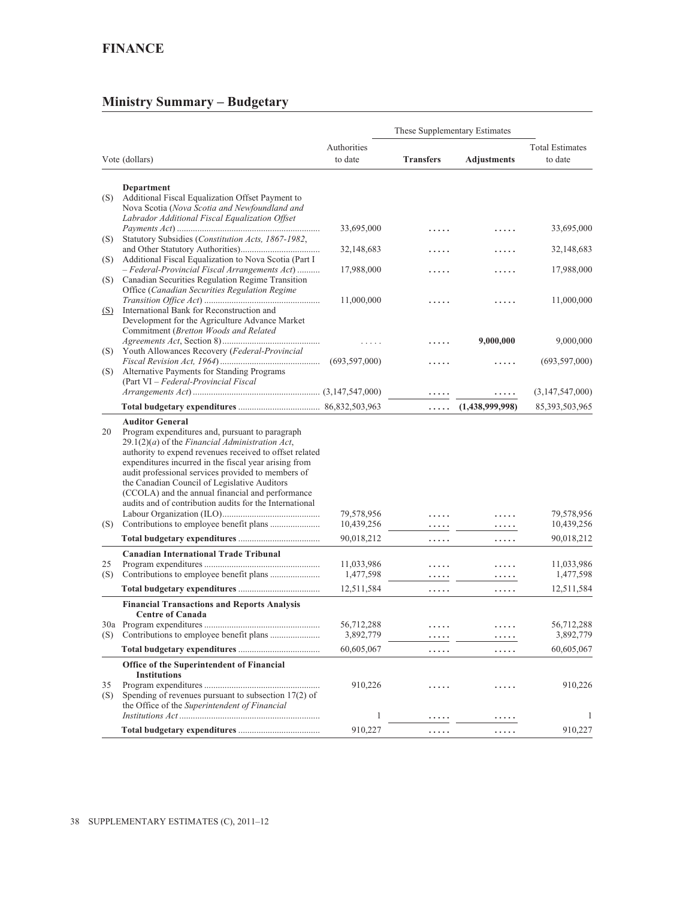## FINANCE

## Ministry Summary – Budgetary

| | Vote (dollars) | Authorities to date | These Supplementary Estimates: Transfers | These Supplementary Estimates: Adjustments | Total Estimates to date |
|---|---|---|---|---|---|
| | **Department** | | | | |
| (S) | Additional Fiscal Equalization Offset Payment to Nova Scotia (*Nova Scotia and Newfoundland and Labrador Additional Fiscal Equalization Offset Payments Act*) | 33,695,000 | ..... | ..... | 33,695,000 |
| (S) | Statutory Subsidies (*Constitution Acts, 1867-1982*, and Other Statutory Authorities) | 32,148,683 | ..... | ..... | 32,148,683 |
| (S) | Additional Fiscal Equalization to Nova Scotia (Part I – *Federal-Provincial Fiscal Arrangements Act*) | 17,988,000 | ..... | ..... | 17,988,000 |
| (S) | Canadian Securities Regulation Regime Transition Office (*Canadian Securities Regulation Regime Transition Office Act*) | 11,000,000 | ..... | ..... | 11,000,000 |
| <u>(S)</u> | International Bank for Reconstruction and Development for the Agriculture Advance Market Commitment (*Bretton Woods and Related Agreements Act*, Section 8) | ..... | ..... | **9,000,000** | 9,000,000 |
| (S) | Youth Allowances Recovery (*Federal-Provincial Fiscal Revision Act, 1964*) | (693,597,000) | ..... | ..... | (693,597,000) |
| (S) | Alternative Payments for Standing Programs (Part VI – *Federal-Provincial Fiscal Arrangements Act*) | (3,147,547,000) | ..... | ..... | (3,147,547,000) |
| | **Total budgetary expenditures** | 86,832,503,963 | ..... | **(1,438,999,998)** | 85,393,503,965 |
| | **Auditor General** | | | | |
| 20 | Program expenditures and, pursuant to paragraph 29.1(2)(*a*) of the *Financial Administration Act*, authority to expend revenues received to offset related expenditures incurred in the fiscal year arising from audit professional services provided to members of the Canadian Council of Legislative Auditors (CCOLA) and the annual financial and performance audits and of contribution audits for the International Labour Organization (ILO) | 79,578,956 | ..... | ..... | 79,578,956 |
| (S) | Contributions to employee benefit plans | 10,439,256 | ..... | ..... | 10,439,256 |
| | **Total budgetary expenditures** | 90,018,212 | ..... | ..... | 90,018,212 |
| | **Canadian International Trade Tribunal** | | | | |
| 25 | Program expenditures | 11,033,986 | ..... | ..... | 11,033,986 |
| (S) | Contributions to employee benefit plans | 1,477,598 | ..... | ..... | 1,477,598 |
| | **Total budgetary expenditures** | 12,511,584 | ..... | ..... | 12,511,584 |
| | **Financial Transactions and Reports Analysis Centre of Canada** | | | | |
| 30a | Program expenditures | 56,712,288 | ..... | ..... | 56,712,288 |
| (S) | Contributions to employee benefit plans | 3,892,779 | ..... | ..... | 3,892,779 |
| | **Total budgetary expenditures** | 60,605,067 | ..... | ..... | 60,605,067 |
| | **Office of the Superintendent of Financial Institutions** | | | | |
| 35 | Program expenditures | 910,226 | ..... | ..... | 910,226 |
| (S) | Spending of revenues pursuant to subsection 17(2) of the Office of the *Superintendent of Financial Institutions Act* | 1 | ..... | ..... | 1 |
| | **Total budgetary expenditures** | 910,227 | ..... | ..... | 910,227 |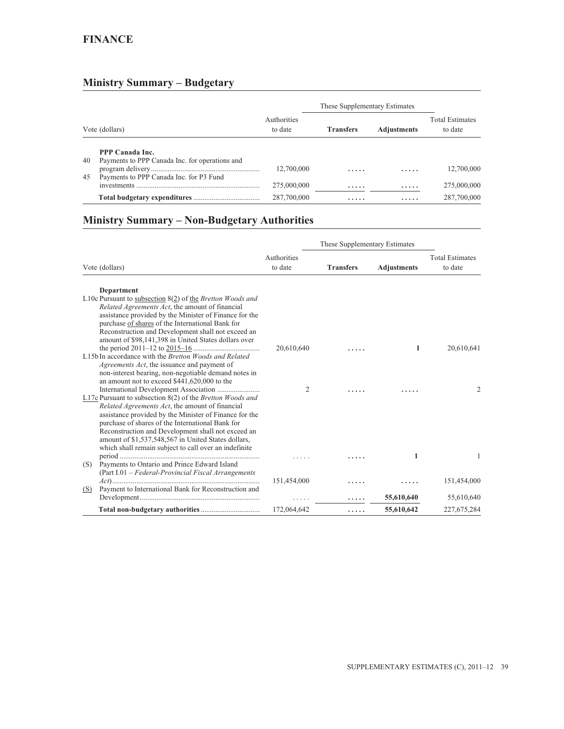# FINANCE

## Ministry Summary – Budgetary

| | Vote (dollars) | Authorities to date | These Supplementary Estimates: Transfers | These Supplementary Estimates: Adjustments | Total Estimates to date |
|---|---|---|---|---|---|
| | **PPP Canada Inc.** | | | | |
| 40 | Payments to PPP Canada Inc. for operations and program delivery | 12,700,000 | ..... | ..... | 12,700,000 |
| 45 | Payments to PPP Canada Inc. for P3 Fund investments | 275,000,000 | ..... | ..... | 275,000,000 |
| | **Total budgetary expenditures** | 287,700,000 | ..... | ..... | 287,700,000 |

## Ministry Summary – Non-Budgetary Authorities

| | Vote (dollars) | Authorities to date | These Supplementary Estimates: Transfers | These Supplementary Estimates: Adjustments | Total Estimates to date |
|---|---|---|---|---|---|
| | **Department** | | | | |
| L10c | Pursuant to subsection 8(2) of the *Bretton Woods and Related Agreements Act*, the amount of financial assistance provided by the Minister of Finance for the purchase of shares of the International Bank for Reconstruction and Development shall not exceed an amount of $98,141,398 in United States dollars over the period 2011–12 to 2015–16 | 20,610,640 | ..... | **1** | 20,610,641 |
| L15b | In accordance with the *Bretton Woods and Related Agreements Act*, the issuance and payment of non-interest bearing, non-negotiable demand notes in an amount not to exceed $441,620,000 to the International Development Association | 2 | ..... | ..... | 2 |
| L17c | Pursuant to subsection 8(2) of the *Bretton Woods and Related Agreements Act*, the amount of financial assistance provided by the Minister of Finance for the purchase of shares of the International Bank for Reconstruction and Development shall not exceed an amount of $1,537,548,567 in United States dollars, which shall remain subject to call over an indefinite period | ..... | ..... | **1** | 1 |
| (S) | Payments to Ontario and Prince Edward Island (Part I.01 – *Federal-Provincial Fiscal Arrangements Act*) | 151,454,000 | ..... | ..... | 151,454,000 |
| (S) | Payment to International Bank for Reconstruction and Development | ..... | ..... | **55,610,640** | 55,610,640 |
| | **Total non-budgetary authorities** | 172,064,642 | ..... | **55,610,642** | 227,675,284 |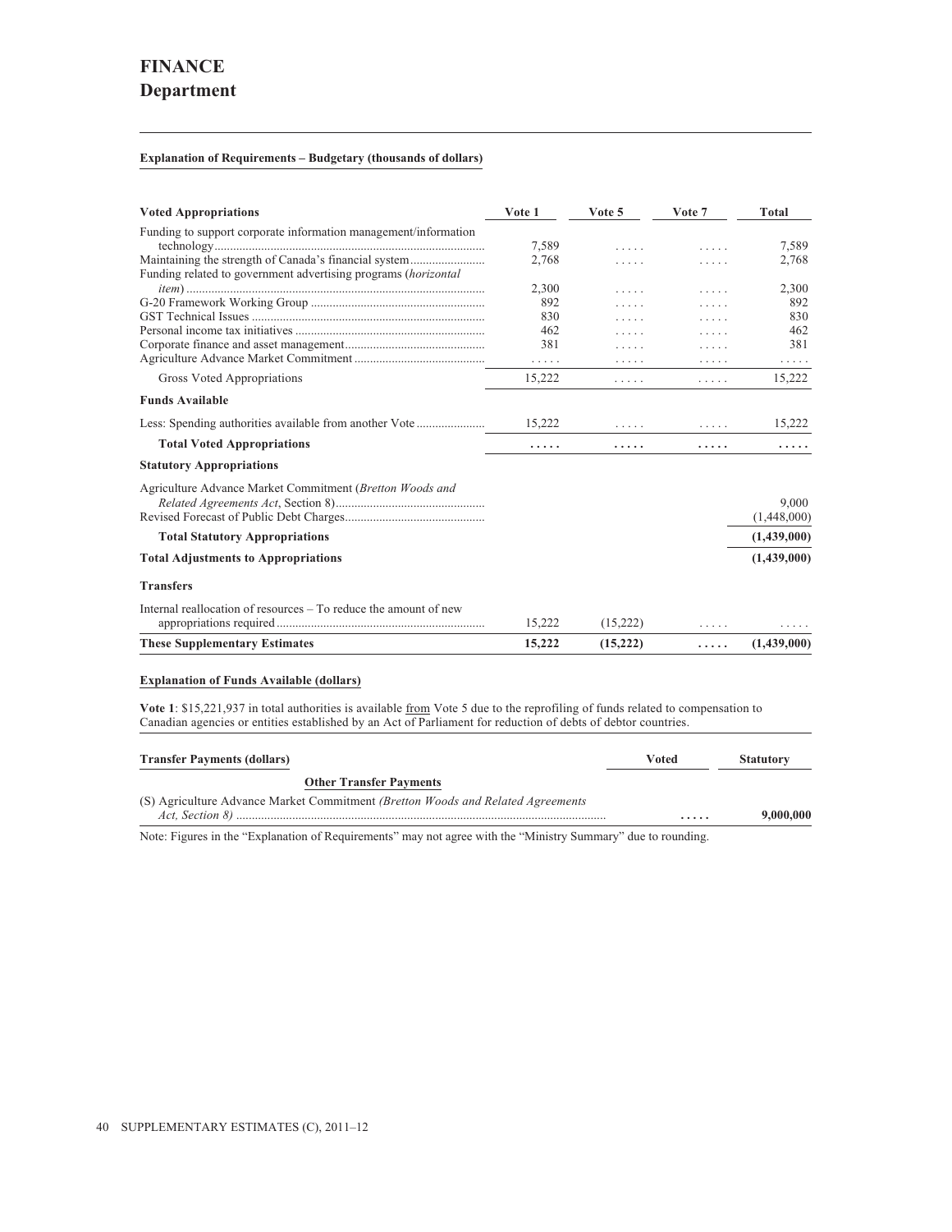# FINANCE
## Department

**Explanation of Requirements – Budgetary (thousands of dollars)**

| Voted Appropriations | Vote 1 | Vote 5 | Vote 7 | Total |
|---|---|---|---|---|
| Funding to support corporate information management/information technology | 7,589 | ..... | ..... | 7,589 |
| Maintaining the strength of Canada's financial system | 2,768 | ..... | ..... | 2,768 |
| Funding related to government advertising programs (*horizontal item*) | 2,300 | ..... | ..... | 2,300 |
| G-20 Framework Working Group | 892 | ..... | ..... | 892 |
| GST Technical Issues | 830 | ..... | ..... | 830 |
| Personal income tax initiatives | 462 | ..... | ..... | 462 |
| Corporate finance and asset management | 381 | ..... | ..... | 381 |
| Agriculture Advance Market Commitment | ..... | ..... | ..... | ..... |
| Gross Voted Appropriations | 15,222 | ..... | ..... | 15,222 |
| **Funds Available** | | | | |
| Less: Spending authorities available from another Vote | 15,222 | ..... | ..... | 15,222 |
| **Total Voted Appropriations** | **.....** | **.....** | **.....** | **.....** |
| **Statutory Appropriations** | | | | |
| Agriculture Advance Market Commitment (*Bretton Woods and Related Agreements Act*, Section 8) | | | | 9,000 |
| Revised Forecast of Public Debt Charges | | | | (1,448,000) |
| **Total Statutory Appropriations** | | | | **(1,439,000)** |
| **Total Adjustments to Appropriations** | | | | **(1,439,000)** |
| **Transfers** | | | | |
| Internal reallocation of resources – To reduce the amount of new appropriations required | 15,222 | (15,222) | ..... | ..... |
| **These Supplementary Estimates** | **15,222** | **(15,222)** | **.....** | **(1,439,000)** |

**Explanation of Funds Available (dollars)**

**Vote 1**: $15,221,937 in total authorities is available from Vote 5 due to the reprofiling of funds related to compensation to Canadian agencies or entities established by an Act of Parliament for reduction of debts of debtor countries.

| Transfer Payments (dollars) | Voted | Statutory |
|---|---|---|
| **Other Transfer Payments** | | |
| (S) Agriculture Advance Market Commitment *(Bretton Woods and Related Agreements Act, Section 8)* | **.....** | **9,000,000** |

Note: Figures in the "Explanation of Requirements" may not agree with the "Ministry Summary" due to rounding.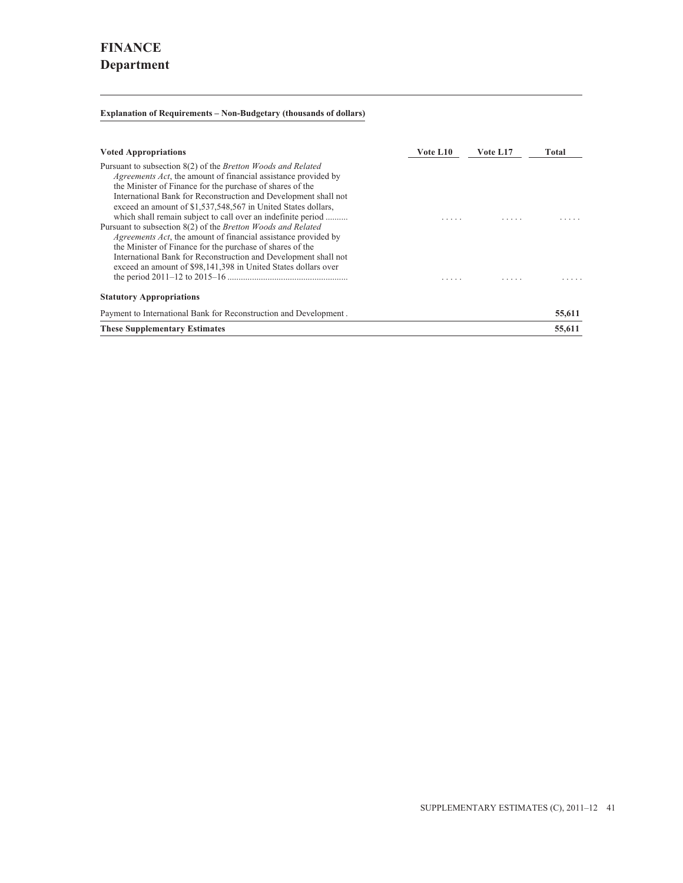# FINANCE
## Department

**Explanation of Requirements – Non-Budgetary (thousands of dollars)**

| Voted Appropriations | Vote L10 | Vote L17 | Total |
|---|---|---|---|
| Pursuant to subsection 8(2) of the *Bretton Woods and Related Agreements Act*, the amount of financial assistance provided by the Minister of Finance for the purchase of shares of the International Bank for Reconstruction and Development shall not exceed an amount of $1,537,548,567 in United States dollars, which shall remain subject to call over an indefinite period .......... | ..... | ..... | ..... |
| Pursuant to subsection 8(2) of the *Bretton Woods and Related Agreements Act*, the amount of financial assistance provided by the Minister of Finance for the purchase of shares of the International Bank for Reconstruction and Development shall not exceed an amount of $98,141,398 in United States dollars over the period 2011–12 to 2015–16 ..................................................... | ..... | ..... | ..... |
| **Statutory Appropriations** | | | |
| Payment to International Bank for Reconstruction and Development . | | | **55,611** |
| **These Supplementary Estimates** | | | **55,611** |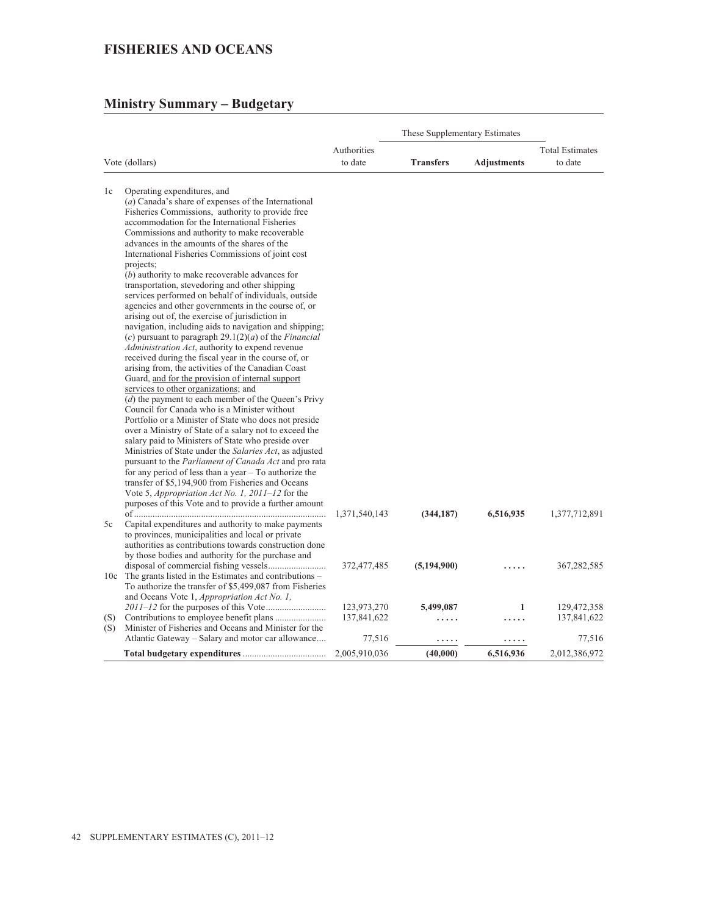## FISHERIES AND OCEANS

## Ministry Summary – Budgetary

| Vote (dollars) | | Authorities to date | These Supplementary Estimates | | Total Estimates to date |
|---|---|---|---|---|---|
| | | | **Transfers** | **Adjustments** | |
| 1c | Operating expenditures, and (*a*) Canada's share of expenses of the International Fisheries Commissions, authority to provide free accommodation for the International Fisheries Commissions and authority to make recoverable advances in the amounts of the shares of the International Fisheries Commissions of joint cost projects; (*b*) authority to make recoverable advances for transportation, stevedoring and other shipping services performed on behalf of individuals, outside agencies and other governments in the course of, or arising out of, the exercise of jurisdiction in navigation, including aids to navigation and shipping; (*c*) pursuant to paragraph 29.1(2)(*a*) of the *Financial Administration Act*, authority to expend revenue received during the fiscal year in the course of, or arising from, the activities of the Canadian Coast Guard, <u>and for the provision of internal support services to other organizations</u>; and (*d*) the payment to each member of the Queen's Privy Council for Canada who is a Minister without Portfolio or a Minister of State who does not preside over a Ministry of State of a salary not to exceed the salary paid to Ministers of State who preside over Ministries of State under the *Salaries Act*, as adjusted pursuant to the *Parliament of Canada Act* and pro rata for any period of less than a year – To authorize the transfer of $5,194,900 from Fisheries and Oceans Vote 5, *Appropriation Act No. 1, 2011–12* for the purposes of this Vote and to provide a further amount of | 1,371,540,143 | **(344,187)** | **6,516,935** | 1,377,712,891 |
| 5c | Capital expenditures and authority to make payments to provinces, municipalities and local or private authorities as contributions towards construction done by those bodies and authority for the purchase and disposal of commercial fishing vessels | 372,477,485 | **(5,194,900)** | ..... | 367,282,585 |
| 10c | The grants listed in the Estimates and contributions – To authorize the transfer of $5,499,087 from Fisheries and Oceans Vote 1, *Appropriation Act No. 1, 2011–12* for the purposes of this Vote | 123,973,270 | **5,499,087** | **1** | 129,472,358 |
| (S) | Contributions to employee benefit plans | 137,841,622 | ..... | ..... | 137,841,622 |
| (S) | Minister of Fisheries and Oceans and Minister for the Atlantic Gateway – Salary and motor car allowance | 77,516 | ..... | ..... | 77,516 |
| | **Total budgetary expenditures** | 2,005,910,036 | **(40,000)** | **6,516,936** | 2,012,386,972 |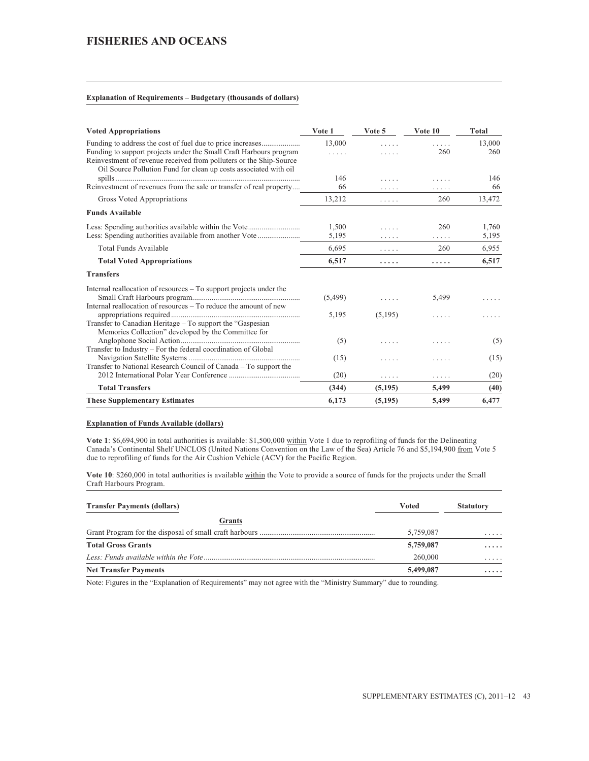# FISHERIES AND OCEANS

**Explanation of Requirements – Budgetary (thousands of dollars)**

| Voted Appropriations | Vote 1 | Vote 5 | Vote 10 | Total |
|---|---|---|---|---|
| Funding to address the cost of fuel due to price increases | 13,000 | ..... | ..... | 13,000 |
| Funding to support projects under the Small Craft Harbours program | ..... | ..... | 260 | 260 |
| Reinvestment of revenue received from polluters or the Ship-Source Oil Source Pollution Fund for clean up costs associated with oil spills | 146 | ..... | ..... | 146 |
| Reinvestment of revenues from the sale or transfer of real property | 66 | ..... | ..... | 66 |
| Gross Voted Appropriations | 13,212 | ..... | 260 | 13,472 |
| **Funds Available** | | | | |
| Less: Spending authorities available within the Vote | 1,500 | ..... | 260 | 1,760 |
| Less: Spending authorities available from another Vote | 5,195 | ..... | ..... | 5,195 |
| Total Funds Available | 6,695 | ..... | 260 | 6,955 |
| **Total Voted Appropriations** | **6,517** | **.....** | **.....** | **6,517** |
| **Transfers** | | | | |
| Internal reallocation of resources – To support projects under the Small Craft Harbours program | (5,499) | ..... | 5,499 | ..... |
| Internal reallocation of resources – To reduce the amount of new appropriations required | 5,195 | (5,195) | ..... | ..... |
| Transfer to Canadian Heritage – To support the "Gaspesian Memories Collection" developed by the Committee for Anglophone Social Action | (5) | ..... | ..... | (5) |
| Transfer to Industry – For the federal coordination of Global Navigation Satellite Systems | (15) | ..... | ..... | (15) |
| Transfer to National Research Council of Canada – To support the 2012 International Polar Year Conference | (20) | ..... | ..... | (20) |
| **Total Transfers** | **(344)** | **(5,195)** | **5,499** | **(40)** |
| **These Supplementary Estimates** | **6,173** | **(5,195)** | **5,499** | **6,477** |

**Explanation of Funds Available (dollars)**

**Vote 1**: $6,694,900 in total authorities is available: $1,500,000 within Vote 1 due to reprofiling of funds for the Delineating Canada's Continental Shelf UNCLOS (United Nations Convention on the Law of the Sea) Article 76 and $5,194,900 from Vote 5 due to reprofiling of funds for the Air Cushion Vehicle (ACV) for the Pacific Region.

**Vote 10**: $260,000 in total authorities is available within the Vote to provide a source of funds for the projects under the Small Craft Harbours Program.

| Transfer Payments (dollars) | Voted | Statutory |
|---|---|---|
| **Grants** | | |
| Grant Program for the disposal of small craft harbours | 5,759,087 | ..... |
| **Total Gross Grants** | **5,759,087** | **.....** |
| *Less: Funds available within the Vote* | 260,000 | ..... |
| **Net Transfer Payments** | **5,499,087** | **.....** |

Note: Figures in the "Explanation of Requirements" may not agree with the "Ministry Summary" due to rounding.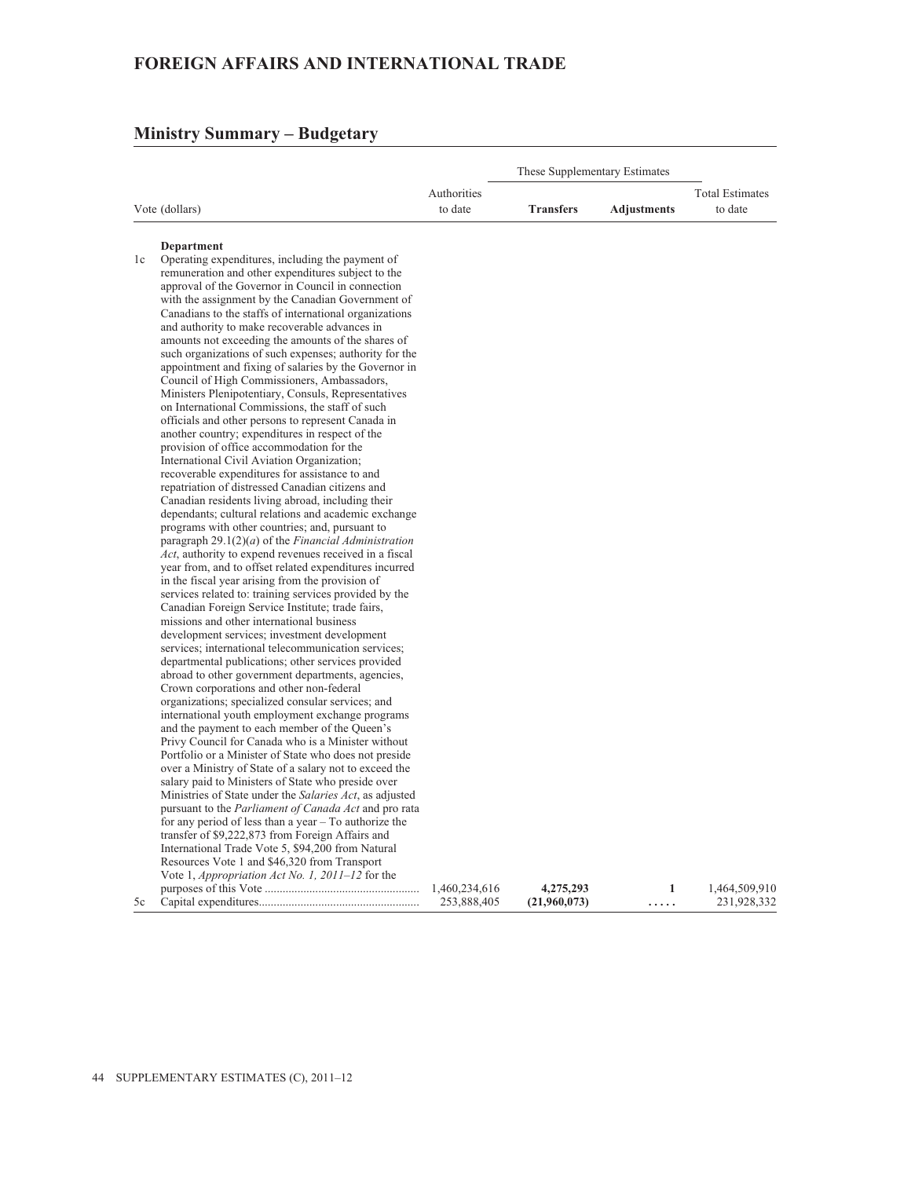# FOREIGN AFFAIRS AND INTERNATIONAL TRADE

## Ministry Summary – Budgetary

| Vote (dollars) | | Authorities to date | These Supplementary Estimates | | Total Estimates to date |
|---|---|---|---|---|---|
| | | | **Transfers** | **Adjustments** | |
| | **Department** | | | | |
| 1c | Operating expenditures, including the payment of remuneration and other expenditures subject to the approval of the Governor in Council in connection with the assignment by the Canadian Government of Canadians to the staffs of international organizations and authority to make recoverable advances in amounts not exceeding the amounts of the shares of such organizations of such expenses; authority for the appointment and fixing of salaries by the Governor in Council of High Commissioners, Ambassadors, Ministers Plenipotentiary, Consuls, Representatives on International Commissions, the staff of such officials and other persons to represent Canada in another country; expenditures in respect of the provision of office accommodation for the International Civil Aviation Organization; recoverable expenditures for assistance to and repatriation of distressed Canadian citizens and Canadian residents living abroad, including their dependants; cultural relations and academic exchange programs with other countries; and, pursuant to paragraph 29.1(2)(*a*) of the *Financial Administration Act*, authority to expend revenues received in a fiscal year from, and to offset related expenditures incurred in the fiscal year arising from the provision of services related to: training services provided by the Canadian Foreign Service Institute; trade fairs, missions and other international business development services; investment development services; international telecommunication services; departmental publications; other services provided abroad to other government departments, agencies, Crown corporations and other non-federal organizations; specialized consular services; and international youth employment exchange programs and the payment to each member of the Queen's Privy Council for Canada who is a Minister without Portfolio or a Minister of State who does not preside over a Ministry of State of a salary not to exceed the salary paid to Ministers of State who preside over Ministries of State under the *Salaries Act*, as adjusted pursuant to the *Parliament of Canada Act* and pro rata for any period of less than a year – To authorize the transfer of $9,222,873 from Foreign Affairs and International Trade Vote 5, $94,200 from Natural Resources Vote 1 and $46,320 from Transport Vote 1, *Appropriation Act No. 1, 2011–12* for the purposes of this Vote | 1,460,234,616 | **4,275,293** | **1** | 1,464,509,910 |
| 5c | Capital expenditures | 253,888,405 | **(21,960,073)** | **.....** | 231,928,332 |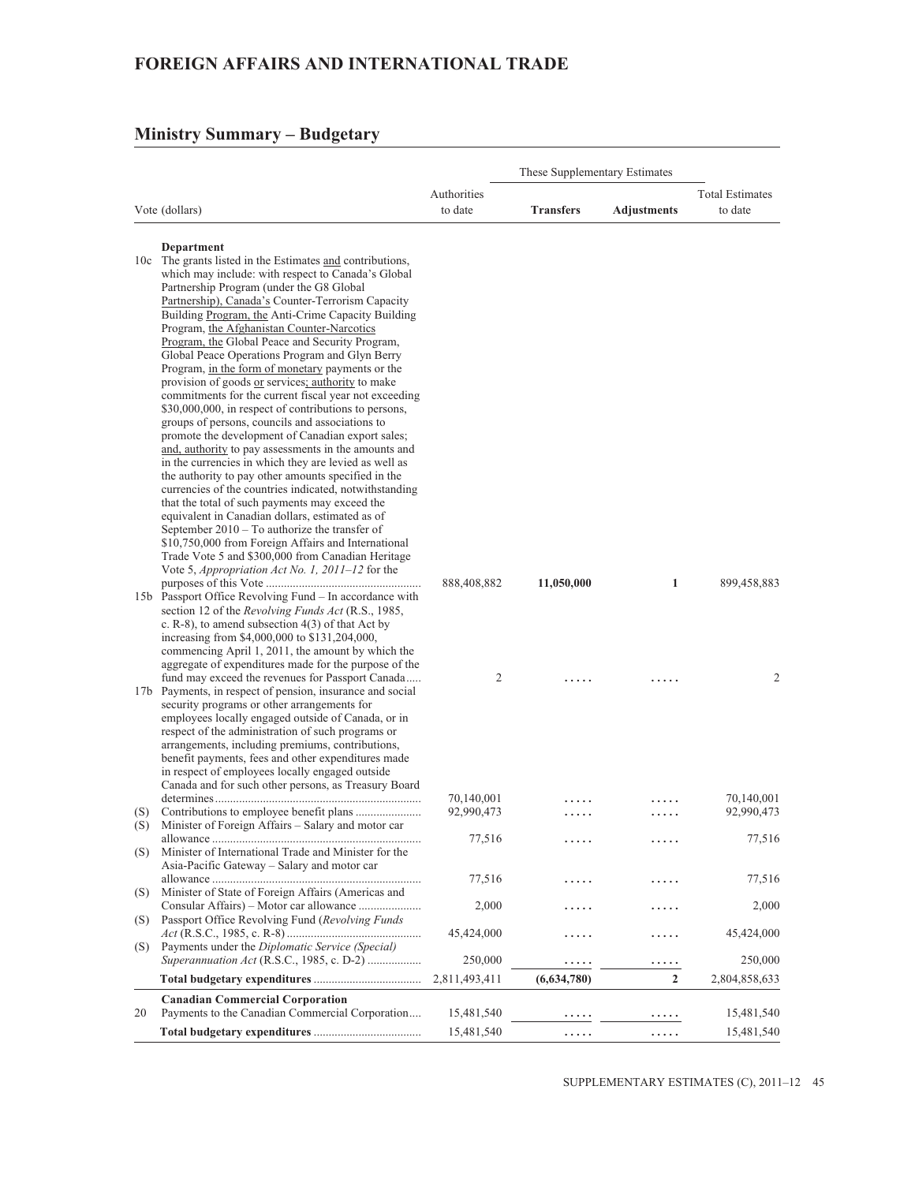# FOREIGN AFFAIRS AND INTERNATIONAL TRADE

## Ministry Summary – Budgetary

| | Vote (dollars) | Authorities to date | These Supplementary Estimates | | Total Estimates to date |
|---|---|---|---|---|---|
| | | | **Transfers** | **Adjustments** | |
| | **Department** | | | | |
| 10c | The grants listed in the Estimates and contributions, which may include: with respect to Canada's Global Partnership Program (under the G8 Global Partnership), Canada's Counter-Terrorism Capacity Building Program, the Anti-Crime Capacity Building Program, the Afghanistan Counter-Narcotics Program, the Global Peace and Security Program, Global Peace Operations Program and Glyn Berry Program, in the form of monetary payments or the provision of goods or services; authority to make commitments for the current fiscal year not exceeding $30,000,000, in respect of contributions to persons, groups of persons, councils and associations to promote the development of Canadian export sales; and, authority to pay assessments in the amounts and in the currencies in which they are levied as well as the authority to pay other amounts specified in the currencies of the countries indicated, notwithstanding that the total of such payments may exceed the equivalent in Canadian dollars, estimated as of September 2010 – To authorize the transfer of $10,750,000 from Foreign Affairs and International Trade Vote 5 and $300,000 from Canadian Heritage Vote 5, *Appropriation Act No. 1, 2011–12* for the purposes of this Vote | 888,408,882 | **11,050,000** | **1** | 899,458,883 |
| 15b | Passport Office Revolving Fund – In accordance with section 12 of the *Revolving Funds Act* (R.S., 1985, c. R-8), to amend subsection 4(3) of that Act by increasing from $4,000,000 to $131,204,000, commencing April 1, 2011, the amount by which the aggregate of expenditures made for the purpose of the fund may exceed the revenues for Passport Canada | 2 | ..... | ..... | 2 |
| 17b | Payments, in respect of pension, insurance and social security programs or other arrangements for employees locally engaged outside of Canada, or in respect of the administration of such programs or arrangements, including premiums, contributions, benefit payments, fees and other expenditures made in respect of employees locally engaged outside Canada and for such other persons, as Treasury Board determines | 70,140,001 | ..... | ..... | 70,140,001 |
| (S) | Contributions to employee benefit plans | 92,990,473 | ..... | ..... | 92,990,473 |
| (S) | Minister of Foreign Affairs – Salary and motor car allowance | 77,516 | ..... | ..... | 77,516 |
| (S) | Minister of International Trade and Minister for the Asia-Pacific Gateway – Salary and motor car allowance | 77,516 | ..... | ..... | 77,516 |
| (S) | Minister of State of Foreign Affairs (Americas and Consular Affairs) – Motor car allowance | 2,000 | ..... | ..... | 2,000 |
| (S) | Passport Office Revolving Fund (*Revolving Funds Act* (R.S.C., 1985, c. R-8) | 45,424,000 | ..... | ..... | 45,424,000 |
| (S) | Payments under the *Diplomatic Service (Special) Superannuation Act* (R.S.C., 1985, c. D-2) | 250,000 | ..... | ..... | 250,000 |
| | **Total budgetary expenditures** | 2,811,493,411 | **(6,634,780)** | **2** | 2,804,858,633 |
| | **Canadian Commercial Corporation** | | | | |
| 20 | Payments to the Canadian Commercial Corporation | 15,481,540 | ..... | ..... | 15,481,540 |
| | **Total budgetary expenditures** | 15,481,540 | ..... | ..... | 15,481,540 |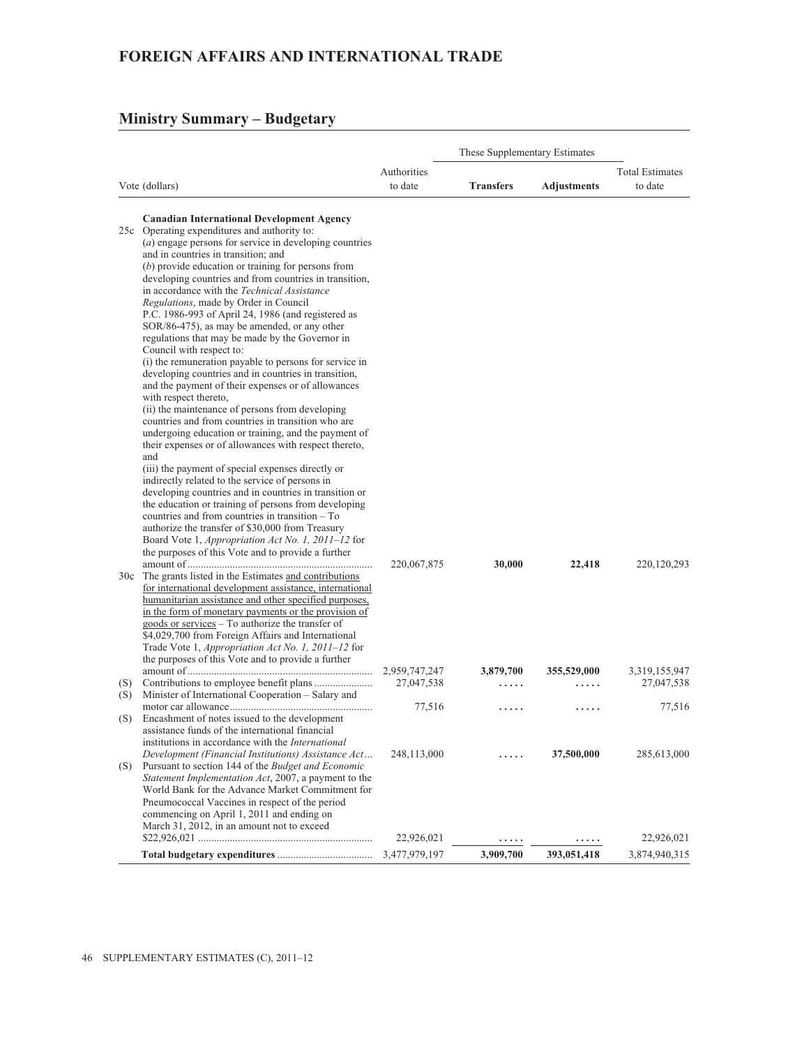# FOREIGN AFFAIRS AND INTERNATIONAL TRADE

## Ministry Summary – Budgetary

| Vote (dollars) | Authorities to date | These Supplementary Estimates Transfers | These Supplementary Estimates Adjustments | Total Estimates to date |
|---|---|---|---|---|
| **Canadian International Development Agency** | | | | |
| 25c Operating expenditures and authority to: (*a*) engage persons for service in developing countries and in countries in transition; and (*b*) provide education or training for persons from developing countries and from countries in transition, in accordance with the *Technical Assistance Regulations*, made by Order in Council P.C. 1986-993 of April 24, 1986 (and registered as SOR/86-475), as may be amended, or any other regulations that may be made by the Governor in Council with respect to: (i) the remuneration payable to persons for service in developing countries and in countries in transition, and the payment of their expenses or of allowances with respect thereto, (ii) the maintenance of persons from developing countries and from countries in transition who are undergoing education or training, and the payment of their expenses or of allowances with respect thereto, and (iii) the payment of special expenses directly or indirectly related to the service of persons in developing countries and in countries in transition or the education or training of persons from developing countries and from countries in transition – To authorize the transfer of $30,000 from Treasury Board Vote 1, *Appropriation Act No. 1, 2011–12* for the purposes of this Vote and to provide a further amount of | 220,067,875 | **30,000** | **22,418** | 220,120,293 |
| 30c The grants listed in the Estimates and contributions for international development assistance, international humanitarian assistance and other specified purposes, in the form of monetary payments or the provision of goods or services – To authorize the transfer of $4,029,700 from Foreign Affairs and International Trade Vote 1, *Appropriation Act No. 1, 2011–12* for the purposes of this Vote and to provide a further amount of | 2,959,747,247 | **3,879,700** | **355,529,000** | 3,319,155,947 |
| (S) Contributions to employee benefit plans | 27,047,538 | ..... | ..... | 27,047,538 |
| (S) Minister of International Cooperation – Salary and motor car allowance | 77,516 | ..... | ..... | 77,516 |
| (S) Encashment of notes issued to the development assistance funds of the international financial institutions in accordance with the *International Development (Financial Institutions) Assistance Act* | 248,113,000 | ..... | **37,500,000** | 285,613,000 |
| (S) Pursuant to section 144 of the *Budget and Economic Statement Implementation Act*, 2007, a payment to the World Bank for the Advance Market Commitment for Pneumococcal Vaccines in respect of the period commencing on April 1, 2011 and ending on March 31, 2012, in an amount not to exceed $22,926,021 | 22,926,021 | ..... | ..... | 22,926,021 |
| **Total budgetary expenditures** | 3,477,979,197 | **3,909,700** | **393,051,418** | 3,874,940,315 |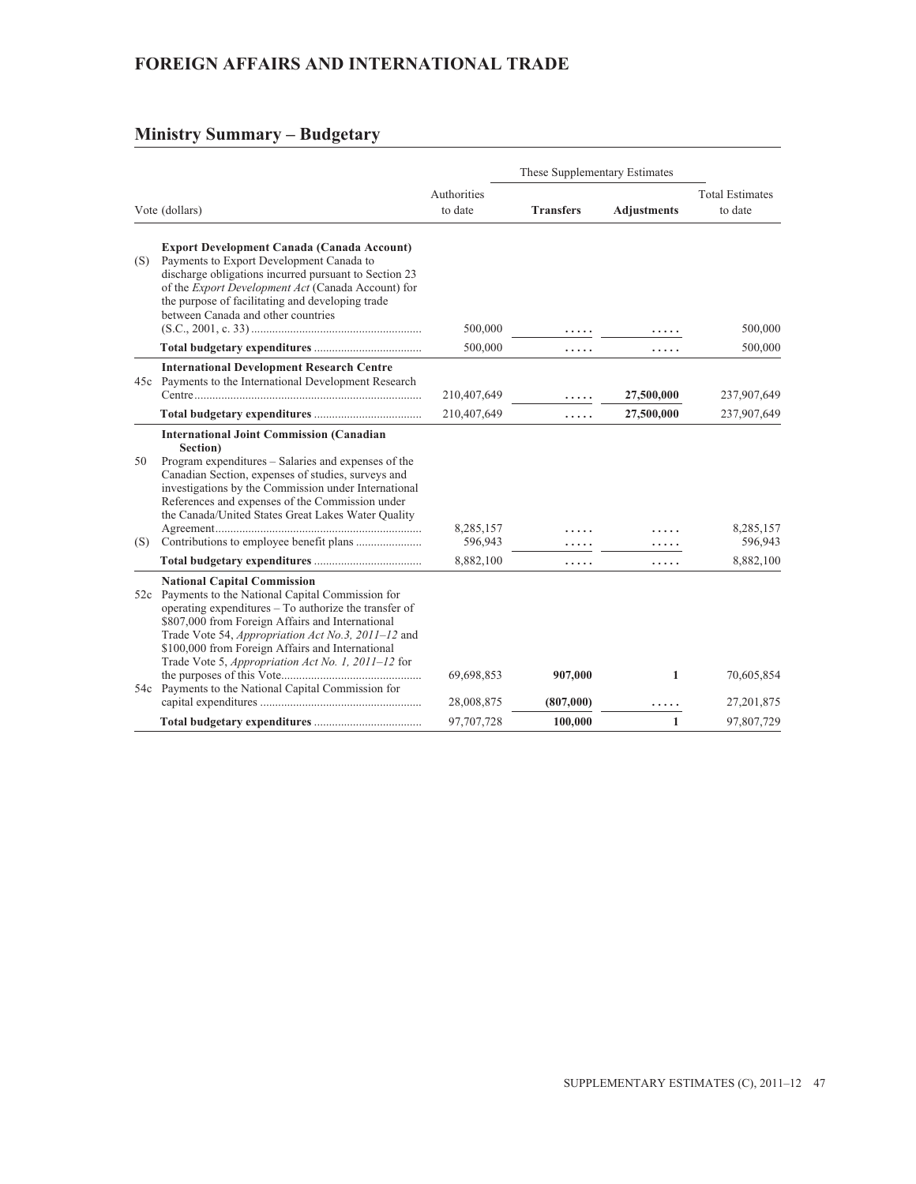# FOREIGN AFFAIRS AND INTERNATIONAL TRADE

## Ministry Summary – Budgetary

| Vote (dollars) | | Authorities to date | These Supplementary Estimates | | Total Estimates to date |
|---|---|---|---|---|---|
| | | | **Transfers** | **Adjustments** | |
| | **Export Development Canada (Canada Account)** | | | | |
| (S) | Payments to Export Development Canada to discharge obligations incurred pursuant to Section 23 of the *Export Development Act* (Canada Account) for the purpose of facilitating and developing trade between Canada and other countries (S.C., 2001, c. 33) | 500,000 | ..... | ..... | 500,000 |
| | **Total budgetary expenditures** | 500,000 | ..... | ..... | 500,000 |
| | **International Development Research Centre** | | | | |
| 45c | Payments to the International Development Research Centre | 210,407,649 | ..... | **27,500,000** | 237,907,649 |
| | **Total budgetary expenditures** | 210,407,649 | ..... | 27,500,000 | 237,907,649 |
| | **International Joint Commission (Canadian Section)** | | | | |
| 50 | Program expenditures – Salaries and expenses of the Canadian Section, expenses of studies, surveys and investigations by the Commission under International References and expenses of the Commission under the Canada/United States Great Lakes Water Quality Agreement | 8,285,157 | ..... | ..... | 8,285,157 |
| (S) | Contributions to employee benefit plans | 596,943 | ..... | ..... | 596,943 |
| | **Total budgetary expenditures** | 8,882,100 | ..... | ..... | 8,882,100 |
| | **National Capital Commission** | | | | |
| 52c | Payments to the National Capital Commission for operating expenditures – To authorize the transfer of $807,000 from Foreign Affairs and International Trade Vote 54, *Appropriation Act No.3, 2011–12* and $100,000 from Foreign Affairs and International Trade Vote 5, *Appropriation Act No. 1, 2011–12* for the purposes of this Vote | 69,698,853 | **907,000** | **1** | 70,605,854 |
| 54c | Payments to the National Capital Commission for capital expenditures | 28,008,875 | **(807,000)** | ..... | 27,201,875 |
| | **Total budgetary expenditures** | 97,707,728 | 100,000 | 1 | 97,807,729 |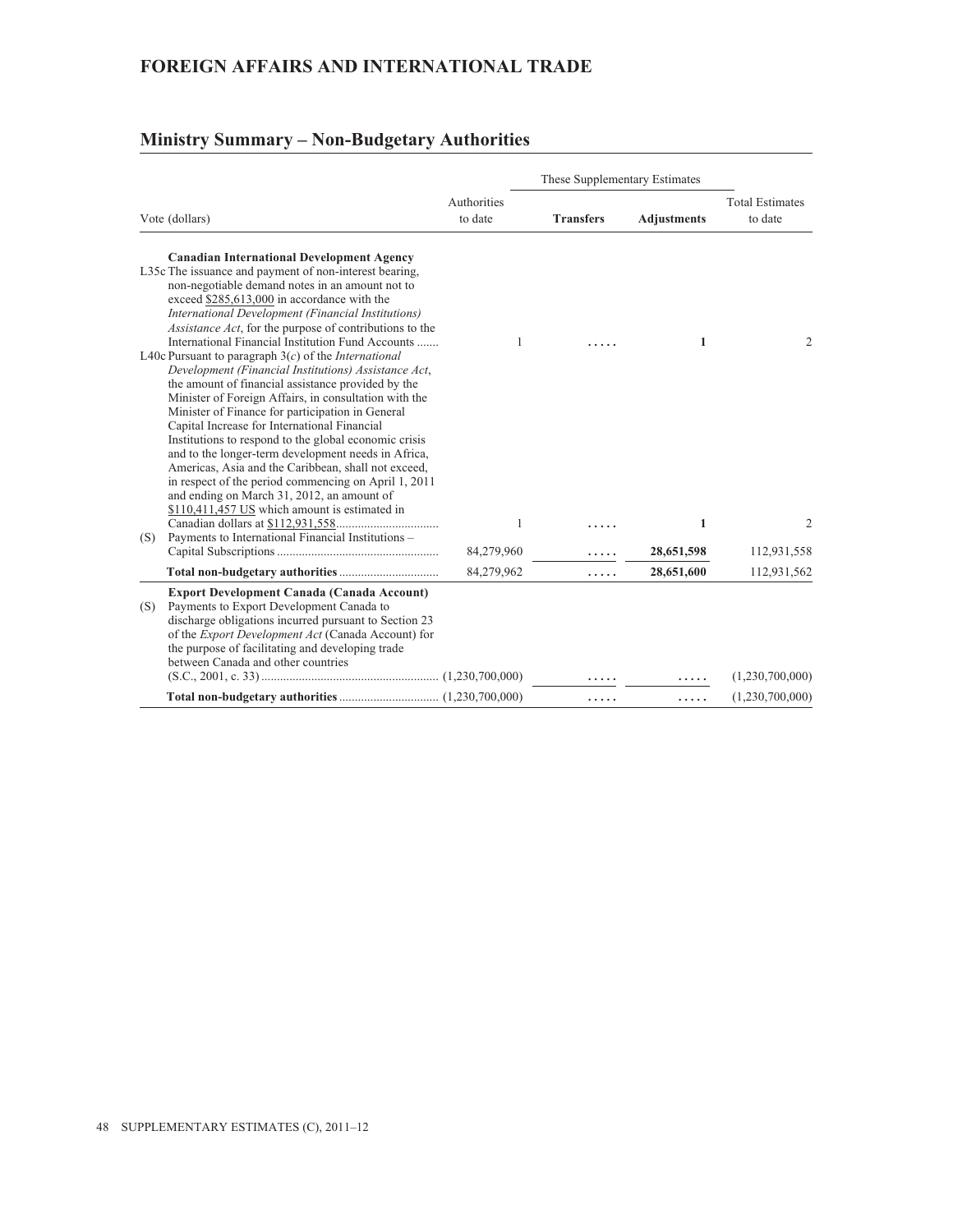## FOREIGN AFFAIRS AND INTERNATIONAL TRADE

## Ministry Summary – Non-Budgetary Authorities

| Vote (dollars) | Authorities to date | These Supplementary Estimates – Transfers | These Supplementary Estimates – Adjustments | Total Estimates to date |
|---|---|---|---|---|
| **Canadian International Development Agency** | | | | |
| L35c The issuance and payment of non-interest bearing, non-negotiable demand notes in an amount not to exceed $285,613,000 in accordance with the *International Development (Financial Institutions) Assistance Act*, for the purpose of contributions to the International Financial Institution Fund Accounts | 1 | ..... | **1** | 2 |
| L40c Pursuant to paragraph 3(*c*) of the *International Development (Financial Institutions) Assistance Act*, the amount of financial assistance provided by the Minister of Foreign Affairs, in consultation with the Minister of Finance for participation in General Capital Increase for International Financial Institutions to respond to the global economic crisis and to the longer-term development needs in Africa, Americas, Asia and the Caribbean, shall not exceed, in respect of the period commencing on April 1, 2011 and ending on March 31, 2012, an amount of $110,411,457 US which amount is estimated in Canadian dollars at $112,931,558 | 1 | ..... | **1** | 2 |
| (S) Payments to International Financial Institutions – Capital Subscriptions | 84,279,960 | ..... | **28,651,598** | 112,931,558 |
| **Total non-budgetary authorities** | 84,279,962 | ..... | **28,651,600** | 112,931,562 |
| **Export Development Canada (Canada Account)** | | | | |
| (S) Payments to Export Development Canada to discharge obligations incurred pursuant to Section 23 of the *Export Development Act* (Canada Account) for the purpose of facilitating and developing trade between Canada and other countries (S.C., 2001, c. 33) | (1,230,700,000) | ..... | ..... | (1,230,700,000) |
| **Total non-budgetary authorities** | (1,230,700,000) | ..... | ..... | (1,230,700,000) |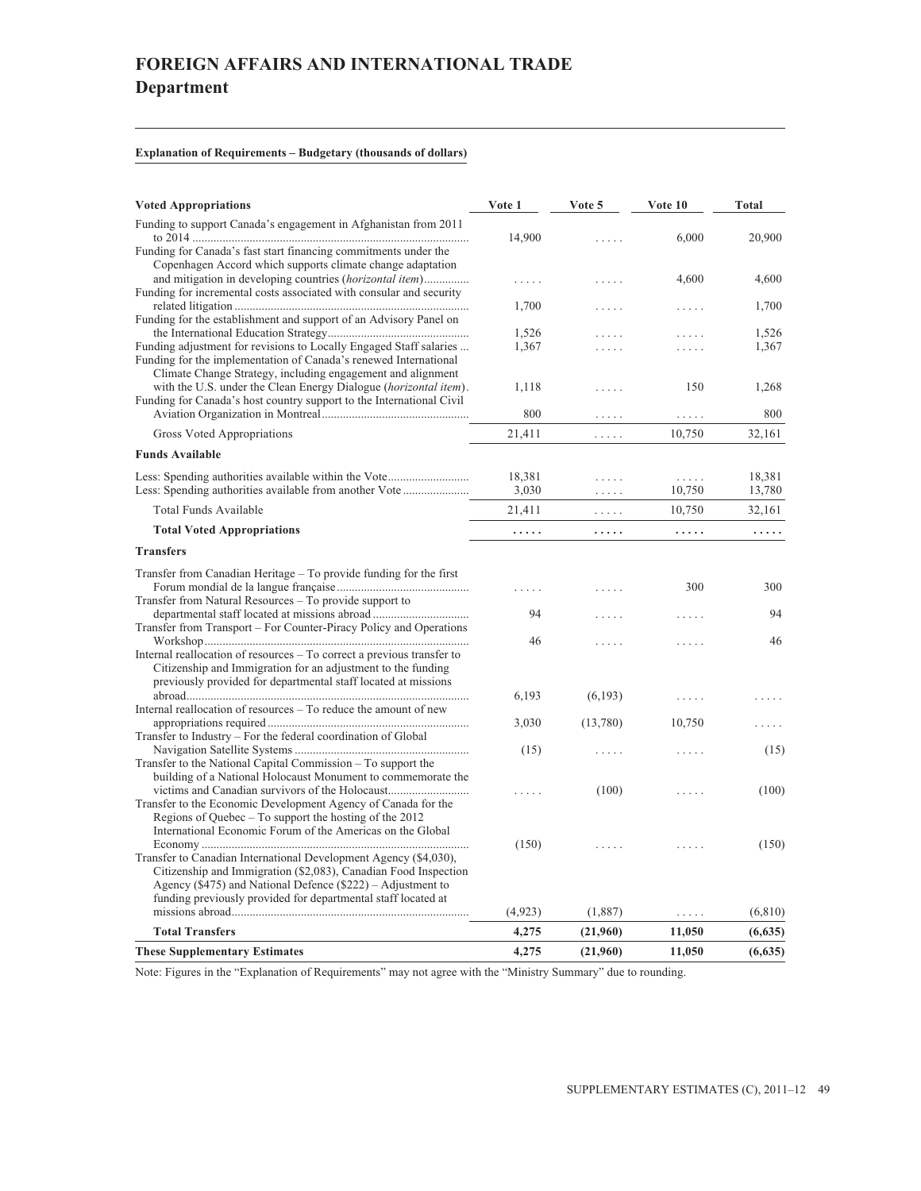# FOREIGN AFFAIRS AND INTERNATIONAL TRADE
## Department

**Explanation of Requirements – Budgetary (thousands of dollars)**

| Voted Appropriations | Vote 1 | Vote 5 | Vote 10 | Total |
|---|---|---|---|---|
| Funding to support Canada's engagement in Afghanistan from 2011 to 2014 | 14,900 | ..... | 6,000 | 20,900 |
| Funding for Canada's fast start financing commitments under the Copenhagen Accord which supports climate change adaptation and mitigation in developing countries (*horizontal item*) | ..... | ..... | 4,600 | 4,600 |
| Funding for incremental costs associated with consular and security related litigation | 1,700 | ..... | ..... | 1,700 |
| Funding for the establishment and support of an Advisory Panel on the International Education Strategy | 1,526 | ..... | ..... | 1,526 |
| Funding adjustment for revisions to Locally Engaged Staff salaries | 1,367 | ..... | ..... | 1,367 |
| Funding for the implementation of Canada's renewed International Climate Change Strategy, including engagement and alignment with the U.S. under the Clean Energy Dialogue (*horizontal item*) | 1,118 | ..... | 150 | 1,268 |
| Funding for Canada's host country support to the International Civil Aviation Organization in Montreal | 800 | ..... | ..... | 800 |
| Gross Voted Appropriations | 21,411 | ..... | 10,750 | 32,161 |
| **Funds Available** | | | | |
| Less: Spending authorities available within the Vote | 18,381 | ..... | ..... | 18,381 |
| Less: Spending authorities available from another Vote | 3,030 | ..... | 10,750 | 13,780 |
| Total Funds Available | 21,411 | ..... | 10,750 | 32,161 |
| **Total Voted Appropriations** | **.....** | **.....** | **.....** | **.....** |
| **Transfers** | | | | |
| Transfer from Canadian Heritage – To provide funding for the first Forum mondial de la langue française | ..... | ..... | 300 | 300 |
| Transfer from Natural Resources – To provide support to departmental staff located at missions abroad | 94 | ..... | ..... | 94 |
| Transfer from Transport – For Counter-Piracy Policy and Operations Workshop | 46 | ..... | ..... | 46 |
| Internal reallocation of resources – To correct a previous transfer to Citizenship and Immigration for an adjustment to the funding previously provided for departmental staff located at missions abroad | 6,193 | (6,193) | ..... | ..... |
| Internal reallocation of resources – To reduce the amount of new appropriations required | 3,030 | (13,780) | 10,750 | ..... |
| Transfer to Industry – For the federal coordination of Global Navigation Satellite Systems | (15) | ..... | ..... | (15) |
| Transfer to the National Capital Commission – To support the building of a National Holocaust Monument to commemorate the victims and Canadian survivors of the Holocaust | ..... | (100) | ..... | (100) |
| Transfer to the Economic Development Agency of Canada for the Regions of Quebec – To support the hosting of the 2012 International Economic Forum of the Americas on the Global Economy | (150) | ..... | ..... | (150) |
| Transfer to Canadian International Development Agency ($4,030), Citizenship and Immigration ($2,083), Canadian Food Inspection Agency ($475) and National Defence ($222) – Adjustment to funding previously provided for departmental staff located at missions abroad | (4,923) | (1,887) | ..... | (6,810) |
| **Total Transfers** | **4,275** | **(21,960)** | **11,050** | **(6,635)** |
| **These Supplementary Estimates** | **4,275** | **(21,960)** | **11,050** | **(6,635)** |

Note: Figures in the "Explanation of Requirements" may not agree with the "Ministry Summary" due to rounding.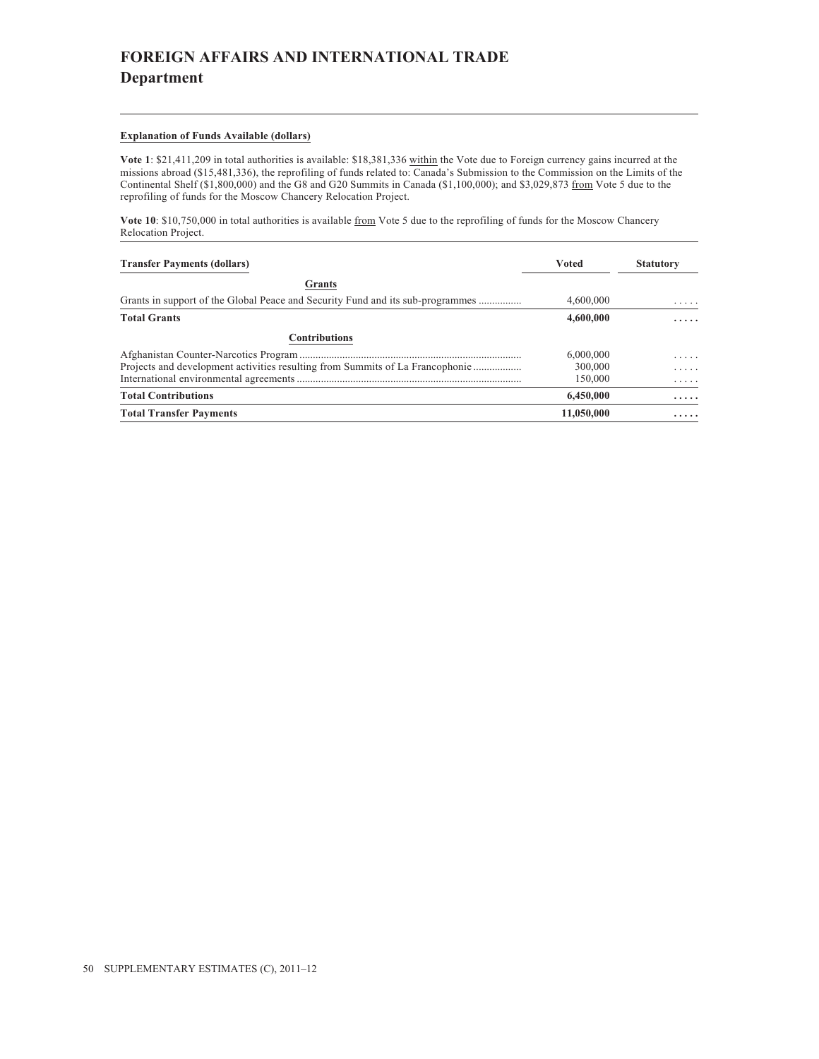# FOREIGN AFFAIRS AND INTERNATIONAL TRADE
## Department

**Explanation of Funds Available (dollars)**

**Vote 1**: $21,411,209 in total authorities is available: $18,381,336 within the Vote due to Foreign currency gains incurred at the missions abroad ($15,481,336), the reprofiling of funds related to: Canada's Submission to the Commission on the Limits of the Continental Shelf ($1,800,000) and the G8 and G20 Summits in Canada ($1,100,000); and $3,029,873 from Vote 5 due to the reprofiling of funds for the Moscow Chancery Relocation Project.

**Vote 10**: $10,750,000 in total authorities is available from Vote 5 due to the reprofiling of funds for the Moscow Chancery Relocation Project.

| Transfer Payments (dollars) | Voted | Statutory |
|---|---|---|
| **Grants** | | |
| Grants in support of the Global Peace and Security Fund and its sub-programmes | 4,600,000 | ..... |
| **Total Grants** | **4,600,000** | **.....** |
| **Contributions** | | |
| Afghanistan Counter-Narcotics Program | 6,000,000 | ..... |
| Projects and development activities resulting from Summits of La Francophonie | 300,000 | ..... |
| International environmental agreements | 150,000 | ..... |
| **Total Contributions** | **6,450,000** | **.....** |
| **Total Transfer Payments** | **11,050,000** | **.....** |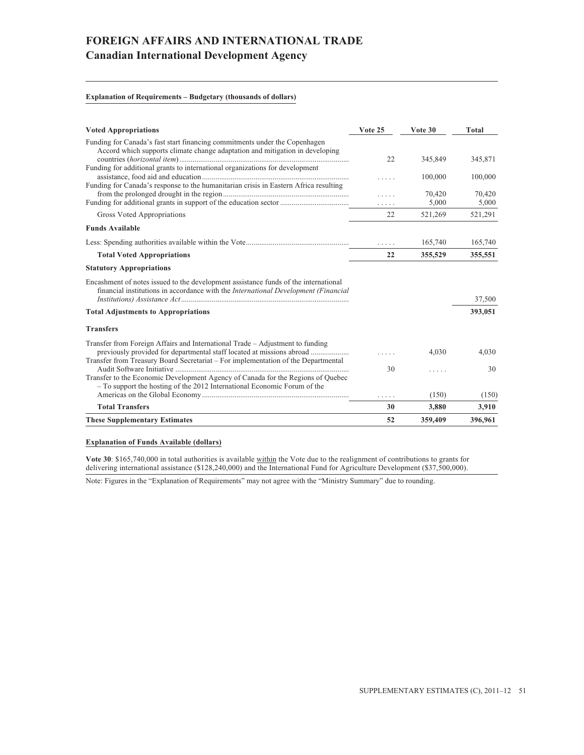# FOREIGN AFFAIRS AND INTERNATIONAL TRADE
## Canadian International Development Agency

**Explanation of Requirements – Budgetary (thousands of dollars)**

| Voted Appropriations | Vote 25 | Vote 30 | Total |
|---|---|---|---|
| Funding for Canada's fast start financing commitments under the Copenhagen Accord which supports climate change adaptation and mitigation in developing countries (*horizontal item*) | 22 | 345,849 | 345,871 |
| Funding for additional grants to international organizations for development assistance, food aid and education | ..... | 100,000 | 100,000 |
| Funding for Canada's response to the humanitarian crisis in Eastern Africa resulting from the prolonged drought in the region | ..... | 70,420 | 70,420 |
| Funding for additional grants in support of the education sector | ..... | 5,000 | 5,000 |
| Gross Voted Appropriations | 22 | 521,269 | 521,291 |
| **Funds Available** | | | |
| Less: Spending authorities available within the Vote | ..... | 165,740 | 165,740 |
| **Total Voted Appropriations** | **22** | **355,529** | **355,551** |
| **Statutory Appropriations** | | | |
| Encashment of notes issued to the development assistance funds of the international financial institutions in accordance with the *International Development (Financial Institutions) Assistance Act* | | | 37,500 |
| **Total Adjustments to Appropriations** | | | **393,051** |
| **Transfers** | | | |
| Transfer from Foreign Affairs and International Trade – Adjustment to funding previously provided for departmental staff located at missions abroad | ..... | 4,030 | 4,030 |
| Transfer from Treasury Board Secretariat – For implementation of the Departmental Audit Software Initiative | 30 | ..... | 30 |
| Transfer to the Economic Development Agency of Canada for the Regions of Quebec – To support the hosting of the 2012 International Economic Forum of the Americas on the Global Economy | ..... | (150) | (150) |
| **Total Transfers** | **30** | **3,880** | **3,910** |
| **These Supplementary Estimates** | **52** | **359,409** | **396,961** |

**Explanation of Funds Available (dollars)**

**Vote 30**: $165,740,000 in total authorities is available within the Vote due to the realignment of contributions to grants for delivering international assistance ($128,240,000) and the International Fund for Agriculture Development ($37,500,000).

Note: Figures in the "Explanation of Requirements" may not agree with the "Ministry Summary" due to rounding.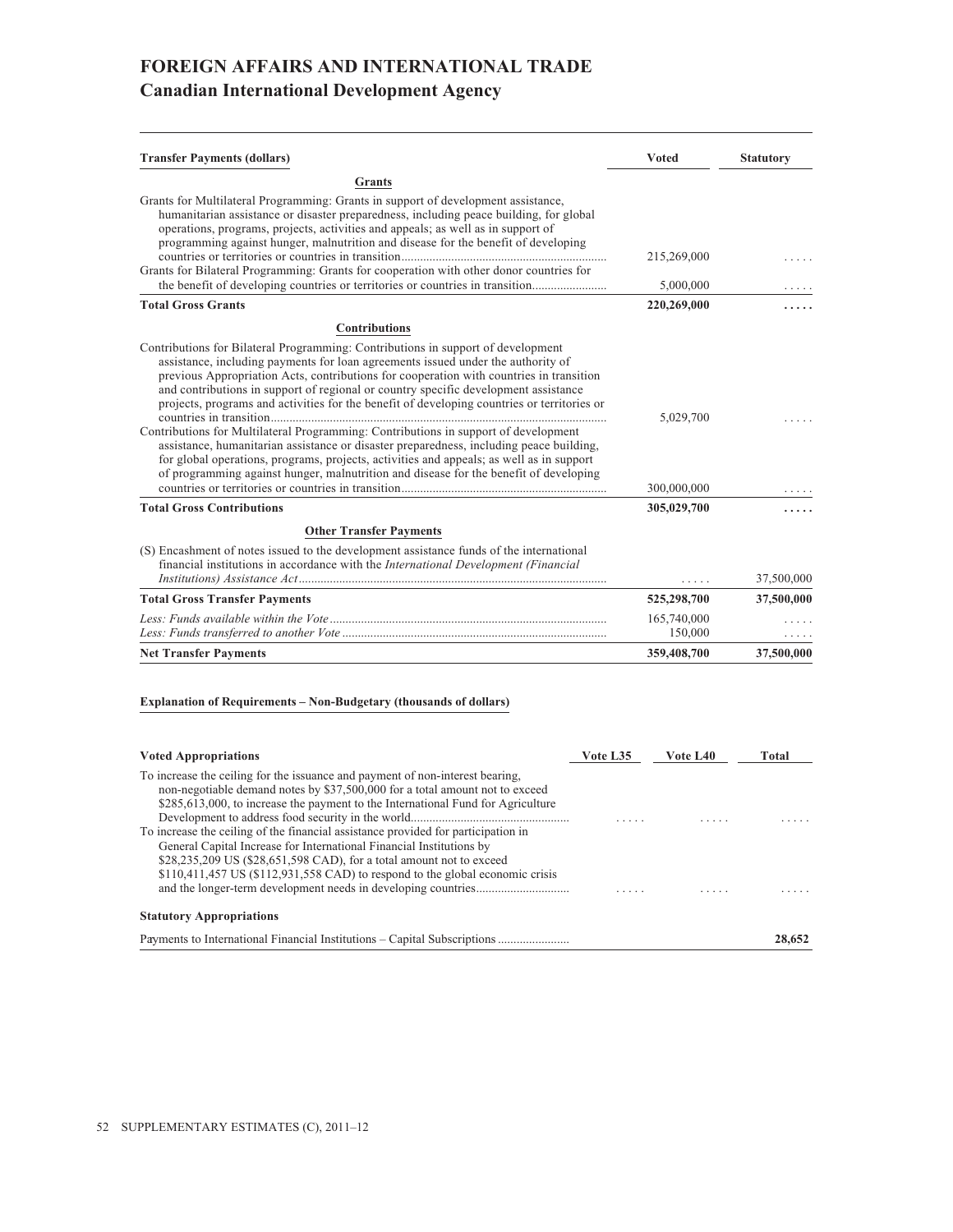# FOREIGN AFFAIRS AND INTERNATIONAL TRADE
## Canadian International Development Agency

| Transfer Payments (dollars) | Voted | Statutory |
|---|---|---|
| **Grants** | | |
| Grants for Multilateral Programming: Grants in support of development assistance, humanitarian assistance or disaster preparedness, including peace building, for global operations, programs, projects, activities and appeals; as well as in support of programming against hunger, malnutrition and disease for the benefit of developing countries or territories or countries in transition | 215,269,000 | ..... |
| Grants for Bilateral Programming: Grants for cooperation with other donor countries for the benefit of developing countries or territories or countries in transition | 5,000,000 | ..... |
| **Total Gross Grants** | **220,269,000** | **.....** |
| **Contributions** | | |
| Contributions for Bilateral Programming: Contributions in support of development assistance, including payments for loan agreements issued under the authority of previous Appropriation Acts, contributions for cooperation with countries in transition and contributions in support of regional or country specific development assistance projects, programs and activities for the benefit of developing countries or territories or countries in transition | 5,029,700 | ..... |
| Contributions for Multilateral Programming: Contributions in support of development assistance, humanitarian assistance or disaster preparedness, including peace building, for global operations, programs, projects, activities and appeals; as well as in support of programming against hunger, malnutrition and disease for the benefit of developing countries or territories or countries in transition | 300,000,000 | ..... |
| **Total Gross Contributions** | **305,029,700** | **.....** |
| **Other Transfer Payments** | | |
| (S) Encashment of notes issued to the development assistance funds of the international financial institutions in accordance with the *International Development (Financial Institutions) Assistance Act* | ..... | 37,500,000 |
| **Total Gross Transfer Payments** | **525,298,700** | **37,500,000** |
| *Less: Funds available within the Vote* | 165,740,000 | ..... |
| *Less: Funds transferred to another Vote* | 150,000 | ..... |
| **Net Transfer Payments** | **359,408,700** | **37,500,000** |

**Explanation of Requirements – Non-Budgetary (thousands of dollars)**

| Voted Appropriations | Vote L35 | Vote L40 | Total |
|---|---|---|---|
| To increase the ceiling for the issuance and payment of non-interest bearing, non-negotiable demand notes by $37,500,000 for a total amount not to exceed $285,613,000, to increase the payment to the International Fund for Agriculture Development to address food security in the world | ..... | ..... | ..... |
| To increase the ceiling of the financial assistance provided for participation in General Capital Increase for International Financial Institutions by $28,235,209 US ($28,651,598 CAD), for a total amount not to exceed $110,411,457 US ($112,931,558 CAD) to respond to the global economic crisis and the longer-term development needs in developing countries | ..... | ..... | ..... |
| **Statutory Appropriations** | | | |
| Payments to International Financial Institutions – Capital Subscriptions | | | **28,652** |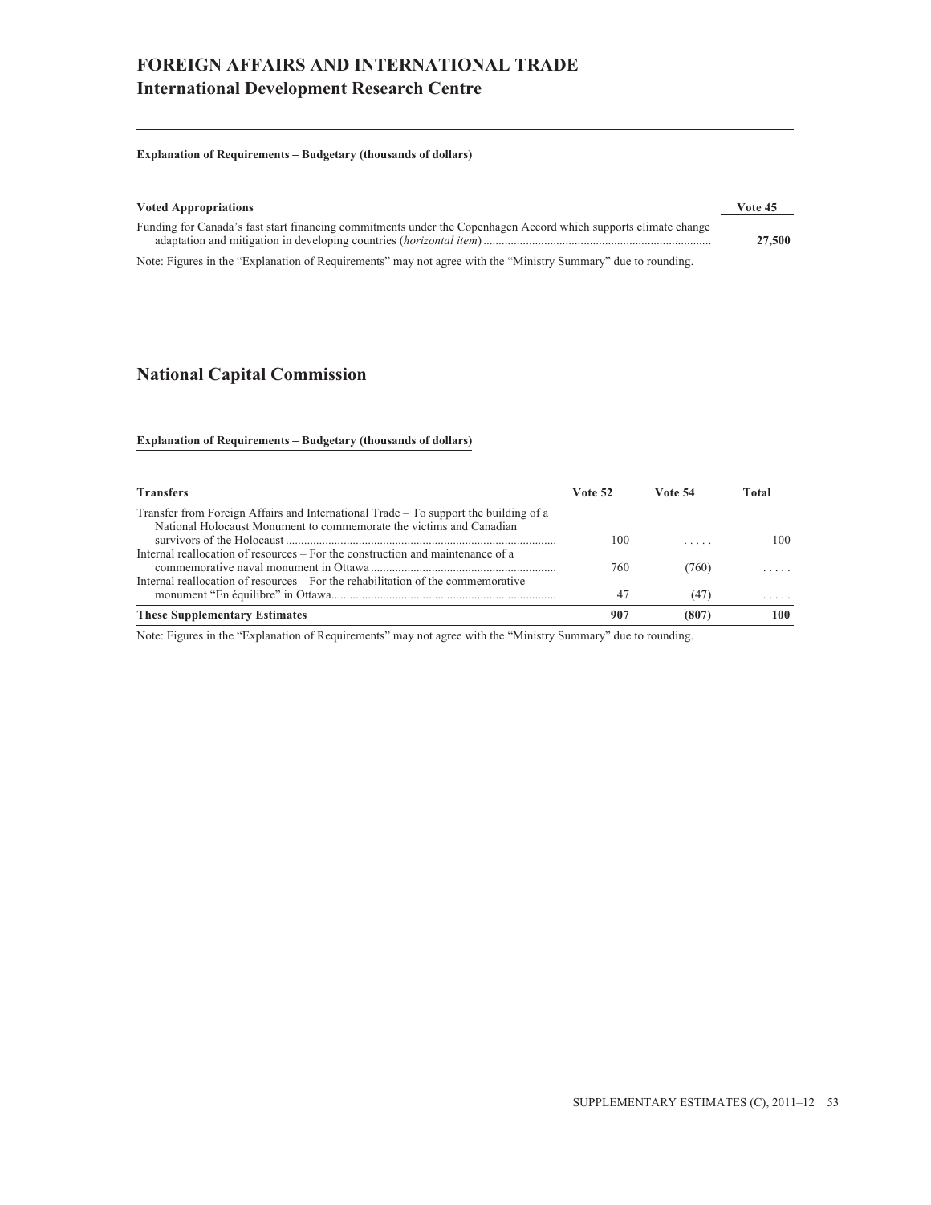# FOREIGN AFFAIRS AND INTERNATIONAL TRADE
## International Development Research Centre

**Explanation of Requirements – Budgetary (thousands of dollars)**

| Voted Appropriations | Vote 45 |
|---|---|
| Funding for Canada's fast start financing commitments under the Copenhagen Accord which supports climate change adaptation and mitigation in developing countries (*horizontal item*) | **27,500** |

Note: Figures in the "Explanation of Requirements" may not agree with the "Ministry Summary" due to rounding.

## National Capital Commission

**Explanation of Requirements – Budgetary (thousands of dollars)**

| Transfers | Vote 52 | Vote 54 | Total |
|---|---|---|---|
| Transfer from Foreign Affairs and International Trade – To support the building of a National Holocaust Monument to commemorate the victims and Canadian survivors of the Holocaust | 100 | ..... | 100 |
| Internal reallocation of resources – For the construction and maintenance of a commemorative naval monument in Ottawa | 760 | (760) | ..... |
| Internal reallocation of resources – For the rehabilitation of the commemorative monument "En équilibre" in Ottawa | 47 | (47) | ..... |
| **These Supplementary Estimates** | **907** | **(807)** | **100** |

Note: Figures in the "Explanation of Requirements" may not agree with the "Ministry Summary" due to rounding.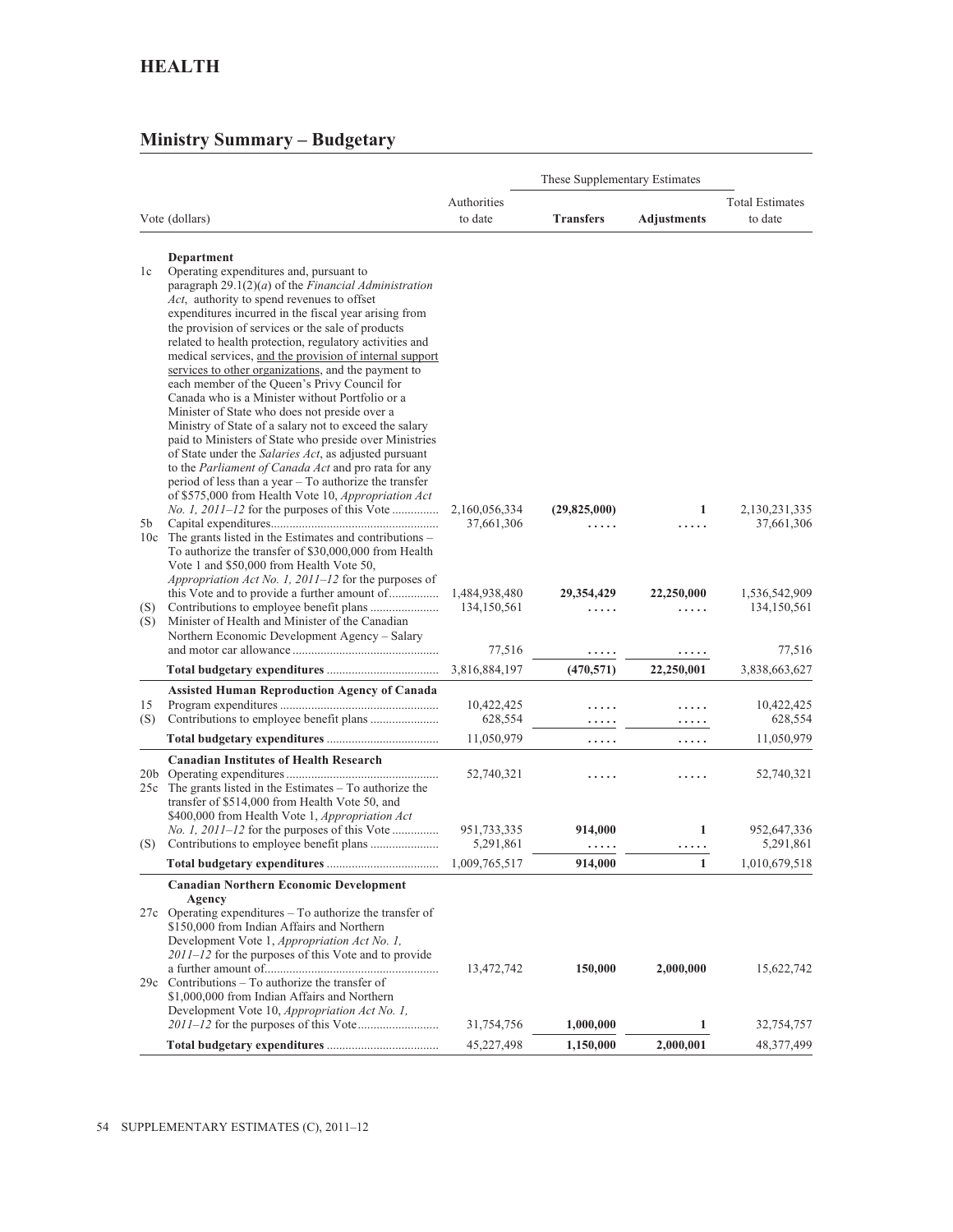# HEALTH

## Ministry Summary – Budgetary

| Vote (dollars) | | Authorities to date | These Supplementary Estimates | | Total Estimates to date |
|---|---|---|---|---|---|
| | | | **Transfers** | **Adjustments** | |
| | **Department** | | | | |
| 1c | Operating expenditures and, pursuant to paragraph 29.1(2)(*a*) of the *Financial Administration Act*, authority to spend revenues to offset expenditures incurred in the fiscal year arising from the provision of services or the sale of products related to health protection, regulatory activities and medical services, and the provision of internal support services to other organizations, and the payment to each member of the Queen's Privy Council for Canada who is a Minister without Portfolio or a Minister of State who does not preside over a Ministry of State of a salary not to exceed the salary paid to Ministers of State who preside over Ministries of State under the *Salaries Act*, as adjusted pursuant to the *Parliament of Canada Act* and pro rata for any period of less than a year – To authorize the transfer of $575,000 from Health Vote 10, *Appropriation Act No. 1, 2011–12* for the purposes of this Vote | 2,160,056,334 | **(29,825,000)** | **1** | 2,130,231,335 |
| 5b | Capital expenditures | 37,661,306 | ..... | ..... | 37,661,306 |
| 10c | The grants listed in the Estimates and contributions – To authorize the transfer of $30,000,000 from Health Vote 1 and $50,000 from Health Vote 50, *Appropriation Act No. 1, 2011–12* for the purposes of this Vote and to provide a further amount of | 1,484,938,480 | **29,354,429** | **22,250,000** | 1,536,542,909 |
| (S) | Contributions to employee benefit plans | 134,150,561 | ..... | ..... | 134,150,561 |
| (S) | Minister of Health and Minister of the Canadian Northern Economic Development Agency – Salary and motor car allowance | 77,516 | ..... | ..... | 77,516 |
| | **Total budgetary expenditures** | 3,816,884,197 | **(470,571)** | **22,250,001** | 3,838,663,627 |
| | **Assisted Human Reproduction Agency of Canada** | | | | |
| 15 | Program expenditures | 10,422,425 | ..... | ..... | 10,422,425 |
| (S) | Contributions to employee benefit plans | 628,554 | ..... | ..... | 628,554 |
| | **Total budgetary expenditures** | 11,050,979 | ..... | ..... | 11,050,979 |
| | **Canadian Institutes of Health Research** | | | | |
| 20b | Operating expenditures | 52,740,321 | ..... | ..... | 52,740,321 |
| 25c | The grants listed in the Estimates – To authorize the transfer of $514,000 from Health Vote 50, and $400,000 from Health Vote 1, *Appropriation Act No. 1, 2011–12* for the purposes of this Vote | 951,733,335 | **914,000** | **1** | 952,647,336 |
| (S) | Contributions to employee benefit plans | 5,291,861 | ..... | ..... | 5,291,861 |
| | **Total budgetary expenditures** | 1,009,765,517 | **914,000** | **1** | 1,010,679,518 |
| | **Canadian Northern Economic Development Agency** | | | | |
| 27c | Operating expenditures – To authorize the transfer of $150,000 from Indian Affairs and Northern Development Vote 1, *Appropriation Act No. 1, 2011–12* for the purposes of this Vote and to provide a further amount of | 13,472,742 | **150,000** | **2,000,000** | 15,622,742 |
| 29c | Contributions – To authorize the transfer of $1,000,000 from Indian Affairs and Northern Development Vote 10, *Appropriation Act No. 1, 2011–12* for the purposes of this Vote | 31,754,756 | **1,000,000** | **1** | 32,754,757 |
| | **Total budgetary expenditures** | 45,227,498 | **1,150,000** | **2,000,001** | 48,377,499 |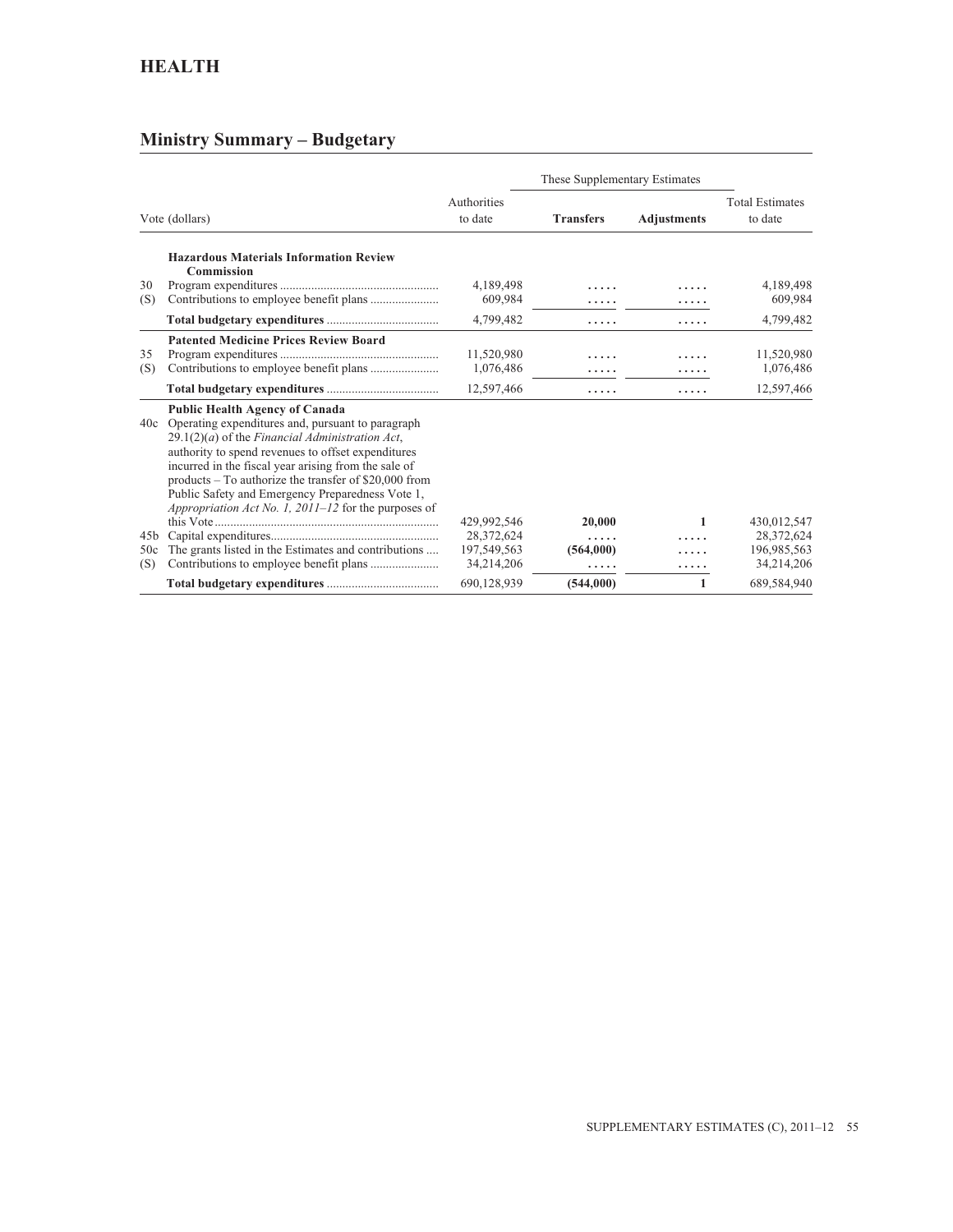## HEALTH

## Ministry Summary – Budgetary

| Vote (dollars) | | Authorities to date | These Supplementary Estimates | | Total Estimates to date |
|---|---|---|---|---|---|
| | | | **Transfers** | **Adjustments** | |
| | **Hazardous Materials Information Review Commission** | | | | |
| 30 | Program expenditures | 4,189,498 | ..... | ..... | 4,189,498 |
| (S) | Contributions to employee benefit plans | 609,984 | ..... | ..... | 609,984 |
| | **Total budgetary expenditures** | 4,799,482 | ..... | ..... | 4,799,482 |
| | **Patented Medicine Prices Review Board** | | | | |
| 35 | Program expenditures | 11,520,980 | ..... | ..... | 11,520,980 |
| (S) | Contributions to employee benefit plans | 1,076,486 | ..... | ..... | 1,076,486 |
| | **Total budgetary expenditures** | 12,597,466 | ..... | ..... | 12,597,466 |
| | **Public Health Agency of Canada** | | | | |
| 40c | Operating expenditures and, pursuant to paragraph 29.1(2)(*a*) of the *Financial Administration Act*, authority to spend revenues to offset expenditures incurred in the fiscal year arising from the sale of products – To authorize the transfer of $20,000 from Public Safety and Emergency Preparedness Vote 1, *Appropriation Act No. 1, 2011–12* for the purposes of this Vote | 429,992,546 | **20,000** | **1** | 430,012,547 |
| 45b | Capital expenditures | 28,372,624 | ..... | ..... | 28,372,624 |
| 50c | The grants listed in the Estimates and contributions | 197,549,563 | **(564,000)** | ..... | 196,985,563 |
| (S) | Contributions to employee benefit plans | 34,214,206 | ..... | ..... | 34,214,206 |
| | **Total budgetary expenditures** | 690,128,939 | **(544,000)** | **1** | 689,584,940 |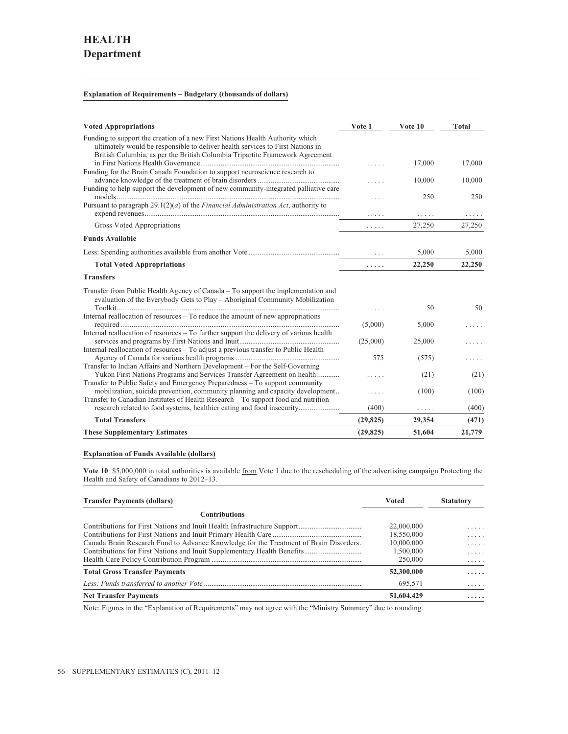# HEALTH

## Department

**Explanation of Requirements – Budgetary (thousands of dollars)**

| Voted Appropriations | Vote 1 | Vote 10 | Total |
|---|---|---|---|
| Funding to support the creation of a new First Nations Health Authority which ultimately would be responsible to deliver health services to First Nations in British Columbia, as per the British Columbia Tripartite Framework Agreement in First Nations Health Governance | ..... | 17,000 | 17,000 |
| Funding for the Brain Canada Foundation to support neuroscience research to advance knowledge of the treatment of brain disorders | ..... | 10,000 | 10,000 |
| Funding to help support the development of new community-integrated palliative care models | ..... | 250 | 250 |
| Pursuant to paragraph 29.1(2)(*a*) of the *Financial Administration Act*, authority to expend revenues | ..... | ..... | ..... |
| Gross Voted Appropriations | ..... | 27,250 | 27,250 |
| **Funds Available** | | | |
| Less: Spending authorities available from another Vote | ..... | 5,000 | 5,000 |
| **Total Voted Appropriations** | **.....** | **22,250** | **22,250** |
| **Transfers** | | | |
| Transfer from Public Health Agency of Canada – To support the implementation and evaluation of the Everybody Gets to Play – Aboriginal Community Mobilization Toolkit | ..... | 50 | 50 |
| Internal reallocation of resources – To reduce the amount of new appropriations required | (5,000) | 5,000 | ..... |
| Internal reallocation of resources – To further support the delivery of various health services and programs by First Nations and Inuit | (25,000) | 25,000 | ..... |
| Internal reallocation of resources – To adjust a previous transfer to Public Health Agency of Canada for various health programs | 575 | (575) | ..... |
| Transfer to Indian Affairs and Northern Development – For the Self-Governing Yukon First Nations Programs and Services Transfer Agreement on health | ..... | (21) | (21) |
| Transfer to Public Safety and Emergency Preparedness – To support community mobilization, suicide prevention, community planning and capacity development | ..... | (100) | (100) |
| Transfer to Canadian Institutes of Health Research – To support food and nutrition research related to food systems, healthier eating and food insecurity | (400) | ..... | (400) |
| **Total Transfers** | **(29,825)** | **29,354** | **(471)** |
| **These Supplementary Estimates** | **(29,825)** | **51,604** | **21,779** |

**Explanation of Funds Available (dollars)**

**Vote 10**: $5,000,000 in total authorities is available from Vote 1 due to the rescheduling of the advertising campaign Protecting the Health and Safety of Canadians to 2012–13.

| Transfer Payments (dollars) | Voted | Statutory |
|---|---|---|
| **Contributions** | | |
| Contributions for First Nations and Inuit Health Infrastructure Support | 22,000,000 | ..... |
| Contributions for First Nations and Inuit Primary Health Care | 18,550,000 | ..... |
| Canada Brain Research Fund to Advance Knowledge for the Treatment of Brain Disorders | 10,000,000 | ..... |
| Contributions for First Nations and Inuit Supplementary Health Benefits | 1,500,000 | ..... |
| Health Care Policy Contribution Program | 250,000 | ..... |
| **Total Gross Transfer Payments** | **52,300,000** | **.....** |
| *Less: Funds transferred to another Vote* | 695,571 | ..... |
| **Net Transfer Payments** | **51,604,429** | **.....** |

Note: Figures in the "Explanation of Requirements" may not agree with the "Ministry Summary" due to rounding.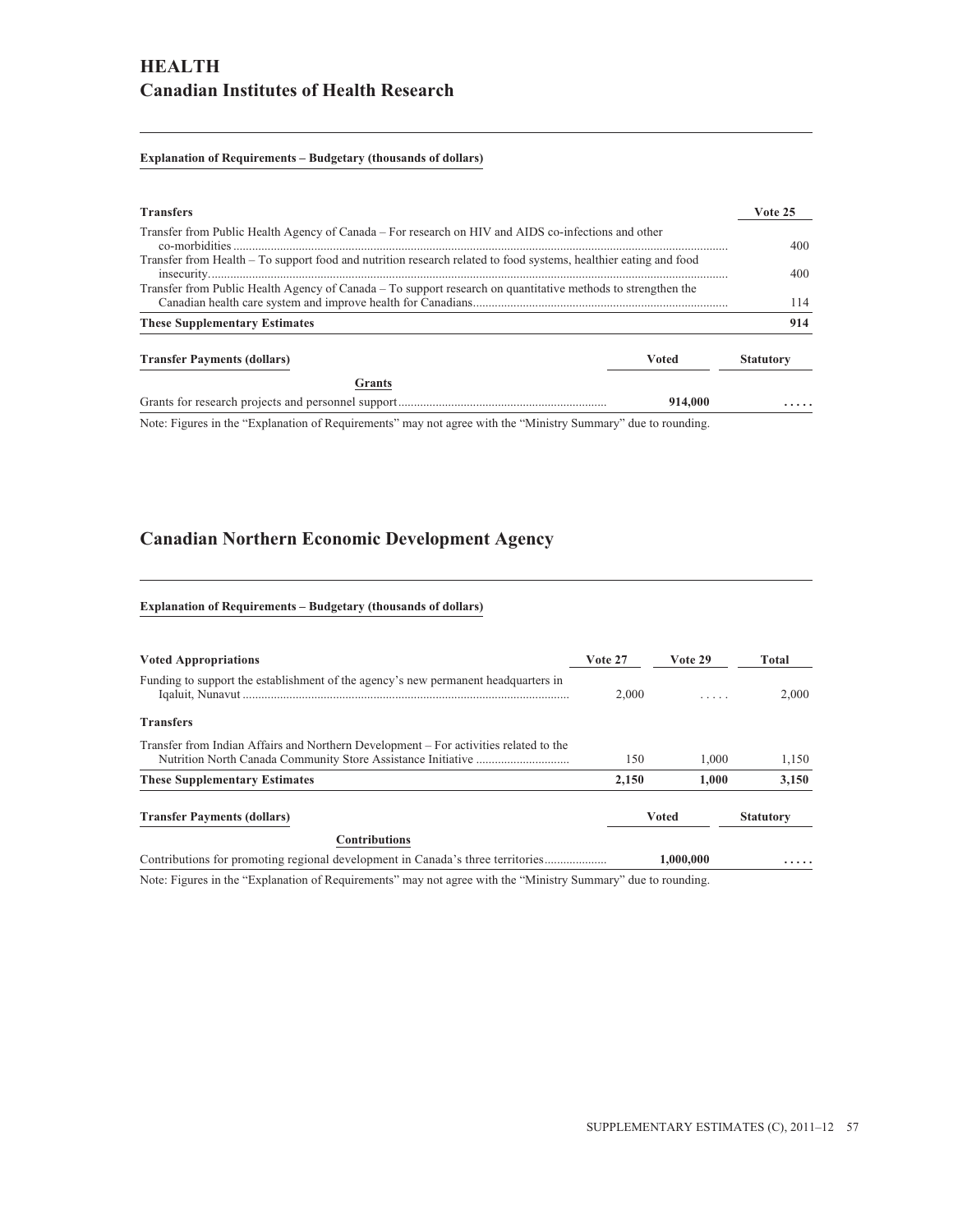# HEALTH

## Canadian Institutes of Health Research

**Explanation of Requirements – Budgetary (thousands of dollars)**

| Transfers | Vote 25 |
|---|---|
| Transfer from Public Health Agency of Canada – For research on HIV and AIDS co-infections and other co-morbidities | 400 |
| Transfer from Health – To support food and nutrition research related to food systems, healthier eating and food insecurity | 400 |
| Transfer from Public Health Agency of Canada – To support research on quantitative methods to strengthen the Canadian health care system and improve health for Canadians | 114 |
| **These Supplementary Estimates** | **914** |

| Transfer Payments (dollars) | Voted | Statutory |
|---|---|---|
| **Grants** | | |
| Grants for research projects and personnel support | **914,000** | **. . . . .** |

Note: Figures in the "Explanation of Requirements" may not agree with the "Ministry Summary" due to rounding.

## Canadian Northern Economic Development Agency

**Explanation of Requirements – Budgetary (thousands of dollars)**

| Voted Appropriations | Vote 27 | Vote 29 | Total |
|---|---|---|---|
| Funding to support the establishment of the agency's new permanent headquarters in Iqaluit, Nunavut | 2,000 | . . . . . | 2,000 |
| **Transfers** | | | |
| Transfer from Indian Affairs and Northern Development – For activities related to the Nutrition North Canada Community Store Assistance Initiative | 150 | 1,000 | 1,150 |
| **These Supplementary Estimates** | **2,150** | **1,000** | **3,150** |

| Transfer Payments (dollars) | Voted | Statutory |
|---|---|---|
| **Contributions** | | |
| Contributions for promoting regional development in Canada's three territories | **1,000,000** | **. . . . .** |

Note: Figures in the "Explanation of Requirements" may not agree with the "Ministry Summary" due to rounding.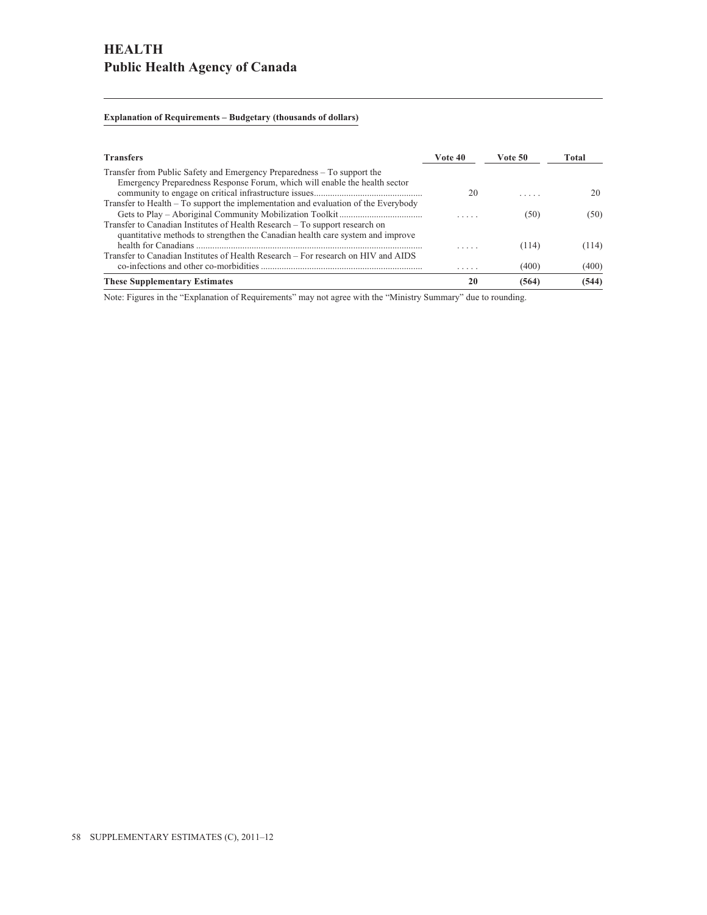# HEALTH
## Public Health Agency of Canada

**Explanation of Requirements – Budgetary (thousands of dollars)**

| Transfers | Vote 40 | Vote 50 | Total |
|---|---|---|---|
| Transfer from Public Safety and Emergency Preparedness – To support the Emergency Preparedness Response Forum, which will enable the health sector community to engage on critical infrastructure issues | 20 | ..... | 20 |
| Transfer to Health – To support the implementation and evaluation of the Everybody Gets to Play – Aboriginal Community Mobilization Toolkit | ..... | (50) | (50) |
| Transfer to Canadian Institutes of Health Research – To support research on quantitative methods to strengthen the Canadian health care system and improve health for Canadians | ..... | (114) | (114) |
| Transfer to Canadian Institutes of Health Research – For research on HIV and AIDS co-infections and other co-morbidities | ..... | (400) | (400) |
| **These Supplementary Estimates** | **20** | **(564)** | **(544)** |

Note: Figures in the "Explanation of Requirements" may not agree with the "Ministry Summary" due to rounding.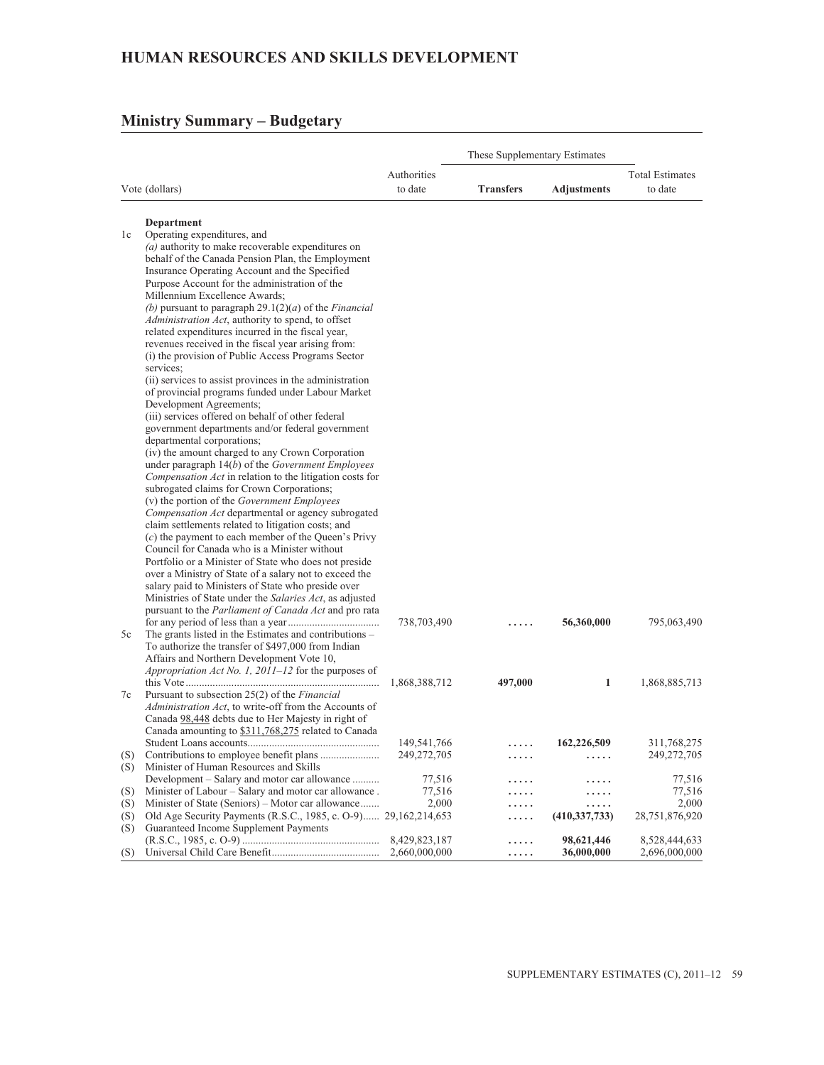## HUMAN RESOURCES AND SKILLS DEVELOPMENT

## Ministry Summary – Budgetary

| | Vote (dollars) | Authorities to date | These Supplementary Estimates | | Total Estimates to date |
|---|---|---|---|---|---|
| | | | **Transfers** | **Adjustments** | |
| | **Department** | | | | |
| 1c | Operating expenditures, and *(a)* authority to make recoverable expenditures on behalf of the Canada Pension Plan, the Employment Insurance Operating Account and the Specified Purpose Account for the administration of the Millennium Excellence Awards; *(b)* pursuant to paragraph 29.1(2)(*a*) of the *Financial Administration Act*, authority to spend, to offset related expenditures incurred in the fiscal year, revenues received in the fiscal year arising from: (i) the provision of Public Access Programs Sector services; (ii) services to assist provinces in the administration of provincial programs funded under Labour Market Development Agreements; (iii) services offered on behalf of other federal government departments and/or federal government departmental corporations; (iv) the amount charged to any Crown Corporation under paragraph 14(*b*) of the *Government Employees Compensation Act* in relation to the litigation costs for subrogated claims for Crown Corporations; (v) the portion of the *Government Employees Compensation Act* departmental or agency subrogated claim settlements related to litigation costs; and (*c*) the payment to each member of the Queen's Privy Council for Canada who is a Minister without Portfolio or a Minister of State who does not preside over a Ministry of State of a salary not to exceed the salary paid to Ministers of State who preside over Ministries of State under the *Salaries Act*, as adjusted pursuant to the *Parliament of Canada Act* and pro rata for any period of less than a year | 738,703,490 | ..... | **56,360,000** | 795,063,490 |
| 5c | The grants listed in the Estimates and contributions – To authorize the transfer of $497,000 from Indian Affairs and Northern Development Vote 10, *Appropriation Act No. 1, 2011–12* for the purposes of this Vote | 1,868,388,712 | **497,000** | **1** | 1,868,885,713 |
| 7c | Pursuant to subsection 25(2) of the *Financial Administration Act*, to write-off from the Accounts of Canada 98,448 debts due to Her Majesty in right of Canada amounting to $311,768,275 related to Canada Student Loans accounts | 149,541,766 | ..... | **162,226,509** | 311,768,275 |
| (S) | Contributions to employee benefit plans | 249,272,705 | ..... | ..... | 249,272,705 |
| (S) | Minister of Human Resources and Skills Development – Salary and motor car allowance | 77,516 | ..... | ..... | 77,516 |
| (S) | Minister of Labour – Salary and motor car allowance | 77,516 | ..... | ..... | 77,516 |
| (S) | Minister of State (Seniors) – Motor car allowance | 2,000 | ..... | ..... | 2,000 |
| (S) | Old Age Security Payments (R.S.C., 1985, c. O-9) | 29,162,214,653 | ..... | **(410,337,733)** | 28,751,876,920 |
| (S) | Guaranteed Income Supplement Payments (R.S.C., 1985, c. O-9) | 8,429,823,187 | ..... | **98,621,446** | 8,528,444,633 |
| (S) | Universal Child Care Benefit | 2,660,000,000 | ..... | **36,000,000** | 2,696,000,000 |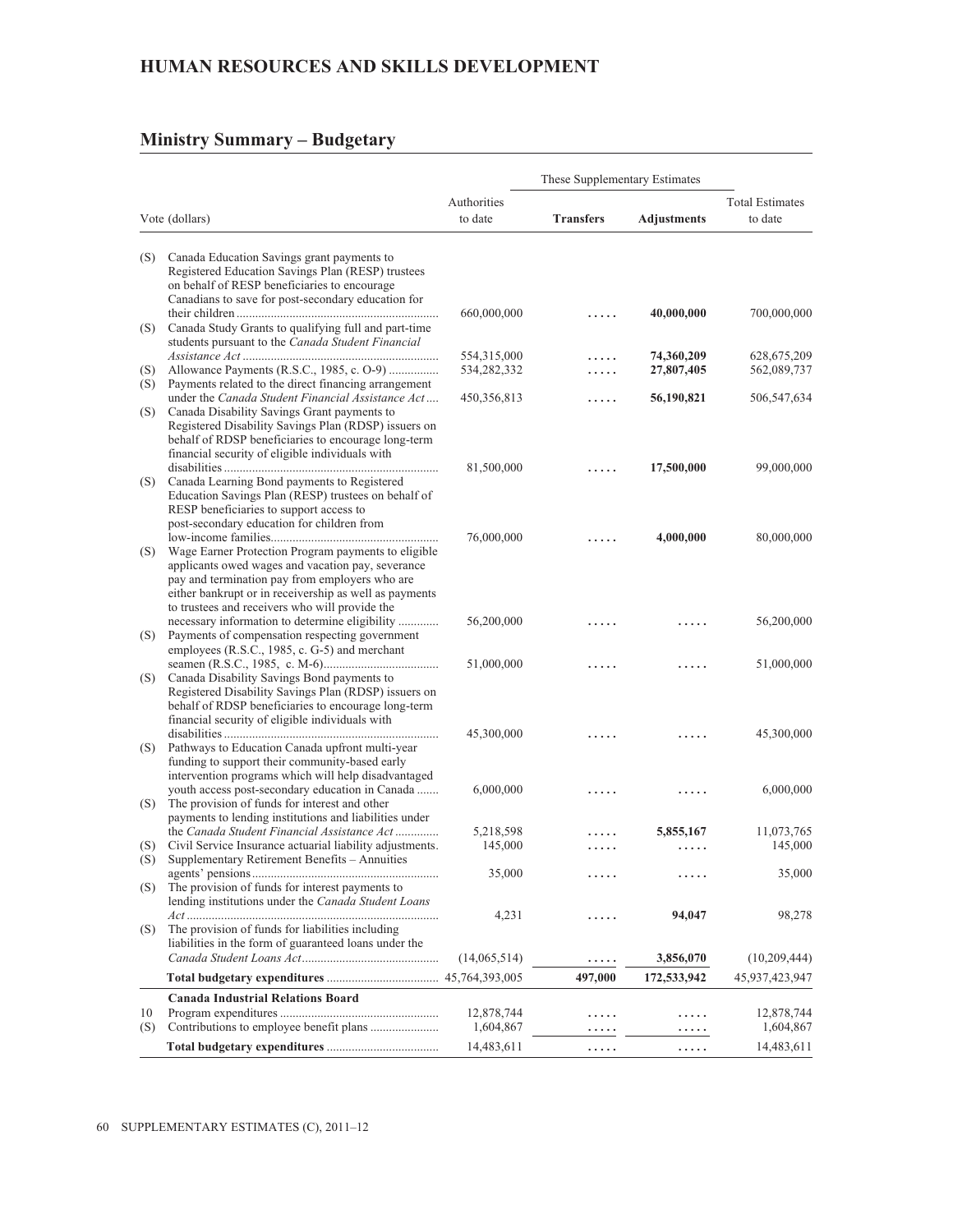## HUMAN RESOURCES AND SKILLS DEVELOPMENT

## Ministry Summary – Budgetary

| Vote (dollars) | | Authorities to date | These Supplementary Estimates | | Total Estimates to date |
|---|---|---|---|---|---|
| | | | **Transfers** | **Adjustments** | |
| (S) | Canada Education Savings grant payments to Registered Education Savings Plan (RESP) trustees on behalf of RESP beneficiaries to encourage Canadians to save for post-secondary education for their children | 660,000,000 | ..... | **40,000,000** | 700,000,000 |
| (S) | Canada Study Grants to qualifying full and part-time students pursuant to the *Canada Student Financial Assistance Act* | 554,315,000 | ..... | **74,360,209** | 628,675,209 |
| (S) | Allowance Payments (R.S.C., 1985, c. O-9) | 534,282,332 | ..... | **27,807,405** | 562,089,737 |
| (S) | Payments related to the direct financing arrangement under the *Canada Student Financial Assistance Act* | 450,356,813 | ..... | **56,190,821** | 506,547,634 |
| (S) | Canada Disability Savings Grant payments to Registered Disability Savings Plan (RDSP) issuers on behalf of RDSP beneficiaries to encourage long-term financial security of eligible individuals with disabilities | 81,500,000 | ..... | **17,500,000** | 99,000,000 |
| (S) | Canada Learning Bond payments to Registered Education Savings Plan (RESP) trustees on behalf of RESP beneficiaries to support access to post-secondary education for children from low-income families | 76,000,000 | ..... | **4,000,000** | 80,000,000 |
| (S) | Wage Earner Protection Program payments to eligible applicants owed wages and vacation pay, severance pay and termination pay from employers who are either bankrupt or in receivership as well as payments to trustees and receivers who will provide the necessary information to determine eligibility | 56,200,000 | ..... | ..... | 56,200,000 |
| (S) | Payments of compensation respecting government employees (R.S.C., 1985, c. G-5) and merchant seamen (R.S.C., 1985, c. M-6) | 51,000,000 | ..... | ..... | 51,000,000 |
| (S) | Canada Disability Savings Bond payments to Registered Disability Savings Plan (RDSP) issuers on behalf of RDSP beneficiaries to encourage long-term financial security of eligible individuals with disabilities | 45,300,000 | ..... | ..... | 45,300,000 |
| (S) | Pathways to Education Canada upfront multi-year funding to support their community-based early intervention programs which will help disadvantaged youth access post-secondary education in Canada | 6,000,000 | ..... | ..... | 6,000,000 |
| (S) | The provision of funds for interest and other payments to lending institutions and liabilities under the *Canada Student Financial Assistance Act* | 5,218,598 | ..... | **5,855,167** | 11,073,765 |
| (S) | Civil Service Insurance actuarial liability adjustments | 145,000 | ..... | ..... | 145,000 |
| (S) | Supplementary Retirement Benefits – Annuities agents' pensions | 35,000 | ..... | ..... | 35,000 |
| (S) | The provision of funds for interest payments to lending institutions under the *Canada Student Loans Act* | 4,231 | ..... | **94,047** | 98,278 |
| (S) | The provision of funds for liabilities including liabilities in the form of guaranteed loans under the *Canada Student Loans Act* | (14,065,514) | ..... | **3,856,070** | (10,209,444) |
| | **Total budgetary expenditures** | 45,764,393,005 | **497,000** | **172,533,942** | 45,937,423,947 |
| | **Canada Industrial Relations Board** | | | | |
| 10 | Program expenditures | 12,878,744 | ..... | ..... | 12,878,744 |
| (S) | Contributions to employee benefit plans | 1,604,867 | ..... | ..... | 1,604,867 |
| | **Total budgetary expenditures** | 14,483,611 | ..... | ..... | 14,483,611 |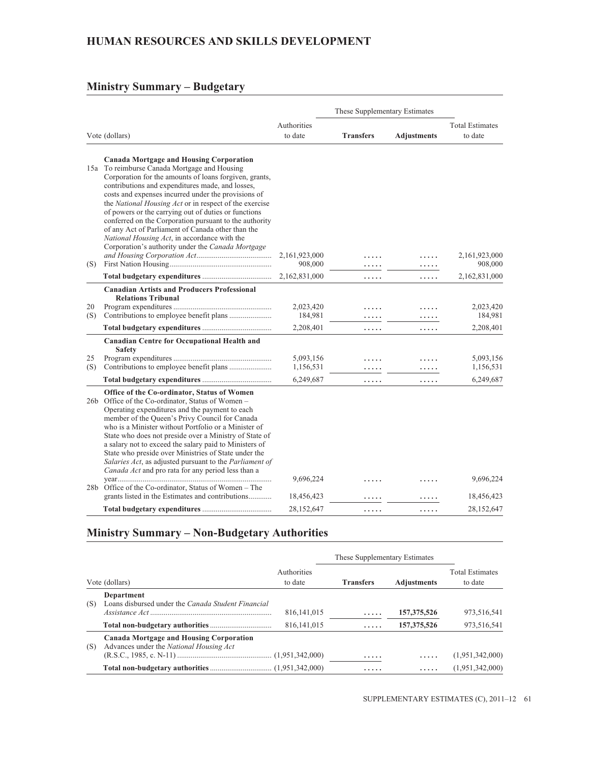# HUMAN RESOURCES AND SKILLS DEVELOPMENT

## Ministry Summary – Budgetary

| Vote (dollars) | | Authorities to date | These Supplementary Estimates Transfers | Adjustments | Total Estimates to date |
|---|---|---|---|---|---|
| | **Canada Mortgage and Housing Corporation** | | | | |
| 15a | To reimburse Canada Mortgage and Housing Corporation for the amounts of loans forgiven, grants, contributions and expenditures made, and losses, costs and expenses incurred under the provisions of the *National Housing Act* or in respect of the exercise of powers or the carrying out of duties or functions conferred on the Corporation pursuant to the authority of any Act of Parliament of Canada other than the *National Housing Act*, in accordance with the Corporation's authority under the *Canada Mortgage and Housing Corporation Act* | 2,161,923,000 | ..... | ..... | 2,161,923,000 |
| (S) | First Nation Housing | 908,000 | ..... | ..... | 908,000 |
| | **Total budgetary expenditures** | 2,162,831,000 | ..... | ..... | 2,162,831,000 |
| | **Canadian Artists and Producers Professional Relations Tribunal** | | | | |
| 20 | Program expenditures | 2,023,420 | ..... | ..... | 2,023,420 |
| (S) | Contributions to employee benefit plans | 184,981 | ..... | ..... | 184,981 |
| | **Total budgetary expenditures** | 2,208,401 | ..... | ..... | 2,208,401 |
| | **Canadian Centre for Occupational Health and Safety** | | | | |
| 25 | Program expenditures | 5,093,156 | ..... | ..... | 5,093,156 |
| (S) | Contributions to employee benefit plans | 1,156,531 | ..... | ..... | 1,156,531 |
| | **Total budgetary expenditures** | 6,249,687 | ..... | ..... | 6,249,687 |
| | **Office of the Co-ordinator, Status of Women** | | | | |
| 26b | Office of the Co-ordinator, Status of Women – Operating expenditures and the payment to each member of the Queen's Privy Council for Canada who is a Minister without Portfolio or a Minister of State who does not preside over a Ministry of State of a salary not to exceed the salary paid to Ministers of State who preside over Ministries of State under the *Salaries Act*, as adjusted pursuant to the *Parliament of Canada Act* and pro rata for any period less than a year | 9,696,224 | ..... | ..... | 9,696,224 |
| 28b | Office of the Co-ordinator, Status of Women – The grants listed in the Estimates and contributions | 18,456,423 | ..... | ..... | 18,456,423 |
| | **Total budgetary expenditures** | 28,152,647 | ..... | ..... | 28,152,647 |

## Ministry Summary – Non-Budgetary Authorities

| Vote (dollars) | | Authorities to date | These Supplementary Estimates Transfers | Adjustments | Total Estimates to date |
|---|---|---|---|---|---|
| | **Department** | | | | |
| (S) | Loans disbursed under the *Canada Student Financial Assistance Act* | 816,141,015 | ..... | **157,375,526** | 973,516,541 |
| | **Total non-budgetary authorities** | 816,141,015 | ..... | **157,375,526** | 973,516,541 |
| | **Canada Mortgage and Housing Corporation** | | | | |
| (S) | Advances under the *National Housing Act* (R.S.C., 1985, c. N-11) | (1,951,342,000) | ..... | ..... | (1,951,342,000) |
| | **Total non-budgetary authorities** | (1,951,342,000) | ..... | ..... | (1,951,342,000) |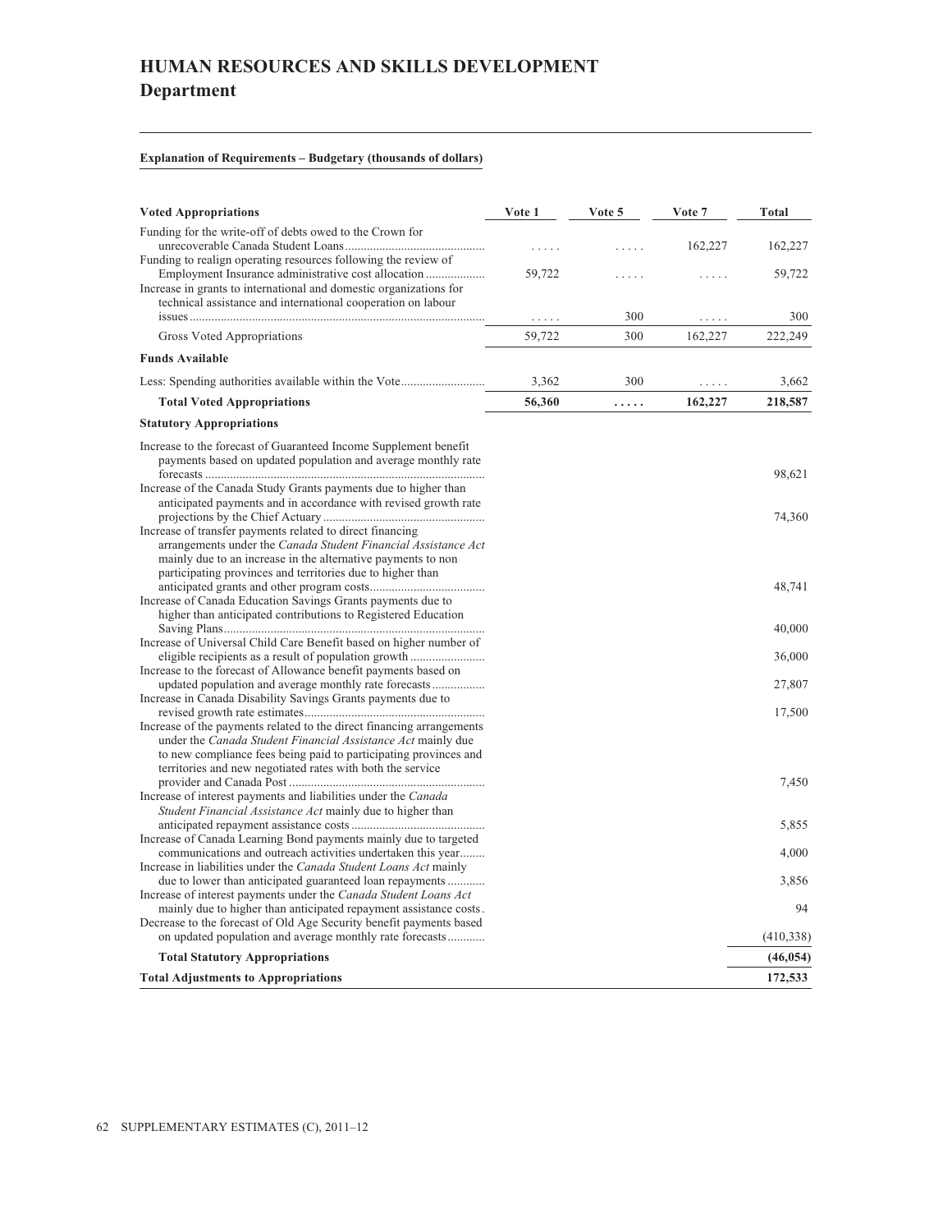# HUMAN RESOURCES AND SKILLS DEVELOPMENT
## Department

**Explanation of Requirements – Budgetary (thousands of dollars)**

| Voted Appropriations | Vote 1 | Vote 5 | Vote 7 | Total |
|---|---|---|---|---|
| Funding for the write-off of debts owed to the Crown for unrecoverable Canada Student Loans | ..... | ..... | 162,227 | 162,227 |
| Funding to realign operating resources following the review of Employment Insurance administrative cost allocation | 59,722 | ..... | ..... | 59,722 |
| Increase in grants to international and domestic organizations for technical assistance and international cooperation on labour issues | ..... | 300 | ..... | 300 |
| Gross Voted Appropriations | 59,722 | 300 | 162,227 | 222,249 |
| **Funds Available** | | | | |
| Less: Spending authorities available within the Vote | 3,362 | 300 | ..... | 3,662 |
| **Total Voted Appropriations** | **56,360** | **.....** | **162,227** | **218,587** |
| **Statutory Appropriations** | | | | |
| Increase to the forecast of Guaranteed Income Supplement benefit payments based on updated population and average monthly rate forecasts | | | | 98,621 |
| Increase of the Canada Study Grants payments due to higher than anticipated payments and in accordance with revised growth rate projections by the Chief Actuary | | | | 74,360 |
| Increase of transfer payments related to direct financing arrangements under the *Canada Student Financial Assistance Act* mainly due to an increase in the alternative payments to non participating provinces and territories due to higher than anticipated grants and other program costs | | | | 48,741 |
| Increase of Canada Education Savings Grants payments due to higher than anticipated contributions to Registered Education Saving Plans | | | | 40,000 |
| Increase of Universal Child Care Benefit based on higher number of eligible recipients as a result of population growth | | | | 36,000 |
| Increase to the forecast of Allowance benefit payments based on updated population and average monthly rate forecasts | | | | 27,807 |
| Increase in Canada Disability Savings Grants payments due to revised growth rate estimates | | | | 17,500 |
| Increase of the payments related to the direct financing arrangements under the *Canada Student Financial Assistance Act* mainly due to new compliance fees being paid to participating provinces and territories and new negotiated rates with both the service provider and Canada Post | | | | 7,450 |
| Increase of interest payments and liabilities under the *Canada Student Financial Assistance Act* mainly due to higher than anticipated repayment assistance costs | | | | 5,855 |
| Increase of Canada Learning Bond payments mainly due to targeted communications and outreach activities undertaken this year | | | | 4,000 |
| Increase in liabilities under the *Canada Student Loans Act* mainly due to lower than anticipated guaranteed loan repayments | | | | 3,856 |
| Increase of interest payments under the *Canada Student Loans Act* mainly due to higher than anticipated repayment assistance costs | | | | 94 |
| Decrease to the forecast of Old Age Security benefit payments based on updated population and average monthly rate forecasts | | | | (410,338) |
| **Total Statutory Appropriations** | | | | **(46,054)** |
| **Total Adjustments to Appropriations** | | | | **172,533** |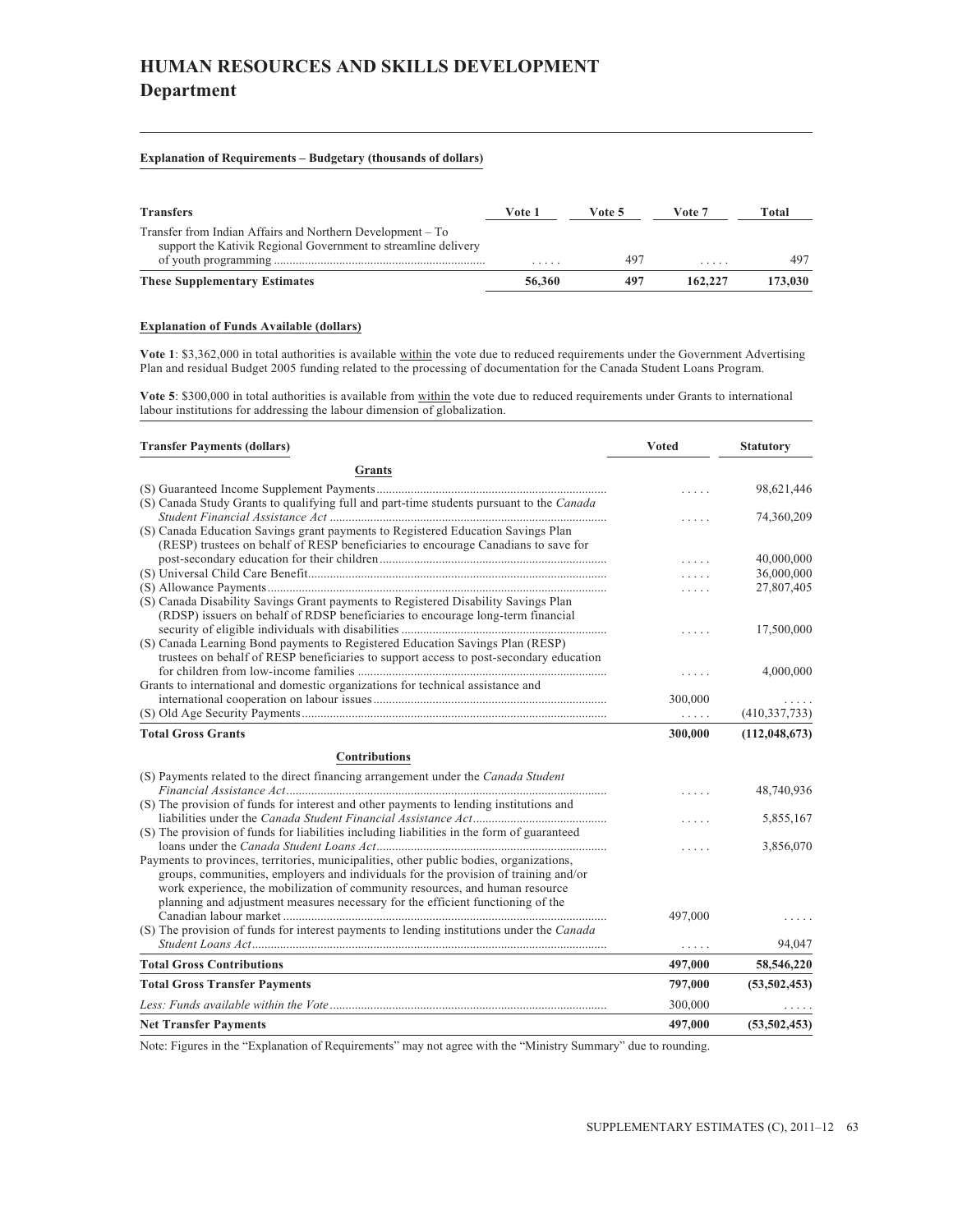# HUMAN RESOURCES AND SKILLS DEVELOPMENT

## Department

**Explanation of Requirements – Budgetary (thousands of dollars)**

| Transfers | Vote 1 | Vote 5 | Vote 7 | Total |
|---|---|---|---|---|
| Transfer from Indian Affairs and Northern Development – To support the Kativik Regional Government to streamline delivery of youth programming | ..... | 497 | ..... | 497 |
| **These Supplementary Estimates** | **56,360** | **497** | **162,227** | **173,030** |

**Explanation of Funds Available (dollars)**

**Vote 1**: $3,362,000 in total authorities is available within the vote due to reduced requirements under the Government Advertising Plan and residual Budget 2005 funding related to the processing of documentation for the Canada Student Loans Program.

**Vote 5**: $300,000 in total authorities is available from within the vote due to reduced requirements under Grants to international labour institutions for addressing the labour dimension of globalization.

| Transfer Payments (dollars) | Voted | Statutory |
|---|---|---|
| **Grants** | | |
| (S) Guaranteed Income Supplement Payments | ..... | 98,621,446 |
| (S) Canada Study Grants to qualifying full and part-time students pursuant to the *Canada Student Financial Assistance Act* | ..... | 74,360,209 |
| (S) Canada Education Savings grant payments to Registered Education Savings Plan (RESP) trustees on behalf of RESP beneficiaries to encourage Canadians to save for post-secondary education for their children | ..... | 40,000,000 |
| (S) Universal Child Care Benefit | ..... | 36,000,000 |
| (S) Allowance Payments | ..... | 27,807,405 |
| (S) Canada Disability Savings Grant payments to Registered Disability Savings Plan (RDSP) issuers on behalf of RDSP beneficiaries to encourage long-term financial security of eligible individuals with disabilities | ..... | 17,500,000 |
| (S) Canada Learning Bond payments to Registered Education Savings Plan (RESP) trustees on behalf of RESP beneficiaries to support access to post-secondary education for children from low-income families | ..... | 4,000,000 |
| Grants to international and domestic organizations for technical assistance and international cooperation on labour issues | 300,000 | ..... |
| (S) Old Age Security Payments | ..... | (410,337,733) |
| **Total Gross Grants** | **300,000** | **(112,048,673)** |
| **Contributions** | | |
| (S) Payments related to the direct financing arrangement under the *Canada Student Financial Assistance Act* | ..... | 48,740,936 |
| (S) The provision of funds for interest and other payments to lending institutions and liabilities under the *Canada Student Financial Assistance Act* | ..... | 5,855,167 |
| (S) The provision of funds for liabilities including liabilities in the form of guaranteed loans under the *Canada Student Loans Act* | ..... | 3,856,070 |
| Payments to provinces, territories, municipalities, other public bodies, organizations, groups, communities, employers and individuals for the provision of training and/or work experience, the mobilization of community resources, and human resource planning and adjustment measures necessary for the efficient functioning of the Canadian labour market | 497,000 | ..... |
| (S) The provision of funds for interest payments to lending institutions under the *Canada Student Loans Act* | ..... | 94,047 |
| **Total Gross Contributions** | **497,000** | **58,546,220** |
| **Total Gross Transfer Payments** | **797,000** | **(53,502,453)** |
| *Less: Funds available within the Vote* | 300,000 | ..... |
| **Net Transfer Payments** | **497,000** | **(53,502,453)** |

Note: Figures in the "Explanation of Requirements" may not agree with the "Ministry Summary" due to rounding.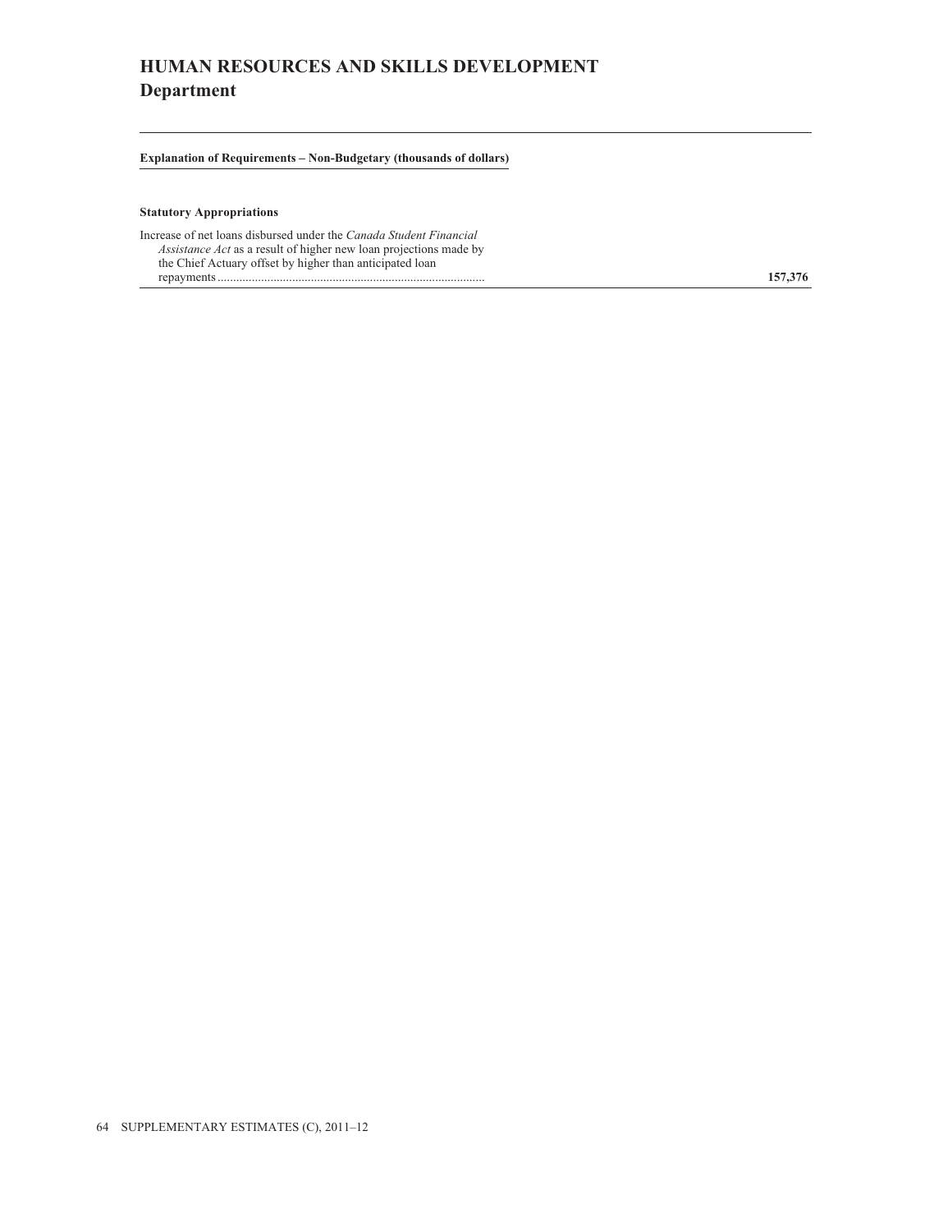# HUMAN RESOURCES AND SKILLS DEVELOPMENT
## Department

**Explanation of Requirements – Non-Budgetary (thousands of dollars)**

**Statutory Appropriations**

| | |
|---|---|
| Increase of net loans disbursed under the *Canada Student Financial Assistance Act* as a result of higher new loan projections made by the Chief Actuary offset by higher than anticipated loan repayments | **157,376** |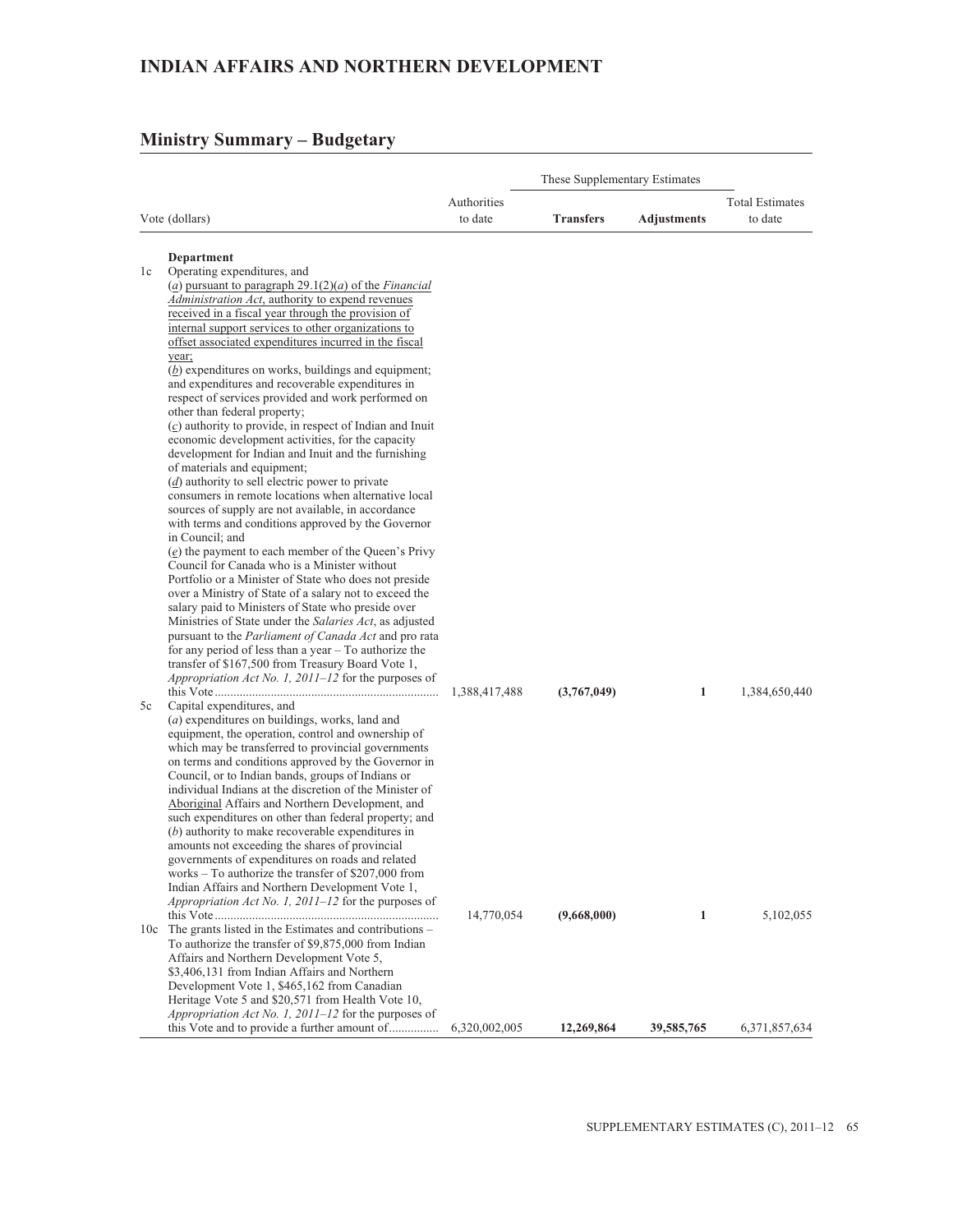# INDIAN AFFAIRS AND NORTHERN DEVELOPMENT

## Ministry Summary – Budgetary

| Vote (dollars) | Authorities to date | These Supplementary Estimates Transfers | These Supplementary Estimates Adjustments | Total Estimates to date |
|---|---|---|---|---|
| **Department** | | | | |
| 1c Operating expenditures, and (*a*) pursuant to paragraph 29.1(2)(*a*) of the *Financial Administration Act*, authority to expend revenues received in a fiscal year through the provision of internal support services to other organizations to offset associated expenditures incurred in the fiscal year; (*b*) expenditures on works, buildings and equipment; and expenditures and recoverable expenditures in respect of services provided and work performed on other than federal property; (*c*) authority to provide, in respect of Indian and Inuit economic development activities, for the capacity development for Indian and Inuit and the furnishing of materials and equipment; (*d*) authority to sell electric power to private consumers in remote locations when alternative local sources of supply are not available, in accordance with terms and conditions approved by the Governor in Council; and (*e*) the payment to each member of the Queen's Privy Council for Canada who is a Minister without Portfolio or a Minister of State who does not preside over a Ministry of State of a salary not to exceed the salary paid to Ministers of State who preside over Ministries of State under the *Salaries Act*, as adjusted pursuant to the *Parliament of Canada Act* and pro rata for any period of less than a year – To authorize the transfer of $167,500 from Treasury Board Vote 1, *Appropriation Act No. 1, 2011–12* for the purposes of this Vote | 1,388,417,488 | **(3,767,049)** | **1** | 1,384,650,440 |
| 5c Capital expenditures, and (*a*) expenditures on buildings, works, land and equipment, the operation, control and ownership of which may be transferred to provincial governments on terms and conditions approved by the Governor in Council, or to Indian bands, groups of Indians or individual Indians at the discretion of the Minister of Aboriginal Affairs and Northern Development, and such expenditures on other than federal property; and (*b*) authority to make recoverable expenditures in amounts not exceeding the shares of provincial governments of expenditures on roads and related works – To authorize the transfer of $207,000 from Indian Affairs and Northern Development Vote 1, *Appropriation Act No. 1, 2011–12* for the purposes of this Vote | 14,770,054 | **(9,668,000)** | **1** | 5,102,055 |
| 10c The grants listed in the Estimates and contributions – To authorize the transfer of $9,875,000 from Indian Affairs and Northern Development Vote 5, $3,406,131 from Indian Affairs and Northern Development Vote 1, $465,162 from Canadian Heritage Vote 5 and $20,571 from Health Vote 10, *Appropriation Act No. 1, 2011–12* for the purposes of this Vote and to provide a further amount of | 6,320,002,005 | **12,269,864** | **39,585,765** | 6,371,857,634 |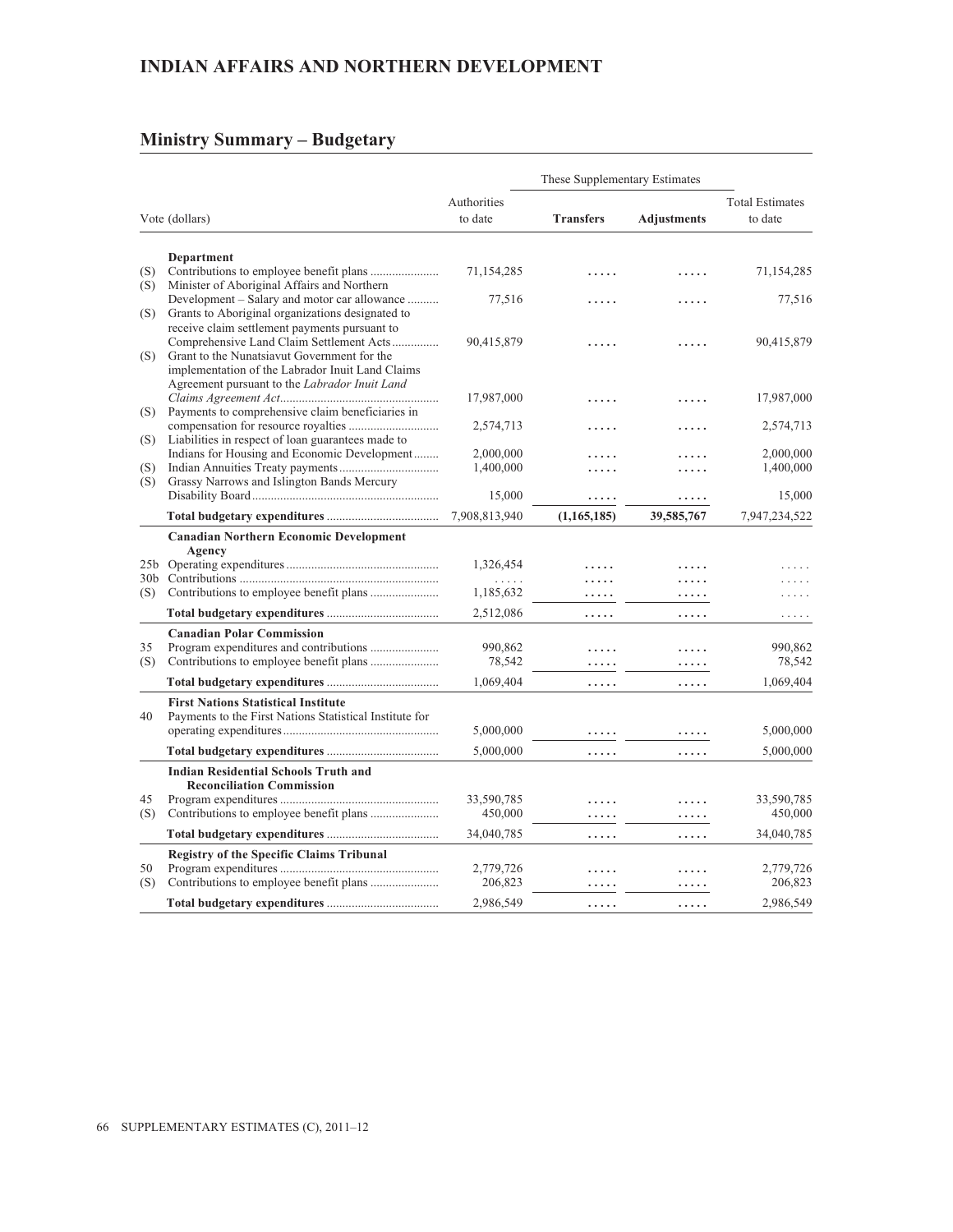## INDIAN AFFAIRS AND NORTHERN DEVELOPMENT

## Ministry Summary – Budgetary

| | Vote (dollars) | Authorities to date | These Supplementary Estimates | | Total Estimates to date |
|---|---|---|---|---|---|
| | | | **Transfers** | **Adjustments** | |
| | **Department** | | | | |
| (S) | Contributions to employee benefit plans | 71,154,285 | ..... | ..... | 71,154,285 |
| (S) | Minister of Aboriginal Affairs and Northern Development – Salary and motor car allowance | 77,516 | ..... | ..... | 77,516 |
| (S) | Grants to Aboriginal organizations designated to receive claim settlement payments pursuant to Comprehensive Land Claim Settlement Acts | 90,415,879 | ..... | ..... | 90,415,879 |
| (S) | Grant to the Nunatsiavut Government for the implementation of the Labrador Inuit Land Claims Agreement pursuant to the *Labrador Inuit Land Claims Agreement Act* | 17,987,000 | ..... | ..... | 17,987,000 |
| (S) | Payments to comprehensive claim beneficiaries in compensation for resource royalties | 2,574,713 | ..... | ..... | 2,574,713 |
| (S) | Liabilities in respect of loan guarantees made to Indians for Housing and Economic Development | 2,000,000 | ..... | ..... | 2,000,000 |
| (S) | Indian Annuities Treaty payments | 1,400,000 | ..... | ..... | 1,400,000 |
| (S) | Grassy Narrows and Islington Bands Mercury Disability Board | 15,000 | ..... | ..... | 15,000 |
| | **Total budgetary expenditures** | 7,908,813,940 | **(1,165,185)** | **39,585,767** | 7,947,234,522 |
| | **Canadian Northern Economic Development Agency** | | | | |
| 25b | Operating expenditures | 1,326,454 | ..... | ..... | ..... |
| 30b | Contributions | ..... | ..... | ..... | ..... |
| (S) | Contributions to employee benefit plans | 1,185,632 | ..... | ..... | ..... |
| | **Total budgetary expenditures** | 2,512,086 | ..... | ..... | ..... |
| | **Canadian Polar Commission** | | | | |
| 35 | Program expenditures and contributions | 990,862 | ..... | ..... | 990,862 |
| (S) | Contributions to employee benefit plans | 78,542 | ..... | ..... | 78,542 |
| | **Total budgetary expenditures** | 1,069,404 | ..... | ..... | 1,069,404 |
| | **First Nations Statistical Institute** | | | | |
| 40 | Payments to the First Nations Statistical Institute for operating expenditures | 5,000,000 | ..... | ..... | 5,000,000 |
| | **Total budgetary expenditures** | 5,000,000 | ..... | ..... | 5,000,000 |
| | **Indian Residential Schools Truth and Reconciliation Commission** | | | | |
| 45 | Program expenditures | 33,590,785 | ..... | ..... | 33,590,785 |
| (S) | Contributions to employee benefit plans | 450,000 | ..... | ..... | 450,000 |
| | **Total budgetary expenditures** | 34,040,785 | ..... | ..... | 34,040,785 |
| | **Registry of the Specific Claims Tribunal** | | | | |
| 50 | Program expenditures | 2,779,726 | ..... | ..... | 2,779,726 |
| (S) | Contributions to employee benefit plans | 206,823 | ..... | ..... | 206,823 |
| | **Total budgetary expenditures** | 2,986,549 | ..... | ..... | 2,986,549 |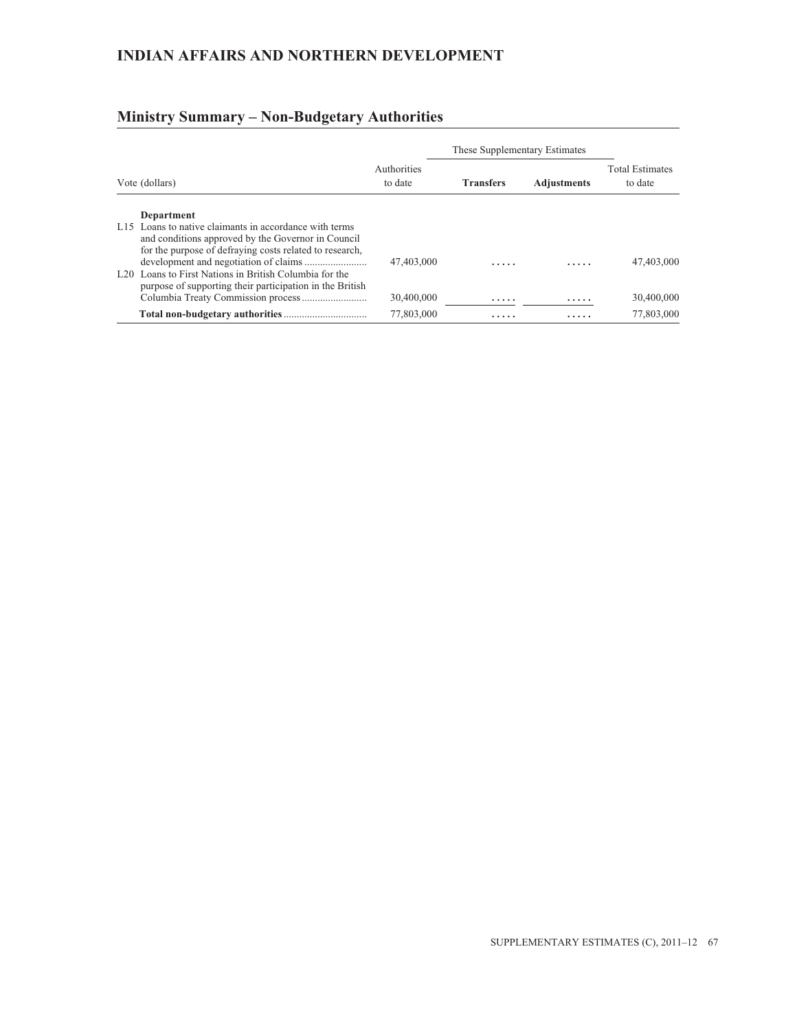## INDIAN AFFAIRS AND NORTHERN DEVELOPMENT

## Ministry Summary – Non-Budgetary Authorities

| Vote (dollars) | Authorities to date | These Supplementary Estimates | | Total Estimates to date |
|---|---|---|---|---|
| | | **Transfers** | **Adjustments** | |
| **Department** | | | | |
| L15 Loans to native claimants in accordance with terms and conditions approved by the Governor in Council for the purpose of defraying costs related to research, development and negotiation of claims | 47,403,000 | ..... | ..... | 47,403,000 |
| L20 Loans to First Nations in British Columbia for the purpose of supporting their participation in the British Columbia Treaty Commission process | 30,400,000 | ..... | ..... | 30,400,000 |
| **Total non-budgetary authorities** | 77,803,000 | ..... | ..... | 77,803,000 |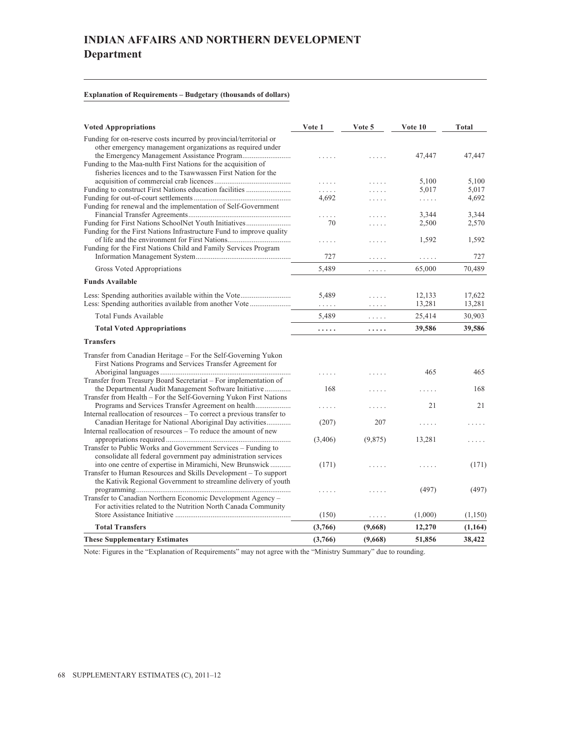# INDIAN AFFAIRS AND NORTHERN DEVELOPMENT
## Department

**Explanation of Requirements – Budgetary (thousands of dollars)**

| Voted Appropriations | Vote 1 | Vote 5 | Vote 10 | Total |
|---|---|---|---|---|
| Funding for on-reserve costs incurred by provincial/territorial or other emergency management organizations as required under the Emergency Management Assistance Program | ..... | ..... | 47,447 | 47,447 |
| Funding to the Maa-nulth First Nations for the acquisition of fisheries licences and to the Tsawwassen First Nation for the acquisition of commercial crab licences | ..... | ..... | 5,100 | 5,100 |
| Funding to construct First Nations education facilities | ..... | ..... | 5,017 | 5,017 |
| Funding for out-of-court settlements | 4,692 | ..... | ..... | 4,692 |
| Funding for renewal and the implementation of Self-Government Financial Transfer Agreements | ..... | ..... | 3,344 | 3,344 |
| Funding for First Nations SchoolNet Youth Initiatives | 70 | ..... | 2,500 | 2,570 |
| Funding for the First Nations Infrastructure Fund to improve quality of life and the environment for First Nations | ..... | ..... | 1,592 | 1,592 |
| Funding for the First Nations Child and Family Services Program Information Management System | 727 | ..... | ..... | 727 |
| Gross Voted Appropriations | 5,489 | ..... | 65,000 | 70,489 |
| **Funds Available** | | | | |
| Less: Spending authorities available within the Vote | 5,489 | ..... | 12,133 | 17,622 |
| Less: Spending authorities available from another Vote | ..... | ..... | 13,281 | 13,281 |
| Total Funds Available | 5,489 | ..... | 25,414 | 30,903 |
| **Total Voted Appropriations** | **.....** | **.....** | **39,586** | **39,586** |
| **Transfers** | | | | |
| Transfer from Canadian Heritage – For the Self-Governing Yukon First Nations Programs and Services Transfer Agreement for Aboriginal languages | ..... | ..... | 465 | 465 |
| Transfer from Treasury Board Secretariat – For implementation of the Departmental Audit Management Software Initiative | 168 | ..... | ..... | 168 |
| Transfer from Health – For the Self-Governing Yukon First Nations Programs and Services Transfer Agreement on health | ..... | ..... | 21 | 21 |
| Internal reallocation of resources – To correct a previous transfer to Canadian Heritage for National Aboriginal Day activities | (207) | 207 | ..... | ..... |
| Internal reallocation of resources – To reduce the amount of new appropriations required | (3,406) | (9,875) | 13,281 | ..... |
| Transfer to Public Works and Government Services – Funding to consolidate all federal government pay administration services into one centre of expertise in Miramichi, New Brunswick | (171) | ..... | ..... | (171) |
| Transfer to Human Resources and Skills Development – To support the Kativik Regional Government to streamline delivery of youth programming | ..... | ..... | (497) | (497) |
| Transfer to Canadian Northern Economic Development Agency – For activities related to the Nutrition North Canada Community Store Assistance Initiative | (150) | ..... | (1,000) | (1,150) |
| **Total Transfers** | **(3,766)** | **(9,668)** | **12,270** | **(1,164)** |
| **These Supplementary Estimates** | **(3,766)** | **(9,668)** | **51,856** | **38,422** |

Note: Figures in the "Explanation of Requirements" may not agree with the "Ministry Summary" due to rounding.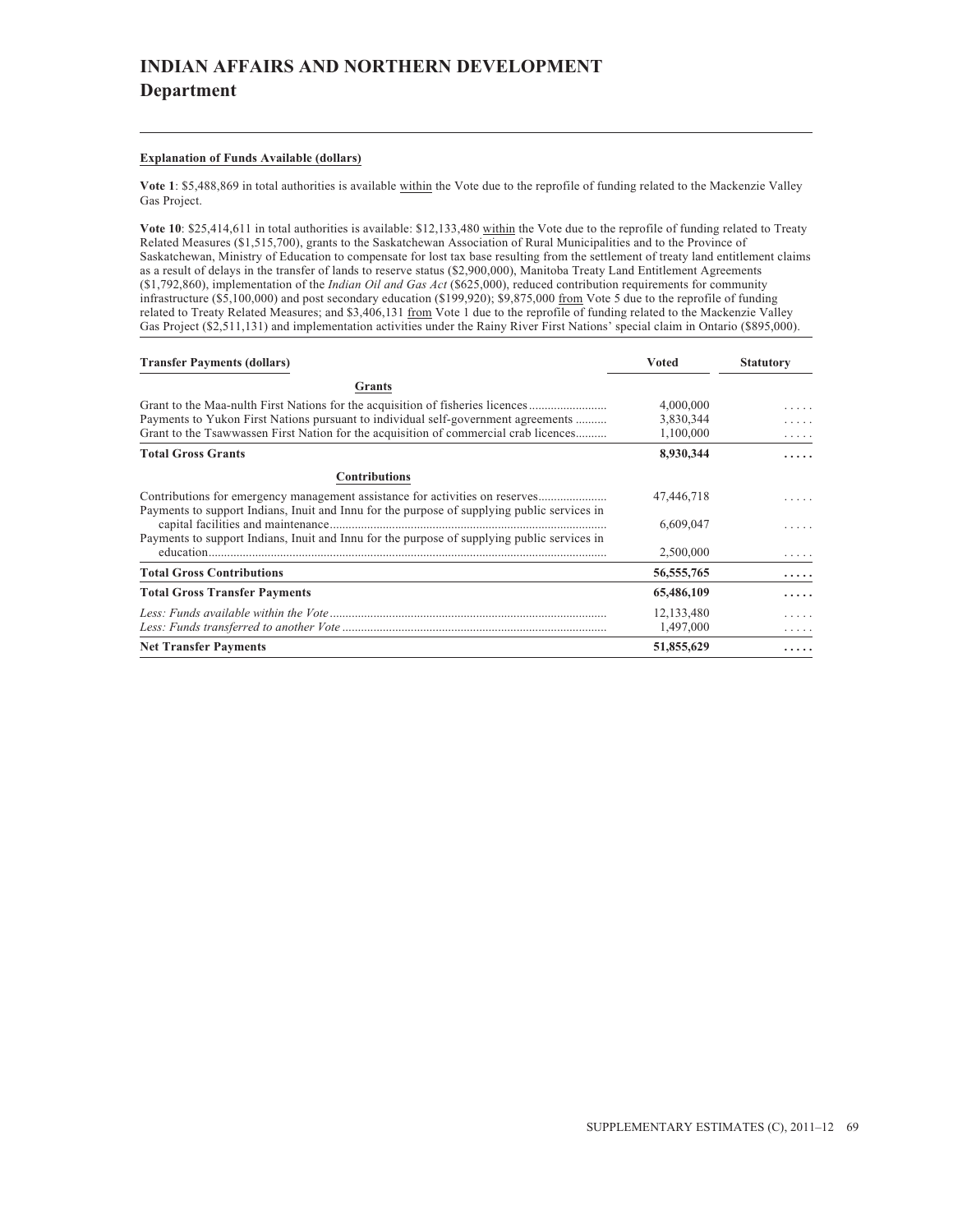# INDIAN AFFAIRS AND NORTHERN DEVELOPMENT
## Department

**Explanation of Funds Available (dollars)**

**Vote 1**: $5,488,869 in total authorities is available within the Vote due to the reprofile of funding related to the Mackenzie Valley Gas Project.

**Vote 10**: $25,414,611 in total authorities is available: $12,133,480 within the Vote due to the reprofile of funding related to Treaty Related Measures ($1,515,700), grants to the Saskatchewan Association of Rural Municipalities and to the Province of Saskatchewan, Ministry of Education to compensate for lost tax base resulting from the settlement of treaty land entitlement claims as a result of delays in the transfer of lands to reserve status ($2,900,000), Manitoba Treaty Land Entitlement Agreements ($1,792,860), implementation of the *Indian Oil and Gas Act* ($625,000), reduced contribution requirements for community infrastructure ($5,100,000) and post secondary education ($199,920); $9,875,000 from Vote 5 due to the reprofile of funding related to Treaty Related Measures; and $3,406,131 from Vote 1 due to the reprofile of funding related to the Mackenzie Valley Gas Project ($2,511,131) and implementation activities under the Rainy River First Nations' special claim in Ontario ($895,000).

| Transfer Payments (dollars) | Voted | Statutory |
|---|---|---|
| **Grants** | | |
| Grant to the Maa-nulth First Nations for the acquisition of fisheries licences | 4,000,000 | ..... |
| Payments to Yukon First Nations pursuant to individual self-government agreements | 3,830,344 | ..... |
| Grant to the Tsawwassen First Nation for the acquisition of commercial crab licences | 1,100,000 | ..... |
| **Total Gross Grants** | **8,930,344** | **.....** |
| **Contributions** | | |
| Contributions for emergency management assistance for activities on reserves | 47,446,718 | ..... |
| Payments to support Indians, Inuit and Innu for the purpose of supplying public services in capital facilities and maintenance | 6,609,047 | ..... |
| Payments to support Indians, Inuit and Innu for the purpose of supplying public services in education | 2,500,000 | ..... |
| **Total Gross Contributions** | **56,555,765** | **.....** |
| **Total Gross Transfer Payments** | **65,486,109** | **.....** |
| *Less: Funds available within the Vote* | 12,133,480 | ..... |
| *Less: Funds transferred to another Vote* | 1,497,000 | ..... |
| **Net Transfer Payments** | **51,855,629** | **.....** |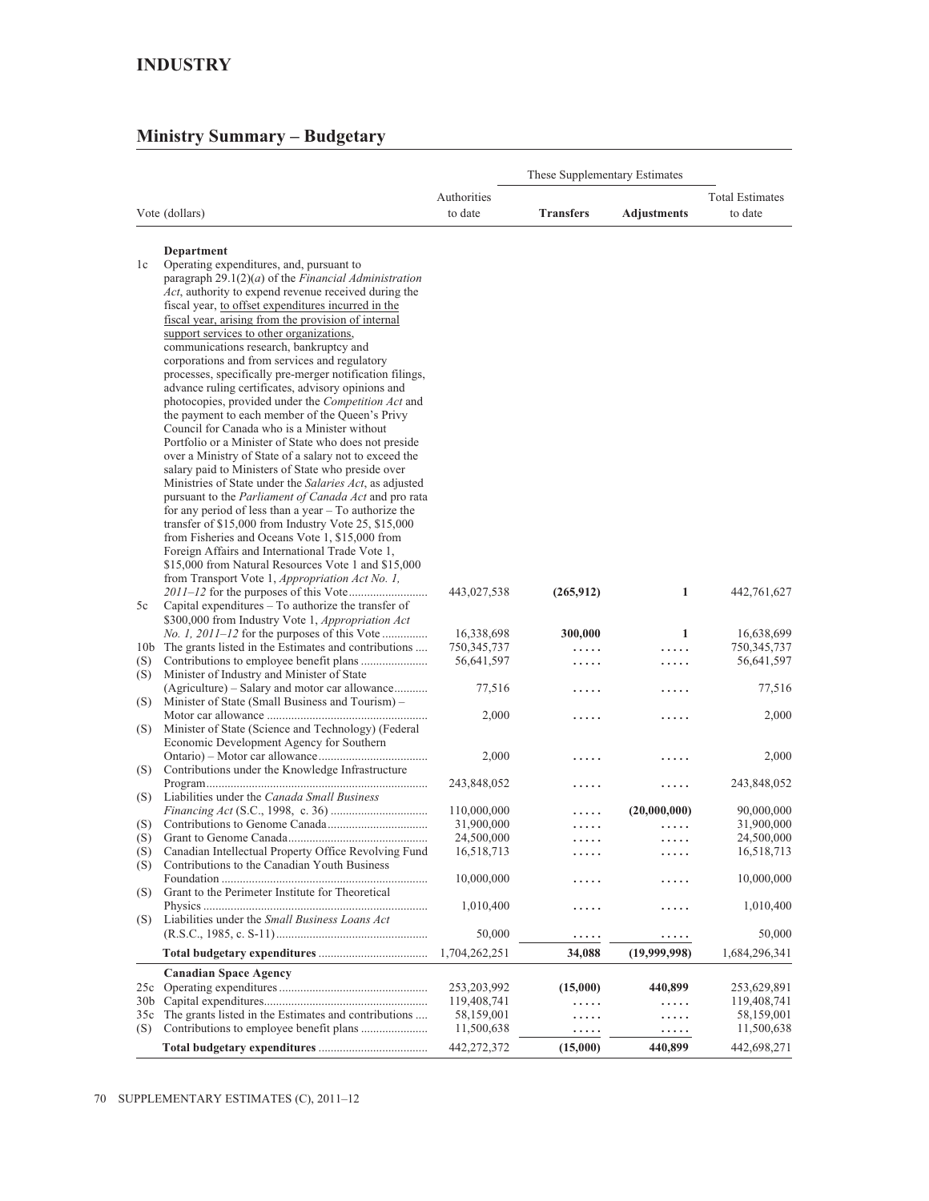# INDUSTRY

## Ministry Summary – Budgetary

| Vote (dollars) | | Authorities to date | These Supplementary Estimates | | Total Estimates to date |
|---|---|---|---|---|---|
| | | | **Transfers** | **Adjustments** | |
| | **Department** | | | | |
| 1c | Operating expenditures, and, pursuant to paragraph 29.1(2)(*a*) of the *Financial Administration Act*, authority to expend revenue received during the fiscal year, to offset expenditures incurred in the fiscal year, arising from the provision of internal support services to other organizations, communications research, bankruptcy and corporations and from services and regulatory processes, specifically pre-merger notification filings, advance ruling certificates, advisory opinions and photocopies, provided under the *Competition Act* and the payment to each member of the Queen's Privy Council for Canada who is a Minister without Portfolio or a Minister of State who does not preside over a Ministry of State of a salary not to exceed the salary paid to Ministers of State who preside over Ministries of State under the *Salaries Act*, as adjusted pursuant to the *Parliament of Canada Act* and pro rata for any period of less than a year – To authorize the transfer of $15,000 from Industry Vote 25, $15,000 from Fisheries and Oceans Vote 1, $15,000 from Foreign Affairs and International Trade Vote 1, $15,000 from Natural Resources Vote 1 and $15,000 from Transport Vote 1, *Appropriation Act No. 1, 2011–12* for the purposes of this Vote | 443,027,538 | **(265,912)** | **1** | 442,761,627 |
| 5c | Capital expenditures – To authorize the transfer of $300,000 from Industry Vote 1, *Appropriation Act No. 1, 2011–12* for the purposes of this Vote | 16,338,698 | **300,000** | **1** | 16,638,699 |
| 10b | The grants listed in the Estimates and contributions | 750,345,737 | ..... | ..... | 750,345,737 |
| (S) | Contributions to employee benefit plans | 56,641,597 | ..... | ..... | 56,641,597 |
| (S) | Minister of Industry and Minister of State (Agriculture) – Salary and motor car allowance | 77,516 | ..... | ..... | 77,516 |
| (S) | Minister of State (Small Business and Tourism) – Motor car allowance | 2,000 | ..... | ..... | 2,000 |
| (S) | Minister of State (Science and Technology) (Federal Economic Development Agency for Southern Ontario) – Motor car allowance | 2,000 | ..... | ..... | 2,000 |
| (S) | Contributions under the Knowledge Infrastructure Program | 243,848,052 | ..... | ..... | 243,848,052 |
| (S) | Liabilities under the *Canada Small Business Financing Act* (S.C., 1998, c. 36) | 110,000,000 | ..... | **(20,000,000)** | 90,000,000 |
| (S) | Contributions to Genome Canada | 31,900,000 | ..... | ..... | 31,900,000 |
| (S) | Grant to Genome Canada | 24,500,000 | ..... | ..... | 24,500,000 |
| (S) | Canadian Intellectual Property Office Revolving Fund | 16,518,713 | ..... | ..... | 16,518,713 |
| (S) | Contributions to the Canadian Youth Business Foundation | 10,000,000 | ..... | ..... | 10,000,000 |
| (S) | Grant to the Perimeter Institute for Theoretical Physics | 1,010,400 | ..... | ..... | 1,010,400 |
| (S) | Liabilities under the *Small Business Loans Act* (R.S.C., 1985, c. S-11) | 50,000 | ..... | ..... | 50,000 |
| | **Total budgetary expenditures** | 1,704,262,251 | **34,088** | **(19,999,998)** | 1,684,296,341 |
| | **Canadian Space Agency** | | | | |
| 25c | Operating expenditures | 253,203,992 | **(15,000)** | **440,899** | 253,629,891 |
| 30b | Capital expenditures | 119,408,741 | ..... | ..... | 119,408,741 |
| 35c | The grants listed in the Estimates and contributions | 58,159,001 | ..... | ..... | 58,159,001 |
| (S) | Contributions to employee benefit plans | 11,500,638 | ..... | ..... | 11,500,638 |
| | **Total budgetary expenditures** | 442,272,372 | **(15,000)** | **440,899** | 442,698,271 |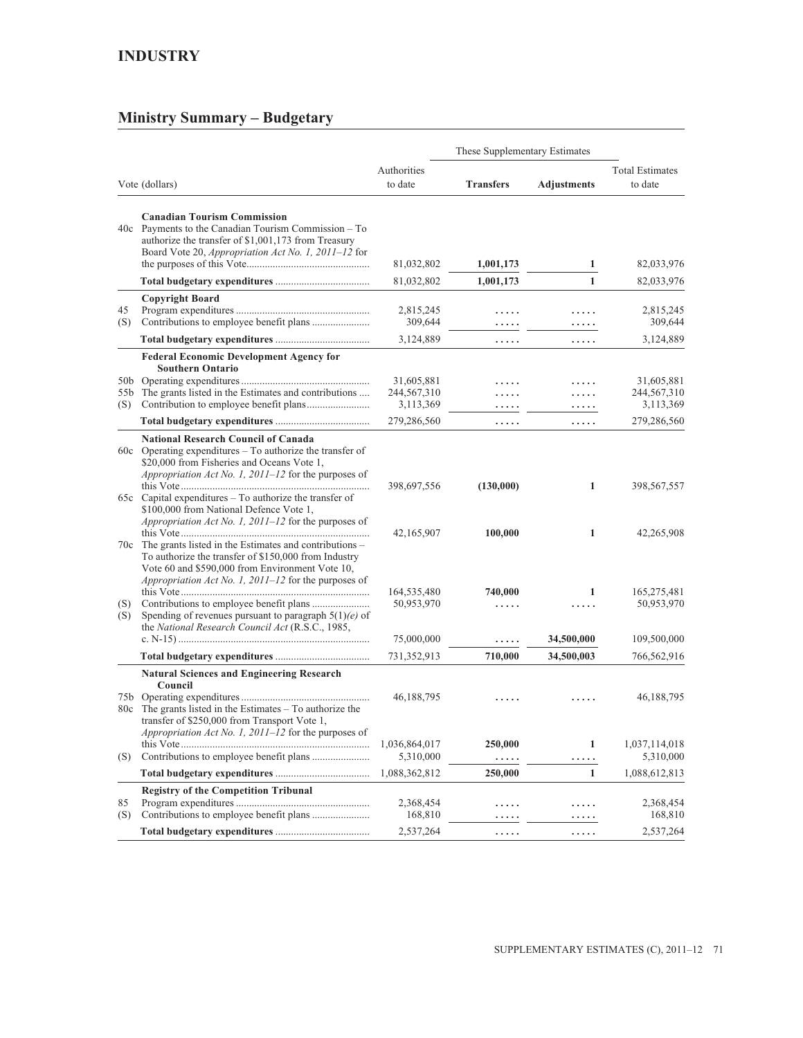## INDUSTRY

## Ministry Summary – Budgetary

| Vote (dollars) | | Authorities to date | These Supplementary Estimates | | Total Estimates to date |
|---|---|---|---|---|---|
| | | | **Transfers** | **Adjustments** | |
| | **Canadian Tourism Commission** | | | | |
| 40c | Payments to the Canadian Tourism Commission – To authorize the transfer of $1,001,173 from Treasury Board Vote 20, *Appropriation Act No. 1, 2011–12* for the purposes of this Vote | 81,032,802 | **1,001,173** | **1** | 82,033,976 |
| | **Total budgetary expenditures** | 81,032,802 | **1,001,173** | **1** | 82,033,976 |
| | **Copyright Board** | | | | |
| 45 | Program expenditures | 2,815,245 | ..... | ..... | 2,815,245 |
| (S) | Contributions to employee benefit plans | 309,644 | ..... | ..... | 309,644 |
| | **Total budgetary expenditures** | 3,124,889 | ..... | ..... | 3,124,889 |
| | **Federal Economic Development Agency for Southern Ontario** | | | | |
| 50b | Operating expenditures | 31,605,881 | ..... | ..... | 31,605,881 |
| 55b | The grants listed in the Estimates and contributions | 244,567,310 | ..... | ..... | 244,567,310 |
| (S) | Contribution to employee benefit plans | 3,113,369 | ..... | ..... | 3,113,369 |
| | **Total budgetary expenditures** | 279,286,560 | ..... | ..... | 279,286,560 |
| | **National Research Council of Canada** | | | | |
| 60c | Operating expenditures – To authorize the transfer of $20,000 from Fisheries and Oceans Vote 1, *Appropriation Act No. 1, 2011–12* for the purposes of this Vote | 398,697,556 | **(130,000)** | **1** | 398,567,557 |
| 65c | Capital expenditures – To authorize the transfer of $100,000 from National Defence Vote 1, *Appropriation Act No. 1, 2011–12* for the purposes of this Vote | 42,165,907 | **100,000** | **1** | 42,265,908 |
| 70c | The grants listed in the Estimates and contributions – To authorize the transfer of $150,000 from Industry Vote 60 and $590,000 from Environment Vote 10, *Appropriation Act No. 1, 2011–12* for the purposes of this Vote | 164,535,480 | **740,000** | **1** | 165,275,481 |
| (S) | Contributions to employee benefit plans | 50,953,970 | ..... | ..... | 50,953,970 |
| (S) | Spending of revenues pursuant to paragraph 5(1)*(e)* of the *National Research Council Act* (R.S.C., 1985, c. N-15) | 75,000,000 | ..... | **34,500,000** | 109,500,000 |
| | **Total budgetary expenditures** | 731,352,913 | **710,000** | **34,500,003** | 766,562,916 |
| | **Natural Sciences and Engineering Research Council** | | | | |
| 75b | Operating expenditures | 46,188,795 | ..... | ..... | 46,188,795 |
| 80c | The grants listed in the Estimates – To authorize the transfer of $250,000 from Transport Vote 1, *Appropriation Act No. 1, 2011–12* for the purposes of this Vote | 1,036,864,017 | **250,000** | **1** | 1,037,114,018 |
| (S) | Contributions to employee benefit plans | 5,310,000 | ..... | ..... | 5,310,000 |
| | **Total budgetary expenditures** | 1,088,362,812 | **250,000** | **1** | 1,088,612,813 |
| | **Registry of the Competition Tribunal** | | | | |
| 85 | Program expenditures | 2,368,454 | ..... | ..... | 2,368,454 |
| (S) | Contributions to employee benefit plans | 168,810 | ..... | ..... | 168,810 |
| | **Total budgetary expenditures** | 2,537,264 | ..... | ..... | 2,537,264 |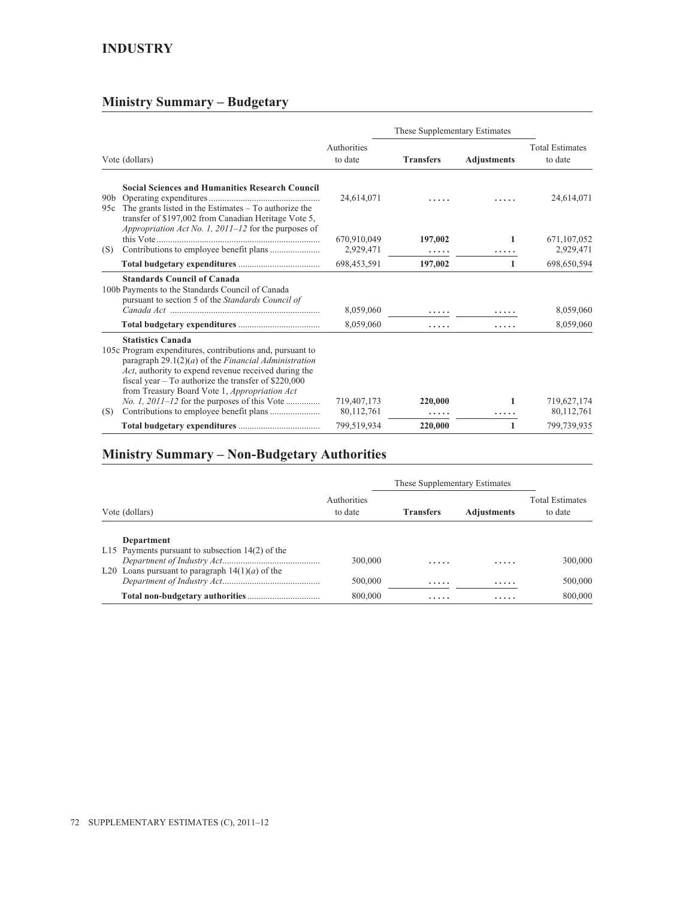# INDUSTRY

## Ministry Summary – Budgetary

| Vote (dollars) | Authorities to date | These Supplementary Estimates – Transfers | These Supplementary Estimates – Adjustments | Total Estimates to date |
|---|---|---|---|---|
| **Social Sciences and Humanities Research Council** | | | | |
| 90b Operating expenditures | 24,614,071 | ..... | ..... | 24,614,071 |
| 95c The grants listed in the Estimates – To authorize the transfer of $197,002 from Canadian Heritage Vote 5, *Appropriation Act No. 1, 2011–12* for the purposes of this Vote | 670,910,049 | **197,002** | **1** | 671,107,052 |
| (S) Contributions to employee benefit plans | 2,929,471 | ..... | ..... | 2,929,471 |
| **Total budgetary expenditures** | 698,453,591 | **197,002** | **1** | 698,650,594 |
| **Standards Council of Canada** | | | | |
| 100b Payments to the Standards Council of Canada pursuant to section 5 of the *Standards Council of Canada Act* | 8,059,060 | ..... | ..... | 8,059,060 |
| **Total budgetary expenditures** | 8,059,060 | ..... | ..... | 8,059,060 |
| **Statistics Canada** | | | | |
| 105c Program expenditures, contributions and, pursuant to paragraph 29.1(2)(*a*) of the *Financial Administration Act*, authority to expend revenue received during the fiscal year – To authorize the transfer of $220,000 from Treasury Board Vote 1, *Appropriation Act No. 1, 2011–12* for the purposes of this Vote | 719,407,173 | **220,000** | **1** | 719,627,174 |
| (S) Contributions to employee benefit plans | 80,112,761 | ..... | ..... | 80,112,761 |
| **Total budgetary expenditures** | 799,519,934 | **220,000** | **1** | 799,739,935 |

## Ministry Summary – Non-Budgetary Authorities

| Vote (dollars) | Authorities to date | These Supplementary Estimates – Transfers | These Supplementary Estimates – Adjustments | Total Estimates to date |
|---|---|---|---|---|
| **Department** | | | | |
| L15 Payments pursuant to subsection 14(2) of the *Department of Industry Act* | 300,000 | ..... | ..... | 300,000 |
| L20 Loans pursuant to paragraph 14(1)(*a*) of the *Department of Industry Act* | 500,000 | ..... | ..... | 500,000 |
| **Total non-budgetary authorities** | 800,000 | ..... | ..... | 800,000 |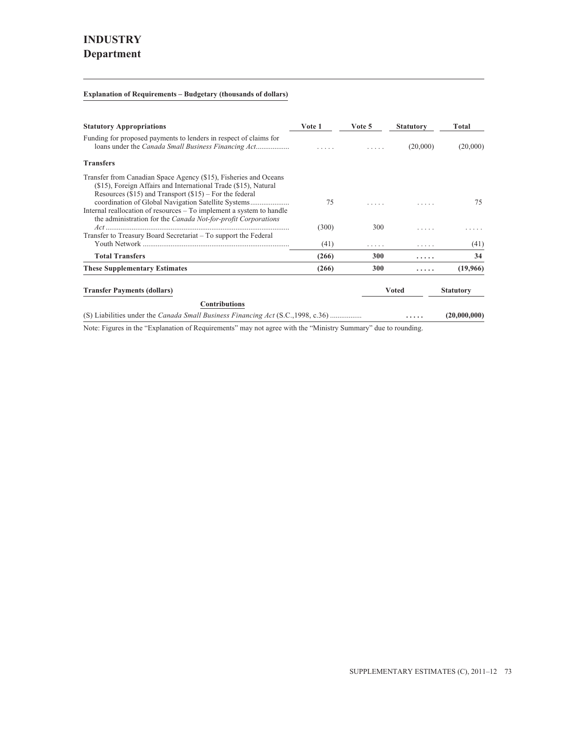# INDUSTRY
## Department

**Explanation of Requirements – Budgetary (thousands of dollars)**

| **Statutory Appropriations** | **Vote 1** | **Vote 5** | **Statutory** | **Total** |
|---|---|---|---|---|
| Funding for proposed payments to lenders in respect of claims for loans under the *Canada Small Business Financing Act*.................. | ..... | ..... | (20,000) | (20,000) |
| **Transfers** | | | | |
| Transfer from Canadian Space Agency ($15), Fisheries and Oceans ($15), Foreign Affairs and International Trade ($15), Natural Resources ($15) and Transport ($15) – For the federal coordination of Global Navigation Satellite Systems..................... | 75 | ..... | ..... | 75 |
| Internal reallocation of resources – To implement a system to handle the administration for the *Canada Not-for-profit Corporations Act* .................................................................................. | (300) | 300 | ..... | ..... |
| Transfer to Treasury Board Secretariat – To support the Federal Youth Network ............................................................................... | (41) | ..... | ..... | (41) |
| **Total Transfers** | **(266)** | **300** | **.....** | **34** |
| **These Supplementary Estimates** | **(266)** | **300** | **.....** | **(19,966)** |

| **Transfer Payments (dollars)** | **Voted** | **Statutory** |
|---|---|---|
| **Contributions** | | |
| (S) Liabilities under the *Canada Small Business Financing Act* (S.C.,1998, c.36) ................. | **.....** | **(20,000,000)** |

Note: Figures in the “Explanation of Requirements” may not agree with the “Ministry Summary” due to rounding.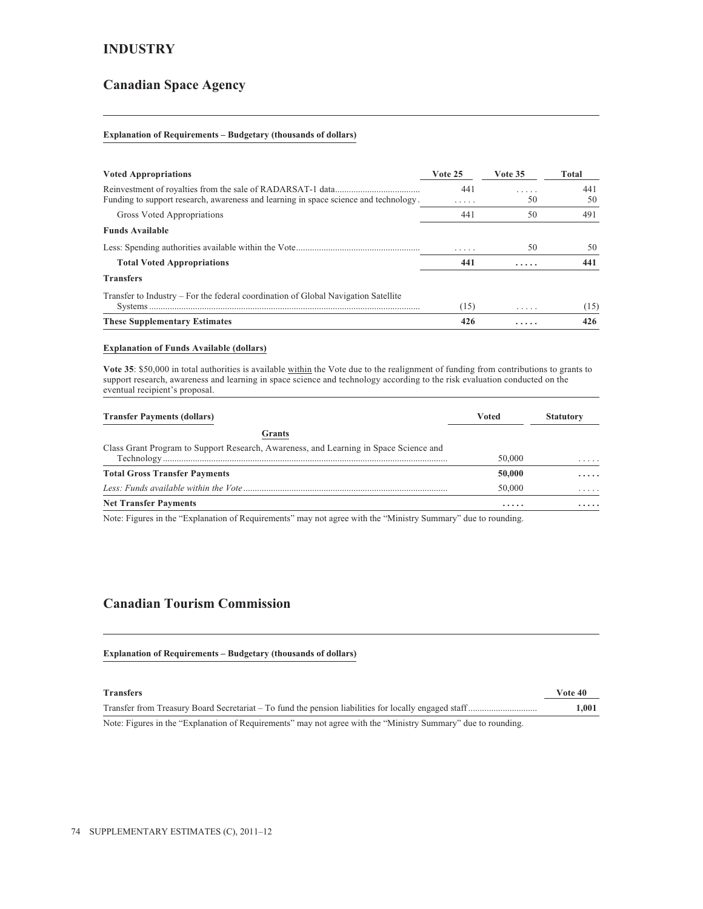# INDUSTRY

## Canadian Space Agency

**Explanation of Requirements – Budgetary (thousands of dollars)**

| Voted Appropriations | Vote 25 | Vote 35 | Total |
|---|---|---|---|
| Reinvestment of royalties from the sale of RADARSAT-1 data | 441 | ..... | 441 |
| Funding to support research, awareness and learning in space science and technology | ..... | 50 | 50 |
| Gross Voted Appropriations | 441 | 50 | 491 |
| **Funds Available** | | | |
| Less: Spending authorities available within the Vote | ..... | 50 | 50 |
| **Total Voted Appropriations** | **441** | **.....** | **441** |
| **Transfers** | | | |
| Transfer to Industry – For the federal coordination of Global Navigation Satellite Systems | (15) | ..... | (15) |
| **These Supplementary Estimates** | **426** | **.....** | **426** |

**Explanation of Funds Available (dollars)**

**Vote 35**: $50,000 in total authorities is available within the Vote due to the realignment of funding from contributions to grants to support research, awareness and learning in space science and technology according to the risk evaluation conducted on the eventual recipient's proposal.

| Transfer Payments (dollars) | Voted | Statutory |
|---|---|---|
| **Grants** | | |
| Class Grant Program to Support Research, Awareness, and Learning in Space Science and Technology | 50,000 | ..... |
| **Total Gross Transfer Payments** | **50,000** | **.....** |
| *Less: Funds available within the Vote* | 50,000 | ..... |
| **Net Transfer Payments** | **.....** | **.....** |

Note: Figures in the "Explanation of Requirements" may not agree with the "Ministry Summary" due to rounding.

## Canadian Tourism Commission

**Explanation of Requirements – Budgetary (thousands of dollars)**

| Transfers | Vote 40 |
|---|---|
| Transfer from Treasury Board Secretariat – To fund the pension liabilities for locally engaged staff | **1,001** |

Note: Figures in the "Explanation of Requirements" may not agree with the "Ministry Summary" due to rounding.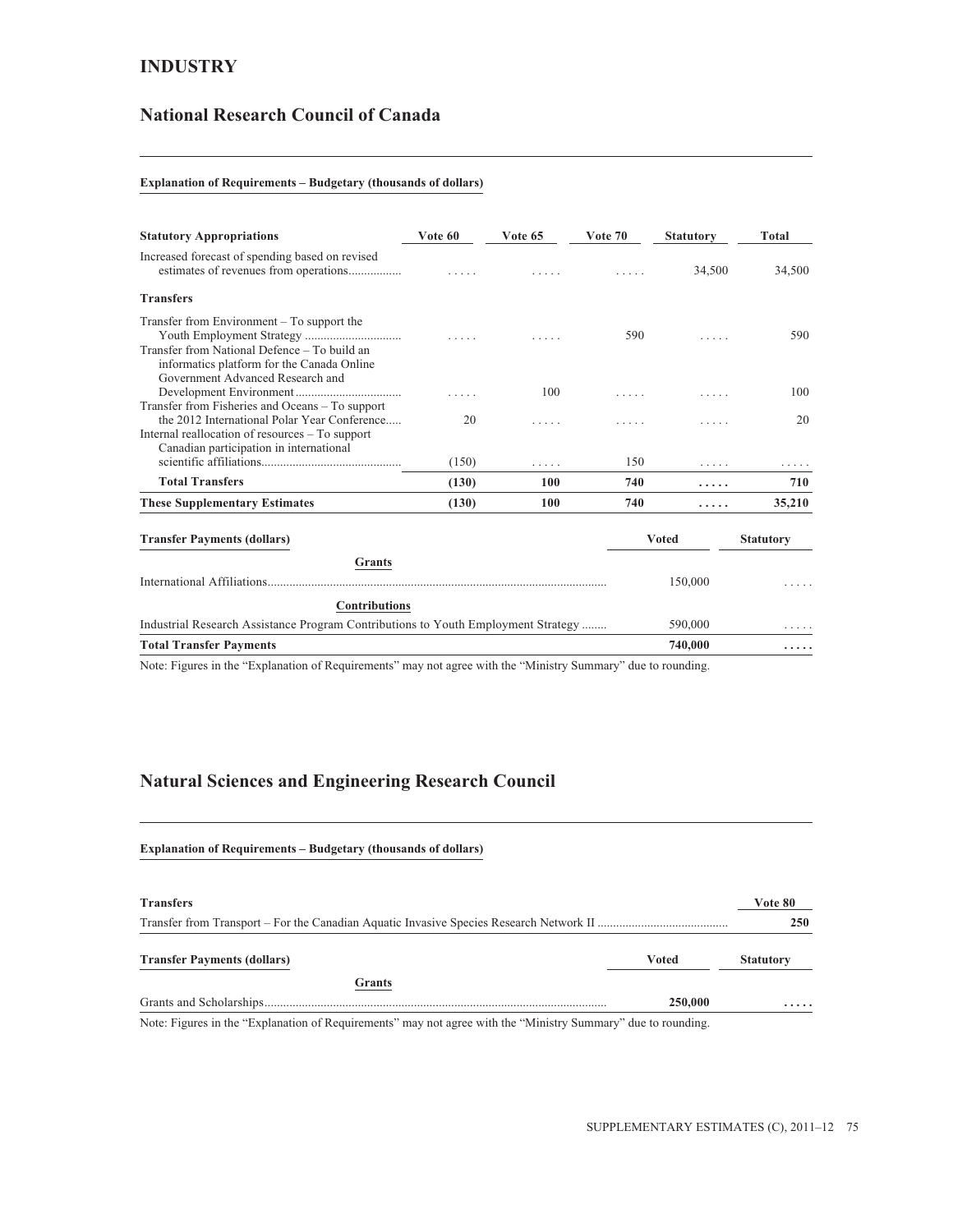# INDUSTRY

## National Research Council of Canada

**Explanation of Requirements – Budgetary (thousands of dollars)**

| Statutory Appropriations | Vote 60 | Vote 65 | Vote 70 | Statutory | Total |
|---|---|---|---|---|---|
| Increased forecast of spending based on revised estimates of revenues from operations................ | ..... | ..... | ..... | 34,500 | 34,500 |
| **Transfers** | | | | | |
| Transfer from Environment – To support the Youth Employment Strategy ............................... | ..... | ..... | 590 | ..... | 590 |
| Transfer from National Defence – To build an informatics platform for the Canada Online Government Advanced Research and Development Environment ................................. | ..... | 100 | ..... | ..... | 100 |
| Transfer from Fisheries and Oceans – To support the 2012 International Polar Year Conference..... | 20 | ..... | ..... | ..... | 20 |
| Internal reallocation of resources – To support Canadian participation in international scientific affiliations............................................ | (150) | ..... | 150 | ..... | ..... |
| **Total Transfers** | **(130)** | **100** | **740** | **.....** | **710** |
| **These Supplementary Estimates** | **(130)** | **100** | **740** | **.....** | **35,210** |

| Transfer Payments (dollars) | Voted | Statutory |
|---|---|---|
| **Grants** | | |
| International Affiliations............................................................................................................ | 150,000 | ..... |
| **Contributions** | | |
| Industrial Research Assistance Program Contributions to Youth Employment Strategy ........ | 590,000 | ..... |
| **Total Transfer Payments** | **740,000** | **.....** |

Note: Figures in the "Explanation of Requirements" may not agree with the "Ministry Summary" due to rounding.

## Natural Sciences and Engineering Research Council

**Explanation of Requirements – Budgetary (thousands of dollars)**

| Transfers | Vote 80 |
|---|---|
| Transfer from Transport – For the Canadian Aquatic Invasive Species Research Network II ......................................... | **250** |

| Transfer Payments (dollars) | Voted | Statutory |
|---|---|---|
| **Grants** | | |
| Grants and Scholarships............................................................................................................. | **250,000** | **.....** |

Note: Figures in the "Explanation of Requirements" may not agree with the "Ministry Summary" due to rounding.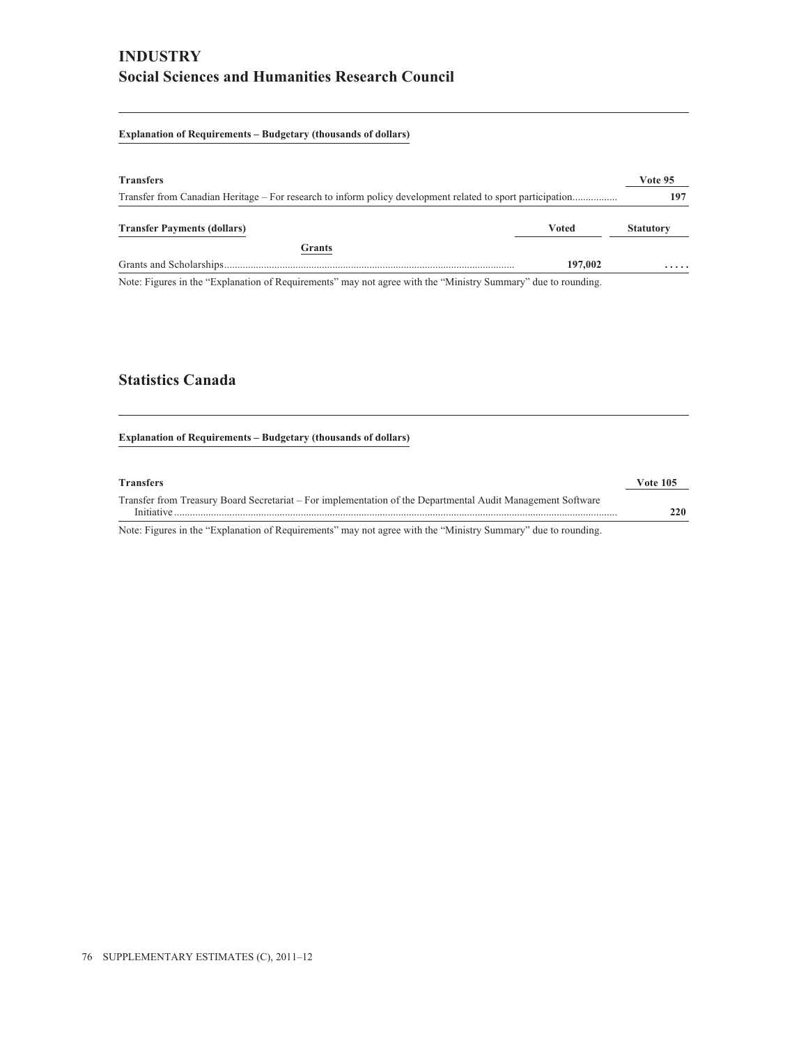# INDUSTRY
## Social Sciences and Humanities Research Council

**Explanation of Requirements – Budgetary (thousands of dollars)**

| Transfers | Vote 95 |
| --- | --- |
| Transfer from Canadian Heritage – For research to inform policy development related to sport participation | **197** |

| Transfer Payments (dollars) | Voted | Statutory |
| --- | --- | --- |
| **Grants** | | |
| Grants and Scholarships | **197,002** | **.....** |

Note: Figures in the "Explanation of Requirements" may not agree with the "Ministry Summary" due to rounding.

## Statistics Canada

**Explanation of Requirements – Budgetary (thousands of dollars)**

| Transfers | Vote 105 |
| --- | --- |
| Transfer from Treasury Board Secretariat – For implementation of the Departmental Audit Management Software Initiative | **220** |

Note: Figures in the "Explanation of Requirements" may not agree with the "Ministry Summary" due to rounding.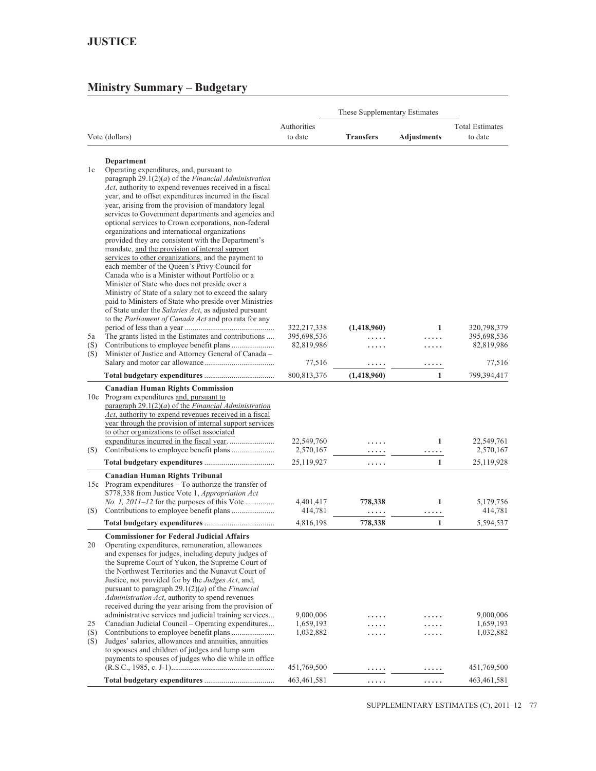# JUSTICE

## Ministry Summary – Budgetary

| Vote (dollars) | | Authorities to date | These Supplementary Estimates | | Total Estimates to date |
|---|---|---|---|---|---|
| | | | **Transfers** | **Adjustments** | |
| | **Department** | | | | |
| 1c | Operating expenditures, and, pursuant to paragraph 29.1(2)(*a*) of the *Financial Administration Act*, authority to expend revenues received in a fiscal year, and to offset expenditures incurred in the fiscal year, arising from the provision of mandatory legal services to Government departments and agencies and optional services to Crown corporations, non-federal organizations and international organizations provided they are consistent with the Department's mandate, and the provision of internal support services to other organizations, and the payment to each member of the Queen's Privy Council for Canada who is a Minister without Portfolio or a Minister of State who does not preside over a Ministry of State of a salary not to exceed the salary paid to Ministers of State who preside over Ministries of State under the *Salaries Act*, as adjusted pursuant to the *Parliament of Canada Act* and pro rata for any period of less than a year | 322,217,338 | (1,418,960) | 1 | 320,798,379 |
| 5a | The grants listed in the Estimates and contributions | 395,698,536 | ..... | ..... | 395,698,536 |
| (S) | Contributions to employee benefit plans | 82,819,986 | ..... | ..... | 82,819,986 |
| (S) | Minister of Justice and Attorney General of Canada – Salary and motor car allowance | 77,516 | ..... | ..... | 77,516 |
| | **Total budgetary expenditures** | 800,813,376 | (1,418,960) | 1 | 799,394,417 |
| | **Canadian Human Rights Commission** | | | | |
| 10c | Program expenditures and, pursuant to paragraph 29.1(2)(*a*) of the *Financial Administration Act*, authority to expend revenues received in a fiscal year through the provision of internal support services to other organizations to offset associated expenditures incurred in the fiscal year. | 22,549,760 | ..... | 1 | 22,549,761 |
| (S) | Contributions to employee benefit plans | 2,570,167 | ..... | ..... | 2,570,167 |
| | **Total budgetary expenditures** | 25,119,927 | ..... | 1 | 25,119,928 |
| | **Canadian Human Rights Tribunal** | | | | |
| 15c | Program expenditures – To authorize the transfer of $778,338 from Justice Vote 1, *Appropriation Act No. 1, 2011–12* for the purposes of this Vote | 4,401,417 | 778,338 | 1 | 5,179,756 |
| (S) | Contributions to employee benefit plans | 414,781 | ..... | ..... | 414,781 |
| | **Total budgetary expenditures** | 4,816,198 | 778,338 | 1 | 5,594,537 |
| | **Commissioner for Federal Judicial Affairs** | | | | |
| 20 | Operating expenditures, remuneration, allowances and expenses for judges, including deputy judges of the Supreme Court of Yukon, the Supreme Court of the Northwest Territories and the Nunavut Court of Justice, not provided for by the *Judges Act*, and, pursuant to paragraph 29.1(2)(*a*) of the *Financial Administration Act*, authority to spend revenues received during the year arising from the provision of administrative services and judicial training services | 9,000,006 | ..... | ..... | 9,000,006 |
| 25 | Canadian Judicial Council – Operating expenditures | 1,659,193 | ..... | ..... | 1,659,193 |
| (S) | Contributions to employee benefit plans | 1,032,882 | ..... | ..... | 1,032,882 |
| (S) | Judges' salaries, allowances and annuities, annuities to spouses and children of judges and lump sum payments to spouses of judges who die while in office (R.S.C., 1985, c. J-1) | 451,769,500 | ..... | ..... | 451,769,500 |
| | **Total budgetary expenditures** | 463,461,581 | ..... | ..... | 463,461,581 |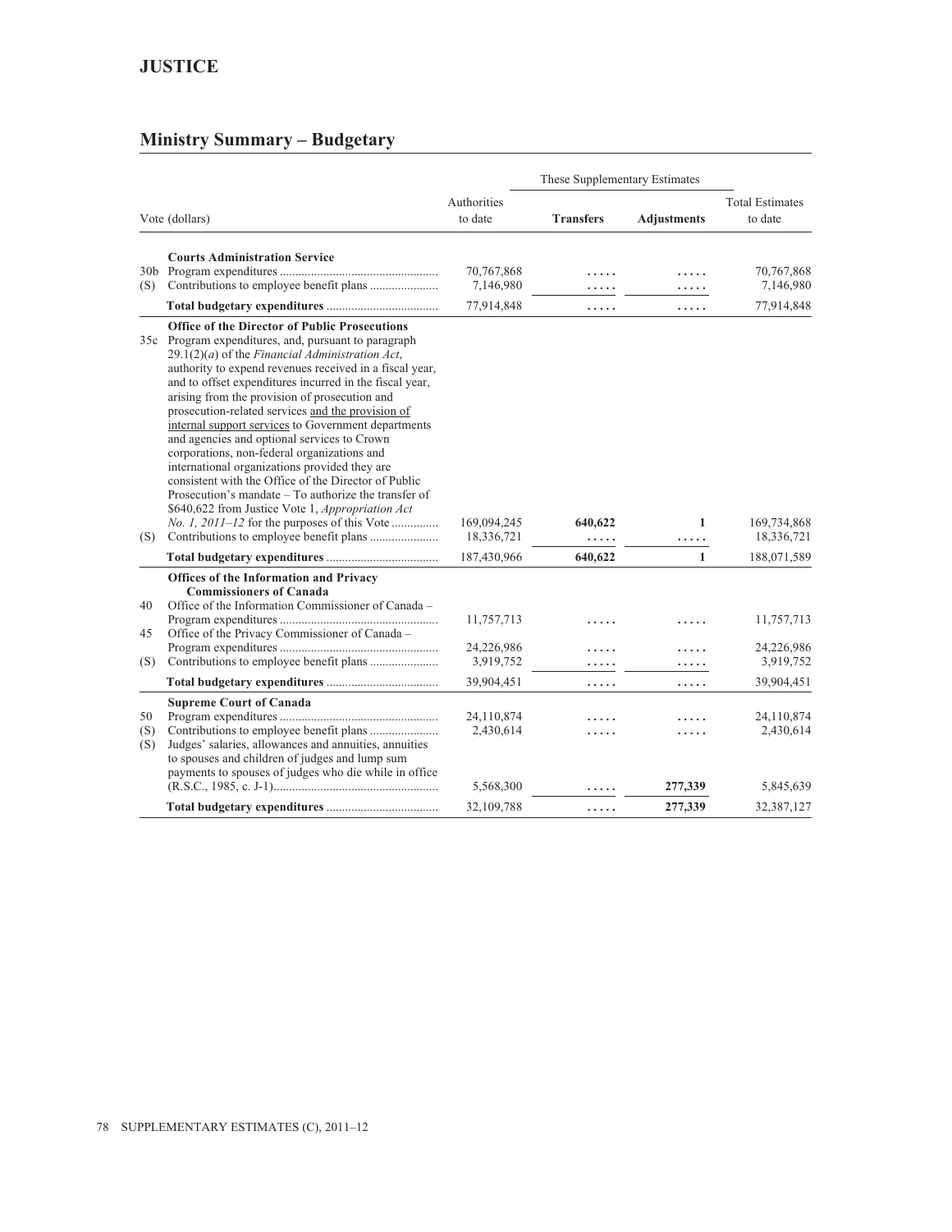## JUSTICE

## Ministry Summary – Budgetary

| | Vote (dollars) | Authorities to date | These Supplementary Estimates | | Total Estimates to date |
|---|---|---|---|---|---|
| | | | **Transfers** | **Adjustments** | |
| | **Courts Administration Service** | | | | |
| 30b | Program expenditures | 70,767,868 | ..... | ..... | 70,767,868 |
| (S) | Contributions to employee benefit plans | 7,146,980 | ..... | ..... | 7,146,980 |
| | **Total budgetary expenditures** | 77,914,848 | ..... | ..... | 77,914,848 |
| | **Office of the Director of Public Prosecutions** | | | | |
| 35c | Program expenditures, and, pursuant to paragraph 29.1(2)(*a*) of the *Financial Administration Act*, authority to expend revenues received in a fiscal year, and to offset expenditures incurred in the fiscal year, arising from the provision of prosecution and prosecution-related services and the provision of internal support services to Government departments and agencies and optional services to Crown corporations, non-federal organizations and international organizations provided they are consistent with the Office of the Director of Public Prosecution's mandate – To authorize the transfer of $640,622 from Justice Vote 1, *Appropriation Act No. 1, 2011–12* for the purposes of this Vote | 169,094,245 | **640,622** | **1** | 169,734,868 |
| (S) | Contributions to employee benefit plans | 18,336,721 | ..... | ..... | 18,336,721 |
| | **Total budgetary expenditures** | 187,430,966 | **640,622** | **1** | 188,071,589 |
| | **Offices of the Information and Privacy Commissioners of Canada** | | | | |
| 40 | Office of the Information Commissioner of Canada – Program expenditures | 11,757,713 | ..... | ..... | 11,757,713 |
| 45 | Office of the Privacy Commissioner of Canada – Program expenditures | 24,226,986 | ..... | ..... | 24,226,986 |
| (S) | Contributions to employee benefit plans | 3,919,752 | ..... | ..... | 3,919,752 |
| | **Total budgetary expenditures** | 39,904,451 | ..... | ..... | 39,904,451 |
| | **Supreme Court of Canada** | | | | |
| 50 | Program expenditures | 24,110,874 | ..... | ..... | 24,110,874 |
| (S) | Contributions to employee benefit plans | 2,430,614 | ..... | ..... | 2,430,614 |
| (S) | Judges' salaries, allowances and annuities, annuities to spouses and children of judges and lump sum payments to spouses of judges who die while in office (R.S.C., 1985, c. J-1) | 5,568,300 | ..... | **277,339** | 5,845,639 |
| | **Total budgetary expenditures** | 32,109,788 | ..... | **277,339** | 32,387,127 |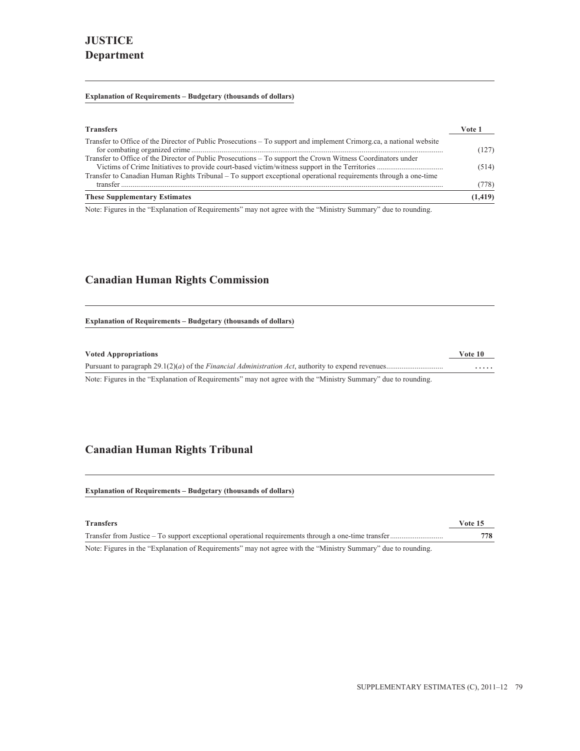# JUSTICE
## Department

**Explanation of Requirements – Budgetary (thousands of dollars)**

| Transfers | Vote 1 |
|---|---|
| Transfer to Office of the Director of Public Prosecutions – To support and implement Crimorg.ca, a national website for combating organized crime | (127) |
| Transfer to Office of the Director of Public Prosecutions – To support the Crown Witness Coordinators under Victims of Crime Initiatives to provide court-based victim/witness support in the Territories | (514) |
| Transfer to Canadian Human Rights Tribunal – To support exceptional operational requirements through a one-time transfer | (778) |
| **These Supplementary Estimates** | **(1,419)** |

Note: Figures in the "Explanation of Requirements" may not agree with the "Ministry Summary" due to rounding.

## Canadian Human Rights Commission

**Explanation of Requirements – Budgetary (thousands of dollars)**

| Voted Appropriations | Vote 10 |
|---|---|
| Pursuant to paragraph 29.1(2)(*a*) of the *Financial Administration Act*, authority to expend revenues | ..... |

Note: Figures in the "Explanation of Requirements" may not agree with the "Ministry Summary" due to rounding.

## Canadian Human Rights Tribunal

**Explanation of Requirements – Budgetary (thousands of dollars)**

| Transfers | Vote 15 |
|---|---|
| Transfer from Justice – To support exceptional operational requirements through a one-time transfer | **778** |

Note: Figures in the "Explanation of Requirements" may not agree with the "Ministry Summary" due to rounding.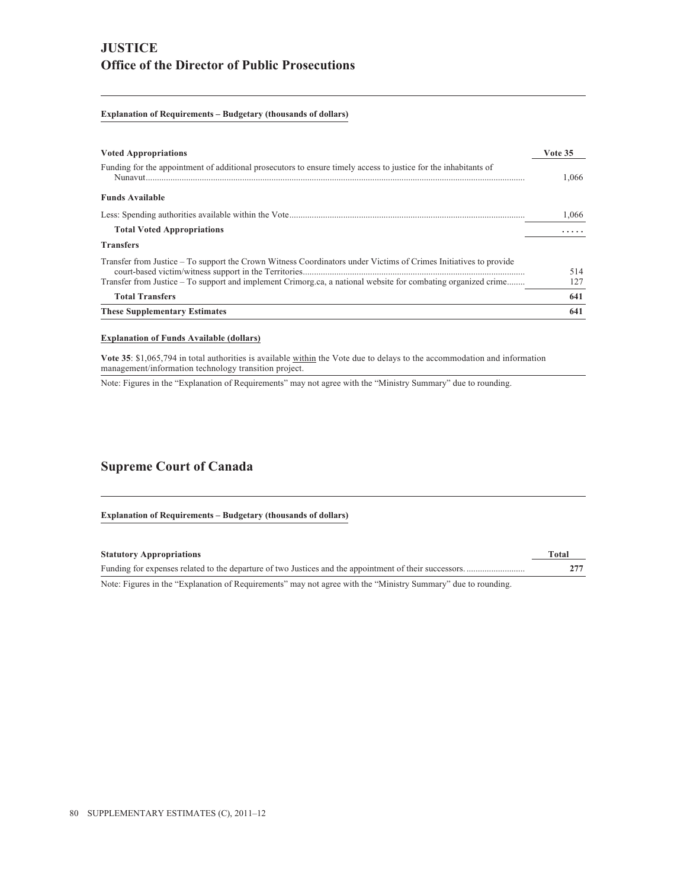# JUSTICE
## Office of the Director of Public Prosecutions

**Explanation of Requirements – Budgetary (thousands of dollars)**

| Voted Appropriations | Vote 35 |
|---|---|
| Funding for the appointment of additional prosecutors to ensure timely access to justice for the inhabitants of Nunavut | 1,066 |
| **Funds Available** | |
| Less: Spending authorities available within the Vote | 1,066 |
| **Total Voted Appropriations** | ..... |
| **Transfers** | |
| Transfer from Justice – To support the Crown Witness Coordinators under Victims of Crimes Initiatives to provide court-based victim/witness support in the Territories | 514 |
| Transfer from Justice – To support and implement Crimorg.ca, a national website for combating organized crime | 127 |
| **Total Transfers** | **641** |
| **These Supplementary Estimates** | **641** |

**Explanation of Funds Available (dollars)**

**Vote 35**: $1,065,794 in total authorities is available within the Vote due to delays to the accommodation and information management/information technology transition project.

Note: Figures in the "Explanation of Requirements" may not agree with the "Ministry Summary" due to rounding.

## Supreme Court of Canada

**Explanation of Requirements – Budgetary (thousands of dollars)**

| Statutory Appropriations | Total |
|---|---|
| Funding for expenses related to the departure of two Justices and the appointment of their successors. | **277** |

Note: Figures in the "Explanation of Requirements" may not agree with the "Ministry Summary" due to rounding.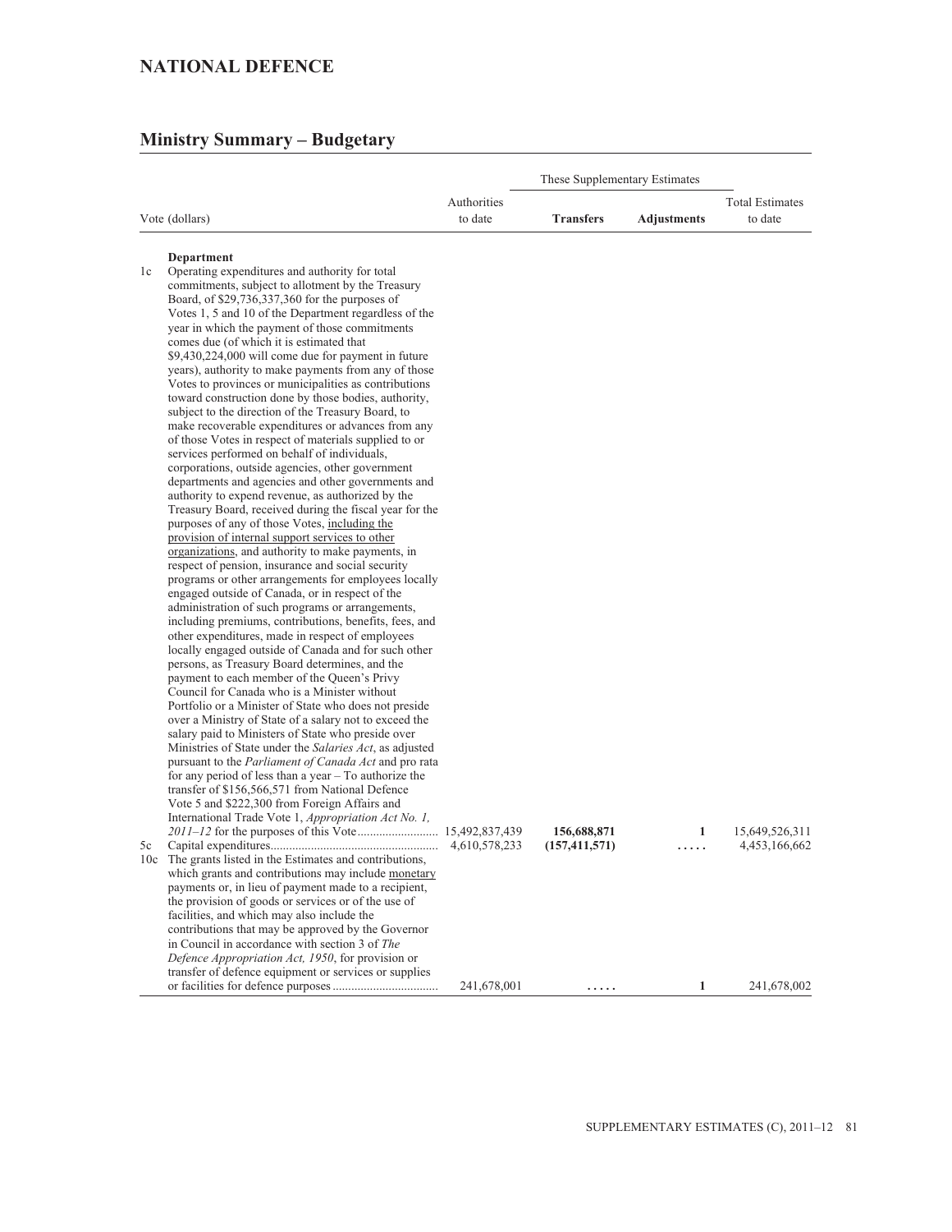## NATIONAL DEFENCE

## Ministry Summary – Budgetary

| Vote (dollars) | | Authorities to date | These Supplementary Estimates | | Total Estimates to date |
|---|---|---|---|---|---|
| | | | **Transfers** | **Adjustments** | |
| | **Department** | | | | |
| 1c | Operating expenditures and authority for total commitments, subject to allotment by the Treasury Board, of $29,736,337,360 for the purposes of Votes 1, 5 and 10 of the Department regardless of the year in which the payment of those commitments comes due (of which it is estimated that $9,430,224,000 will come due for payment in future years), authority to make payments from any of those Votes to provinces or municipalities as contributions toward construction done by those bodies, authority, subject to the direction of the Treasury Board, to make recoverable expenditures or advances from any of those Votes in respect of materials supplied to or services performed on behalf of individuals, corporations, outside agencies, other government departments and agencies and other governments and authority to expend revenue, as authorized by the Treasury Board, received during the fiscal year for the purposes of any of those Votes, including the provision of internal support services to other organizations, and authority to make payments, in respect of pension, insurance and social security programs or other arrangements for employees locally engaged outside of Canada, or in respect of the administration of such programs or arrangements, including premiums, contributions, benefits, fees, and other expenditures, made in respect of employees locally engaged outside of Canada and for such other persons, as Treasury Board determines, and the payment to each member of the Queen's Privy Council for Canada who is a Minister without Portfolio or a Minister of State who does not preside over a Ministry of State of a salary not to exceed the salary paid to Ministers of State who preside over Ministries of State under the *Salaries Act*, as adjusted pursuant to the *Parliament of Canada Act* and pro rata for any period of less than a year – To authorize the transfer of $156,566,571 from National Defence Vote 5 and $222,300 from Foreign Affairs and International Trade Vote 1, *Appropriation Act No. 1, 2011–12* for the purposes of this Vote | 15,492,837,439 | **156,688,871** | **1** | 15,649,526,311 |
| 5c | Capital expenditures | 4,610,578,233 | **(157,411,571)** | **.....** | 4,453,166,662 |
| 10c | The grants listed in the Estimates and contributions, which grants and contributions may include monetary payments or, in lieu of payment made to a recipient, the provision of goods or services or of the use of facilities, and which may also include the contributions that may be approved by the Governor in Council in accordance with section 3 of *The Defence Appropriation Act, 1950*, for provision or transfer of defence equipment or services or supplies or facilities for defence purposes | 241,678,001 | **.....** | **1** | 241,678,002 |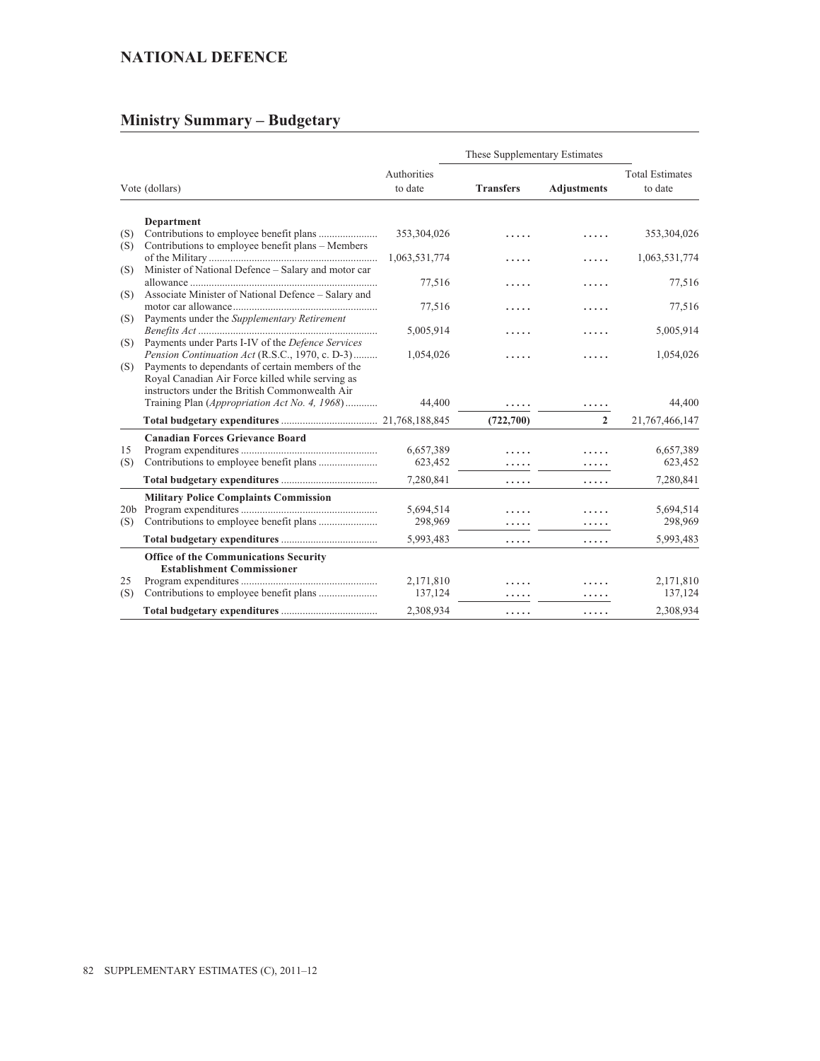# NATIONAL DEFENCE

## Ministry Summary – Budgetary

| Vote (dollars) | | Authorities to date | These Supplementary Estimates | | Total Estimates to date |
|---|---|---|---|---|---|
| | | | **Transfers** | **Adjustments** | |
| | **Department** | | | | |
| (S) | Contributions to employee benefit plans | 353,304,026 | ..... | ..... | 353,304,026 |
| (S) | Contributions to employee benefit plans – Members of the Military | 1,063,531,774 | ..... | ..... | 1,063,531,774 |
| (S) | Minister of National Defence – Salary and motor car allowance | 77,516 | ..... | ..... | 77,516 |
| (S) | Associate Minister of National Defence – Salary and motor car allowance | 77,516 | ..... | ..... | 77,516 |
| (S) | Payments under the *Supplementary Retirement Benefits Act* | 5,005,914 | ..... | ..... | 5,005,914 |
| (S) | Payments under Parts I-IV of the *Defence Services Pension Continuation Act* (R.S.C., 1970, c. D-3) | 1,054,026 | ..... | ..... | 1,054,026 |
| (S) | Payments to dependants of certain members of the Royal Canadian Air Force killed while serving as instructors under the British Commonwealth Air Training Plan (*Appropriation Act No. 4, 1968*) | 44,400 | ..... | ..... | 44,400 |
| | **Total budgetary expenditures** | 21,768,188,845 | (722,700) | 2 | 21,767,466,147 |
| | **Canadian Forces Grievance Board** | | | | |
| 15 | Program expenditures | 6,657,389 | ..... | ..... | 6,657,389 |
| (S) | Contributions to employee benefit plans | 623,452 | ..... | ..... | 623,452 |
| | **Total budgetary expenditures** | 7,280,841 | ..... | ..... | 7,280,841 |
| | **Military Police Complaints Commission** | | | | |
| 20b | Program expenditures | 5,694,514 | ..... | ..... | 5,694,514 |
| (S) | Contributions to employee benefit plans | 298,969 | ..... | ..... | 298,969 |
| | **Total budgetary expenditures** | 5,993,483 | ..... | ..... | 5,993,483 |
| | **Office of the Communications Security Establishment Commissioner** | | | | |
| 25 | Program expenditures | 2,171,810 | ..... | ..... | 2,171,810 |
| (S) | Contributions to employee benefit plans | 137,124 | ..... | ..... | 137,124 |
| | **Total budgetary expenditures** | 2,308,934 | ..... | ..... | 2,308,934 |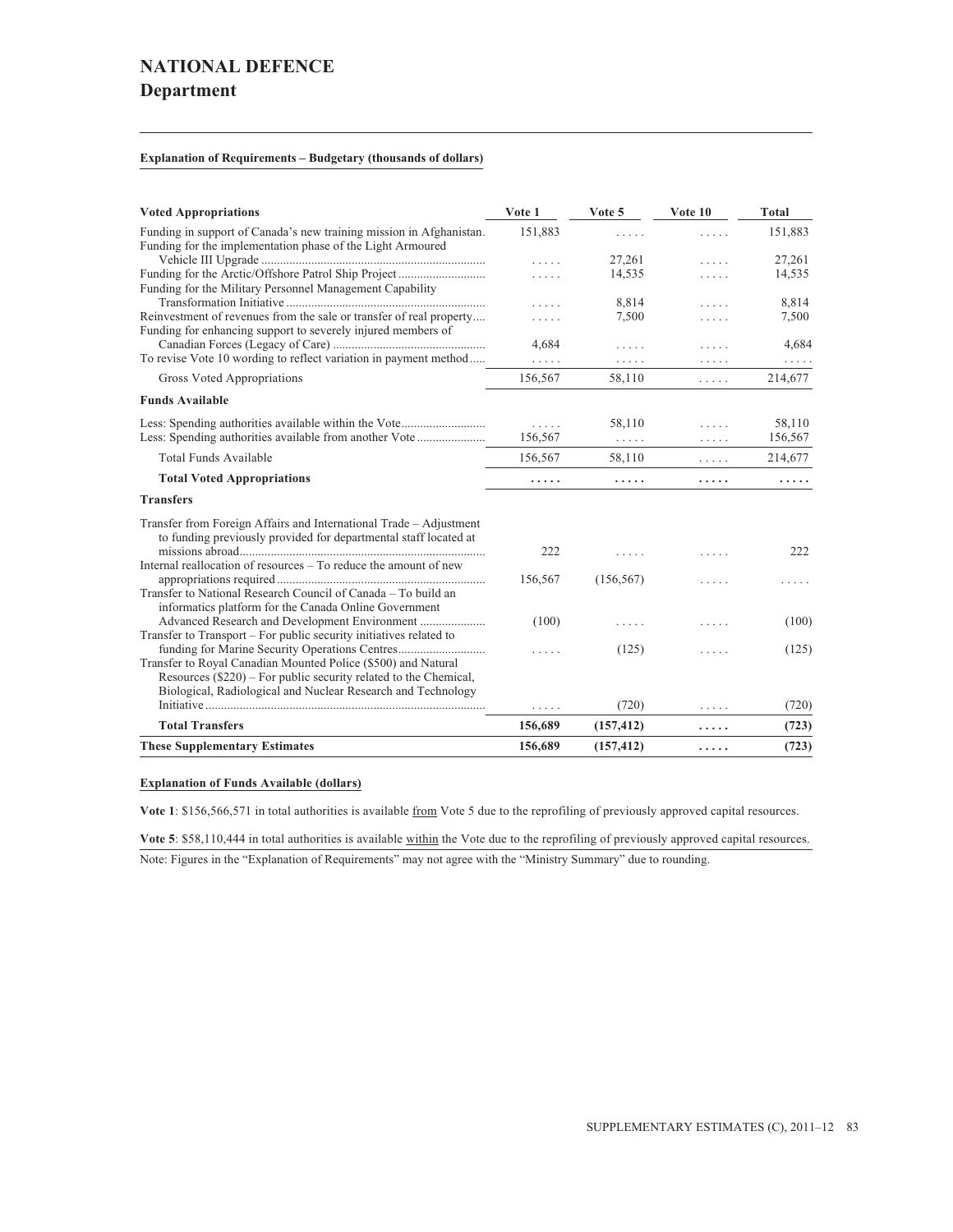# NATIONAL DEFENCE

## Department

**Explanation of Requirements – Budgetary (thousands of dollars)**

| Voted Appropriations | Vote 1 | Vote 5 | Vote 10 | Total |
|---|---|---|---|---|
| Funding in support of Canada's new training mission in Afghanistan. | 151,883 | ..... | ..... | 151,883 |
| Funding for the implementation phase of the Light Armoured Vehicle III Upgrade | ..... | 27,261 | ..... | 27,261 |
| Funding for the Arctic/Offshore Patrol Ship Project | ..... | 14,535 | ..... | 14,535 |
| Funding for the Military Personnel Management Capability Transformation Initiative | ..... | 8,814 | ..... | 8,814 |
| Reinvestment of revenues from the sale or transfer of real property | ..... | 7,500 | ..... | 7,500 |
| Funding for enhancing support to severely injured members of Canadian Forces (Legacy of Care) | 4,684 | ..... | ..... | 4,684 |
| To revise Vote 10 wording to reflect variation in payment method | ..... | ..... | ..... | ..... |
| Gross Voted Appropriations | 156,567 | 58,110 | ..... | 214,677 |
| **Funds Available** | | | | |
| Less: Spending authorities available within the Vote | ..... | 58,110 | ..... | 58,110 |
| Less: Spending authorities available from another Vote | 156,567 | ..... | ..... | 156,567 |
| Total Funds Available | 156,567 | 58,110 | ..... | 214,677 |
| **Total Voted Appropriations** | **.....** | **.....** | **.....** | **.....** |
| **Transfers** | | | | |
| Transfer from Foreign Affairs and International Trade – Adjustment to funding previously provided for departmental staff located at missions abroad | 222 | ..... | ..... | 222 |
| Internal reallocation of resources – To reduce the amount of new appropriations required | 156,567 | (156,567) | ..... | ..... |
| Transfer to National Research Council of Canada – To build an informatics platform for the Canada Online Government Advanced Research and Development Environment | (100) | ..... | ..... | (100) |
| Transfer to Transport – For public security initiatives related to funding for Marine Security Operations Centres | ..... | (125) | ..... | (125) |
| Transfer to Royal Canadian Mounted Police ($500) and Natural Resources ($220) – For public security related to the Chemical, Biological, Radiological and Nuclear Research and Technology Initiative | ..... | (720) | ..... | (720) |
| **Total Transfers** | **156,689** | **(157,412)** | **.....** | **(723)** |
| **These Supplementary Estimates** | **156,689** | **(157,412)** | **.....** | **(723)** |

**Explanation of Funds Available (dollars)**

**Vote 1**: $156,566,571 in total authorities is available from Vote 5 due to the reprofiling of previously approved capital resources.

**Vote 5**: $58,110,444 in total authorities is available within the Vote due to the reprofiling of previously approved capital resources.

Note: Figures in the "Explanation of Requirements" may not agree with the "Ministry Summary" due to rounding.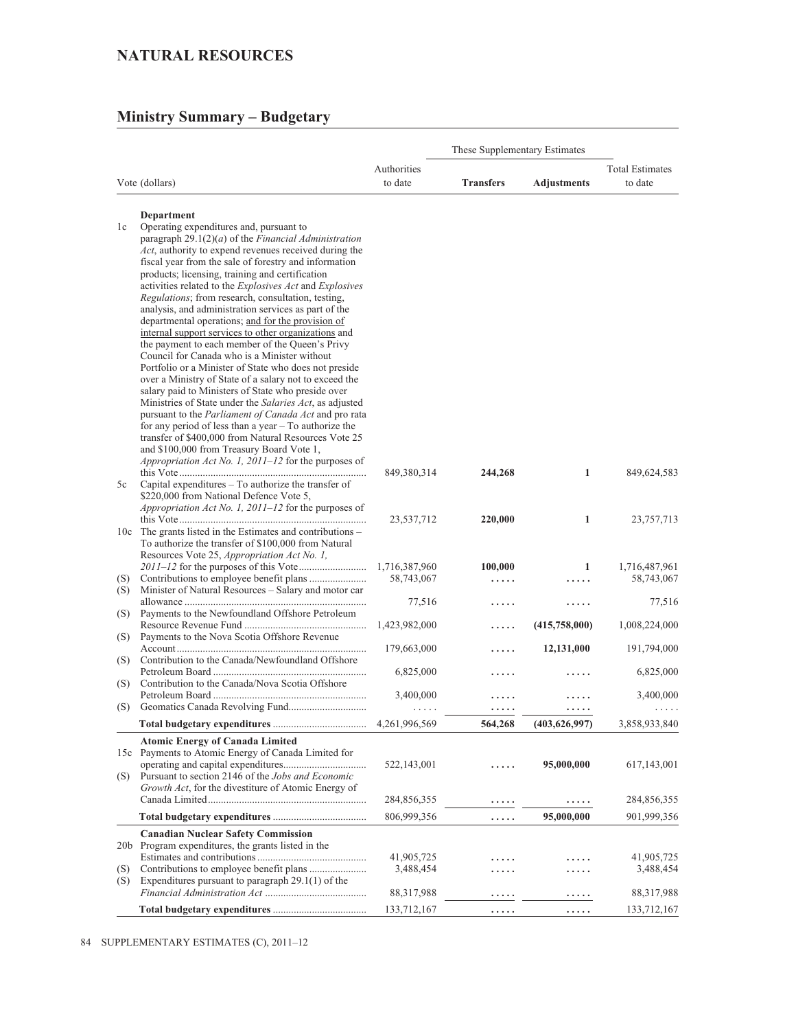## NATURAL RESOURCES

### Ministry Summary – Budgetary

| Vote (dollars) | | Authorities to date | These Supplementary Estimates | | Total Estimates to date |
|---|---|---|---|---|---|
| | | | **Transfers** | **Adjustments** | |
| | **Department** | | | | |
| 1c | Operating expenditures and, pursuant to paragraph 29.1(2)(*a*) of the *Financial Administration Act*, authority to expend revenues received during the fiscal year from the sale of forestry and information products; licensing, training and certification activities related to the *Explosives Act* and *Explosives Regulations*; from research, consultation, testing, analysis, and administration services as part of the departmental operations; and for the provision of internal support services to other organizations and the payment to each member of the Queen's Privy Council for Canada who is a Minister without Portfolio or a Minister of State who does not preside over a Ministry of State of a salary not to exceed the salary paid to Ministers of State who preside over Ministries of State under the *Salaries Act*, as adjusted pursuant to the *Parliament of Canada Act* and pro rata for any period of less than a year – To authorize the transfer of $400,000 from Natural Resources Vote 25 and $100,000 from Treasury Board Vote 1, *Appropriation Act No. 1, 2011–12* for the purposes of this Vote | 849,380,314 | **244,268** | **1** | 849,624,583 |
| 5c | Capital expenditures – To authorize the transfer of $220,000 from National Defence Vote 5, *Appropriation Act No. 1, 2011–12* for the purposes of this Vote | 23,537,712 | **220,000** | **1** | 23,757,713 |
| 10c | The grants listed in the Estimates and contributions – To authorize the transfer of $100,000 from Natural Resources Vote 25, *Appropriation Act No. 1, 2011–12* for the purposes of this Vote | 1,716,387,960 | **100,000** | **1** | 1,716,487,961 |
| (S) | Contributions to employee benefit plans | 58,743,067 | ..... | ..... | 58,743,067 |
| (S) | Minister of Natural Resources – Salary and motor car allowance | 77,516 | ..... | ..... | 77,516 |
| (S) | Payments to the Newfoundland Offshore Petroleum Resource Revenue Fund | 1,423,982,000 | ..... | **(415,758,000)** | 1,008,224,000 |
| (S) | Payments to the Nova Scotia Offshore Revenue Account | 179,663,000 | ..... | **12,131,000** | 191,794,000 |
| (S) | Contribution to the Canada/Newfoundland Offshore Petroleum Board | 6,825,000 | ..... | ..... | 6,825,000 |
| (S) | Contribution to the Canada/Nova Scotia Offshore Petroleum Board | 3,400,000 | ..... | ..... | 3,400,000 |
| (S) | Geomatics Canada Revolving Fund | ..... | ..... | ..... | ..... |
| | **Total budgetary expenditures** | 4,261,996,569 | **564,268** | **(403,626,997)** | 3,858,933,840 |
| | **Atomic Energy of Canada Limited** | | | | |
| 15c | Payments to Atomic Energy of Canada Limited for operating and capital expenditures | 522,143,001 | ..... | **95,000,000** | 617,143,001 |
| (S) | Pursuant to section 2146 of the *Jobs and Economic Growth Act*, for the divestiture of Atomic Energy of Canada Limited | 284,856,355 | ..... | ..... | 284,856,355 |
| | **Total budgetary expenditures** | 806,999,356 | ..... | **95,000,000** | 901,999,356 |
| | **Canadian Nuclear Safety Commission** | | | | |
| 20b | Program expenditures, the grants listed in the Estimates and contributions | 41,905,725 | ..... | ..... | 41,905,725 |
| (S) | Contributions to employee benefit plans | 3,488,454 | ..... | ..... | 3,488,454 |
| (S) | Expenditures pursuant to paragraph 29.1(1) of the *Financial Administration Act* | 88,317,988 | ..... | ..... | 88,317,988 |
| | **Total budgetary expenditures** | 133,712,167 | ..... | ..... | 133,712,167 |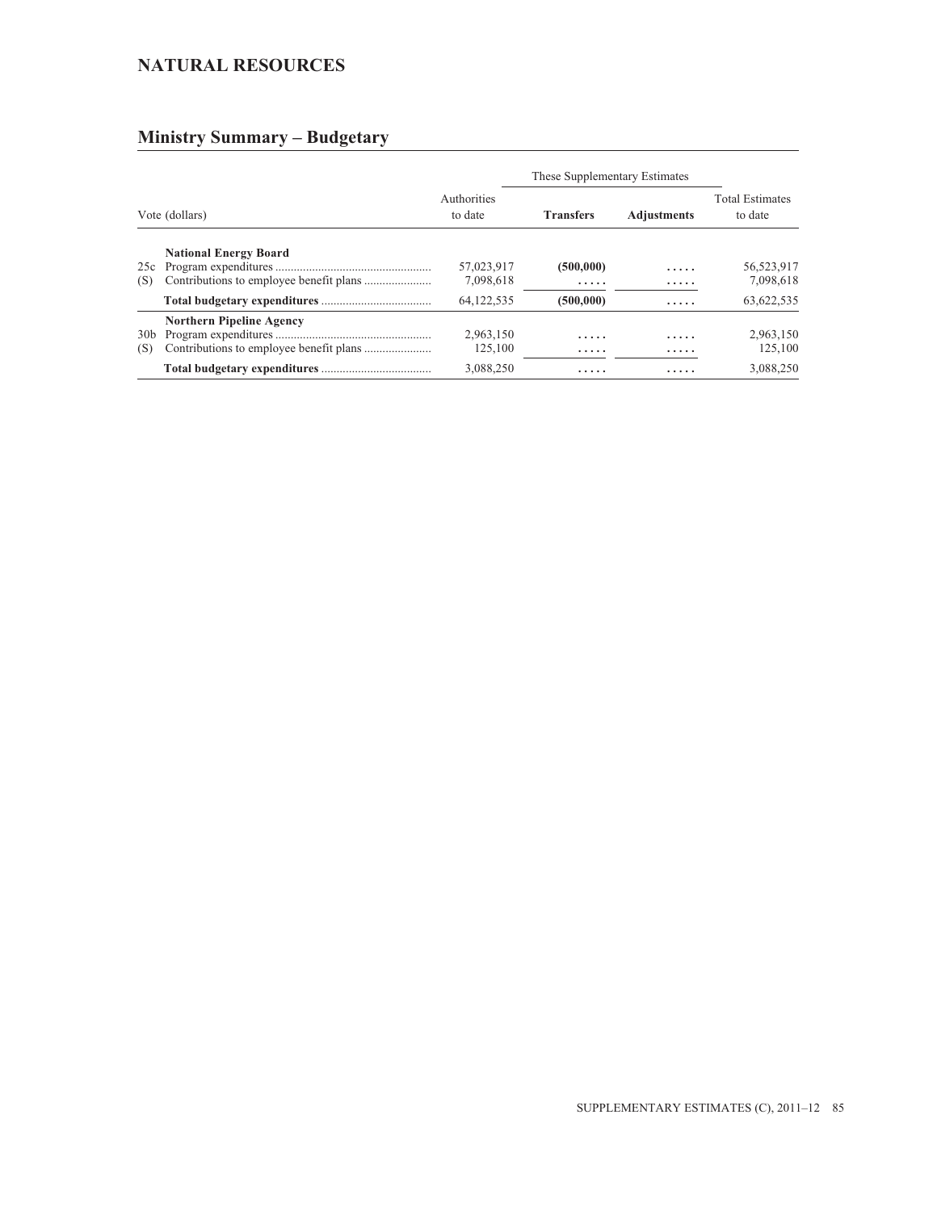## NATURAL RESOURCES

## Ministry Summary – Budgetary

| Vote (dollars) | | Authorities to date | These Supplementary Estimates | | Total Estimates to date |
|---|---|---|---|---|---|
| | | | **Transfers** | **Adjustments** | |
| | **National Energy Board** | | | | |
| 25c | Program expenditures | 57,023,917 | **(500,000)** | ..... | 56,523,917 |
| (S) | Contributions to employee benefit plans | 7,098,618 | ..... | ..... | 7,098,618 |
| | **Total budgetary expenditures** | 64,122,535 | **(500,000)** | ..... | 63,622,535 |
| | **Northern Pipeline Agency** | | | | |
| 30b | Program expenditures | 2,963,150 | ..... | ..... | 2,963,150 |
| (S) | Contributions to employee benefit plans | 125,100 | ..... | ..... | 125,100 |
| | **Total budgetary expenditures** | 3,088,250 | ..... | ..... | 3,088,250 |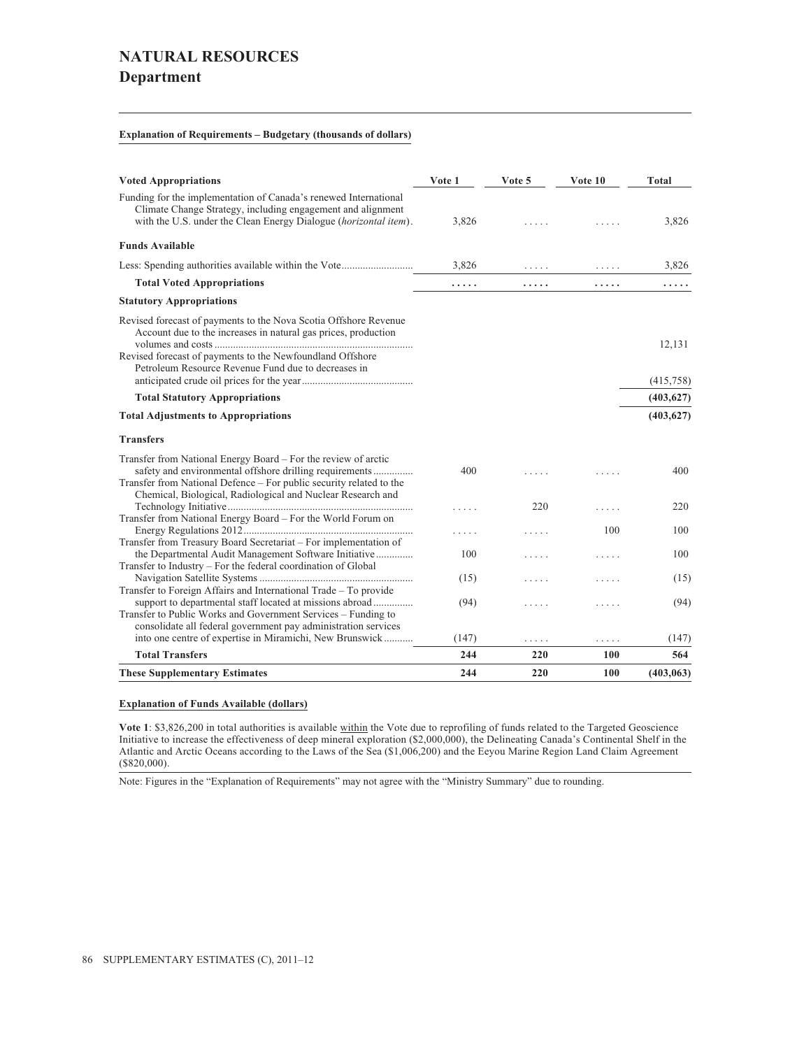# NATURAL RESOURCES
## Department

**Explanation of Requirements – Budgetary (thousands of dollars)**

| Voted Appropriations | Vote 1 | Vote 5 | Vote 10 | Total |
|---|---|---|---|---|
| Funding for the implementation of Canada's renewed International Climate Change Strategy, including engagement and alignment with the U.S. under the Clean Energy Dialogue (*horizontal item*). | 3,826 | ..... | ..... | 3,826 |
| **Funds Available** | | | | |
| Less: Spending authorities available within the Vote | 3,826 | ..... | ..... | 3,826 |
| **Total Voted Appropriations** | **.....** | **.....** | **.....** | **.....** |
| **Statutory Appropriations** | | | | |
| Revised forecast of payments to the Nova Scotia Offshore Revenue Account due to the increases in natural gas prices, production volumes and costs | | | | 12,131 |
| Revised forecast of payments to the Newfoundland Offshore Petroleum Resource Revenue Fund due to decreases in anticipated crude oil prices for the year | | | | (415,758) |
| **Total Statutory Appropriations** | | | | **(403,627)** |
| **Total Adjustments to Appropriations** | | | | **(403,627)** |
| **Transfers** | | | | |
| Transfer from National Energy Board – For the review of arctic safety and environmental offshore drilling requirements | 400 | ..... | ..... | 400 |
| Transfer from National Defence – For public security related to the Chemical, Biological, Radiological and Nuclear Research and Technology Initiative | ..... | 220 | ..... | 220 |
| Transfer from National Energy Board – For the World Forum on Energy Regulations 2012 | ..... | ..... | 100 | 100 |
| Transfer from Treasury Board Secretariat – For implementation of the Departmental Audit Management Software Initiative | 100 | ..... | ..... | 100 |
| Transfer to Industry – For the federal coordination of Global Navigation Satellite Systems | (15) | ..... | ..... | (15) |
| Transfer to Foreign Affairs and International Trade – To provide support to departmental staff located at missions abroad | (94) | ..... | ..... | (94) |
| Transfer to Public Works and Government Services – Funding to consolidate all federal government pay administration services into one centre of expertise in Miramichi, New Brunswick | (147) | ..... | ..... | (147) |
| **Total Transfers** | **244** | **220** | **100** | **564** |
| **These Supplementary Estimates** | **244** | **220** | **100** | **(403,063)** |

**Explanation of Funds Available (dollars)**

**Vote 1**: $3,826,200 in total authorities is available within the Vote due to reprofiling of funds related to the Targeted Geoscience Initiative to increase the effectiveness of deep mineral exploration ($2,000,000), the Delineating Canada's Continental Shelf in the Atlantic and Arctic Oceans according to the Laws of the Sea ($1,006,200) and the Eeyou Marine Region Land Claim Agreement ($820,000).

Note: Figures in the "Explanation of Requirements" may not agree with the "Ministry Summary" due to rounding.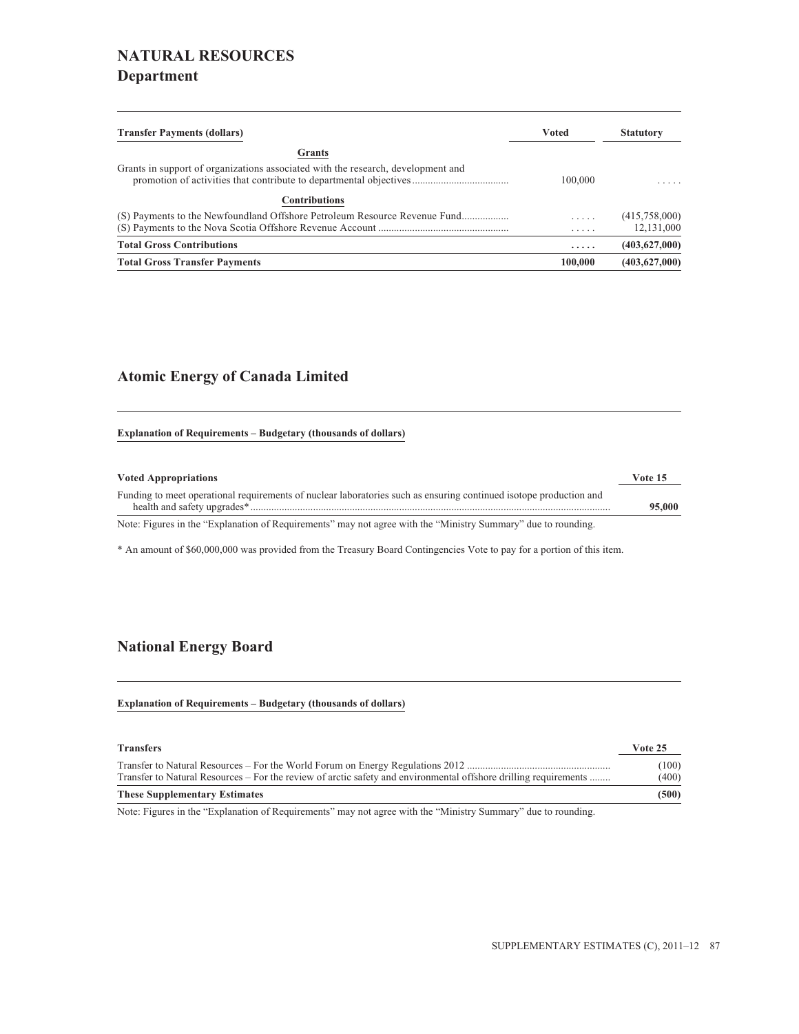# NATURAL RESOURCES

## Department

| Transfer Payments (dollars) | Voted | Statutory |
|---|---|---|
| **Grants** | | |
| Grants in support of organizations associated with the research, development and promotion of activities that contribute to departmental objectives | 100,000 | ..... |
| **Contributions** | | |
| (S) Payments to the Newfoundland Offshore Petroleum Resource Revenue Fund | ..... | (415,758,000) |
| (S) Payments to the Nova Scotia Offshore Revenue Account | ..... | 12,131,000 |
| **Total Gross Contributions** | **.....** | **(403,627,000)** |
| **Total Gross Transfer Payments** | **100,000** | **(403,627,000)** |

## Atomic Energy of Canada Limited

**Explanation of Requirements – Budgetary (thousands of dollars)**

| Voted Appropriations | Vote 15 |
|---|---|
| Funding to meet operational requirements of nuclear laboratories such as ensuring continued isotope production and health and safety upgrades* | **95,000** |

Note: Figures in the "Explanation of Requirements" may not agree with the "Ministry Summary" due to rounding.

* An amount of $60,000,000 was provided from the Treasury Board Contingencies Vote to pay for a portion of this item.

## National Energy Board

**Explanation of Requirements – Budgetary (thousands of dollars)**

| Transfers | Vote 25 |
|---|---|
| Transfer to Natural Resources – For the World Forum on Energy Regulations 2012 | (100) |
| Transfer to Natural Resources – For the review of arctic safety and environmental offshore drilling requirements | (400) |
| **These Supplementary Estimates** | **(500)** |

Note: Figures in the "Explanation of Requirements" may not agree with the "Ministry Summary" due to rounding.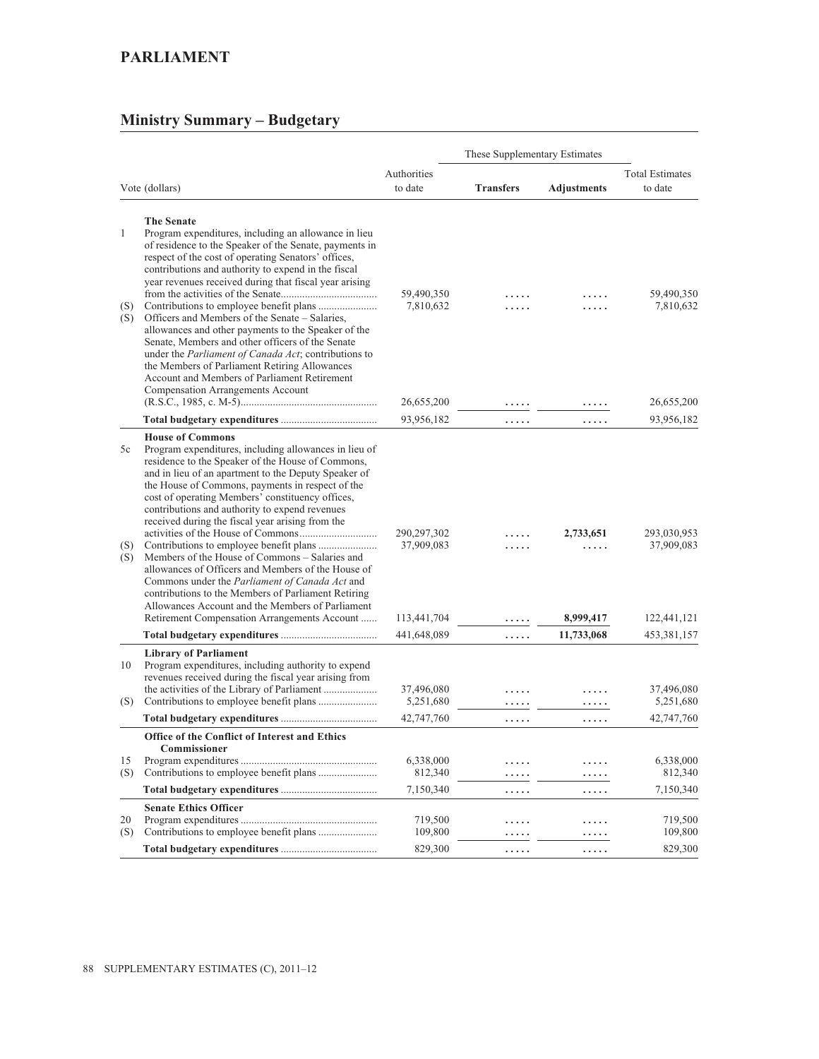# PARLIAMENT

## Ministry Summary – Budgetary

| Vote (dollars) | | Authorities to date | These Supplementary Estimates | | Total Estimates to date |
|---|---|---|---|---|---|
| | | | **Transfers** | **Adjustments** | |
| | **The Senate** | | | | |
| 1 | Program expenditures, including an allowance in lieu of residence to the Speaker of the Senate, payments in respect of the cost of operating Senators' offices, contributions and authority to expend in the fiscal year revenues received during that fiscal year arising from the activities of the Senate | 59,490,350 | ..... | ..... | 59,490,350 |
| (S) | Contributions to employee benefit plans | 7,810,632 | ..... | ..... | 7,810,632 |
| (S) | Officers and Members of the Senate – Salaries, allowances and other payments to the Speaker of the Senate, Members and other officers of the Senate under the *Parliament of Canada Act*; contributions to the Members of Parliament Retiring Allowances Account and Members of Parliament Retirement Compensation Arrangements Account (R.S.C., 1985, c. M-5) | 26,655,200 | ..... | ..... | 26,655,200 |
| | **Total budgetary expenditures** | 93,956,182 | ..... | ..... | 93,956,182 |
| | **House of Commons** | | | | |
| 5c | Program expenditures, including allowances in lieu of residence to the Speaker of the House of Commons, and in lieu of an apartment to the Deputy Speaker of the House of Commons, payments in respect of the cost of operating Members' constituency offices, contributions and authority to expend revenues received during the fiscal year arising from the activities of the House of Commons | 290,297,302 | ..... | **2,733,651** | 293,030,953 |
| (S) | Contributions to employee benefit plans | 37,909,083 | ..... | ..... | 37,909,083 |
| (S) | Members of the House of Commons – Salaries and allowances of Officers and Members of the House of Commons under the *Parliament of Canada Act* and contributions to the Members of Parliament Retiring Allowances Account and the Members of Parliament Retirement Compensation Arrangements Account | 113,441,704 | ..... | **8,999,417** | 122,441,121 |
| | **Total budgetary expenditures** | 441,648,089 | ..... | **11,733,068** | 453,381,157 |
| | **Library of Parliament** | | | | |
| 10 | Program expenditures, including authority to expend revenues received during the fiscal year arising from the activities of the Library of Parliament | 37,496,080 | ..... | ..... | 37,496,080 |
| (S) | Contributions to employee benefit plans | 5,251,680 | ..... | ..... | 5,251,680 |
| | **Total budgetary expenditures** | 42,747,760 | ..... | ..... | 42,747,760 |
| | **Office of the Conflict of Interest and Ethics Commissioner** | | | | |
| 15 | Program expenditures | 6,338,000 | ..... | ..... | 6,338,000 |
| (S) | Contributions to employee benefit plans | 812,340 | ..... | ..... | 812,340 |
| | **Total budgetary expenditures** | 7,150,340 | ..... | ..... | 7,150,340 |
| | **Senate Ethics Officer** | | | | |
| 20 | Program expenditures | 719,500 | ..... | ..... | 719,500 |
| (S) | Contributions to employee benefit plans | 109,800 | ..... | ..... | 109,800 |
| | **Total budgetary expenditures** | 829,300 | ..... | ..... | 829,300 |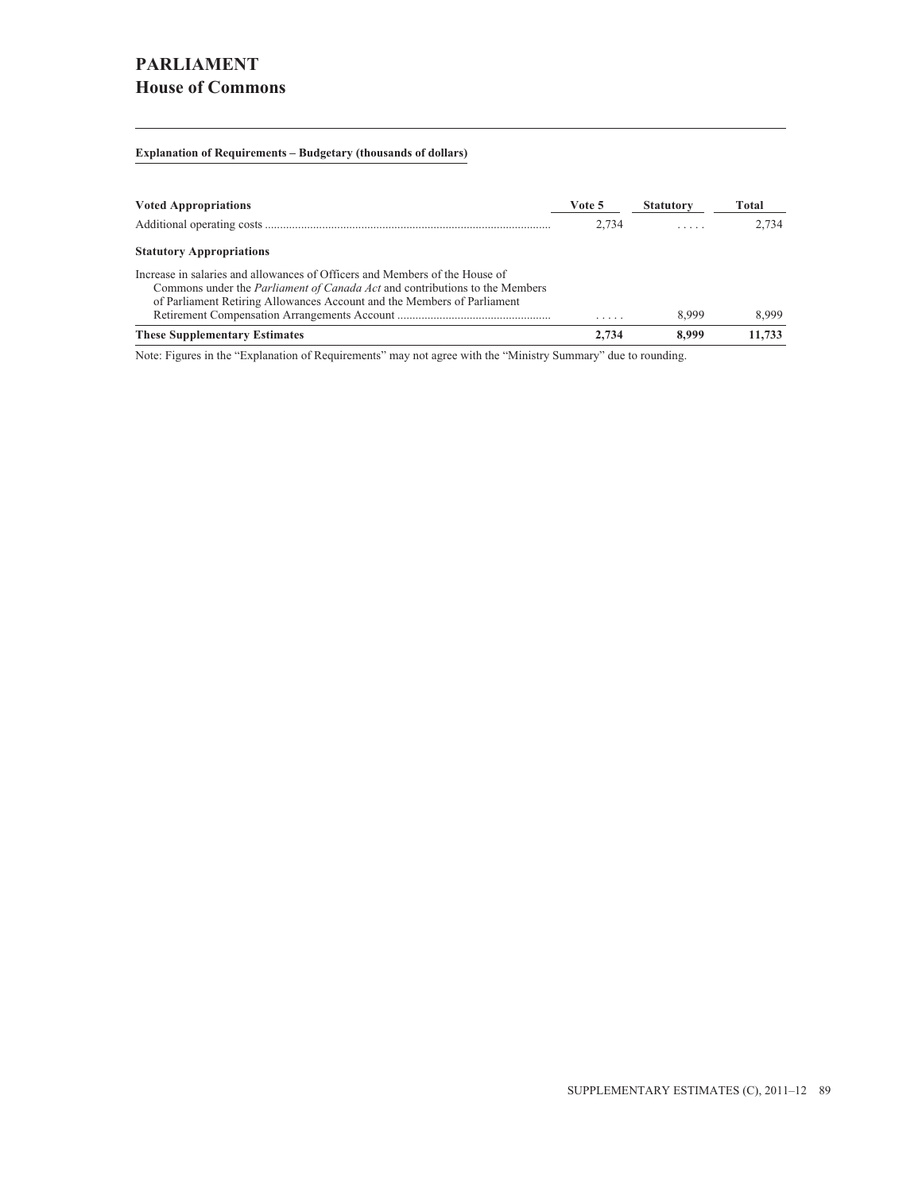# PARLIAMENT

## House of Commons

**Explanation of Requirements – Budgetary (thousands of dollars)**

| Voted Appropriations | Vote 5 | Statutory | Total |
|---|---|---|---|
| Additional operating costs | 2,734 | . . . . . | 2,734 |
| **Statutory Appropriations** | | | |
| Increase in salaries and allowances of Officers and Members of the House of Commons under the *Parliament of Canada Act* and contributions to the Members of Parliament Retiring Allowances Account and the Members of Parliament Retirement Compensation Arrangements Account | . . . . . | 8,999 | 8,999 |
| **These Supplementary Estimates** | **2,734** | **8,999** | **11,733** |

Note: Figures in the "Explanation of Requirements" may not agree with the "Ministry Summary" due to rounding.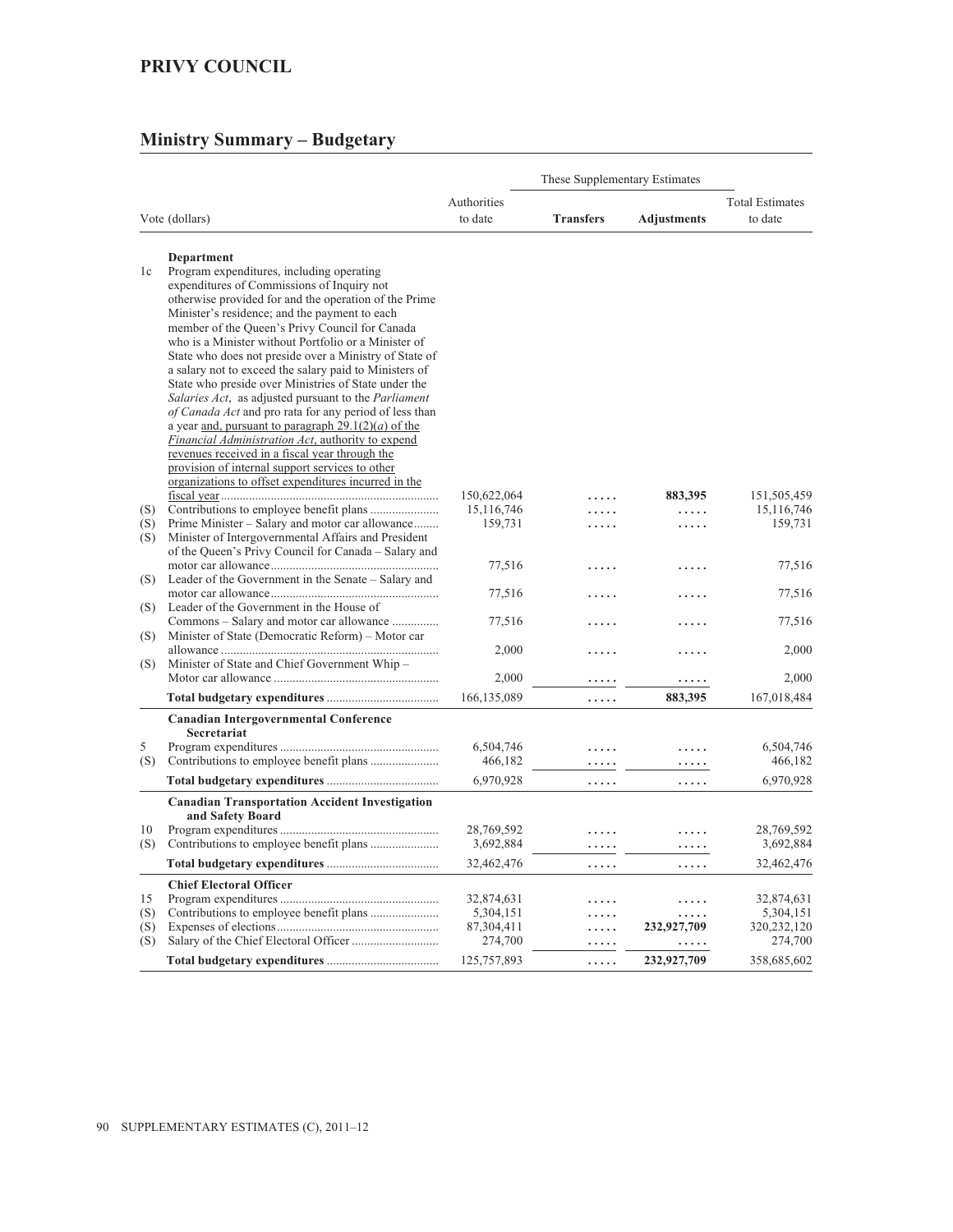# PRIVY COUNCIL

## Ministry Summary – Budgetary

| Vote (dollars) | | Authorities to date | These Supplementary Estimates | | Total Estimates to date |
|---|---|---|---|---|---|
| | | | **Transfers** | **Adjustments** | |
| | **Department** | | | | |
| 1c | Program expenditures, including operating expenditures of Commissions of Inquiry not otherwise provided for and the operation of the Prime Minister's residence; and the payment to each member of the Queen's Privy Council for Canada who is a Minister without Portfolio or a Minister of State who does not preside over a Ministry of State of a salary not to exceed the salary paid to Ministers of State who preside over Ministries of State under the *Salaries Act*, as adjusted pursuant to the *Parliament of Canada Act* and pro rata for any period of less than a year and, pursuant to paragraph 29.1(2)(*a*) of the *Financial Administration Act*, authority to expend revenues received in a fiscal year through the provision of internal support services to other organizations to offset expenditures incurred in the fiscal year | 150,622,064 | ..... | **883,395** | 151,505,459 |
| (S) | Contributions to employee benefit plans | 15,116,746 | ..... | ..... | 15,116,746 |
| (S) | Prime Minister – Salary and motor car allowance | 159,731 | ..... | ..... | 159,731 |
| (S) | Minister of Intergovernmental Affairs and President of the Queen's Privy Council for Canada – Salary and motor car allowance | 77,516 | ..... | ..... | 77,516 |
| (S) | Leader of the Government in the Senate – Salary and motor car allowance | 77,516 | ..... | ..... | 77,516 |
| (S) | Leader of the Government in the House of Commons – Salary and motor car allowance | 77,516 | ..... | ..... | 77,516 |
| (S) | Minister of State (Democratic Reform) – Motor car allowance | 2,000 | ..... | ..... | 2,000 |
| (S) | Minister of State and Chief Government Whip – Motor car allowance | 2,000 | ..... | ..... | 2,000 |
| | **Total budgetary expenditures** | 166,135,089 | ..... | **883,395** | 167,018,484 |
| | **Canadian Intergovernmental Conference Secretariat** | | | | |
| 5 | Program expenditures | 6,504,746 | ..... | ..... | 6,504,746 |
| (S) | Contributions to employee benefit plans | 466,182 | ..... | ..... | 466,182 |
| | **Total budgetary expenditures** | 6,970,928 | ..... | ..... | 6,970,928 |
| | **Canadian Transportation Accident Investigation and Safety Board** | | | | |
| 10 | Program expenditures | 28,769,592 | ..... | ..... | 28,769,592 |
| (S) | Contributions to employee benefit plans | 3,692,884 | ..... | ..... | 3,692,884 |
| | **Total budgetary expenditures** | 32,462,476 | ..... | ..... | 32,462,476 |
| | **Chief Electoral Officer** | | | | |
| 15 | Program expenditures | 32,874,631 | ..... | ..... | 32,874,631 |
| (S) | Contributions to employee benefit plans | 5,304,151 | ..... | ..... | 5,304,151 |
| (S) | Expenses of elections | 87,304,411 | ..... | **232,927,709** | 320,232,120 |
| (S) | Salary of the Chief Electoral Officer | 274,700 | ..... | ..... | 274,700 |
| | **Total budgetary expenditures** | 125,757,893 | ..... | **232,927,709** | 358,685,602 |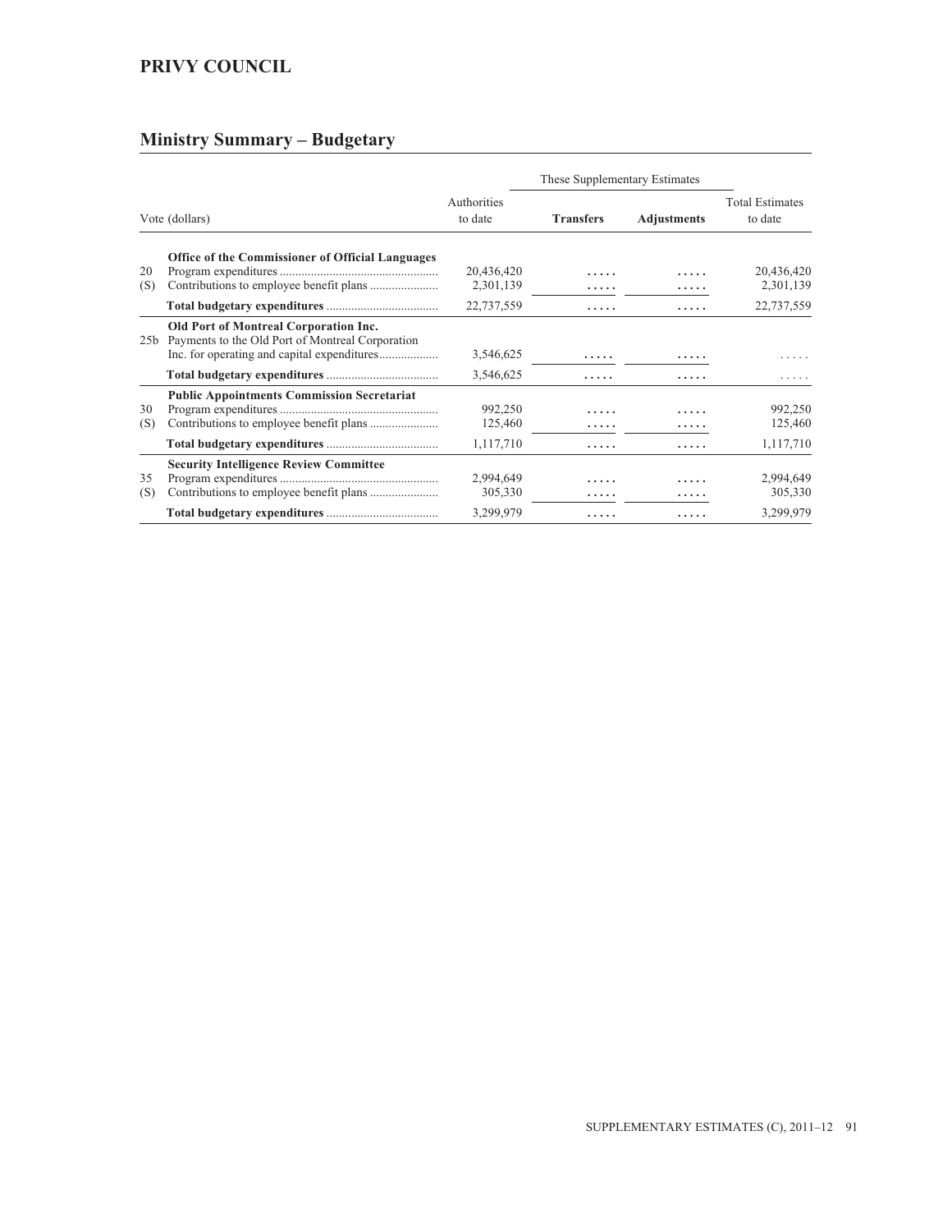## PRIVY COUNCIL

## Ministry Summary – Budgetary

| Vote (dollars) | | Authorities to date | These Supplementary Estimates | | Total Estimates to date |
|---|---|---|---|---|---|
| | | | **Transfers** | **Adjustments** | |
| | **Office of the Commissioner of Official Languages** | | | | |
| 20 | Program expenditures | 20,436,420 | ..... | ..... | 20,436,420 |
| (S) | Contributions to employee benefit plans | 2,301,139 | ..... | ..... | 2,301,139 |
| | **Total budgetary expenditures** | 22,737,559 | ..... | ..... | 22,737,559 |
| | **Old Port of Montreal Corporation Inc.** | | | | |
| 25b | Payments to the Old Port of Montreal Corporation Inc. for operating and capital expenditures | 3,546,625 | ..... | ..... | ..... |
| | **Total budgetary expenditures** | 3,546,625 | ..... | ..... | ..... |
| | **Public Appointments Commission Secretariat** | | | | |
| 30 | Program expenditures | 992,250 | ..... | ..... | 992,250 |
| (S) | Contributions to employee benefit plans | 125,460 | ..... | ..... | 125,460 |
| | **Total budgetary expenditures** | 1,117,710 | ..... | ..... | 1,117,710 |
| | **Security Intelligence Review Committee** | | | | |
| 35 | Program expenditures | 2,994,649 | ..... | ..... | 2,994,649 |
| (S) | Contributions to employee benefit plans | 305,330 | ..... | ..... | 305,330 |
| | **Total budgetary expenditures** | 3,299,979 | ..... | ..... | 3,299,979 |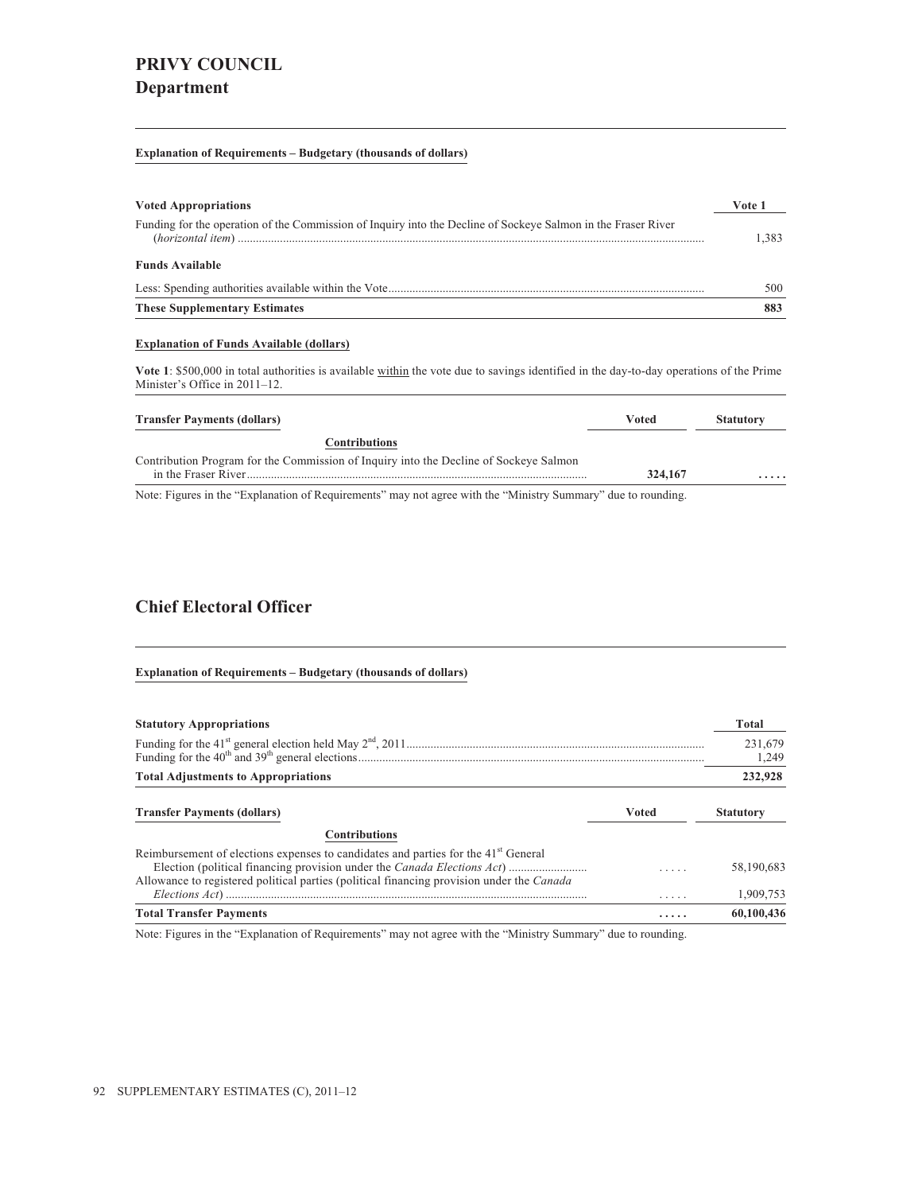# PRIVY COUNCIL
## Department

**Explanation of Requirements – Budgetary (thousands of dollars)**

| **Voted Appropriations** | **Vote 1** |
|---|---|
| Funding for the operation of the Commission of Inquiry into the Decline of Sockeye Salmon in the Fraser River (*horizontal item*) | 1,383 |
| **Funds Available** | |
| Less: Spending authorities available within the Vote | 500 |
| **These Supplementary Estimates** | **883** |

**Explanation of Funds Available (dollars)**

**Vote 1**: $500,000 in total authorities is available within the vote due to savings identified in the day-to-day operations of the Prime Minister's Office in 2011–12.

| **Transfer Payments (dollars)** | **Voted** | **Statutory** |
|---|---|---|
| **Contributions** | | |
| Contribution Program for the Commission of Inquiry into the Decline of Sockeye Salmon in the Fraser River | **324,167** | **.....** |

Note: Figures in the "Explanation of Requirements" may not agree with the "Ministry Summary" due to rounding.

## Chief Electoral Officer

**Explanation of Requirements – Budgetary (thousands of dollars)**

| **Statutory Appropriations** | **Total** |
|---|---|
| Funding for the 41st general election held May 2nd, 2011 | 231,679 |
| Funding for the 40th and 39th general elections | 1,249 |
| **Total Adjustments to Appropriations** | **232,928** |

| **Transfer Payments (dollars)** | **Voted** | **Statutory** |
|---|---|---|
| **Contributions** | | |
| Reimbursement of elections expenses to candidates and parties for the 41st General Election (political financing provision under the *Canada Elections Act*) | ..... | 58,190,683 |
| Allowance to registered political parties (political financing provision under the *Canada Elections Act*) | ..... | 1,909,753 |
| **Total Transfer Payments** | **.....** | **60,100,436** |

Note: Figures in the "Explanation of Requirements" may not agree with the "Ministry Summary" due to rounding.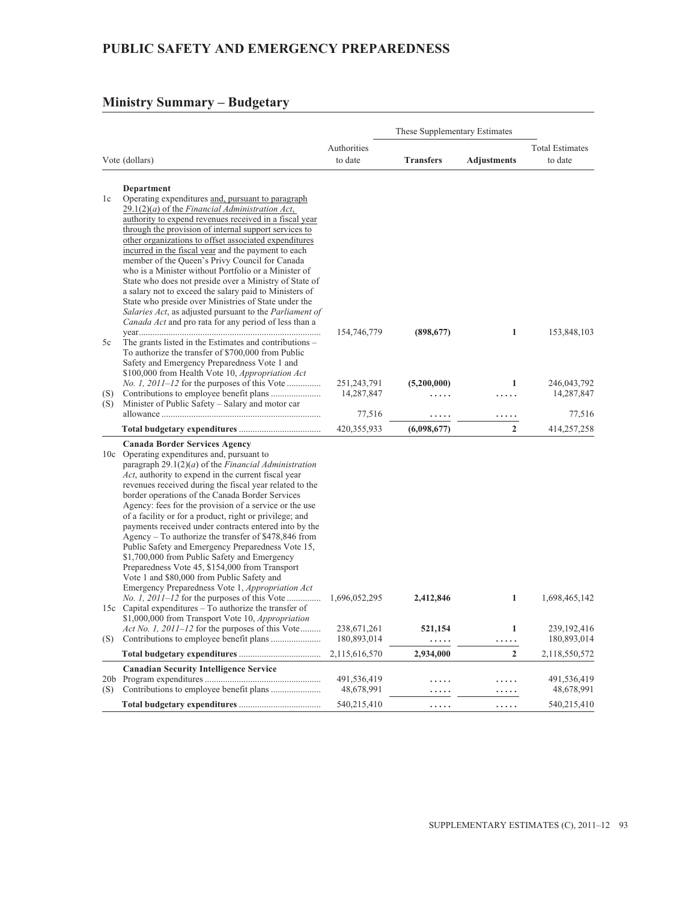# PUBLIC SAFETY AND EMERGENCY PREPAREDNESS

## Ministry Summary – Budgetary

| Vote (dollars) | | Authorities to date | These Supplementary Estimates Transfers | Adjustments | Total Estimates to date |
|---|---|---|---|---|---|
| | **Department** | | | | |
| 1c | Operating expenditures and, pursuant to paragraph 29.1(2)(*a*) of the *Financial Administration Act*, authority to expend revenues received in a fiscal year through the provision of internal support services to other organizations to offset associated expenditures incurred in the fiscal year and the payment to each member of the Queen's Privy Council for Canada who is a Minister without Portfolio or a Minister of State who does not preside over a Ministry of State of a salary not to exceed the salary paid to Ministers of State who preside over Ministries of State under the *Salaries Act*, as adjusted pursuant to the *Parliament of Canada Act* and pro rata for any period of less than a year | 154,746,779 | **(898,677)** | **1** | 153,848,103 |
| 5c | The grants listed in the Estimates and contributions – To authorize the transfer of $700,000 from Public Safety and Emergency Preparedness Vote 1 and $100,000 from Health Vote 10, *Appropriation Act No. 1, 2011–12* for the purposes of this Vote | 251,243,791 | **(5,200,000)** | **1** | 246,043,792 |
| (S) | Contributions to employee benefit plans | 14,287,847 | ..... | ..... | 14,287,847 |
| (S) | Minister of Public Safety – Salary and motor car allowance | 77,516 | ..... | ..... | 77,516 |
| | **Total budgetary expenditures** | 420,355,933 | **(6,098,677)** | **2** | 414,257,258 |
| | **Canada Border Services Agency** | | | | |
| 10c | Operating expenditures and, pursuant to paragraph 29.1(2)(*a*) of the *Financial Administration Act*, authority to expend in the current fiscal year revenues received during the fiscal year related to the border operations of the Canada Border Services Agency: fees for the provision of a service or the use of a facility or for a product, right or privilege; and payments received under contracts entered into by the Agency – To authorize the transfer of $478,846 from Public Safety and Emergency Preparedness Vote 15, $1,700,000 from Public Safety and Emergency Preparedness Vote 45, $154,000 from Transport Vote 1 and $80,000 from Public Safety and Emergency Preparedness Vote 1, *Appropriation Act No. 1, 2011–12* for the purposes of this Vote | 1,696,052,295 | **2,412,846** | **1** | 1,698,465,142 |
| 15c | Capital expenditures – To authorize the transfer of $1,000,000 from Transport Vote 10, *Appropriation Act No. 1, 2011–12* for the purposes of this Vote | 238,671,261 | **521,154** | **1** | 239,192,416 |
| (S) | Contributions to employee benefit plans | 180,893,014 | ..... | ..... | 180,893,014 |
| | **Total budgetary expenditures** | 2,115,616,570 | **2,934,000** | **2** | 2,118,550,572 |
| | **Canadian Security Intelligence Service** | | | | |
| 20b | Program expenditures | 491,536,419 | ..... | ..... | 491,536,419 |
| (S) | Contributions to employee benefit plans | 48,678,991 | ..... | ..... | 48,678,991 |
| | **Total budgetary expenditures** | 540,215,410 | ..... | ..... | 540,215,410 |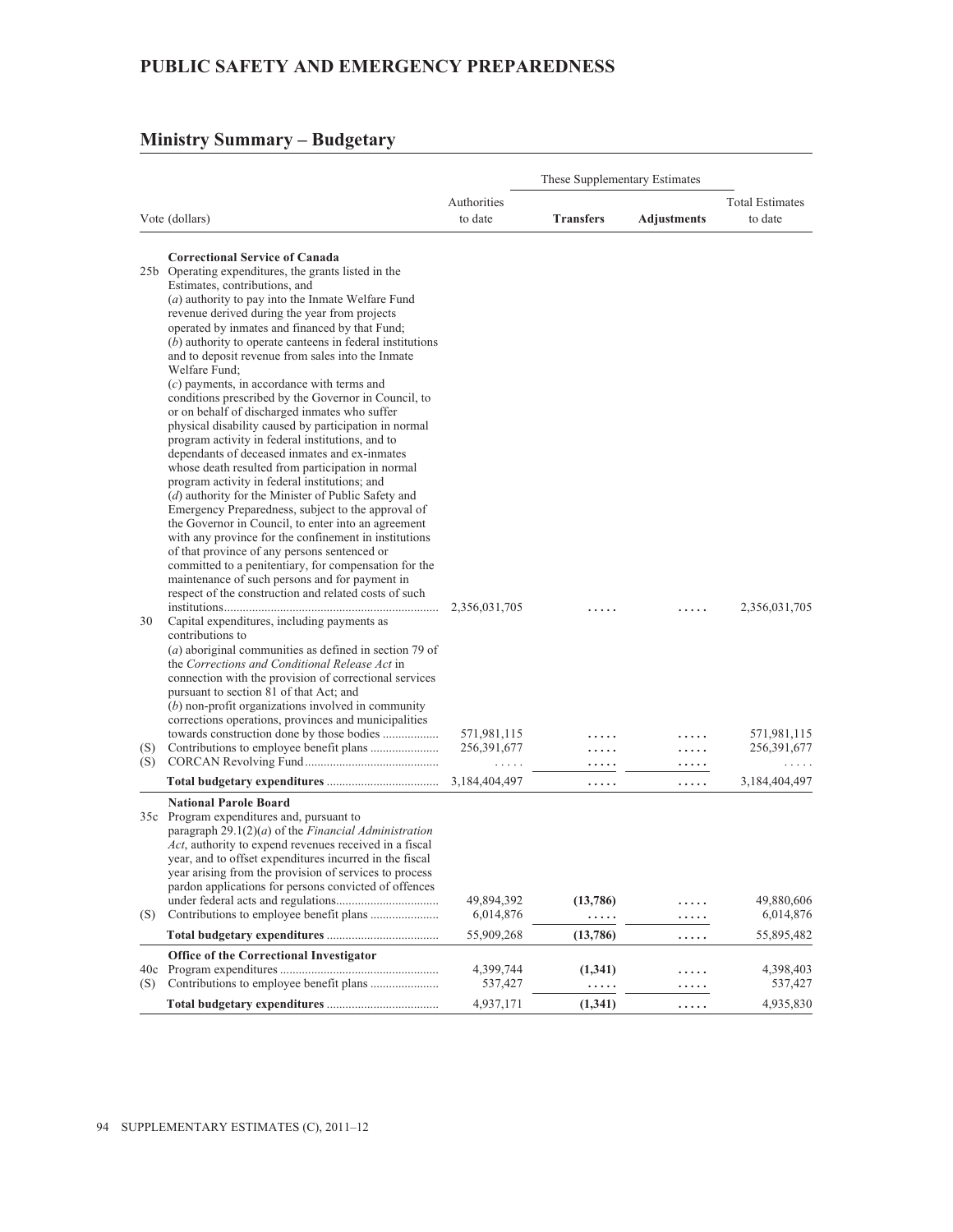# PUBLIC SAFETY AND EMERGENCY PREPAREDNESS

## Ministry Summary – Budgetary

| Vote (dollars) | | Authorities to date | These Supplementary Estimates Transfers | These Supplementary Estimates Adjustments | Total Estimates to date |
|---|---|---|---|---|---|
| | **Correctional Service of Canada** | | | | |
| 25b | Operating expenditures, the grants listed in the Estimates, contributions, and (*a*) authority to pay into the Inmate Welfare Fund revenue derived during the year from projects operated by inmates and financed by that Fund; (*b*) authority to operate canteens in federal institutions and to deposit revenue from sales into the Inmate Welfare Fund; (*c*) payments, in accordance with terms and conditions prescribed by the Governor in Council, to or on behalf of discharged inmates who suffer physical disability caused by participation in normal program activity in federal institutions, and to dependants of deceased inmates and ex-inmates whose death resulted from participation in normal program activity in federal institutions; and (*d*) authority for the Minister of Public Safety and Emergency Preparedness, subject to the approval of the Governor in Council, to enter into an agreement with any province for the confinement in institutions of that province of any persons sentenced or committed to a penitentiary, for compensation for the maintenance of such persons and for payment in respect of the construction and related costs of such institutions | 2,356,031,705 | ..... | ..... | 2,356,031,705 |
| 30 | Capital expenditures, including payments as contributions to (*a*) aboriginal communities as defined in section 79 of the *Corrections and Conditional Release Act* in connection with the provision of correctional services pursuant to section 81 of that Act; and (*b*) non-profit organizations involved in community corrections operations, provinces and municipalities towards construction done by those bodies | 571,981,115 | ..... | ..... | 571,981,115 |
| (S) | Contributions to employee benefit plans | 256,391,677 | ..... | ..... | 256,391,677 |
| (S) | CORCAN Revolving Fund | ..... | ..... | ..... | ..... |
| | **Total budgetary expenditures** | 3,184,404,497 | ..... | ..... | 3,184,404,497 |
| | **National Parole Board** | | | | |
| 35c | Program expenditures and, pursuant to paragraph 29.1(2)(*a*) of the *Financial Administration Act*, authority to expend revenues received in a fiscal year, and to offset expenditures incurred in the fiscal year arising from the provision of services to process pardon applications for persons convicted of offences under federal acts and regulations | 49,894,392 | **(13,786)** | ..... | 49,880,606 |
| (S) | Contributions to employee benefit plans | 6,014,876 | ..... | ..... | 6,014,876 |
| | **Total budgetary expenditures** | 55,909,268 | **(13,786)** | ..... | 55,895,482 |
| | **Office of the Correctional Investigator** | | | | |
| 40c | Program expenditures | 4,399,744 | **(1,341)** | ..... | 4,398,403 |
| (S) | Contributions to employee benefit plans | 537,427 | ..... | ..... | 537,427 |
| | **Total budgetary expenditures** | 4,937,171 | **(1,341)** | ..... | 4,935,830 |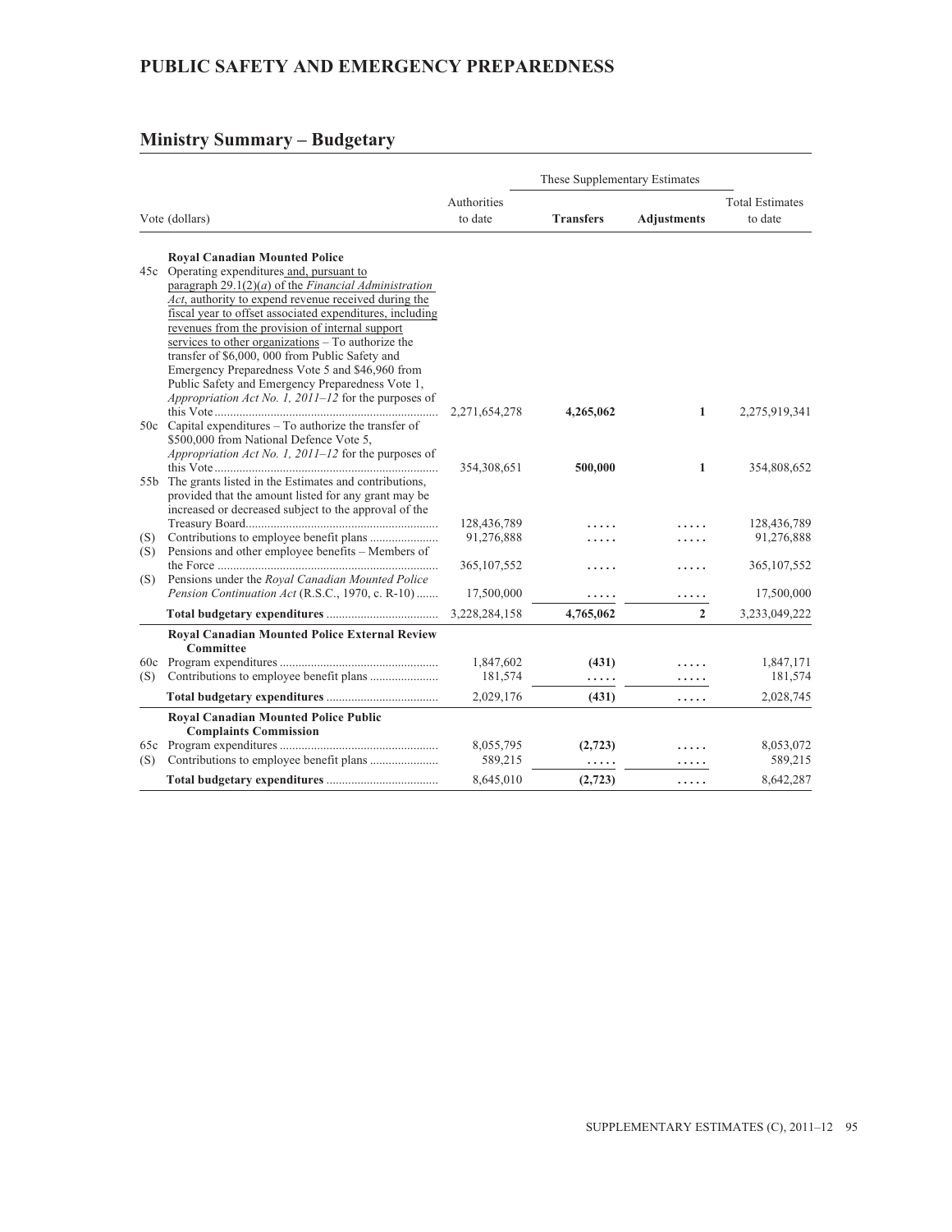## PUBLIC SAFETY AND EMERGENCY PREPAREDNESS

## Ministry Summary – Budgetary

| | Vote (dollars) | Authorities to date | These Supplementary Estimates Transfers | These Supplementary Estimates Adjustments | Total Estimates to date |
|---|---|---|---|---|---|
| | **Royal Canadian Mounted Police** | | | | |
| 45c | Operating expenditures and, pursuant to paragraph 29.1(2)(*a*) of the *Financial Administration Act*, authority to expend revenue received during the fiscal year to offset associated expenditures, including revenues from the provision of internal support services to other organizations – To authorize the transfer of $6,000, 000 from Public Safety and Emergency Preparedness Vote 5 and $46,960 from Public Safety and Emergency Preparedness Vote 1, *Appropriation Act No. 1, 2011–12* for the purposes of this Vote | 2,271,654,278 | **4,265,062** | **1** | 2,275,919,341 |
| 50c | Capital expenditures – To authorize the transfer of $500,000 from National Defence Vote 5, *Appropriation Act No. 1, 2011–12* for the purposes of this Vote | 354,308,651 | **500,000** | **1** | 354,808,652 |
| 55b | The grants listed in the Estimates and contributions, provided that the amount listed for any grant may be increased or decreased subject to the approval of the Treasury Board | 128,436,789 | ..... | ..... | 128,436,789 |
| (S) | Contributions to employee benefit plans | 91,276,888 | ..... | ..... | 91,276,888 |
| (S) | Pensions and other employee benefits – Members of the Force | 365,107,552 | ..... | ..... | 365,107,552 |
| (S) | Pensions under the *Royal Canadian Mounted Police Pension Continuation Act* (R.S.C., 1970, c. R-10) | 17,500,000 | ..... | ..... | 17,500,000 |
| | **Total budgetary expenditures** | 3,228,284,158 | **4,765,062** | **2** | 3,233,049,222 |
| | **Royal Canadian Mounted Police External Review Committee** | | | | |
| 60c | Program expenditures | 1,847,602 | **(431)** | ..... | 1,847,171 |
| (S) | Contributions to employee benefit plans | 181,574 | ..... | ..... | 181,574 |
| | **Total budgetary expenditures** | 2,029,176 | **(431)** | ..... | 2,028,745 |
| | **Royal Canadian Mounted Police Public Complaints Commission** | | | | |
| 65c | Program expenditures | 8,055,795 | **(2,723)** | ..... | 8,053,072 |
| (S) | Contributions to employee benefit plans | 589,215 | ..... | ..... | 589,215 |
| | **Total budgetary expenditures** | 8,645,010 | **(2,723)** | ..... | 8,642,287 |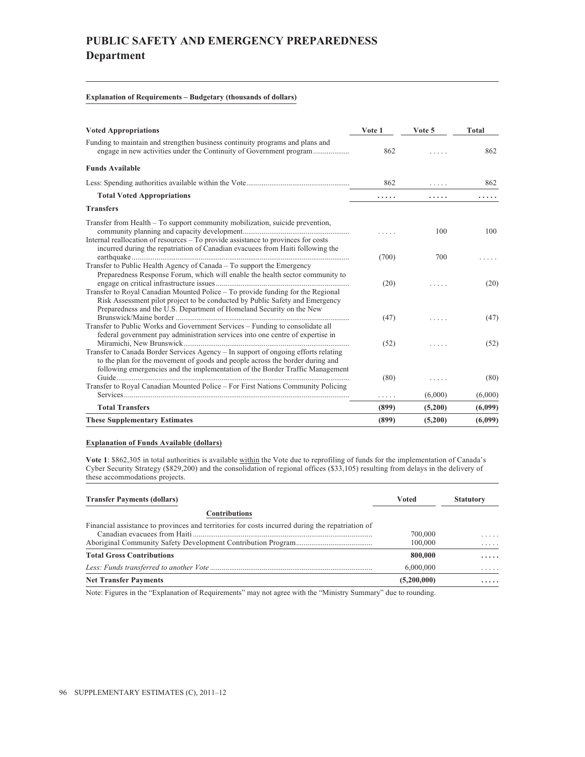# PUBLIC SAFETY AND EMERGENCY PREPAREDNESS

## Department

**Explanation of Requirements – Budgetary (thousands of dollars)**

| Voted Appropriations | Vote 1 | Vote 5 | Total |
|---|---|---|---|
| Funding to maintain and strengthen business continuity programs and plans and engage in new activities under the Continuity of Government program | 862 | ..... | 862 |
| **Funds Available** | | | |
| Less: Spending authorities available within the Vote | 862 | ..... | 862 |
| **Total Voted Appropriations** | ..... | ..... | ..... |
| **Transfers** | | | |
| Transfer from Health – To support community mobilization, suicide prevention, community planning and capacity development | ..... | 100 | 100 |
| Internal reallocation of resources – To provide assistance to provinces for costs incurred during the repatriation of Canadian evacuees from Haiti following the earthquake | (700) | 700 | ..... |
| Transfer to Public Health Agency of Canada – To support the Emergency Preparedness Response Forum, which will enable the health sector community to engage on critical infrastructure issues | (20) | ..... | (20) |
| Transfer to Royal Canadian Mounted Police – To provide funding for the Regional Risk Assessment pilot project to be conducted by Public Safety and Emergency Preparedness and the U.S. Department of Homeland Security on the New Brunswick/Maine border | (47) | ..... | (47) |
| Transfer to Public Works and Government Services – Funding to consolidate all federal government pay administration services into one centre of expertise in Miramichi, New Brunswick | (52) | ..... | (52) |
| Transfer to Canada Border Services Agency – In support of ongoing efforts relating to the plan for the movement of goods and people across the border during and following emergencies and the implementation of the Border Traffic Management Guide | (80) | ..... | (80) |
| Transfer to Royal Canadian Mounted Police – For First Nations Community Policing Services | ..... | (6,000) | (6,000) |
| **Total Transfers** | **(899)** | **(5,200)** | **(6,099)** |
| **These Supplementary Estimates** | **(899)** | **(5,200)** | **(6,099)** |

**Explanation of Funds Available (dollars)**

**Vote 1**: $862,305 in total authorities is available within the Vote due to reprofiling of funds for the implementation of Canada's Cyber Security Strategy ($829,200) and the consolidation of regional offices ($33,105) resulting from delays in the delivery of these accommodations projects.

| Transfer Payments (dollars) | Voted | Statutory |
|---|---|---|
| **Contributions** | | |
| Financial assistance to provinces and territories for costs incurred during the repatriation of Canadian evacuees from Haiti | 700,000 | ..... |
| Aboriginal Community Safety Development Contribution Program | 100,000 | ..... |
| **Total Gross Contributions** | **800,000** | ..... |
| *Less: Funds transferred to another Vote* | 6,000,000 | ..... |
| **Net Transfer Payments** | **(5,200,000)** | ..... |

Note: Figures in the "Explanation of Requirements" may not agree with the "Ministry Summary" due to rounding.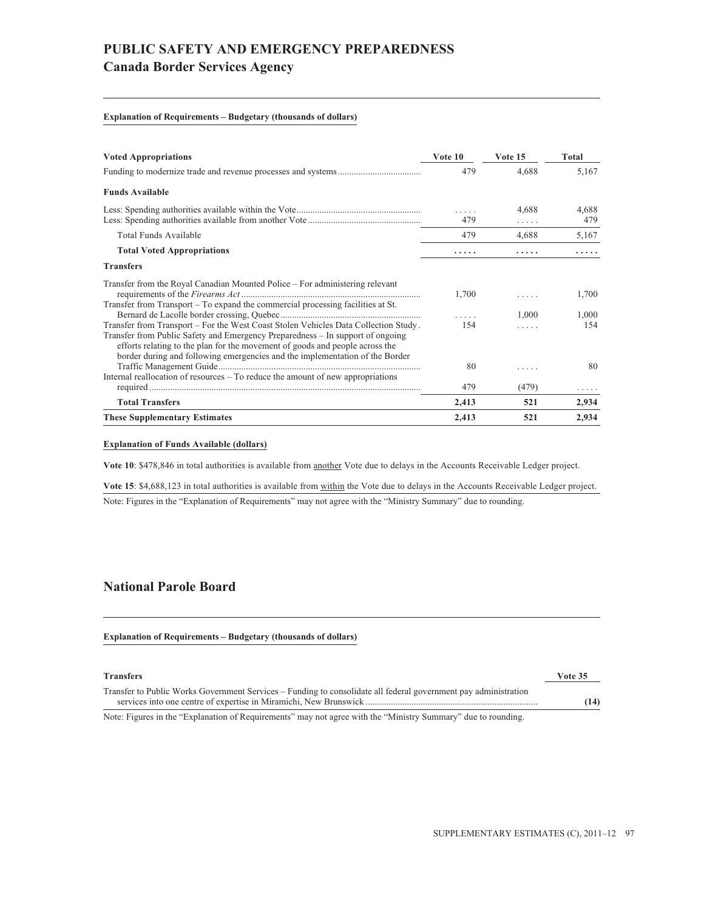# PUBLIC SAFETY AND EMERGENCY PREPAREDNESS

## Canada Border Services Agency

**Explanation of Requirements – Budgetary (thousands of dollars)**

| Voted Appropriations | Vote 10 | Vote 15 | Total |
|---|---|---|---|
| Funding to modernize trade and revenue processes and systems | 479 | 4,688 | 5,167 |
| **Funds Available** | | | |
| Less: Spending authorities available within the Vote | ..... | 4,688 | 4,688 |
| Less: Spending authorities available from another Vote | 479 | ..... | 479 |
| Total Funds Available | 479 | 4,688 | 5,167 |
| **Total Voted Appropriations** | **.....** | **.....** | **.....** |
| **Transfers** | | | |
| Transfer from the Royal Canadian Mounted Police – For administering relevant requirements of the *Firearms Act* | 1,700 | ..... | 1,700 |
| Transfer from Transport – To expand the commercial processing facilities at St. Bernard de Lacolle border crossing, Quebec | ..... | 1,000 | 1,000 |
| Transfer from Transport – For the West Coast Stolen Vehicles Data Collection Study | 154 | ..... | 154 |
| Transfer from Public Safety and Emergency Preparedness – In support of ongoing efforts relating to the plan for the movement of goods and people across the border during and following emergencies and the implementation of the Border Traffic Management Guide | 80 | ..... | 80 |
| Internal reallocation of resources – To reduce the amount of new appropriations required | 479 | (479) | ..... |
| **Total Transfers** | **2,413** | **521** | **2,934** |
| **These Supplementary Estimates** | **2,413** | **521** | **2,934** |

**Explanation of Funds Available (dollars)**

**Vote 10**: $478,846 in total authorities is available from another Vote due to delays in the Accounts Receivable Ledger project.

**Vote 15**: $4,688,123 in total authorities is available from within the Vote due to delays in the Accounts Receivable Ledger project.

Note: Figures in the "Explanation of Requirements" may not agree with the "Ministry Summary" due to rounding.

## National Parole Board

**Explanation of Requirements – Budgetary (thousands of dollars)**

| Transfers | Vote 35 |
|---|---|
| Transfer to Public Works Government Services – Funding to consolidate all federal government pay administration services into one centre of expertise in Miramichi, New Brunswick | **(14)** |

Note: Figures in the "Explanation of Requirements" may not agree with the "Ministry Summary" due to rounding.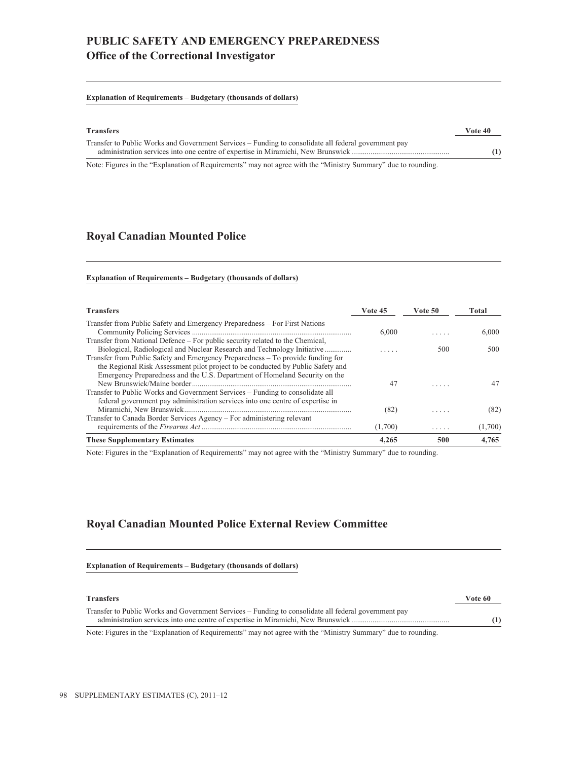# PUBLIC SAFETY AND EMERGENCY PREPAREDNESS

## Office of the Correctional Investigator

**Explanation of Requirements – Budgetary (thousands of dollars)**

| Transfers | Vote 40 |
|---|---|
| Transfer to Public Works and Government Services – Funding to consolidate all federal government pay administration services into one centre of expertise in Miramichi, New Brunswick | **(1)** |

Note: Figures in the “Explanation of Requirements” may not agree with the “Ministry Summary” due to rounding.

## Royal Canadian Mounted Police

**Explanation of Requirements – Budgetary (thousands of dollars)**

| Transfers | Vote 45 | Vote 50 | Total |
|---|---|---|---|
| Transfer from Public Safety and Emergency Preparedness – For First Nations Community Policing Services | 6,000 | . . . . . | 6,000 |
| Transfer from National Defence – For public security related to the Chemical, Biological, Radiological and Nuclear Research and Technology Initiative | . . . . . | 500 | 500 |
| Transfer from Public Safety and Emergency Preparedness – To provide funding for the Regional Risk Assessment pilot project to be conducted by Public Safety and Emergency Preparedness and the U.S. Department of Homeland Security on the New Brunswick/Maine border | 47 | . . . . . | 47 |
| Transfer to Public Works and Government Services – Funding to consolidate all federal government pay administration services into one centre of expertise in Miramichi, New Brunswick | (82) | . . . . . | (82) |
| Transfer to Canada Border Services Agency – For administering relevant requirements of the *Firearms Act* | (1,700) | . . . . . | (1,700) |
| **These Supplementary Estimates** | **4,265** | **500** | **4,765** |

Note: Figures in the “Explanation of Requirements” may not agree with the “Ministry Summary” due to rounding.

## Royal Canadian Mounted Police External Review Committee

**Explanation of Requirements – Budgetary (thousands of dollars)**

| Transfers | Vote 60 |
|---|---|
| Transfer to Public Works and Government Services – Funding to consolidate all federal government pay administration services into one centre of expertise in Miramichi, New Brunswick | **(1)** |

Note: Figures in the “Explanation of Requirements” may not agree with the “Ministry Summary” due to rounding.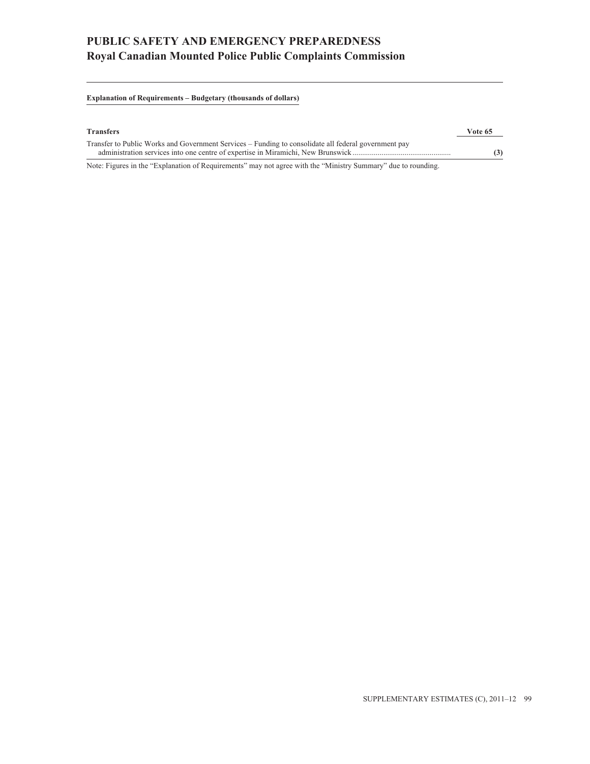# PUBLIC SAFETY AND EMERGENCY PREPAREDNESS
## Royal Canadian Mounted Police Public Complaints Commission

**Explanation of Requirements – Budgetary (thousands of dollars)**

| **Transfers** | **Vote 65** |
| --- | --- |
| Transfer to Public Works and Government Services – Funding to consolidate all federal government pay administration services into one centre of expertise in Miramichi, New Brunswick | **(3)** |

Note: Figures in the "Explanation of Requirements" may not agree with the "Ministry Summary" due to rounding.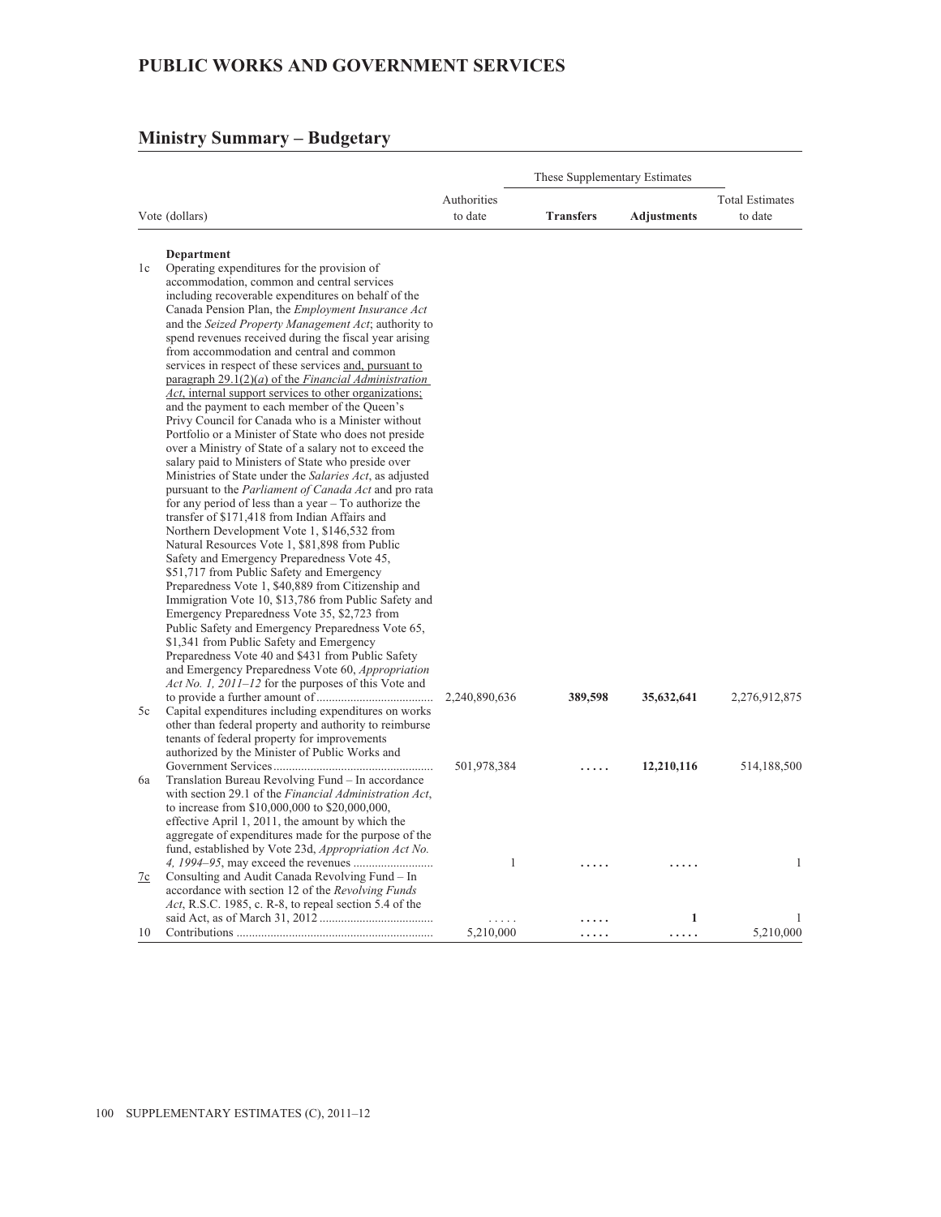## PUBLIC WORKS AND GOVERNMENT SERVICES

### Ministry Summary – Budgetary

| Vote (dollars) | | Authorities to date | These Supplementary Estimates | | Total Estimates to date |
|---|---|---|---|---|---|
| | | | **Transfers** | **Adjustments** | |
| | **Department** | | | | |
| 1c | Operating expenditures for the provision of accommodation, common and central services including recoverable expenditures on behalf of the Canada Pension Plan, the *Employment Insurance Act* and the *Seized Property Management Act*; authority to spend revenues received during the fiscal year arising from accommodation and central and common services in respect of these services and, pursuant to paragraph 29.1(2)(*a*) of the *Financial Administration Act*, internal support services to other organizations; and the payment to each member of the Queen's Privy Council for Canada who is a Minister without Portfolio or a Minister of State who does not preside over a Ministry of State of a salary not to exceed the salary paid to Ministers of State who preside over Ministries of State under the *Salaries Act*, as adjusted pursuant to the *Parliament of Canada Act* and pro rata for any period of less than a year – To authorize the transfer of $171,418 from Indian Affairs and Northern Development Vote 1, $146,532 from Natural Resources Vote 1, $81,898 from Public Safety and Emergency Preparedness Vote 45, $51,717 from Public Safety and Emergency Preparedness Vote 1, $40,889 from Citizenship and Immigration Vote 10, $13,786 from Public Safety and Emergency Preparedness Vote 35, $2,723 from Public Safety and Emergency Preparedness Vote 65, $1,341 from Public Safety and Emergency Preparedness Vote 40 and $431 from Public Safety and Emergency Preparedness Vote 60, *Appropriation Act No. 1, 2011–12* for the purposes of this Vote and to provide a further amount of | 2,240,890,636 | **389,598** | **35,632,641** | 2,276,912,875 |
| 5c | Capital expenditures including expenditures on works other than federal property and authority to reimburse tenants of federal property for improvements authorized by the Minister of Public Works and Government Services | 501,978,384 | ..... | **12,210,116** | 514,188,500 |
| 6a | Translation Bureau Revolving Fund – In accordance with section 29.1 of the *Financial Administration Act*, to increase from $10,000,000 to $20,000,000, effective April 1, 2011, the amount by which the aggregate of expenditures made for the purpose of the fund, established by Vote 23d, *Appropriation Act No. 4, 1994–95*, may exceed the revenues | 1 | ..... | ..... | 1 |
| 7c | Consulting and Audit Canada Revolving Fund – In accordance with section 12 of the *Revolving Funds Act*, R.S.C. 1985, c. R-8, to repeal section 5.4 of the said Act, as of March 31, 2012 | ..... | ..... | **1** | 1 |
| 10 | Contributions | 5,210,000 | ..... | ..... | 5,210,000 |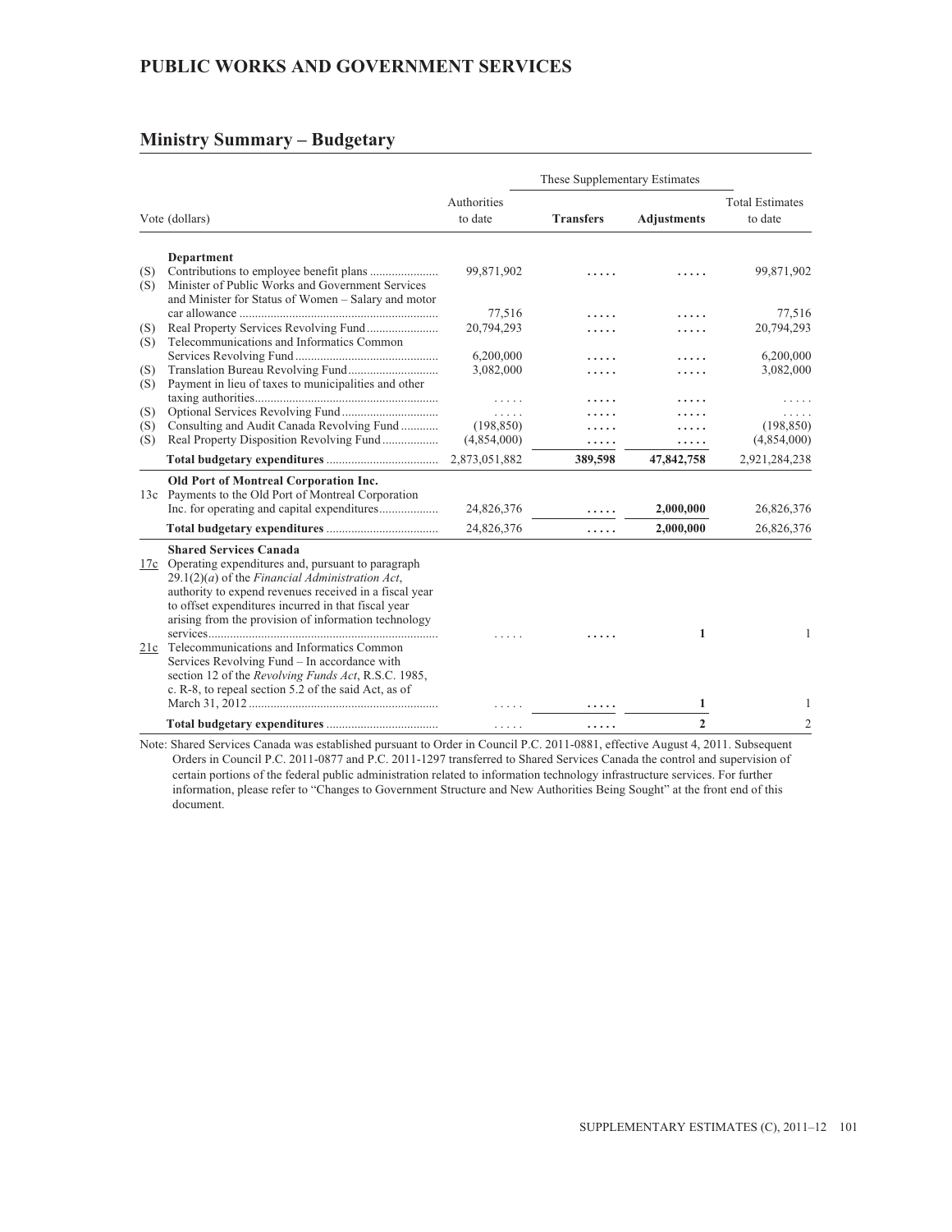## PUBLIC WORKS AND GOVERNMENT SERVICES

### Ministry Summary – Budgetary

| | Vote (dollars) | Authorities to date | These Supplementary Estimates – Transfers | These Supplementary Estimates – Adjustments | Total Estimates to date |
|---|---|---|---|---|---|
| | **Department** | | | | |
| (S) | Contributions to employee benefit plans | 99,871,902 | ..... | ..... | 99,871,902 |
| (S) | Minister of Public Works and Government Services and Minister for Status of Women – Salary and motor car allowance | 77,516 | ..... | ..... | 77,516 |
| (S) | Real Property Services Revolving Fund | 20,794,293 | ..... | ..... | 20,794,293 |
| (S) | Telecommunications and Informatics Common Services Revolving Fund | 6,200,000 | ..... | ..... | 6,200,000 |
| (S) | Translation Bureau Revolving Fund | 3,082,000 | ..... | ..... | 3,082,000 |
| (S) | Payment in lieu of taxes to municipalities and other taxing authorities | ..... | ..... | ..... | ..... |
| (S) | Optional Services Revolving Fund | ..... | ..... | ..... | ..... |
| (S) | Consulting and Audit Canada Revolving Fund | (198,850) | ..... | ..... | (198,850) |
| (S) | Real Property Disposition Revolving Fund | (4,854,000) | ..... | ..... | (4,854,000) |
| | **Total budgetary expenditures** | 2,873,051,882 | **389,598** | **47,842,758** | 2,921,284,238 |
| | **Old Port of Montreal Corporation Inc.** | | | | |
| 13c | Payments to the Old Port of Montreal Corporation Inc. for operating and capital expenditures | 24,826,376 | ..... | **2,000,000** | 26,826,376 |
| | **Total budgetary expenditures** | 24,826,376 | ..... | **2,000,000** | 26,826,376 |
| | **Shared Services Canada** | | | | |
| 17c | Operating expenditures and, pursuant to paragraph 29.1(2)(*a*) of the *Financial Administration Act*, authority to expend revenues received in a fiscal year to offset expenditures incurred in that fiscal year arising from the provision of information technology services | ..... | ..... | **1** | 1 |
| 21c | Telecommunications and Informatics Common Services Revolving Fund – In accordance with section 12 of the *Revolving Funds Act*, R.S.C. 1985, c. R-8, to repeal section 5.2 of the said Act, as of March 31, 2012 | ..... | ..... | **1** | 1 |
| | **Total budgetary expenditures** | ..... | ..... | **2** | 2 |

Note: Shared Services Canada was established pursuant to Order in Council P.C. 2011-0881, effective August 4, 2011. Subsequent Orders in Council P.C. 2011-0877 and P.C. 2011-1297 transferred to Shared Services Canada the control and supervision of certain portions of the federal public administration related to information technology infrastructure services. For further information, please refer to "Changes to Government Structure and New Authorities Being Sought" at the front end of this document.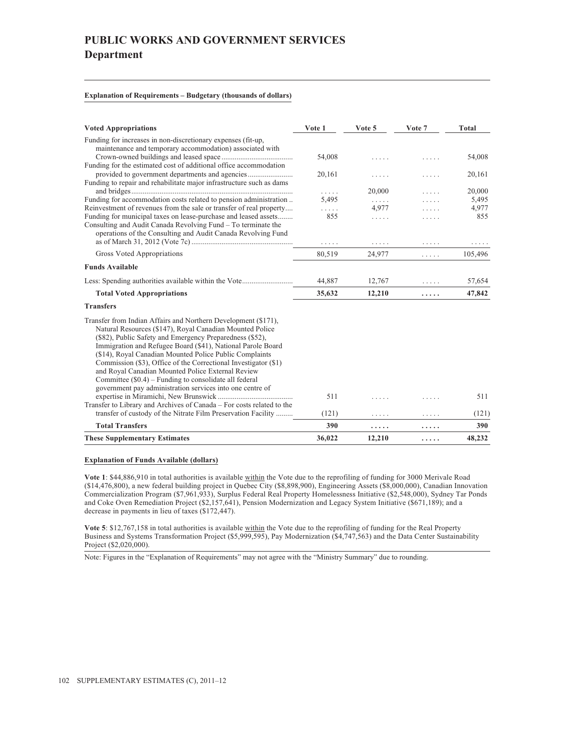# PUBLIC WORKS AND GOVERNMENT SERVICES
## Department

**Explanation of Requirements – Budgetary (thousands of dollars)**

| Voted Appropriations | Vote 1 | Vote 5 | Vote 7 | Total |
|---|---|---|---|---|
| Funding for increases in non-discretionary expenses (fit-up, maintenance and temporary accommodation) associated with Crown-owned buildings and leased space | 54,008 | ..... | ..... | 54,008 |
| Funding for the estimated cost of additional office accommodation provided to government departments and agencies | 20,161 | ..... | ..... | 20,161 |
| Funding to repair and rehabilitate major infrastructure such as dams and bridges | ..... | 20,000 | ..... | 20,000 |
| Funding for accommodation costs related to pension administration | 5,495 | ..... | ..... | 5,495 |
| Reinvestment of revenues from the sale or transfer of real property | ..... | 4,977 | ..... | 4,977 |
| Funding for municipal taxes on lease-purchase and leased assets | 855 | ..... | ..... | 855 |
| Consulting and Audit Canada Revolving Fund – To terminate the operations of the Consulting and Audit Canada Revolving Fund as of March 31, 2012 (Vote 7c) | ..... | ..... | ..... | ..... |
| Gross Voted Appropriations | 80,519 | 24,977 | ..... | 105,496 |
| **Funds Available** | | | | |
| Less: Spending authorities available within the Vote | 44,887 | 12,767 | ..... | 57,654 |
| **Total Voted Appropriations** | **35,632** | **12,210** | **.....** | **47,842** |
| **Transfers** | | | | |
| Transfer from Indian Affairs and Northern Development ($171), Natural Resources ($147), Royal Canadian Mounted Police ($82), Public Safety and Emergency Preparedness ($52), Immigration and Refugee Board ($41), National Parole Board ($14), Royal Canadian Mounted Police Public Complaints Commission ($3), Office of the Correctional Investigator ($1) and Royal Canadian Mounted Police External Review Committee ($0.4) – Funding to consolidate all federal government pay administration services into one centre of expertise in Miramichi, New Brunswick | 511 | ..... | ..... | 511 |
| Transfer to Library and Archives of Canada – For costs related to the transfer of custody of the Nitrate Film Preservation Facility | (121) | ..... | ..... | (121) |
| **Total Transfers** | **390** | **.....** | **.....** | **390** |
| **These Supplementary Estimates** | **36,022** | **12,210** | **.....** | **48,232** |

**Explanation of Funds Available (dollars)**

**Vote 1**: $44,886,910 in total authorities is available within the Vote due to the reprofiling of funding for 3000 Merivale Road ($14,476,800), a new federal building project in Quebec City ($8,898,900), Engineering Assets ($8,000,000), Canadian Innovation Commercialization Program ($7,961,933), Surplus Federal Real Property Homelessness Initiative ($2,548,000), Sydney Tar Ponds and Coke Oven Remediation Project ($2,157,641), Pension Modernization and Legacy System Initiative ($671,189); and a decrease in payments in lieu of taxes ($172,447).

**Vote 5**: $12,767,158 in total authorities is available within the Vote due to the reprofiling of funding for the Real Property Business and Systems Transformation Project ($5,999,595), Pay Modernization ($4,747,563) and the Data Center Sustainability Project ($2,020,000).

Note: Figures in the "Explanation of Requirements" may not agree with the "Ministry Summary" due to rounding.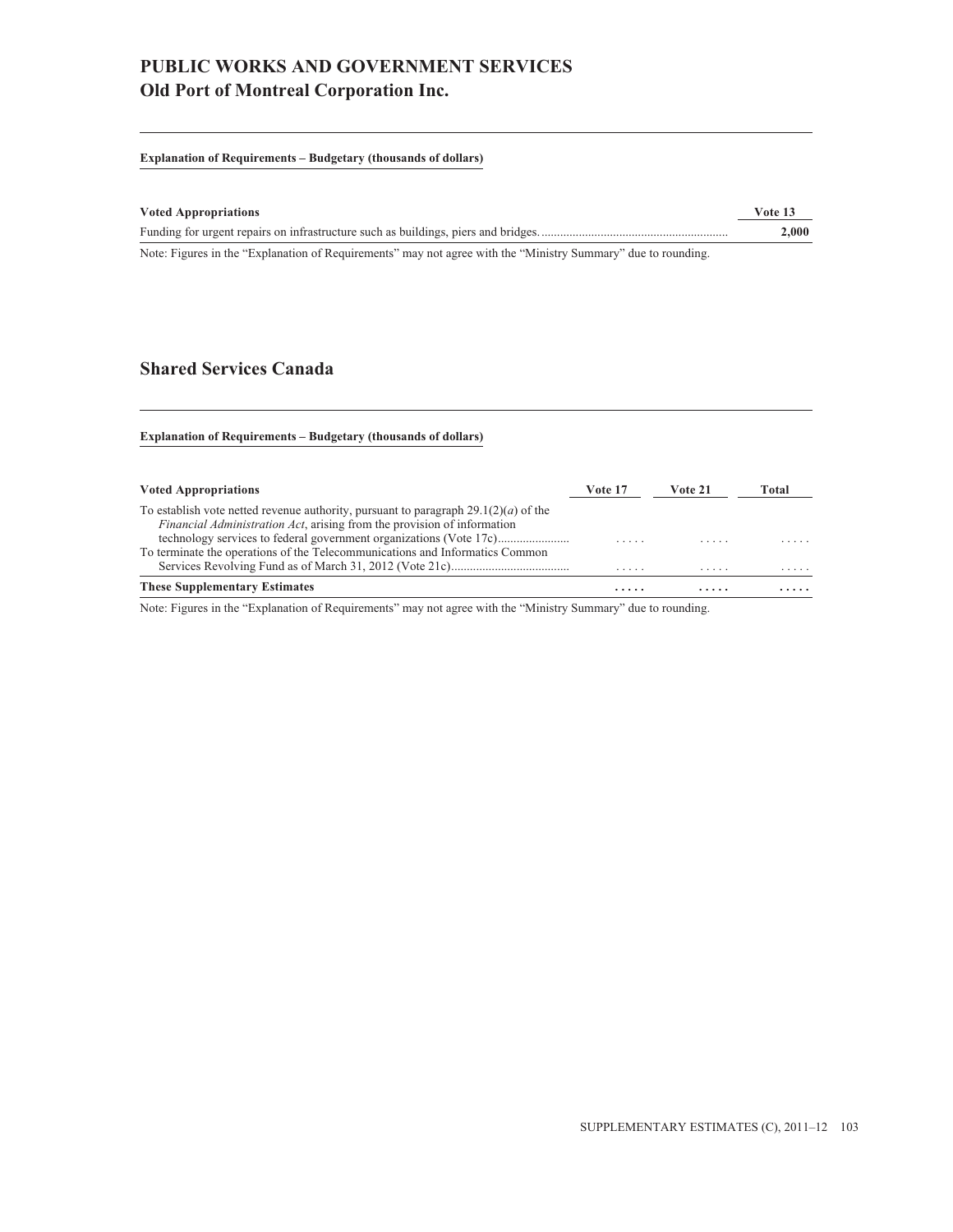# PUBLIC WORKS AND GOVERNMENT SERVICES
## Old Port of Montreal Corporation Inc.

**Explanation of Requirements – Budgetary (thousands of dollars)**

| Voted Appropriations | Vote 13 |
|---|---|
| Funding for urgent repairs on infrastructure such as buildings, piers and bridges. | 2,000 |

Note: Figures in the "Explanation of Requirements" may not agree with the "Ministry Summary" due to rounding.

## Shared Services Canada

**Explanation of Requirements – Budgetary (thousands of dollars)**

| Voted Appropriations | Vote 17 | Vote 21 | Total |
|---|---|---|---|
| To establish vote netted revenue authority, pursuant to paragraph 29.1(2)(*a*) of the *Financial Administration Act*, arising from the provision of information technology services to federal government organizations (Vote 17c) | ..... | ..... | ..... |
| To terminate the operations of the Telecommunications and Informatics Common Services Revolving Fund as of March 31, 2012 (Vote 21c) | ..... | ..... | ..... |
| **These Supplementary Estimates** | **.....** | **.....** | **.....** |

Note: Figures in the "Explanation of Requirements" may not agree with the "Ministry Summary" due to rounding.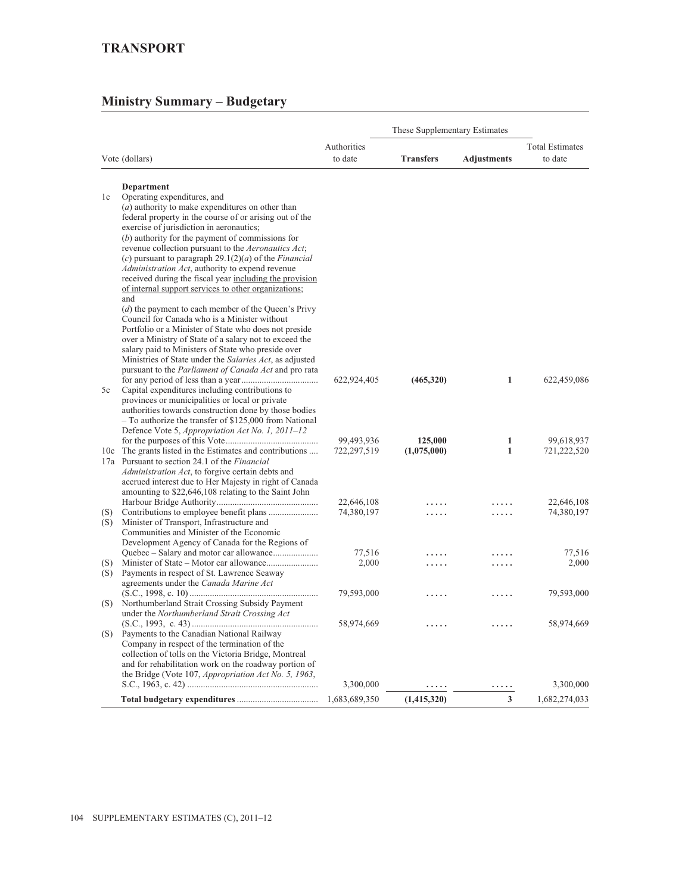# TRANSPORT

## Ministry Summary – Budgetary

| Vote (dollars) | | Authorities to date | These Supplementary Estimates | | Total Estimates to date |
|---|---|---|---|---|---|
| | | | **Transfers** | **Adjustments** | |
| | **Department** | | | | |
| 1c | Operating expenditures, and (*a*) authority to make expenditures on other than federal property in the course of or arising out of the exercise of jurisdiction in aeronautics; (*b*) authority for the payment of commissions for revenue collection pursuant to the *Aeronautics Act*; (*c*) pursuant to paragraph 29.1(2)(*a*) of the *Financial Administration Act*, authority to expend revenue received during the fiscal year including the provision of internal support services to other organizations; and (*d*) the payment to each member of the Queen's Privy Council for Canada who is a Minister without Portfolio or a Minister of State who does not preside over a Ministry of State of a salary not to exceed the salary paid to Ministers of State who preside over Ministries of State under the *Salaries Act*, as adjusted pursuant to the *Parliament of Canada Act* and pro rata for any period of less than a year | 622,924,405 | **(465,320)** | 1 | 622,459,086 |
| 5c | Capital expenditures including contributions to provinces or municipalities or local or private authorities towards construction done by those bodies – To authorize the transfer of $125,000 from National Defence Vote 5, *Appropriation Act No. 1, 2011–12* for the purposes of this Vote | 99,493,936 | **125,000** | 1 | 99,618,937 |
| 10c | The grants listed in the Estimates and contributions | 722,297,519 | **(1,075,000)** | 1 | 721,222,520 |
| 17a | Pursuant to section 24.1 of the *Financial Administration Act*, to forgive certain debts and accrued interest due to Her Majesty in right of Canada amounting to $22,646,108 relating to the Saint John Harbour Bridge Authority | 22,646,108 | ..... | ..... | 22,646,108 |
| (S) | Contributions to employee benefit plans | 74,380,197 | ..... | ..... | 74,380,197 |
| (S) | Minister of Transport, Infrastructure and Communities and Minister of the Economic Development Agency of Canada for the Regions of Quebec – Salary and motor car allowance | 77,516 | ..... | ..... | 77,516 |
| (S) | Minister of State – Motor car allowance | 2,000 | ..... | ..... | 2,000 |
| (S) | Payments in respect of St. Lawrence Seaway agreements under the *Canada Marine Act* (S.C., 1998, c. 10) | 79,593,000 | ..... | ..... | 79,593,000 |
| (S) | Northumberland Strait Crossing Subsidy Payment under the *Northumberland Strait Crossing Act* (S.C., 1993, c. 43) | 58,974,669 | ..... | ..... | 58,974,669 |
| (S) | Payments to the Canadian National Railway Company in respect of the termination of the collection of tolls on the Victoria Bridge, Montreal and for rehabilitation work on the roadway portion of the Bridge (Vote 107, *Appropriation Act No. 5, 1963*, S.C., 1963, c. 42) | 3,300,000 | ..... | ..... | 3,300,000 |
| | **Total budgetary expenditures** | 1,683,689,350 | **(1,415,320)** | **3** | 1,682,274,033 |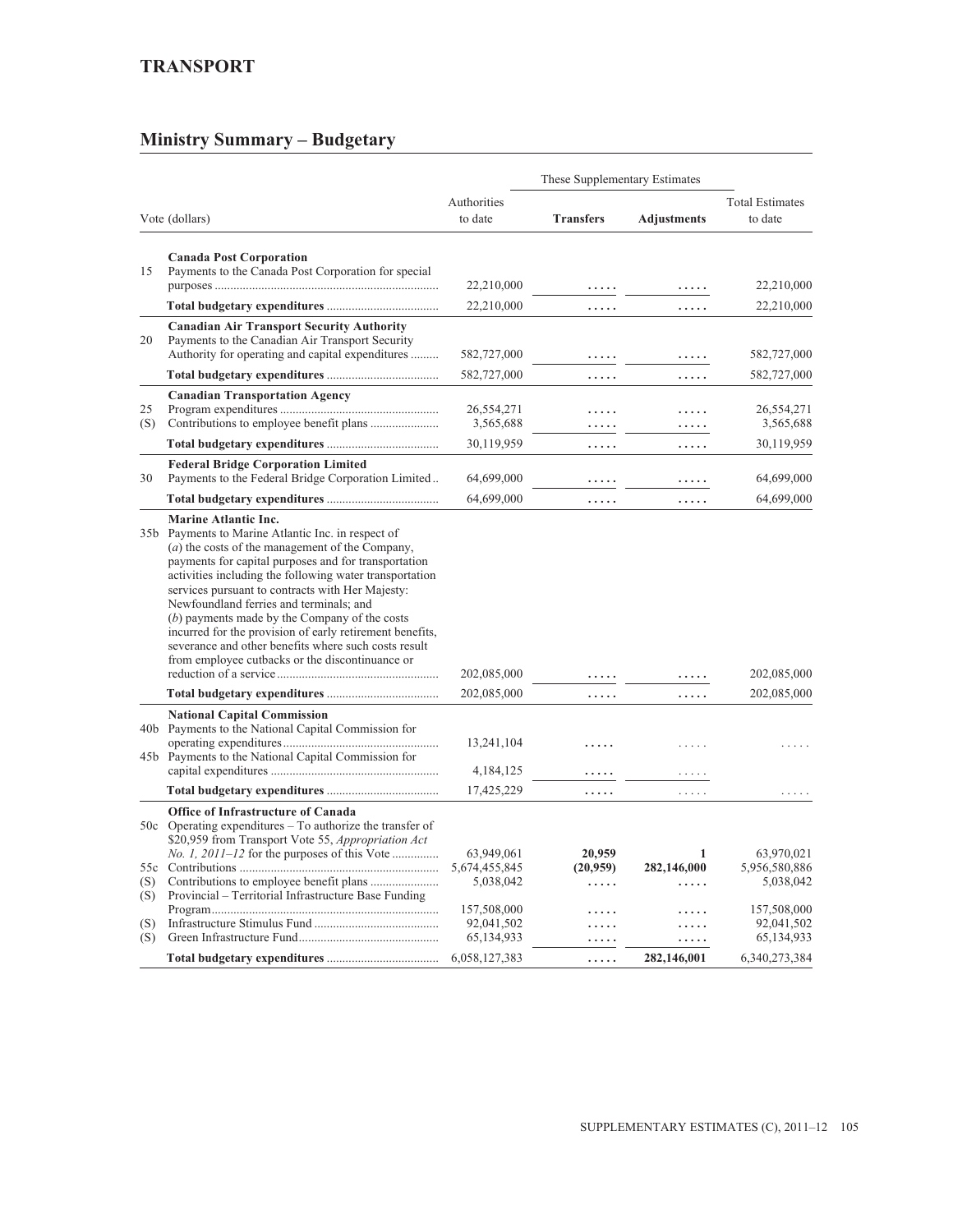## TRANSPORT

## Ministry Summary – Budgetary

| Vote (dollars) | | Authorities to date | These Supplementary Estimates | | Total Estimates to date |
|---|---|---|---|---|---|
| | | | **Transfers** | **Adjustments** | |
| | **Canada Post Corporation** | | | | |
| 15 | Payments to the Canada Post Corporation for special purposes | 22,210,000 | ..... | ..... | 22,210,000 |
| | **Total budgetary expenditures** | 22,210,000 | ..... | ..... | 22,210,000 |
| | **Canadian Air Transport Security Authority** | | | | |
| 20 | Payments to the Canadian Air Transport Security Authority for operating and capital expenditures | 582,727,000 | ..... | ..... | 582,727,000 |
| | **Total budgetary expenditures** | 582,727,000 | ..... | ..... | 582,727,000 |
| | **Canadian Transportation Agency** | | | | |
| 25 | Program expenditures | 26,554,271 | ..... | ..... | 26,554,271 |
| (S) | Contributions to employee benefit plans | 3,565,688 | ..... | ..... | 3,565,688 |
| | **Total budgetary expenditures** | 30,119,959 | ..... | ..... | 30,119,959 |
| | **Federal Bridge Corporation Limited** | | | | |
| 30 | Payments to the Federal Bridge Corporation Limited | 64,699,000 | ..... | ..... | 64,699,000 |
| | **Total budgetary expenditures** | 64,699,000 | ..... | ..... | 64,699,000 |
| | **Marine Atlantic Inc.** | | | | |
| 35b | Payments to Marine Atlantic Inc. in respect of (*a*) the costs of the management of the Company, payments for capital purposes and for transportation activities including the following water transportation services pursuant to contracts with Her Majesty: Newfoundland ferries and terminals; and (*b*) payments made by the Company of the costs incurred for the provision of early retirement benefits, severance and other benefits where such costs result from employee cutbacks or the discontinuance or reduction of a service | 202,085,000 | ..... | ..... | 202,085,000 |
| | **Total budgetary expenditures** | 202,085,000 | ..... | ..... | 202,085,000 |
| | **National Capital Commission** | | | | |
| 40b | Payments to the National Capital Commission for operating expenditures | 13,241,104 | ..... | ..... | ..... |
| 45b | Payments to the National Capital Commission for capital expenditures | 4,184,125 | ..... | ..... | |
| | **Total budgetary expenditures** | 17,425,229 | ..... | ..... | ..... |
| | **Office of Infrastructure of Canada** | | | | |
| 50c | Operating expenditures – To authorize the transfer of $20,959 from Transport Vote 55, *Appropriation Act No. 1, 2011–12* for the purposes of this Vote | 63,949,061 | **20,959** | **1** | 63,970,021 |
| 55c | Contributions | 5,674,455,845 | **(20,959)** | **282,146,000** | 5,956,580,886 |
| (S) | Contributions to employee benefit plans | 5,038,042 | ..... | ..... | 5,038,042 |
| (S) | Provincial – Territorial Infrastructure Base Funding Program | 157,508,000 | ..... | ..... | 157,508,000 |
| (S) | Infrastructure Stimulus Fund | 92,041,502 | ..... | ..... | 92,041,502 |
| (S) | Green Infrastructure Fund | 65,134,933 | ..... | ..... | 65,134,933 |
| | **Total budgetary expenditures** | 6,058,127,383 | ..... | **282,146,001** | 6,340,273,384 |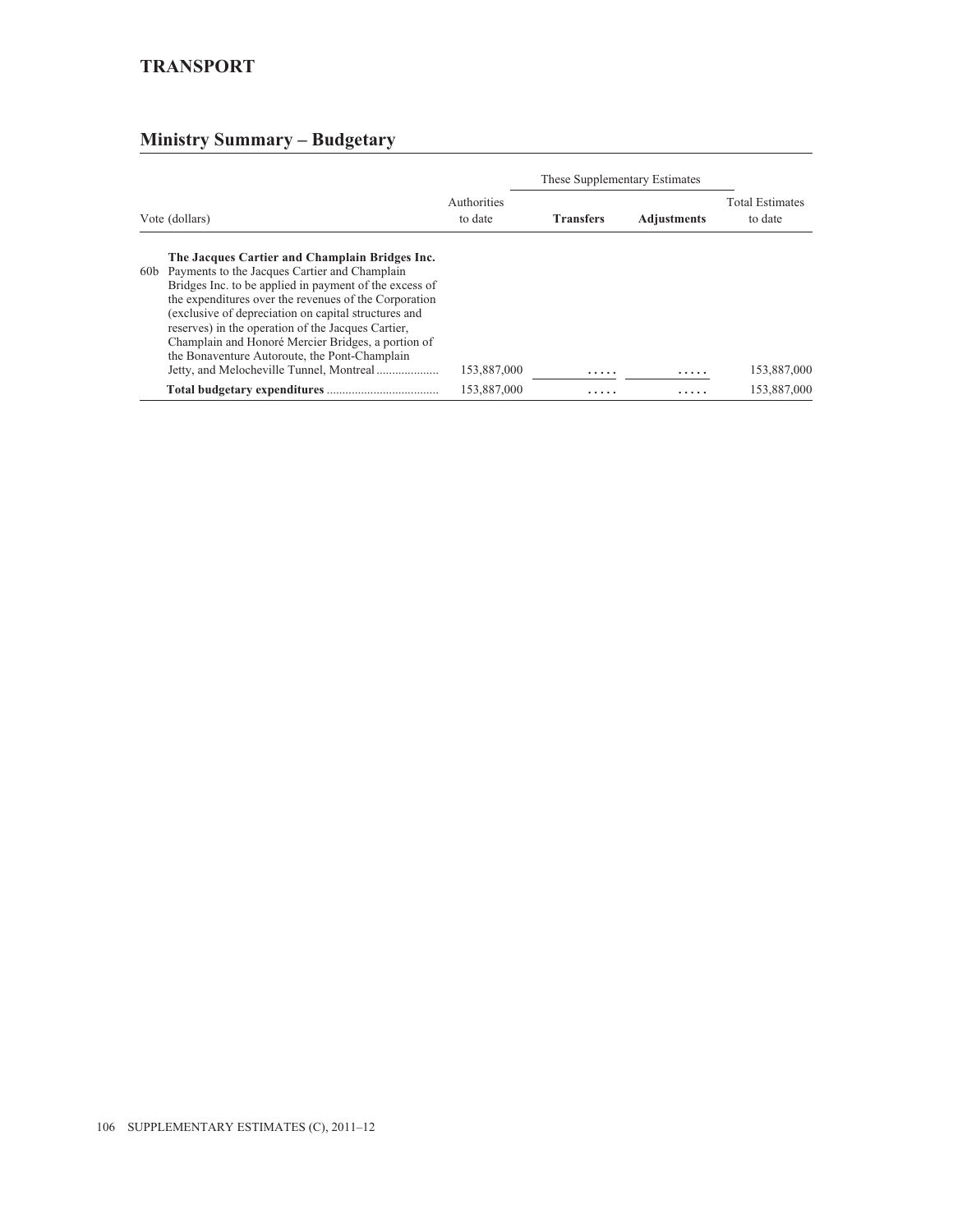# TRANSPORT

## Ministry Summary – Budgetary

| Vote (dollars) | Authorities to date | These Supplementary Estimates | | Total Estimates to date |
|---|---|---|---|---|
| | | **Transfers** | **Adjustments** | |
| **The Jacques Cartier and Champlain Bridges Inc.** | | | | |
| 60b Payments to the Jacques Cartier and Champlain Bridges Inc. to be applied in payment of the excess of the expenditures over the revenues of the Corporation (exclusive of depreciation on capital structures and reserves) in the operation of the Jacques Cartier, Champlain and Honoré Mercier Bridges, a portion of the Bonaventure Autoroute, the Pont-Champlain Jetty, and Melocheville Tunnel, Montreal | 153,887,000 | ..... | ..... | 153,887,000 |
| **Total budgetary expenditures** | 153,887,000 | ..... | ..... | 153,887,000 |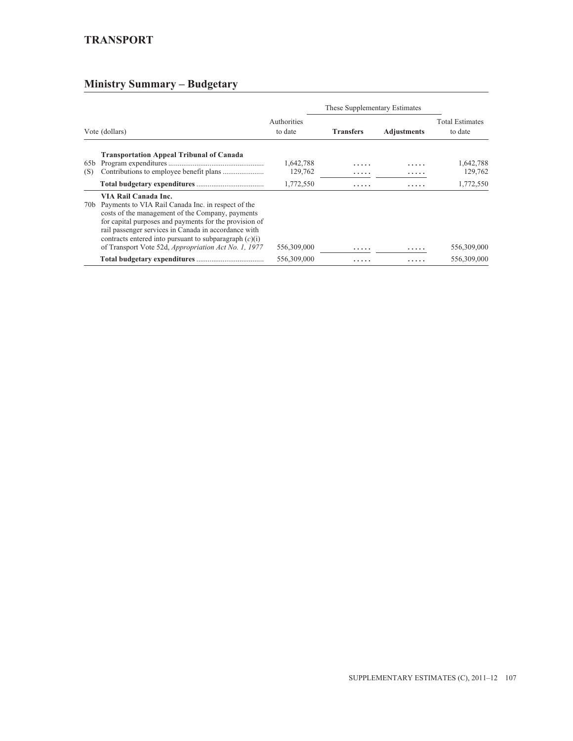## TRANSPORT

## Ministry Summary – Budgetary

| Vote (dollars) | | Authorities to date | These Supplementary Estimates | | Total Estimates to date |
|---|---|---|---|---|---|
| | | | Transfers | Adjustments | |
| | **Transportation Appeal Tribunal of Canada** | | | | |
| 65b | Program expenditures | 1,642,788 | ..... | ..... | 1,642,788 |
| (S) | Contributions to employee benefit plans | 129,762 | ..... | ..... | 129,762 |
| | **Total budgetary expenditures** | 1,772,550 | ..... | ..... | 1,772,550 |
| | **VIA Rail Canada Inc.** | | | | |
| 70b | Payments to VIA Rail Canada Inc. in respect of the costs of the management of the Company, payments for capital purposes and payments for the provision of rail passenger services in Canada in accordance with contracts entered into pursuant to subparagraph (*c*)(i) of Transport Vote 52d, *Appropriation Act No. 1, 1977* | 556,309,000 | ..... | ..... | 556,309,000 |
| | **Total budgetary expenditures** | 556,309,000 | ..... | ..... | 556,309,000 |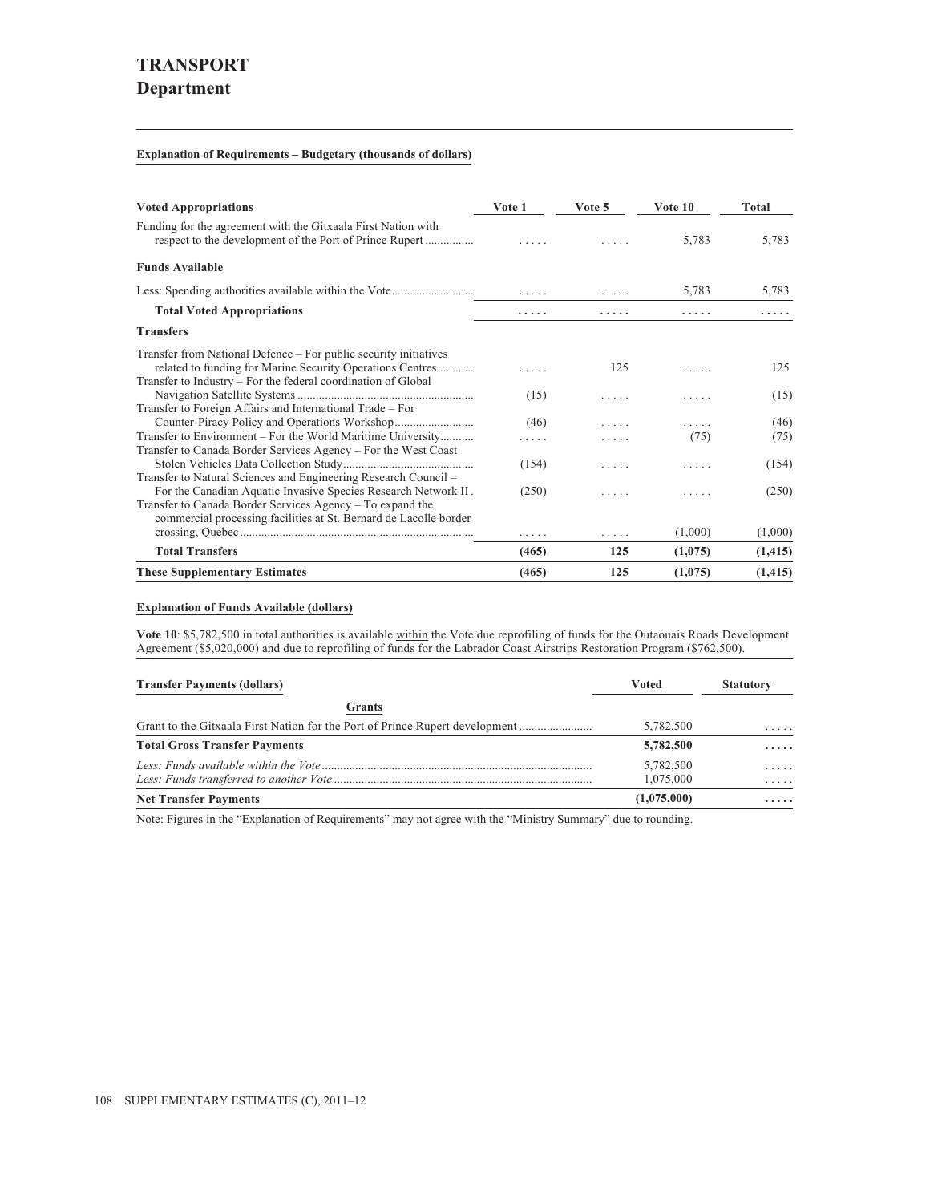# TRANSPORT

## Department

**Explanation of Requirements – Budgetary (thousands of dollars)**

| Voted Appropriations | Vote 1 | Vote 5 | Vote 10 | Total |
|---|---|---|---|---|
| Funding for the agreement with the Gitxaala First Nation with respect to the development of the Port of Prince Rupert | ..... | ..... | 5,783 | 5,783 |
| **Funds Available** | | | | |
| Less: Spending authorities available within the Vote | ..... | ..... | 5,783 | 5,783 |
| **Total Voted Appropriations** | **.....** | **.....** | **.....** | **.....** |
| **Transfers** | | | | |
| Transfer from National Defence – For public security initiatives related to funding for Marine Security Operations Centres | ..... | 125 | ..... | 125 |
| Transfer to Industry – For the federal coordination of Global Navigation Satellite Systems | (15) | ..... | ..... | (15) |
| Transfer to Foreign Affairs and International Trade – For Counter-Piracy Policy and Operations Workshop | (46) | ..... | ..... | (46) |
| Transfer to Environment – For the World Maritime University | ..... | ..... | (75) | (75) |
| Transfer to Canada Border Services Agency – For the West Coast Stolen Vehicles Data Collection Study | (154) | ..... | ..... | (154) |
| Transfer to Natural Sciences and Engineering Research Council – For the Canadian Aquatic Invasive Species Research Network II | (250) | ..... | ..... | (250) |
| Transfer to Canada Border Services Agency – To expand the commercial processing facilities at St. Bernard de Lacolle border crossing, Quebec | ..... | ..... | (1,000) | (1,000) |
| **Total Transfers** | **(465)** | **125** | **(1,075)** | **(1,415)** |
| **These Supplementary Estimates** | **(465)** | **125** | **(1,075)** | **(1,415)** |

**Explanation of Funds Available (dollars)**

**Vote 10**: $5,782,500 in total authorities is available within the Vote due reprofiling of funds for the Outaouais Roads Development Agreement ($5,020,000) and due to reprofiling of funds for the Labrador Coast Airstrips Restoration Program ($762,500).

| Transfer Payments (dollars) | Voted | Statutory |
|---|---|---|
| **Grants** | | |
| Grant to the Gitxaala First Nation for the Port of Prince Rupert development | 5,782,500 | ..... |
| **Total Gross Transfer Payments** | **5,782,500** | **.....** |
| *Less: Funds available within the Vote* | 5,782,500 | ..... |
| *Less: Funds transferred to another Vote* | 1,075,000 | ..... |
| **Net Transfer Payments** | **(1,075,000)** | **.....** |

Note: Figures in the "Explanation of Requirements" may not agree with the "Ministry Summary" due to rounding.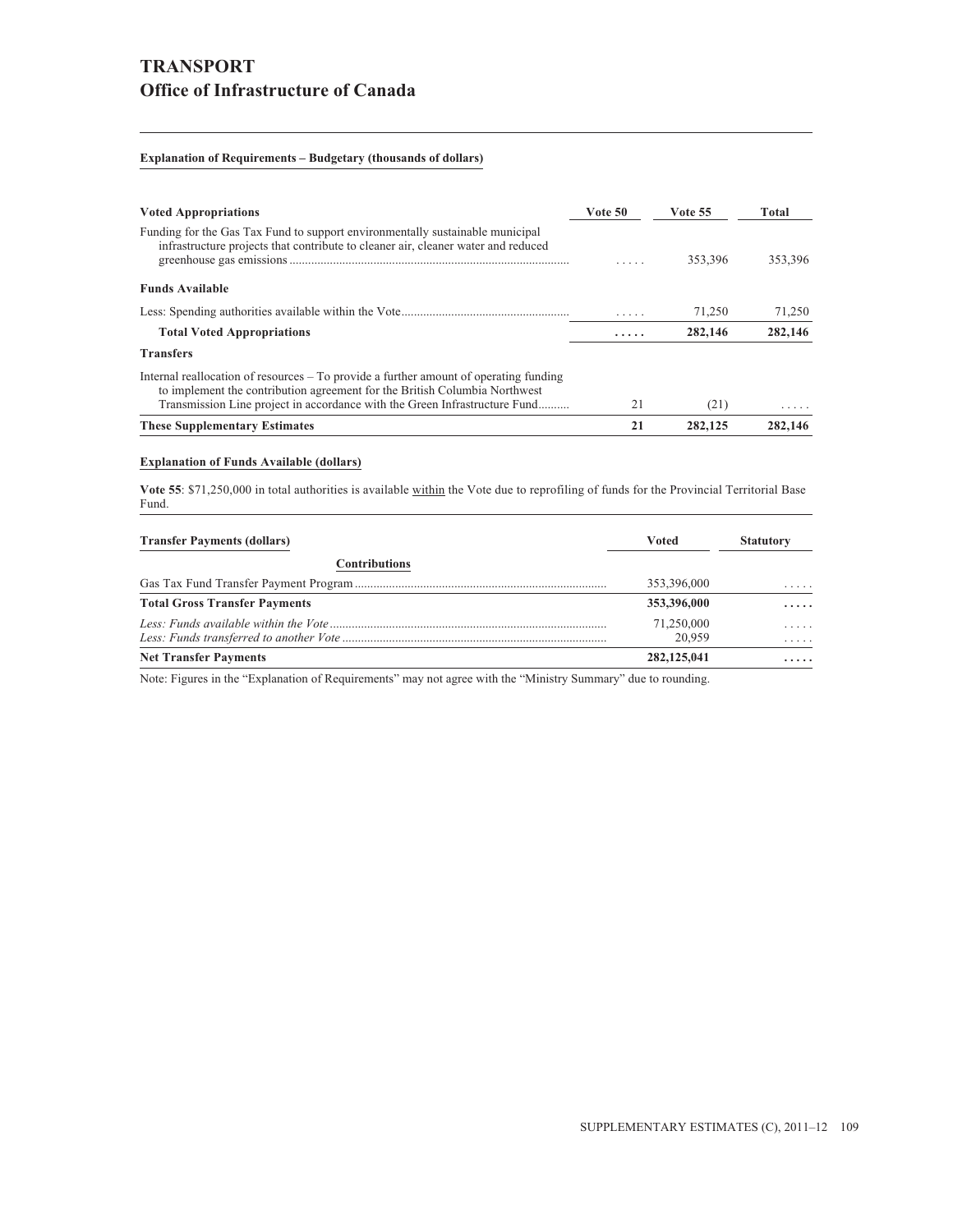# TRANSPORT

## Office of Infrastructure of Canada

**Explanation of Requirements – Budgetary (thousands of dollars)**

| Voted Appropriations | Vote 50 | Vote 55 | Total |
|---|---|---|---|
| Funding for the Gas Tax Fund to support environmentally sustainable municipal infrastructure projects that contribute to cleaner air, cleaner water and reduced greenhouse gas emissions | ..... | 353,396 | 353,396 |
| **Funds Available** | | | |
| Less: Spending authorities available within the Vote | ..... | 71,250 | 71,250 |
| **Total Voted Appropriations** | **.....** | **282,146** | **282,146** |
| **Transfers** | | | |
| Internal reallocation of resources – To provide a further amount of operating funding to implement the contribution agreement for the British Columbia Northwest Transmission Line project in accordance with the Green Infrastructure Fund | 21 | (21) | ..... |
| **These Supplementary Estimates** | **21** | **282,125** | **282,146** |

**Explanation of Funds Available (dollars)**

**Vote 55**: $71,250,000 in total authorities is available within the Vote due to reprofiling of funds for the Provincial Territorial Base Fund.

| Transfer Payments (dollars) | Voted | Statutory |
|---|---|---|
| **Contributions** | | |
| Gas Tax Fund Transfer Payment Program | 353,396,000 | ..... |
| **Total Gross Transfer Payments** | **353,396,000** | **.....** |
| *Less: Funds available within the Vote* | 71,250,000 | ..... |
| *Less: Funds transferred to another Vote* | 20,959 | ..... |
| **Net Transfer Payments** | **282,125,041** | **.....** |

Note: Figures in the "Explanation of Requirements" may not agree with the "Ministry Summary" due to rounding.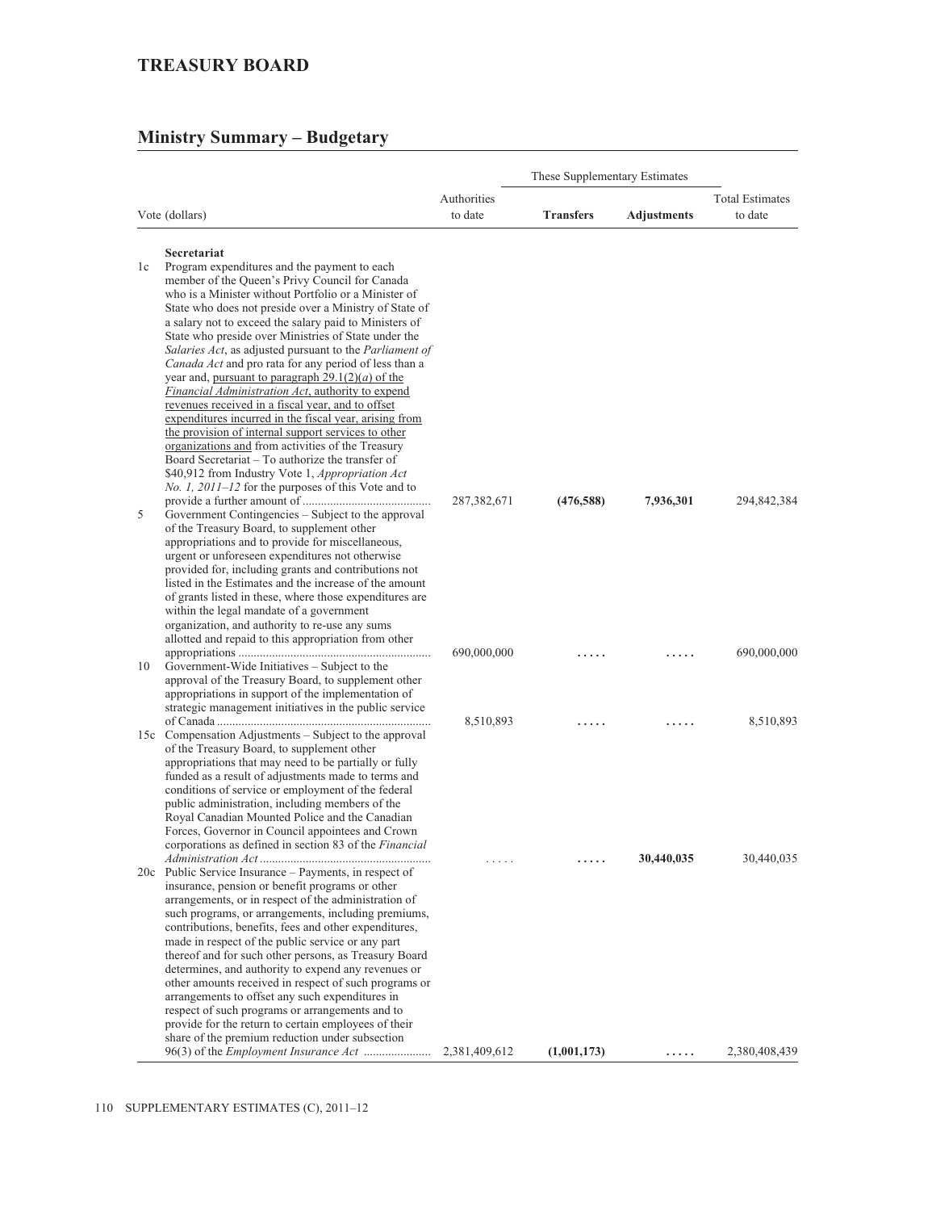## TREASURY BOARD

## Ministry Summary – Budgetary

| Vote (dollars) | | Authorities to date | These Supplementary Estimates | | Total Estimates to date |
|---|---|---|---|---|---|
| | | | **Transfers** | **Adjustments** | |
| | **Secretariat** | | | | |
| 1c | Program expenditures and the payment to each member of the Queen's Privy Council for Canada who is a Minister without Portfolio or a Minister of State who does not preside over a Ministry of State of a salary not to exceed the salary paid to Ministers of State who preside over Ministries of State under the *Salaries Act*, as adjusted pursuant to the *Parliament of Canada Act* and pro rata for any period of less than a year and, pursuant to paragraph 29.1(2)(*a*) of the *Financial Administration Act*, authority to expend revenues received in a fiscal year, and to offset expenditures incurred in the fiscal year, arising from the provision of internal support services to other organizations and from activities of the Treasury Board Secretariat – To authorize the transfer of $40,912 from Industry Vote 1, *Appropriation Act No. 1, 2011–12* for the purposes of this Vote and to provide a further amount of | 287,382,671 | **(476,588)** | **7,936,301** | 294,842,384 |
| 5 | Government Contingencies – Subject to the approval of the Treasury Board, to supplement other appropriations and to provide for miscellaneous, urgent or unforeseen expenditures not otherwise provided for, including grants and contributions not listed in the Estimates and the increase of the amount of grants listed in these, where those expenditures are within the legal mandate of a government organization, and authority to re-use any sums allotted and repaid to this appropriation from other appropriations | 690,000,000 | ..... | ..... | 690,000,000 |
| 10 | Government-Wide Initiatives – Subject to the approval of the Treasury Board, to supplement other appropriations in support of the implementation of strategic management initiatives in the public service of Canada | 8,510,893 | ..... | ..... | 8,510,893 |
| 15c | Compensation Adjustments – Subject to the approval of the Treasury Board, to supplement other appropriations that may need to be partially or fully funded as a result of adjustments made to terms and conditions of service or employment of the federal public administration, including members of the Royal Canadian Mounted Police and the Canadian Forces, Governor in Council appointees and Crown corporations as defined in section 83 of the *Financial Administration Act* | ..... | ..... | **30,440,035** | 30,440,035 |
| 20c | Public Service Insurance – Payments, in respect of insurance, pension or benefit programs or other arrangements, or in respect of the administration of such programs, or arrangements, including premiums, contributions, benefits, fees and other expenditures, made in respect of the public service or any part thereof and for such other persons, as Treasury Board determines, and authority to expend any revenues or other amounts received in respect of such programs or arrangements to offset any such expenditures in respect of such programs or arrangements and to provide for the return to certain employees of their share of the premium reduction under subsection 96(3) of the *Employment Insurance Act* | 2,381,409,612 | **(1,001,173)** | ..... | 2,380,408,439 |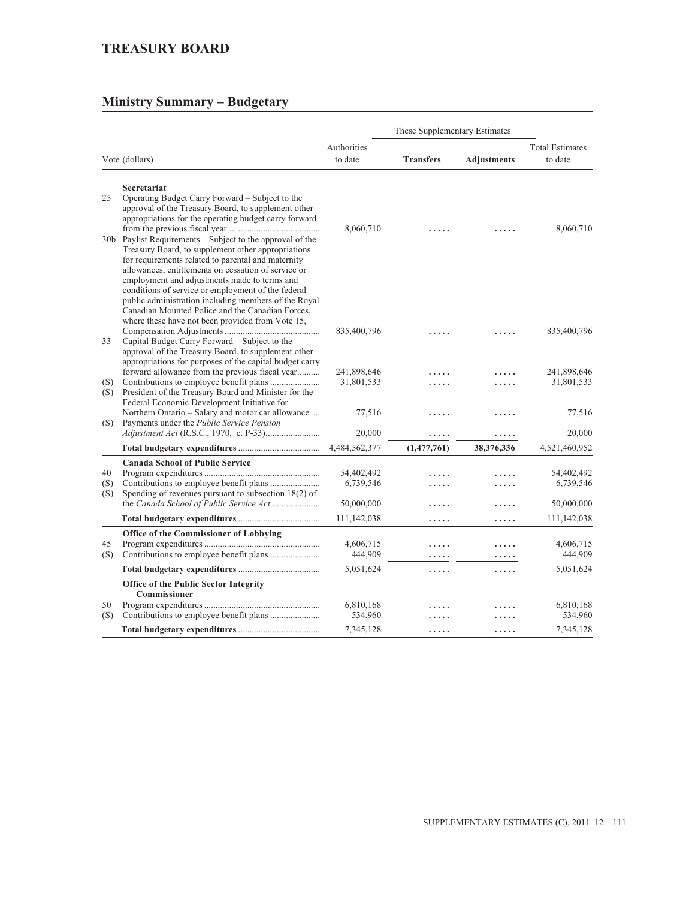## TREASURY BOARD

## Ministry Summary – Budgetary

| Vote (dollars) | | Authorities to date | These Supplementary Estimates | | Total Estimates to date |
|---|---|---|---|---|---|
| | | | **Transfers** | **Adjustments** | |
| | **Secretariat** | | | | |
| 25 | Operating Budget Carry Forward – Subject to the approval of the Treasury Board, to supplement other appropriations for the operating budget carry forward from the previous fiscal year | 8,060,710 | ..... | ..... | 8,060,710 |
| 30b | Paylist Requirements – Subject to the approval of the Treasury Board, to supplement other appropriations for requirements related to parental and maternity allowances, entitlements on cessation of service or employment and adjustments made to terms and conditions of service or employment of the federal public administration including members of the Royal Canadian Mounted Police and the Canadian Forces, where these have not been provided from Vote 15, Compensation Adjustments | 835,400,796 | ..... | ..... | 835,400,796 |
| 33 | Capital Budget Carry Forward – Subject to the approval of the Treasury Board, to supplement other appropriations for purposes of the capital budget carry forward allowance from the previous fiscal year | 241,898,646 | ..... | ..... | 241,898,646 |
| (S) | Contributions to employee benefit plans | 31,801,533 | ..... | ..... | 31,801,533 |
| (S) | President of the Treasury Board and Minister for the Federal Economic Development Initiative for Northern Ontario – Salary and motor car allowance | 77,516 | ..... | ..... | 77,516 |
| (S) | Payments under the *Public Service Pension Adjustment Act* (R.S.C., 1970, c. P-33) | 20,000 | ..... | ..... | 20,000 |
| | **Total budgetary expenditures** | 4,484,562,377 | **(1,477,761)** | **38,376,336** | 4,521,460,952 |
| | **Canada School of Public Service** | | | | |
| 40 | Program expenditures | 54,402,492 | ..... | ..... | 54,402,492 |
| (S) | Contributions to employee benefit plans | 6,739,546 | ..... | ..... | 6,739,546 |
| (S) | Spending of revenues pursuant to subsection 18(2) of the *Canada School of Public Service Act* | 50,000,000 | ..... | ..... | 50,000,000 |
| | **Total budgetary expenditures** | 111,142,038 | ..... | ..... | 111,142,038 |
| | **Office of the Commissioner of Lobbying** | | | | |
| 45 | Program expenditures | 4,606,715 | ..... | ..... | 4,606,715 |
| (S) | Contributions to employee benefit plans | 444,909 | ..... | ..... | 444,909 |
| | **Total budgetary expenditures** | 5,051,624 | ..... | ..... | 5,051,624 |
| | **Office of the Public Sector Integrity Commissioner** | | | | |
| 50 | Program expenditures | 6,810,168 | ..... | ..... | 6,810,168 |
| (S) | Contributions to employee benefit plans | 534,960 | ..... | ..... | 534,960 |
| | **Total budgetary expenditures** | 7,345,128 | ..... | ..... | 7,345,128 |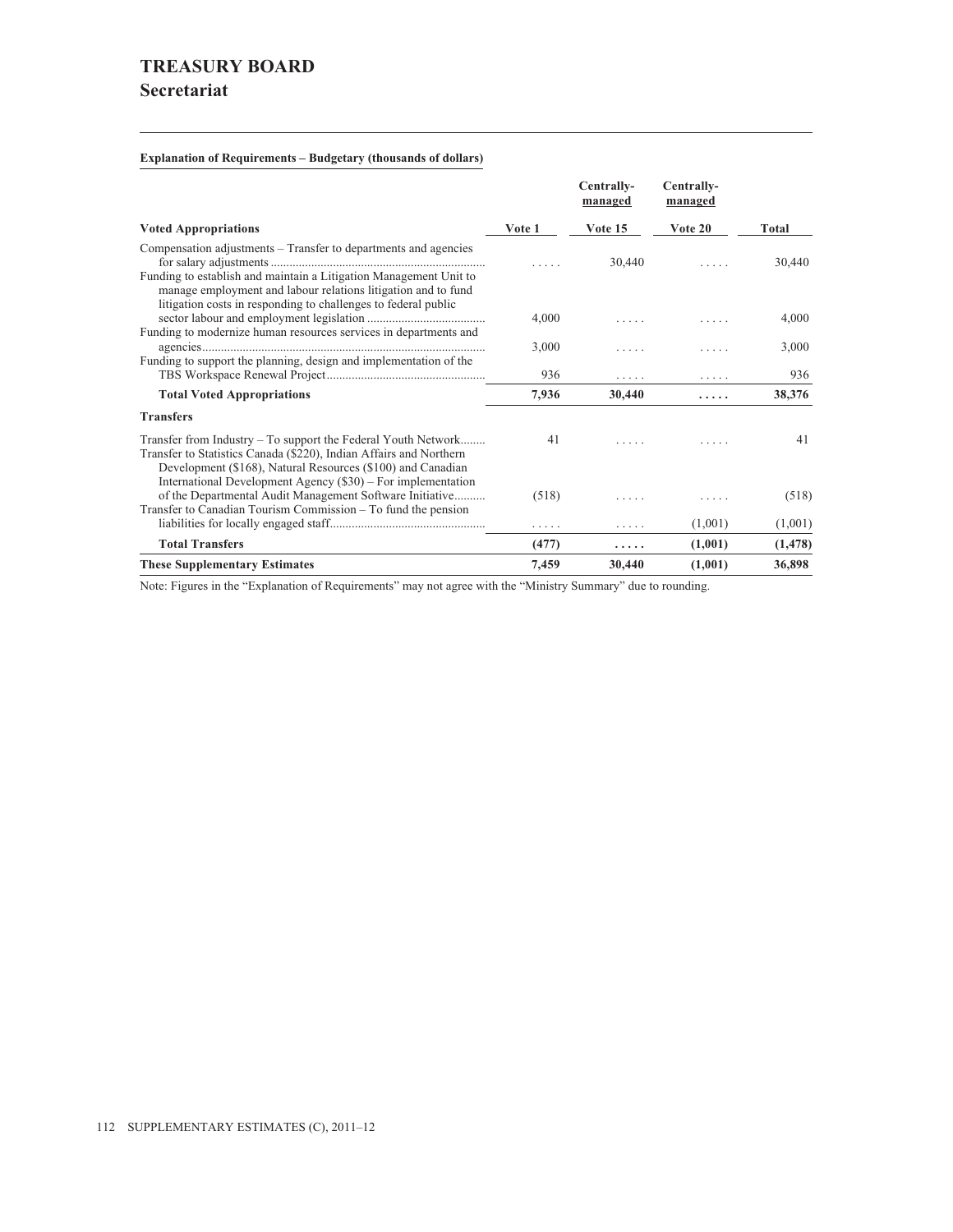# TREASURY BOARD
## Secretariat

**Explanation of Requirements – Budgetary (thousands of dollars)**

| Voted Appropriations | Vote 1 | Centrally-managed Vote 15 | Centrally-managed Vote 20 | Total |
|---|---|---|---|---|
| Compensation adjustments – Transfer to departments and agencies for salary adjustments | ..... | 30,440 | ..... | 30,440 |
| Funding to establish and maintain a Litigation Management Unit to manage employment and labour relations litigation and to fund litigation costs in responding to challenges to federal public sector labour and employment legislation | 4,000 | ..... | ..... | 4,000 |
| Funding to modernize human resources services in departments and agencies | 3,000 | ..... | ..... | 3,000 |
| Funding to support the planning, design and implementation of the TBS Workspace Renewal Project | 936 | ..... | ..... | 936 |
| **Total Voted Appropriations** | **7,936** | **30,440** | **.....** | **38,376** |
| **Transfers** | | | | |
| Transfer from Industry – To support the Federal Youth Network | 41 | ..... | ..... | 41 |
| Transfer to Statistics Canada ($220), Indian Affairs and Northern Development ($168), Natural Resources ($100) and Canadian International Development Agency ($30) – For implementation of the Departmental Audit Management Software Initiative | (518) | ..... | ..... | (518) |
| Transfer to Canadian Tourism Commission – To fund the pension liabilities for locally engaged staff | ..... | ..... | (1,001) | (1,001) |
| **Total Transfers** | **(477)** | **.....** | **(1,001)** | **(1,478)** |
| **These Supplementary Estimates** | **7,459** | **30,440** | **(1,001)** | **36,898** |

Note: Figures in the "Explanation of Requirements" may not agree with the "Ministry Summary" due to rounding.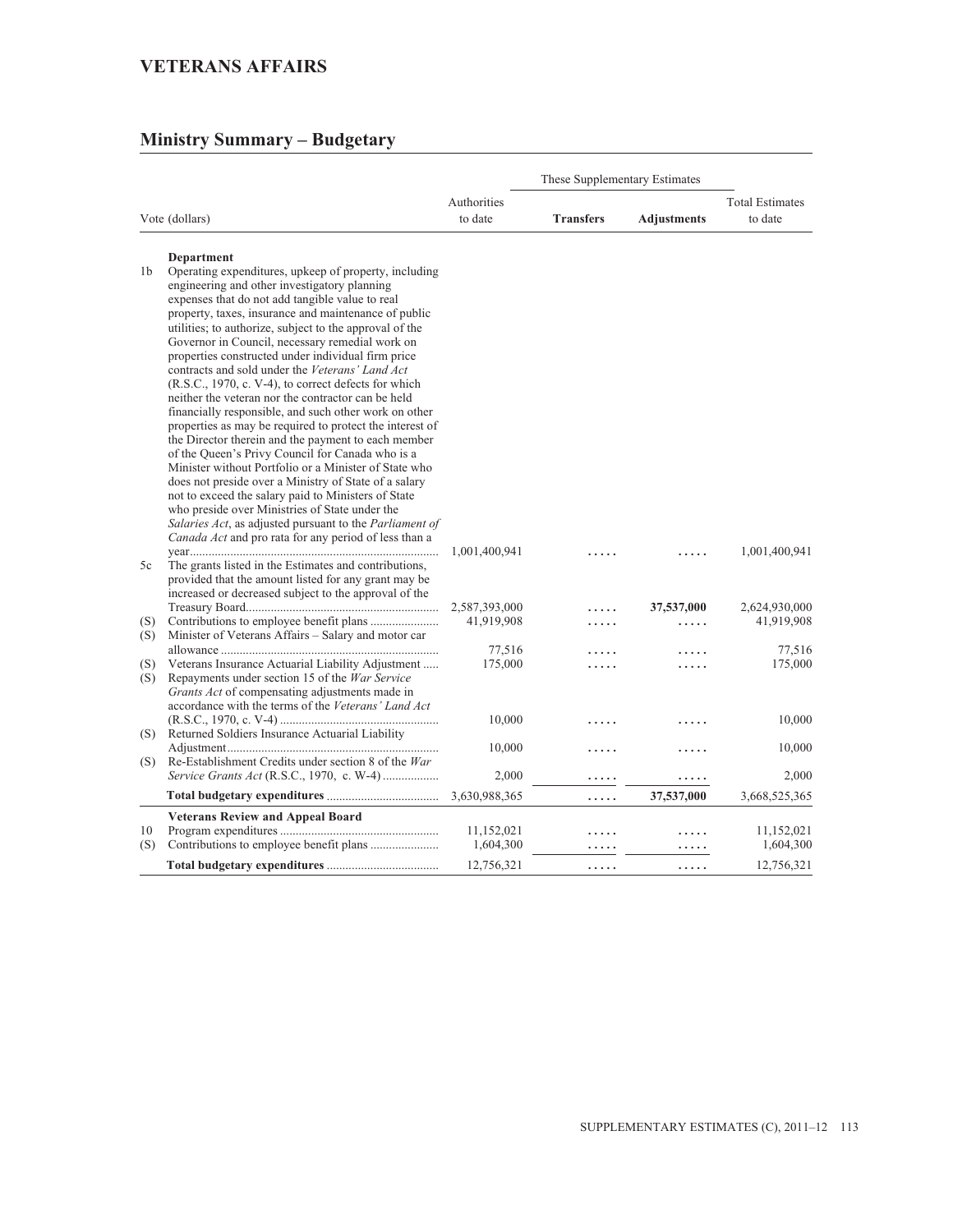## VETERANS AFFAIRS

### Ministry Summary – Budgetary

| | Vote (dollars) | Authorities to date | These Supplementary Estimates | | Total Estimates to date |
|---|---|---|---|---|---|
| | | | **Transfers** | **Adjustments** | |
| | **Department** | | | | |
| 1b | Operating expenditures, upkeep of property, including engineering and other investigatory planning expenses that do not add tangible value to real property, taxes, insurance and maintenance of public utilities; to authorize, subject to the approval of the Governor in Council, necessary remedial work on properties constructed under individual firm price contracts and sold under the *Veterans' Land Act* (R.S.C., 1970, c. V-4), to correct defects for which neither the veteran nor the contractor can be held financially responsible, and such other work on other properties as may be required to protect the interest of the Director therein and the payment to each member of the Queen's Privy Council for Canada who is a Minister without Portfolio or a Minister of State who does not preside over a Ministry of State of a salary not to exceed the salary paid to Ministers of State who preside over Ministries of State under the *Salaries Act*, as adjusted pursuant to the *Parliament of Canada Act* and pro rata for any period of less than a year | 1,001,400,941 | ..... | ..... | 1,001,400,941 |
| 5c | The grants listed in the Estimates and contributions, provided that the amount listed for any grant may be increased or decreased subject to the approval of the Treasury Board | 2,587,393,000 | ..... | **37,537,000** | 2,624,930,000 |
| (S) | Contributions to employee benefit plans | 41,919,908 | ..... | ..... | 41,919,908 |
| (S) | Minister of Veterans Affairs – Salary and motor car allowance | 77,516 | ..... | ..... | 77,516 |
| (S) | Veterans Insurance Actuarial Liability Adjustment | 175,000 | ..... | ..... | 175,000 |
| (S) | Repayments under section 15 of the *War Service Grants Act* of compensating adjustments made in accordance with the terms of the *Veterans' Land Act* (R.S.C., 1970, c. V-4) | 10,000 | ..... | ..... | 10,000 |
| (S) | Returned Soldiers Insurance Actuarial Liability Adjustment | 10,000 | ..... | ..... | 10,000 |
| (S) | Re-Establishment Credits under section 8 of the *War Service Grants Act* (R.S.C., 1970, c. W-4) | 2,000 | ..... | ..... | 2,000 |
| | **Total budgetary expenditures** | 3,630,988,365 | ..... | **37,537,000** | 3,668,525,365 |
| | **Veterans Review and Appeal Board** | | | | |
| 10 | Program expenditures | 11,152,021 | ..... | ..... | 11,152,021 |
| (S) | Contributions to employee benefit plans | 1,604,300 | ..... | ..... | 1,604,300 |
| | **Total budgetary expenditures** | 12,756,321 | ..... | ..... | 12,756,321 |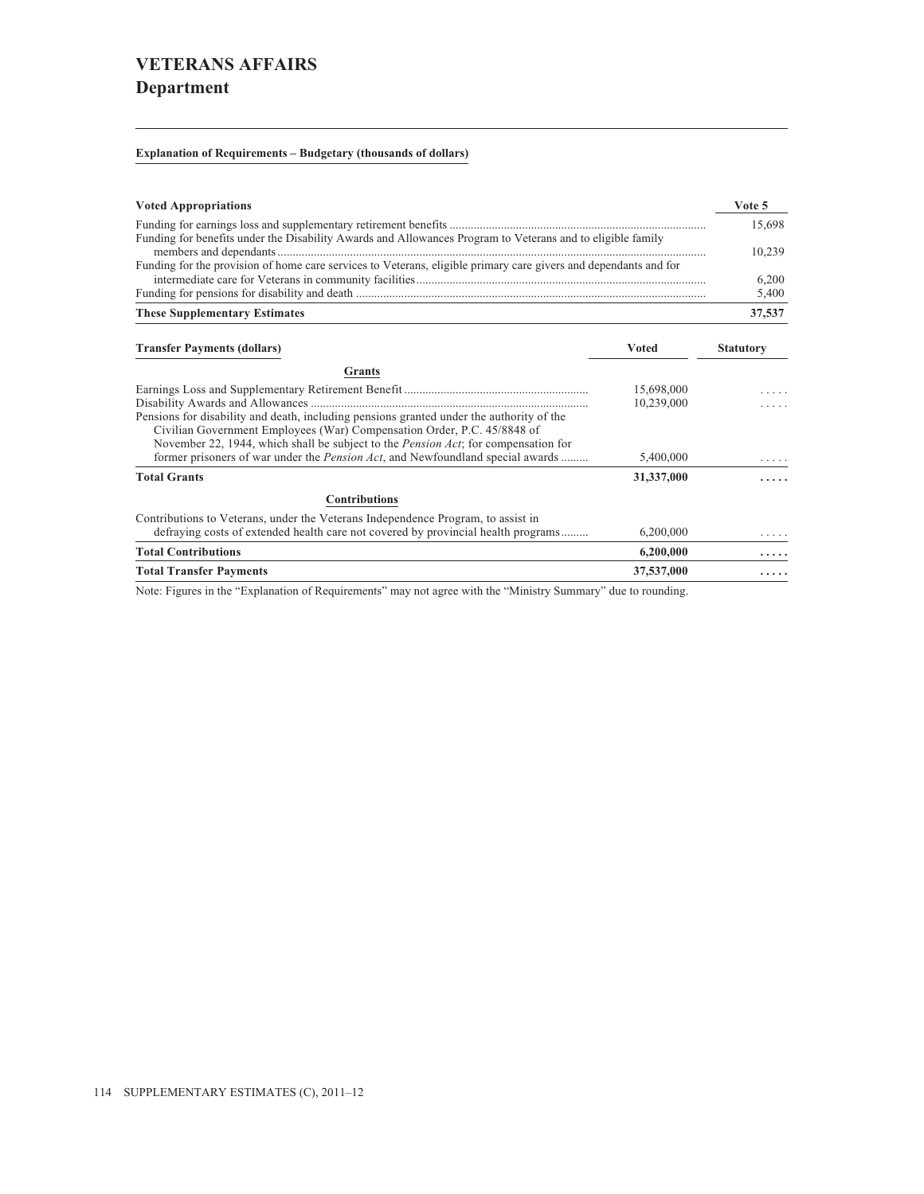# VETERANS AFFAIRS
## Department

**Explanation of Requirements – Budgetary (thousands of dollars)**

| Voted Appropriations | Vote 5 |
|---|---|
| Funding for earnings loss and supplementary retirement benefits | 15,698 |
| Funding for benefits under the Disability Awards and Allowances Program to Veterans and to eligible family members and dependants | 10,239 |
| Funding for the provision of home care services to Veterans, eligible primary care givers and dependants and for intermediate care for Veterans in community facilities | 6,200 |
| Funding for pensions for disability and death | 5,400 |
| **These Supplementary Estimates** | **37,537** |

| Transfer Payments (dollars) | Voted | Statutory |
|---|---|---|
| **Grants** | | |
| Earnings Loss and Supplementary Retirement Benefit | 15,698,000 | ..... |
| Disability Awards and Allowances | 10,239,000 | ..... |
| Pensions for disability and death, including pensions granted under the authority of the Civilian Government Employees (War) Compensation Order, P.C. 45/8848 of November 22, 1944, which shall be subject to the *Pension Act*; for compensation for former prisoners of war under the *Pension Act*, and Newfoundland special awards | 5,400,000 | ..... |
| **Total Grants** | **31,337,000** | **.....** |
| **Contributions** | | |
| Contributions to Veterans, under the Veterans Independence Program, to assist in defraying costs of extended health care not covered by provincial health programs | 6,200,000 | ..... |
| **Total Contributions** | **6,200,000** | **.....** |
| **Total Transfer Payments** | **37,537,000** | **.....** |

Note: Figures in the "Explanation of Requirements" may not agree with the "Ministry Summary" due to rounding.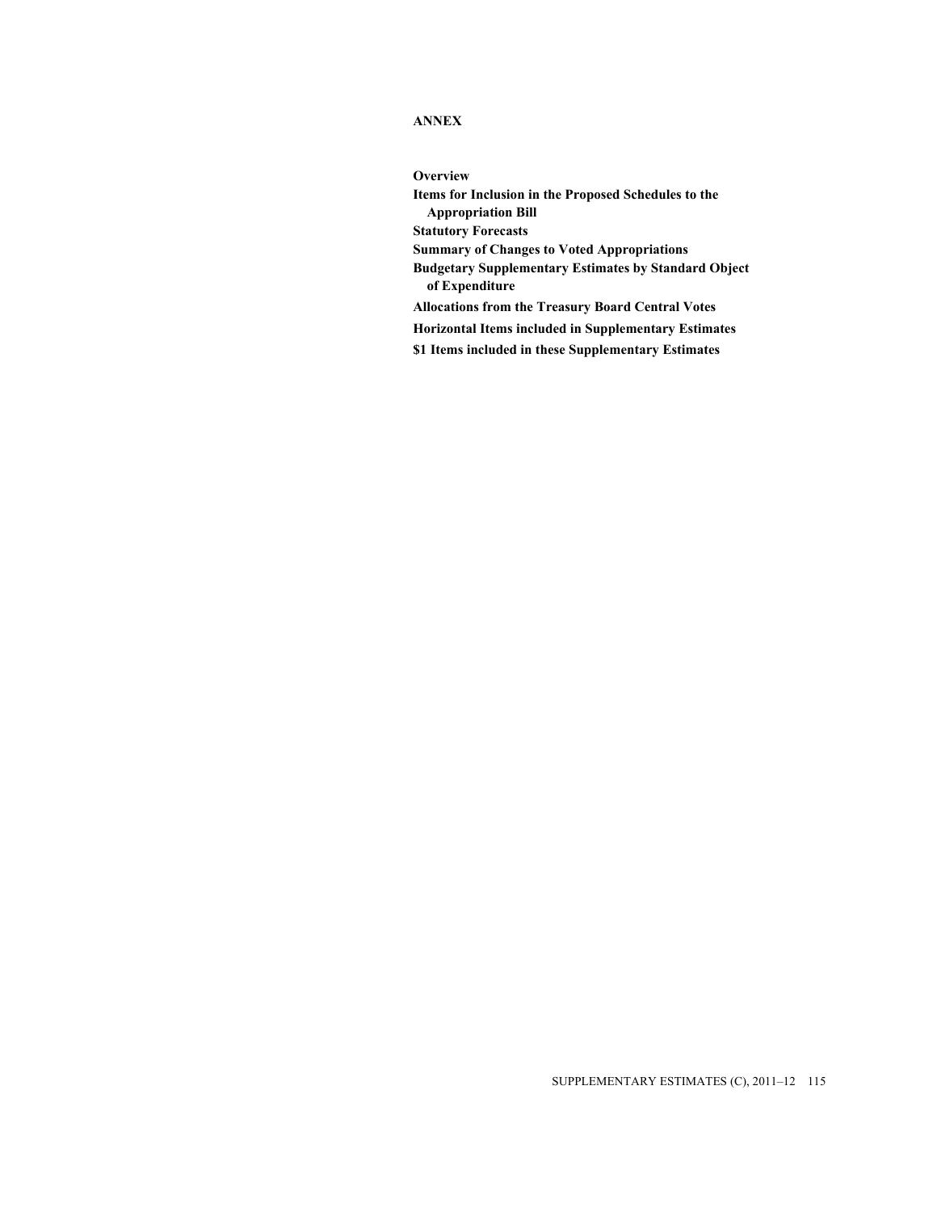# ANNEX

**Overview**

**Items for Inclusion in the Proposed Schedules to the Appropriation Bill**

**Statutory Forecasts**

**Summary of Changes to Voted Appropriations**

**Budgetary Supplementary Estimates by Standard Object of Expenditure**

**Allocations from the Treasury Board Central Votes**

**Horizontal Items included in Supplementary Estimates**

**$1 Items included in these Supplementary Estimates**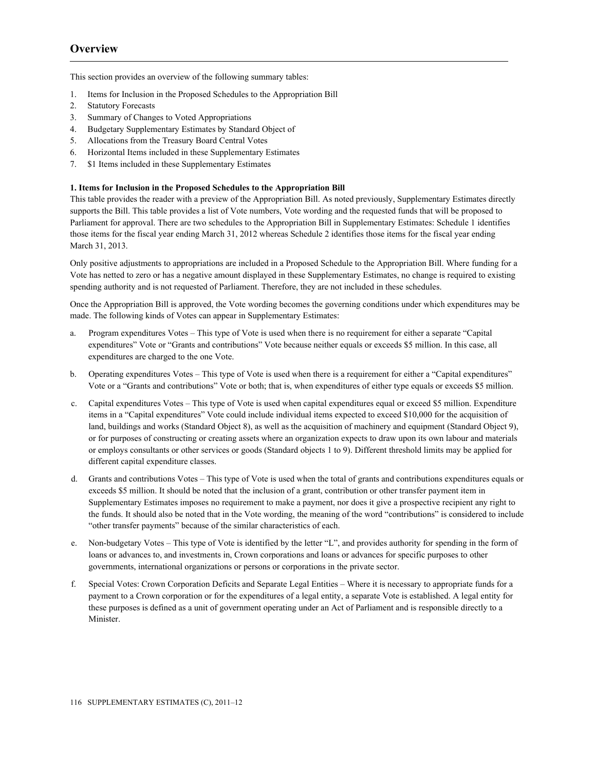## Overview

This section provides an overview of the following summary tables:

1. Items for Inclusion in the Proposed Schedules to the Appropriation Bill
2. Statutory Forecasts
3. Summary of Changes to Voted Appropriations
4. Budgetary Supplementary Estimates by Standard Object of
5. Allocations from the Treasury Board Central Votes
6. Horizontal Items included in these Supplementary Estimates
7. $1 Items included in these Supplementary Estimates

**1. Items for Inclusion in the Proposed Schedules to the Appropriation Bill**

This table provides the reader with a preview of the Appropriation Bill. As noted previously, Supplementary Estimates directly supports the Bill. This table provides a list of Vote numbers, Vote wording and the requested funds that will be proposed to Parliament for approval. There are two schedules to the Appropriation Bill in Supplementary Estimates: Schedule 1 identifies those items for the fiscal year ending March 31, 2012 whereas Schedule 2 identifies those items for the fiscal year ending March 31, 2013.

Only positive adjustments to appropriations are included in a Proposed Schedule to the Appropriation Bill. Where funding for a Vote has netted to zero or has a negative amount displayed in these Supplementary Estimates, no change is required to existing spending authority and is not requested of Parliament. Therefore, they are not included in these schedules.

Once the Appropriation Bill is approved, the Vote wording becomes the governing conditions under which expenditures may be made. The following kinds of Votes can appear in Supplementary Estimates:

a. Program expenditures Votes – This type of Vote is used when there is no requirement for either a separate "Capital expenditures" Vote or "Grants and contributions" Vote because neither equals or exceeds $5 million. In this case, all expenditures are charged to the one Vote.

b. Operating expenditures Votes – This type of Vote is used when there is a requirement for either a "Capital expenditures" Vote or a "Grants and contributions" Vote or both; that is, when expenditures of either type equals or exceeds $5 million.

c. Capital expenditures Votes – This type of Vote is used when capital expenditures equal or exceed $5 million. Expenditure items in a "Capital expenditures" Vote could include individual items expected to exceed $10,000 for the acquisition of land, buildings and works (Standard Object 8), as well as the acquisition of machinery and equipment (Standard Object 9), or for purposes of constructing or creating assets where an organization expects to draw upon its own labour and materials or employs consultants or other services or goods (Standard objects 1 to 9). Different threshold limits may be applied for different capital expenditure classes.

d. Grants and contributions Votes – This type of Vote is used when the total of grants and contributions expenditures equals or exceeds $5 million. It should be noted that the inclusion of a grant, contribution or other transfer payment item in Supplementary Estimates imposes no requirement to make a payment, nor does it give a prospective recipient any right to the funds. It should also be noted that in the Vote wording, the meaning of the word "contributions" is considered to include "other transfer payments" because of the similar characteristics of each.

e. Non-budgetary Votes – This type of Vote is identified by the letter "L", and provides authority for spending in the form of loans or advances to, and investments in, Crown corporations and loans or advances for specific purposes to other governments, international organizations or persons or corporations in the private sector.

f. Special Votes: Crown Corporation Deficits and Separate Legal Entities – Where it is necessary to appropriate funds for a payment to a Crown corporation or for the expenditures of a legal entity, a separate Vote is established. A legal entity for these purposes is defined as a unit of government operating under an Act of Parliament and is responsible directly to a Minister.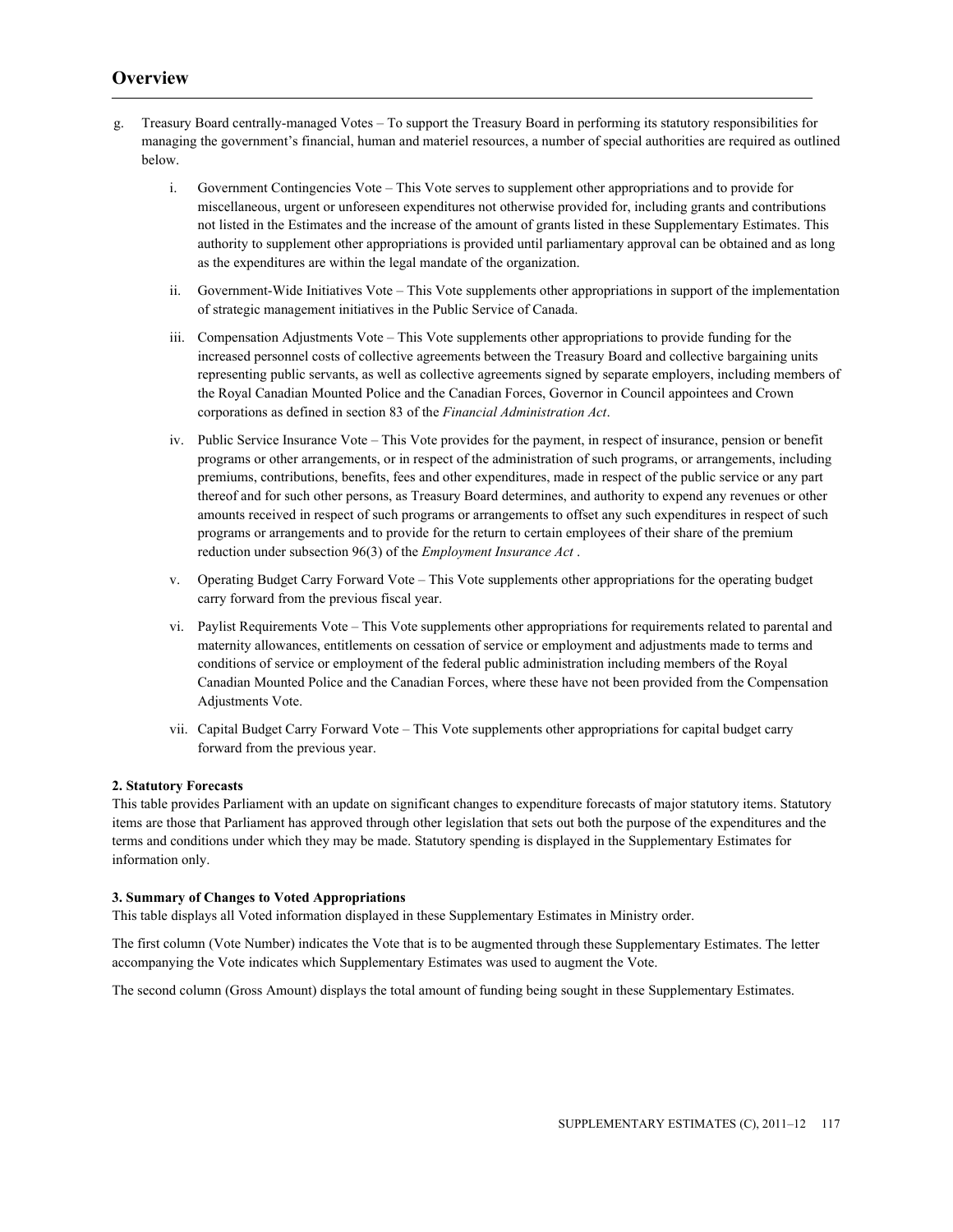## Overview

g. Treasury Board centrally-managed Votes – To support the Treasury Board in performing its statutory responsibilities for managing the government's financial, human and materiel resources, a number of special authorities are required as outlined below.

   i. Government Contingencies Vote – This Vote serves to supplement other appropriations and to provide for miscellaneous, urgent or unforeseen expenditures not otherwise provided for, including grants and contributions not listed in the Estimates and the increase of the amount of grants listed in these Supplementary Estimates. This authority to supplement other appropriations is provided until parliamentary approval can be obtained and as long as the expenditures are within the legal mandate of the organization.

   ii. Government-Wide Initiatives Vote – This Vote supplements other appropriations in support of the implementation of strategic management initiatives in the Public Service of Canada.

   iii. Compensation Adjustments Vote – This Vote supplements other appropriations to provide funding for the increased personnel costs of collective agreements between the Treasury Board and collective bargaining units representing public servants, as well as collective agreements signed by separate employers, including members of the Royal Canadian Mounted Police and the Canadian Forces, Governor in Council appointees and Crown corporations as defined in section 83 of the *Financial Administration Act*.

   iv. Public Service Insurance Vote – This Vote provides for the payment, in respect of insurance, pension or benefit programs or other arrangements, or in respect of the administration of such programs, or arrangements, including premiums, contributions, benefits, fees and other expenditures, made in respect of the public service or any part thereof and for such other persons, as Treasury Board determines, and authority to expend any revenues or other amounts received in respect of such programs or arrangements to offset any such expenditures in respect of such programs or arrangements and to provide for the return to certain employees of their share of the premium reduction under subsection 96(3) of the *Employment Insurance Act* .

   v. Operating Budget Carry Forward Vote – This Vote supplements other appropriations for the operating budget carry forward from the previous fiscal year.

   vi. Paylist Requirements Vote – This Vote supplements other appropriations for requirements related to parental and maternity allowances, entitlements on cessation of service or employment and adjustments made to terms and conditions of service or employment of the federal public administration including members of the Royal Canadian Mounted Police and the Canadian Forces, where these have not been provided from the Compensation Adjustments Vote.

   vii. Capital Budget Carry Forward Vote – This Vote supplements other appropriations for capital budget carry forward from the previous year.

**2. Statutory Forecasts**

This table provides Parliament with an update on significant changes to expenditure forecasts of major statutory items. Statutory items are those that Parliament has approved through other legislation that sets out both the purpose of the expenditures and the terms and conditions under which they may be made. Statutory spending is displayed in the Supplementary Estimates for information only.

**3. Summary of Changes to Voted Appropriations**

This table displays all Voted information displayed in these Supplementary Estimates in Ministry order.

The first column (Vote Number) indicates the Vote that is to be augmented through these Supplementary Estimates. The letter accompanying the Vote indicates which Supplementary Estimates was used to augment the Vote.

The second column (Gross Amount) displays the total amount of funding being sought in these Supplementary Estimates.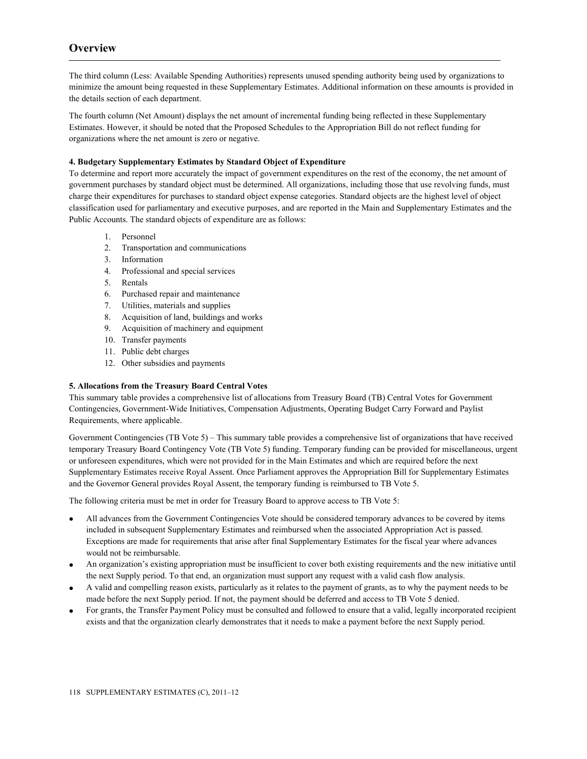## Overview

The third column (Less: Available Spending Authorities) represents unused spending authority being used by organizations to minimize the amount being requested in these Supplementary Estimates. Additional information on these amounts is provided in the details section of each department.

The fourth column (Net Amount) displays the net amount of incremental funding being reflected in these Supplementary Estimates. However, it should be noted that the Proposed Schedules to the Appropriation Bill do not reflect funding for organizations where the net amount is zero or negative.

**4. Budgetary Supplementary Estimates by Standard Object of Expenditure**

To determine and report more accurately the impact of government expenditures on the rest of the economy, the net amount of government purchases by standard object must be determined. All organizations, including those that use revolving funds, must charge their expenditures for purchases to standard object expense categories. Standard objects are the highest level of object classification used for parliamentary and executive purposes, and are reported in the Main and Supplementary Estimates and the Public Accounts. The standard objects of expenditure are as follows:

1. Personnel
2. Transportation and communications
3. Information
4. Professional and special services
5. Rentals
6. Purchased repair and maintenance
7. Utilities, materials and supplies
8. Acquisition of land, buildings and works
9. Acquisition of machinery and equipment
10. Transfer payments
11. Public debt charges
12. Other subsidies and payments

**5. Allocations from the Treasury Board Central Votes**

This summary table provides a comprehensive list of allocations from Treasury Board (TB) Central Votes for Government Contingencies, Government-Wide Initiatives, Compensation Adjustments, Operating Budget Carry Forward and Paylist Requirements, where applicable.

Government Contingencies (TB Vote 5) – This summary table provides a comprehensive list of organizations that have received temporary Treasury Board Contingency Vote (TB Vote 5) funding. Temporary funding can be provided for miscellaneous, urgent or unforeseen expenditures, which were not provided for in the Main Estimates and which are required before the next Supplementary Estimates receive Royal Assent. Once Parliament approves the Appropriation Bill for Supplementary Estimates and the Governor General provides Royal Assent, the temporary funding is reimbursed to TB Vote 5.

The following criteria must be met in order for Treasury Board to approve access to TB Vote 5:

- All advances from the Government Contingencies Vote should be considered temporary advances to be covered by items included in subsequent Supplementary Estimates and reimbursed when the associated Appropriation Act is passed. Exceptions are made for requirements that arise after final Supplementary Estimates for the fiscal year where advances would not be reimbursable.
- An organization's existing appropriation must be insufficient to cover both existing requirements and the new initiative until the next Supply period. To that end, an organization must support any request with a valid cash flow analysis.
- A valid and compelling reason exists, particularly as it relates to the payment of grants, as to why the payment needs to be made before the next Supply period. If not, the payment should be deferred and access to TB Vote 5 denied.
- For grants, the Transfer Payment Policy must be consulted and followed to ensure that a valid, legally incorporated recipient exists and that the organization clearly demonstrates that it needs to make a payment before the next Supply period.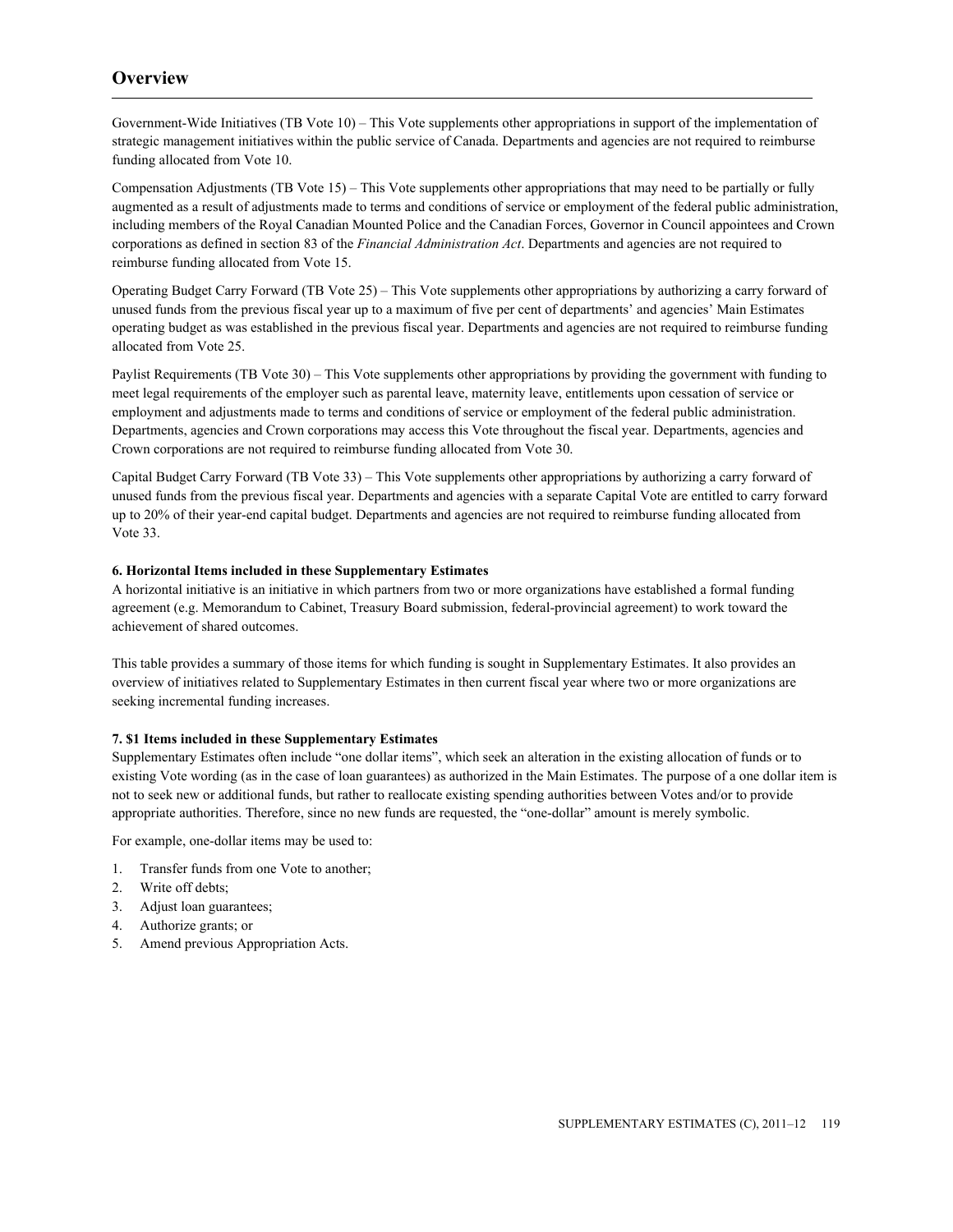## Overview

Government-Wide Initiatives (TB Vote 10) – This Vote supplements other appropriations in support of the implementation of strategic management initiatives within the public service of Canada. Departments and agencies are not required to reimburse funding allocated from Vote 10.

Compensation Adjustments (TB Vote 15) – This Vote supplements other appropriations that may need to be partially or fully augmented as a result of adjustments made to terms and conditions of service or employment of the federal public administration, including members of the Royal Canadian Mounted Police and the Canadian Forces, Governor in Council appointees and Crown corporations as defined in section 83 of the *Financial Administration Act*. Departments and agencies are not required to reimburse funding allocated from Vote 15.

Operating Budget Carry Forward (TB Vote 25) – This Vote supplements other appropriations by authorizing a carry forward of unused funds from the previous fiscal year up to a maximum of five per cent of departments' and agencies' Main Estimates operating budget as was established in the previous fiscal year. Departments and agencies are not required to reimburse funding allocated from Vote 25.

Paylist Requirements (TB Vote 30) – This Vote supplements other appropriations by providing the government with funding to meet legal requirements of the employer such as parental leave, maternity leave, entitlements upon cessation of service or employment and adjustments made to terms and conditions of service or employment of the federal public administration. Departments, agencies and Crown corporations may access this Vote throughout the fiscal year. Departments, agencies and Crown corporations are not required to reimburse funding allocated from Vote 30.

Capital Budget Carry Forward (TB Vote 33) – This Vote supplements other appropriations by authorizing a carry forward of unused funds from the previous fiscal year. Departments and agencies with a separate Capital Vote are entitled to carry forward up to 20% of their year-end capital budget. Departments and agencies are not required to reimburse funding allocated from Vote 33.

**6. Horizontal Items included in these Supplementary Estimates**

A horizontal initiative is an initiative in which partners from two or more organizations have established a formal funding agreement (e.g. Memorandum to Cabinet, Treasury Board submission, federal-provincial agreement) to work toward the achievement of shared outcomes.

This table provides a summary of those items for which funding is sought in Supplementary Estimates. It also provides an overview of initiatives related to Supplementary Estimates in then current fiscal year where two or more organizations are seeking incremental funding increases.

**7. $1 Items included in these Supplementary Estimates**

Supplementary Estimates often include "one dollar items", which seek an alteration in the existing allocation of funds or to existing Vote wording (as in the case of loan guarantees) as authorized in the Main Estimates. The purpose of a one dollar item is not to seek new or additional funds, but rather to reallocate existing spending authorities between Votes and/or to provide appropriate authorities. Therefore, since no new funds are requested, the "one-dollar" amount is merely symbolic.

For example, one-dollar items may be used to:

1. Transfer funds from one Vote to another;
2. Write off debts;
3. Adjust loan guarantees;
4. Authorize grants; or
5. Amend previous Appropriation Acts.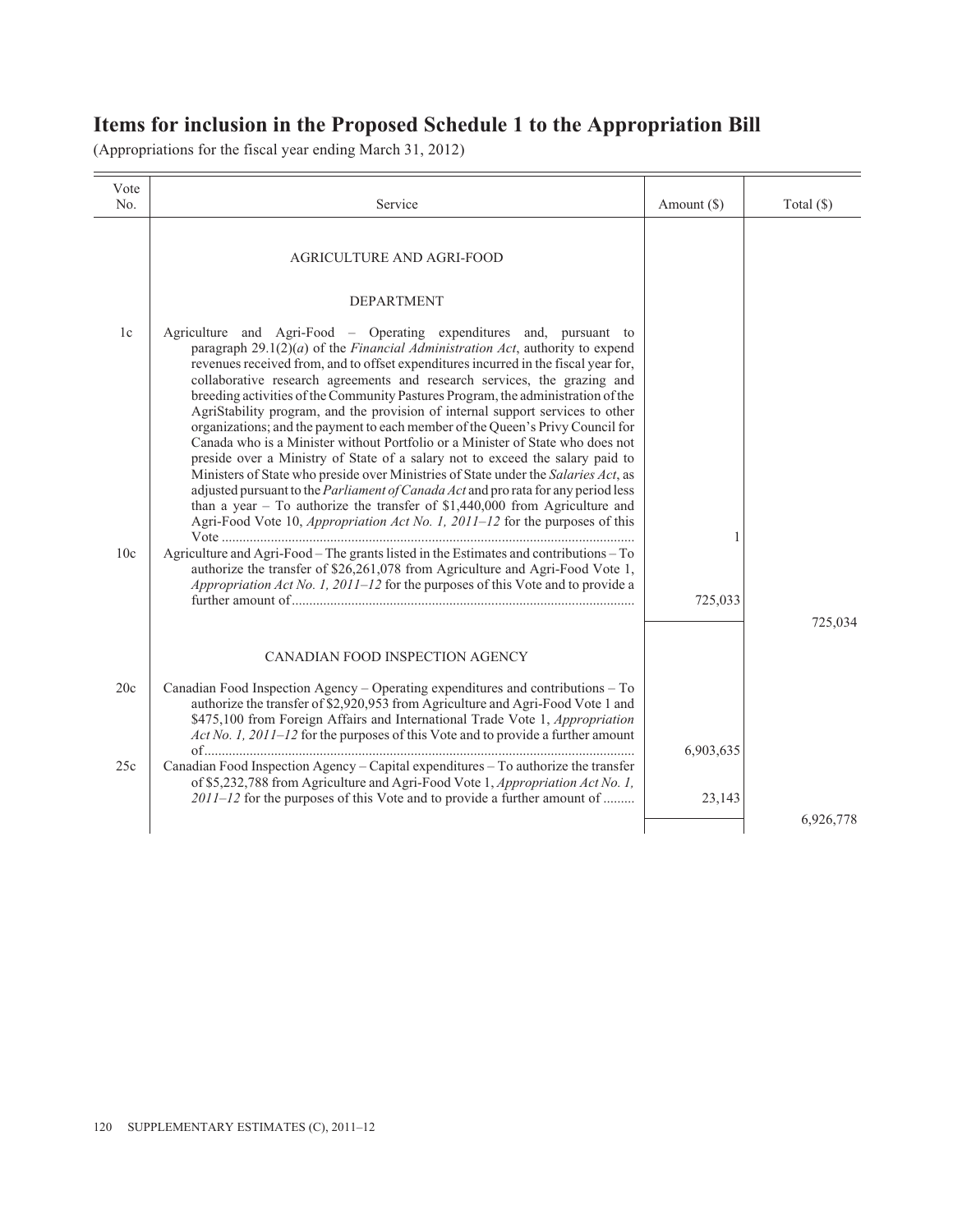# Items for inclusion in the Proposed Schedule 1 to the Appropriation Bill

(Appropriations for the fiscal year ending March 31, 2012)

| Vote No. | Service | Amount ($) | Total ($) |
|---|---|---|---|
| | AGRICULTURE AND AGRI-FOOD | | |
| | DEPARTMENT | | |
| 1c | Agriculture and Agri-Food – Operating expenditures and, pursuant to paragraph 29.1(2)(*a*) of the *Financial Administration Act*, authority to expend revenues received from, and to offset expenditures incurred in the fiscal year for, collaborative research agreements and research services, the grazing and breeding activities of the Community Pastures Program, the administration of the AgriStability program, and the provision of internal support services to other organizations; and the payment to each member of the Queen's Privy Council for Canada who is a Minister without Portfolio or a Minister of State who does not preside over a Ministry of State of a salary not to exceed the salary paid to Ministers of State who preside over Ministries of State under the *Salaries Act*, as adjusted pursuant to the *Parliament of Canada Act* and pro rata for any period less than a year – To authorize the transfer of $1,440,000 from Agriculture and Agri-Food Vote 10, *Appropriation Act No. 1, 2011–12* for the purposes of this Vote | 1 | |
| 10c | Agriculture and Agri-Food – The grants listed in the Estimates and contributions – To authorize the transfer of $26,261,078 from Agriculture and Agri-Food Vote 1, *Appropriation Act No. 1, 2011–12* for the purposes of this Vote and to provide a further amount of | 725,033 | |
| | | | 725,034 |
| | CANADIAN FOOD INSPECTION AGENCY | | |
| 20c | Canadian Food Inspection Agency – Operating expenditures and contributions – To authorize the transfer of $2,920,953 from Agriculture and Agri-Food Vote 1 and $475,100 from Foreign Affairs and International Trade Vote 1, *Appropriation Act No. 1, 2011–12* for the purposes of this Vote and to provide a further amount of | 6,903,635 | |
| 25c | Canadian Food Inspection Agency – Capital expenditures – To authorize the transfer of $5,232,788 from Agriculture and Agri-Food Vote 1, *Appropriation Act No. 1, 2011–12* for the purposes of this Vote and to provide a further amount of | 23,143 | |
| | | | 6,926,778 |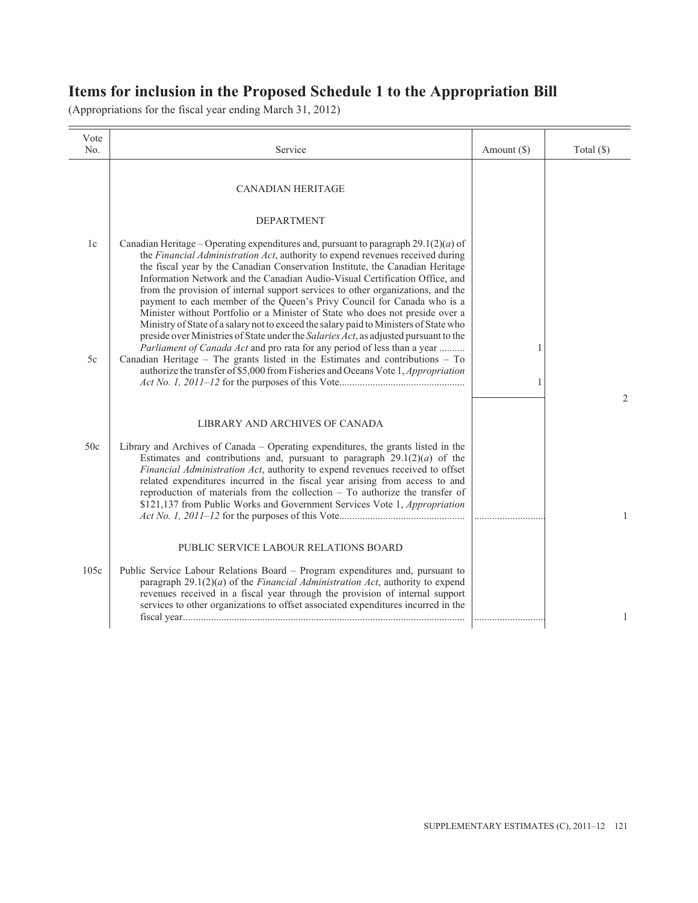# Items for inclusion in the Proposed Schedule 1 to the Appropriation Bill

(Appropriations for the fiscal year ending March 31, 2012)

| Vote No. | Service | Amount ($) | Total ($) |
|---|---|---|---|
| | CANADIAN HERITAGE | | |
| | DEPARTMENT | | |
| 1c | Canadian Heritage – Operating expenditures and, pursuant to paragraph 29.1(2)(*a*) of the *Financial Administration Act*, authority to expend revenues received during the fiscal year by the Canadian Conservation Institute, the Canadian Heritage Information Network and the Canadian Audio-Visual Certification Office, and from the provision of internal support services to other organizations, and the payment to each member of the Queen's Privy Council for Canada who is a Minister without Portfolio or a Minister of State who does not preside over a Ministry of State of a salary not to exceed the salary paid to Ministers of State who preside over Ministries of State under the *Salaries Act*, as adjusted pursuant to the *Parliament of Canada Act* and pro rata for any period of less than a year .......... | 1 | |
| 5c | Canadian Heritage – The grants listed in the Estimates and contributions – To authorize the transfer of $5,000 from Fisheries and Oceans Vote 1, *Appropriation Act No. 1, 2011–12* for the purposes of this Vote................................................ | 1 | |
| | | | 2 |
| | LIBRARY AND ARCHIVES OF CANADA | | |
| 50c | Library and Archives of Canada – Operating expenditures, the grants listed in the Estimates and contributions and, pursuant to paragraph 29.1(2)(*a*) of the *Financial Administration Act*, authority to expend revenues received to offset related expenditures incurred in the fiscal year arising from access to and reproduction of materials from the collection – To authorize the transfer of $121,137 from Public Works and Government Services Vote 1, *Appropriation Act No. 1, 2011–12* for the purposes of this Vote................................................ | ............................ | 1 |
| | PUBLIC SERVICE LABOUR RELATIONS BOARD | | |
| 105c | Public Service Labour Relations Board – Program expenditures and, pursuant to paragraph 29.1(2)(*a*) of the *Financial Administration Act*, authority to expend revenues received in a fiscal year through the provision of internal support services to other organizations to offset associated expenditures incurred in the fiscal year............................................................................................................. | ............................ | 1 |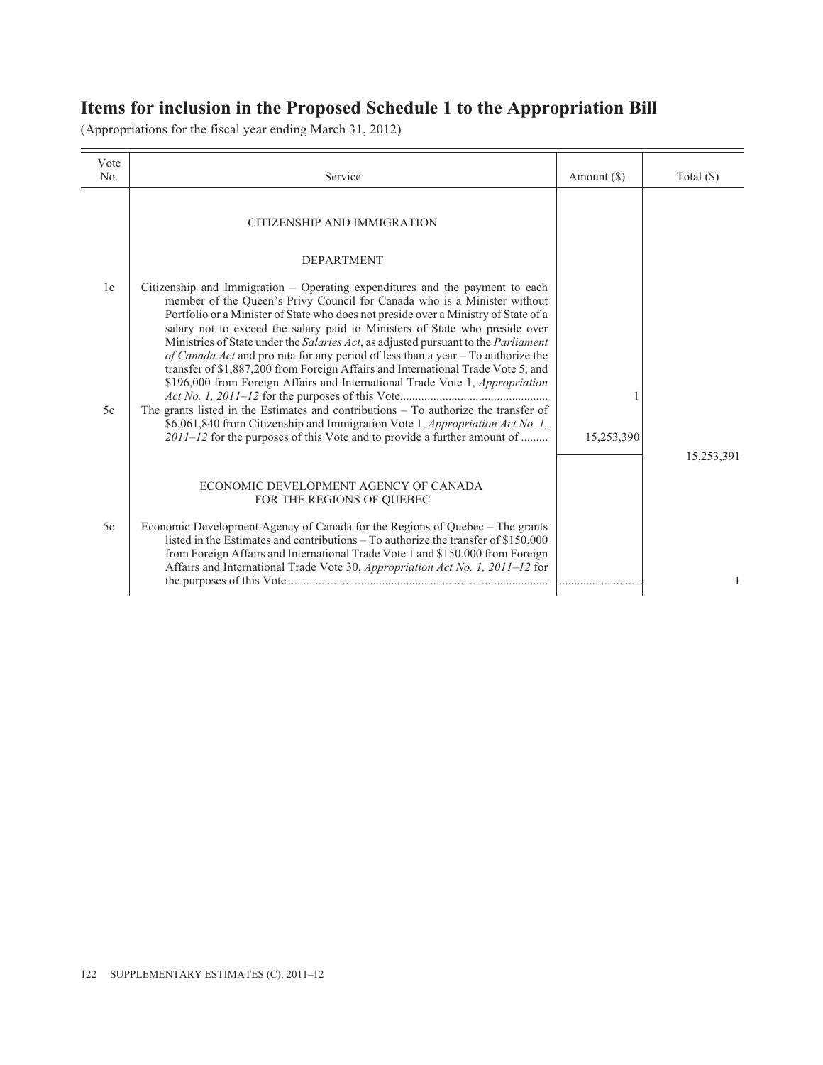# Items for inclusion in the Proposed Schedule 1 to the Appropriation Bill

(Appropriations for the fiscal year ending March 31, 2012)

| Vote No. | Service | Amount ($) | Total ($) |
|---|---|---|---|
| | CITIZENSHIP AND IMMIGRATION | | |
| | DEPARTMENT | | |
| 1c | Citizenship and Immigration – Operating expenditures and the payment to each member of the Queen's Privy Council for Canada who is a Minister without Portfolio or a Minister of State who does not preside over a Ministry of State of a salary not to exceed the salary paid to Ministers of State who preside over Ministries of State under the *Salaries Act*, as adjusted pursuant to the *Parliament of Canada Act* and pro rata for any period of less than a year – To authorize the transfer of $1,887,200 from Foreign Affairs and International Trade Vote 5, and $196,000 from Foreign Affairs and International Trade Vote 1, *Appropriation Act No. 1, 2011–12* for the purposes of this Vote................................................ | 1 | |
| 5c | The grants listed in the Estimates and contributions – To authorize the transfer of $6,061,840 from Citizenship and Immigration Vote 1, *Appropriation Act No. 1, 2011–12* for the purposes of this Vote and to provide a further amount of ......... | 15,253,390 | |
| | | | 15,253,391 |
| | ECONOMIC DEVELOPMENT AGENCY OF CANADA FOR THE REGIONS OF QUEBEC | | |
| 5c | Economic Development Agency of Canada for the Regions of Quebec – The grants listed in the Estimates and contributions – To authorize the transfer of $150,000 from Foreign Affairs and International Trade Vote 1 and $150,000 from Foreign Affairs and International Trade Vote 30, *Appropriation Act No. 1, 2011–12* for the purposes of this Vote .................................................................................... | ........................... | 1 |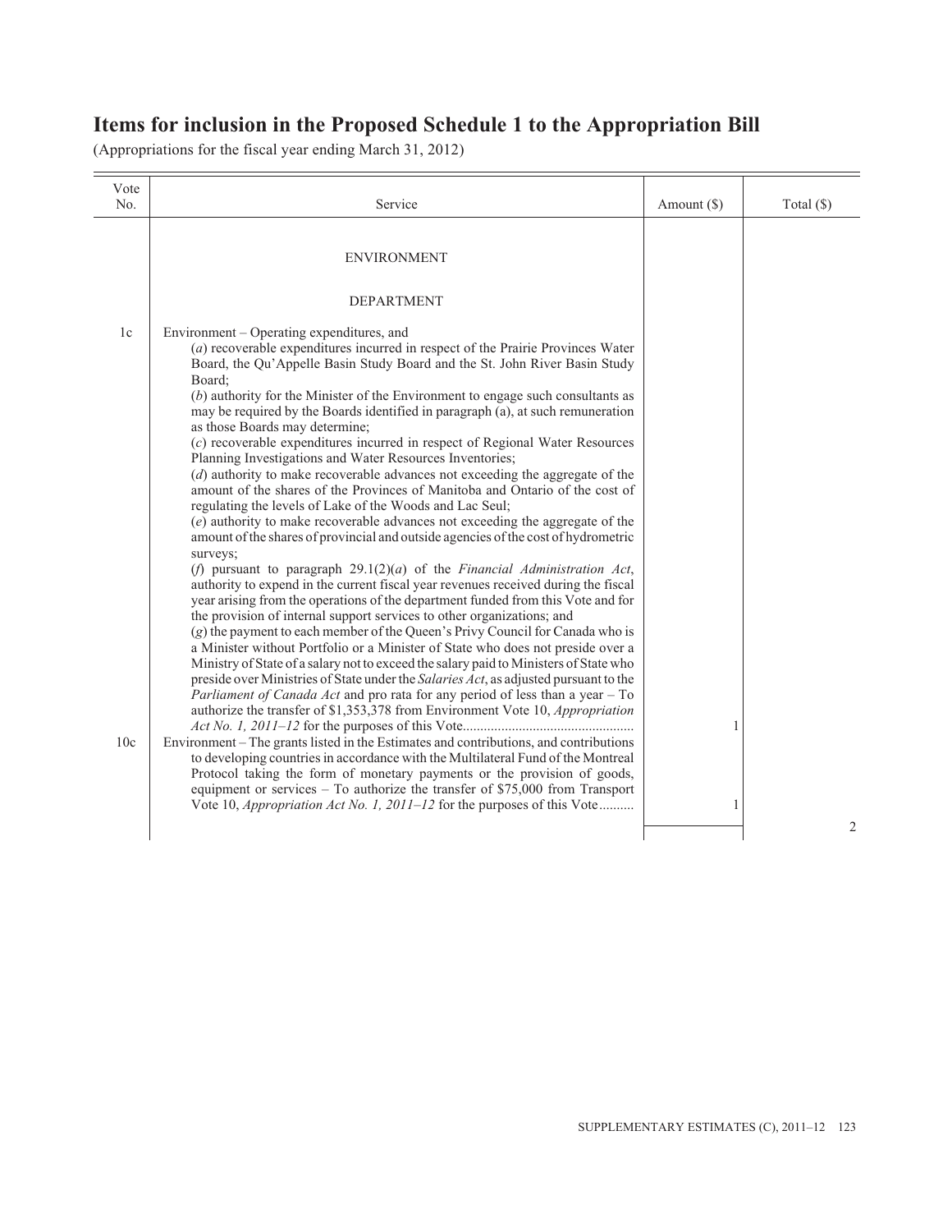## Items for inclusion in the Proposed Schedule 1 to the Appropriation Bill

(Appropriations for the fiscal year ending March 31, 2012)

| Vote No. | Service | Amount ($) | Total ($) |
|---|---|---|---|
| | ENVIRONMENT | | |
| | DEPARTMENT | | |
| 1c | Environment – Operating expenditures, and<br>(*a*) recoverable expenditures incurred in respect of the Prairie Provinces Water Board, the Qu'Appelle Basin Study Board and the St. John River Basin Study Board;<br>(*b*) authority for the Minister of the Environment to engage such consultants as may be required by the Boards identified in paragraph (a), at such remuneration as those Boards may determine;<br>(*c*) recoverable expenditures incurred in respect of Regional Water Resources Planning Investigations and Water Resources Inventories;<br>(*d*) authority to make recoverable advances not exceeding the aggregate of the amount of the shares of the Provinces of Manitoba and Ontario of the cost of regulating the levels of Lake of the Woods and Lac Seul;<br>(*e*) authority to make recoverable advances not exceeding the aggregate of the amount of the shares of provincial and outside agencies of the cost of hydrometric surveys;<br>(*f*) pursuant to paragraph 29.1(2)(*a*) of the *Financial Administration Act*, authority to expend in the current fiscal year revenues received during the fiscal year arising from the operations of the department funded from this Vote and for the provision of internal support services to other organizations; and<br>(*g*) the payment to each member of the Queen's Privy Council for Canada who is a Minister without Portfolio or a Minister of State who does not preside over a Ministry of State of a salary not to exceed the salary paid to Ministers of State who preside over Ministries of State under the *Salaries Act*, as adjusted pursuant to the *Parliament of Canada Act* and pro rata for any period of less than a year – To authorize the transfer of $1,353,378 from Environment Vote 10, *Appropriation Act No. 1, 2011–12* for the purposes of this Vote | 1 | |
| 10c | Environment – The grants listed in the Estimates and contributions, and contributions to developing countries in accordance with the Multilateral Fund of the Montreal Protocol taking the form of monetary payments or the provision of goods, equipment or services – To authorize the transfer of $75,000 from Transport Vote 10, *Appropriation Act No. 1, 2011–12* for the purposes of this Vote | 1 | |
| | | | 2 |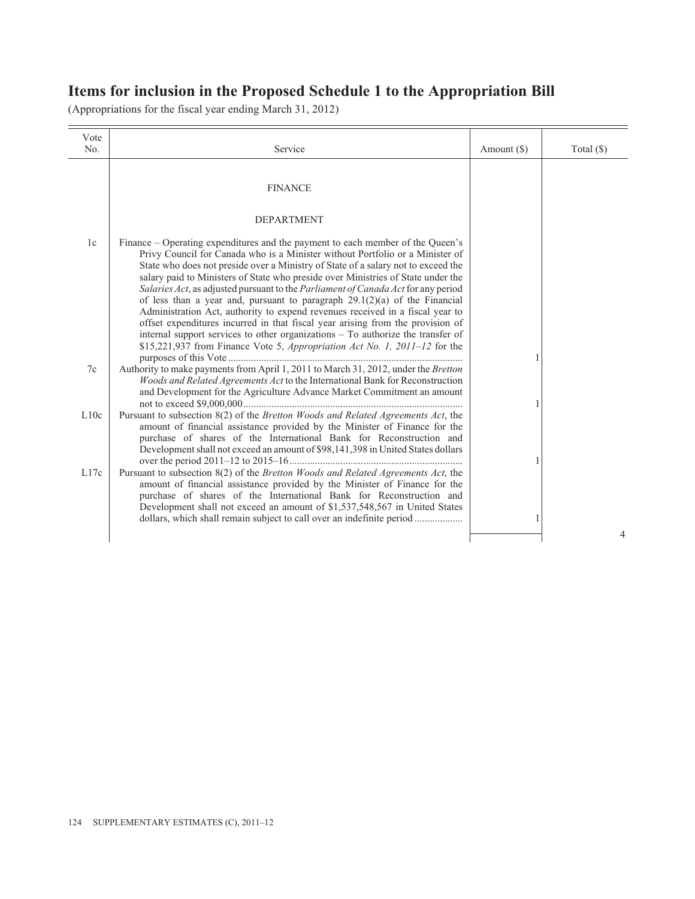# Items for inclusion in the Proposed Schedule 1 to the Appropriation Bill

(Appropriations for the fiscal year ending March 31, 2012)

| Vote No. | Service | Amount ($) | Total ($) |
|---|---|---|---|
| | FINANCE | | |
| | DEPARTMENT | | |
| 1c | Finance – Operating expenditures and the payment to each member of the Queen's Privy Council for Canada who is a Minister without Portfolio or a Minister of State who does not preside over a Ministry of State of a salary not to exceed the salary paid to Ministers of State who preside over Ministries of State under the *Salaries Act*, as adjusted pursuant to the *Parliament of Canada Act* for any period of less than a year and, pursuant to paragraph 29.1(2)(a) of the Financial Administration Act, authority to expend revenues received in a fiscal year to offset expenditures incurred in that fiscal year arising from the provision of internal support services to other organizations – To authorize the transfer of $15,221,937 from Finance Vote 5, *Appropriation Act No. 1, 2011–12* for the purposes of this Vote | 1 | |
| 7c | Authority to make payments from April 1, 2011 to March 31, 2012, under the *Bretton Woods and Related Agreements Act* to the International Bank for Reconstruction and Development for the Agriculture Advance Market Commitment an amount not to exceed $9,000,000 | 1 | |
| L10c | Pursuant to subsection 8(2) of the *Bretton Woods and Related Agreements Act*, the amount of financial assistance provided by the Minister of Finance for the purchase of shares of the International Bank for Reconstruction and Development shall not exceed an amount of $98,141,398 in United States dollars over the period 2011–12 to 2015–16 | 1 | |
| L17c | Pursuant to subsection 8(2) of the *Bretton Woods and Related Agreements Act*, the amount of financial assistance provided by the Minister of Finance for the purchase of shares of the International Bank for Reconstruction and Development shall not exceed an amount of $1,537,548,567 in United States dollars, which shall remain subject to call over an indefinite period | 1 | |
| | | | 4 |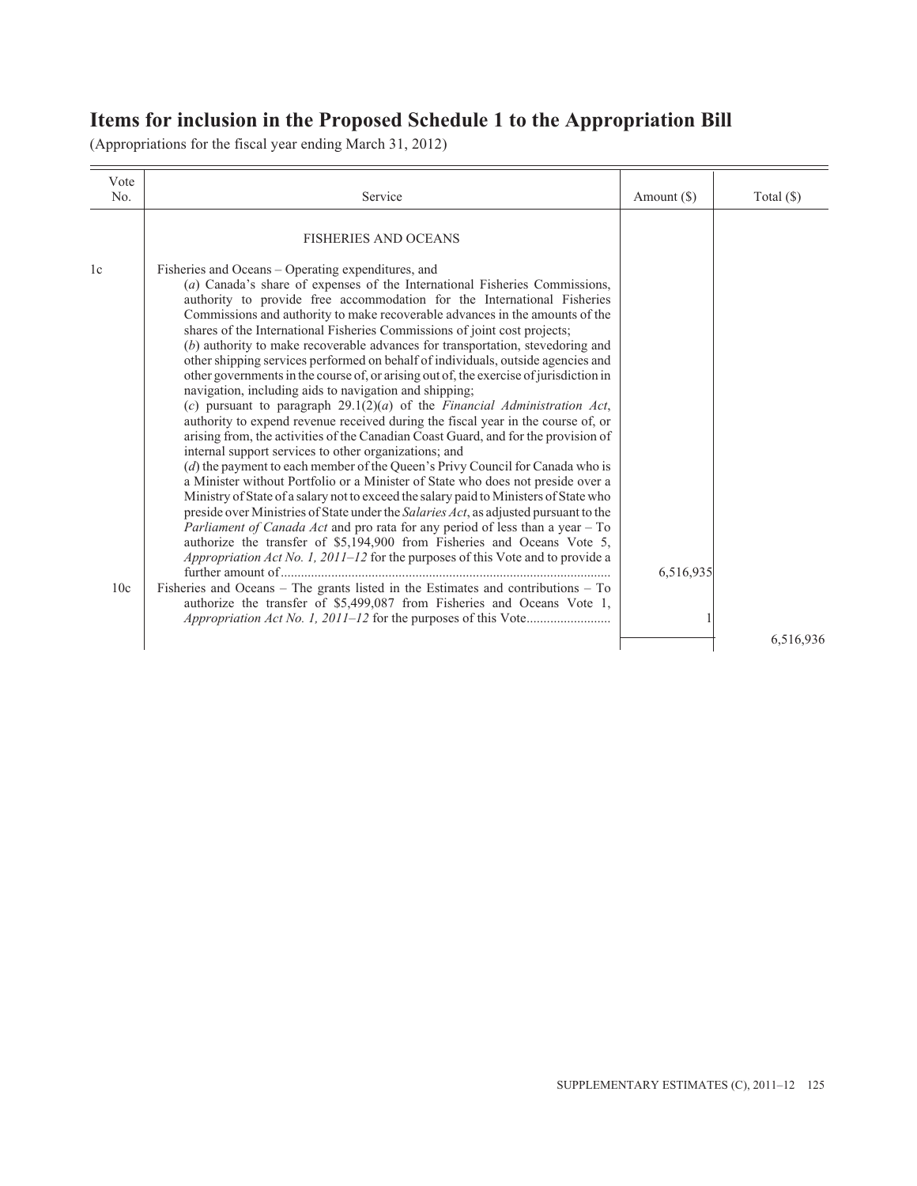# Items for inclusion in the Proposed Schedule 1 to the Appropriation Bill

(Appropriations for the fiscal year ending March 31, 2012)

| Vote No. | Service | Amount ($) | Total ($) |
|---|---|---|---|
| | FISHERIES AND OCEANS | | |
| 1c | Fisheries and Oceans – Operating expenditures, and (*a*) Canada's share of expenses of the International Fisheries Commissions, authority to provide free accommodation for the International Fisheries Commissions and authority to make recoverable advances in the amounts of the shares of the International Fisheries Commissions of joint cost projects; (*b*) authority to make recoverable advances for transportation, stevedoring and other shipping services performed on behalf of individuals, outside agencies and other governments in the course of, or arising out of, the exercise of jurisdiction in navigation, including aids to navigation and shipping; (*c*) pursuant to paragraph 29.1(2)(*a*) of the *Financial Administration Act*, authority to expend revenue received during the fiscal year in the course of, or arising from, the activities of the Canadian Coast Guard, and for the provision of internal support services to other organizations; and (*d*) the payment to each member of the Queen's Privy Council for Canada who is a Minister without Portfolio or a Minister of State who does not preside over a Ministry of State of a salary not to exceed the salary paid to Ministers of State who preside over Ministries of State under the *Salaries Act*, as adjusted pursuant to the *Parliament of Canada Act* and pro rata for any period of less than a year – To authorize the transfer of $5,194,900 from Fisheries and Oceans Vote 5, *Appropriation Act No. 1, 2011–12* for the purposes of this Vote and to provide a further amount of | 6,516,935 | |
| 10c | Fisheries and Oceans – The grants listed in the Estimates and contributions – To authorize the transfer of $5,499,087 from Fisheries and Oceans Vote 1, *Appropriation Act No. 1, 2011–12* for the purposes of this Vote | 1 | |
| | | | 6,516,936 |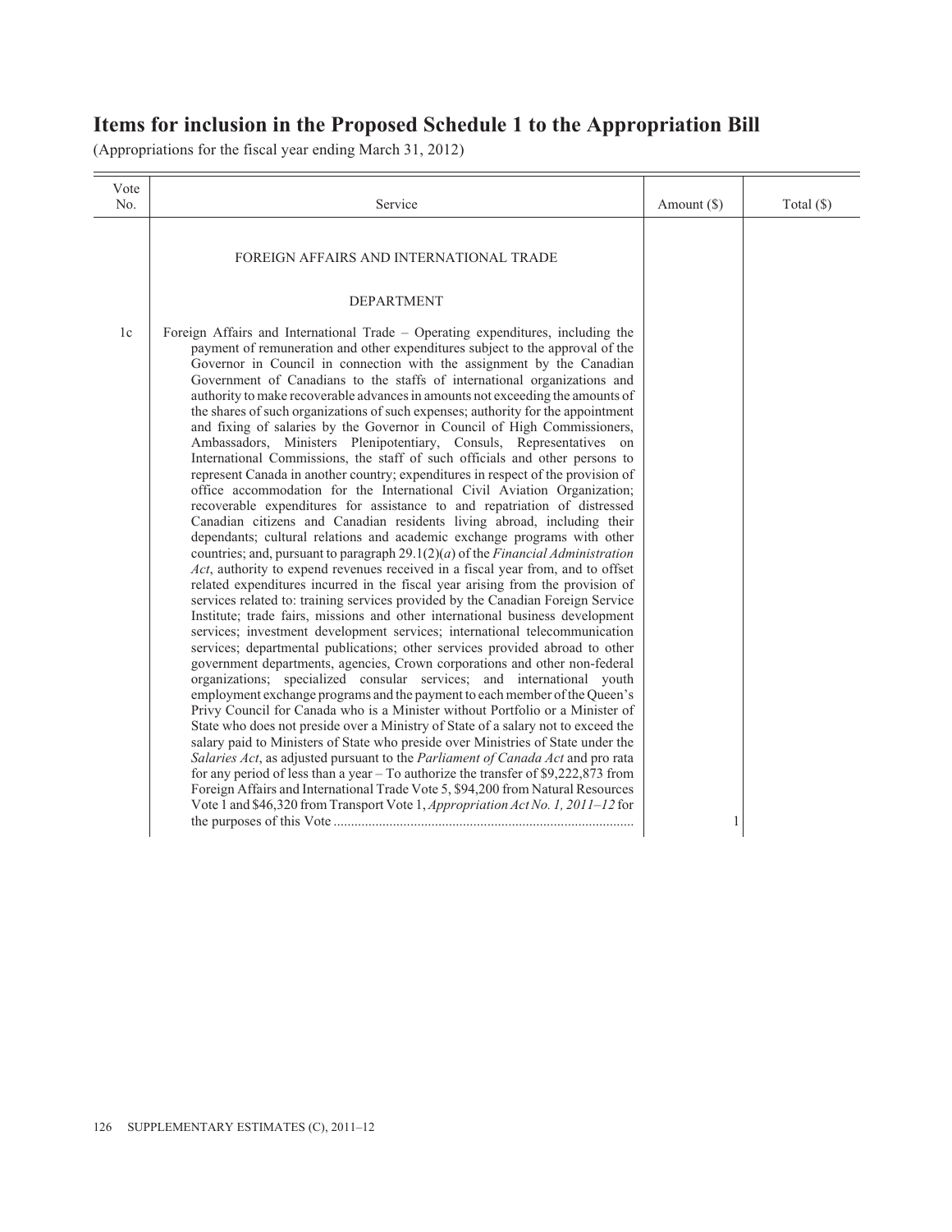## Items for inclusion in the Proposed Schedule 1 to the Appropriation Bill

(Appropriations for the fiscal year ending March 31, 2012)

| Vote No. | Service | Amount ($) | Total ($) |
|---|---|---|---|
| | FOREIGN AFFAIRS AND INTERNATIONAL TRADE | | |
| | DEPARTMENT | | |
| 1c | Foreign Affairs and International Trade – Operating expenditures, including the payment of remuneration and other expenditures subject to the approval of the Governor in Council in connection with the assignment by the Canadian Government of Canadians to the staffs of international organizations and authority to make recoverable advances in amounts not exceeding the amounts of the shares of such organizations of such expenses; authority for the appointment and fixing of salaries by the Governor in Council of High Commissioners, Ambassadors, Ministers Plenipotentiary, Consuls, Representatives on International Commissions, the staff of such officials and other persons to represent Canada in another country; expenditures in respect of the provision of office accommodation for the International Civil Aviation Organization; recoverable expenditures for assistance to and repatriation of distressed Canadian citizens and Canadian residents living abroad, including their dependants; cultural relations and academic exchange programs with other countries; and, pursuant to paragraph 29.1(2)(*a*) of the *Financial Administration Act*, authority to expend revenues received in a fiscal year from, and to offset related expenditures incurred in the fiscal year arising from the provision of services related to: training services provided by the Canadian Foreign Service Institute; trade fairs, missions and other international business development services; investment development services; international telecommunication services; departmental publications; other services provided abroad to other government departments, agencies, Crown corporations and other non-federal organizations; specialized consular services; and international youth employment exchange programs and the payment to each member of the Queen's Privy Council for Canada who is a Minister without Portfolio or a Minister of State who does not preside over a Ministry of State of a salary not to exceed the salary paid to Ministers of State who preside over Ministries of State under the *Salaries Act*, as adjusted pursuant to the *Parliament of Canada Act* and pro rata for any period of less than a year – To authorize the transfer of $9,222,873 from Foreign Affairs and International Trade Vote 5, $94,200 from Natural Resources Vote 1 and $46,320 from Transport Vote 1, *Appropriation Act No. 1, 2011–12* for the purposes of this Vote | 1 | |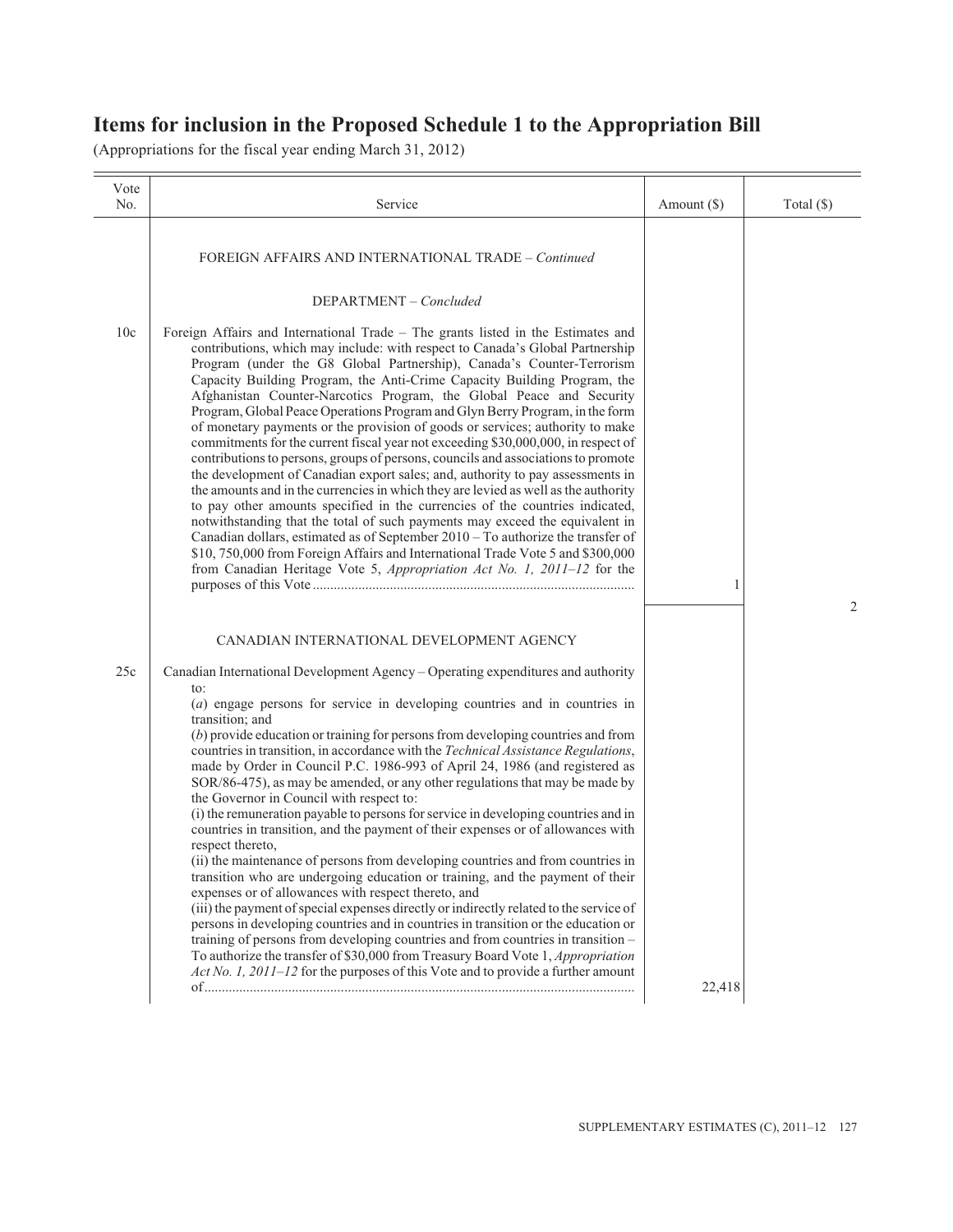# Items for inclusion in the Proposed Schedule 1 to the Appropriation Bill

(Appropriations for the fiscal year ending March 31, 2012)

| Vote No. | Service | Amount ($) | Total ($) |
|---|---|---|---|
| | FOREIGN AFFAIRS AND INTERNATIONAL TRADE – *Continued* | | |
| | DEPARTMENT – *Concluded* | | |
| 10c | Foreign Affairs and International Trade – The grants listed in the Estimates and contributions, which may include: with respect to Canada's Global Partnership Program (under the G8 Global Partnership), Canada's Counter-Terrorism Capacity Building Program, the Anti-Crime Capacity Building Program, the Afghanistan Counter-Narcotics Program, the Global Peace and Security Program, Global Peace Operations Program and Glyn Berry Program, in the form of monetary payments or the provision of goods or services; authority to make commitments for the current fiscal year not exceeding $30,000,000, in respect of contributions to persons, groups of persons, councils and associations to promote the development of Canadian export sales; and, authority to pay assessments in the amounts and in the currencies in which they are levied as well as the authority to pay other amounts specified in the currencies of the countries indicated, notwithstanding that the total of such payments may exceed the equivalent in Canadian dollars, estimated as of September 2010 – To authorize the transfer of $10, 750,000 from Foreign Affairs and International Trade Vote 5 and $300,000 from Canadian Heritage Vote 5, *Appropriation Act No. 1, 2011–12* for the purposes of this Vote | 1 | |
| | | | 2 |
| | CANADIAN INTERNATIONAL DEVELOPMENT AGENCY | | |
| 25c | Canadian International Development Agency – Operating expenditures and authority to:<br>(*a*) engage persons for service in developing countries and in countries in transition; and<br>(*b*) provide education or training for persons from developing countries and from countries in transition, in accordance with the *Technical Assistance Regulations*, made by Order in Council P.C. 1986-993 of April 24, 1986 (and registered as SOR/86-475), as may be amended, or any other regulations that may be made by the Governor in Council with respect to:<br>(i) the remuneration payable to persons for service in developing countries and in countries in transition, and the payment of their expenses or of allowances with respect thereto,<br>(ii) the maintenance of persons from developing countries and from countries in transition who are undergoing education or training, and the payment of their expenses or of allowances with respect thereto, and<br>(iii) the payment of special expenses directly or indirectly related to the service of persons in developing countries and in countries in transition or the education or training of persons from developing countries and from countries in transition – To authorize the transfer of $30,000 from Treasury Board Vote 1, *Appropriation Act No. 1, 2011–12* for the purposes of this Vote and to provide a further amount of | 22,418 | |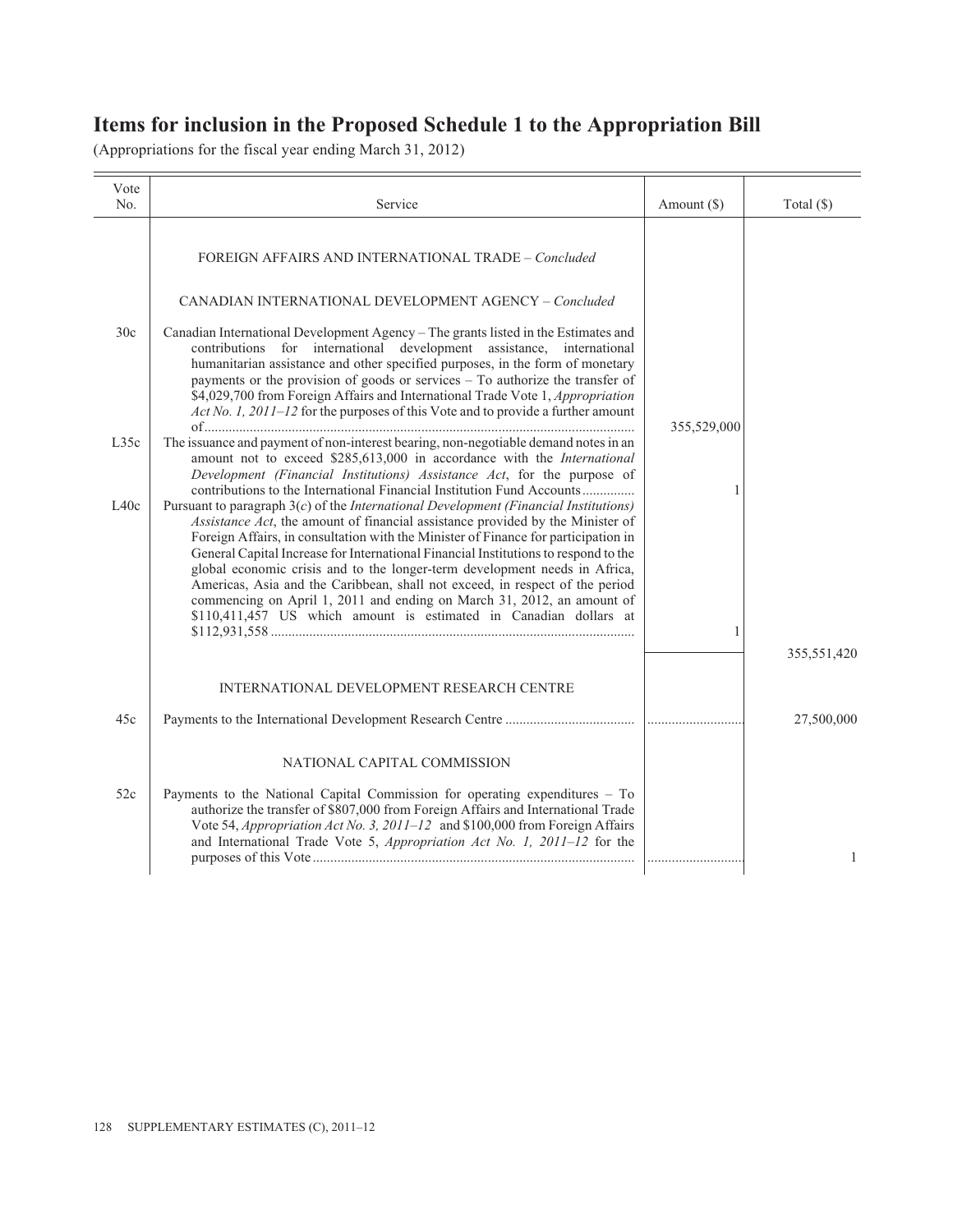# Items for inclusion in the Proposed Schedule 1 to the Appropriation Bill

(Appropriations for the fiscal year ending March 31, 2012)

| Vote No. | Service | Amount ($) | Total ($) |
|---|---|---|---|
| | FOREIGN AFFAIRS AND INTERNATIONAL TRADE – *Concluded* | | |
| | CANADIAN INTERNATIONAL DEVELOPMENT AGENCY – *Concluded* | | |
| 30c | Canadian International Development Agency – The grants listed in the Estimates and contributions for international development assistance, international humanitarian assistance and other specified purposes, in the form of monetary payments or the provision of goods or services – To authorize the transfer of $4,029,700 from Foreign Affairs and International Trade Vote 1, *Appropriation Act No. 1, 2011–12* for the purposes of this Vote and to provide a further amount of | 355,529,000 | |
| L35c | The issuance and payment of non-interest bearing, non-negotiable demand notes in an amount not to exceed $285,613,000 in accordance with the *International Development (Financial Institutions) Assistance Act*, for the purpose of contributions to the International Financial Institution Fund Accounts | 1 | |
| L40c | Pursuant to paragraph 3(*c*) of the *International Development (Financial Institutions) Assistance Act*, the amount of financial assistance provided by the Minister of Foreign Affairs, in consultation with the Minister of Finance for participation in General Capital Increase for International Financial Institutions to respond to the global economic crisis and to the longer-term development needs in Africa, Americas, Asia and the Caribbean, shall not exceed, in respect of the period commencing on April 1, 2011 and ending on March 31, 2012, an amount of $110,411,457 US which amount is estimated in Canadian dollars at $112,931,558 | 1 | |
| | | | 355,551,420 |
| | INTERNATIONAL DEVELOPMENT RESEARCH CENTRE | | |
| 45c | Payments to the International Development Research Centre | | 27,500,000 |
| | NATIONAL CAPITAL COMMISSION | | |
| 52c | Payments to the National Capital Commission for operating expenditures – To authorize the transfer of $807,000 from Foreign Affairs and International Trade Vote 54, *Appropriation Act No. 3, 2011–12* and $100,000 from Foreign Affairs and International Trade Vote 5, *Appropriation Act No. 1, 2011–12* for the purposes of this Vote | | 1 |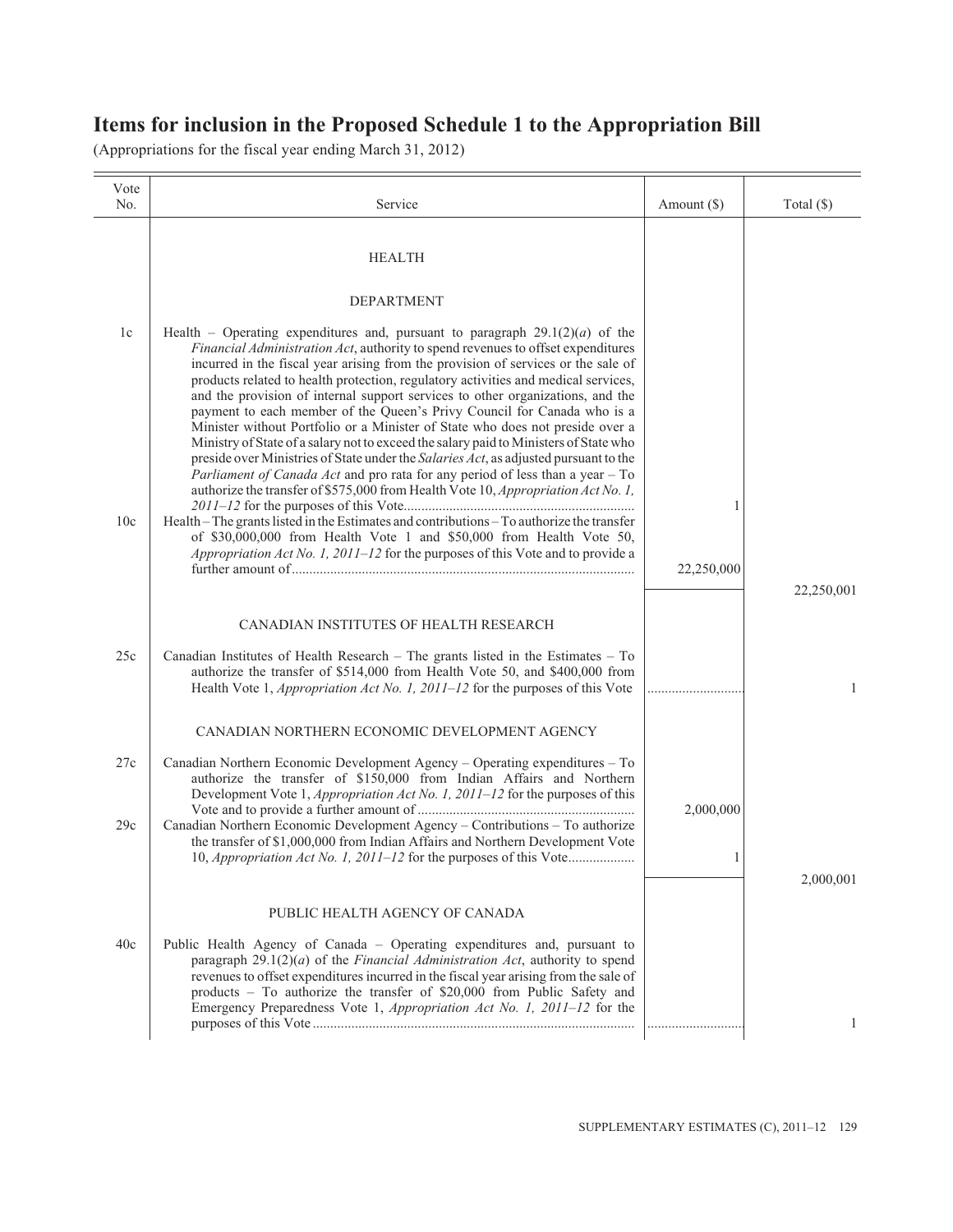# Items for inclusion in the Proposed Schedule 1 to the Appropriation Bill

(Appropriations for the fiscal year ending March 31, 2012)

| Vote No. | Service | Amount ($) | Total ($) |
|---|---|---|---|
| | HEALTH | | |
| | DEPARTMENT | | |
| 1c | Health – Operating expenditures and, pursuant to paragraph 29.1(2)(*a*) of the *Financial Administration Act*, authority to spend revenues to offset expenditures incurred in the fiscal year arising from the provision of services or the sale of products related to health protection, regulatory activities and medical services, and the provision of internal support services to other organizations, and the payment to each member of the Queen's Privy Council for Canada who is a Minister without Portfolio or a Minister of State who does not preside over a Ministry of State of a salary not to exceed the salary paid to Ministers of State who preside over Ministries of State under the *Salaries Act*, as adjusted pursuant to the *Parliament of Canada Act* and pro rata for any period of less than a year – To authorize the transfer of $575,000 from Health Vote 10, *Appropriation Act No. 1, 2011–12* for the purposes of this Vote | 1 | |
| 10c | Health – The grants listed in the Estimates and contributions – To authorize the transfer of $30,000,000 from Health Vote 1 and $50,000 from Health Vote 50, *Appropriation Act No. 1, 2011–12* for the purposes of this Vote and to provide a further amount of | 22,250,000 | |
| | | | 22,250,001 |
| | CANADIAN INSTITUTES OF HEALTH RESEARCH | | |
| 25c | Canadian Institutes of Health Research – The grants listed in the Estimates – To authorize the transfer of $514,000 from Health Vote 50, and $400,000 from Health Vote 1, *Appropriation Act No. 1, 2011–12* for the purposes of this Vote | | 1 |
| | CANADIAN NORTHERN ECONOMIC DEVELOPMENT AGENCY | | |
| 27c | Canadian Northern Economic Development Agency – Operating expenditures – To authorize the transfer of $150,000 from Indian Affairs and Northern Development Vote 1, *Appropriation Act No. 1, 2011–12* for the purposes of this Vote and to provide a further amount of | 2,000,000 | |
| 29c | Canadian Northern Economic Development Agency – Contributions – To authorize the transfer of $1,000,000 from Indian Affairs and Northern Development Vote 10, *Appropriation Act No. 1, 2011–12* for the purposes of this Vote | 1 | |
| | | | 2,000,001 |
| | PUBLIC HEALTH AGENCY OF CANADA | | |
| 40c | Public Health Agency of Canada – Operating expenditures and, pursuant to paragraph 29.1(2)(*a*) of the *Financial Administration Act*, authority to spend revenues to offset expenditures incurred in the fiscal year arising from the sale of products – To authorize the transfer of $20,000 from Public Safety and Emergency Preparedness Vote 1, *Appropriation Act No. 1, 2011–12* for the purposes of this Vote | | 1 |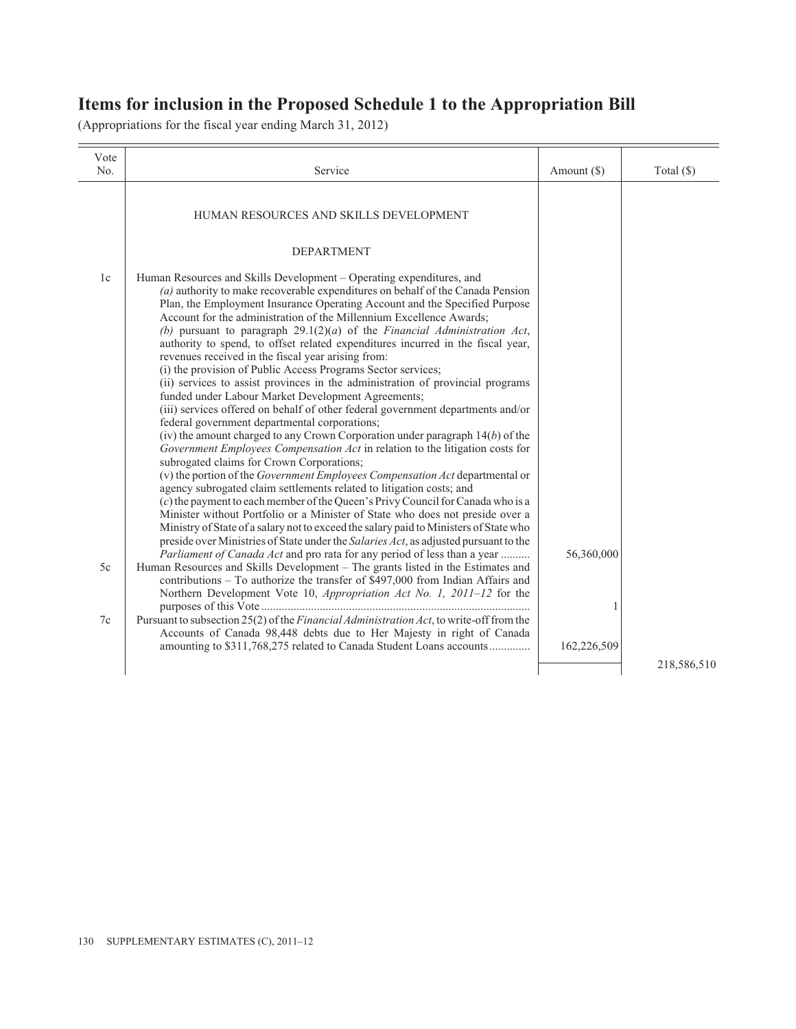# Items for inclusion in the Proposed Schedule 1 to the Appropriation Bill

(Appropriations for the fiscal year ending March 31, 2012)

| Vote No. | Service | Amount ($) | Total ($) |
|---|---|---|---|
| | HUMAN RESOURCES AND SKILLS DEVELOPMENT | | |
| | DEPARTMENT | | |
| 1c | Human Resources and Skills Development – Operating expenditures, and *(a)* authority to make recoverable expenditures on behalf of the Canada Pension Plan, the Employment Insurance Operating Account and the Specified Purpose Account for the administration of the Millennium Excellence Awards; *(b)* pursuant to paragraph 29.1(2)(*a*) of the *Financial Administration Act*, authority to spend, to offset related expenditures incurred in the fiscal year, revenues received in the fiscal year arising from: (i) the provision of Public Access Programs Sector services; (ii) services to assist provinces in the administration of provincial programs funded under Labour Market Development Agreements; (iii) services offered on behalf of other federal government departments and/or federal government departmental corporations; (iv) the amount charged to any Crown Corporation under paragraph 14(*b*) of the *Government Employees Compensation Act* in relation to the litigation costs for subrogated claims for Crown Corporations; (v) the portion of the *Government Employees Compensation Act* departmental or agency subrogated claim settlements related to litigation costs; and (*c*) the payment to each member of the Queen's Privy Council for Canada who is a Minister without Portfolio or a Minister of State who does not preside over a Ministry of State of a salary not to exceed the salary paid to Ministers of State who preside over Ministries of State under the *Salaries Act*, as adjusted pursuant to the *Parliament of Canada Act* and pro rata for any period of less than a year .......... | 56,360,000 | |
| 5c | Human Resources and Skills Development – The grants listed in the Estimates and contributions – To authorize the transfer of $497,000 from Indian Affairs and Northern Development Vote 10, *Appropriation Act No. 1, 2011–12* for the purposes of this Vote .......... | 1 | |
| 7c | Pursuant to subsection 25(2) of the *Financial Administration Act*, to write-off from the Accounts of Canada 98,448 debts due to Her Majesty in right of Canada amounting to $311,768,275 related to Canada Student Loans accounts .............. | 162,226,509 | |
| | | | 218,586,510 |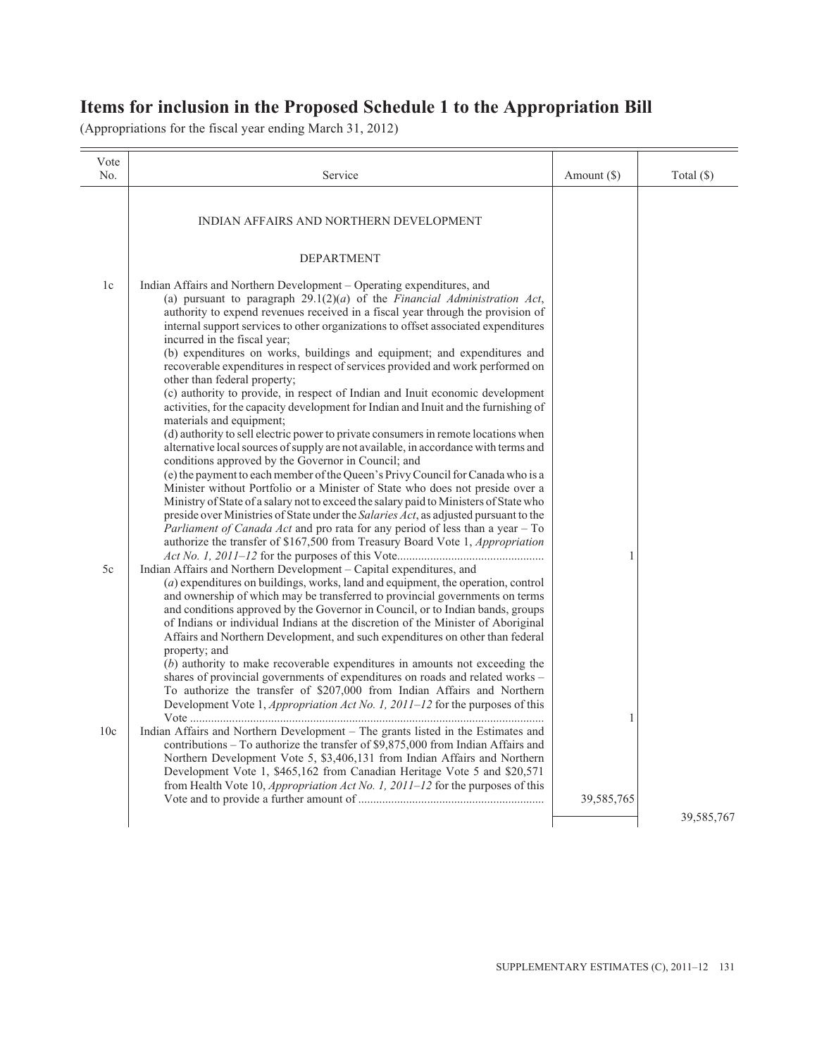# Items for inclusion in the Proposed Schedule 1 to the Appropriation Bill

(Appropriations for the fiscal year ending March 31, 2012)

| Vote No. | Service | Amount ($) | Total ($) |
|---|---|---|---|
| | INDIAN AFFAIRS AND NORTHERN DEVELOPMENT | | |
| | DEPARTMENT | | |
| 1c | Indian Affairs and Northern Development – Operating expenditures, and (a) pursuant to paragraph 29.1(2)(*a*) of the *Financial Administration Act*, authority to expend revenues received in a fiscal year through the provision of internal support services to other organizations to offset associated expenditures incurred in the fiscal year; (b) expenditures on works, buildings and equipment; and expenditures and recoverable expenditures in respect of services provided and work performed on other than federal property; (c) authority to provide, in respect of Indian and Inuit economic development activities, for the capacity development for Indian and Inuit and the furnishing of materials and equipment; (d) authority to sell electric power to private consumers in remote locations when alternative local sources of supply are not available, in accordance with terms and conditions approved by the Governor in Council; and (e) the payment to each member of the Queen's Privy Council for Canada who is a Minister without Portfolio or a Minister of State who does not preside over a Ministry of State of a salary not to exceed the salary paid to Ministers of State who preside over Ministries of State under the *Salaries Act*, as adjusted pursuant to the *Parliament of Canada Act* and pro rata for any period of less than a year – To authorize the transfer of $167,500 from Treasury Board Vote 1, *Appropriation Act No. 1, 2011–12* for the purposes of this Vote | 1 | |
| 5c | Indian Affairs and Northern Development – Capital expenditures, and (*a*) expenditures on buildings, works, land and equipment, the operation, control and ownership of which may be transferred to provincial governments on terms and conditions approved by the Governor in Council, or to Indian bands, groups of Indians or individual Indians at the discretion of the Minister of Aboriginal Affairs and Northern Development, and such expenditures on other than federal property; and (*b*) authority to make recoverable expenditures in amounts not exceeding the shares of provincial governments of expenditures on roads and related works – To authorize the transfer of $207,000 from Indian Affairs and Northern Development Vote 1, *Appropriation Act No. 1, 2011–12* for the purposes of this Vote | 1 | |
| 10c | Indian Affairs and Northern Development – The grants listed in the Estimates and contributions – To authorize the transfer of $9,875,000 from Indian Affairs and Northern Development Vote 5, $3,406,131 from Indian Affairs and Northern Development Vote 1, $465,162 from Canadian Heritage Vote 5 and $20,571 from Health Vote 10, *Appropriation Act No. 1, 2011–12* for the purposes of this Vote and to provide a further amount of | 39,585,765 | |
| | | | 39,585,767 |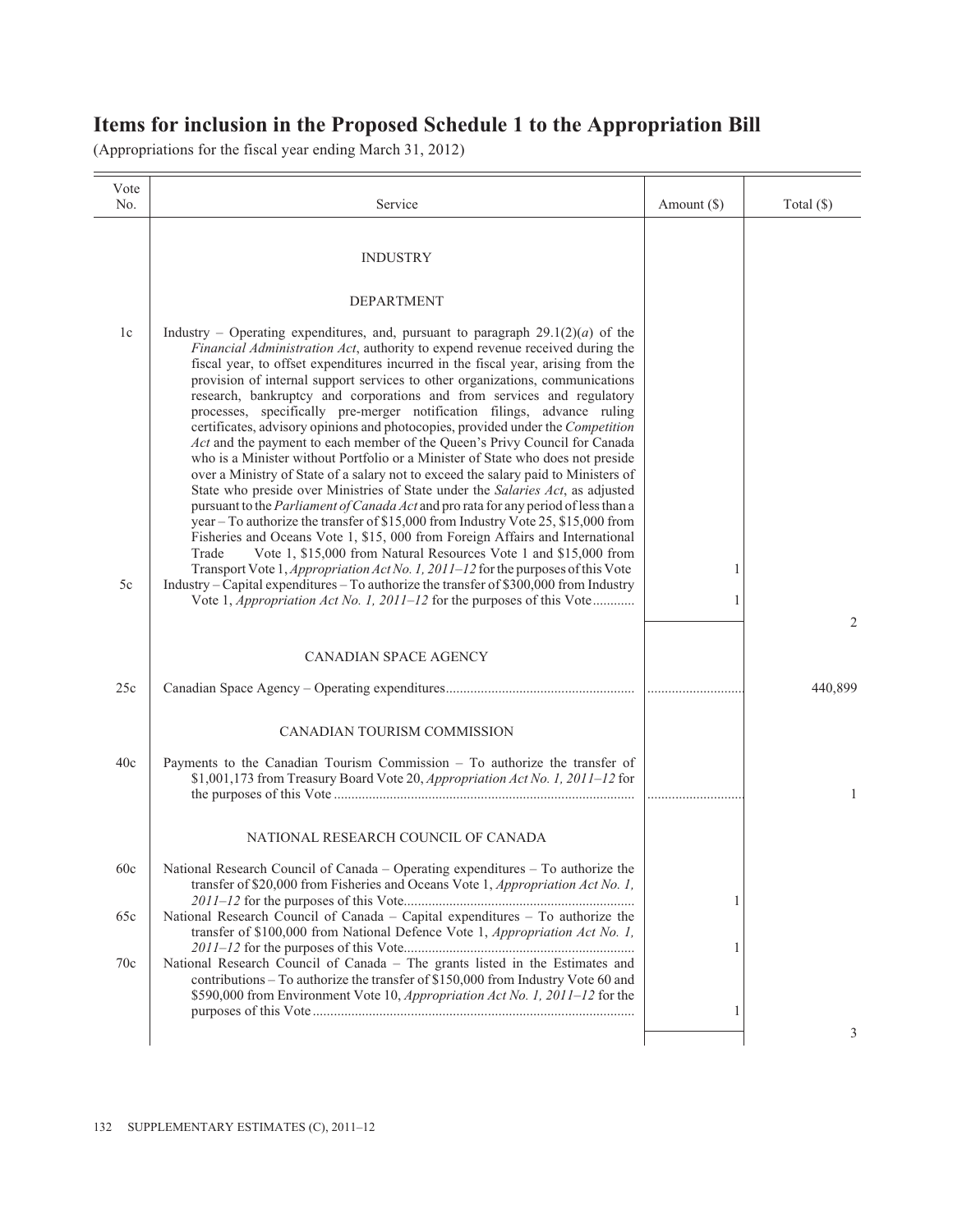# Items for inclusion in the Proposed Schedule 1 to the Appropriation Bill

(Appropriations for the fiscal year ending March 31, 2012)

| Vote No. | Service | Amount ($) | Total ($) |
|---|---|---|---|
| | INDUSTRY | | |
| | DEPARTMENT | | |
| 1c | Industry – Operating expenditures, and, pursuant to paragraph 29.1(2)(*a*) of the *Financial Administration Act*, authority to expend revenue received during the fiscal year, to offset expenditures incurred in the fiscal year, arising from the provision of internal support services to other organizations, communications research, bankruptcy and corporations and from services and regulatory processes, specifically pre-merger notification filings, advance ruling certificates, advisory opinions and photocopies, provided under the *Competition Act* and the payment to each member of the Queen's Privy Council for Canada who is a Minister without Portfolio or a Minister of State who does not preside over a Ministry of State of a salary not to exceed the salary paid to Ministers of State who preside over Ministries of State under the *Salaries Act*, as adjusted pursuant to the *Parliament of Canada Act* and pro rata for any period of less than a year – To authorize the transfer of $15,000 from Industry Vote 25, $15,000 from Fisheries and Oceans Vote 1, $15, 000 from Foreign Affairs and International Trade Vote 1, $15,000 from Natural Resources Vote 1 and $15,000 from Transport Vote 1, *Appropriation Act No. 1, 2011–12* for the purposes of this Vote | 1 | |
| 5c | Industry – Capital expenditures – To authorize the transfer of $300,000 from Industry Vote 1, *Appropriation Act No. 1, 2011–12* for the purposes of this Vote............ | 1 | |
| | | | 2 |
| | CANADIAN SPACE AGENCY | | |
| 25c | Canadian Space Agency – Operating expenditures..................................................... | ........................... | 440,899 |
| | CANADIAN TOURISM COMMISSION | | |
| 40c | Payments to the Canadian Tourism Commission – To authorize the transfer of $1,001,173 from Treasury Board Vote 20, *Appropriation Act No. 1, 2011–12* for the purposes of this Vote ..................................................................................... | ........................... | 1 |
| | NATIONAL RESEARCH COUNCIL OF CANADA | | |
| 60c | National Research Council of Canada – Operating expenditures – To authorize the transfer of $20,000 from Fisheries and Oceans Vote 1, *Appropriation Act No. 1, 2011–12* for the purposes of this Vote................................................................. | 1 | |
| 65c | National Research Council of Canada – Capital expenditures – To authorize the transfer of $100,000 from National Defence Vote 1, *Appropriation Act No. 1, 2011–12* for the purposes of this Vote................................................................. | 1 | |
| 70c | National Research Council of Canada – The grants listed in the Estimates and contributions – To authorize the transfer of $150,000 from Industry Vote 60 and $590,000 from Environment Vote 10, *Appropriation Act No. 1, 2011–12* for the purposes of this Vote ........................................................................................... | 1 | |
| | | | 3 |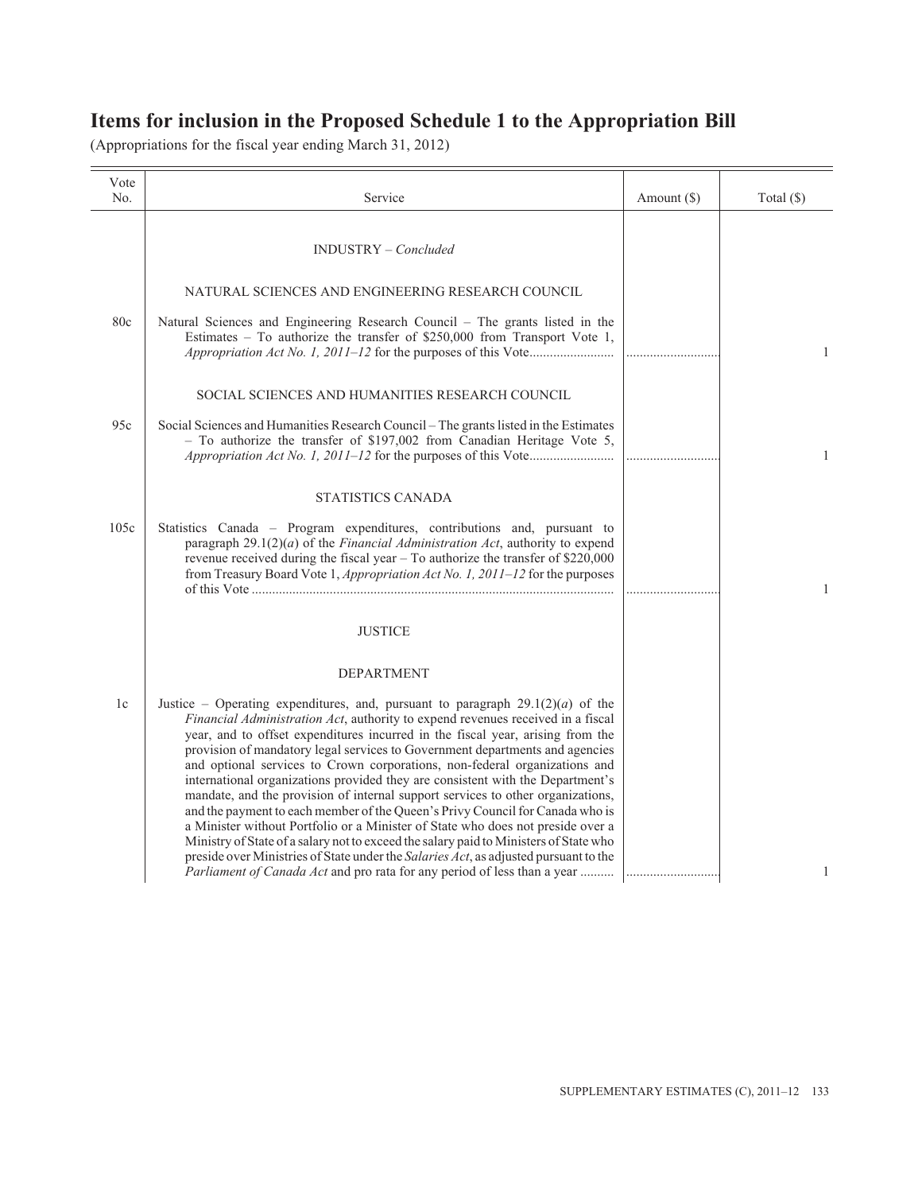# Items for inclusion in the Proposed Schedule 1 to the Appropriation Bill

(Appropriations for the fiscal year ending March 31, 2012)

| Vote No. | Service | Amount ($) | Total ($) |
|---|---|---|---|
| | INDUSTRY – *Concluded* | | |
| | NATURAL SCIENCES AND ENGINEERING RESEARCH COUNCIL | | |
| 80c | Natural Sciences and Engineering Research Council – The grants listed in the Estimates – To authorize the transfer of $250,000 from Transport Vote 1, *Appropriation Act No. 1, 2011–12* for the purposes of this Vote | ............................ | 1 |
| | SOCIAL SCIENCES AND HUMANITIES RESEARCH COUNCIL | | |
| 95c | Social Sciences and Humanities Research Council – The grants listed in the Estimates – To authorize the transfer of $197,002 from Canadian Heritage Vote 5, *Appropriation Act No. 1, 2011–12* for the purposes of this Vote | ............................ | 1 |
| | STATISTICS CANADA | | |
| 105c | Statistics Canada – Program expenditures, contributions and, pursuant to paragraph 29.1(2)(*a*) of the *Financial Administration Act*, authority to expend revenue received during the fiscal year – To authorize the transfer of $220,000 from Treasury Board Vote 1, *Appropriation Act No. 1, 2011–12* for the purposes of this Vote | ............................ | 1 |
| | JUSTICE | | |
| | DEPARTMENT | | |
| 1c | Justice – Operating expenditures, and, pursuant to paragraph 29.1(2)(*a*) of the *Financial Administration Act*, authority to expend revenues received in a fiscal year, and to offset expenditures incurred in the fiscal year, arising from the provision of mandatory legal services to Government departments and agencies and optional services to Crown corporations, non-federal organizations and international organizations provided they are consistent with the Department's mandate, and the provision of internal support services to other organizations, and the payment to each member of the Queen's Privy Council for Canada who is a Minister without Portfolio or a Minister of State who does not preside over a Ministry of State of a salary not to exceed the salary paid to Ministers of State who preside over Ministries of State under the *Salaries Act*, as adjusted pursuant to the *Parliament of Canada Act* and pro rata for any period of less than a year | ............................ | 1 |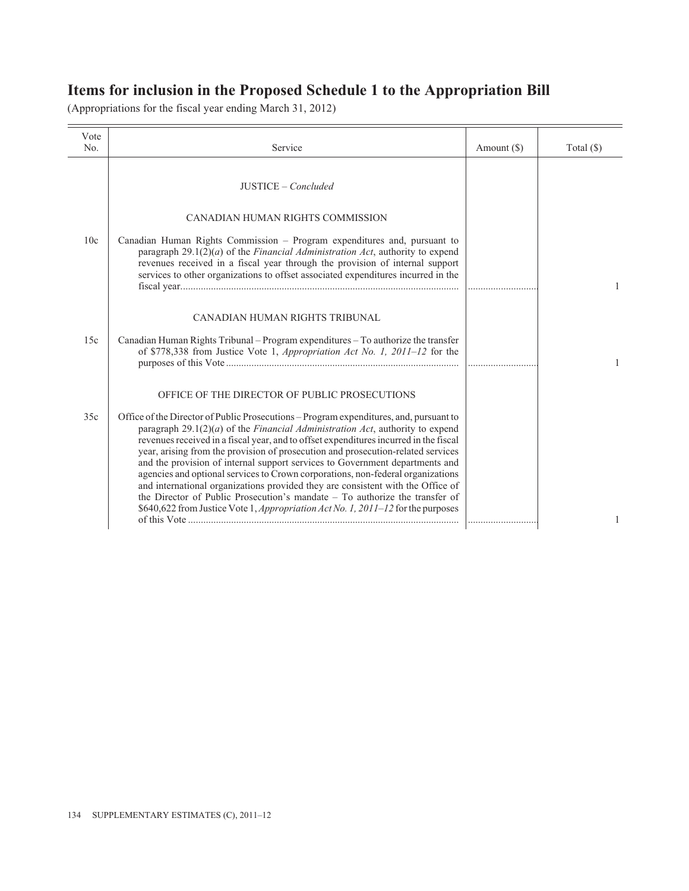# Items for inclusion in the Proposed Schedule 1 to the Appropriation Bill

(Appropriations for the fiscal year ending March 31, 2012)

| Vote No. | Service | Amount ($) | Total ($) |
|---|---|---|---|
| | JUSTICE – *Concluded* | | |
| | CANADIAN HUMAN RIGHTS COMMISSION | | |
| 10c | Canadian Human Rights Commission – Program expenditures and, pursuant to paragraph 29.1(2)(*a*) of the *Financial Administration Act*, authority to expend revenues received in a fiscal year through the provision of internal support services to other organizations to offset associated expenditures incurred in the fiscal year | .......................... | 1 |
| | CANADIAN HUMAN RIGHTS TRIBUNAL | | |
| 15c | Canadian Human Rights Tribunal – Program expenditures – To authorize the transfer of $778,338 from Justice Vote 1, *Appropriation Act No. 1, 2011–12* for the purposes of this Vote | .......................... | 1 |
| | OFFICE OF THE DIRECTOR OF PUBLIC PROSECUTIONS | | |
| 35c | Office of the Director of Public Prosecutions – Program expenditures, and, pursuant to paragraph 29.1(2)(*a*) of the *Financial Administration Act*, authority to expend revenues received in a fiscal year, and to offset expenditures incurred in the fiscal year, arising from the provision of prosecution and prosecution-related services and the provision of internal support services to Government departments and agencies and optional services to Crown corporations, non-federal organizations and international organizations provided they are consistent with the Office of the Director of Public Prosecution's mandate – To authorize the transfer of $640,622 from Justice Vote 1, *Appropriation Act No. 1, 2011–12* for the purposes of this Vote | .......................... | 1 |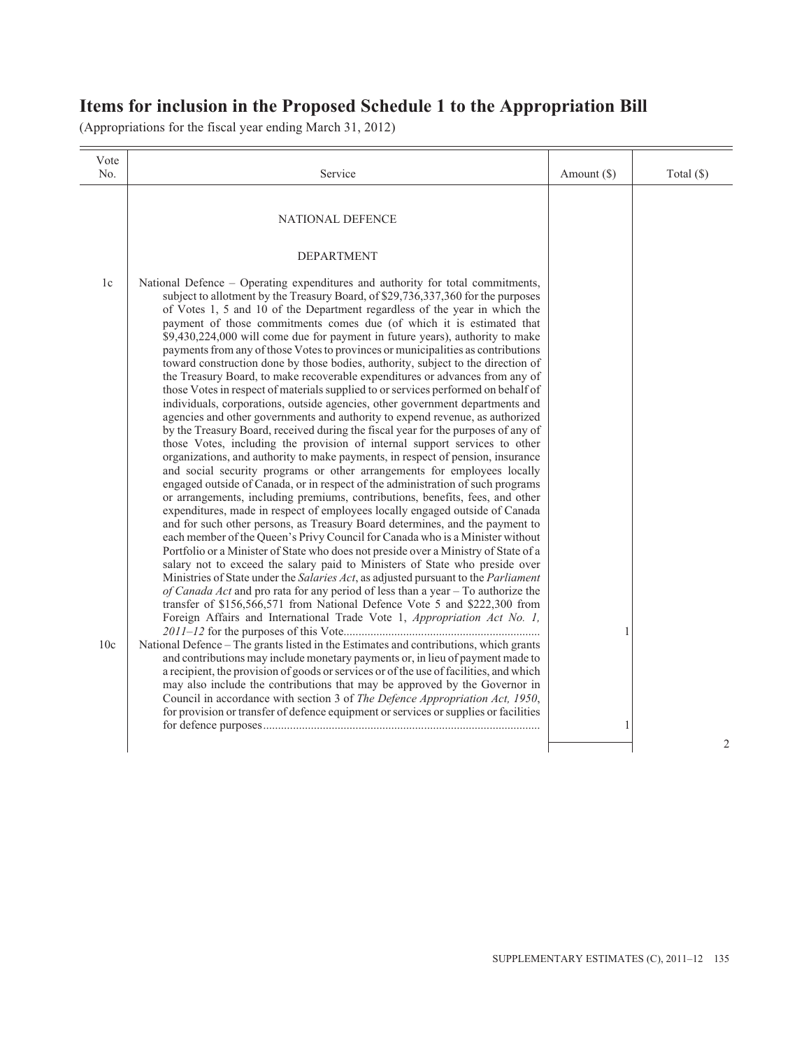# Items for inclusion in the Proposed Schedule 1 to the Appropriation Bill

(Appropriations for the fiscal year ending March 31, 2012)

| Vote No. | Service | Amount ($) | Total ($) |
|---|---|---|---|
| | NATIONAL DEFENCE | | |
| | DEPARTMENT | | |
| 1c | National Defence – Operating expenditures and authority for total commitments, subject to allotment by the Treasury Board, of $29,736,337,360 for the purposes of Votes 1, 5 and 10 of the Department regardless of the year in which the payment of those commitments comes due (of which it is estimated that $9,430,224,000 will come due for payment in future years), authority to make payments from any of those Votes to provinces or municipalities as contributions toward construction done by those bodies, authority, subject to the direction of the Treasury Board, to make recoverable expenditures or advances from any of those Votes in respect of materials supplied to or services performed on behalf of individuals, corporations, outside agencies, other government departments and agencies and other governments and authority to expend revenue, as authorized by the Treasury Board, received during the fiscal year for the purposes of any of those Votes, including the provision of internal support services to other organizations, and authority to make payments, in respect of pension, insurance and social security programs or other arrangements for employees locally engaged outside of Canada, or in respect of the administration of such programs or arrangements, including premiums, contributions, benefits, fees, and other expenditures, made in respect of employees locally engaged outside of Canada and for such other persons, as Treasury Board determines, and the payment to each member of the Queen's Privy Council for Canada who is a Minister without Portfolio or a Minister of State who does not preside over a Ministry of State of a salary not to exceed the salary paid to Ministers of State who preside over Ministries of State under the *Salaries Act*, as adjusted pursuant to the *Parliament of Canada Act* and pro rata for any period of less than a year – To authorize the transfer of $156,566,571 from National Defence Vote 5 and $222,300 from Foreign Affairs and International Trade Vote 1, *Appropriation Act No. 1, 2011–12* for the purposes of this Vote | 1 | |
| 10c | National Defence – The grants listed in the Estimates and contributions, which grants and contributions may include monetary payments or, in lieu of payment made to a recipient, the provision of goods or services or of the use of facilities, and which may also include the contributions that may be approved by the Governor in Council in accordance with section 3 of *The Defence Appropriation Act, 1950*, for provision or transfer of defence equipment or services or supplies or facilities for defence purposes | 1 | |
| | | | 2 |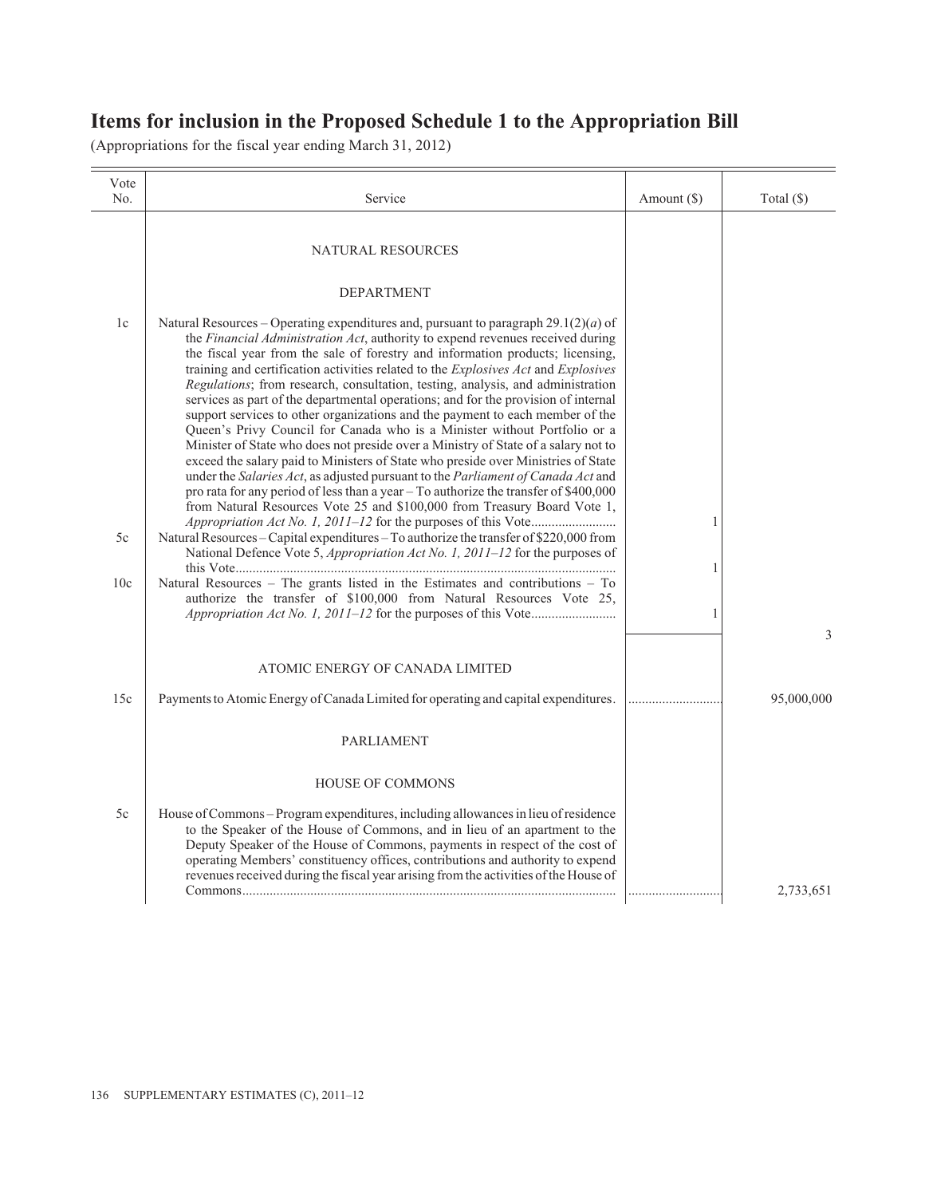# Items for inclusion in the Proposed Schedule 1 to the Appropriation Bill

(Appropriations for the fiscal year ending March 31, 2012)

| Vote No. | Service | Amount ($) | Total ($) |
|---|---|---|---|
| | NATURAL RESOURCES | | |
| | DEPARTMENT | | |
| 1c | Natural Resources – Operating expenditures and, pursuant to paragraph 29.1(2)(*a*) of the *Financial Administration Act*, authority to expend revenues received during the fiscal year from the sale of forestry and information products; licensing, training and certification activities related to the *Explosives Act* and *Explosives Regulations*; from research, consultation, testing, analysis, and administration services as part of the departmental operations; and for the provision of internal support services to other organizations and the payment to each member of the Queen's Privy Council for Canada who is a Minister without Portfolio or a Minister of State who does not preside over a Ministry of State of a salary not to exceed the salary paid to Ministers of State who preside over Ministries of State under the *Salaries Act*, as adjusted pursuant to the *Parliament of Canada Act* and pro rata for any period of less than a year – To authorize the transfer of $400,000 from Natural Resources Vote 25 and $100,000 from Treasury Board Vote 1, *Appropriation Act No. 1, 2011–12* for the purposes of this Vote | 1 | |
| 5c | Natural Resources – Capital expenditures – To authorize the transfer of $220,000 from National Defence Vote 5, *Appropriation Act No. 1, 2011–12* for the purposes of this Vote | 1 | |
| 10c | Natural Resources – The grants listed in the Estimates and contributions – To authorize the transfer of $100,000 from Natural Resources Vote 25, *Appropriation Act No. 1, 2011–12* for the purposes of this Vote | 1 | |
| | | | 3 |
| | ATOMIC ENERGY OF CANADA LIMITED | | |
| 15c | Payments to Atomic Energy of Canada Limited for operating and capital expenditures. | | 95,000,000 |
| | PARLIAMENT | | |
| | HOUSE OF COMMONS | | |
| 5c | House of Commons – Program expenditures, including allowances in lieu of residence to the Speaker of the House of Commons, and in lieu of an apartment to the Deputy Speaker of the House of Commons, payments in respect of the cost of operating Members' constituency offices, contributions and authority to expend revenues received during the fiscal year arising from the activities of the House of Commons | | 2,733,651 |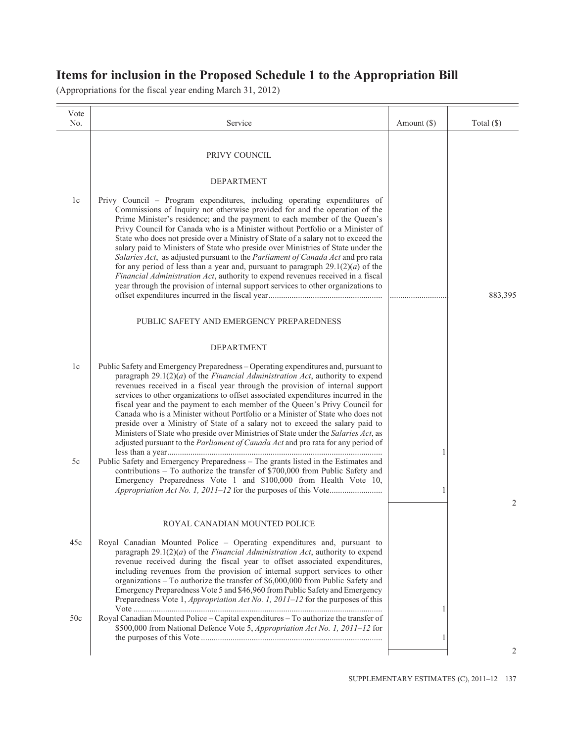# Items for inclusion in the Proposed Schedule 1 to the Appropriation Bill

(Appropriations for the fiscal year ending March 31, 2012)

| Vote No. | Service | Amount ($) | Total ($) |
|---|---|---|---|
| | PRIVY COUNCIL | | |
| | DEPARTMENT | | |
| 1c | Privy Council – Program expenditures, including operating expenditures of Commissions of Inquiry not otherwise provided for and the operation of the Prime Minister's residence; and the payment to each member of the Queen's Privy Council for Canada who is a Minister without Portfolio or a Minister of State who does not preside over a Ministry of State of a salary not to exceed the salary paid to Ministers of State who preside over Ministries of State under the *Salaries Act*, as adjusted pursuant to the *Parliament of Canada Act* and pro rata for any period of less than a year and, pursuant to paragraph 29.1(2)(*a*) of the *Financial Administration Act*, authority to expend revenues received in a fiscal year through the provision of internal support services to other organizations to offset expenditures incurred in the fiscal year | ........................... | 883,395 |
| | PUBLIC SAFETY AND EMERGENCY PREPAREDNESS | | |
| | DEPARTMENT | | |
| 1c | Public Safety and Emergency Preparedness – Operating expenditures and, pursuant to paragraph 29.1(2)(*a*) of the *Financial Administration Act*, authority to expend revenues received in a fiscal year through the provision of internal support services to other organizations to offset associated expenditures incurred in the fiscal year and the payment to each member of the Queen's Privy Council for Canada who is a Minister without Portfolio or a Minister of State who does not preside over a Ministry of State of a salary not to exceed the salary paid to Ministers of State who preside over Ministries of State under the *Salaries Act*, as adjusted pursuant to the *Parliament of Canada Act* and pro rata for any period of less than a year | 1 | |
| 5c | Public Safety and Emergency Preparedness – The grants listed in the Estimates and contributions – To authorize the transfer of $700,000 from Public Safety and Emergency Preparedness Vote 1 and $100,000 from Health Vote 10, *Appropriation Act No. 1, 2011–12* for the purposes of this Vote | 1 | |
| | | | 2 |
| | ROYAL CANADIAN MOUNTED POLICE | | |
| 45c | Royal Canadian Mounted Police – Operating expenditures and, pursuant to paragraph 29.1(2)(*a*) of the *Financial Administration Act*, authority to expend revenue received during the fiscal year to offset associated expenditures, including revenues from the provision of internal support services to other organizations – To authorize the transfer of $6,000,000 from Public Safety and Emergency Preparedness Vote 5 and $46,960 from Public Safety and Emergency Preparedness Vote 1, *Appropriation Act No. 1, 2011–12* for the purposes of this Vote | 1 | |
| 50c | Royal Canadian Mounted Police – Capital expenditures – To authorize the transfer of $500,000 from National Defence Vote 5, *Appropriation Act No. 1, 2011–12* for the purposes of this Vote | 1 | |
| | | | 2 |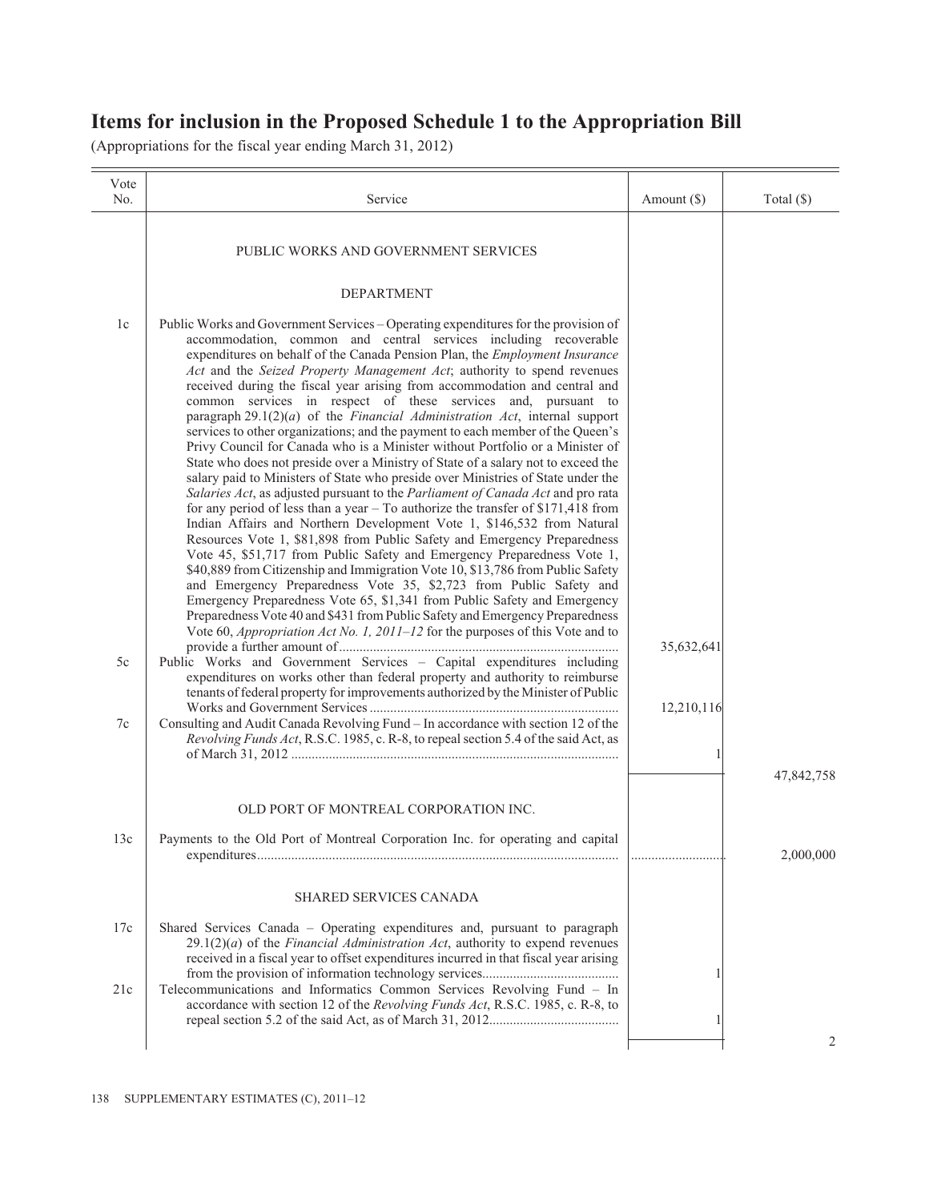# Items for inclusion in the Proposed Schedule 1 to the Appropriation Bill

(Appropriations for the fiscal year ending March 31, 2012)

| Vote No. | Service | Amount ($) | Total ($) |
|---|---|---|---|
| | PUBLIC WORKS AND GOVERNMENT SERVICES | | |
| | DEPARTMENT | | |
| 1c | Public Works and Government Services – Operating expenditures for the provision of accommodation, common and central services including recoverable expenditures on behalf of the Canada Pension Plan, the *Employment Insurance Act* and the *Seized Property Management Act*; authority to spend revenues received during the fiscal year arising from accommodation and central and common services in respect of these services and, pursuant to paragraph 29.1(2)(*a*) of the *Financial Administration Act*, internal support services to other organizations; and the payment to each member of the Queen's Privy Council for Canada who is a Minister without Portfolio or a Minister of State who does not preside over a Ministry of State of a salary not to exceed the salary paid to Ministers of State who preside over Ministries of State under the *Salaries Act*, as adjusted pursuant to the *Parliament of Canada Act* and pro rata for any period of less than a year – To authorize the transfer of $171,418 from Indian Affairs and Northern Development Vote 1, $146,532 from Natural Resources Vote 1, $81,898 from Public Safety and Emergency Preparedness Vote 45, $51,717 from Public Safety and Emergency Preparedness Vote 1, $40,889 from Citizenship and Immigration Vote 10, $13,786 from Public Safety and Emergency Preparedness Vote 35, $2,723 from Public Safety and Emergency Preparedness Vote 65, $1,341 from Public Safety and Emergency Preparedness Vote 40 and $431 from Public Safety and Emergency Preparedness Vote 60, *Appropriation Act No. 1, 2011–12* for the purposes of this Vote and to provide a further amount of | 35,632,641 | |
| 5c | Public Works and Government Services – Capital expenditures including expenditures on works other than federal property and authority to reimburse tenants of federal property for improvements authorized by the Minister of Public Works and Government Services | 12,210,116 | |
| 7c | Consulting and Audit Canada Revolving Fund – In accordance with section 12 of the *Revolving Funds Act*, R.S.C. 1985, c. R-8, to repeal section 5.4 of the said Act, as of March 31, 2012 | 1 | |
| | | | 47,842,758 |
| | OLD PORT OF MONTREAL CORPORATION INC. | | |
| 13c | Payments to the Old Port of Montreal Corporation Inc. for operating and capital expenditures | | 2,000,000 |
| | SHARED SERVICES CANADA | | |
| 17c | Shared Services Canada – Operating expenditures and, pursuant to paragraph 29.1(2)(*a*) of the *Financial Administration Act*, authority to expend revenues received in a fiscal year to offset expenditures incurred in that fiscal year arising from the provision of information technology services | 1 | |
| 21c | Telecommunications and Informatics Common Services Revolving Fund – In accordance with section 12 of the *Revolving Funds Act*, R.S.C. 1985, c. R-8, to repeal section 5.2 of the said Act, as of March 31, 2012 | 1 | |
| | | | 2 |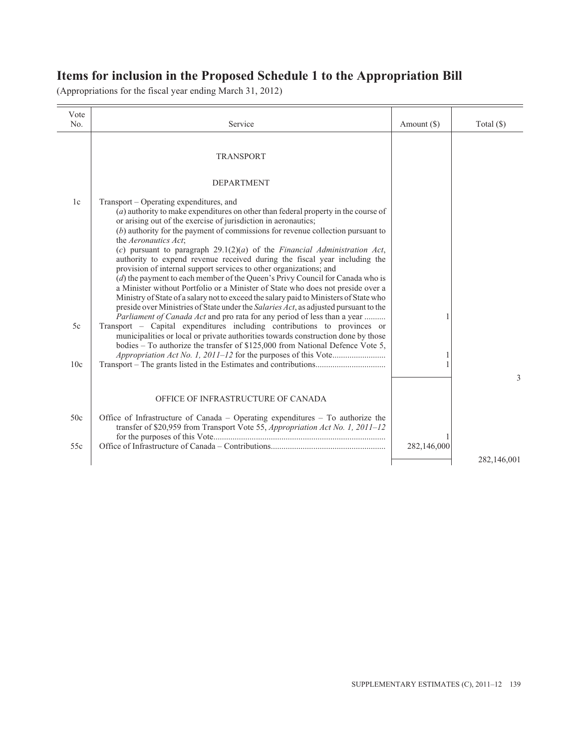# Items for inclusion in the Proposed Schedule 1 to the Appropriation Bill

(Appropriations for the fiscal year ending March 31, 2012)

| Vote No. | Service | Amount ($) | Total ($) |
|---|---|---|---|
| | TRANSPORT | | |
| | DEPARTMENT | | |
| 1c | Transport – Operating expenditures, and (*a*) authority to make expenditures on other than federal property in the course of or arising out of the exercise of jurisdiction in aeronautics; (*b*) authority for the payment of commissions for revenue collection pursuant to the *Aeronautics Act*; (*c*) pursuant to paragraph 29.1(2)(*a*) of the *Financial Administration Act*, authority to expend revenue received during the fiscal year including the provision of internal support services to other organizations; and (*d*) the payment to each member of the Queen's Privy Council for Canada who is a Minister without Portfolio or a Minister of State who does not preside over a Ministry of State of a salary not to exceed the salary paid to Ministers of State who preside over Ministries of State under the *Salaries Act*, as adjusted pursuant to the *Parliament of Canada Act* and pro rata for any period of less than a year .......... | 1 | |
| 5c | Transport – Capital expenditures including contributions to provinces or municipalities or local or private authorities towards construction done by those bodies – To authorize the transfer of $125,000 from National Defence Vote 5, *Appropriation Act No. 1, 2011–12* for the purposes of this Vote......................... | 1 | |
| 10c | Transport – The grants listed in the Estimates and contributions................................ | 1 | |
| | | | 3 |
| | OFFICE OF INFRASTRUCTURE OF CANADA | | |
| 50c | Office of Infrastructure of Canada – Operating expenditures – To authorize the transfer of $20,959 from Transport Vote 55, *Appropriation Act No. 1, 2011–12* for the purposes of this Vote................................................................................ | 1 | |
| 55c | Office of Infrastructure of Canada – Contributions..................................................... | 282,146,000 | |
| | | | 282,146,001 |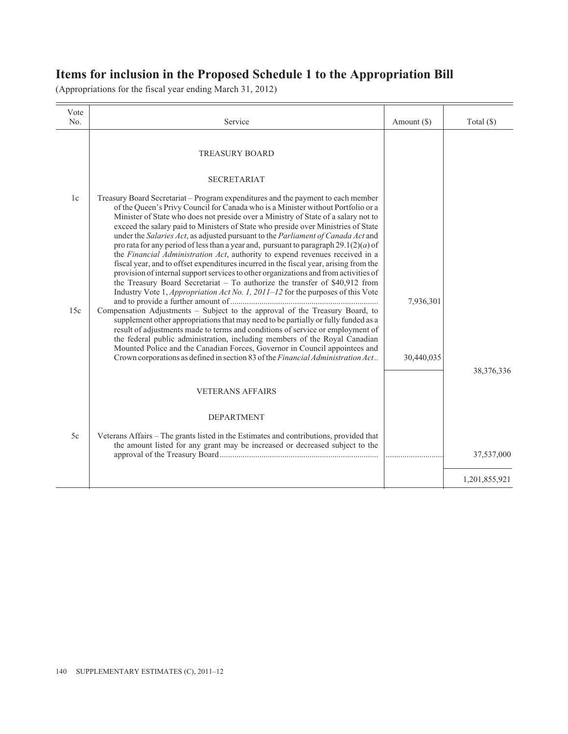# Items for inclusion in the Proposed Schedule 1 to the Appropriation Bill

(Appropriations for the fiscal year ending March 31, 2012)

| Vote No. | Service | Amount ($) | Total ($) |
|---|---|---|---|
| | TREASURY BOARD | | |
| | SECRETARIAT | | |
| 1c | Treasury Board Secretariat – Program expenditures and the payment to each member of the Queen's Privy Council for Canada who is a Minister without Portfolio or a Minister of State who does not preside over a Ministry of State of a salary not to exceed the salary paid to Ministers of State who preside over Ministries of State under the *Salaries Act*, as adjusted pursuant to the *Parliament of Canada Act* and pro rata for any period of less than a year and, pursuant to paragraph 29.1(2)(*a*) of the *Financial Administration Act*, authority to expend revenues received in a fiscal year, and to offset expenditures incurred in the fiscal year, arising from the provision of internal support services to other organizations and from activities of the Treasury Board Secretariat – To authorize the transfer of $40,912 from Industry Vote 1, *Appropriation Act No. 1, 2011–12* for the purposes of this Vote and to provide a further amount of | 7,936,301 | |
| 15c | Compensation Adjustments – Subject to the approval of the Treasury Board, to supplement other appropriations that may need to be partially or fully funded as a result of adjustments made to terms and conditions of service or employment of the federal public administration, including members of the Royal Canadian Mounted Police and the Canadian Forces, Governor in Council appointees and Crown corporations as defined in section 83 of the *Financial Administration Act* | 30,440,035 | |
| | | | 38,376,336 |
| | VETERANS AFFAIRS | | |
| | DEPARTMENT | | |
| 5c | Veterans Affairs – The grants listed in the Estimates and contributions, provided that the amount listed for any grant may be increased or decreased subject to the approval of the Treasury Board | | 37,537,000 |
| | | | 1,201,855,921 |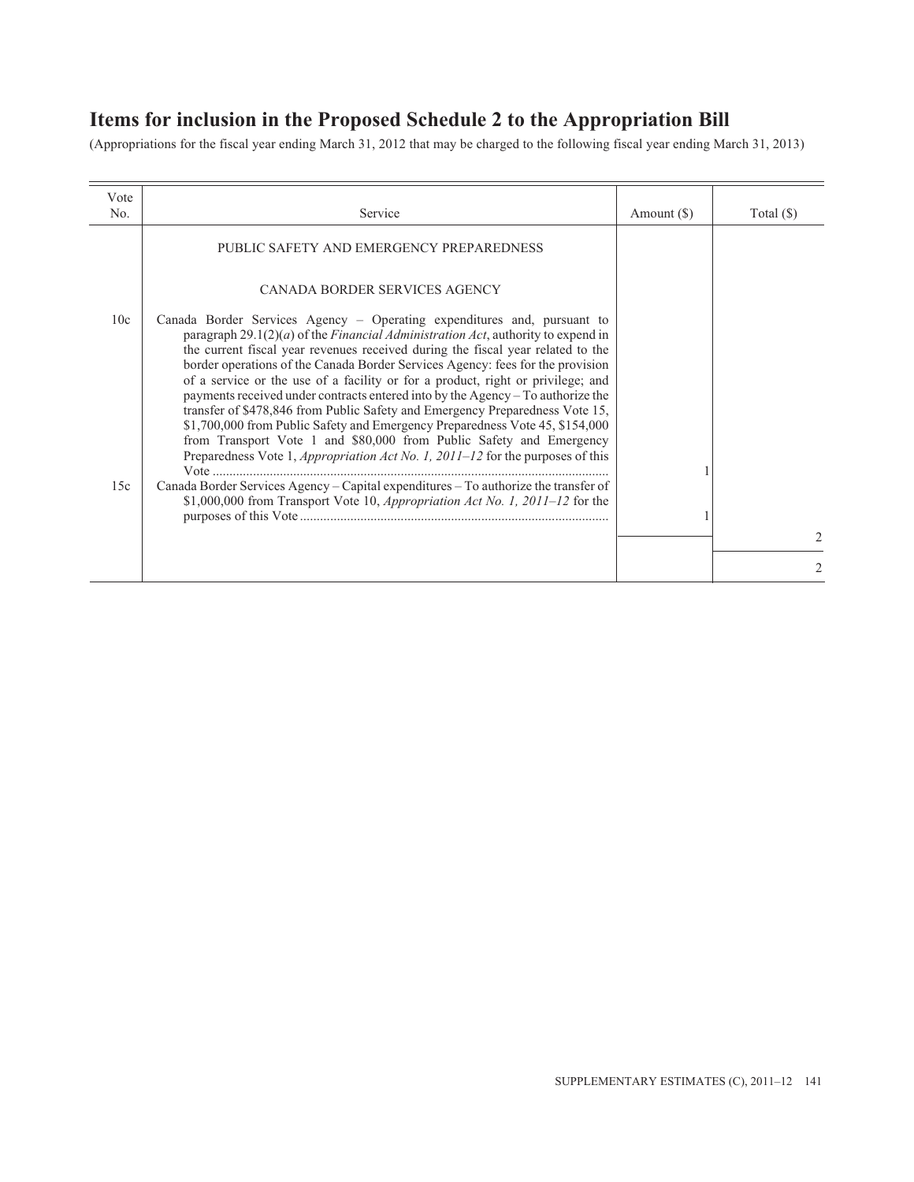## Items for inclusion in the Proposed Schedule 2 to the Appropriation Bill

(Appropriations for the fiscal year ending March 31, 2012 that may be charged to the following fiscal year ending March 31, 2013)

| Vote No. | Service | Amount ($) | Total ($) |
|---|---|---|---|
| | PUBLIC SAFETY AND EMERGENCY PREPAREDNESS | | |
| | CANADA BORDER SERVICES AGENCY | | |
| 10c | Canada Border Services Agency – Operating expenditures and, pursuant to paragraph 29.1(2)(*a*) of the *Financial Administration Act*, authority to expend in the current fiscal year revenues received during the fiscal year related to the border operations of the Canada Border Services Agency: fees for the provision of a service or the use of a facility or for a product, right or privilege; and payments received under contracts entered into by the Agency – To authorize the transfer of $478,846 from Public Safety and Emergency Preparedness Vote 15, $1,700,000 from Public Safety and Emergency Preparedness Vote 45, $154,000 from Transport Vote 1 and $80,000 from Public Safety and Emergency Preparedness Vote 1, *Appropriation Act No. 1, 2011–12* for the purposes of this Vote | 1 | |
| 15c | Canada Border Services Agency – Capital expenditures – To authorize the transfer of $1,000,000 from Transport Vote 10, *Appropriation Act No. 1, 2011–12* for the purposes of this Vote | 1 | |
| | | | 2 |
| | | | 2 |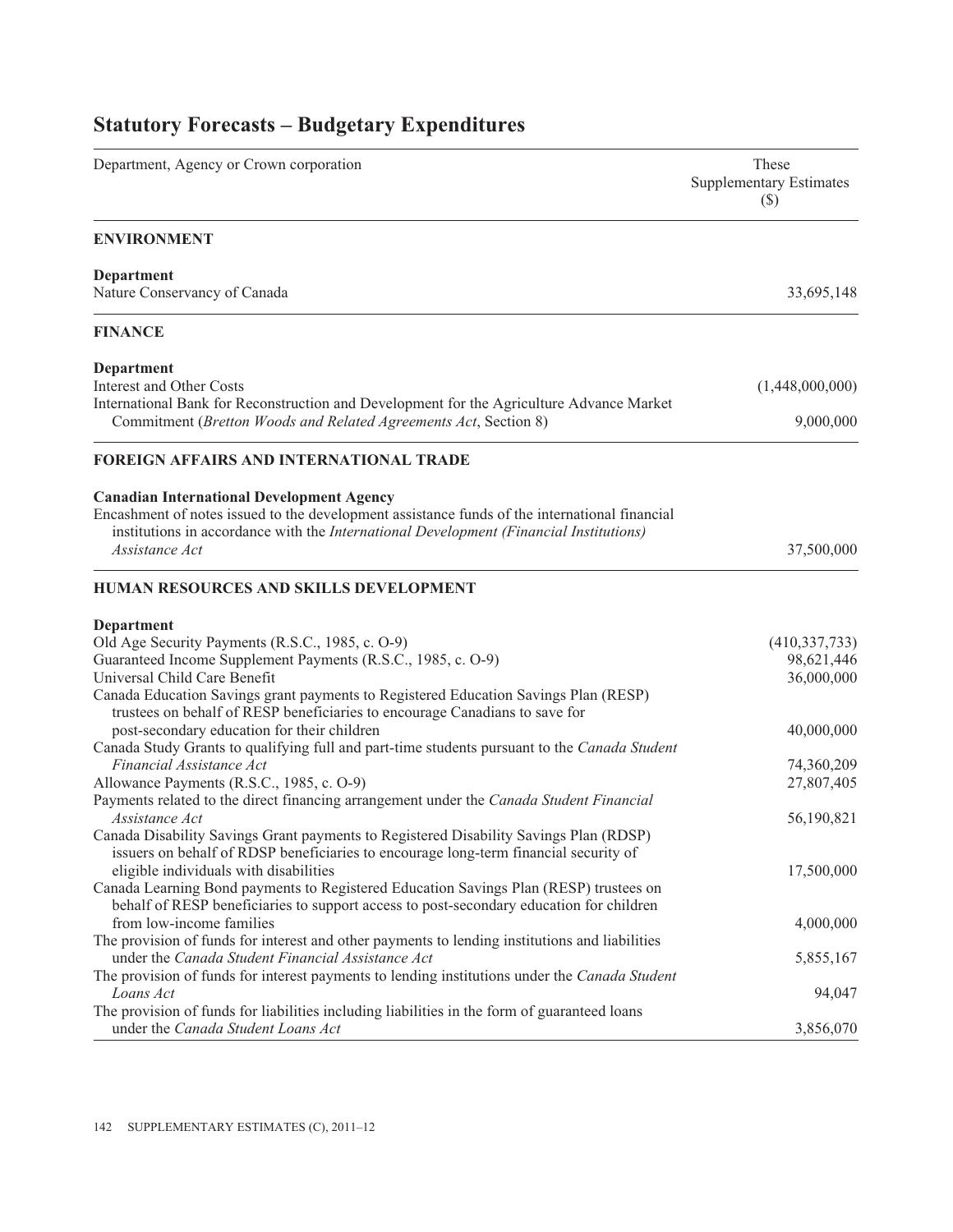# Statutory Forecasts – Budgetary Expenditures

| Department, Agency or Crown corporation | These Supplementary Estimates ($) |
| --- | --- |
| **ENVIRONMENT** | |
| **Department** | |
| Nature Conservancy of Canada | 33,695,148 |
| **FINANCE** | |
| **Department** | |
| Interest and Other Costs | (1,448,000,000) |
| International Bank for Reconstruction and Development for the Agriculture Advance Market Commitment (*Bretton Woods and Related Agreements Act*, Section 8) | 9,000,000 |
| **FOREIGN AFFAIRS AND INTERNATIONAL TRADE** | |
| **Canadian International Development Agency** | |
| Encashment of notes issued to the development assistance funds of the international financial institutions in accordance with the *International Development (Financial Institutions) Assistance Act* | 37,500,000 |
| **HUMAN RESOURCES AND SKILLS DEVELOPMENT** | |
| **Department** | |
| Old Age Security Payments (R.S.C., 1985, c. O-9) | (410,337,733) |
| Guaranteed Income Supplement Payments (R.S.C., 1985, c. O-9) | 98,621,446 |
| Universal Child Care Benefit | 36,000,000 |
| Canada Education Savings grant payments to Registered Education Savings Plan (RESP) trustees on behalf of RESP beneficiaries to encourage Canadians to save for post-secondary education for their children | 40,000,000 |
| Canada Study Grants to qualifying full and part-time students pursuant to the *Canada Student Financial Assistance Act* | 74,360,209 |
| Allowance Payments (R.S.C., 1985, c. O-9) | 27,807,405 |
| Payments related to the direct financing arrangement under the *Canada Student Financial Assistance Act* | 56,190,821 |
| Canada Disability Savings Grant payments to Registered Disability Savings Plan (RDSP) issuers on behalf of RDSP beneficiaries to encourage long-term financial security of eligible individuals with disabilities | 17,500,000 |
| Canada Learning Bond payments to Registered Education Savings Plan (RESP) trustees on behalf of RESP beneficiaries to support access to post-secondary education for children from low-income families | 4,000,000 |
| The provision of funds for interest and other payments to lending institutions and liabilities under the *Canada Student Financial Assistance Act* | 5,855,167 |
| The provision of funds for interest payments to lending institutions under the *Canada Student Loans Act* | 94,047 |
| The provision of funds for liabilities including liabilities in the form of guaranteed loans under the *Canada Student Loans Act* | 3,856,070 |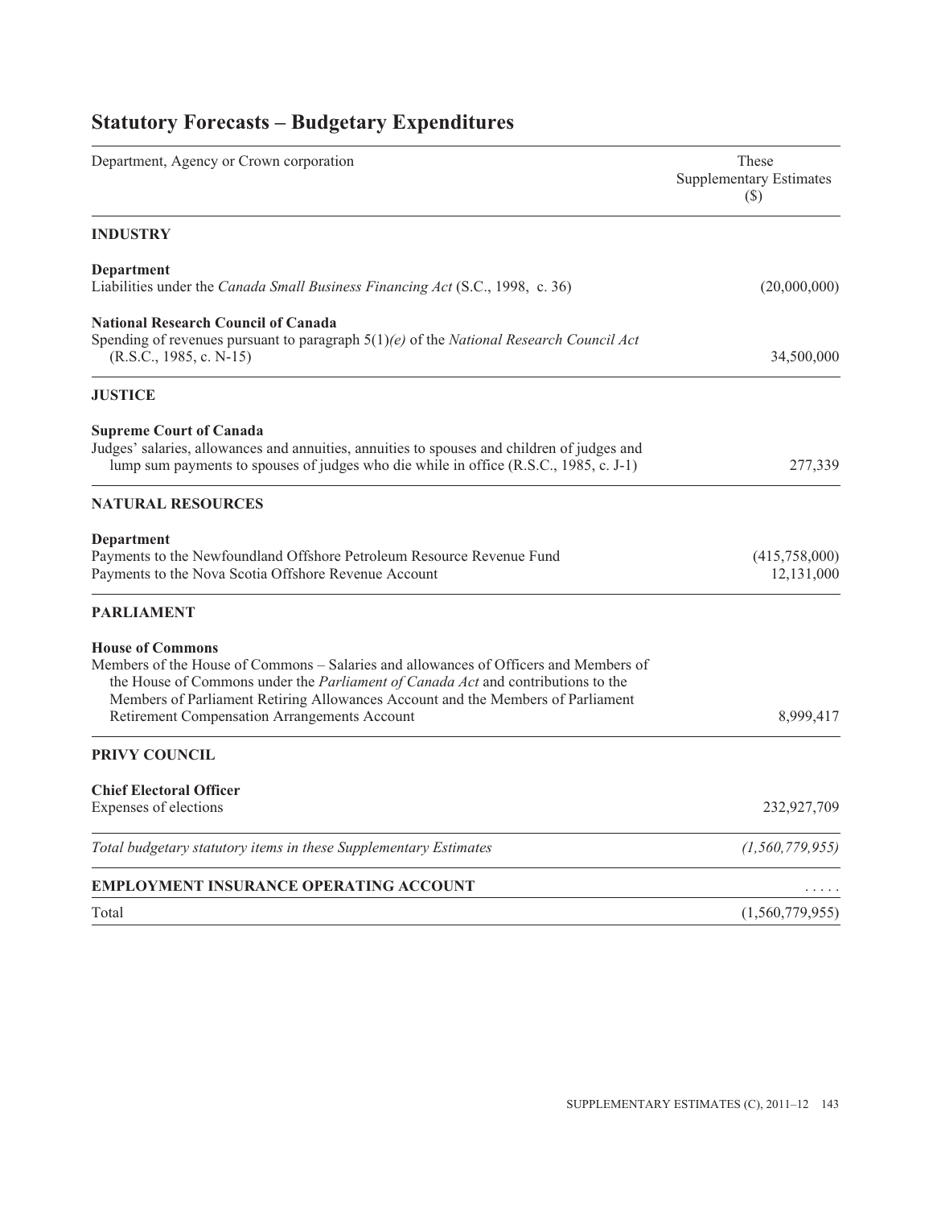# Statutory Forecasts – Budgetary Expenditures

| Department, Agency or Crown corporation | These Supplementary Estimates ($) |
|---|---|
| **INDUSTRY** | |
| **Department** | |
| Liabilities under the *Canada Small Business Financing Act* (S.C., 1998, c. 36) | (20,000,000) |
| **National Research Council of Canada** | |
| Spending of revenues pursuant to paragraph 5(1)*(e)* of the *National Research Council Act* (R.S.C., 1985, c. N-15) | 34,500,000 |
| **JUSTICE** | |
| **Supreme Court of Canada** | |
| Judges' salaries, allowances and annuities, annuities to spouses and children of judges and lump sum payments to spouses of judges who die while in office (R.S.C., 1985, c. J-1) | 277,339 |
| **NATURAL RESOURCES** | |
| **Department** | |
| Payments to the Newfoundland Offshore Petroleum Resource Revenue Fund | (415,758,000) |
| Payments to the Nova Scotia Offshore Revenue Account | 12,131,000 |
| **PARLIAMENT** | |
| **House of Commons** | |
| Members of the House of Commons – Salaries and allowances of Officers and Members of the House of Commons under the *Parliament of Canada Act* and contributions to the Members of Parliament Retiring Allowances Account and the Members of Parliament Retirement Compensation Arrangements Account | 8,999,417 |
| **PRIVY COUNCIL** | |
| **Chief Electoral Officer** | |
| Expenses of elections | 232,927,709 |
| *Total budgetary statutory items in these Supplementary Estimates* | *(1,560,779,955)* |
| **EMPLOYMENT INSURANCE OPERATING ACCOUNT** | ..... |
| Total | (1,560,779,955) |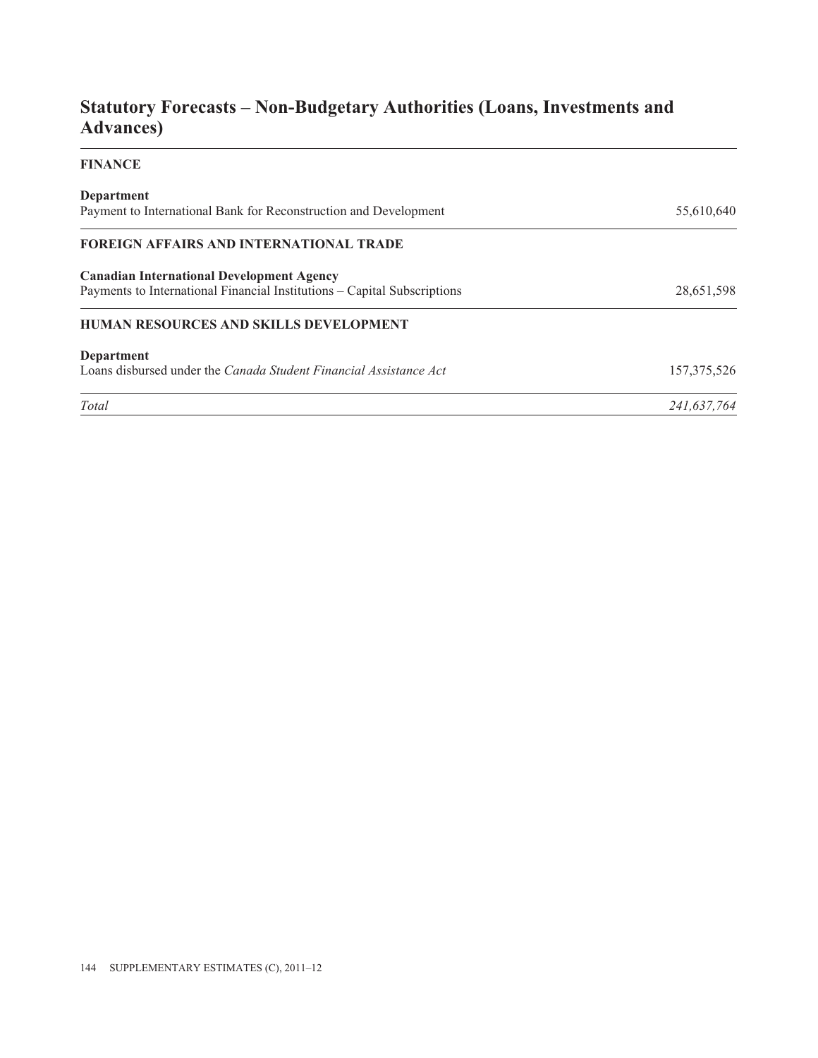## Statutory Forecasts – Non-Budgetary Authorities (Loans, Investments and Advances)

| | |
|---|---|
| **FINANCE** | |
| **Department** | |
| Payment to International Bank for Reconstruction and Development | 55,610,640 |
| **FOREIGN AFFAIRS AND INTERNATIONAL TRADE** | |
| **Canadian International Development Agency** | |
| Payments to International Financial Institutions – Capital Subscriptions | 28,651,598 |
| **HUMAN RESOURCES AND SKILLS DEVELOPMENT** | |
| **Department** | |
| Loans disbursed under the *Canada Student Financial Assistance Act* | 157,375,526 |
| *Total* | *241,637,764* |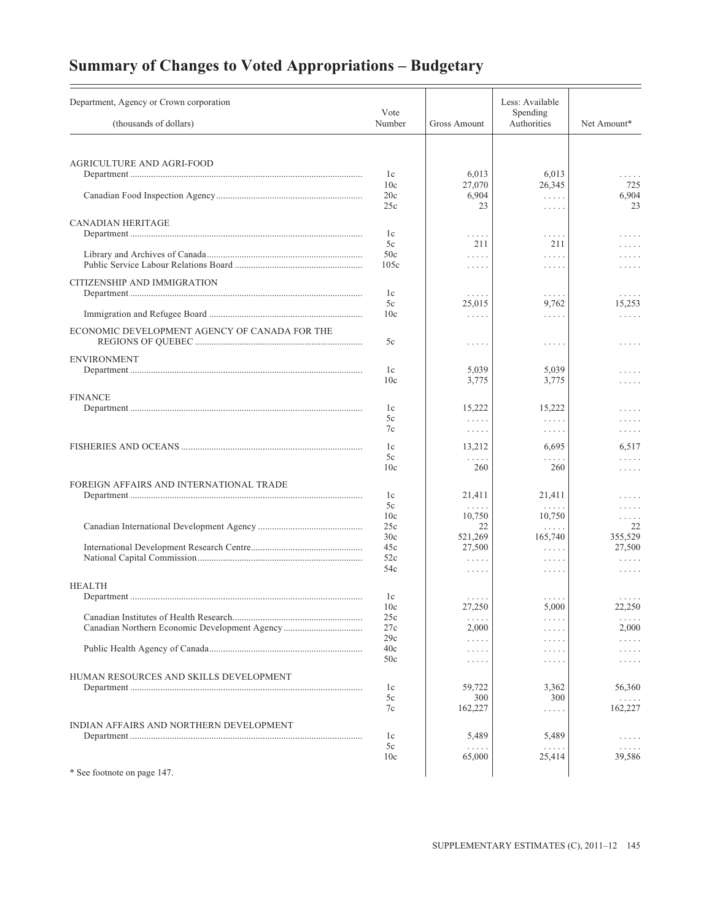# Summary of Changes to Voted Appropriations – Budgetary

| Department, Agency or Crown corporation (thousands of dollars) | Vote Number | Gross Amount | Less: Available Spending Authorities | Net Amount* |
|---|---|---|---|---|
| AGRICULTURE AND AGRI-FOOD | | | | |
| Department | 1c | 6,013 | 6,013 | . . . . . |
| | 10c | 27,070 | 26,345 | 725 |
| Canadian Food Inspection Agency | 20c | 6,904 | . . . . . | 6,904 |
| | 25c | 23 | . . . . . | 23 |
| CANADIAN HERITAGE | | | | |
| Department | 1c | . . . . . | . . . . . | . . . . . |
| | 5c | 211 | 211 | . . . . . |
| Library and Archives of Canada | 50c | . . . . . | . . . . . | . . . . . |
| Public Service Labour Relations Board | 105c | . . . . . | . . . . . | . . . . . |
| CITIZENSHIP AND IMMIGRATION | | | | |
| Department | 1c | . . . . . | . . . . . | . . . . . |
| | 5c | 25,015 | 9,762 | 15,253 |
| Immigration and Refugee Board | 10c | . . . . . | . . . . . | . . . . . |
| ECONOMIC DEVELOPMENT AGENCY OF CANADA FOR THE REGIONS OF QUEBEC | 5c | . . . . . | . . . . . | . . . . . |
| ENVIRONMENT | | | | |
| Department | 1c | 5,039 | 5,039 | . . . . . |
| | 10c | 3,775 | 3,775 | . . . . . |
| FINANCE | | | | |
| Department | 1c | 15,222 | 15,222 | . . . . . |
| | 5c | . . . . . | . . . . . | . . . . . |
| | 7c | . . . . . | . . . . . | . . . . . |
| FISHERIES AND OCEANS | 1c | 13,212 | 6,695 | 6,517 |
| | 5c | . . . . . | . . . . . | . . . . . |
| | 10c | 260 | 260 | . . . . . |
| FOREIGN AFFAIRS AND INTERNATIONAL TRADE | | | | |
| Department | 1c | 21,411 | 21,411 | . . . . . |
| | 5c | . . . . . | . . . . . | . . . . . |
| | 10c | 10,750 | 10,750 | . . . . . |
| Canadian International Development Agency | 25c | 22 | . . . . . | 22 |
| | 30c | 521,269 | 165,740 | 355,529 |
| International Development Research Centre | 45c | 27,500 | . . . . . | 27,500 |
| National Capital Commission | 52c | . . . . . | . . . . . | . . . . . |
| | 54c | . . . . . | . . . . . | . . . . . |
| HEALTH | | | | |
| Department | 1c | . . . . . | . . . . . | . . . . . |
| | 10c | 27,250 | 5,000 | 22,250 |
| Canadian Institutes of Health Research | 25c | . . . . . | . . . . . | . . . . . |
| Canadian Northern Economic Development Agency | 27c | 2,000 | . . . . . | 2,000 |
| | 29c | . . . . . | . . . . . | . . . . . |
| Public Health Agency of Canada | 40c | . . . . . | . . . . . | . . . . . |
| | 50c | . . . . . | . . . . . | . . . . . |
| HUMAN RESOURCES AND SKILLS DEVELOPMENT | | | | |
| Department | 1c | 59,722 | 3,362 | 56,360 |
| | 5c | 300 | 300 | . . . . . |
| | 7c | 162,227 | . . . . . | 162,227 |
| INDIAN AFFAIRS AND NORTHERN DEVELOPMENT | | | | |
| Department | 1c | 5,489 | 5,489 | . . . . . |
| | 5c | . . . . . | . . . . . | . . . . . |
| | 10c | 65,000 | 25,414 | 39,586 |

* See footnote on page 147.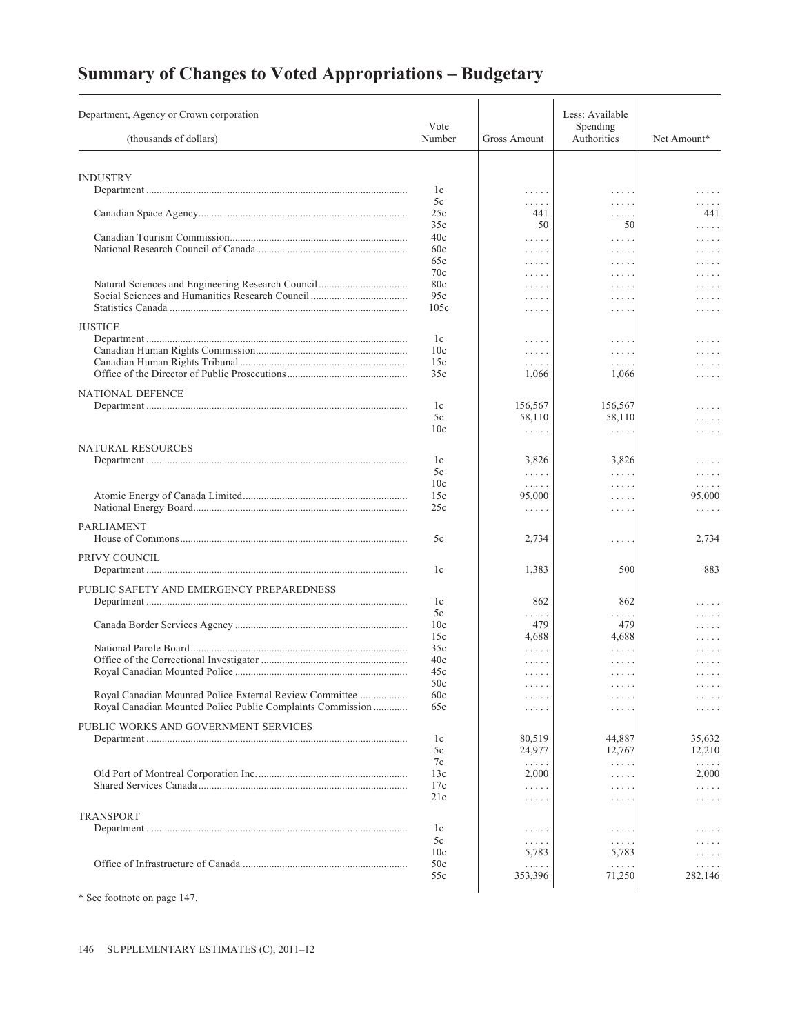# Summary of Changes to Voted Appropriations – Budgetary

| Department, Agency or Crown corporation (thousands of dollars) | Vote Number | Gross Amount | Less: Available Spending Authorities | Net Amount* |
|---|---|---|---|---|
| **INDUSTRY** | | | | |
| Department | 1c | ..... | ..... | ..... |
| | 5c | ..... | ..... | ..... |
| Canadian Space Agency | 25c | 441 | ..... | 441 |
| | 35c | 50 | 50 | ..... |
| Canadian Tourism Commission | 40c | ..... | ..... | ..... |
| National Research Council of Canada | 60c | ..... | ..... | ..... |
| | 65c | ..... | ..... | ..... |
| | 70c | ..... | ..... | ..... |
| Natural Sciences and Engineering Research Council | 80c | ..... | ..... | ..... |
| Social Sciences and Humanities Research Council | 95c | ..... | ..... | ..... |
| Statistics Canada | 105c | ..... | ..... | ..... |
| **JUSTICE** | | | | |
| Department | 1c | ..... | ..... | ..... |
| Canadian Human Rights Commission | 10c | ..... | ..... | ..... |
| Canadian Human Rights Tribunal | 15c | ..... | ..... | ..... |
| Office of the Director of Public Prosecutions | 35c | 1,066 | 1,066 | ..... |
| **NATIONAL DEFENCE** | | | | |
| Department | 1c | 156,567 | 156,567 | ..... |
| | 5c | 58,110 | 58,110 | ..... |
| | 10c | ..... | ..... | ..... |
| **NATURAL RESOURCES** | | | | |
| Department | 1c | 3,826 | 3,826 | ..... |
| | 5c | ..... | ..... | ..... |
| | 10c | ..... | ..... | ..... |
| Atomic Energy of Canada Limited | 15c | 95,000 | ..... | 95,000 |
| National Energy Board | 25c | ..... | ..... | ..... |
| **PARLIAMENT** | | | | |
| House of Commons | 5c | 2,734 | ..... | 2,734 |
| **PRIVY COUNCIL** | | | | |
| Department | 1c | 1,383 | 500 | 883 |
| **PUBLIC SAFETY AND EMERGENCY PREPAREDNESS** | | | | |
| Department | 1c | 862 | 862 | ..... |
| | 5c | ..... | ..... | ..... |
| Canada Border Services Agency | 10c | 479 | 479 | ..... |
| | 15c | 4,688 | 4,688 | ..... |
| National Parole Board | 35c | ..... | ..... | ..... |
| Office of the Correctional Investigator | 40c | ..... | ..... | ..... |
| Royal Canadian Mounted Police | 45c | ..... | ..... | ..... |
| | 50c | ..... | ..... | ..... |
| Royal Canadian Mounted Police External Review Committee | 60c | ..... | ..... | ..... |
| Royal Canadian Mounted Police Public Complaints Commission | 65c | ..... | ..... | ..... |
| **PUBLIC WORKS AND GOVERNMENT SERVICES** | | | | |
| Department | 1c | 80,519 | 44,887 | 35,632 |
| | 5c | 24,977 | 12,767 | 12,210 |
| | 7c | ..... | ..... | ..... |
| Old Port of Montreal Corporation Inc. | 13c | 2,000 | ..... | 2,000 |
| Shared Services Canada | 17c | ..... | ..... | ..... |
| | 21c | ..... | ..... | ..... |
| **TRANSPORT** | | | | |
| Department | 1c | ..... | ..... | ..... |
| | 5c | ..... | ..... | ..... |
| | 10c | 5,783 | 5,783 | ..... |
| Office of Infrastructure of Canada | 50c | ..... | ..... | ..... |
| | 55c | 353,396 | 71,250 | 282,146 |

\* See footnote on page 147.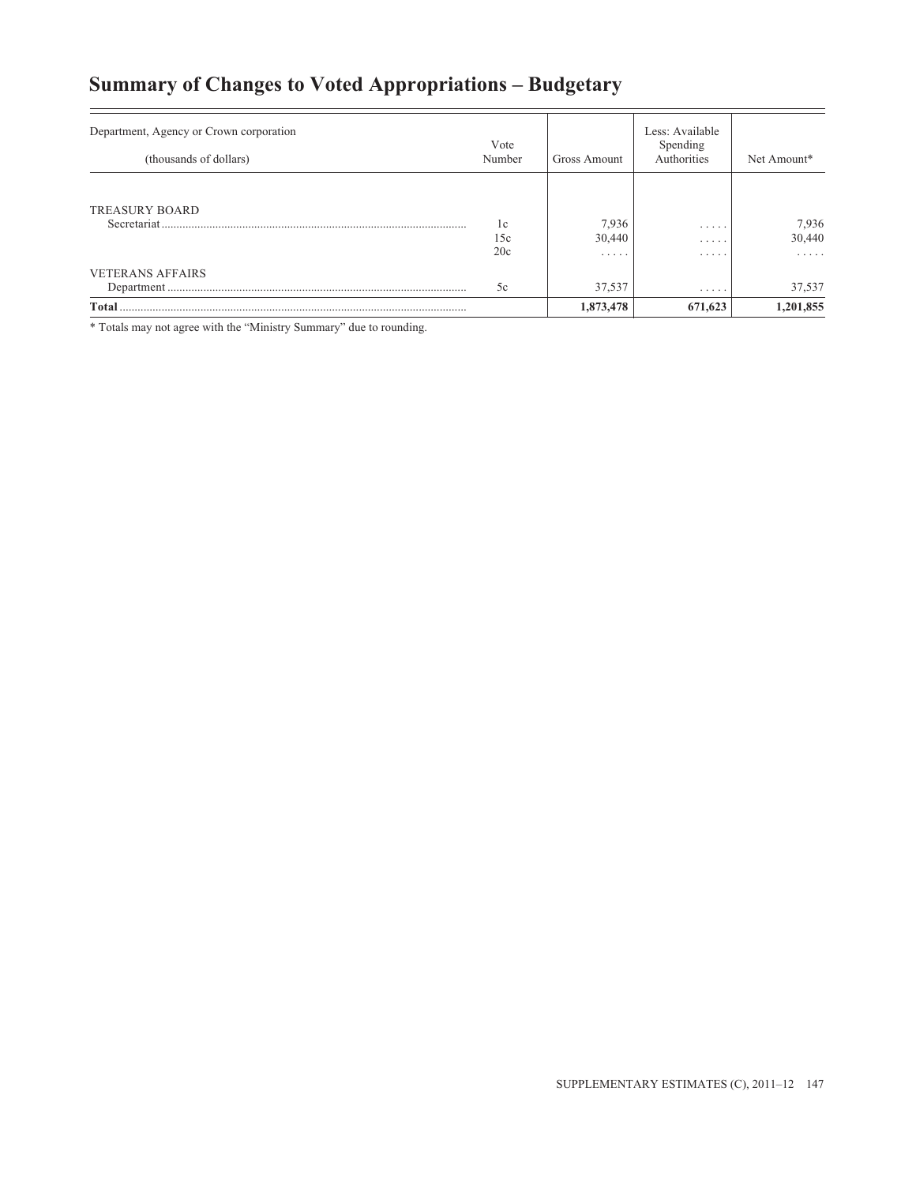# Summary of Changes to Voted Appropriations – Budgetary

| Department, Agency or Crown corporation (thousands of dollars) | Vote Number | Gross Amount | Less: Available Spending Authorities | Net Amount* |
|---|---|---|---|---|
| TREASURY BOARD | | | | |
| Secretariat | 1c | 7,936 | ..... | 7,936 |
| | 15c | 30,440 | ..... | 30,440 |
| | 20c | ..... | ..... | ..... |
| VETERANS AFFAIRS | | | | |
| Department | 5c | 37,537 | ..... | 37,537 |
| **Total** | | **1,873,478** | **671,623** | **1,201,855** |

* Totals may not agree with the "Ministry Summary" due to rounding.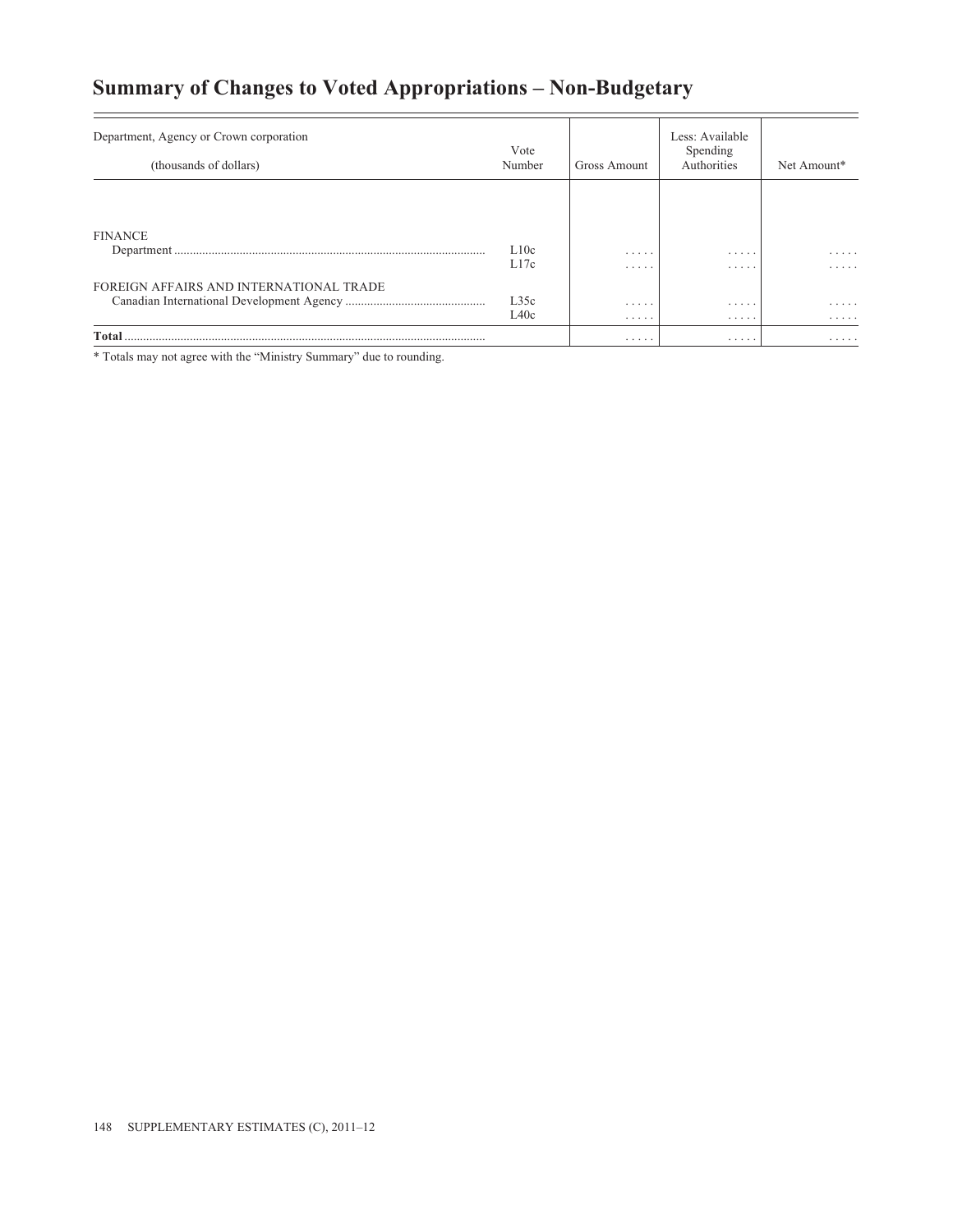# Summary of Changes to Voted Appropriations – Non-Budgetary

| Department, Agency or Crown corporation (thousands of dollars) | Vote Number | Gross Amount | Less: Available Spending Authorities | Net Amount* |
|---|---|---|---|---|
| FINANCE | | | | |
| Department | L10c | . . . . . | . . . . . | . . . . . |
| | L17c | . . . . . | . . . . . | . . . . . |
| FOREIGN AFFAIRS AND INTERNATIONAL TRADE | | | | |
| Canadian International Development Agency | L35c | . . . . . | . . . . . | . . . . . |
| | L40c | . . . . . | . . . . . | . . . . . |
| **Total** | | . . . . . | . . . . . | . . . . . |

\* Totals may not agree with the "Ministry Summary" due to rounding.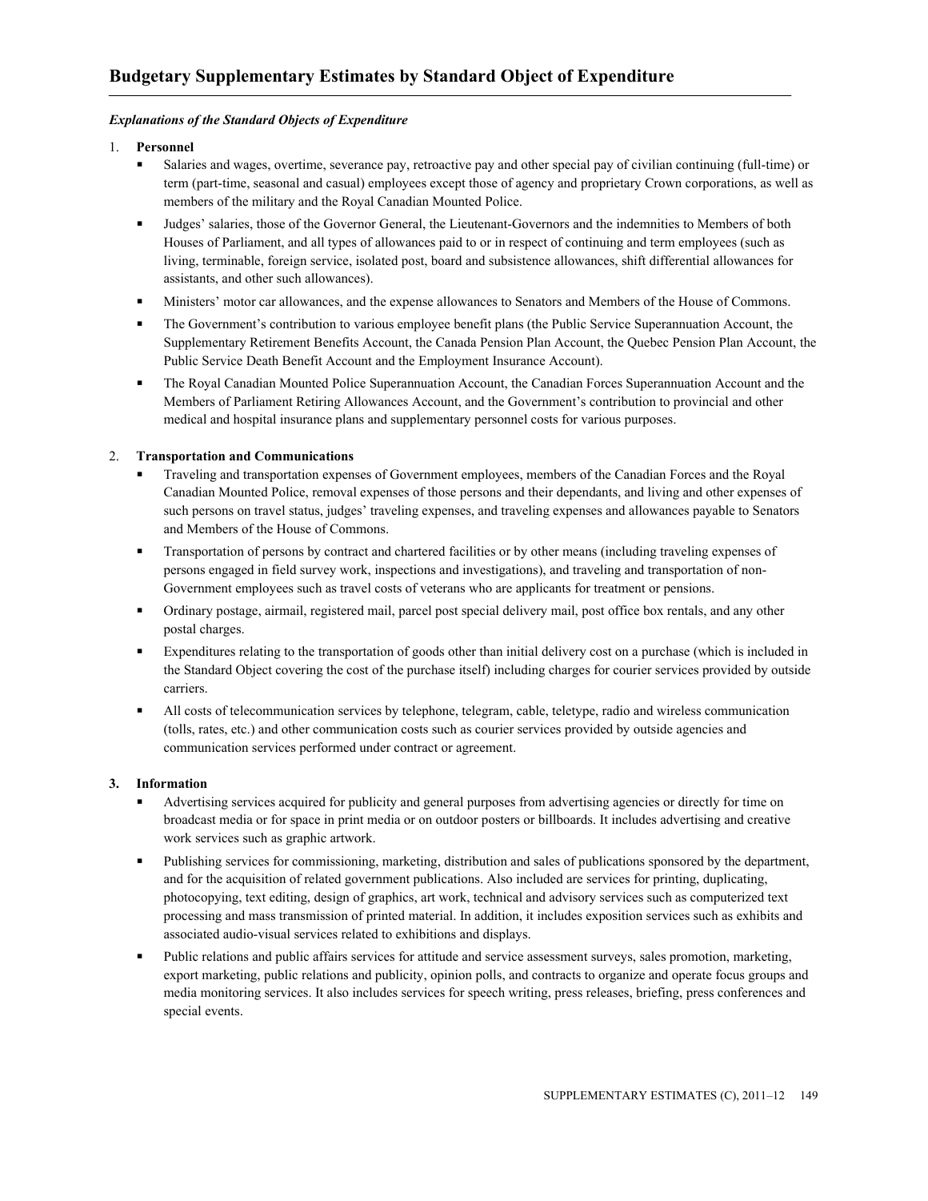# Budgetary Supplementary Estimates by Standard Object of Expenditure

***Explanations of the Standard Objects of Expenditure***

1. **Personnel**
   - Salaries and wages, overtime, severance pay, retroactive pay and other special pay of civilian continuing (full-time) or term (part-time, seasonal and casual) employees except those of agency and proprietary Crown corporations, as well as members of the military and the Royal Canadian Mounted Police.
   - Judges' salaries, those of the Governor General, the Lieutenant-Governors and the indemnities to Members of both Houses of Parliament, and all types of allowances paid to or in respect of continuing and term employees (such as living, terminable, foreign service, isolated post, board and subsistence allowances, shift differential allowances for assistants, and other such allowances).
   - Ministers' motor car allowances, and the expense allowances to Senators and Members of the House of Commons.
   - The Government's contribution to various employee benefit plans (the Public Service Superannuation Account, the Supplementary Retirement Benefits Account, the Canada Pension Plan Account, the Quebec Pension Plan Account, the Public Service Death Benefit Account and the Employment Insurance Account).
   - The Royal Canadian Mounted Police Superannuation Account, the Canadian Forces Superannuation Account and the Members of Parliament Retiring Allowances Account, and the Government's contribution to provincial and other medical and hospital insurance plans and supplementary personnel costs for various purposes.

2. **Transportation and Communications**
   - Traveling and transportation expenses of Government employees, members of the Canadian Forces and the Royal Canadian Mounted Police, removal expenses of those persons and their dependants, and living and other expenses of such persons on travel status, judges' traveling expenses, and traveling expenses and allowances payable to Senators and Members of the House of Commons.
   - Transportation of persons by contract and chartered facilities or by other means (including traveling expenses of persons engaged in field survey work, inspections and investigations), and traveling and transportation of non-Government employees such as travel costs of veterans who are applicants for treatment or pensions.
   - Ordinary postage, airmail, registered mail, parcel post special delivery mail, post office box rentals, and any other postal charges.
   - Expenditures relating to the transportation of goods other than initial delivery cost on a purchase (which is included in the Standard Object covering the cost of the purchase itself) including charges for courier services provided by outside carriers.
   - All costs of telecommunication services by telephone, telegram, cable, teletype, radio and wireless communication (tolls, rates, etc.) and other communication costs such as courier services provided by outside agencies and communication services performed under contract or agreement.

3. **Information**
   - Advertising services acquired for publicity and general purposes from advertising agencies or directly for time on broadcast media or for space in print media or on outdoor posters or billboards. It includes advertising and creative work services such as graphic artwork.
   - Publishing services for commissioning, marketing, distribution and sales of publications sponsored by the department, and for the acquisition of related government publications. Also included are services for printing, duplicating, photocopying, text editing, design of graphics, art work, technical and advisory services such as computerized text processing and mass transmission of printed material. In addition, it includes exposition services such as exhibits and associated audio-visual services related to exhibitions and displays.
   - Public relations and public affairs services for attitude and service assessment surveys, sales promotion, marketing, export marketing, public relations and publicity, opinion polls, and contracts to organize and operate focus groups and media monitoring services. It also includes services for speech writing, press releases, briefing, press conferences and special events.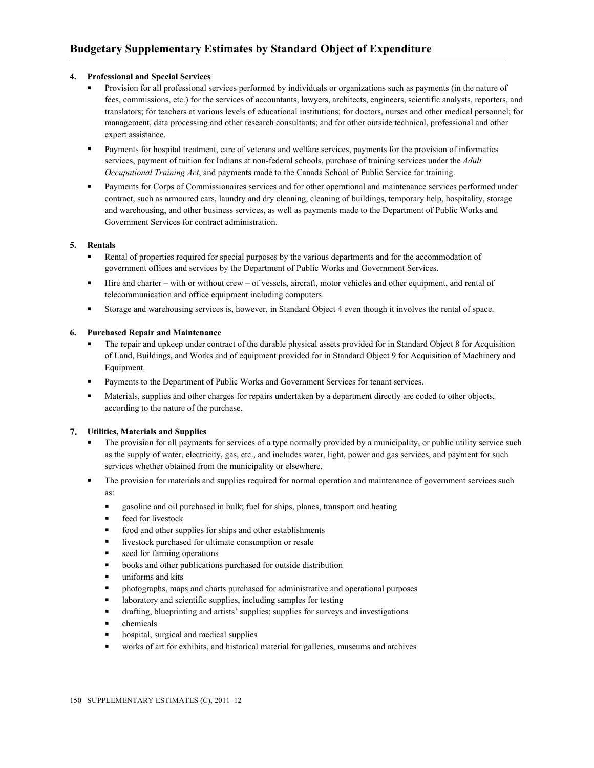# Budgetary Supplementary Estimates by Standard Object of Expenditure

**4. Professional and Special Services**

- Provision for all professional services performed by individuals or organizations such as payments (in the nature of fees, commissions, etc.) for the services of accountants, lawyers, architects, engineers, scientific analysts, reporters, and translators; for teachers at various levels of educational institutions; for doctors, nurses and other medical personnel; for management, data processing and other research consultants; and for other outside technical, professional and other expert assistance.
- Payments for hospital treatment, care of veterans and welfare services, payments for the provision of informatics services, payment of tuition for Indians at non-federal schools, purchase of training services under the *Adult Occupational Training Act*, and payments made to the Canada School of Public Service for training.
- Payments for Corps of Commissionaires services and for other operational and maintenance services performed under contract, such as armoured cars, laundry and dry cleaning, cleaning of buildings, temporary help, hospitality, storage and warehousing, and other business services, as well as payments made to the Department of Public Works and Government Services for contract administration.

**5. Rentals**

- Rental of properties required for special purposes by the various departments and for the accommodation of government offices and services by the Department of Public Works and Government Services.
- Hire and charter – with or without crew – of vessels, aircraft, motor vehicles and other equipment, and rental of telecommunication and office equipment including computers.
- Storage and warehousing services is, however, in Standard Object 4 even though it involves the rental of space.

**6. Purchased Repair and Maintenance**

- The repair and upkeep under contract of the durable physical assets provided for in Standard Object 8 for Acquisition of Land, Buildings, and Works and of equipment provided for in Standard Object 9 for Acquisition of Machinery and Equipment.
- Payments to the Department of Public Works and Government Services for tenant services.
- Materials, supplies and other charges for repairs undertaken by a department directly are coded to other objects, according to the nature of the purchase.

**7. Utilities, Materials and Supplies**

- The provision for all payments for services of a type normally provided by a municipality, or public utility service such as the supply of water, electricity, gas, etc., and includes water, light, power and gas services, and payment for such services whether obtained from the municipality or elsewhere.
- The provision for materials and supplies required for normal operation and maintenance of government services such as:
  - gasoline and oil purchased in bulk; fuel for ships, planes, transport and heating
  - feed for livestock
  - food and other supplies for ships and other establishments
  - livestock purchased for ultimate consumption or resale
  - seed for farming operations
  - books and other publications purchased for outside distribution
  - uniforms and kits
  - photographs, maps and charts purchased for administrative and operational purposes
  - laboratory and scientific supplies, including samples for testing
  - drafting, blueprinting and artists' supplies; supplies for surveys and investigations
  - chemicals
  - hospital, surgical and medical supplies
  - works of art for exhibits, and historical material for galleries, museums and archives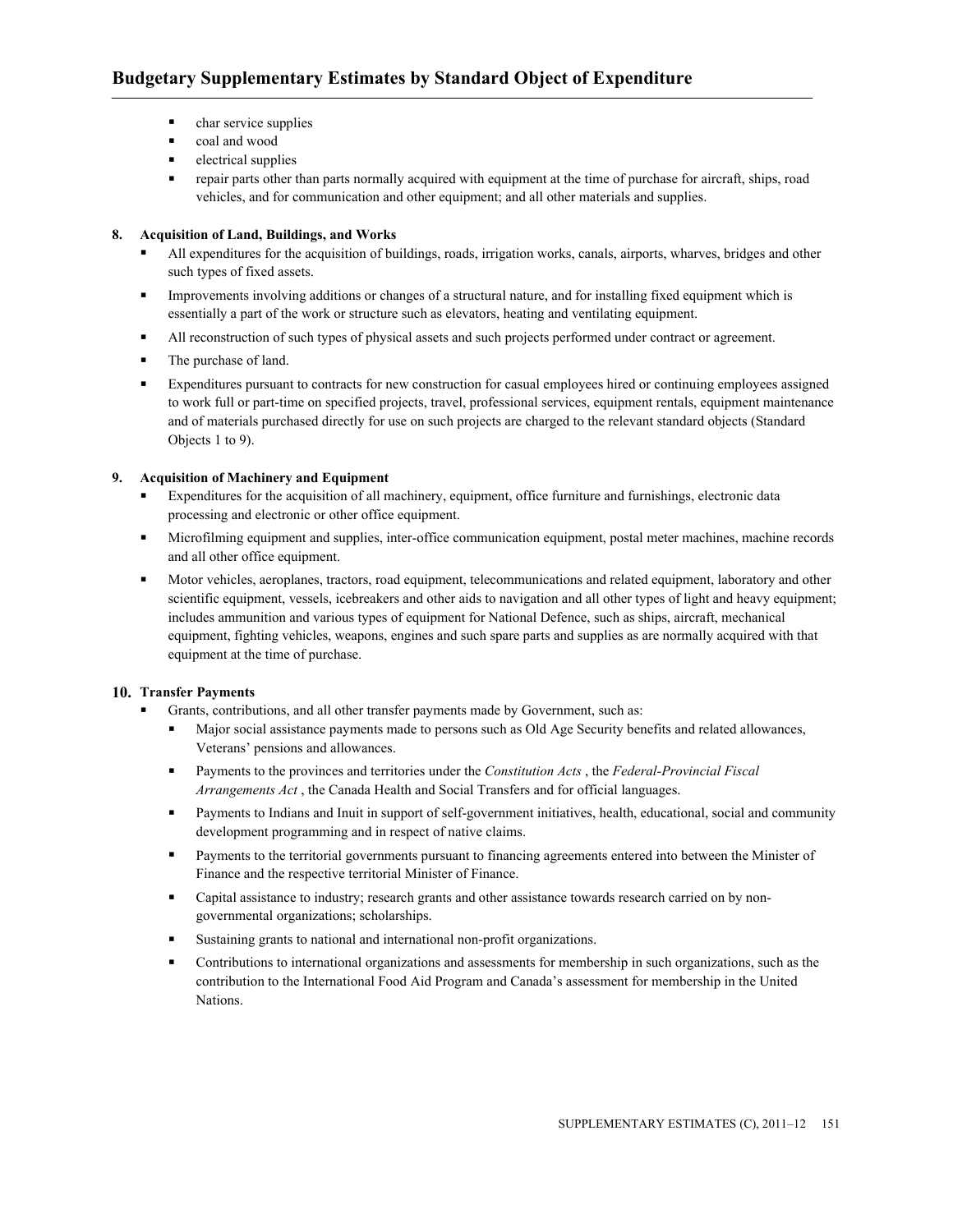- char service supplies
- coal and wood
- electrical supplies
- repair parts other than parts normally acquired with equipment at the time of purchase for aircraft, ships, road vehicles, and for communication and other equipment; and all other materials and supplies.

**8. Acquisition of Land, Buildings, and Works**

- All expenditures for the acquisition of buildings, roads, irrigation works, canals, airports, wharves, bridges and other such types of fixed assets.
- Improvements involving additions or changes of a structural nature, and for installing fixed equipment which is essentially a part of the work or structure such as elevators, heating and ventilating equipment.
- All reconstruction of such types of physical assets and such projects performed under contract or agreement.
- The purchase of land.
- Expenditures pursuant to contracts for new construction for casual employees hired or continuing employees assigned to work full or part-time on specified projects, travel, professional services, equipment rentals, equipment maintenance and of materials purchased directly for use on such projects are charged to the relevant standard objects (Standard Objects 1 to 9).

**9. Acquisition of Machinery and Equipment**

- Expenditures for the acquisition of all machinery, equipment, office furniture and furnishings, electronic data processing and electronic or other office equipment.
- Microfilming equipment and supplies, inter-office communication equipment, postal meter machines, machine records and all other office equipment.
- Motor vehicles, aeroplanes, tractors, road equipment, telecommunications and related equipment, laboratory and other scientific equipment, vessels, icebreakers and other aids to navigation and all other types of light and heavy equipment; includes ammunition and various types of equipment for National Defence, such as ships, aircraft, mechanical equipment, fighting vehicles, weapons, engines and such spare parts and supplies as are normally acquired with that equipment at the time of purchase.

**10. Transfer Payments**

- Grants, contributions, and all other transfer payments made by Government, such as:
  - Major social assistance payments made to persons such as Old Age Security benefits and related allowances, Veterans' pensions and allowances.
  - Payments to the provinces and territories under the *Constitution Acts* , the *Federal-Provincial Fiscal Arrangements Act* , the Canada Health and Social Transfers and for official languages.
  - Payments to Indians and Inuit in support of self-government initiatives, health, educational, social and community development programming and in respect of native claims.
  - Payments to the territorial governments pursuant to financing agreements entered into between the Minister of Finance and the respective territorial Minister of Finance.
  - Capital assistance to industry; research grants and other assistance towards research carried on by non-governmental organizations; scholarships.
  - Sustaining grants to national and international non-profit organizations.
  - Contributions to international organizations and assessments for membership in such organizations, such as the contribution to the International Food Aid Program and Canada's assessment for membership in the United Nations.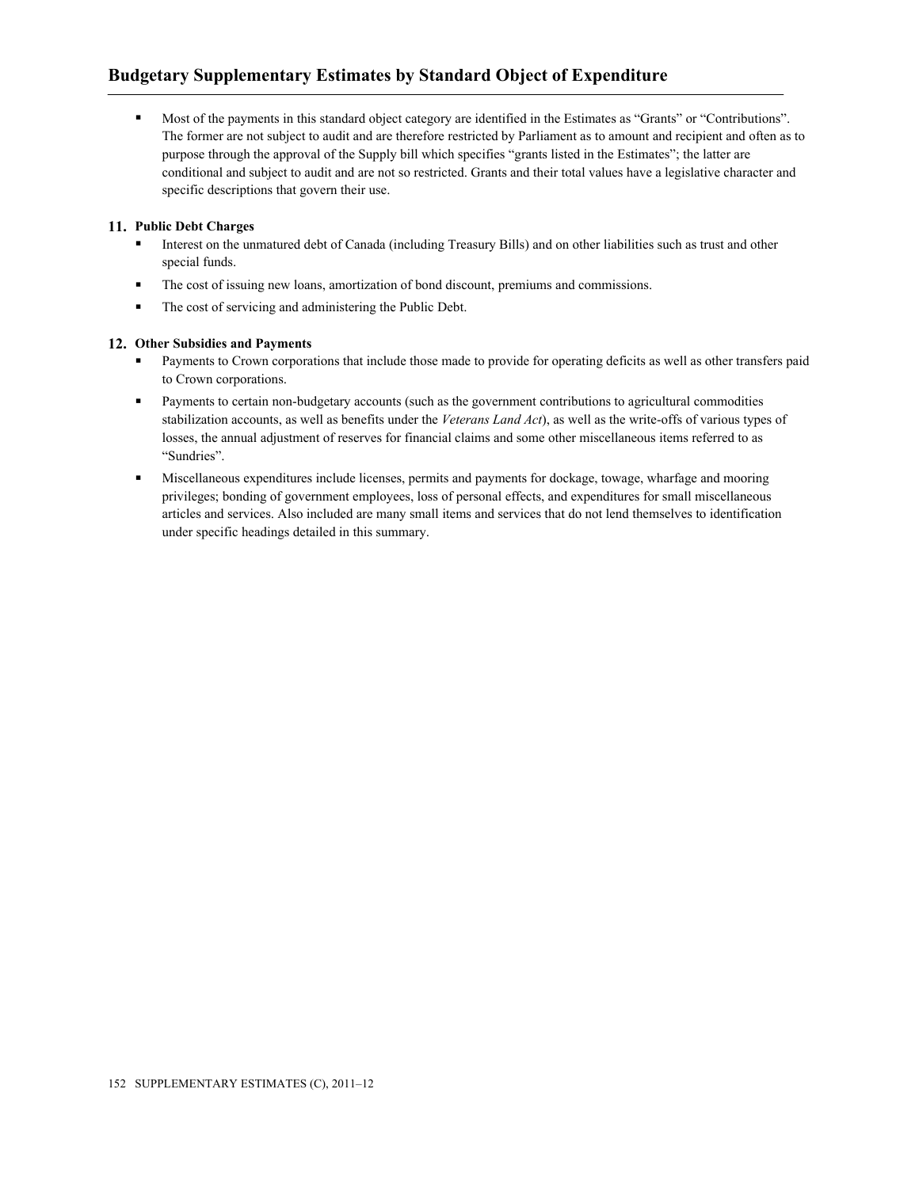# Budgetary Supplementary Estimates by Standard Object of Expenditure

- Most of the payments in this standard object category are identified in the Estimates as “Grants” or “Contributions”. The former are not subject to audit and are therefore restricted by Parliament as to amount and recipient and often as to purpose through the approval of the Supply bill which specifies “grants listed in the Estimates”; the latter are conditional and subject to audit and are not so restricted. Grants and their total values have a legislative character and specific descriptions that govern their use.

**11. Public Debt Charges**

- Interest on the unmatured debt of Canada (including Treasury Bills) and on other liabilities such as trust and other special funds.
- The cost of issuing new loans, amortization of bond discount, premiums and commissions.
- The cost of servicing and administering the Public Debt.

**12. Other Subsidies and Payments**

- Payments to Crown corporations that include those made to provide for operating deficits as well as other transfers paid to Crown corporations.
- Payments to certain non-budgetary accounts (such as the government contributions to agricultural commodities stabilization accounts, as well as benefits under the *Veterans Land Act*), as well as the write-offs of various types of losses, the annual adjustment of reserves for financial claims and some other miscellaneous items referred to as “Sundries”.
- Miscellaneous expenditures include licenses, permits and payments for dockage, towage, wharfage and mooring privileges; bonding of government employees, loss of personal effects, and expenditures for small miscellaneous articles and services. Also included are many small items and services that do not lend themselves to identification under specific headings detailed in this summary.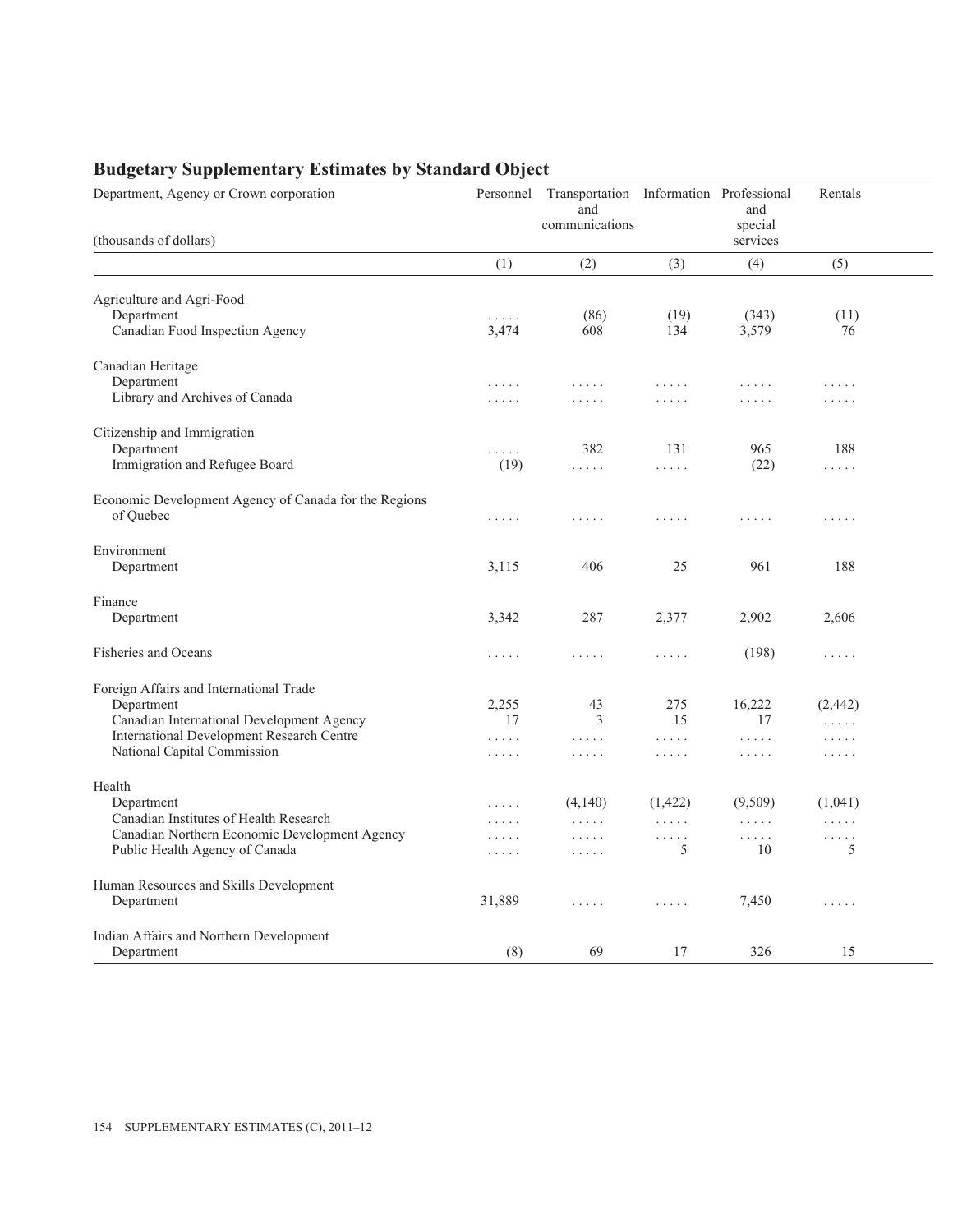## Budgetary Supplementary Estimates by Standard Object

| Department, Agency or Crown corporation (thousands of dollars) | Personnel | Transportation and communications | Information | Professional and special services | Rentals |
|---|---|---|---|---|---|
| | (1) | (2) | (3) | (4) | (5) |
| **Agriculture and Agri-Food** | | | | | |
| Department | ..... | (86) | (19) | (343) | (11) |
| Canadian Food Inspection Agency | 3,474 | 608 | 134 | 3,579 | 76 |
| **Canadian Heritage** | | | | | |
| Department | ..... | ..... | ..... | ..... | ..... |
| Library and Archives of Canada | ..... | ..... | ..... | ..... | ..... |
| **Citizenship and Immigration** | | | | | |
| Department | ..... | 382 | 131 | 965 | 188 |
| Immigration and Refugee Board | (19) | ..... | ..... | (22) | ..... |
| **Economic Development Agency of Canada for the Regions of Quebec** | ..... | ..... | ..... | ..... | ..... |
| **Environment** | | | | | |
| Department | 3,115 | 406 | 25 | 961 | 188 |
| **Finance** | | | | | |
| Department | 3,342 | 287 | 2,377 | 2,902 | 2,606 |
| **Fisheries and Oceans** | ..... | ..... | ..... | (198) | ..... |
| **Foreign Affairs and International Trade** | | | | | |
| Department | 2,255 | 43 | 275 | 16,222 | (2,442) |
| Canadian International Development Agency | 17 | 3 | 15 | 17 | ..... |
| International Development Research Centre | ..... | ..... | ..... | ..... | ..... |
| National Capital Commission | ..... | ..... | ..... | ..... | ..... |
| **Health** | | | | | |
| Department | ..... | (4,140) | (1,422) | (9,509) | (1,041) |
| Canadian Institutes of Health Research | ..... | ..... | ..... | ..... | ..... |
| Canadian Northern Economic Development Agency | ..... | ..... | ..... | ..... | ..... |
| Public Health Agency of Canada | ..... | ..... | 5 | 10 | 5 |
| **Human Resources and Skills Development** | | | | | |
| Department | 31,889 | ..... | ..... | 7,450 | ..... |
| **Indian Affairs and Northern Development** | | | | | |
| Department | (8) | 69 | 17 | 326 | 15 |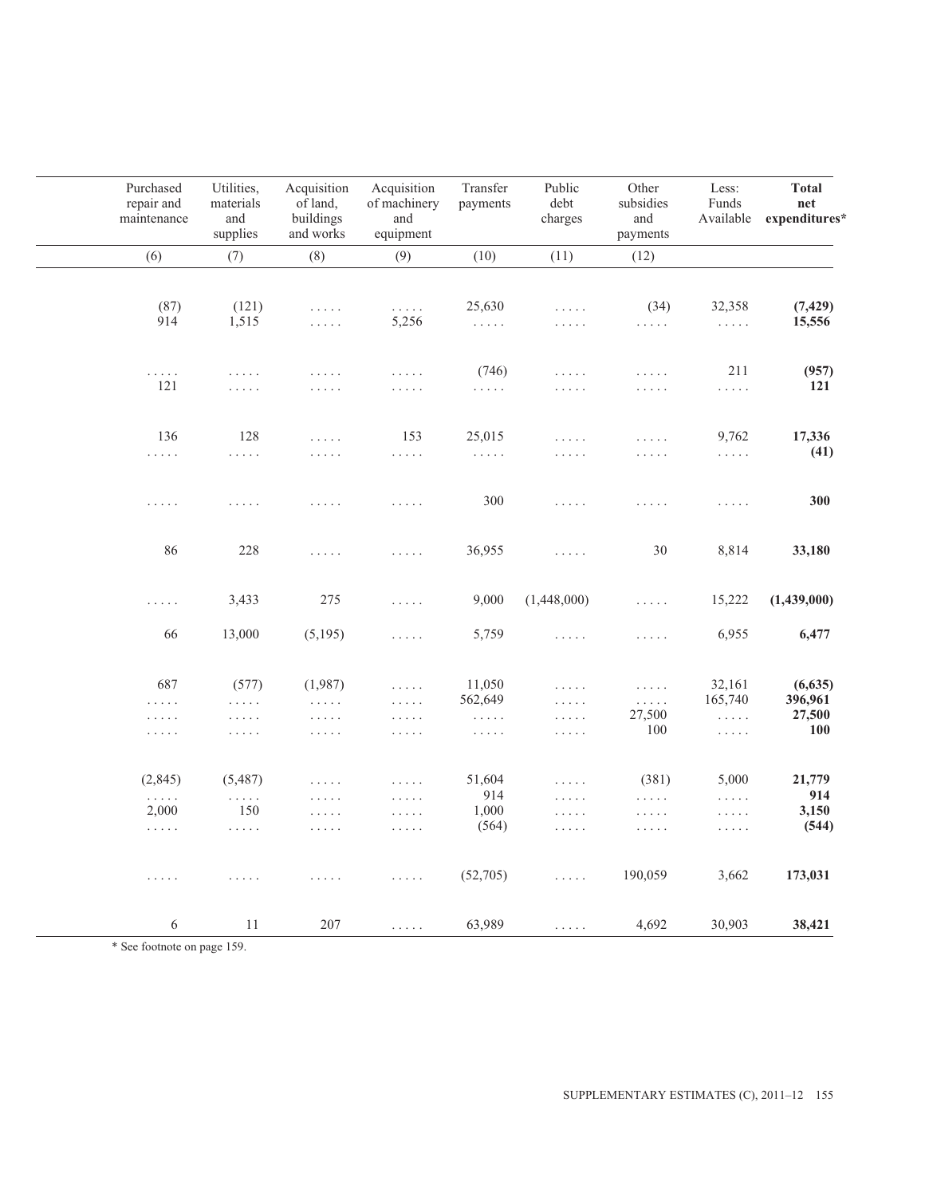| Purchased repair and maintenance | Utilities, materials and supplies | Acquisition of land, buildings and works | Acquisition of machinery and equipment | Transfer payments | Public debt charges | Other subsidies and payments | Less: Funds Available | **Total net expenditures*** |
|---|---|---|---|---|---|---|---|---|
| (6) | (7) | (8) | (9) | (10) | (11) | (12) | | |
| (87) | (121) | ..... | ..... | 25,630 | ..... | (34) | 32,358 | **(7,429)** |
| 914 | 1,515 | ..... | 5,256 | ..... | ..... | ..... | ..... | **15,556** |
| ..... | ..... | ..... | ..... | (746) | ..... | ..... | 211 | **(957)** |
| 121 | ..... | ..... | ..... | ..... | ..... | ..... | ..... | **121** |
| 136 | 128 | ..... | 153 | 25,015 | ..... | ..... | 9,762 | **17,336** |
| ..... | ..... | ..... | ..... | ..... | ..... | ..... | ..... | **(41)** |
| ..... | ..... | ..... | ..... | 300 | ..... | ..... | ..... | **300** |
| 86 | 228 | ..... | ..... | 36,955 | ..... | 30 | 8,814 | **33,180** |
| ..... | 3,433 | 275 | ..... | 9,000 | (1,448,000) | ..... | 15,222 | **(1,439,000)** |
| 66 | 13,000 | (5,195) | ..... | 5,759 | ..... | ..... | 6,955 | **6,477** |
| 687 | (577) | (1,987) | ..... | 11,050 | ..... | ..... | 32,161 | **(6,635)** |
| ..... | ..... | ..... | ..... | 562,649 | ..... | ..... | 165,740 | **396,961** |
| ..... | ..... | ..... | ..... | ..... | ..... | 27,500 | ..... | **27,500** |
| ..... | ..... | ..... | ..... | ..... | ..... | 100 | ..... | **100** |
| (2,845) | (5,487) | ..... | ..... | 51,604 | ..... | (381) | 5,000 | **21,779** |
| ..... | ..... | ..... | ..... | 914 | ..... | ..... | ..... | **914** |
| 2,000 | 150 | ..... | ..... | 1,000 | ..... | ..... | ..... | **3,150** |
| ..... | ..... | ..... | ..... | (564) | ..... | ..... | ..... | **(544)** |
| ..... | ..... | ..... | ..... | (52,705) | ..... | 190,059 | 3,662 | **173,031** |
| 6 | 11 | 207 | ..... | 63,989 | ..... | 4,692 | 30,903 | **38,421** |

* See footnote on page 159.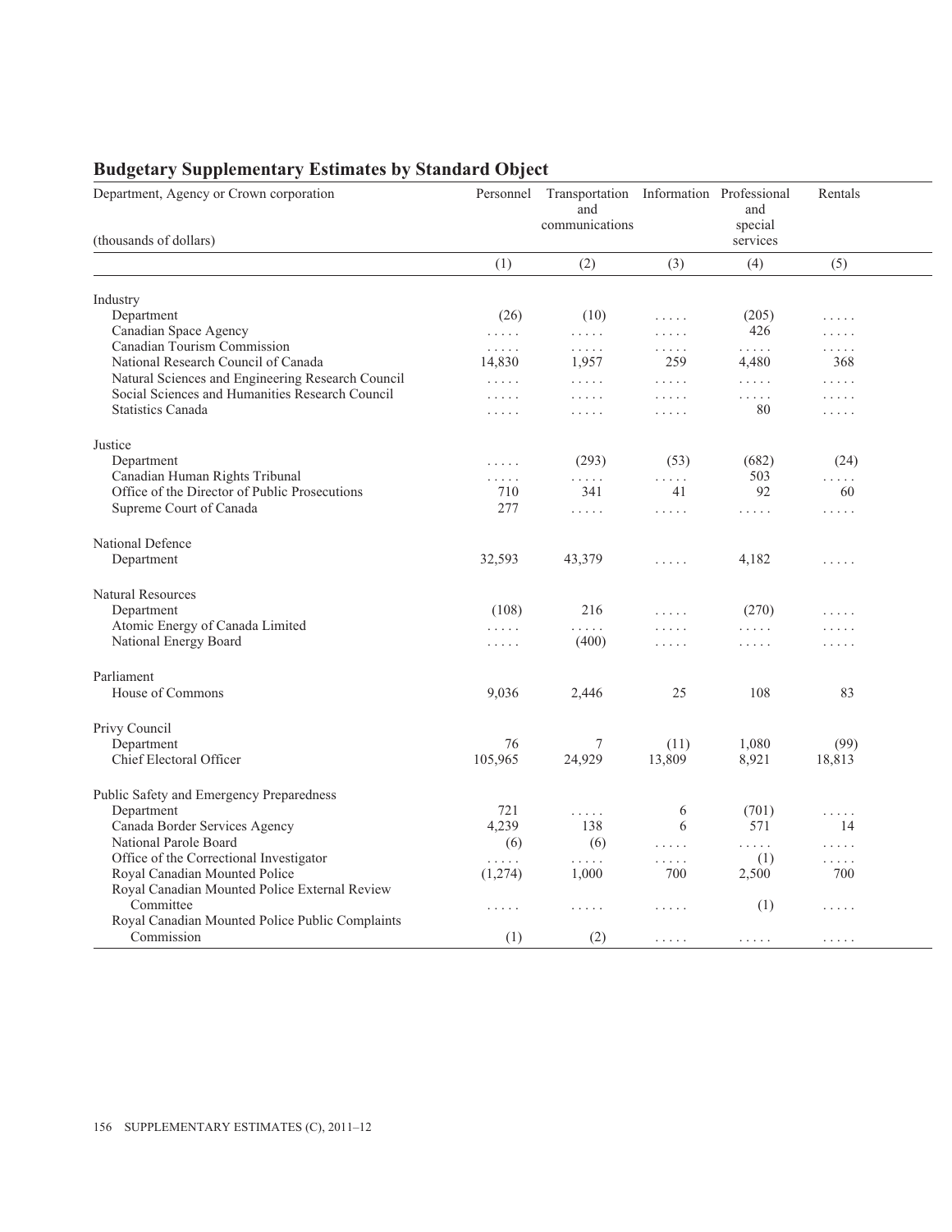## Budgetary Supplementary Estimates by Standard Object

| Department, Agency or Crown corporation (thousands of dollars) | Personnel | Transportation and communications | Information | Professional and special services | Rentals |
|---|---|---|---|---|---|
| | (1) | (2) | (3) | (4) | (5) |
| **Industry** | | | | | |
| Department | (26) | (10) | ..... | (205) | ..... |
| Canadian Space Agency | ..... | ..... | ..... | 426 | ..... |
| Canadian Tourism Commission | ..... | ..... | ..... | ..... | ..... |
| National Research Council of Canada | 14,830 | 1,957 | 259 | 4,480 | 368 |
| Natural Sciences and Engineering Research Council | ..... | ..... | ..... | ..... | ..... |
| Social Sciences and Humanities Research Council | ..... | ..... | ..... | ..... | ..... |
| Statistics Canada | ..... | ..... | ..... | 80 | ..... |
| **Justice** | | | | | |
| Department | ..... | (293) | (53) | (682) | (24) |
| Canadian Human Rights Tribunal | ..... | ..... | ..... | 503 | ..... |
| Office of the Director of Public Prosecutions | 710 | 341 | 41 | 92 | 60 |
| Supreme Court of Canada | 277 | ..... | ..... | ..... | ..... |
| **National Defence** | | | | | |
| Department | 32,593 | 43,379 | ..... | 4,182 | ..... |
| **Natural Resources** | | | | | |
| Department | (108) | 216 | ..... | (270) | ..... |
| Atomic Energy of Canada Limited | ..... | ..... | ..... | ..... | ..... |
| National Energy Board | ..... | (400) | ..... | ..... | ..... |
| **Parliament** | | | | | |
| House of Commons | 9,036 | 2,446 | 25 | 108 | 83 |
| **Privy Council** | | | | | |
| Department | 76 | 7 | (11) | 1,080 | (99) |
| Chief Electoral Officer | 105,965 | 24,929 | 13,809 | 8,921 | 18,813 |
| **Public Safety and Emergency Preparedness** | | | | | |
| Department | 721 | ..... | 6 | (701) | ..... |
| Canada Border Services Agency | 4,239 | 138 | 6 | 571 | 14 |
| National Parole Board | (6) | (6) | ..... | ..... | ..... |
| Office of the Correctional Investigator | ..... | ..... | ..... | (1) | ..... |
| Royal Canadian Mounted Police | (1,274) | 1,000 | 700 | 2,500 | 700 |
| Royal Canadian Mounted Police External Review Committee | ..... | ..... | ..... | (1) | ..... |
| Royal Canadian Mounted Police Public Complaints Commission | (1) | (2) | ..... | ..... | ..... |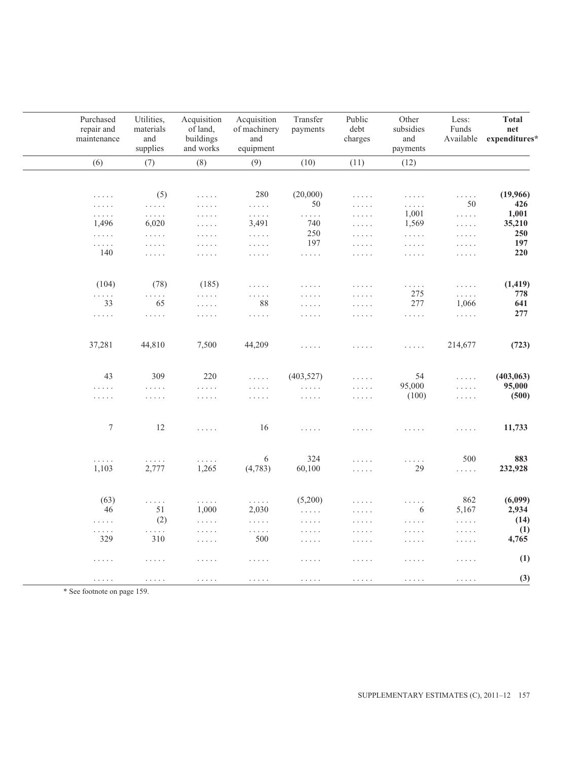| Purchased repair and maintenance | Utilities, materials and supplies | Acquisition of land, buildings and works | Acquisition of machinery and equipment | Transfer payments | Public debt charges | Other subsidies and payments | Less: Funds Available | **Total net expenditures*** |
|---|---|---|---|---|---|---|---|---|
| (6) | (7) | (8) | (9) | (10) | (11) | (12) | | |
| ..... | (5) | ..... | 280 | (20,000) | ..... | ..... | ..... | **(19,966)** |
| ..... | ..... | ..... | ..... | 50 | ..... | ..... | 50 | **426** |
| ..... | ..... | ..... | ..... | ..... | ..... | 1,001 | ..... | **1,001** |
| 1,496 | 6,020 | ..... | 3,491 | 740 | ..... | 1,569 | ..... | **35,210** |
| ..... | ..... | ..... | ..... | 250 | ..... | ..... | ..... | **250** |
| ..... | ..... | ..... | ..... | 197 | ..... | ..... | ..... | **197** |
| 140 | ..... | ..... | ..... | ..... | ..... | ..... | ..... | **220** |
| (104) | (78) | (185) | ..... | ..... | ..... | ..... | ..... | **(1,419)** |
| ..... | ..... | ..... | ..... | ..... | ..... | 275 | ..... | **778** |
| 33 | 65 | ..... | 88 | ..... | ..... | 277 | 1,066 | **641** |
| ..... | ..... | ..... | ..... | ..... | ..... | ..... | ..... | **277** |
| 37,281 | 44,810 | 7,500 | 44,209 | ..... | ..... | ..... | 214,677 | **(723)** |
| 43 | 309 | 220 | ..... | (403,527) | ..... | 54 | ..... | **(403,063)** |
| ..... | ..... | ..... | ..... | ..... | ..... | 95,000 | ..... | **95,000** |
| ..... | ..... | ..... | ..... | ..... | ..... | (100) | ..... | **(500)** |
| 7 | 12 | ..... | 16 | ..... | ..... | ..... | ..... | **11,733** |
| ..... | ..... | ..... | 6 | 324 | ..... | ..... | 500 | **883** |
| 1,103 | 2,777 | 1,265 | (4,783) | 60,100 | ..... | 29 | ..... | **232,928** |
| (63) | ..... | ..... | ..... | (5,200) | ..... | ..... | 862 | **(6,099)** |
| 46 | 51 | 1,000 | 2,030 | ..... | ..... | 6 | 5,167 | **2,934** |
| ..... | (2) | ..... | ..... | ..... | ..... | ..... | ..... | **(14)** |
| ..... | ..... | ..... | ..... | ..... | ..... | ..... | ..... | **(1)** |
| 329 | 310 | ..... | 500 | ..... | ..... | ..... | ..... | **4,765** |
| ..... | ..... | ..... | ..... | ..... | ..... | ..... | ..... | **(1)** |
| ..... | ..... | ..... | ..... | ..... | ..... | ..... | ..... | **(3)** |

* See footnote on page 159.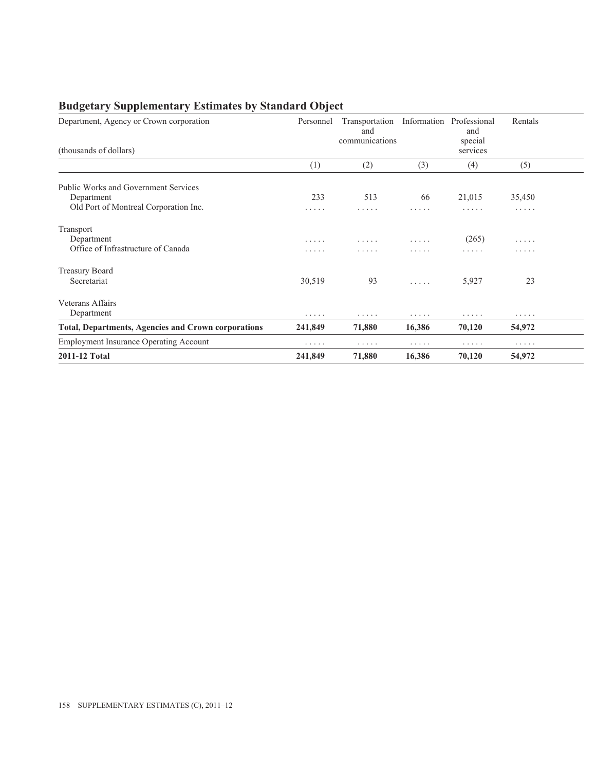## Budgetary Supplementary Estimates by Standard Object

| Department, Agency or Crown corporation (thousands of dollars) | Personnel | Transportation and communications | Information | Professional and special services | Rentals |
|---|---|---|---|---|---|
| | (1) | (2) | (3) | (4) | (5) |
| Public Works and Government Services | | | | | |
| Department | 233 | 513 | 66 | 21,015 | 35,450 |
| Old Port of Montreal Corporation Inc. | ..... | ..... | ..... | ..... | ..... |
| Transport | | | | | |
| Department | ..... | ..... | ..... | (265) | ..... |
| Office of Infrastructure of Canada | ..... | ..... | ..... | ..... | ..... |
| Treasury Board | | | | | |
| Secretariat | 30,519 | 93 | ..... | 5,927 | 23 |
| Veterans Affairs | | | | | |
| Department | ..... | ..... | ..... | ..... | ..... |
| **Total, Departments, Agencies and Crown corporations** | **241,849** | **71,880** | **16,386** | **70,120** | **54,972** |
| Employment Insurance Operating Account | ..... | ..... | ..... | ..... | ..... |
| **2011-12 Total** | **241,849** | **71,880** | **16,386** | **70,120** | **54,972** |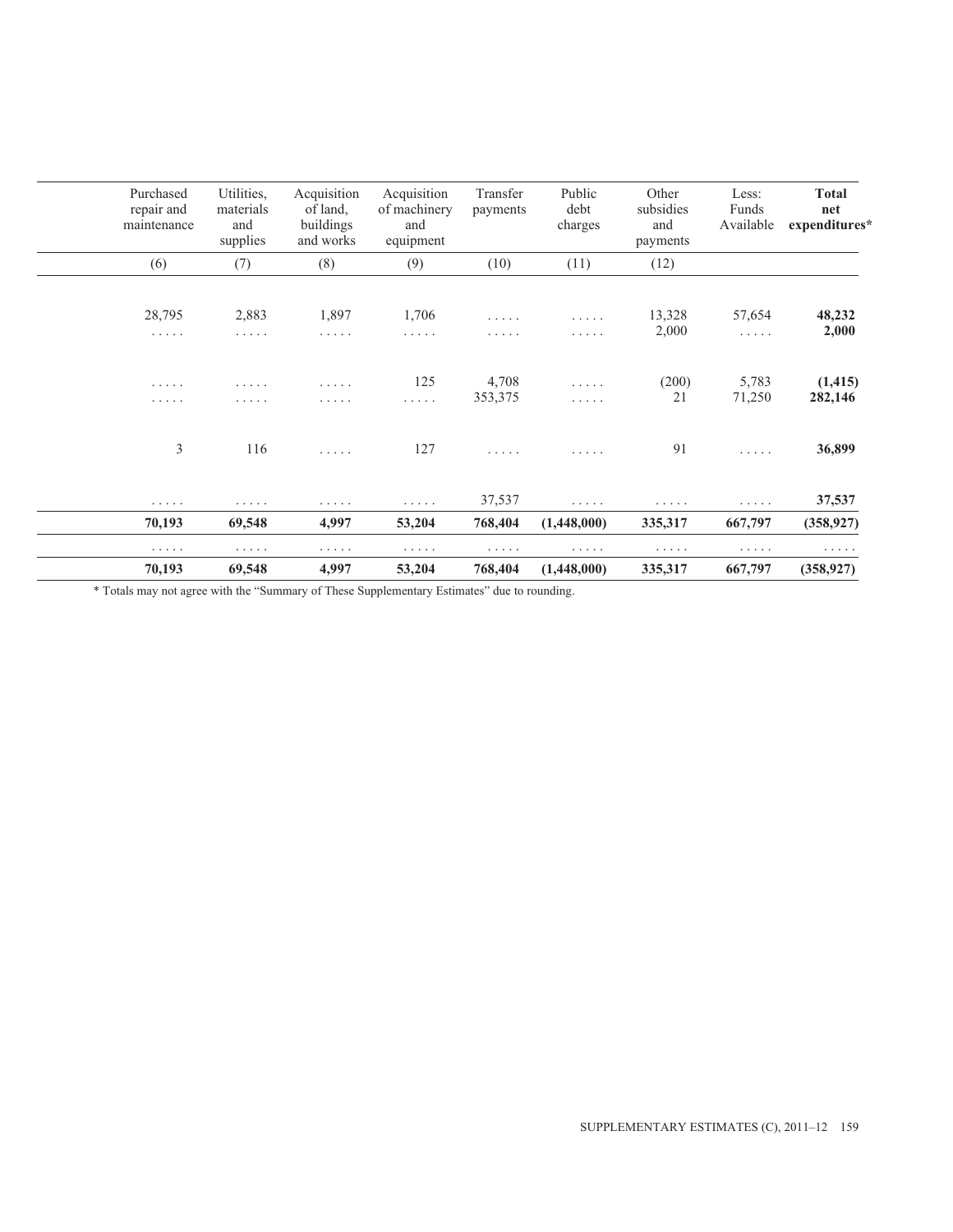| Purchased repair and maintenance | Utilities, materials and supplies | Acquisition of land, buildings and works | Acquisition of machinery and equipment | Transfer payments | Public debt charges | Other subsidies and payments | Less: Funds Available | **Total net expenditures*** |
|---|---|---|---|---|---|---|---|---|
| (6) | (7) | (8) | (9) | (10) | (11) | (12) | | |
| 28,795 | 2,883 | 1,897 | 1,706 | ..... | ..... | 13,328 | 57,654 | **48,232** |
| ..... | ..... | ..... | ..... | ..... | ..... | 2,000 | ..... | **2,000** |
| ..... | ..... | ..... | 125 | 4,708 | ..... | (200) | 5,783 | **(1,415)** |
| ..... | ..... | ..... | ..... | 353,375 | ..... | 21 | 71,250 | **282,146** |
| 3 | 116 | ..... | 127 | ..... | ..... | 91 | ..... | **36,899** |
| ..... | ..... | ..... | ..... | 37,537 | ..... | ..... | ..... | **37,537** |
| **70,193** | **69,548** | **4,997** | **53,204** | **768,404** | **(1,448,000)** | **335,317** | **667,797** | **(358,927)** |
| ..... | ..... | ..... | ..... | ..... | ..... | ..... | ..... | ..... |
| **70,193** | **69,548** | **4,997** | **53,204** | **768,404** | **(1,448,000)** | **335,317** | **667,797** | **(358,927)** |

* Totals may not agree with the "Summary of These Supplementary Estimates" due to rounding.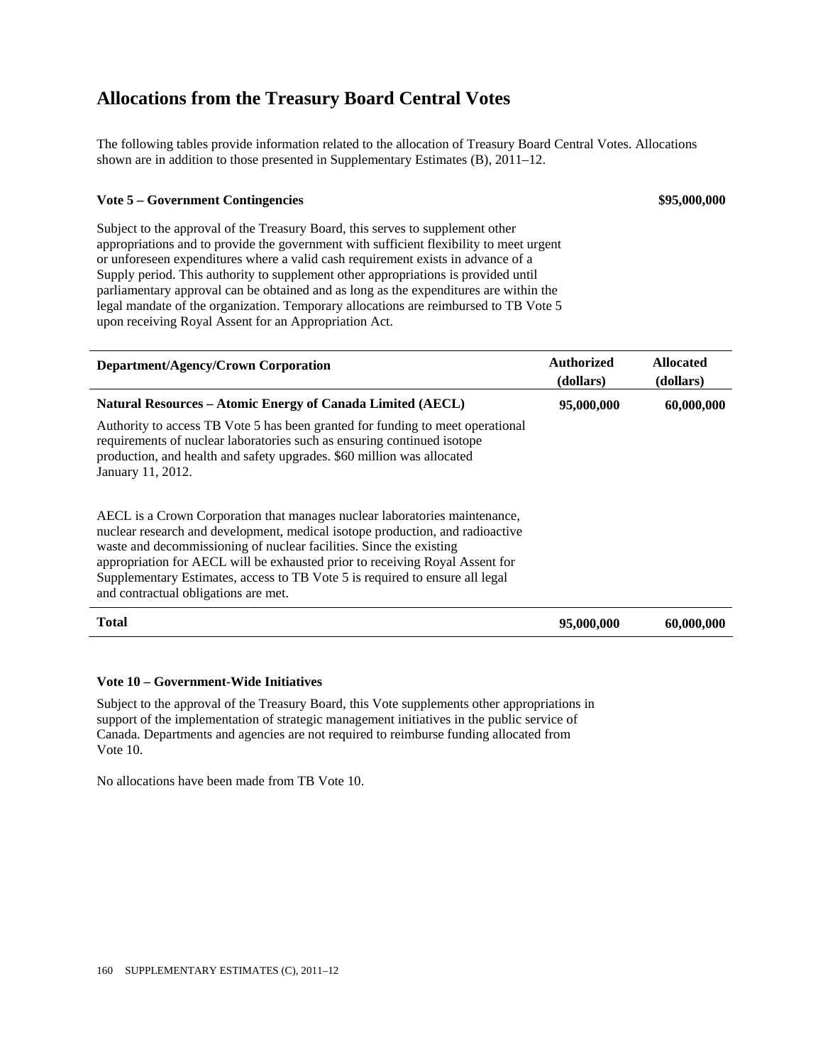# Allocations from the Treasury Board Central Votes

The following tables provide information related to the allocation of Treasury Board Central Votes. Allocations shown are in addition to those presented in Supplementary Estimates (B), 2011–12.

**Vote 5 – Government Contingencies** **$95,000,000**

Subject to the approval of the Treasury Board, this serves to supplement other appropriations and to provide the government with sufficient flexibility to meet urgent or unforeseen expenditures where a valid cash requirement exists in advance of a Supply period. This authority to supplement other appropriations is provided until parliamentary approval can be obtained and as long as the expenditures are within the legal mandate of the organization. Temporary allocations are reimbursed to TB Vote 5 upon receiving Royal Assent for an Appropriation Act.

| Department/Agency/Crown Corporation | Authorized (dollars) | Allocated (dollars) |
|---|---|---|
| **Natural Resources – Atomic Energy of Canada Limited (AECL)** | **95,000,000** | **60,000,000** |
| Authority to access TB Vote 5 has been granted for funding to meet operational requirements of nuclear laboratories such as ensuring continued isotope production, and health and safety upgrades. $60 million was allocated January 11, 2012. | | |
| AECL is a Crown Corporation that manages nuclear laboratories maintenance, nuclear research and development, medical isotope production, and radioactive waste and decommissioning of nuclear facilities. Since the existing appropriation for AECL will be exhausted prior to receiving Royal Assent for Supplementary Estimates, access to TB Vote 5 is required to ensure all legal and contractual obligations are met. | | |
| **Total** | **95,000,000** | **60,000,000** |

**Vote 10 – Government-Wide Initiatives**

Subject to the approval of the Treasury Board, this Vote supplements other appropriations in support of the implementation of strategic management initiatives in the public service of Canada. Departments and agencies are not required to reimburse funding allocated from Vote 10.

No allocations have been made from TB Vote 10.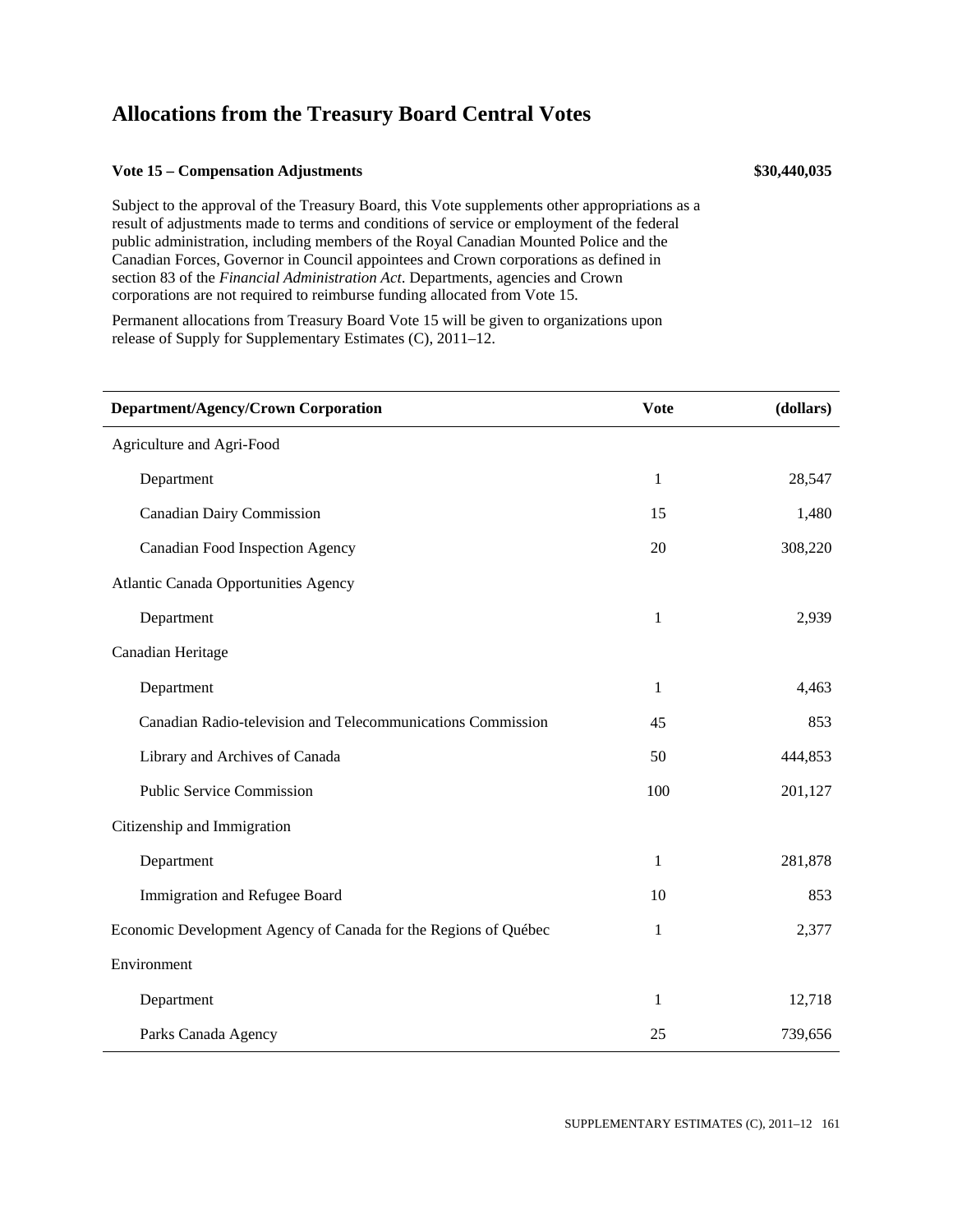# Allocations from the Treasury Board Central Votes

**Vote 15 – Compensation Adjustments** **$30,440,035**

Subject to the approval of the Treasury Board, this Vote supplements other appropriations as a result of adjustments made to terms and conditions of service or employment of the federal public administration, including members of the Royal Canadian Mounted Police and the Canadian Forces, Governor in Council appointees and Crown corporations as defined in section 83 of the *Financial Administration Act*. Departments, agencies and Crown corporations are not required to reimburse funding allocated from Vote 15.

Permanent allocations from Treasury Board Vote 15 will be given to organizations upon release of Supply for Supplementary Estimates (C), 2011–12.

| Department/Agency/Crown Corporation | Vote | (dollars) |
|---|---|---|
| Agriculture and Agri-Food | | |
| Department | 1 | 28,547 |
| Canadian Dairy Commission | 15 | 1,480 |
| Canadian Food Inspection Agency | 20 | 308,220 |
| Atlantic Canada Opportunities Agency | | |
| Department | 1 | 2,939 |
| Canadian Heritage | | |
| Department | 1 | 4,463 |
| Canadian Radio-television and Telecommunications Commission | 45 | 853 |
| Library and Archives of Canada | 50 | 444,853 |
| Public Service Commission | 100 | 201,127 |
| Citizenship and Immigration | | |
| Department | 1 | 281,878 |
| Immigration and Refugee Board | 10 | 853 |
| Economic Development Agency of Canada for the Regions of Québec | 1 | 2,377 |
| Environment | | |
| Department | 1 | 12,718 |
| Parks Canada Agency | 25 | 739,656 |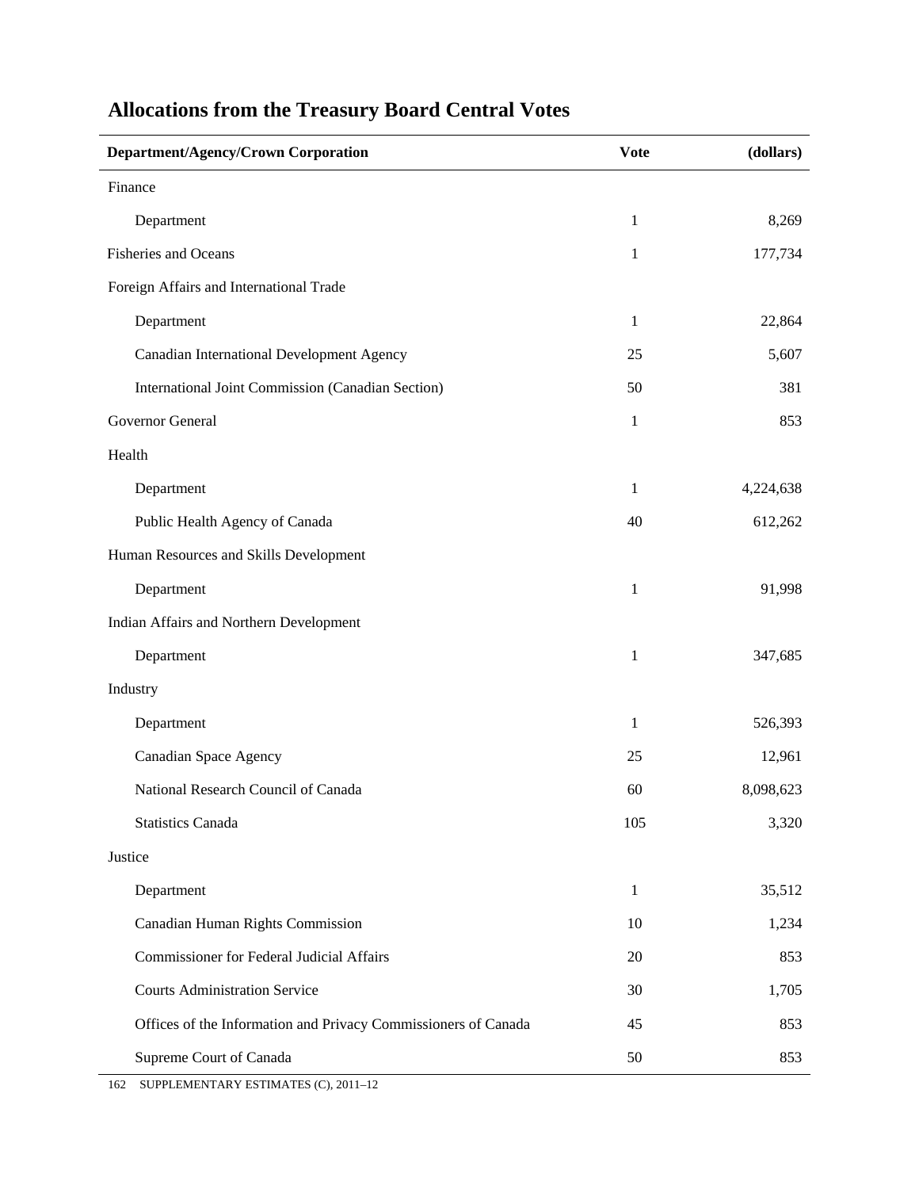## Allocations from the Treasury Board Central Votes

| Department/Agency/Crown Corporation | Vote | (dollars) |
|---|---|---|
| Finance | | |
| Department | 1 | 8,269 |
| Fisheries and Oceans | 1 | 177,734 |
| Foreign Affairs and International Trade | | |
| Department | 1 | 22,864 |
| Canadian International Development Agency | 25 | 5,607 |
| International Joint Commission (Canadian Section) | 50 | 381 |
| Governor General | 1 | 853 |
| Health | | |
| Department | 1 | 4,224,638 |
| Public Health Agency of Canada | 40 | 612,262 |
| Human Resources and Skills Development | | |
| Department | 1 | 91,998 |
| Indian Affairs and Northern Development | | |
| Department | 1 | 347,685 |
| Industry | | |
| Department | 1 | 526,393 |
| Canadian Space Agency | 25 | 12,961 |
| National Research Council of Canada | 60 | 8,098,623 |
| Statistics Canada | 105 | 3,320 |
| Justice | | |
| Department | 1 | 35,512 |
| Canadian Human Rights Commission | 10 | 1,234 |
| Commissioner for Federal Judicial Affairs | 20 | 853 |
| Courts Administration Service | 30 | 1,705 |
| Offices of the Information and Privacy Commissioners of Canada | 45 | 853 |
| Supreme Court of Canada | 50 | 853 |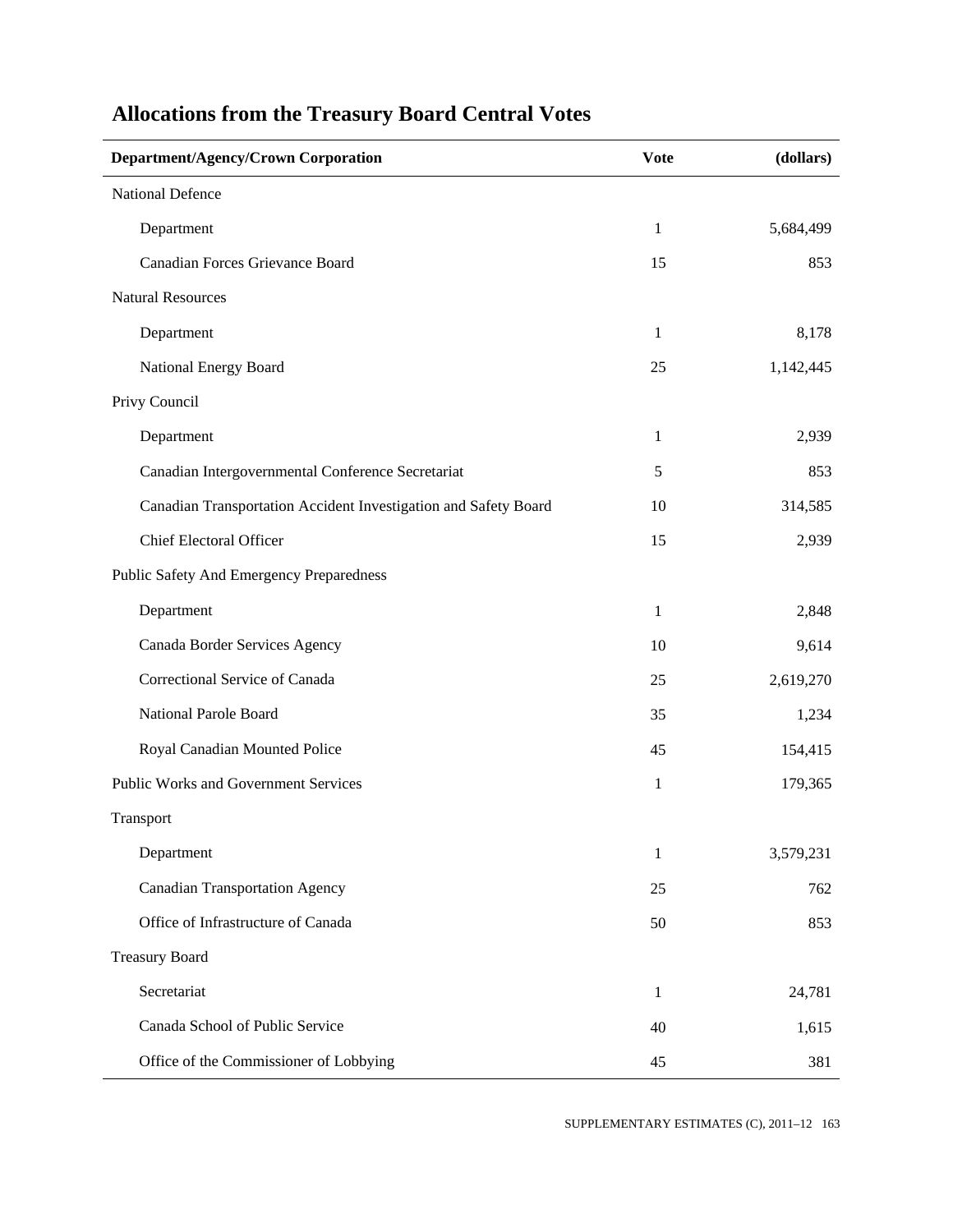## Allocations from the Treasury Board Central Votes

| Department/Agency/Crown Corporation | Vote | (dollars) |
|---|---|---|
| National Defence | | |
| Department | 1 | 5,684,499 |
| Canadian Forces Grievance Board | 15 | 853 |
| Natural Resources | | |
| Department | 1 | 8,178 |
| National Energy Board | 25 | 1,142,445 |
| Privy Council | | |
| Department | 1 | 2,939 |
| Canadian Intergovernmental Conference Secretariat | 5 | 853 |
| Canadian Transportation Accident Investigation and Safety Board | 10 | 314,585 |
| Chief Electoral Officer | 15 | 2,939 |
| Public Safety And Emergency Preparedness | | |
| Department | 1 | 2,848 |
| Canada Border Services Agency | 10 | 9,614 |
| Correctional Service of Canada | 25 | 2,619,270 |
| National Parole Board | 35 | 1,234 |
| Royal Canadian Mounted Police | 45 | 154,415 |
| Public Works and Government Services | 1 | 179,365 |
| Transport | | |
| Department | 1 | 3,579,231 |
| Canadian Transportation Agency | 25 | 762 |
| Office of Infrastructure of Canada | 50 | 853 |
| Treasury Board | | |
| Secretariat | 1 | 24,781 |
| Canada School of Public Service | 40 | 1,615 |
| Office of the Commissioner of Lobbying | 45 | 381 |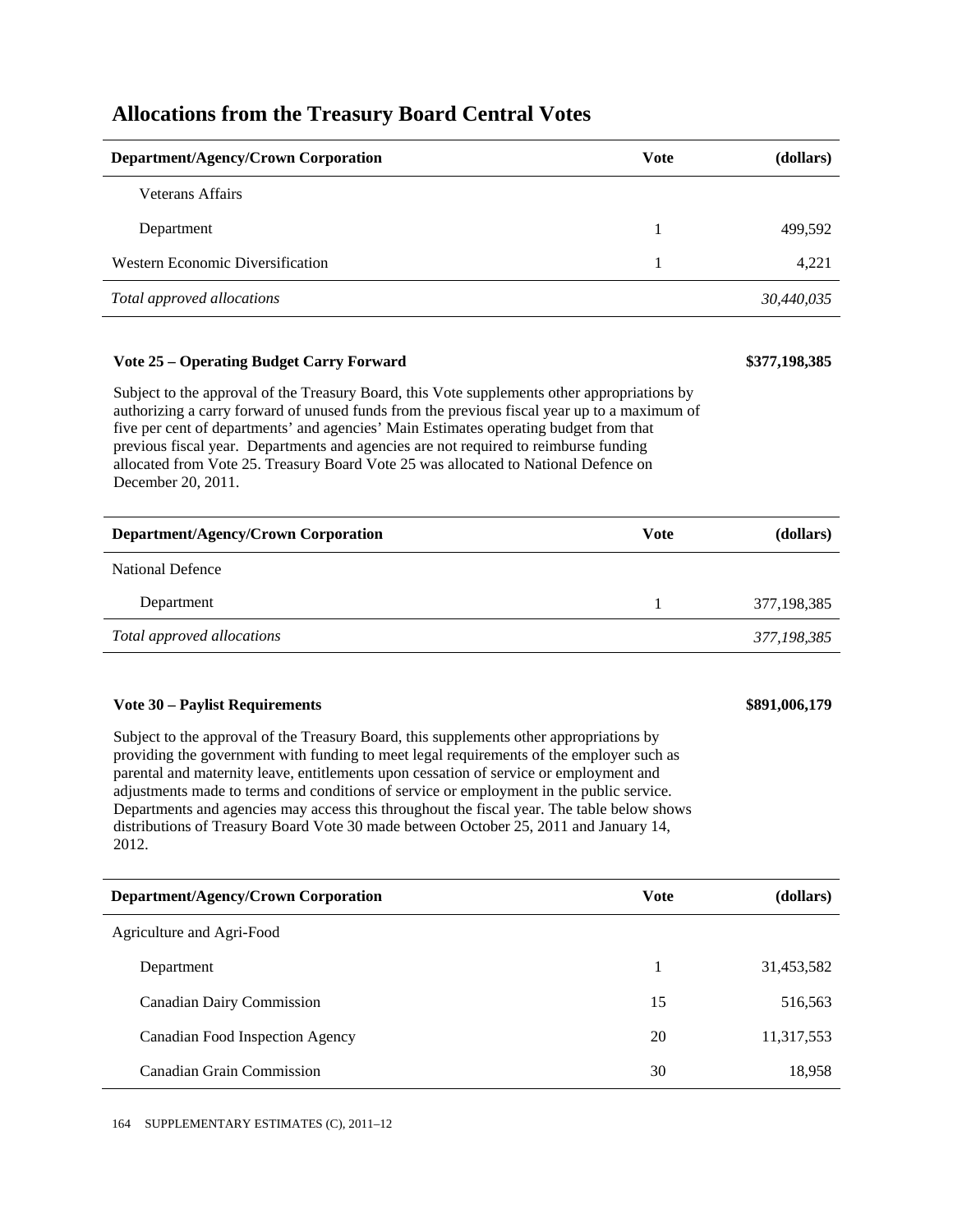## Allocations from the Treasury Board Central Votes

| Department/Agency/Crown Corporation | Vote | (dollars) |
|---|---|---|
| Veterans Affairs | | |
| Department | 1 | 499,592 |
| Western Economic Diversification | 1 | 4,221 |
| *Total approved allocations* | | *30,440,035* |

**Vote 25 – Operating Budget Carry Forward** **$377,198,385**

Subject to the approval of the Treasury Board, this Vote supplements other appropriations by authorizing a carry forward of unused funds from the previous fiscal year up to a maximum of five per cent of departments' and agencies' Main Estimates operating budget from that previous fiscal year. Departments and agencies are not required to reimburse funding allocated from Vote 25. Treasury Board Vote 25 was allocated to National Defence on December 20, 2011.

| Department/Agency/Crown Corporation | Vote | (dollars) |
|---|---|---|
| National Defence | | |
| Department | 1 | 377,198,385 |
| *Total approved allocations* | | *377,198,385* |

**Vote 30 – Paylist Requirements** **$891,006,179**

Subject to the approval of the Treasury Board, this supplements other appropriations by providing the government with funding to meet legal requirements of the employer such as parental and maternity leave, entitlements upon cessation of service or employment and adjustments made to terms and conditions of service or employment in the public service. Departments and agencies may access this throughout the fiscal year. The table below shows distributions of Treasury Board Vote 30 made between October 25, 2011 and January 14, 2012.

| Department/Agency/Crown Corporation | Vote | (dollars) |
|---|---|---|
| Agriculture and Agri-Food | | |
| Department | 1 | 31,453,582 |
| Canadian Dairy Commission | 15 | 516,563 |
| Canadian Food Inspection Agency | 20 | 11,317,553 |
| Canadian Grain Commission | 30 | 18,958 |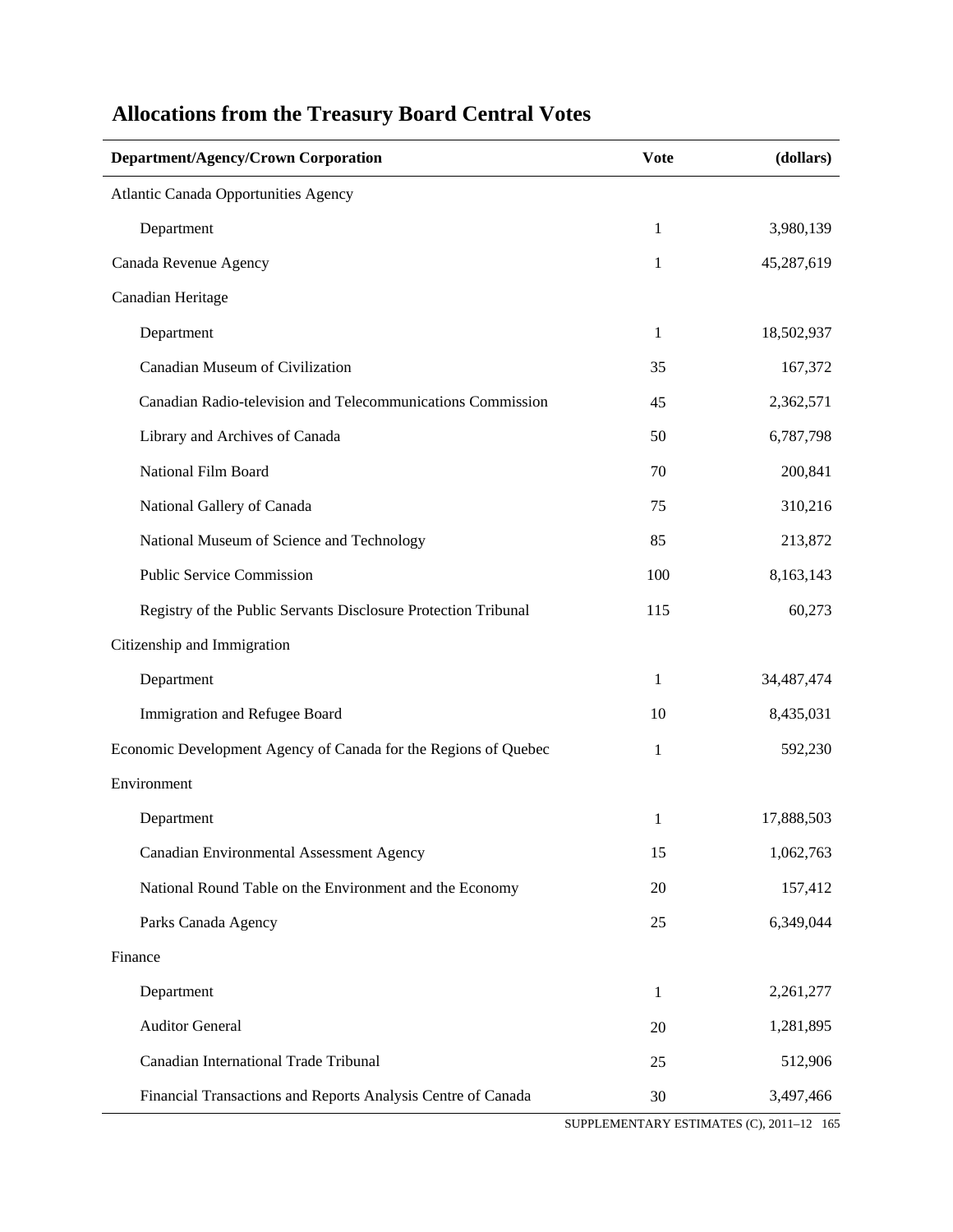## Allocations from the Treasury Board Central Votes

| Department/Agency/Crown Corporation | Vote | (dollars) |
|---|---|---|
| Atlantic Canada Opportunities Agency | | |
| Department | 1 | 3,980,139 |
| Canada Revenue Agency | 1 | 45,287,619 |
| Canadian Heritage | | |
| Department | 1 | 18,502,937 |
| Canadian Museum of Civilization | 35 | 167,372 |
| Canadian Radio-television and Telecommunications Commission | 45 | 2,362,571 |
| Library and Archives of Canada | 50 | 6,787,798 |
| National Film Board | 70 | 200,841 |
| National Gallery of Canada | 75 | 310,216 |
| National Museum of Science and Technology | 85 | 213,872 |
| Public Service Commission | 100 | 8,163,143 |
| Registry of the Public Servants Disclosure Protection Tribunal | 115 | 60,273 |
| Citizenship and Immigration | | |
| Department | 1 | 34,487,474 |
| Immigration and Refugee Board | 10 | 8,435,031 |
| Economic Development Agency of Canada for the Regions of Quebec | 1 | 592,230 |
| Environment | | |
| Department | 1 | 17,888,503 |
| Canadian Environmental Assessment Agency | 15 | 1,062,763 |
| National Round Table on the Environment and the Economy | 20 | 157,412 |
| Parks Canada Agency | 25 | 6,349,044 |
| Finance | | |
| Department | 1 | 2,261,277 |
| Auditor General | 20 | 1,281,895 |
| Canadian International Trade Tribunal | 25 | 512,906 |
| Financial Transactions and Reports Analysis Centre of Canada | 30 | 3,497,466 |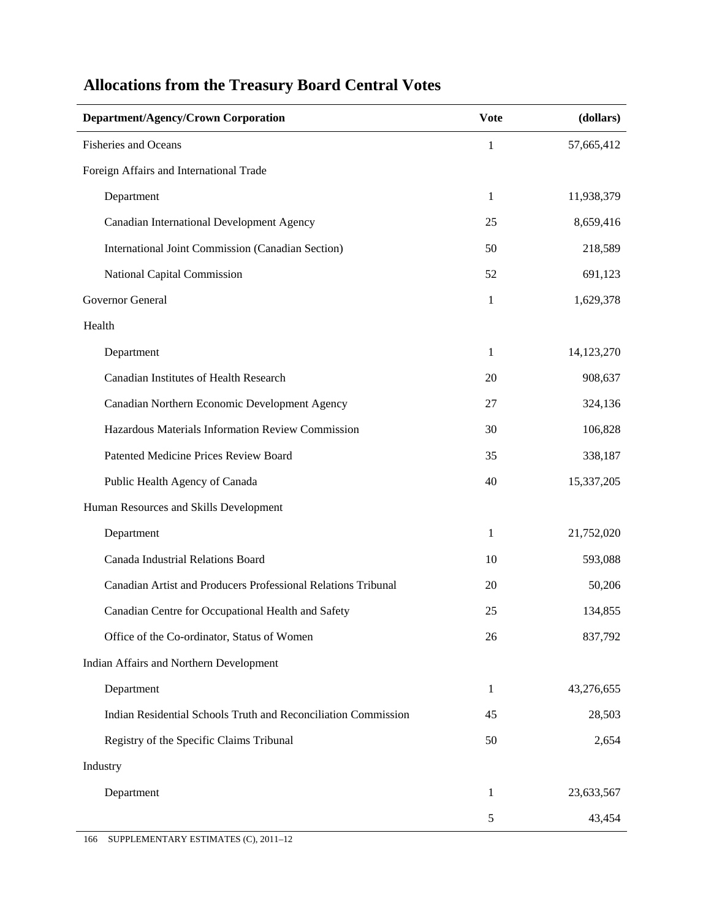## Allocations from the Treasury Board Central Votes

| Department/Agency/Crown Corporation | Vote | (dollars) |
|---|---|---|
| Fisheries and Oceans | 1 | 57,665,412 |
| Foreign Affairs and International Trade | | |
| Department | 1 | 11,938,379 |
| Canadian International Development Agency | 25 | 8,659,416 |
| International Joint Commission (Canadian Section) | 50 | 218,589 |
| National Capital Commission | 52 | 691,123 |
| Governor General | 1 | 1,629,378 |
| Health | | |
| Department | 1 | 14,123,270 |
| Canadian Institutes of Health Research | 20 | 908,637 |
| Canadian Northern Economic Development Agency | 27 | 324,136 |
| Hazardous Materials Information Review Commission | 30 | 106,828 |
| Patented Medicine Prices Review Board | 35 | 338,187 |
| Public Health Agency of Canada | 40 | 15,337,205 |
| Human Resources and Skills Development | | |
| Department | 1 | 21,752,020 |
| Canada Industrial Relations Board | 10 | 593,088 |
| Canadian Artist and Producers Professional Relations Tribunal | 20 | 50,206 |
| Canadian Centre for Occupational Health and Safety | 25 | 134,855 |
| Office of the Co-ordinator, Status of Women | 26 | 837,792 |
| Indian Affairs and Northern Development | | |
| Department | 1 | 43,276,655 |
| Indian Residential Schools Truth and Reconciliation Commission | 45 | 28,503 |
| Registry of the Specific Claims Tribunal | 50 | 2,654 |
| Industry | | |
| Department | 1 | 23,633,567 |
| | 5 | 43,454 |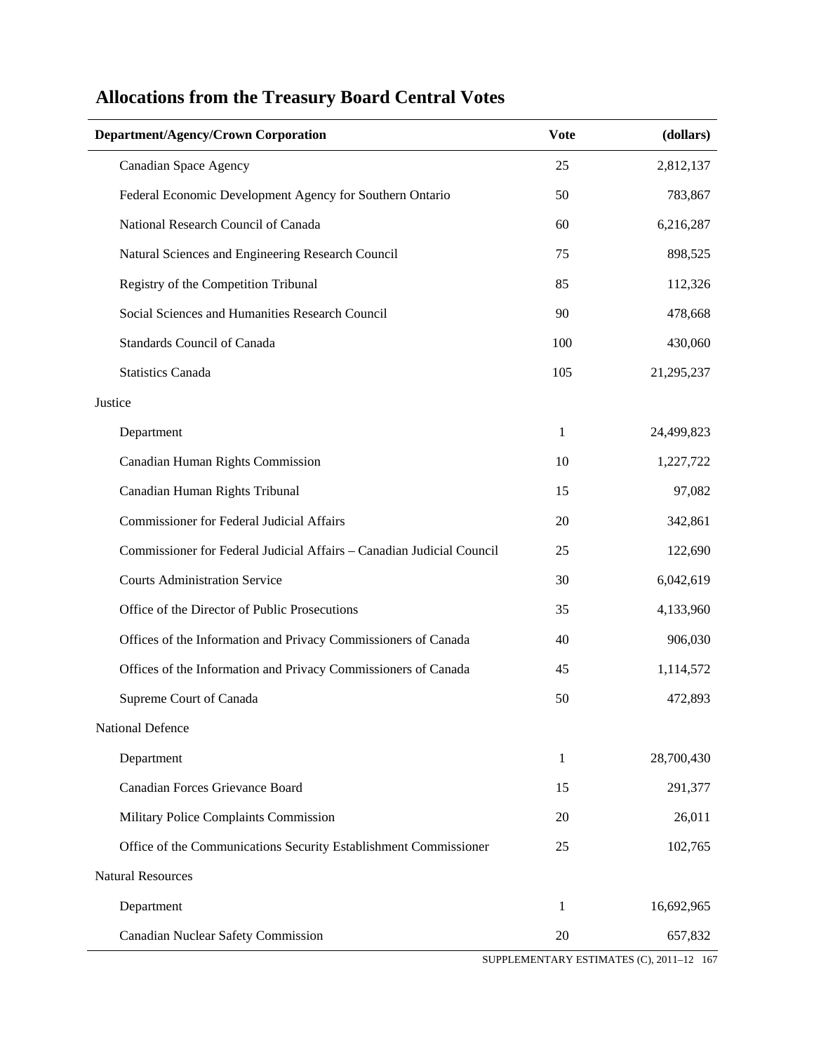# Allocations from the Treasury Board Central Votes

| Department/Agency/Crown Corporation | Vote | (dollars) |
|---|---|---|
| Canadian Space Agency | 25 | 2,812,137 |
| Federal Economic Development Agency for Southern Ontario | 50 | 783,867 |
| National Research Council of Canada | 60 | 6,216,287 |
| Natural Sciences and Engineering Research Council | 75 | 898,525 |
| Registry of the Competition Tribunal | 85 | 112,326 |
| Social Sciences and Humanities Research Council | 90 | 478,668 |
| Standards Council of Canada | 100 | 430,060 |
| Statistics Canada | 105 | 21,295,237 |
| Justice | | |
| Department | 1 | 24,499,823 |
| Canadian Human Rights Commission | 10 | 1,227,722 |
| Canadian Human Rights Tribunal | 15 | 97,082 |
| Commissioner for Federal Judicial Affairs | 20 | 342,861 |
| Commissioner for Federal Judicial Affairs – Canadian Judicial Council | 25 | 122,690 |
| Courts Administration Service | 30 | 6,042,619 |
| Office of the Director of Public Prosecutions | 35 | 4,133,960 |
| Offices of the Information and Privacy Commissioners of Canada | 40 | 906,030 |
| Offices of the Information and Privacy Commissioners of Canada | 45 | 1,114,572 |
| Supreme Court of Canada | 50 | 472,893 |
| National Defence | | |
| Department | 1 | 28,700,430 |
| Canadian Forces Grievance Board | 15 | 291,377 |
| Military Police Complaints Commission | 20 | 26,011 |
| Office of the Communications Security Establishment Commissioner | 25 | 102,765 |
| Natural Resources | | |
| Department | 1 | 16,692,965 |
| Canadian Nuclear Safety Commission | 20 | 657,832 |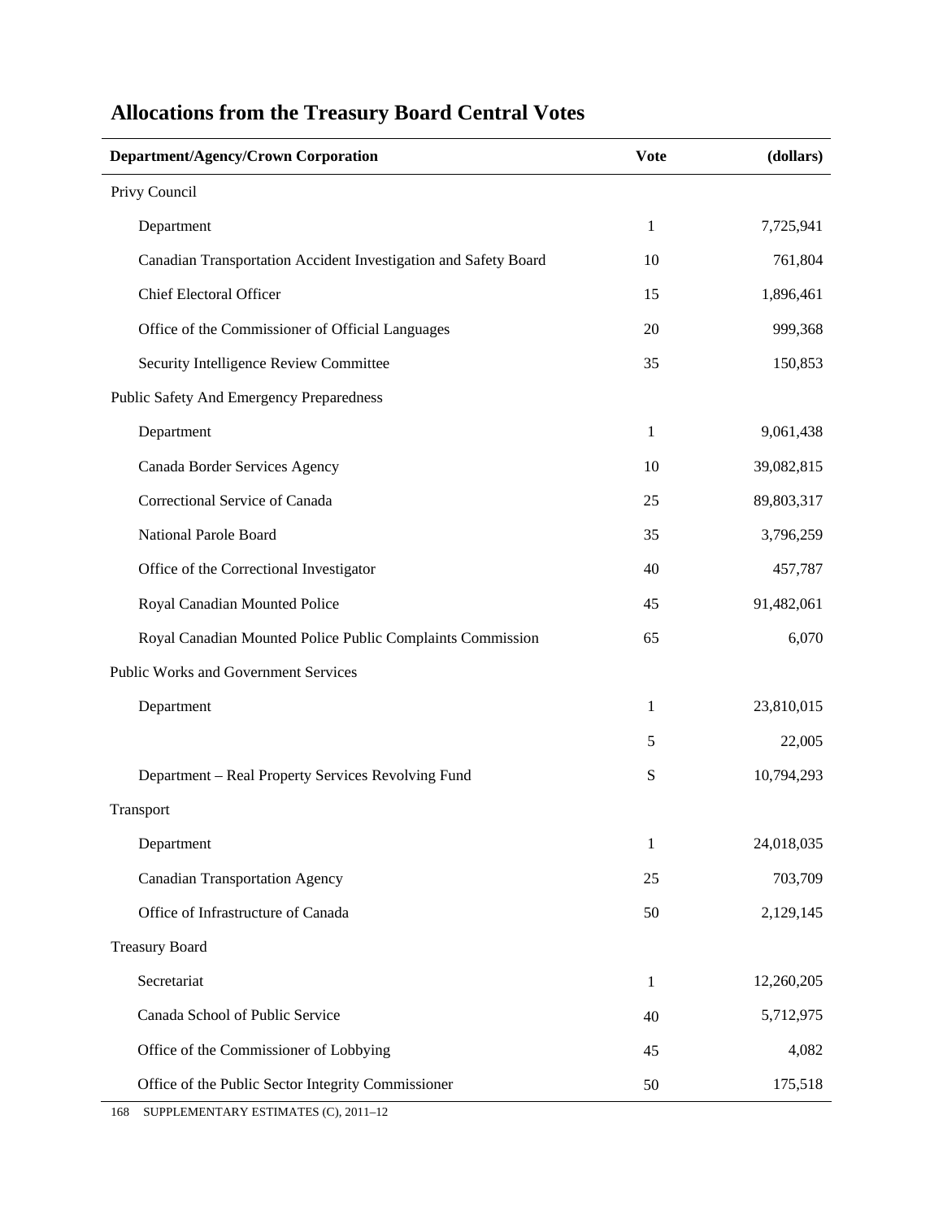# Allocations from the Treasury Board Central Votes

| Department/Agency/Crown Corporation | Vote | (dollars) |
|---|---|---|
| Privy Council | | |
| Department | 1 | 7,725,941 |
| Canadian Transportation Accident Investigation and Safety Board | 10 | 761,804 |
| Chief Electoral Officer | 15 | 1,896,461 |
| Office of the Commissioner of Official Languages | 20 | 999,368 |
| Security Intelligence Review Committee | 35 | 150,853 |
| Public Safety And Emergency Preparedness | | |
| Department | 1 | 9,061,438 |
| Canada Border Services Agency | 10 | 39,082,815 |
| Correctional Service of Canada | 25 | 89,803,317 |
| National Parole Board | 35 | 3,796,259 |
| Office of the Correctional Investigator | 40 | 457,787 |
| Royal Canadian Mounted Police | 45 | 91,482,061 |
| Royal Canadian Mounted Police Public Complaints Commission | 65 | 6,070 |
| Public Works and Government Services | | |
| Department | 1 | 23,810,015 |
| | 5 | 22,005 |
| Department – Real Property Services Revolving Fund | S | 10,794,293 |
| Transport | | |
| Department | 1 | 24,018,035 |
| Canadian Transportation Agency | 25 | 703,709 |
| Office of Infrastructure of Canada | 50 | 2,129,145 |
| Treasury Board | | |
| Secretariat | 1 | 12,260,205 |
| Canada School of Public Service | 40 | 5,712,975 |
| Office of the Commissioner of Lobbying | 45 | 4,082 |
| Office of the Public Sector Integrity Commissioner | 50 | 175,518 |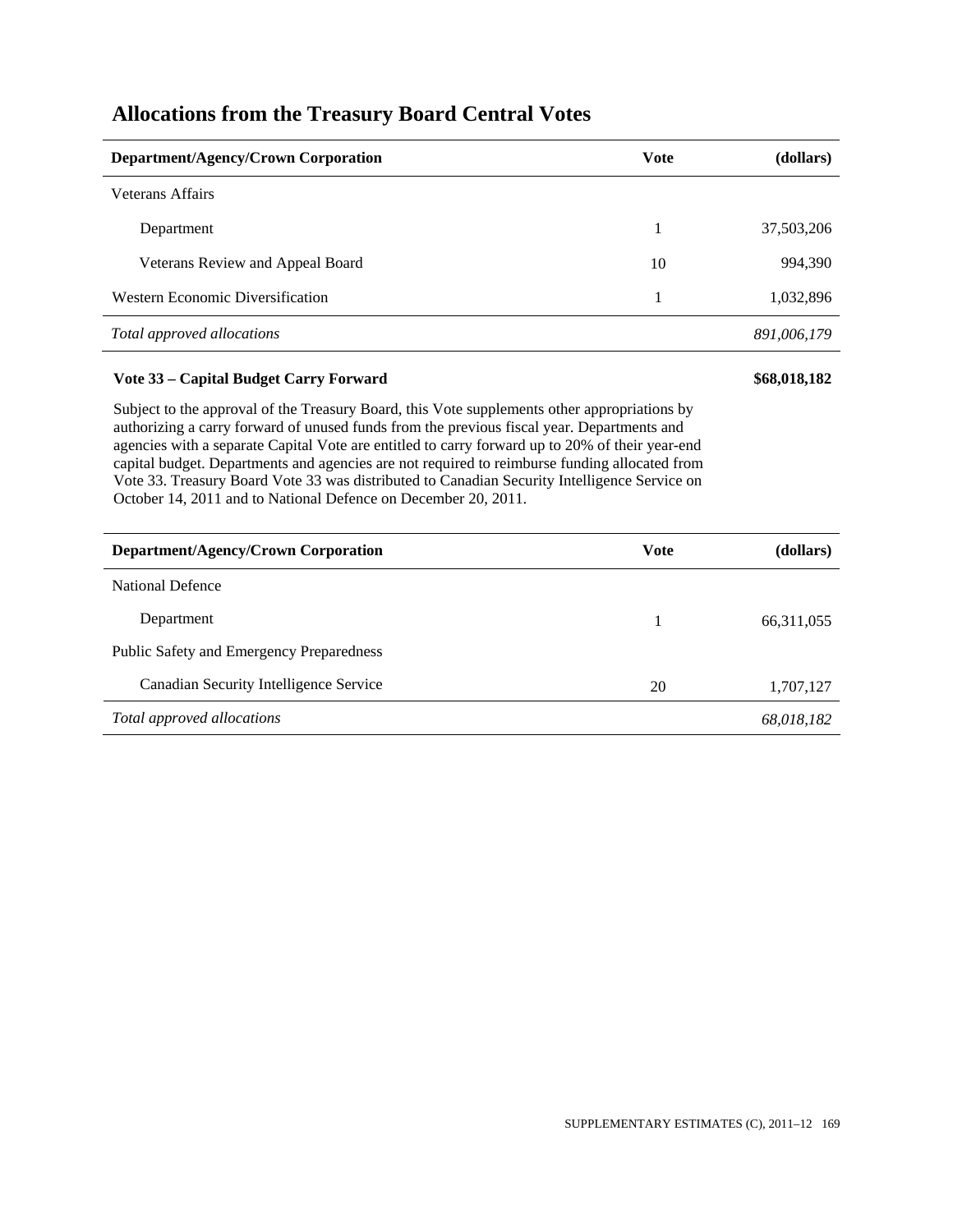# Allocations from the Treasury Board Central Votes

| Department/Agency/Crown Corporation | Vote | (dollars) |
|---|---|---|
| Veterans Affairs | | |
| Department | 1 | 37,503,206 |
| Veterans Review and Appeal Board | 10 | 994,390 |
| Western Economic Diversification | 1 | 1,032,896 |
| *Total approved allocations* | | *891,006,179* |

**Vote 33 – Capital Budget Carry Forward** **$68,018,182**

Subject to the approval of the Treasury Board, this Vote supplements other appropriations by authorizing a carry forward of unused funds from the previous fiscal year. Departments and agencies with a separate Capital Vote are entitled to carry forward up to 20% of their year-end capital budget. Departments and agencies are not required to reimburse funding allocated from Vote 33. Treasury Board Vote 33 was distributed to Canadian Security Intelligence Service on October 14, 2011 and to National Defence on December 20, 2011.

| Department/Agency/Crown Corporation | Vote | (dollars) |
|---|---|---|
| National Defence | | |
| Department | 1 | 66,311,055 |
| Public Safety and Emergency Preparedness | | |
| Canadian Security Intelligence Service | 20 | 1,707,127 |
| *Total approved allocations* | | *68,018,182* |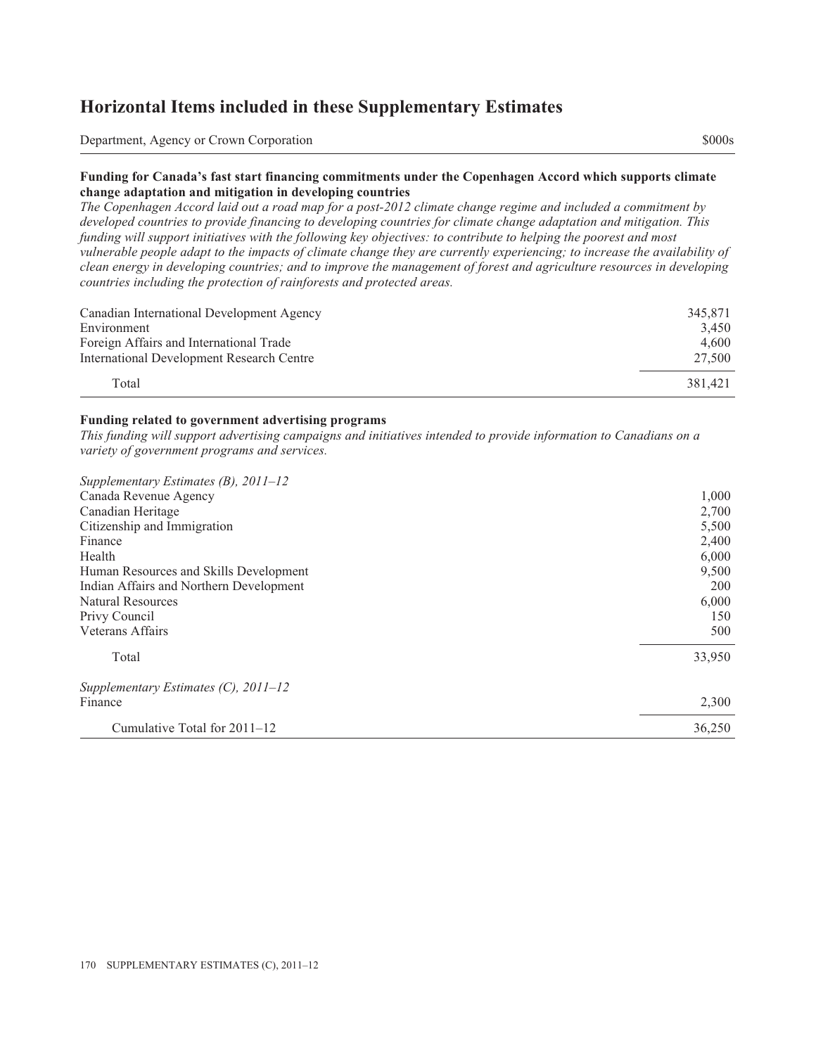# Horizontal Items included in these Supplementary Estimates

| Department, Agency or Crown Corporation | $000s |
|---|---|

**Funding for Canada's fast start financing commitments under the Copenhagen Accord which supports climate change adaptation and mitigation in developing countries**

*The Copenhagen Accord laid out a road map for a post-2012 climate change regime and included a commitment by developed countries to provide financing to developing countries for climate change adaptation and mitigation. This funding will support initiatives with the following key objectives: to contribute to helping the poorest and most vulnerable people adapt to the impacts of climate change they are currently experiencing; to increase the availability of clean energy in developing countries; and to improve the management of forest and agriculture resources in developing countries including the protection of rainforests and protected areas.*

| Department, Agency or Crown Corporation | $000s |
|---|---|
| Canadian International Development Agency | 345,871 |
| Environment | 3,450 |
| Foreign Affairs and International Trade | 4,600 |
| International Development Research Centre | 27,500 |
| Total | 381,421 |

**Funding related to government advertising programs**

*This funding will support advertising campaigns and initiatives intended to provide information to Canadians on a variety of government programs and services.*

| Department, Agency or Crown Corporation | $000s |
|---|---|
| *Supplementary Estimates (B), 2011–12* | |
| Canada Revenue Agency | 1,000 |
| Canadian Heritage | 2,700 |
| Citizenship and Immigration | 5,500 |
| Finance | 2,400 |
| Health | 6,000 |
| Human Resources and Skills Development | 9,500 |
| Indian Affairs and Northern Development | 200 |
| Natural Resources | 6,000 |
| Privy Council | 150 |
| Veterans Affairs | 500 |
| Total | 33,950 |
| *Supplementary Estimates (C), 2011–12* | |
| Finance | 2,300 |
| Cumulative Total for 2011–12 | 36,250 |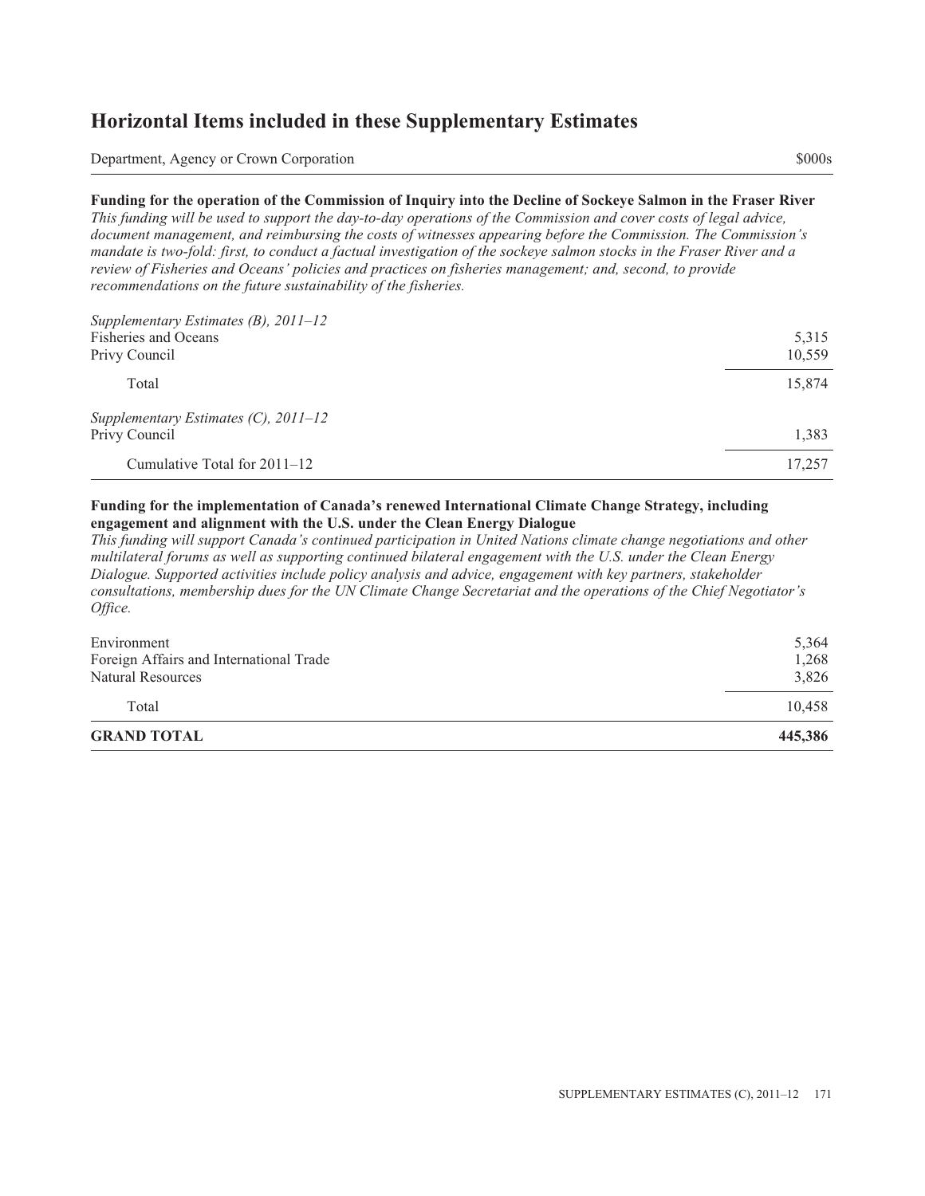## Horizontal Items included in these Supplementary Estimates

| Department, Agency or Crown Corporation | $000s |
|---|---|
| **Funding for the operation of the Commission of Inquiry into the Decline of Sockeye Salmon in the Fraser River** | |
| *This funding will be used to support the day-to-day operations of the Commission and cover costs of legal advice, document management, and reimbursing the costs of witnesses appearing before the Commission. The Commission's mandate is two-fold: first, to conduct a factual investigation of the sockeye salmon stocks in the Fraser River and a review of Fisheries and Oceans' policies and practices on fisheries management; and, second, to provide recommendations on the future sustainability of the fisheries.* | |
| *Supplementary Estimates (B), 2011–12* | |
| Fisheries and Oceans | 5,315 |
| Privy Council | 10,559 |
| Total | 15,874 |
| *Supplementary Estimates (C), 2011–12* | |
| Privy Council | 1,383 |
| Cumulative Total for 2011–12 | 17,257 |
| **Funding for the implementation of Canada's renewed International Climate Change Strategy, including engagement and alignment with the U.S. under the Clean Energy Dialogue** | |
| *This funding will support Canada's continued participation in United Nations climate change negotiations and other multilateral forums as well as supporting continued bilateral engagement with the U.S. under the Clean Energy Dialogue. Supported activities include policy analysis and advice, engagement with key partners, stakeholder consultations, membership dues for the UN Climate Change Secretariat and the operations of the Chief Negotiator's Office.* | |
| Environment | 5,364 |
| Foreign Affairs and International Trade | 1,268 |
| Natural Resources | 3,826 |
| Total | 10,458 |
| **GRAND TOTAL** | **445,386** |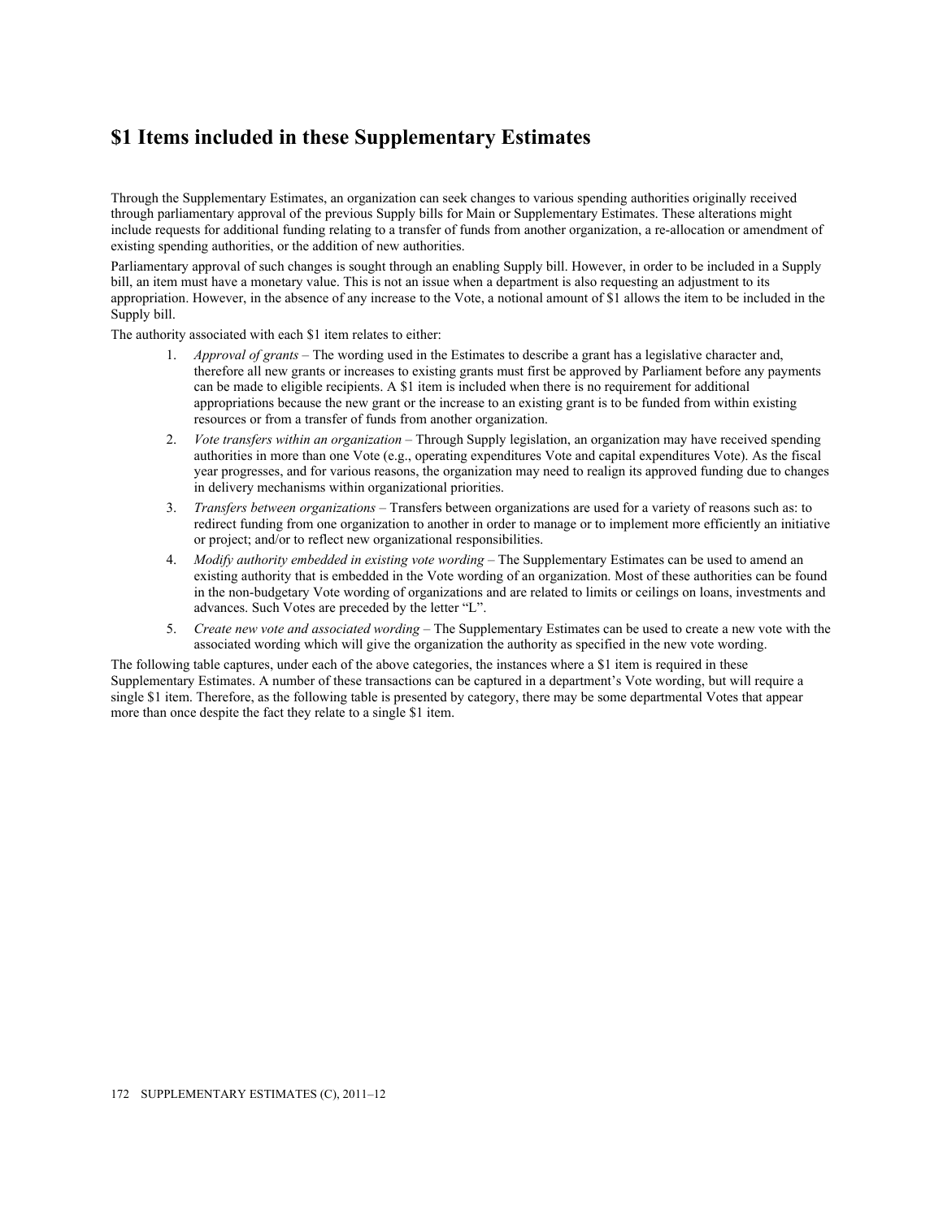# $1 Items included in these Supplementary Estimates

Through the Supplementary Estimates, an organization can seek changes to various spending authorities originally received through parliamentary approval of the previous Supply bills for Main or Supplementary Estimates. These alterations might include requests for additional funding relating to a transfer of funds from another organization, a re-allocation or amendment of existing spending authorities, or the addition of new authorities.

Parliamentary approval of such changes is sought through an enabling Supply bill. However, in order to be included in a Supply bill, an item must have a monetary value. This is not an issue when a department is also requesting an adjustment to its appropriation. However, in the absence of any increase to the Vote, a notional amount of $1 allows the item to be included in the Supply bill.

The authority associated with each $1 item relates to either:

1. *Approval of grants* – The wording used in the Estimates to describe a grant has a legislative character and, therefore all new grants or increases to existing grants must first be approved by Parliament before any payments can be made to eligible recipients. A $1 item is included when there is no requirement for additional appropriations because the new grant or the increase to an existing grant is to be funded from within existing resources or from a transfer of funds from another organization.
2. *Vote transfers within an organization* – Through Supply legislation, an organization may have received spending authorities in more than one Vote (e.g., operating expenditures Vote and capital expenditures Vote). As the fiscal year progresses, and for various reasons, the organization may need to realign its approved funding due to changes in delivery mechanisms within organizational priorities.
3. *Transfers between organizations* – Transfers between organizations are used for a variety of reasons such as: to redirect funding from one organization to another in order to manage or to implement more efficiently an initiative or project; and/or to reflect new organizational responsibilities.
4. *Modify authority embedded in existing vote wording* – The Supplementary Estimates can be used to amend an existing authority that is embedded in the Vote wording of an organization. Most of these authorities can be found in the non-budgetary Vote wording of organizations and are related to limits or ceilings on loans, investments and advances. Such Votes are preceded by the letter "L".
5. *Create new vote and associated wording* – The Supplementary Estimates can be used to create a new vote with the associated wording which will give the organization the authority as specified in the new vote wording.

The following table captures, under each of the above categories, the instances where a $1 item is required in these Supplementary Estimates. A number of these transactions can be captured in a department's Vote wording, but will require a single $1 item. Therefore, as the following table is presented by category, there may be some departmental Votes that appear more than once despite the fact they relate to a single $1 item.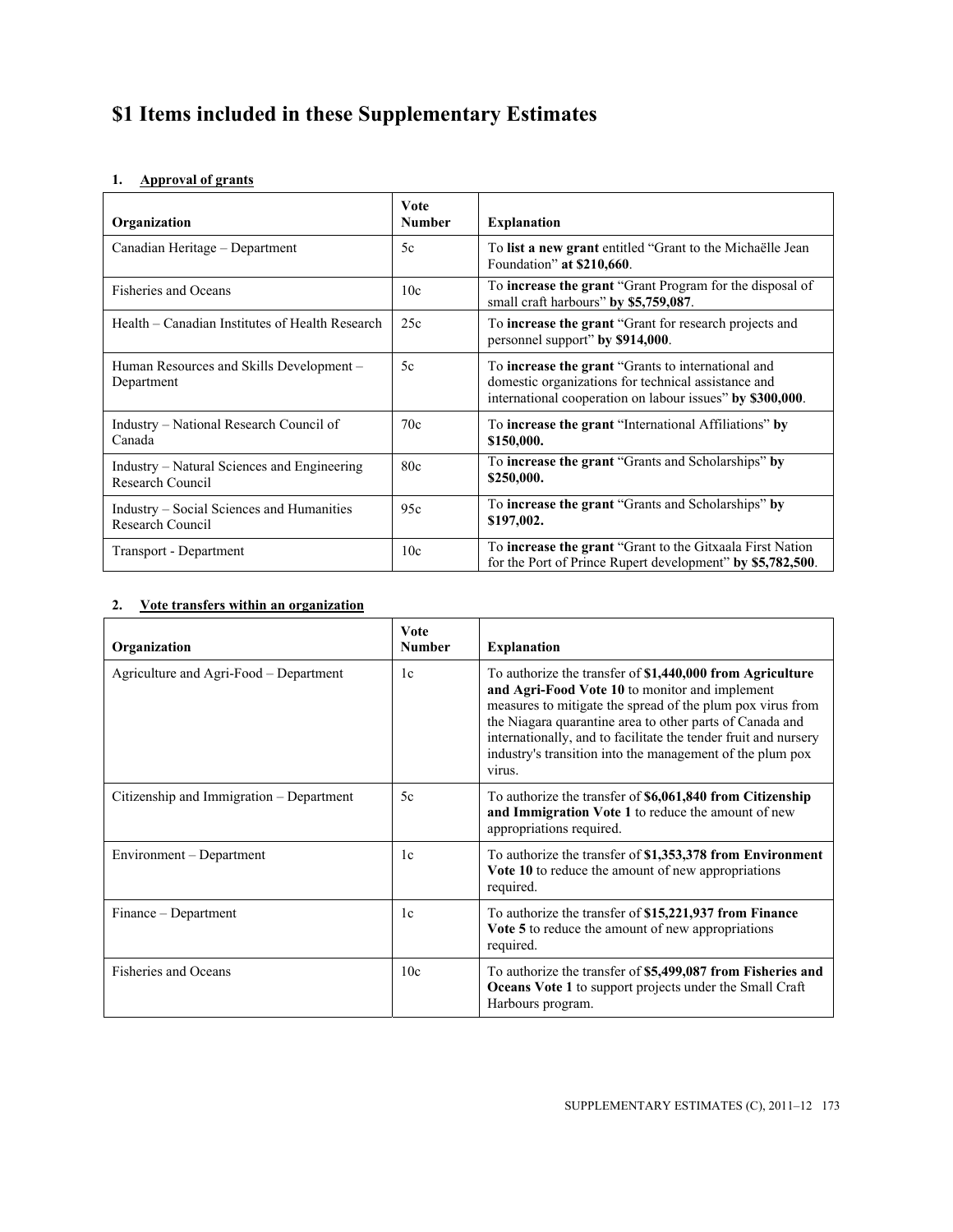# $1 Items included in these Supplementary Estimates

## 1. Approval of grants

| Organization | Vote Number | Explanation |
|---|---|---|
| Canadian Heritage – Department | 5c | To **list a new grant** entitled "Grant to the Michaëlle Jean Foundation" **at $210,660**. |
| Fisheries and Oceans | 10c | To **increase the grant** "Grant Program for the disposal of small craft harbours" **by $5,759,087**. |
| Health – Canadian Institutes of Health Research | 25c | To **increase the grant** "Grant for research projects and personnel support" **by $914,000**. |
| Human Resources and Skills Development – Department | 5c | To **increase the grant** "Grants to international and domestic organizations for technical assistance and international cooperation on labour issues" **by $300,000**. |
| Industry – National Research Council of Canada | 70c | To **increase the grant** "International Affiliations" **by $150,000.** |
| Industry – Natural Sciences and Engineering Research Council | 80c | To **increase the grant** "Grants and Scholarships" **by $250,000.** |
| Industry – Social Sciences and Humanities Research Council | 95c | To **increase the grant** "Grants and Scholarships" **by $197,002.** |
| Transport - Department | 10c | To **increase the grant** "Grant to the Gitxaala First Nation for the Port of Prince Rupert development" **by $5,782,500**. |

## 2. Vote transfers within an organization

| Organization | Vote Number | Explanation |
|---|---|---|
| Agriculture and Agri-Food – Department | 1c | To authorize the transfer of **$1,440,000 from Agriculture and Agri-Food Vote 10** to monitor and implement measures to mitigate the spread of the plum pox virus from the Niagara quarantine area to other parts of Canada and internationally, and to facilitate the tender fruit and nursery industry's transition into the management of the plum pox virus. |
| Citizenship and Immigration – Department | 5c | To authorize the transfer of **$6,061,840 from Citizenship and Immigration Vote 1** to reduce the amount of new appropriations required. |
| Environment – Department | 1c | To authorize the transfer of **$1,353,378 from Environment Vote 10** to reduce the amount of new appropriations required. |
| Finance – Department | 1c | To authorize the transfer of **$15,221,937 from Finance Vote 5** to reduce the amount of new appropriations required. |
| Fisheries and Oceans | 10c | To authorize the transfer of **$5,499,087 from Fisheries and Oceans Vote 1** to support projects under the Small Craft Harbours program. |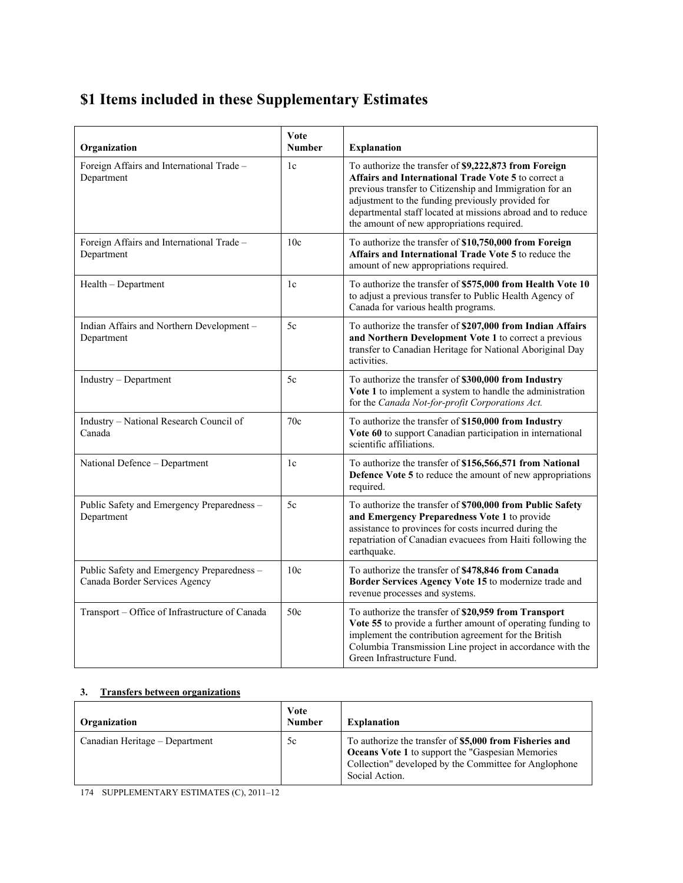# $1 Items included in these Supplementary Estimates

| Organization | Vote Number | Explanation |
|---|---|---|
| Foreign Affairs and International Trade – Department | 1c | To authorize the transfer of **$9,222,873 from Foreign Affairs and International Trade Vote 5** to correct a previous transfer to Citizenship and Immigration for an adjustment to the funding previously provided for departmental staff located at missions abroad and to reduce the amount of new appropriations required. |
| Foreign Affairs and International Trade – Department | 10c | To authorize the transfer of **$10,750,000 from Foreign Affairs and International Trade Vote 5** to reduce the amount of new appropriations required. |
| Health – Department | 1c | To authorize the transfer of **$575,000 from Health Vote 10** to adjust a previous transfer to Public Health Agency of Canada for various health programs. |
| Indian Affairs and Northern Development – Department | 5c | To authorize the transfer of **$207,000 from Indian Affairs and Northern Development Vote 1** to correct a previous transfer to Canadian Heritage for National Aboriginal Day activities. |
| Industry – Department | 5c | To authorize the transfer of **$300,000 from Industry Vote 1** to implement a system to handle the administration for the *Canada Not-for-profit Corporations Act.* |
| Industry – National Research Council of Canada | 70c | To authorize the transfer of **$150,000 from Industry Vote 60** to support Canadian participation in international scientific affiliations. |
| National Defence – Department | 1c | To authorize the transfer of **$156,566,571 from National Defence Vote 5** to reduce the amount of new appropriations required. |
| Public Safety and Emergency Preparedness – Department | 5c | To authorize the transfer of **$700,000 from Public Safety and Emergency Preparedness Vote 1** to provide assistance to provinces for costs incurred during the repatriation of Canadian evacuees from Haiti following the earthquake. |
| Public Safety and Emergency Preparedness – Canada Border Services Agency | 10c | To authorize the transfer of **$478,846 from Canada Border Services Agency Vote 15** to modernize trade and revenue processes and systems. |
| Transport – Office of Infrastructure of Canada | 50c | To authorize the transfer of **$20,959 from Transport Vote 55** to provide a further amount of operating funding to implement the contribution agreement for the British Columbia Transmission Line project in accordance with the Green Infrastructure Fund. |

**3. Transfers between organizations**

| Organization | Vote Number | Explanation |
|---|---|---|
| Canadian Heritage – Department | 5c | To authorize the transfer of **$5,000 from Fisheries and Oceans Vote 1** to support the "Gaspesian Memories Collection" developed by the Committee for Anglophone Social Action. |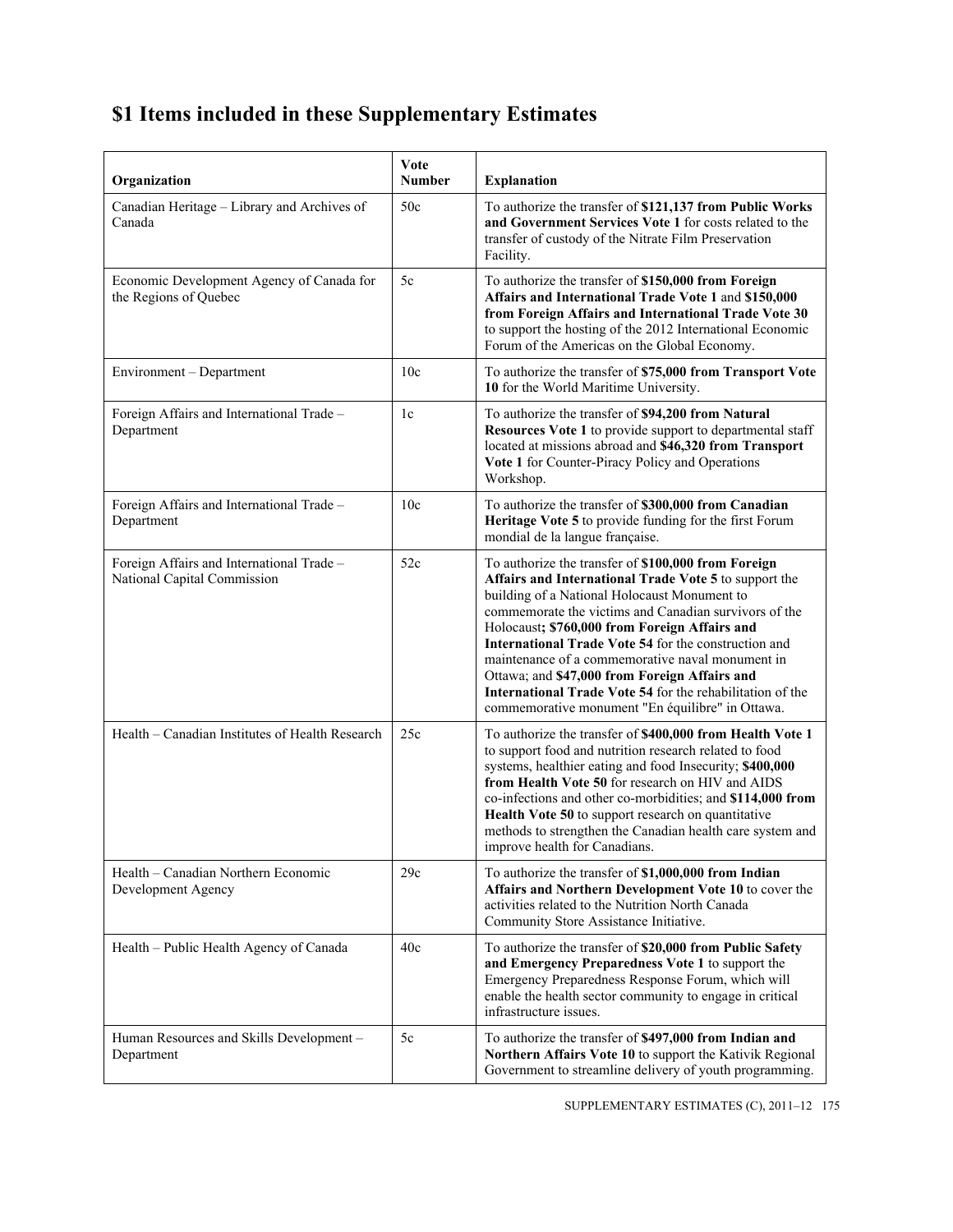# $1 Items included in these Supplementary Estimates

| Organization | Vote Number | Explanation |
|---|---|---|
| Canadian Heritage – Library and Archives of Canada | 50c | To authorize the transfer of **$121,137 from Public Works and Government Services Vote 1** for costs related to the transfer of custody of the Nitrate Film Preservation Facility. |
| Economic Development Agency of Canada for the Regions of Quebec | 5c | To authorize the transfer of **$150,000 from Foreign Affairs and International Trade Vote 1** and **$150,000 from Foreign Affairs and International Trade Vote 30** to support the hosting of the 2012 International Economic Forum of the Americas on the Global Economy. |
| Environment – Department | 10c | To authorize the transfer of **$75,000 from Transport Vote 10** for the World Maritime University. |
| Foreign Affairs and International Trade – Department | 1c | To authorize the transfer of **$94,200 from Natural Resources Vote 1** to provide support to departmental staff located at missions abroad and **$46,320 from Transport Vote 1** for Counter-Piracy Policy and Operations Workshop. |
| Foreign Affairs and International Trade – Department | 10c | To authorize the transfer of **$300,000 from Canadian Heritage Vote 5** to provide funding for the first Forum mondial de la langue française. |
| Foreign Affairs and International Trade – National Capital Commission | 52c | To authorize the transfer of **$100,000 from Foreign Affairs and International Trade Vote 5** to support the building of a National Holocaust Monument to commemorate the victims and Canadian survivors of the Holocaust**; $760,000 from Foreign Affairs and International Trade Vote 54** for the construction and maintenance of a commemorative naval monument in Ottawa; and **$47,000 from Foreign Affairs and International Trade Vote 54** for the rehabilitation of the commemorative monument "En équilibre" in Ottawa. |
| Health – Canadian Institutes of Health Research | 25c | To authorize the transfer of **$400,000 from Health Vote 1** to support food and nutrition research related to food systems, healthier eating and food Insecurity; **$400,000 from Health Vote 50** for research on HIV and AIDS co-infections and other co-morbidities; and **$114,000 from Health Vote 50** to support research on quantitative methods to strengthen the Canadian health care system and improve health for Canadians. |
| Health – Canadian Northern Economic Development Agency | 29c | To authorize the transfer of **$1,000,000 from Indian Affairs and Northern Development Vote 10** to cover the activities related to the Nutrition North Canada Community Store Assistance Initiative. |
| Health – Public Health Agency of Canada | 40c | To authorize the transfer of **$20,000 from Public Safety and Emergency Preparedness Vote 1** to support the Emergency Preparedness Response Forum, which will enable the health sector community to engage in critical infrastructure issues. |
| Human Resources and Skills Development – Department | 5c | To authorize the transfer of **$497,000 from Indian and Northern Affairs Vote 10** to support the Kativik Regional Government to streamline delivery of youth programming. |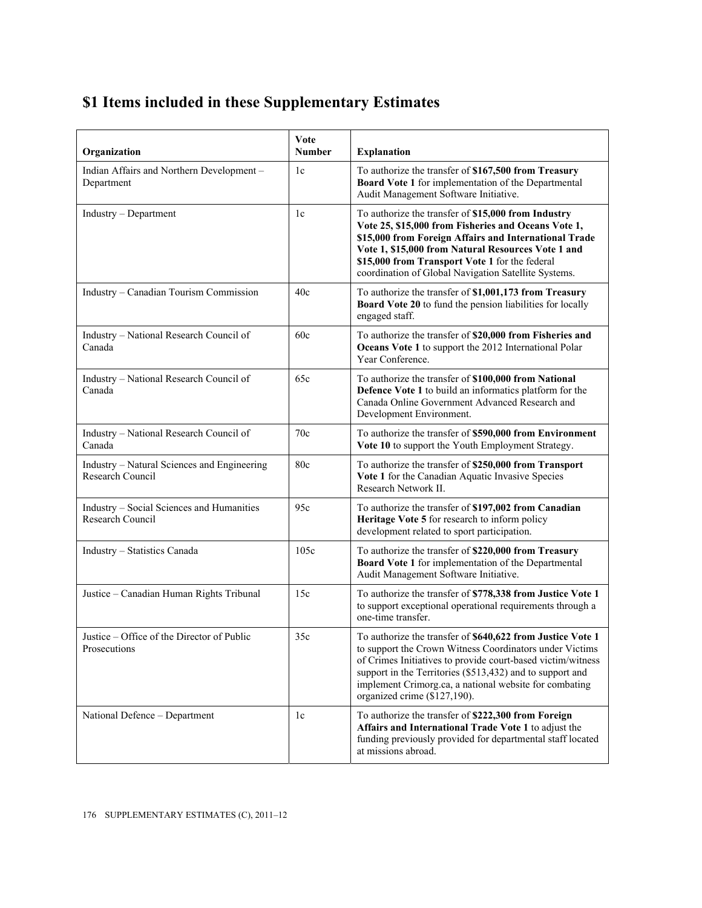## $1 Items included in these Supplementary Estimates

| Organization | Vote Number | Explanation |
| --- | --- | --- |
| Indian Affairs and Northern Development – Department | 1c | To authorize the transfer of **$167,500 from Treasury Board Vote 1** for implementation of the Departmental Audit Management Software Initiative. |
| Industry – Department | 1c | To authorize the transfer of **$15,000 from Industry Vote 25, $15,000 from Fisheries and Oceans Vote 1, $15,000 from Foreign Affairs and International Trade Vote 1, $15,000 from Natural Resources Vote 1 and $15,000 from Transport Vote 1** for the federal coordination of Global Navigation Satellite Systems. |
| Industry – Canadian Tourism Commission | 40c | To authorize the transfer of **$1,001,173 from Treasury Board Vote 20** to fund the pension liabilities for locally engaged staff. |
| Industry – National Research Council of Canada | 60c | To authorize the transfer of **$20,000 from Fisheries and Oceans Vote 1** to support the 2012 International Polar Year Conference. |
| Industry – National Research Council of Canada | 65c | To authorize the transfer of **$100,000 from National Defence Vote 1** to build an informatics platform for the Canada Online Government Advanced Research and Development Environment. |
| Industry – National Research Council of Canada | 70c | To authorize the transfer of **$590,000 from Environment Vote 10** to support the Youth Employment Strategy. |
| Industry – Natural Sciences and Engineering Research Council | 80c | To authorize the transfer of **$250,000 from Transport Vote 1** for the Canadian Aquatic Invasive Species Research Network II. |
| Industry – Social Sciences and Humanities Research Council | 95c | To authorize the transfer of **$197,002 from Canadian Heritage Vote 5** for research to inform policy development related to sport participation. |
| Industry – Statistics Canada | 105c | To authorize the transfer of **$220,000 from Treasury Board Vote 1** for implementation of the Departmental Audit Management Software Initiative. |
| Justice – Canadian Human Rights Tribunal | 15c | To authorize the transfer of **$778,338 from Justice Vote 1** to support exceptional operational requirements through a one-time transfer. |
| Justice – Office of the Director of Public Prosecutions | 35c | To authorize the transfer of **$640,622 from Justice Vote 1** to support the Crown Witness Coordinators under Victims of Crimes Initiatives to provide court-based victim/witness support in the Territories ($513,432) and to support and implement Crimorg.ca, a national website for combating organized crime ($127,190). |
| National Defence – Department | 1c | To authorize the transfer of **$222,300 from Foreign Affairs and International Trade Vote 1** to adjust the funding previously provided for departmental staff located at missions abroad. |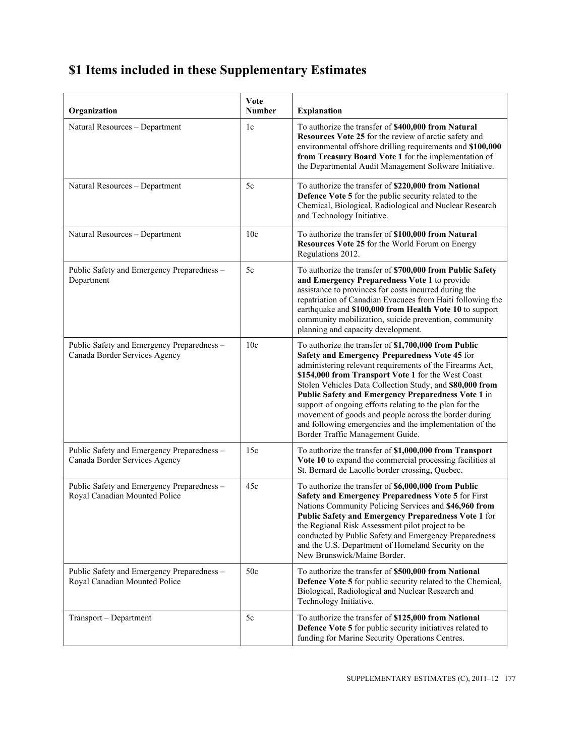# $1 Items included in these Supplementary Estimates

| Organization | Vote Number | Explanation |
|---|---|---|
| Natural Resources – Department | 1c | To authorize the transfer of **$400,000 from Natural Resources Vote 25** for the review of arctic safety and environmental offshore drilling requirements and **$100,000 from Treasury Board Vote 1** for the implementation of the Departmental Audit Management Software Initiative. |
| Natural Resources – Department | 5c | To authorize the transfer of **$220,000 from National Defence Vote 5** for the public security related to the Chemical, Biological, Radiological and Nuclear Research and Technology Initiative. |
| Natural Resources – Department | 10c | To authorize the transfer of **$100,000 from Natural Resources Vote 25** for the World Forum on Energy Regulations 2012. |
| Public Safety and Emergency Preparedness – Department | 5c | To authorize the transfer of **$700,000 from Public Safety and Emergency Preparedness Vote 1** to provide assistance to provinces for costs incurred during the repatriation of Canadian Evacuees from Haiti following the earthquake and **$100,000 from Health Vote 10** to support community mobilization, suicide prevention, community planning and capacity development. |
| Public Safety and Emergency Preparedness – Canada Border Services Agency | 10c | To authorize the transfer of **$1,700,000 from Public Safety and Emergency Preparedness Vote 45** for administering relevant requirements of the Firearms Act, **$154,000 from Transport Vote 1** for the West Coast Stolen Vehicles Data Collection Study, and **$80,000 from Public Safety and Emergency Preparedness Vote 1** in support of ongoing efforts relating to the plan for the movement of goods and people across the border during and following emergencies and the implementation of the Border Traffic Management Guide. |
| Public Safety and Emergency Preparedness – Canada Border Services Agency | 15c | To authorize the transfer of **$1,000,000 from Transport Vote 10** to expand the commercial processing facilities at St. Bernard de Lacolle border crossing, Quebec. |
| Public Safety and Emergency Preparedness – Royal Canadian Mounted Police | 45c | To authorize the transfer of **$6,000,000 from Public Safety and Emergency Preparedness Vote 5** for First Nations Community Policing Services and **$46,960 from Public Safety and Emergency Preparedness Vote 1** for the Regional Risk Assessment pilot project to be conducted by Public Safety and Emergency Preparedness and the U.S. Department of Homeland Security on the New Brunswick/Maine Border. |
| Public Safety and Emergency Preparedness – Royal Canadian Mounted Police | 50c | To authorize the transfer of **$500,000 from National Defence Vote 5** for public security related to the Chemical, Biological, Radiological and Nuclear Research and Technology Initiative. |
| Transport – Department | 5c | To authorize the transfer of **$125,000 from National Defence Vote 5** for public security initiatives related to funding for Marine Security Operations Centres. |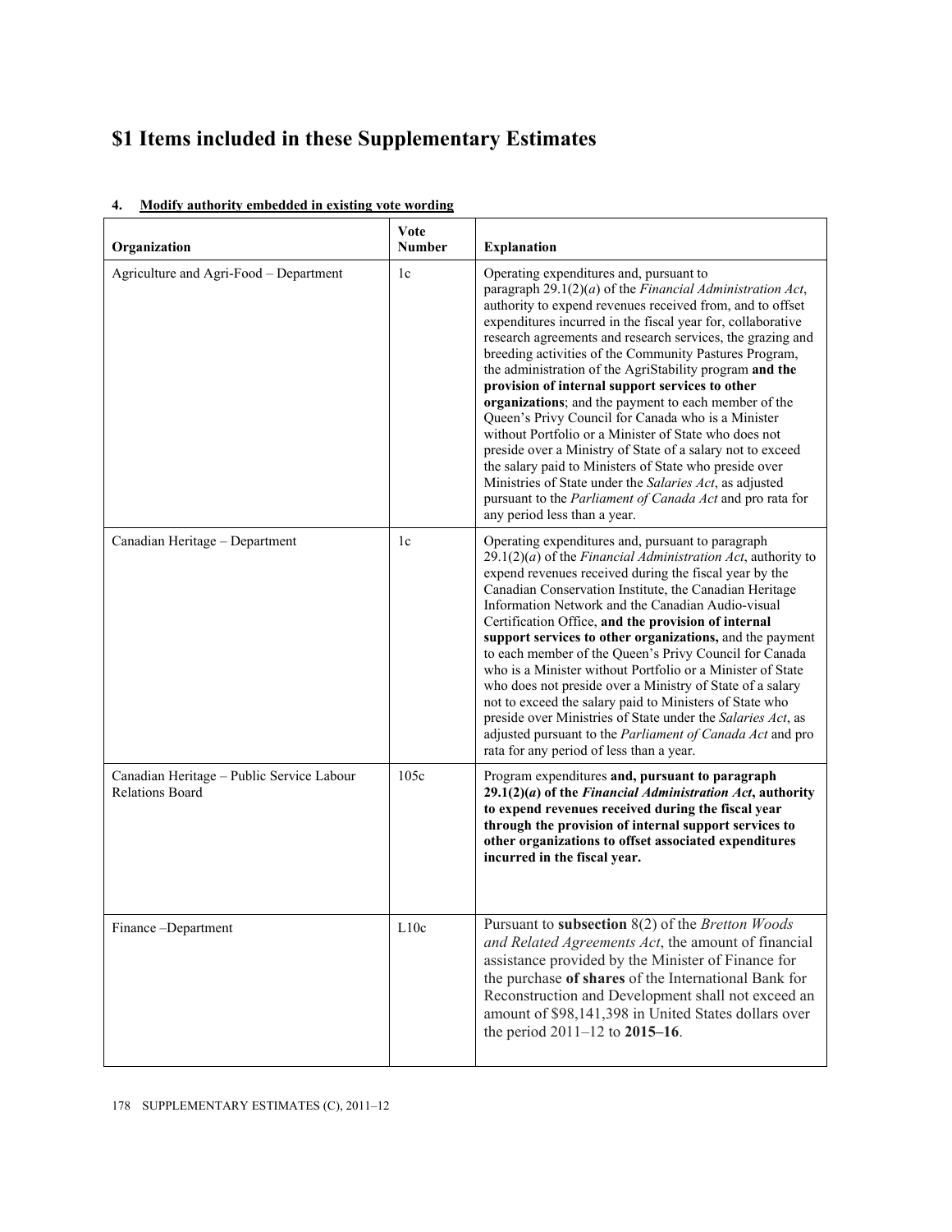# $1 Items included in these Supplementary Estimates

**4. Modify authority embedded in existing vote wording**

| Organization | Vote Number | Explanation |
|---|---|---|
| Agriculture and Agri-Food – Department | 1c | Operating expenditures and, pursuant to paragraph 29.1(2)(*a*) of the *Financial Administration Act*, authority to expend revenues received from, and to offset expenditures incurred in the fiscal year for, collaborative research agreements and research services, the grazing and breeding activities of the Community Pastures Program, the administration of the AgriStability program **and the provision of internal support services to other organizations**; and the payment to each member of the Queen's Privy Council for Canada who is a Minister without Portfolio or a Minister of State who does not preside over a Ministry of State of a salary not to exceed the salary paid to Ministers of State who preside over Ministries of State under the *Salaries Act*, as adjusted pursuant to the *Parliament of Canada Act* and pro rata for any period less than a year. |
| Canadian Heritage – Department | 1c | Operating expenditures and, pursuant to paragraph 29.1(2)(*a*) of the *Financial Administration Act*, authority to expend revenues received during the fiscal year by the Canadian Conservation Institute, the Canadian Heritage Information Network and the Canadian Audio-visual Certification Office, **and the provision of internal support services to other organizations,** and the payment to each member of the Queen's Privy Council for Canada who is a Minister without Portfolio or a Minister of State who does not preside over a Ministry of State of a salary not to exceed the salary paid to Ministers of State who preside over Ministries of State under the *Salaries Act*, as adjusted pursuant to the *Parliament of Canada Act* and pro rata for any period of less than a year. |
| Canadian Heritage – Public Service Labour Relations Board | 105c | Program expenditures **and, pursuant to paragraph 29.1(2)(*a*) of the *Financial Administration Act*, authority to expend revenues received during the fiscal year through the provision of internal support services to other organizations to offset associated expenditures incurred in the fiscal year.** |
| Finance –Department | L10c | Pursuant to **subsection** 8(2) of the *Bretton Woods and Related Agreements Act*, the amount of financial assistance provided by the Minister of Finance for the purchase **of shares** of the International Bank for Reconstruction and Development shall not exceed an amount of $98,141,398 in United States dollars over the period 2011–12 to **2015–16**. |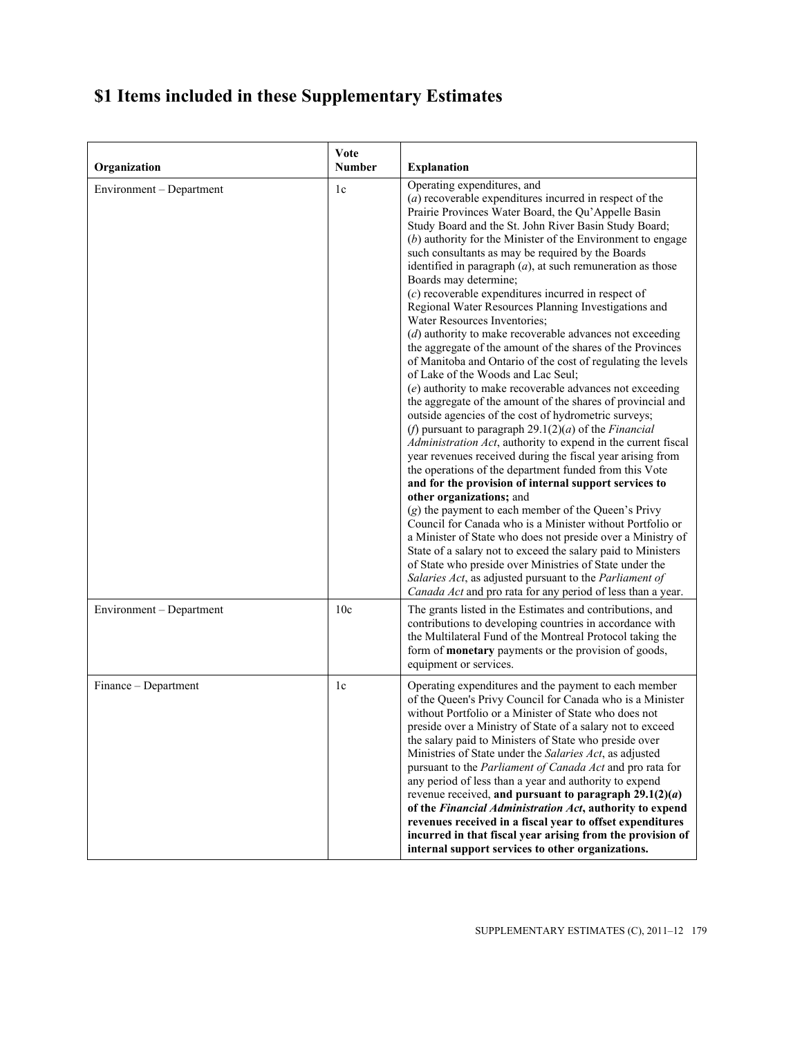# $1 Items included in these Supplementary Estimates

| Organization | Vote Number | Explanation |
|---|---|---|
| Environment – Department | 1c | Operating expenditures, and (*a*) recoverable expenditures incurred in respect of the Prairie Provinces Water Board, the Qu'Appelle Basin Study Board and the St. John River Basin Study Board; (*b*) authority for the Minister of the Environment to engage such consultants as may be required by the Boards identified in paragraph (*a*), at such remuneration as those Boards may determine; (*c*) recoverable expenditures incurred in respect of Regional Water Resources Planning Investigations and Water Resources Inventories; (*d*) authority to make recoverable advances not exceeding the aggregate of the amount of the shares of the Provinces of Manitoba and Ontario of the cost of regulating the levels of Lake of the Woods and Lac Seul; (*e*) authority to make recoverable advances not exceeding the aggregate of the amount of the shares of provincial and outside agencies of the cost of hydrometric surveys; (*f*) pursuant to paragraph 29.1(2)(*a*) of the *Financial Administration Act*, authority to expend in the current fiscal year revenues received during the fiscal year arising from the operations of the department funded from this Vote **and for the provision of internal support services to other organizations;** and (*g*) the payment to each member of the Queen's Privy Council for Canada who is a Minister without Portfolio or a Minister of State who does not preside over a Ministry of State of a salary not to exceed the salary paid to Ministers of State who preside over Ministries of State under the *Salaries Act*, as adjusted pursuant to the *Parliament of Canada Act* and pro rata for any period of less than a year. |
| Environment – Department | 10c | The grants listed in the Estimates and contributions, and contributions to developing countries in accordance with the Multilateral Fund of the Montreal Protocol taking the form of **monetary** payments or the provision of goods, equipment or services. |
| Finance – Department | 1c | Operating expenditures and the payment to each member of the Queen's Privy Council for Canada who is a Minister without Portfolio or a Minister of State who does not preside over a Ministry of State of a salary not to exceed the salary paid to Ministers of State who preside over Ministries of State under the *Salaries Act*, as adjusted pursuant to the *Parliament of Canada Act* and pro rata for any period of less than a year and authority to expend revenue received, **and pursuant to paragraph 29.1(2)(*a*) of the *Financial Administration Act*, authority to expend revenues received in a fiscal year to offset expenditures incurred in that fiscal year arising from the provision of internal support services to other organizations.** |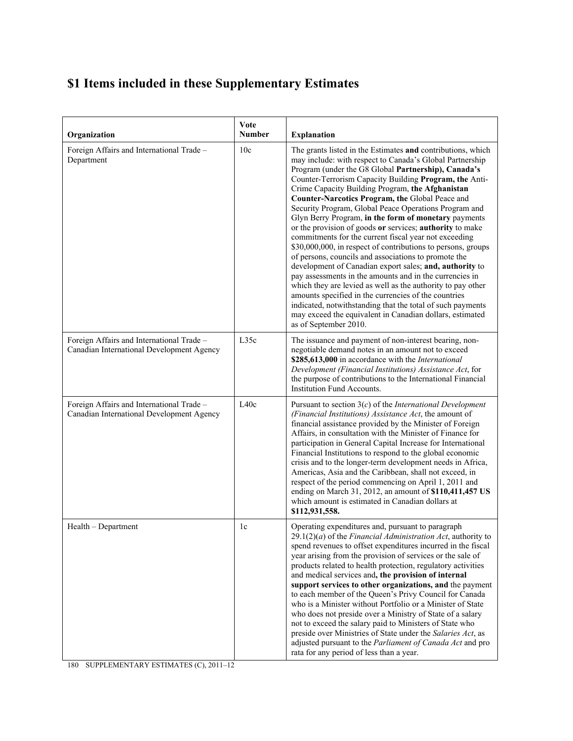# $1 Items included in these Supplementary Estimates

| Organization | Vote Number | Explanation |
|---|---|---|
| Foreign Affairs and International Trade – Department | 10c | The grants listed in the Estimates **and** contributions, which may include: with respect to Canada's Global Partnership Program (under the G8 Global **Partnership), Canada's** Counter-Terrorism Capacity Building **Program, the** Anti-Crime Capacity Building Program, **the Afghanistan Counter-Narcotics Program, the** Global Peace and Security Program, Global Peace Operations Program and Glyn Berry Program, **in the form of monetary** payments or the provision of goods **or** services; **authority** to make commitments for the current fiscal year not exceeding $30,000,000, in respect of contributions to persons, groups of persons, councils and associations to promote the development of Canadian export sales; **and, authority** to pay assessments in the amounts and in the currencies in which they are levied as well as the authority to pay other amounts specified in the currencies of the countries indicated, notwithstanding that the total of such payments may exceed the equivalent in Canadian dollars, estimated as of September 2010. |
| Foreign Affairs and International Trade – Canadian International Development Agency | L35c | The issuance and payment of non-interest bearing, non-negotiable demand notes in an amount not to exceed **$285,613,000** in accordance with the *International Development (Financial Institutions) Assistance Act*, for the purpose of contributions to the International Financial Institution Fund Accounts. |
| Foreign Affairs and International Trade – Canadian International Development Agency | L40c | Pursuant to section 3(*c*) of the *International Development (Financial Institutions) Assistance Act*, the amount of financial assistance provided by the Minister of Foreign Affairs, in consultation with the Minister of Finance for participation in General Capital Increase for International Financial Institutions to respond to the global economic crisis and to the longer-term development needs in Africa, Americas, Asia and the Caribbean, shall not exceed, in respect of the period commencing on April 1, 2011 and ending on March 31, 2012, an amount of **$110,411,457 US** which amount is estimated in Canadian dollars at **$112,931,558.** |
| Health – Department | 1c | Operating expenditures and, pursuant to paragraph 29.1(2)(*a*) of the *Financial Administration Act*, authority to spend revenues to offset expenditures incurred in the fiscal year arising from the provision of services or the sale of products related to health protection, regulatory activities and medical services and**, the provision of internal support services to other organizations, and** the payment to each member of the Queen's Privy Council for Canada who is a Minister without Portfolio or a Minister of State who does not preside over a Ministry of State of a salary not to exceed the salary paid to Ministers of State who preside over Ministries of State under the *Salaries Act*, as adjusted pursuant to the *Parliament of Canada Act* and pro rata for any period of less than a year. |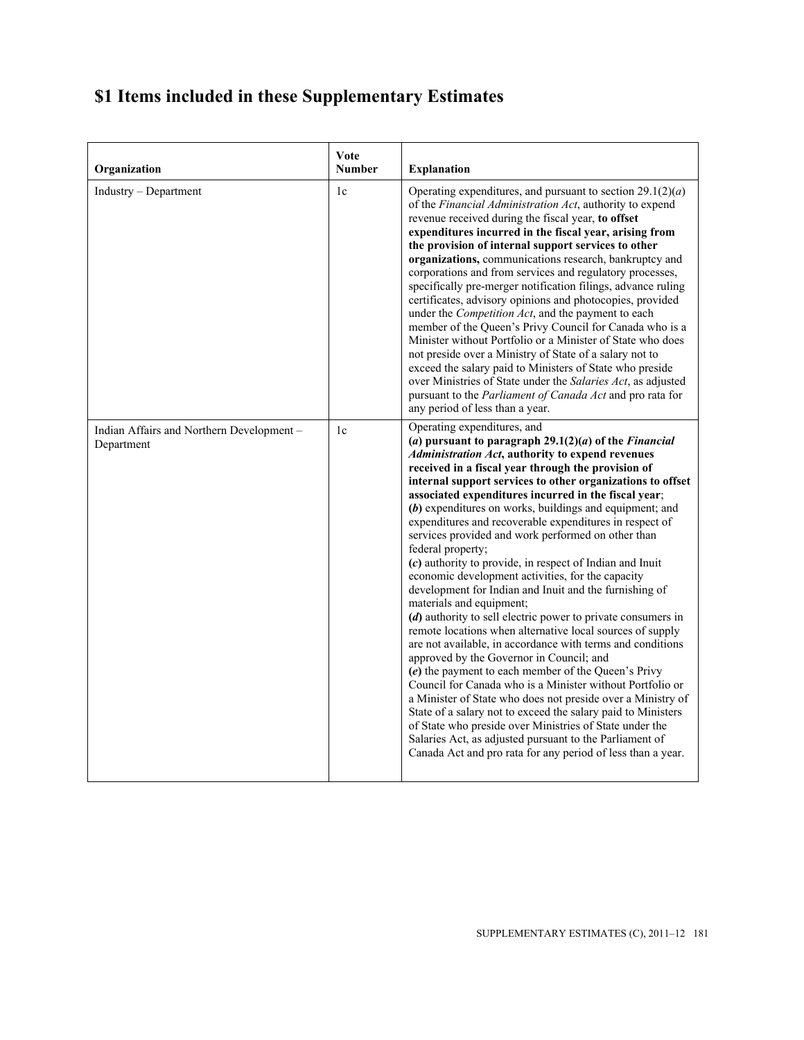## $1 Items included in these Supplementary Estimates

| Organization | Vote Number | Explanation |
| --- | --- | --- |
| Industry – Department | 1c | Operating expenditures, and pursuant to section 29.1(2)(*a*) of the *Financial Administration Act*, authority to expend revenue received during the fiscal year, **to offset expenditures incurred in the fiscal year, arising from the provision of internal support services to other organizations,** communications research, bankruptcy and corporations and from services and regulatory processes, specifically pre-merger notification filings, advance ruling certificates, advisory opinions and photocopies, provided under the *Competition Act*, and the payment to each member of the Queen's Privy Council for Canada who is a Minister without Portfolio or a Minister of State who does not preside over a Ministry of State of a salary not to exceed the salary paid to Ministers of State who preside over Ministries of State under the *Salaries Act*, as adjusted pursuant to the *Parliament of Canada Act* and pro rata for any period of less than a year. |
| Indian Affairs and Northern Development – Department | 1c | Operating expenditures, and<br>**(*a*) pursuant to paragraph 29.1(2)(*a*) of the *Financial Administration Act*, authority to expend revenues received in a fiscal year through the provision of internal support services to other organizations to offset associated expenditures incurred in the fiscal year**;<br>**(*b*)** expenditures on works, buildings and equipment; and expenditures and recoverable expenditures in respect of services provided and work performed on other than federal property;<br>**(*c*)** authority to provide, in respect of Indian and Inuit economic development activities, for the capacity development for Indian and Inuit and the furnishing of materials and equipment;<br>**(*d*)** authority to sell electric power to private consumers in remote locations when alternative local sources of supply are not available, in accordance with terms and conditions approved by the Governor in Council; and<br>**(*e*)** the payment to each member of the Queen's Privy Council for Canada who is a Minister without Portfolio or a Minister of State who does not preside over a Ministry of State of a salary not to exceed the salary paid to Ministers of State who preside over Ministries of State under the Salaries Act, as adjusted pursuant to the Parliament of Canada Act and pro rata for any period of less than a year. |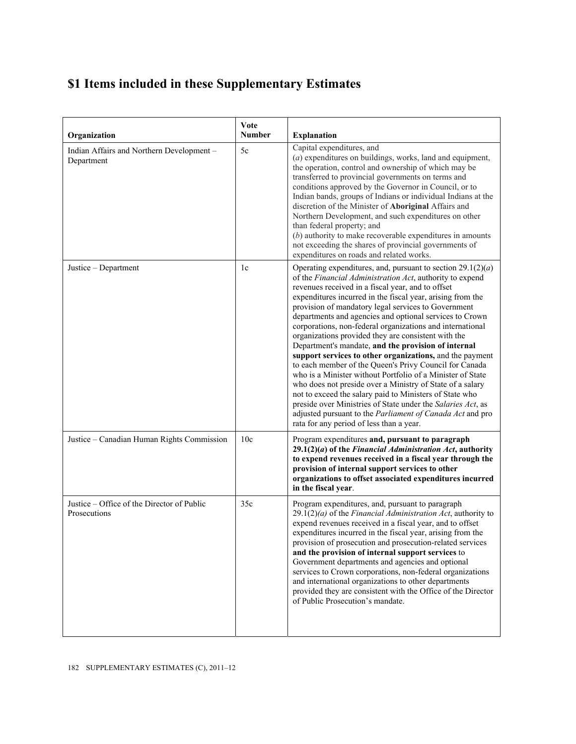# $1 Items included in these Supplementary Estimates

| Organization | Vote Number | Explanation |
| --- | --- | --- |
| Indian Affairs and Northern Development – Department | 5c | Capital expenditures, and (*a*) expenditures on buildings, works, land and equipment, the operation, control and ownership of which may be transferred to provincial governments on terms and conditions approved by the Governor in Council, or to Indian bands, groups of Indians or individual Indians at the discretion of the Minister of **Aboriginal** Affairs and Northern Development, and such expenditures on other than federal property; and (*b*) authority to make recoverable expenditures in amounts not exceeding the shares of provincial governments of expenditures on roads and related works. |
| Justice – Department | 1c | Operating expenditures, and, pursuant to section 29.1(2)(*a*) of the *Financial Administration Act*, authority to expend revenues received in a fiscal year, and to offset expenditures incurred in the fiscal year, arising from the provision of mandatory legal services to Government departments and agencies and optional services to Crown corporations, non-federal organizations and international organizations provided they are consistent with the Department's mandate, **and the provision of internal support services to other organizations,** and the payment to each member of the Queen's Privy Council for Canada who is a Minister without Portfolio of a Minister of State who does not preside over a Ministry of State of a salary not to exceed the salary paid to Ministers of State who preside over Ministries of State under the *Salaries Act*, as adjusted pursuant to the *Parliament of Canada Act* and pro rata for any period of less than a year. |
| Justice – Canadian Human Rights Commission | 10c | Program expenditures **and, pursuant to paragraph 29.1(2)(*a*) of the *Financial Administration Act*, authority to expend revenues received in a fiscal year through the provision of internal support services to other organizations to offset associated expenditures incurred in the fiscal year**. |
| Justice – Office of the Director of Public Prosecutions | 35c | Program expenditures, and, pursuant to paragraph 29.1(2)*(a)* of the *Financial Administration Act*, authority to expend revenues received in a fiscal year, and to offset expenditures incurred in the fiscal year, arising from the provision of prosecution and prosecution-related services **and the provision of internal support services** to Government departments and agencies and optional services to Crown corporations, non-federal organizations and international organizations to other departments provided they are consistent with the Office of the Director of Public Prosecution's mandate. |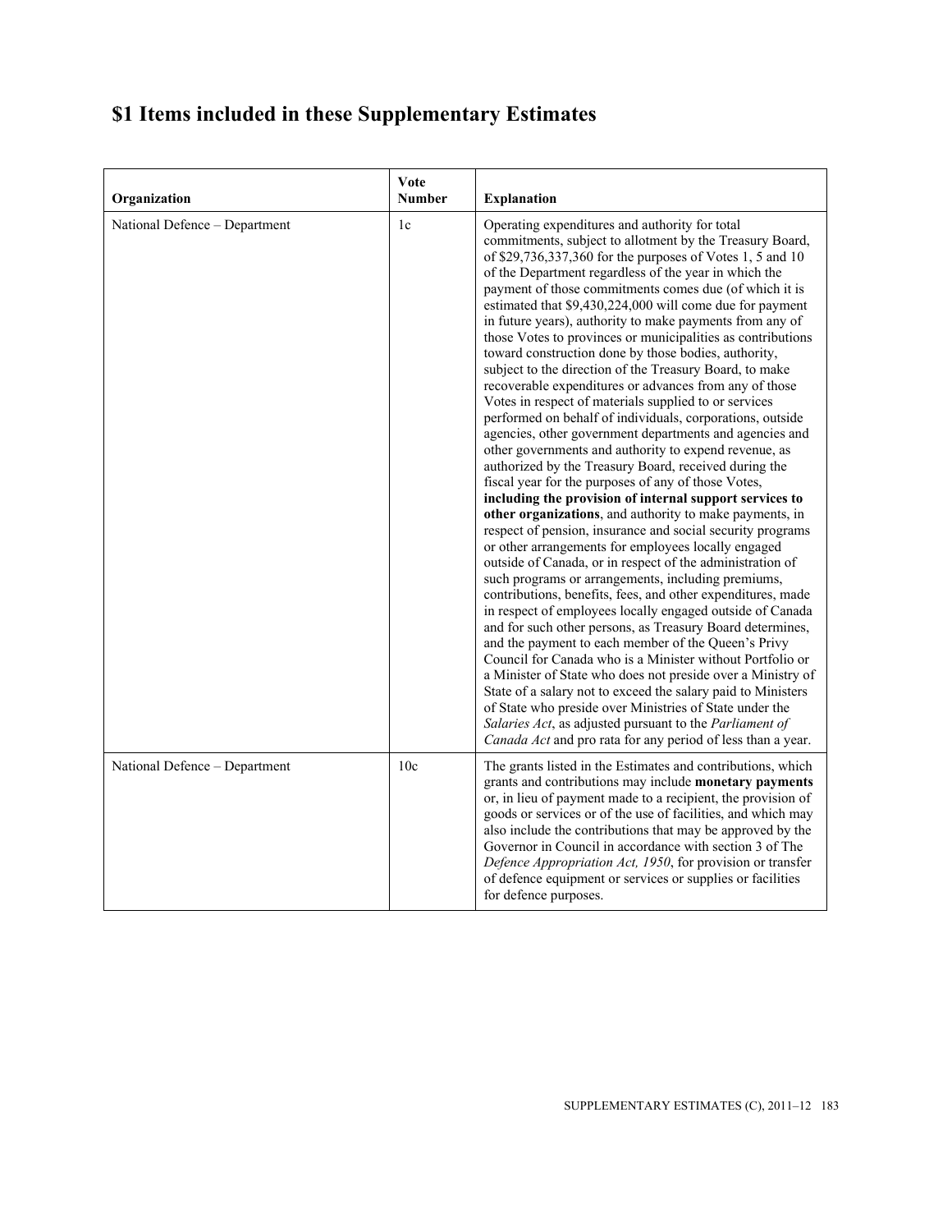# $1 Items included in these Supplementary Estimates

| Organization | Vote Number | Explanation |
|---|---|---|
| National Defence – Department | 1c | Operating expenditures and authority for total commitments, subject to allotment by the Treasury Board, of $29,736,337,360 for the purposes of Votes 1, 5 and 10 of the Department regardless of the year in which the payment of those commitments comes due (of which it is estimated that $9,430,224,000 will come due for payment in future years), authority to make payments from any of those Votes to provinces or municipalities as contributions toward construction done by those bodies, authority, subject to the direction of the Treasury Board, to make recoverable expenditures or advances from any of those Votes in respect of materials supplied to or services performed on behalf of individuals, corporations, outside agencies, other government departments and agencies and other governments and authority to expend revenue, as authorized by the Treasury Board, received during the fiscal year for the purposes of any of those Votes, **including the provision of internal support services to other organizations**, and authority to make payments, in respect of pension, insurance and social security programs or other arrangements for employees locally engaged outside of Canada, or in respect of the administration of such programs or arrangements, including premiums, contributions, benefits, fees, and other expenditures, made in respect of employees locally engaged outside of Canada and for such other persons, as Treasury Board determines, and the payment to each member of the Queen's Privy Council for Canada who is a Minister without Portfolio or a Minister of State who does not preside over a Ministry of State of a salary not to exceed the salary paid to Ministers of State who preside over Ministries of State under the *Salaries Act*, as adjusted pursuant to the *Parliament of Canada Act* and pro rata for any period of less than a year. |
| National Defence – Department | 10c | The grants listed in the Estimates and contributions, which grants and contributions may include **monetary payments** or, in lieu of payment made to a recipient, the provision of goods or services or of the use of facilities, and which may also include the contributions that may be approved by the Governor in Council in accordance with section 3 of The *Defence Appropriation Act, 1950*, for provision or transfer of defence equipment or services or supplies or facilities for defence purposes. |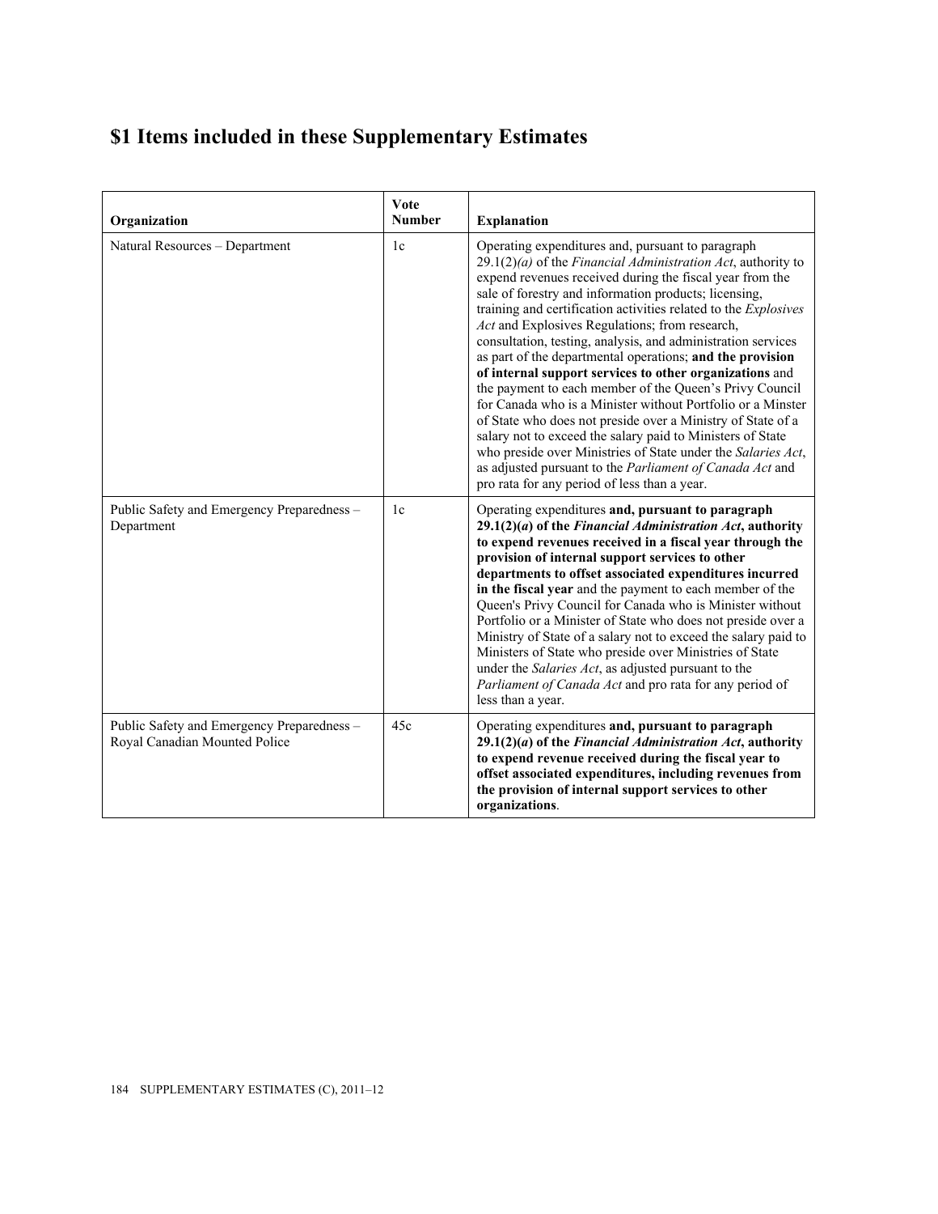# $1 Items included in these Supplementary Estimates

| Organization | Vote Number | Explanation |
| --- | --- | --- |
| Natural Resources – Department | 1c | Operating expenditures and, pursuant to paragraph 29.1(2)*(a)* of the *Financial Administration Act*, authority to expend revenues received during the fiscal year from the sale of forestry and information products; licensing, training and certification activities related to the *Explosives Act* and Explosives Regulations; from research, consultation, testing, analysis, and administration services as part of the departmental operations; **and the provision of internal support services to other organizations** and the payment to each member of the Queen's Privy Council for Canada who is a Minister without Portfolio or a Minster of State who does not preside over a Ministry of State of a salary not to exceed the salary paid to Ministers of State who preside over Ministries of State under the *Salaries Act*, as adjusted pursuant to the *Parliament of Canada Act* and pro rata for any period of less than a year. |
| Public Safety and Emergency Preparedness – Department | 1c | Operating expenditures **and, pursuant to paragraph 29.1(2)(*a*) of the *Financial Administration Act*, authority to expend revenues received in a fiscal year through the provision of internal support services to other departments to offset associated expenditures incurred in the fiscal year** and the payment to each member of the Queen's Privy Council for Canada who is Minister without Portfolio or a Minister of State who does not preside over a Ministry of State of a salary not to exceed the salary paid to Ministers of State who preside over Ministries of State under the *Salaries Act*, as adjusted pursuant to the *Parliament of Canada Act* and pro rata for any period of less than a year. |
| Public Safety and Emergency Preparedness – Royal Canadian Mounted Police | 45c | Operating expenditures **and, pursuant to paragraph 29.1(2)(*a*) of the *Financial Administration Act*, authority to expend revenue received during the fiscal year to offset associated expenditures, including revenues from the provision of internal support services to other organizations**. |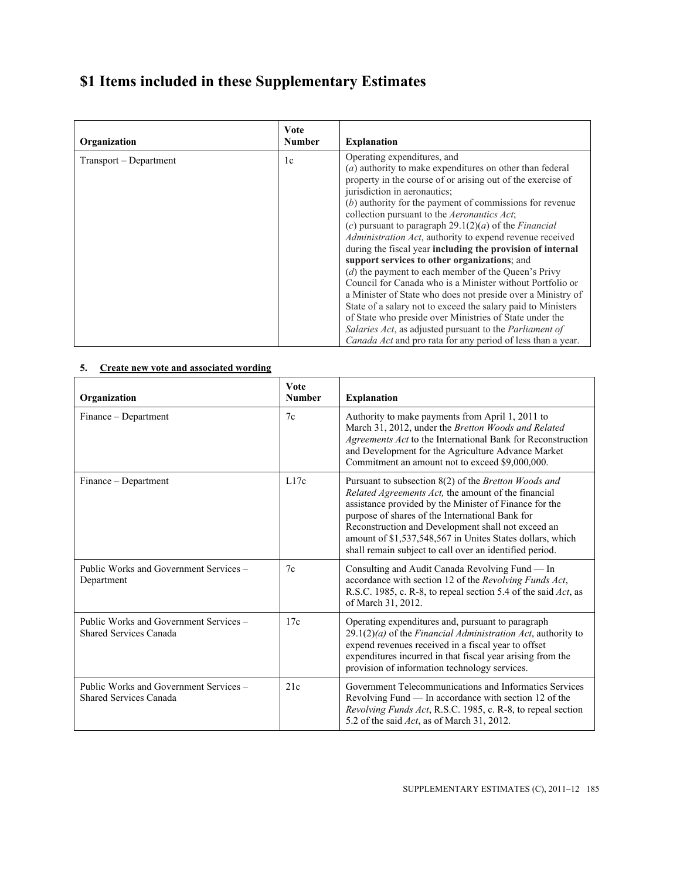# $1 Items included in these Supplementary Estimates

| Organization | Vote Number | Explanation |
| --- | --- | --- |
| Transport – Department | 1c | Operating expenditures, and (*a*) authority to make expenditures on other than federal property in the course of or arising out of the exercise of jurisdiction in aeronautics; (*b*) authority for the payment of commissions for revenue collection pursuant to the *Aeronautics Act*; (*c*) pursuant to paragraph 29.1(2)(*a*) of the *Financial Administration Act*, authority to expend revenue received during the fiscal year **including the provision of internal support services to other organizations**; and (*d*) the payment to each member of the Queen's Privy Council for Canada who is a Minister without Portfolio or a Minister of State who does not preside over a Ministry of State of a salary not to exceed the salary paid to Ministers of State who preside over Ministries of State under the *Salaries Act*, as adjusted pursuant to the *Parliament of Canada Act* and pro rata for any period of less than a year. |

**5. Create new vote and associated wording**

| Organization | Vote Number | Explanation |
| --- | --- | --- |
| Finance – Department | 7c | Authority to make payments from April 1, 2011 to March 31, 2012, under the *Bretton Woods and Related Agreements Act* to the International Bank for Reconstruction and Development for the Agriculture Advance Market Commitment an amount not to exceed $9,000,000. |
| Finance – Department | L17c | Pursuant to subsection 8(2) of the *Bretton Woods and Related Agreements Act,* the amount of the financial assistance provided by the Minister of Finance for the purpose of shares of the International Bank for Reconstruction and Development shall not exceed an amount of $1,537,548,567 in Unites States dollars, which shall remain subject to call over an identified period. |
| Public Works and Government Services – Department | 7c | Consulting and Audit Canada Revolving Fund — In accordance with section 12 of the *Revolving Funds Act*, R.S.C. 1985, c. R-8, to repeal section 5.4 of the said *Act*, as of March 31, 2012. |
| Public Works and Government Services – Shared Services Canada | 17c | Operating expenditures and, pursuant to paragraph 29.1(2)*(a)* of the *Financial Administration Act*, authority to expend revenues received in a fiscal year to offset expenditures incurred in that fiscal year arising from the provision of information technology services. |
| Public Works and Government Services – Shared Services Canada | 21c | Government Telecommunications and Informatics Services Revolving Fund — In accordance with section 12 of the *Revolving Funds Act*, R.S.C. 1985, c. R-8, to repeal section 5.2 of the said *Act*, as of March 31, 2012. |